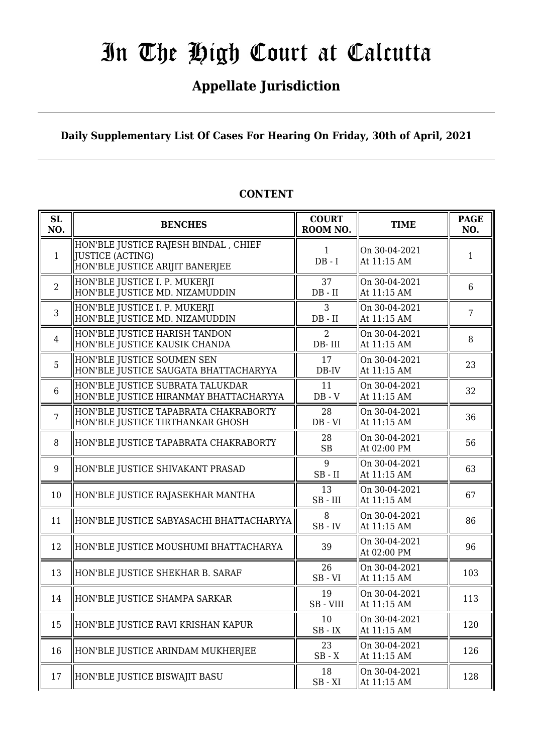# In The High Court at Calcutta

## Appellate Jurisdiction

**Daily Supplementary List Of Cases For Hearing On Friday, 30th of April, 2021**

**CONTENT**

| SL NO. | BENCHES | COURT ROOM NO. | TIME | PAGE NO. |
|---|---|---|---|---|
| 1 | HON'BLE JUSTICE RAJESH BINDAL , CHIEF JUSTICE (ACTING)<br>HON'BLE JUSTICE ARIJIT BANERJEE | 1<br>DB - I | On 30-04-2021<br>At 11:15 AM | 1 |
| 2 | HON'BLE JUSTICE I. P. MUKERJI<br>HON'BLE JUSTICE MD. NIZAMUDDIN | 37<br>DB - II | On 30-04-2021<br>At 11:15 AM | 6 |
| 3 | HON'BLE JUSTICE I. P. MUKERJI<br>HON'BLE JUSTICE MD. NIZAMUDDIN | 3<br>DB - II | On 30-04-2021<br>At 11:15 AM | 7 |
| 4 | HON'BLE JUSTICE HARISH TANDON<br>HON'BLE JUSTICE KAUSIK CHANDA | 2<br>DB- III | On 30-04-2021<br>At 11:15 AM | 8 |
| 5 | HON'BLE JUSTICE SOUMEN SEN<br>HON'BLE JUSTICE SAUGATA BHATTACHARYYA | 17<br>DB-IV | On 30-04-2021<br>At 11:15 AM | 23 |
| 6 | HON'BLE JUSTICE SUBRATA TALUKDAR<br>HON'BLE JUSTICE HIRANMAY BHATTACHARYYA | 11<br>DB - V | On 30-04-2021<br>At 11:15 AM | 32 |
| 7 | HON'BLE JUSTICE TAPABRATA CHAKRABORTY<br>HON'BLE JUSTICE TIRTHANKAR GHOSH | 28<br>DB - VI | On 30-04-2021<br>At 11:15 AM | 36 |
| 8 | HON'BLE JUSTICE TAPABRATA CHAKRABORTY | 28<br>SB | On 30-04-2021<br>At 02:00 PM | 56 |
| 9 | HON'BLE JUSTICE SHIVAKANT PRASAD | 9<br>SB - II | On 30-04-2021<br>At 11:15 AM | 63 |
| 10 | HON'BLE JUSTICE RAJASEKHAR MANTHA | 13<br>SB - III | On 30-04-2021<br>At 11:15 AM | 67 |
| 11 | HON'BLE JUSTICE SABYASACHI BHATTACHARYYA | 8<br>SB - IV | On 30-04-2021<br>At 11:15 AM | 86 |
| 12 | HON'BLE JUSTICE MOUSHUMI BHATTACHARYA | 39 | On 30-04-2021<br>At 02:00 PM | 96 |
| 13 | HON'BLE JUSTICE SHEKHAR B. SARAF | 26<br>SB - VI | On 30-04-2021<br>At 11:15 AM | 103 |
| 14 | HON'BLE JUSTICE SHAMPA SARKAR | 19<br>SB - VIII | On 30-04-2021<br>At 11:15 AM | 113 |
| 15 | HON'BLE JUSTICE RAVI KRISHAN KAPUR | 10<br>SB - IX | On 30-04-2021<br>At 11:15 AM | 120 |
| 16 | HON'BLE JUSTICE ARINDAM MUKHERJEE | 23<br>SB - X | On 30-04-2021<br>At 11:15 AM | 126 |
| 17 | HON'BLE JUSTICE BISWAJIT BASU | 18<br>SB - XI | On 30-04-2021<br>At 11:15 AM | 128 |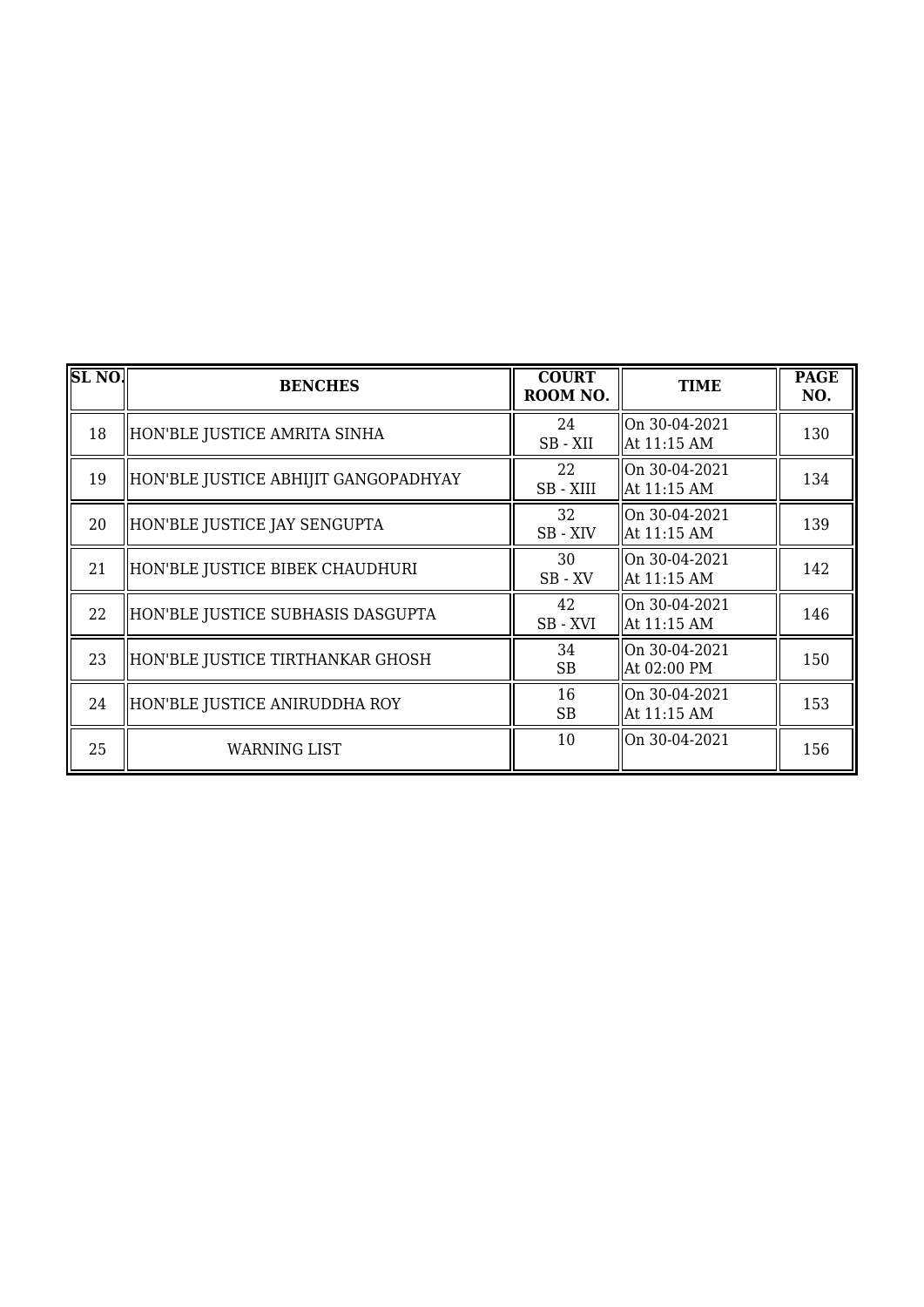| SL NO. | BENCHES | COURT ROOM NO. | TIME | PAGE NO. |
|---|---|---|---|---|
| 18 | HON'BLE JUSTICE AMRITA SINHA | 24<br>SB - XII | On 30-04-2021<br>At 11:15 AM | 130 |
| 19 | HON'BLE JUSTICE ABHIJIT GANGOPADHYAY | 22<br>SB - XIII | On 30-04-2021<br>At 11:15 AM | 134 |
| 20 | HON'BLE JUSTICE JAY SENGUPTA | 32<br>SB - XIV | On 30-04-2021<br>At 11:15 AM | 139 |
| 21 | HON'BLE JUSTICE BIBEK CHAUDHURI | 30<br>SB - XV | On 30-04-2021<br>At 11:15 AM | 142 |
| 22 | HON'BLE JUSTICE SUBHASIS DASGUPTA | 42<br>SB - XVI | On 30-04-2021<br>At 11:15 AM | 146 |
| 23 | HON'BLE JUSTICE TIRTHANKAR GHOSH | 34<br>SB | On 30-04-2021<br>At 02:00 PM | 150 |
| 24 | HON'BLE JUSTICE ANIRUDDHA ROY | 16<br>SB | On 30-04-2021<br>At 11:15 AM | 153 |
| 25 | WARNING LIST | 10 | On 30-04-2021 | 156 |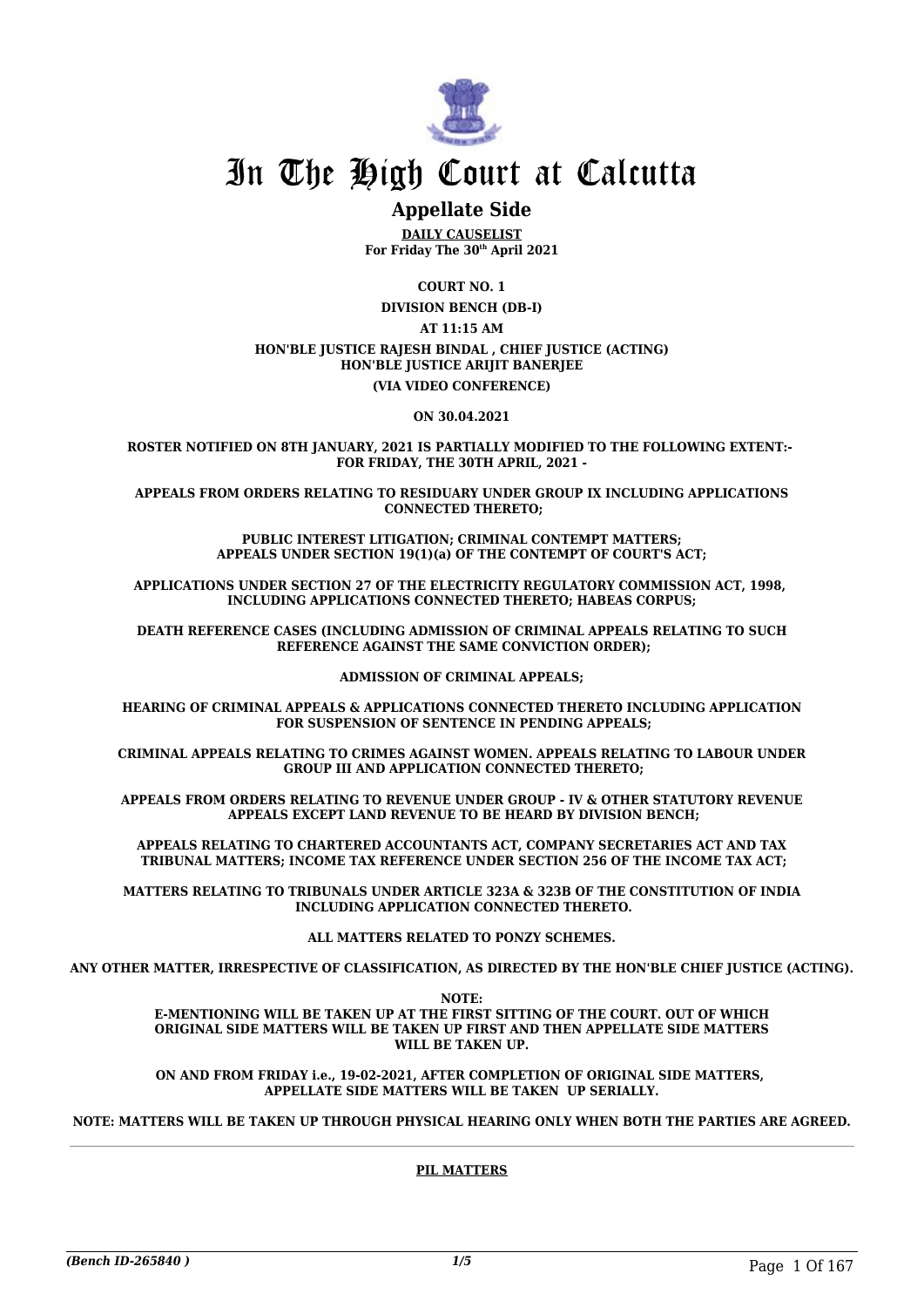# In The High Court at Calcutta

## Appellate Side

**DAILY CAUSELIST**
**For Friday The 30th April 2021**

**COURT NO. 1**

**DIVISION BENCH (DB-I)**

**AT 11:15 AM**

**HON'BLE JUSTICE RAJESH BINDAL , CHIEF JUSTICE (ACTING)**
**HON'BLE JUSTICE ARIJIT BANERJEE**

**(VIA VIDEO CONFERENCE)**

**ON 30.04.2021**

**ROSTER NOTIFIED ON 8TH JANUARY, 2021 IS PARTIALLY MODIFIED TO THE FOLLOWING EXTENT:- FOR FRIDAY, THE 30TH APRIL, 2021 -**

**APPEALS FROM ORDERS RELATING TO RESIDUARY UNDER GROUP IX INCLUDING APPLICATIONS CONNECTED THERETO;**

**PUBLIC INTEREST LITIGATION; CRIMINAL CONTEMPT MATTERS; APPEALS UNDER SECTION 19(1)(a) OF THE CONTEMPT OF COURT'S ACT;**

**APPLICATIONS UNDER SECTION 27 OF THE ELECTRICITY REGULATORY COMMISSION ACT, 1998, INCLUDING APPLICATIONS CONNECTED THERETO; HABEAS CORPUS;**

**DEATH REFERENCE CASES (INCLUDING ADMISSION OF CRIMINAL APPEALS RELATING TO SUCH REFERENCE AGAINST THE SAME CONVICTION ORDER);**

**ADMISSION OF CRIMINAL APPEALS;**

**HEARING OF CRIMINAL APPEALS & APPLICATIONS CONNECTED THERETO INCLUDING APPLICATION FOR SUSPENSION OF SENTENCE IN PENDING APPEALS;**

**CRIMINAL APPEALS RELATING TO CRIMES AGAINST WOMEN. APPEALS RELATING TO LABOUR UNDER GROUP III AND APPLICATION CONNECTED THERETO;**

**APPEALS FROM ORDERS RELATING TO REVENUE UNDER GROUP - IV & OTHER STATUTORY REVENUE APPEALS EXCEPT LAND REVENUE TO BE HEARD BY DIVISION BENCH;**

**APPEALS RELATING TO CHARTERED ACCOUNTANTS ACT, COMPANY SECRETARIES ACT AND TAX TRIBUNAL MATTERS; INCOME TAX REFERENCE UNDER SECTION 256 OF THE INCOME TAX ACT;**

**MATTERS RELATING TO TRIBUNALS UNDER ARTICLE 323A & 323B OF THE CONSTITUTION OF INDIA INCLUDING APPLICATION CONNECTED THERETO.**

**ALL MATTERS RELATED TO PONZY SCHEMES.**

**ANY OTHER MATTER, IRRESPECTIVE OF CLASSIFICATION, AS DIRECTED BY THE HON'BLE CHIEF JUSTICE (ACTING).**

**NOTE:**
**E-MENTIONING WILL BE TAKEN UP AT THE FIRST SITTING OF THE COURT. OUT OF WHICH ORIGINAL SIDE MATTERS WILL BE TAKEN UP FIRST AND THEN APPELLATE SIDE MATTERS WILL BE TAKEN UP.**

**ON AND FROM FRIDAY i.e., 19-02-2021, AFTER COMPLETION OF ORIGINAL SIDE MATTERS, APPELLATE SIDE MATTERS WILL BE TAKEN UP SERIALLY.**

**NOTE: MATTERS WILL BE TAKEN UP THROUGH PHYSICAL HEARING ONLY WHEN BOTH THE PARTIES ARE AGREED.**

**PIL MATTERS**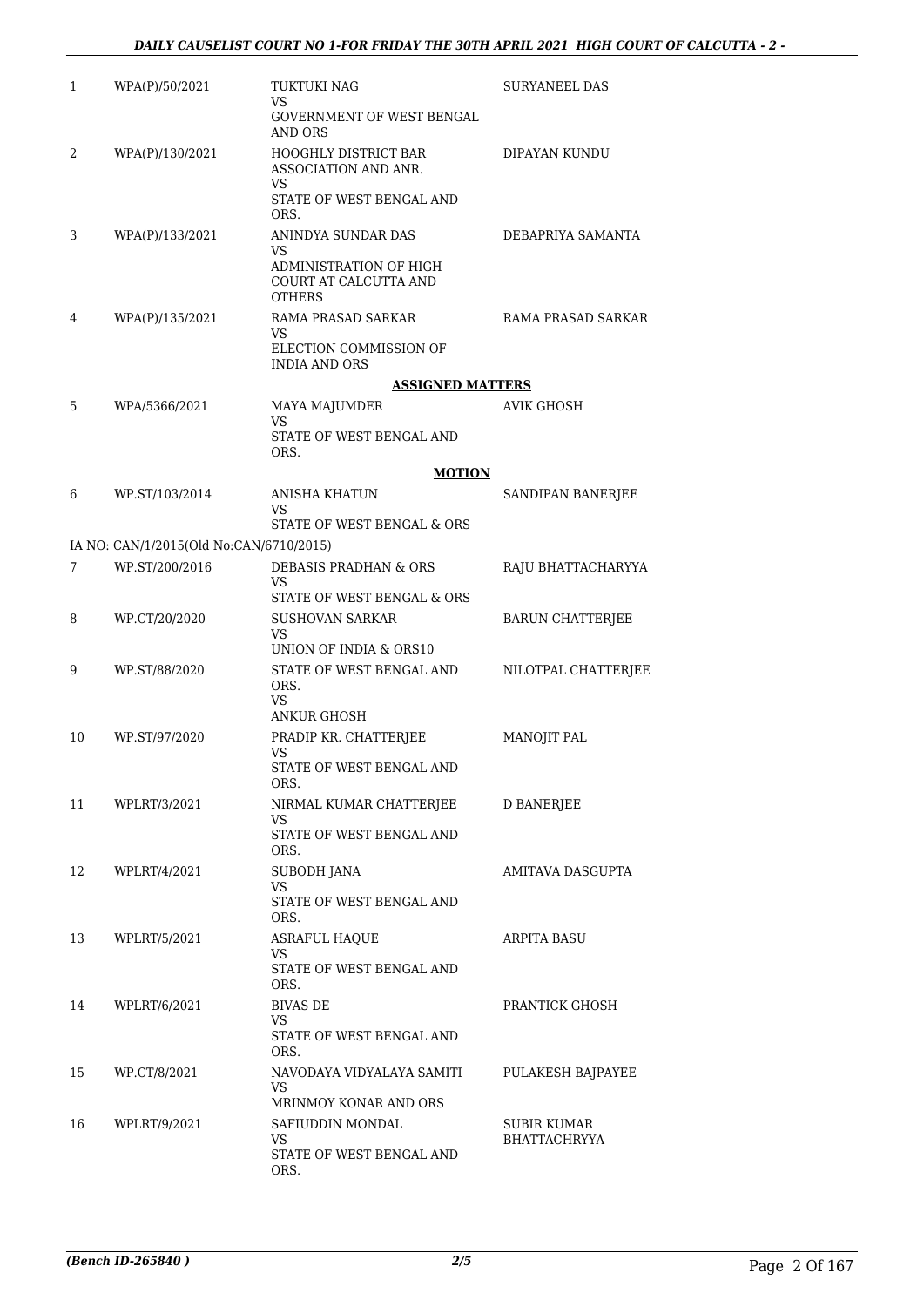| | | | |
|---|---|---|---|
| 1 | WPA(P)/50/2021 | TUKTUKI NAG<br>VS<br>GOVERNMENT OF WEST BENGAL AND ORS | SURYANEEL DAS |
| 2 | WPA(P)/130/2021 | HOOGHLY DISTRICT BAR ASSOCIATION AND ANR.<br>VS<br>STATE OF WEST BENGAL AND ORS. | DIPAYAN KUNDU |
| 3 | WPA(P)/133/2021 | ANINDYA SUNDAR DAS<br>VS<br>ADMINISTRATION OF HIGH COURT AT CALCUTTA AND OTHERS | DEBAPRIYA SAMANTA |
| 4 | WPA(P)/135/2021 | RAMA PRASAD SARKAR<br>VS<br>ELECTION COMMISSION OF INDIA AND ORS | RAMA PRASAD SARKAR |

**ASSIGNED MATTERS**

| | | | |
|---|---|---|---|
| 5 | WPA/5366/2021 | MAYA MAJUMDER<br>VS<br>STATE OF WEST BENGAL AND ORS. | AVIK GHOSH |

**MOTION**

| | | | |
|---|---|---|---|
| 6 | WP.ST/103/2014 | ANISHA KHATUN<br>VS<br>STATE OF WEST BENGAL & ORS | SANDIPAN BANERJEE |
| | IA NO: CAN/1/2015(Old No:CAN/6710/2015) | | |
| 7 | WP.ST/200/2016 | DEBASIS PRADHAN & ORS<br>VS<br>STATE OF WEST BENGAL & ORS | RAJU BHATTACHARYYA |
| 8 | WP.CT/20/2020 | SUSHOVAN SARKAR<br>VS<br>UNION OF INDIA & ORS10 | BARUN CHATTERJEE |
| 9 | WP.ST/88/2020 | STATE OF WEST BENGAL AND ORS.<br>VS<br>ANKUR GHOSH | NILOTPAL CHATTERJEE |
| 10 | WP.ST/97/2020 | PRADIP KR. CHATTERJEE<br>VS<br>STATE OF WEST BENGAL AND ORS. | MANOJIT PAL |
| 11 | WPLRT/3/2021 | NIRMAL KUMAR CHATTERJEE<br>VS<br>STATE OF WEST BENGAL AND ORS. | D BANERJEE |
| 12 | WPLRT/4/2021 | SUBODH JANA<br>VS<br>STATE OF WEST BENGAL AND ORS. | AMITAVA DASGUPTA |
| 13 | WPLRT/5/2021 | ASRAFUL HAQUE<br>VS<br>STATE OF WEST BENGAL AND ORS. | ARPITA BASU |
| 14 | WPLRT/6/2021 | BIVAS DE<br>VS<br>STATE OF WEST BENGAL AND ORS. | PRANTICK GHOSH |
| 15 | WP.CT/8/2021 | NAVODAYA VIDYALAYA SAMITI<br>VS<br>MRINMOY KONAR AND ORS | PULAKESH BAJPAYEE |
| 16 | WPLRT/9/2021 | SAFIUDDIN MONDAL<br>VS<br>STATE OF WEST BENGAL AND ORS. | SUBIR KUMAR BHATTACHRYYA |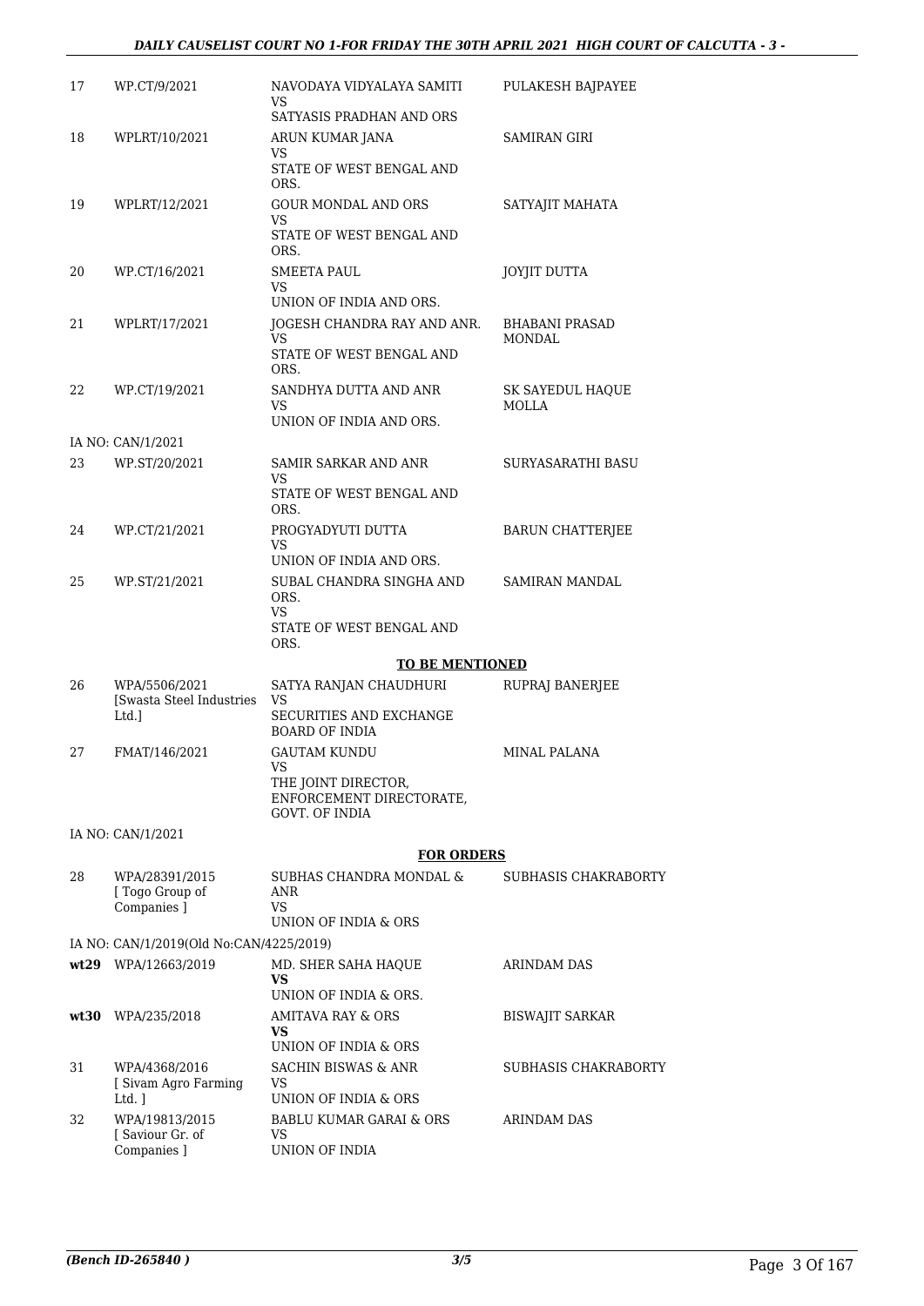| | | | |
|---|---|---|---|
| 17 | WP.CT/9/2021 | NAVODAYA VIDYALAYA SAMITI<br>VS<br>SATYASIS PRADHAN AND ORS | PULAKESH BAJPAYEE |
| 18 | WPLRT/10/2021 | ARUN KUMAR JANA<br>VS<br>STATE OF WEST BENGAL AND ORS. | SAMIRAN GIRI |
| 19 | WPLRT/12/2021 | GOUR MONDAL AND ORS<br>VS<br>STATE OF WEST BENGAL AND ORS. | SATYAJIT MAHATA |
| 20 | WP.CT/16/2021 | SMEETA PAUL<br>VS<br>UNION OF INDIA AND ORS. | JOYJIT DUTTA |
| 21 | WPLRT/17/2021 | JOGESH CHANDRA RAY AND ANR.<br>VS<br>STATE OF WEST BENGAL AND ORS. | BHABANI PRASAD MONDAL |
| 22 | WP.CT/19/2021 | SANDHYA DUTTA AND ANR<br>VS<br>UNION OF INDIA AND ORS. | SK SAYEDUL HAQUE MOLLA |
| | IA NO: CAN/1/2021 | | |
| 23 | WP.ST/20/2021 | SAMIR SARKAR AND ANR<br>VS<br>STATE OF WEST BENGAL AND ORS. | SURYASARATHI BASU |
| 24 | WP.CT/21/2021 | PROGYADYUTI DUTTA<br>VS<br>UNION OF INDIA AND ORS. | BARUN CHATTERJEE |
| 25 | WP.ST/21/2021 | SUBAL CHANDRA SINGHA AND ORS.<br>VS<br>STATE OF WEST BENGAL AND ORS. | SAMIRAN MANDAL |

**TO BE MENTIONED**

| | | | |
|---|---|---|---|
| 26 | WPA/5506/2021<br>[Swasta Steel Industries Ltd.] | SATYA RANJAN CHAUDHURI<br>VS<br>SECURITIES AND EXCHANGE BOARD OF INDIA | RUPRAJ BANERJEE |
| 27 | FMAT/146/2021 | GAUTAM KUNDU<br>VS<br>THE JOINT DIRECTOR, ENFORCEMENT DIRECTORATE, GOVT. OF INDIA | MINAL PALANA |
| | IA NO: CAN/1/2021 | | |

**FOR ORDERS**

| | | | |
|---|---|---|---|
| 28 | WPA/28391/2015<br>[ Togo Group of Companies ] | SUBHAS CHANDRA MONDAL & ANR<br>VS<br>UNION OF INDIA & ORS | SUBHASIS CHAKRABORTY |
| | IA NO: CAN/1/2019(Old No:CAN/4225/2019) | | |
| **wt29** | WPA/12663/2019 | MD. SHER SAHA HAQUE<br>**VS**<br>UNION OF INDIA & ORS. | ARINDAM DAS |
| **wt30** | WPA/235/2018 | AMITAVA RAY & ORS<br>**VS**<br>UNION OF INDIA & ORS | BISWAJIT SARKAR |
| 31 | WPA/4368/2016<br>[ Sivam Agro Farming Ltd. ] | SACHIN BISWAS & ANR<br>VS<br>UNION OF INDIA & ORS | SUBHASIS CHAKRABORTY |
| 32 | WPA/19813/2015<br>[ Saviour Gr. of Companies ] | BABLU KUMAR GARAI & ORS<br>VS<br>UNION OF INDIA | ARINDAM DAS |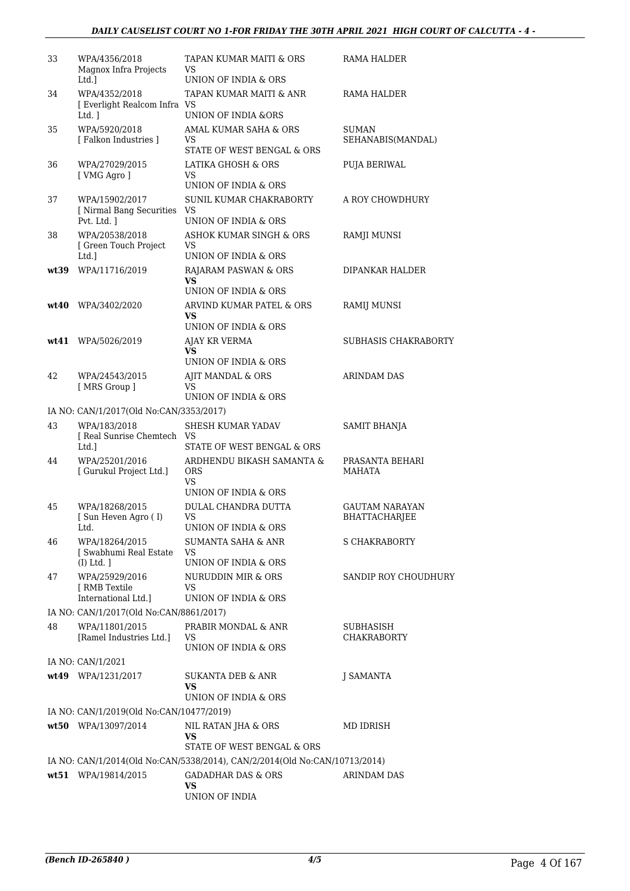| | | | |
|---|---|---|---|
| 33 | WPA/4356/2018 [ Magnox Infra Projects Ltd.] | TAPAN KUMAR MAITI & ORS VS UNION OF INDIA & ORS | RAMA HALDER |
| 34 | WPA/4352/2018 [ Everlight Realcom Infra Ltd. ] | TAPAN KUMAR MAITI & ANR VS UNION OF INDIA &ORS | RAMA HALDER |
| 35 | WPA/5920/2018 [ Falkon Industries ] | AMAL KUMAR SAHA & ORS VS STATE OF WEST BENGAL & ORS | SUMAN SEHANABIS(MANDAL) |
| 36 | WPA/27029/2015 [ VMG Agro ] | LATIKA GHOSH & ORS VS UNION OF INDIA & ORS | PUJA BERIWAL |
| 37 | WPA/15902/2017 [ Nirmal Bang Securities Pvt. Ltd. ] | SUNIL KUMAR CHAKRABORTY VS UNION OF INDIA & ORS | A ROY CHOWDHURY |
| 38 | WPA/20538/2018 [ Green Touch Project Ltd.] | ASHOK KUMAR SINGH & ORS VS UNION OF INDIA & ORS | RAMJI MUNSI |
| **wt39** | WPA/11716/2019 | RAJARAM PASWAN & ORS **VS** UNION OF INDIA & ORS | DIPANKAR HALDER |
| **wt40** | WPA/3402/2020 | ARVIND KUMAR PATEL & ORS **VS** UNION OF INDIA & ORS | RAMIJ MUNSI |
| **wt41** | WPA/5026/2019 | AJAY KR VERMA **VS** UNION OF INDIA & ORS | SUBHASIS CHAKRABORTY |
| 42 | WPA/24543/2015 [ MRS Group ] | AJIT MANDAL & ORS VS UNION OF INDIA & ORS | ARINDAM DAS |
| | IA NO: CAN/1/2017(Old No:CAN/3353/2017) | | |
| 43 | WPA/183/2018 [ Real Sunrise Chemtech Ltd.] | SHESH KUMAR YADAV VS STATE OF WEST BENGAL & ORS | SAMIT BHANJA |
| 44 | WPA/25201/2016 [ Gurukul Project Ltd.] | ARDHENDU BIKASH SAMANTA & ORS VS UNION OF INDIA & ORS | PRASANTA BEHARI MAHATA |
| 45 | WPA/18268/2015 [ Sun Heven Agro ( I) Ltd. | DULAL CHANDRA DUTTA VS UNION OF INDIA & ORS | GAUTAM NARAYAN BHATTACHARJEE |
| 46 | WPA/18264/2015 [ Swabhumi Real Estate (I) Ltd. ] | SUMANTA SAHA & ANR VS UNION OF INDIA & ORS | S CHAKRABORTY |
| 47 | WPA/25929/2016 [ RMB Textile International Ltd.] | NURUDDIN MIR & ORS VS UNION OF INDIA & ORS | SANDIP ROY CHOUDHURY |
| | IA NO: CAN/1/2017(Old No:CAN/8861/2017) | | |
| 48 | WPA/11801/2015 [Ramel Industries Ltd.] | PRABIR MONDAL & ANR VS UNION OF INDIA & ORS | SUBHASISH CHAKRABORTY |
| | IA NO: CAN/1/2021 | | |
| **wt49** | WPA/1231/2017 | SUKANTA DEB & ANR **VS** UNION OF INDIA & ORS | J SAMANTA |
| | IA NO: CAN/1/2019(Old No:CAN/10477/2019) | | |
| **wt50** | WPA/13097/2014 | NIL RATAN JHA & ORS **VS** STATE OF WEST BENGAL & ORS | MD IDRISH |
| | IA NO: CAN/1/2014(Old No:CAN/5338/2014), CAN/2/2014(Old No:CAN/10713/2014) | | |
| **wt51** | WPA/19814/2015 | GADADHAR DAS & ORS **VS** UNION OF INDIA | ARINDAM DAS |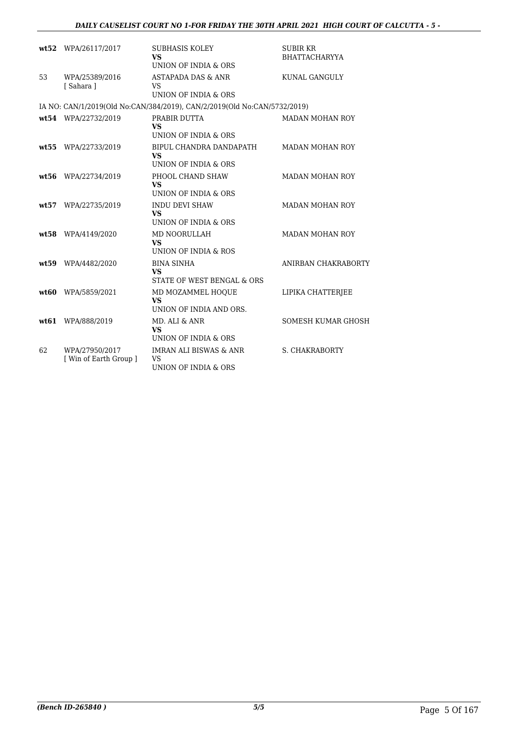| | | | |
|---|---|---|---|
| **wt52** | WPA/26117/2017 | SUBHASIS KOLEY<br>**VS**<br>UNION OF INDIA & ORS | SUBIR KR BHATTACHARYYA |
| 53 | WPA/25389/2016<br>[ Sahara ] | ASTAPADA DAS & ANR<br>VS<br>UNION OF INDIA & ORS | KUNAL GANGULY |
| IA NO: CAN/1/2019(Old No:CAN/384/2019), CAN/2/2019(Old No:CAN/5732/2019) | | | |
| **wt54** | WPA/22732/2019 | PRABIR DUTTA<br>**VS**<br>UNION OF INDIA & ORS | MADAN MOHAN ROY |
| **wt55** | WPA/22733/2019 | BIPUL CHANDRA DANDAPATH<br>**VS**<br>UNION OF INDIA & ORS | MADAN MOHAN ROY |
| **wt56** | WPA/22734/2019 | PHOOL CHAND SHAW<br>**VS**<br>UNION OF INDIA & ORS | MADAN MOHAN ROY |
| **wt57** | WPA/22735/2019 | INDU DEVI SHAW<br>**VS**<br>UNION OF INDIA & ORS | MADAN MOHAN ROY |
| **wt58** | WPA/4149/2020 | MD NOORULLAH<br>**VS**<br>UNION OF INDIA & ROS | MADAN MOHAN ROY |
| **wt59** | WPA/4482/2020 | BINA SINHA<br>**VS**<br>STATE OF WEST BENGAL & ORS | ANIRBAN CHAKRABORTY |
| **wt60** | WPA/5859/2021 | MD MOZAMMEL HOQUE<br>**VS**<br>UNION OF INDIA AND ORS. | LIPIKA CHATTERJEE |
| **wt61** | WPA/888/2019 | MD. ALI & ANR<br>**VS**<br>UNION OF INDIA & ORS | SOMESH KUMAR GHOSH |
| 62 | WPA/27950/2017<br>[ Win of Earth Group ] | IMRAN ALI BISWAS & ANR<br>VS<br>UNION OF INDIA & ORS | S. CHAKRABORTY |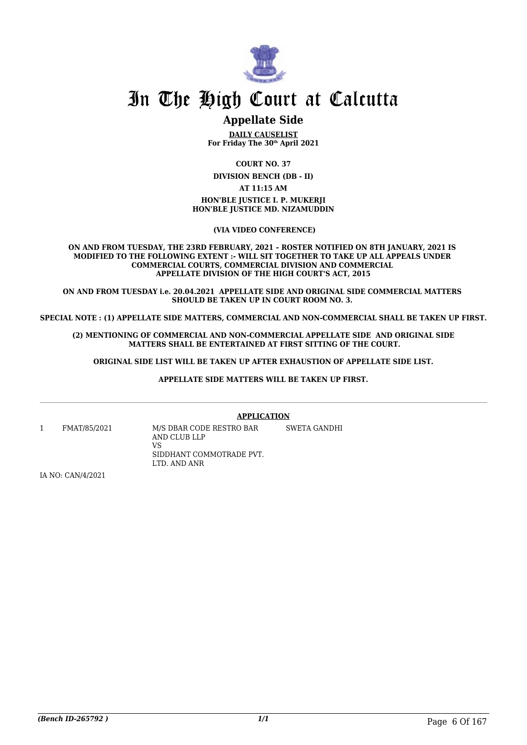# In The High Court at Calcutta

## Appellate Side

**DAILY CAUSELIST**
**For Friday The 30th April 2021**

**COURT NO. 37**

**DIVISION BENCH (DB - II)**

**AT 11:15 AM**

**HON'BLE JUSTICE I. P. MUKERJI**
**HON'BLE JUSTICE MD. NIZAMUDDIN**

**(VIA VIDEO CONFERENCE)**

**ON AND FROM TUESDAY, THE 23RD FEBRUARY, 2021 – ROSTER NOTIFIED ON 8TH JANUARY, 2021 IS MODIFIED TO THE FOLLOWING EXTENT :- WILL SIT TOGETHER TO TAKE UP ALL APPEALS UNDER COMMERCIAL COURTS, COMMERCIAL DIVISION AND COMMERCIAL APPELLATE DIVISION OF THE HIGH COURT'S ACT, 2015**

**ON AND FROM TUESDAY i.e. 20.04.2021 APPELLATE SIDE AND ORIGINAL SIDE COMMERCIAL MATTERS SHOULD BE TAKEN UP IN COURT ROOM NO. 3.**

**SPECIAL NOTE : (1) APPELLATE SIDE MATTERS, COMMERCIAL AND NON-COMMERCIAL SHALL BE TAKEN UP FIRST.**

**(2) MENTIONING OF COMMERCIAL AND NON-COMMERCIAL APPELLATE SIDE AND ORIGINAL SIDE MATTERS SHALL BE ENTERTAINED AT FIRST SITTING OF THE COURT.**

**ORIGINAL SIDE LIST WILL BE TAKEN UP AFTER EXHAUSTION OF APPELLATE SIDE LIST.**

**APPELLATE SIDE MATTERS WILL BE TAKEN UP FIRST.**

---

**APPLICATION**

| | | | |
|---|---|---|---|
| 1 | FMAT/85/2021 | M/S DBAR CODE RESTRO BAR AND CLUB LLP<br>VS<br>SIDDHANT COMMOTRADE PVT. LTD. AND ANR | SWETA GANDHI |

IA NO: CAN/4/2021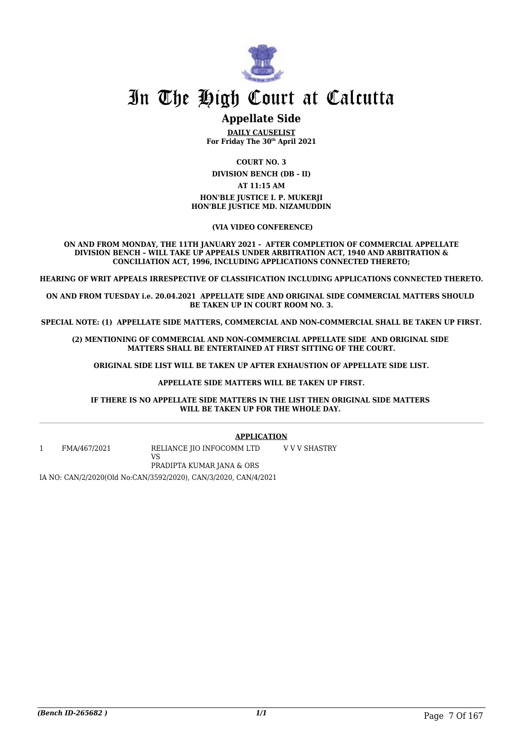# In The High Court at Calcutta

## Appellate Side

**DAILY CAUSELIST**
**For Friday The 30th April 2021**

**COURT NO. 3**

**DIVISION BENCH (DB - II)**

**AT 11:15 AM**

**HON'BLE JUSTICE I. P. MUKERJI**
**HON'BLE JUSTICE MD. NIZAMUDDIN**

**(VIA VIDEO CONFERENCE)**

**ON AND FROM MONDAY, THE 11TH JANUARY 2021 - AFTER COMPLETION OF COMMERCIAL APPELLATE DIVISION BENCH – WILL TAKE UP APPEALS UNDER ARBITRATION ACT, 1940 AND ARBITRATION & CONCILIATION ACT, 1996, INCLUDING APPLICATIONS CONNECTED THERETO;**

**HEARING OF WRIT APPEALS IRRESPECTIVE OF CLASSIFICATION INCLUDING APPLICATIONS CONNECTED THERETO.**

**ON AND FROM TUESDAY i.e. 20.04.2021 APPELLATE SIDE AND ORIGINAL SIDE COMMERCIAL MATTERS SHOULD BE TAKEN UP IN COURT ROOM NO. 3.**

**SPECIAL NOTE: (1) APPELLATE SIDE MATTERS, COMMERCIAL AND NON-COMMERCIAL SHALL BE TAKEN UP FIRST.**

**(2) MENTIONING OF COMMERCIAL AND NON-COMMERCIAL APPELLATE SIDE AND ORIGINAL SIDE MATTERS SHALL BE ENTERTAINED AT FIRST SITTING OF THE COURT.**

**ORIGINAL SIDE LIST WILL BE TAKEN UP AFTER EXHAUSTION OF APPELLATE SIDE LIST.**

**APPELLATE SIDE MATTERS WILL BE TAKEN UP FIRST.**

**IF THERE IS NO APPELLATE SIDE MATTERS IN THE LIST THEN ORIGINAL SIDE MATTERS WILL BE TAKEN UP FOR THE WHOLE DAY.**

---

**APPLICATION**

| | | | |
|---|---|---|---|
| 1 | FMA/467/2021 | RELIANCE JIO INFOCOMM LTD<br>VS<br>PRADIPTA KUMAR JANA & ORS | V V V SHASTRY |

IA NO: CAN/2/2020(Old No:CAN/3592/2020), CAN/3/2020, CAN/4/2021

*(Bench ID-265682 )*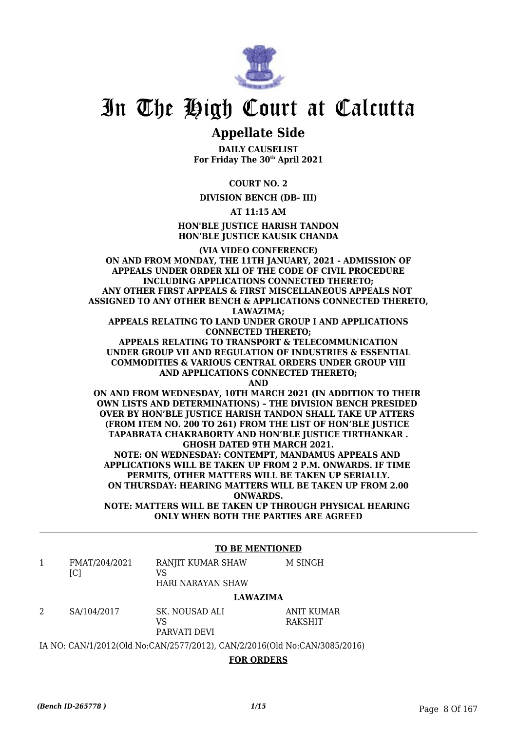# In The High Court at Calcutta

## Appellate Side

**DAILY CAUSELIST**
**For Friday The 30th April 2021**

**COURT NO. 2**

**DIVISION BENCH (DB- III)**

**AT 11:15 AM**

**HON'BLE JUSTICE HARISH TANDON**
**HON'BLE JUSTICE KAUSIK CHANDA**

**(VIA VIDEO CONFERENCE)**
**ON AND FROM MONDAY, THE 11TH JANUARY, 2021 - ADMISSION OF APPEALS UNDER ORDER XLI OF THE CODE OF CIVIL PROCEDURE INCLUDING APPLICATIONS CONNECTED THERETO;**
**ANY OTHER FIRST APPEALS & FIRST MISCELLANEOUS APPEALS NOT ASSIGNED TO ANY OTHER BENCH & APPLICATIONS CONNECTED THERETO, LAWAZIMA;**
**APPEALS RELATING TO LAND UNDER GROUP I AND APPLICATIONS CONNECTED THERETO;**
**APPEALS RELATING TO TRANSPORT & TELECOMMUNICATION UNDER GROUP VII AND REGULATION OF INDUSTRIES & ESSENTIAL COMMODITIES & VARIOUS CENTRAL ORDERS UNDER GROUP VIII AND APPLICATIONS CONNECTED THERETO;**
**AND**
**ON AND FROM WEDNESDAY, 10TH MARCH 2021 (IN ADDITION TO THEIR OWN LISTS AND DETERMINATIONS) – THE DIVISION BENCH PRESIDED OVER BY HON'BLE JUSTICE HARISH TANDON SHALL TAKE UP ATTERS (FROM ITEM NO. 200 TO 261) FROM THE LIST OF HON'BLE JUSTICE TAPABRATA CHAKRABORTY AND HON'BLE JUSTICE TIRTHANKAR . GHOSH DATED 9TH MARCH 2021.**
**NOTE: ON WEDNESDAY: CONTEMPT, MANDAMUS APPEALS AND APPLICATIONS WILL BE TAKEN UP FROM 2 P.M. ONWARDS. IF TIME PERMITS, OTHER MATTERS WILL BE TAKEN UP SERIALLY.**
**ON THURSDAY: HEARING MATTERS WILL BE TAKEN UP FROM 2.00 ONWARDS.**
**NOTE: MATTERS WILL BE TAKEN UP THROUGH PHYSICAL HEARING ONLY WHEN BOTH THE PARTIES ARE AGREED**

**TO BE MENTIONED**

| | | | |
|---|---|---|---|
| 1 | FMAT/204/2021 [C] | RANJIT KUMAR SHAW<br>VS<br>HARI NARAYAN SHAW | M SINGH |

**LAWAZIMA**

| | | | |
|---|---|---|---|
| 2 | SA/104/2017 | SK. NOUSAD ALI<br>VS<br>PARVATI DEVI | ANIT KUMAR RAKSHIT |

IA NO: CAN/1/2012(Old No:CAN/2577/2012), CAN/2/2016(Old No:CAN/3085/2016)

**FOR ORDERS**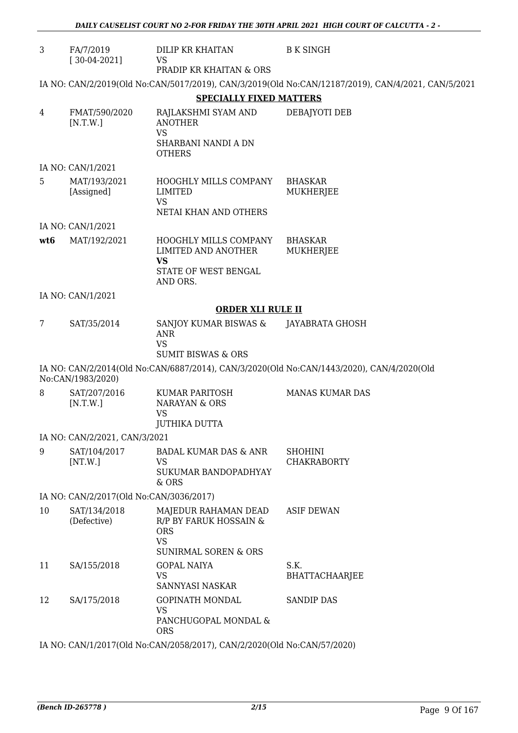| | | | |
|---|---|---|---|
| 3 | FA/7/2019 [ 30-04-2021] | DILIP KR KHAITAN VS PRADIP KR KHAITAN & ORS | B K SINGH |

IA NO: CAN/2/2019(Old No:CAN/5017/2019), CAN/3/2019(Old No:CAN/12187/2019), CAN/4/2021, CAN/5/2021

**SPECIALLY FIXED MATTERS**

| | | | |
|---|---|---|---|
| 4 | FMAT/590/2020 [N.T.W.] | RAJLAKSHMI SYAM AND ANOTHER VS SHARBANI NANDI A DN OTHERS | DEBAJYOTI DEB |

IA NO: CAN/1/2021

| | | | |
|---|---|---|---|
| 5 | MAT/193/2021 [Assigned] | HOOGHLY MILLS COMPANY LIMITED VS NETAI KHAN AND OTHERS | BHASKAR MUKHERJEE |

IA NO: CAN/1/2021

| | | | |
|---|---|---|---|
| **wt6** | MAT/192/2021 | HOOGHLY MILLS COMPANY LIMITED AND ANOTHER **VS** STATE OF WEST BENGAL AND ORS. | BHASKAR MUKHERJEE |

IA NO: CAN/1/2021

**ORDER XLI RULE II**

| | | | |
|---|---|---|---|
| 7 | SAT/35/2014 | SANJOY KUMAR BISWAS & ANR VS SUMIT BISWAS & ORS | JAYABRATA GHOSH |

IA NO: CAN/2/2014(Old No:CAN/6887/2014), CAN/3/2020(Old No:CAN/1443/2020), CAN/4/2020(Old No:CAN/1983/2020)

| | | | |
|---|---|---|---|
| 8 | SAT/207/2016 [N.T.W.] | KUMAR PARITOSH NARAYAN & ORS VS JUTHIKA DUTTA | MANAS KUMAR DAS |

IA NO: CAN/2/2021, CAN/3/2021

| | | | |
|---|---|---|---|
| 9 | SAT/104/2017 [NT.W.] | BADAL KUMAR DAS & ANR VS SUKUMAR BANDOPADHYAY & ORS | SHOHINI CHAKRABORTY |

IA NO: CAN/2/2017(Old No:CAN/3036/2017)

| | | | |
|---|---|---|---|
| 10 | SAT/134/2018 (Defective) | MAJEDUR RAHAMAN DEAD R/P BY FARUK HOSSAIN & ORS VS SUNIRMAL SOREN & ORS | ASIF DEWAN |
| 11 | SA/155/2018 | GOPAL NAIYA VS SANNYASI NASKAR | S.K. BHATTACHAARJEE |
| 12 | SA/175/2018 | GOPINATH MONDAL VS PANCHUGOPAL MONDAL & ORS | SANDIP DAS |

IA NO: CAN/1/2017(Old No:CAN/2058/2017), CAN/2/2020(Old No:CAN/57/2020)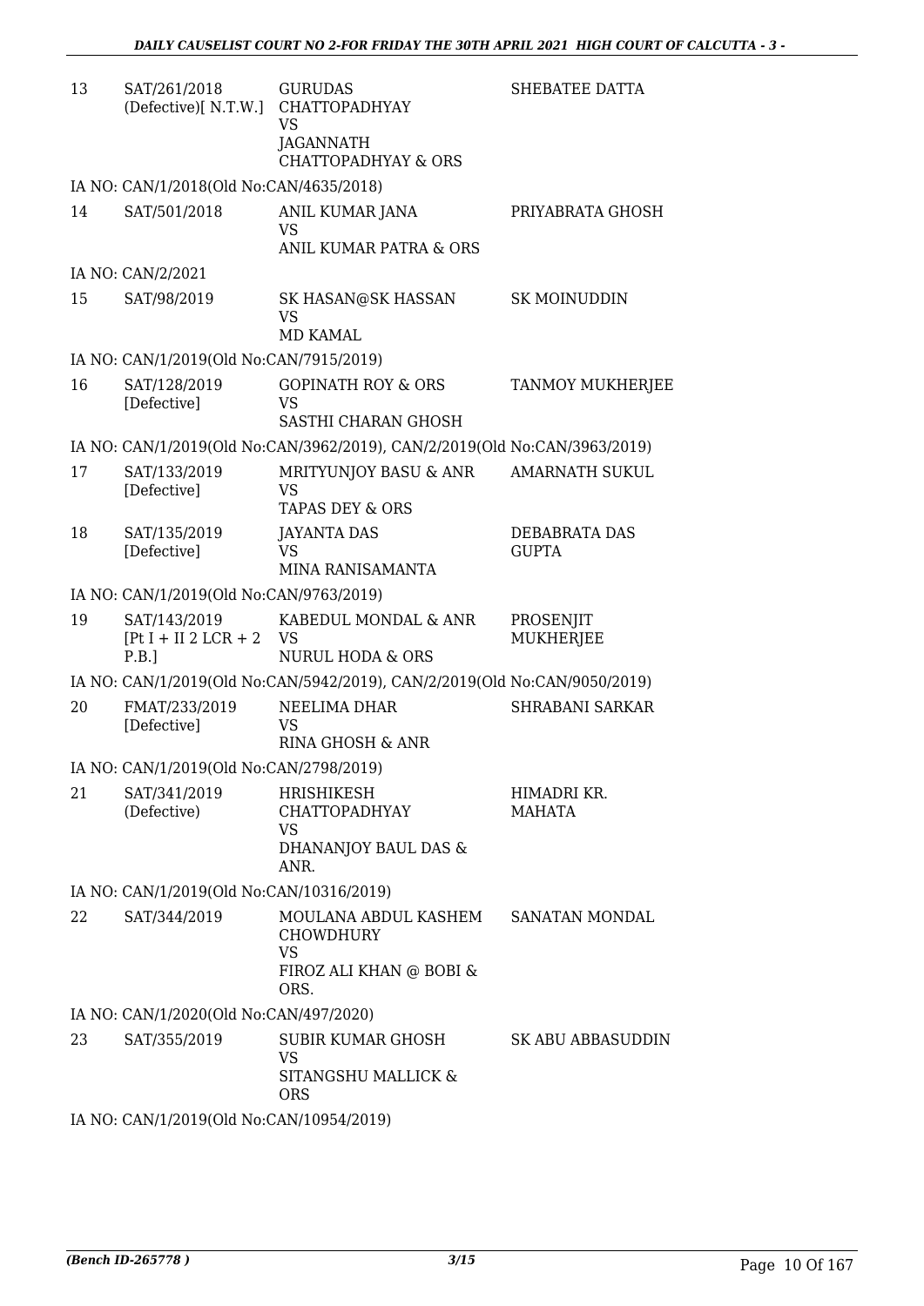| | | | |
|---|---|---|---|
| 13 | SAT/261/2018 (Defective)[ N.T.W.] | GURUDAS CHATTOPADHYAY VS JAGANNATH CHATTOPADHYAY & ORS | SHEBATEE DATTA |
| | IA NO: CAN/1/2018(Old No:CAN/4635/2018) | | |
| 14 | SAT/501/2018 | ANIL KUMAR JANA VS ANIL KUMAR PATRA & ORS | PRIYABRATA GHOSH |
| | IA NO: CAN/2/2021 | | |
| 15 | SAT/98/2019 | SK HASAN@SK HASSAN VS MD KAMAL | SK MOINUDDIN |
| | IA NO: CAN/1/2019(Old No:CAN/7915/2019) | | |
| 16 | SAT/128/2019 [Defective] | GOPINATH ROY & ORS VS SASTHI CHARAN GHOSH | TANMOY MUKHERJEE |
| | IA NO: CAN/1/2019(Old No:CAN/3962/2019), CAN/2/2019(Old No:CAN/3963/2019) | | |
| 17 | SAT/133/2019 [Defective] | MRITYUNJOY BASU & ANR VS TAPAS DEY & ORS | AMARNATH SUKUL |
| 18 | SAT/135/2019 [Defective] | JAYANTA DAS VS MINA RANISAMANTA | DEBABRATA DAS GUPTA |
| | IA NO: CAN/1/2019(Old No:CAN/9763/2019) | | |
| 19 | SAT/143/2019 [Pt I + II 2 LCR + 2 P.B.] | KABEDUL MONDAL & ANR VS NURUL HODA & ORS | PROSENJIT MUKHERJEE |
| | IA NO: CAN/1/2019(Old No:CAN/5942/2019), CAN/2/2019(Old No:CAN/9050/2019) | | |
| 20 | FMAT/233/2019 [Defective] | NEELIMA DHAR VS RINA GHOSH & ANR | SHRABANI SARKAR |
| | IA NO: CAN/1/2019(Old No:CAN/2798/2019) | | |
| 21 | SAT/341/2019 (Defective) | HRISHIKESH CHATTOPADHYAY VS DHANANJOY BAUL DAS & ANR. | HIMADRI KR. MAHATA |
| | IA NO: CAN/1/2019(Old No:CAN/10316/2019) | | |
| 22 | SAT/344/2019 | MOULANA ABDUL KASHEM CHOWDHURY VS FIROZ ALI KHAN @ BOBI & ORS. | SANATAN MONDAL |
| | IA NO: CAN/1/2020(Old No:CAN/497/2020) | | |
| 23 | SAT/355/2019 | SUBIR KUMAR GHOSH VS SITANGSHU MALLICK & ORS | SK ABU ABBASUDDIN |
| | IA NO: CAN/1/2019(Old No:CAN/10954/2019) | | |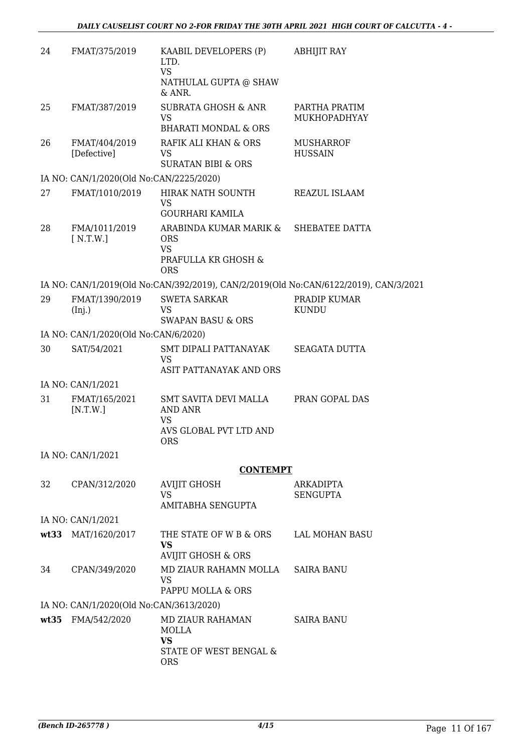| | | | |
|---|---|---|---|
| 24 | FMAT/375/2019 | KAABIL DEVELOPERS (P) LTD.<br>VS<br>NATHULAL GUPTA @ SHAW & ANR. | ABHIJIT RAY |
| 25 | FMAT/387/2019 | SUBRATA GHOSH & ANR<br>VS<br>BHARATI MONDAL & ORS | PARTHA PRATIM MUKHOPADHYAY |
| 26 | FMAT/404/2019 [Defective] | RAFIK ALI KHAN & ORS<br>VS<br>SURATAN BIBI & ORS | MUSHARROF HUSSAIN |
| | IA NO: CAN/1/2020(Old No:CAN/2225/2020) | | |
| 27 | FMAT/1010/2019 | HIRAK NATH SOUNTH<br>VS<br>GOURHARI KAMILA | REAZUL ISLAAM |
| 28 | FMA/1011/2019 [ N.T.W.] | ARABINDA KUMAR MARIK & ORS<br>VS<br>PRAFULLA KR GHOSH & ORS | SHEBATEE DATTA |
| | IA NO: CAN/1/2019(Old No:CAN/392/2019), CAN/2/2019(Old No:CAN/6122/2019), CAN/3/2021 | | |
| 29 | FMAT/1390/2019 (Inj.) | SWETA SARKAR<br>VS<br>SWAPAN BASU & ORS | PRADIP KUMAR KUNDU |
| | IA NO: CAN/1/2020(Old No:CAN/6/2020) | | |
| 30 | SAT/54/2021 | SMT DIPALI PATTANAYAK<br>VS<br>ASIT PATTANAYAK AND ORS | SEAGATA DUTTA |
| | IA NO: CAN/1/2021 | | |
| 31 | FMAT/165/2021 [N.T.W.] | SMT SAVITA DEVI MALLA AND ANR<br>VS<br>AVS GLOBAL PVT LTD AND ORS | PRAN GOPAL DAS |
| | IA NO: CAN/1/2021 | | |

**CONTEMPT**

| | | | |
|---|---|---|---|
| 32 | CPAN/312/2020 | AVIJIT GHOSH<br>VS<br>AMITABHA SENGUPTA | ARKADIPTA SENGUPTA |
| | IA NO: CAN/1/2021 | | |
| **wt33** | MAT/1620/2017 | THE STATE OF W B & ORS<br>**VS**<br>AVIJIT GHOSH & ORS | LAL MOHAN BASU |
| 34 | CPAN/349/2020 | MD ZIAUR RAHAMN MOLLA<br>VS<br>PAPPU MOLLA & ORS | SAIRA BANU |
| | IA NO: CAN/1/2020(Old No:CAN/3613/2020) | | |
| **wt35** | FMA/542/2020 | MD ZIAUR RAHAMAN MOLLA<br>**VS**<br>STATE OF WEST BENGAL & ORS | SAIRA BANU |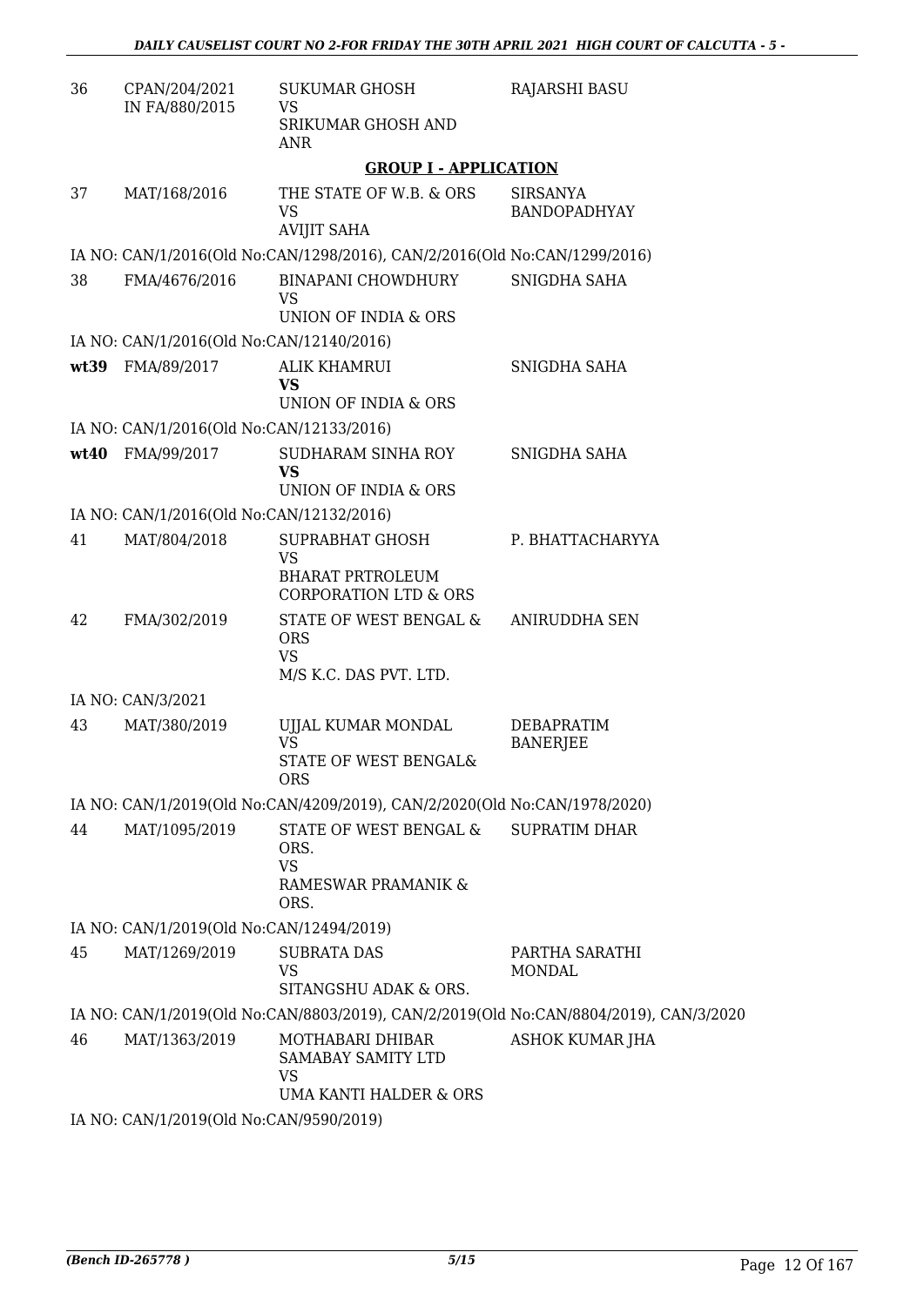| | | | |
|---|---|---|---|
| 36 | CPAN/204/2021 IN FA/880/2015 | SUKUMAR GHOSH VS SRIKUMAR GHOSH AND ANR | RAJARSHI BASU |

**GROUP I - APPLICATION**

| | | | |
|---|---|---|---|
| 37 | MAT/168/2016 | THE STATE OF W.B. & ORS VS AVIJIT SAHA | SIRSANYA BANDOPADHYAY |
| | IA NO: CAN/1/2016(Old No:CAN/1298/2016), CAN/2/2016(Old No:CAN/1299/2016) | | |
| 38 | FMA/4676/2016 | BINAPANI CHOWDHURY VS UNION OF INDIA & ORS | SNIGDHA SAHA |
| | IA NO: CAN/1/2016(Old No:CAN/12140/2016) | | |
| **wt39** | FMA/89/2017 | ALIK KHAMRUI **VS** UNION OF INDIA & ORS | SNIGDHA SAHA |
| | IA NO: CAN/1/2016(Old No:CAN/12133/2016) | | |
| **wt40** | FMA/99/2017 | SUDHARAM SINHA ROY **VS** UNION OF INDIA & ORS | SNIGDHA SAHA |
| | IA NO: CAN/1/2016(Old No:CAN/12132/2016) | | |
| 41 | MAT/804/2018 | SUPRABHAT GHOSH VS BHARAT PRTROLEUM CORPORATION LTD & ORS | P. BHATTACHARYYA |
| 42 | FMA/302/2019 | STATE OF WEST BENGAL & ORS VS M/S K.C. DAS PVT. LTD. | ANIRUDDHA SEN |
| | IA NO: CAN/3/2021 | | |
| 43 | MAT/380/2019 | UJJAL KUMAR MONDAL VS STATE OF WEST BENGAL& ORS | DEBAPRATIM BANERJEE |
| | IA NO: CAN/1/2019(Old No:CAN/4209/2019), CAN/2/2020(Old No:CAN/1978/2020) | | |
| 44 | MAT/1095/2019 | STATE OF WEST BENGAL & ORS. VS RAMESWAR PRAMANIK & ORS. | SUPRATIM DHAR |
| | IA NO: CAN/1/2019(Old No:CAN/12494/2019) | | |
| 45 | MAT/1269/2019 | SUBRATA DAS VS SITANGSHU ADAK & ORS. | PARTHA SARATHI MONDAL |
| | IA NO: CAN/1/2019(Old No:CAN/8803/2019), CAN/2/2019(Old No:CAN/8804/2019), CAN/3/2020 | | |
| 46 | MAT/1363/2019 | MOTHABARI DHIBAR SAMABAY SAMITY LTD VS UMA KANTI HALDER & ORS | ASHOK KUMAR JHA |
| | IA NO: CAN/1/2019(Old No:CAN/9590/2019) | | |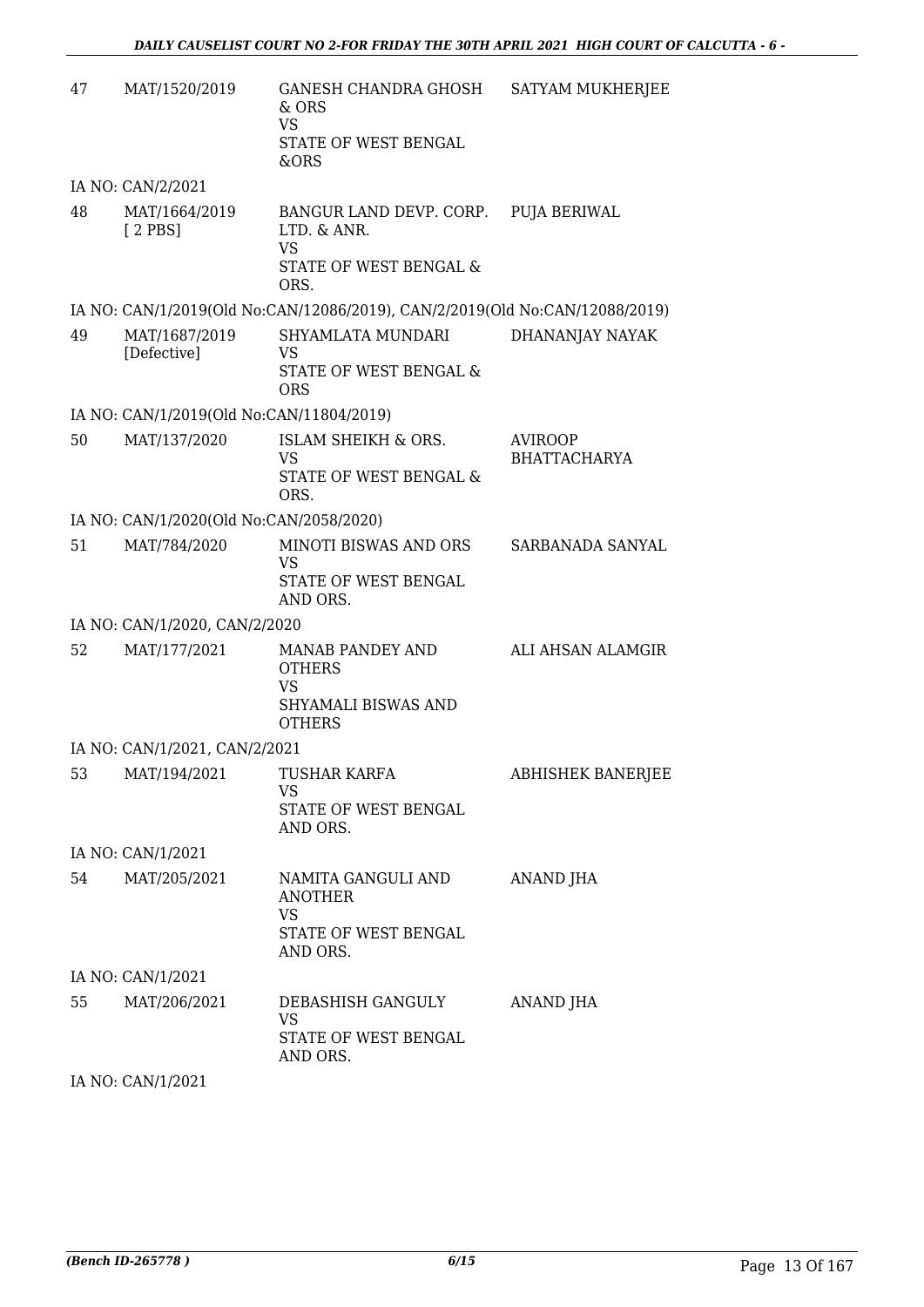| 47 | MAT/1520/2019 | GANESH CHANDRA GHOSH & ORS<br>VS<br>STATE OF WEST BENGAL &ORS | SATYAM MUKHERJEE |
|---|---|---|---|
| | IA NO: CAN/2/2021 | | |
| 48 | MAT/1664/2019<br>[ 2 PBS] | BANGUR LAND DEVP. CORP. LTD. & ANR.<br>VS<br>STATE OF WEST BENGAL & ORS. | PUJA BERIWAL |
| | IA NO: CAN/1/2019(Old No:CAN/12086/2019), CAN/2/2019(Old No:CAN/12088/2019) | | |
| 49 | MAT/1687/2019<br>[Defective] | SHYAMLATA MUNDARI<br>VS<br>STATE OF WEST BENGAL & ORS | DHANANJAY NAYAK |
| | IA NO: CAN/1/2019(Old No:CAN/11804/2019) | | |
| 50 | MAT/137/2020 | ISLAM SHEIKH & ORS.<br>VS<br>STATE OF WEST BENGAL & ORS. | AVIROOP BHATTACHARYA |
| | IA NO: CAN/1/2020(Old No:CAN/2058/2020) | | |
| 51 | MAT/784/2020 | MINOTI BISWAS AND ORS<br>VS<br>STATE OF WEST BENGAL AND ORS. | SARBANADA SANYAL |
| | IA NO: CAN/1/2020, CAN/2/2020 | | |
| 52 | MAT/177/2021 | MANAB PANDEY AND OTHERS<br>VS<br>SHYAMALI BISWAS AND OTHERS | ALI AHSAN ALAMGIR |
| | IA NO: CAN/1/2021, CAN/2/2021 | | |
| 53 | MAT/194/2021 | TUSHAR KARFA<br>VS<br>STATE OF WEST BENGAL AND ORS. | ABHISHEK BANERJEE |
| | IA NO: CAN/1/2021 | | |
| 54 | MAT/205/2021 | NAMITA GANGULI AND ANOTHER<br>VS<br>STATE OF WEST BENGAL AND ORS. | ANAND JHA |
| | IA NO: CAN/1/2021 | | |
| 55 | MAT/206/2021 | DEBASHISH GANGULY<br>VS<br>STATE OF WEST BENGAL AND ORS. | ANAND JHA |
| | IA NO: CAN/1/2021 | | |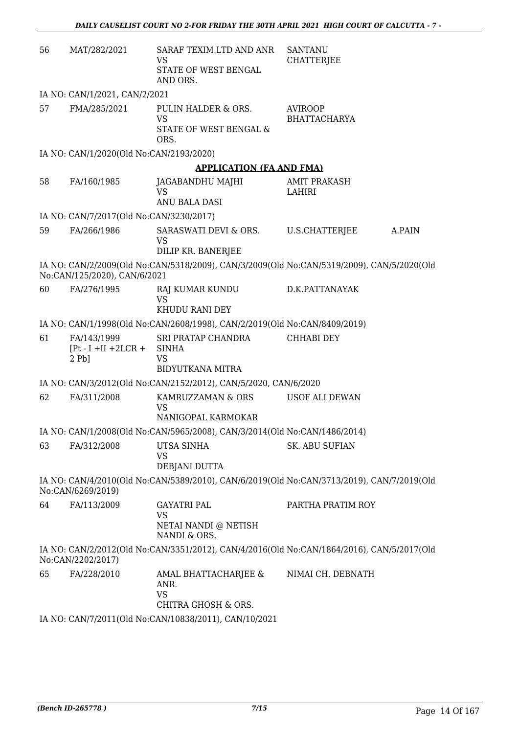| | | | | |
|---|---|---|---|---|
| 56 | MAT/282/2021 | SARAF TEXIM LTD AND ANR<br>VS<br>STATE OF WEST BENGAL AND ORS. | SANTANU CHATTERJEE | |

IA NO: CAN/1/2021, CAN/2/2021

| | | | | |
|---|---|---|---|---|
| 57 | FMA/285/2021 | PULIN HALDER & ORS.<br>VS<br>STATE OF WEST BENGAL & ORS. | AVIROOP BHATTACHARYA | |

IA NO: CAN/1/2020(Old No:CAN/2193/2020)

## APPLICATION (FA AND FMA)

| | | | | |
|---|---|---|---|---|
| 58 | FA/160/1985 | JAGABANDHU MAJHI<br>VS<br>ANU BALA DASI | AMIT PRAKASH LAHIRI | |

IA NO: CAN/7/2017(Old No:CAN/3230/2017)

| | | | | |
|---|---|---|---|---|
| 59 | FA/266/1986 | SARASWATI DEVI & ORS.<br>VS<br>DILIP KR. BANERJEE | U.S.CHATTERJEE | A.PAIN |

IA NO: CAN/2/2009(Old No:CAN/5318/2009), CAN/3/2009(Old No:CAN/5319/2009), CAN/5/2020(Old No:CAN/125/2020), CAN/6/2021

| | | | | |
|---|---|---|---|---|
| 60 | FA/276/1995 | RAJ KUMAR KUNDU<br>VS<br>KHUDU RANI DEY | D.K.PATTANAYAK | |

IA NO: CAN/1/1998(Old No:CAN/2608/1998), CAN/2/2019(Old No:CAN/8409/2019)

| | | | | |
|---|---|---|---|---|
| 61 | FA/143/1999 [Pt - I +II +2LCR + 2 Pb] | SRI PRATAP CHANDRA SINHA<br>VS<br>BIDYUTKANA MITRA | CHHABI DEY | |

IA NO: CAN/3/2012(Old No:CAN/2152/2012), CAN/5/2020, CAN/6/2020

| | | | | |
|---|---|---|---|---|
| 62 | FA/311/2008 | KAMRUZZAMAN & ORS<br>VS<br>NANIGOPAL KARMOKAR | USOF ALI DEWAN | |

IA NO: CAN/1/2008(Old No:CAN/5965/2008), CAN/3/2014(Old No:CAN/1486/2014)

| | | | | |
|---|---|---|---|---|
| 63 | FA/312/2008 | UTSA SINHA<br>VS<br>DEBJANI DUTTA | SK. ABU SUFIAN | |

IA NO: CAN/4/2010(Old No:CAN/5389/2010), CAN/6/2019(Old No:CAN/3713/2019), CAN/7/2019(Old No:CAN/6269/2019)

| | | | | |
|---|---|---|---|---|
| 64 | FA/113/2009 | GAYATRI PAL<br>VS<br>NETAI NANDI @ NETISH NANDI & ORS. | PARTHA PRATIM ROY | |

IA NO: CAN/2/2012(Old No:CAN/3351/2012), CAN/4/2016(Old No:CAN/1864/2016), CAN/5/2017(Old No:CAN/2202/2017)

| | | | | |
|---|---|---|---|---|
| 65 | FA/228/2010 | AMAL BHATTACHARJEE & ANR.<br>VS<br>CHITRA GHOSH & ORS. | NIMAI CH. DEBNATH | |

IA NO: CAN/7/2011(Old No:CAN/10838/2011), CAN/10/2021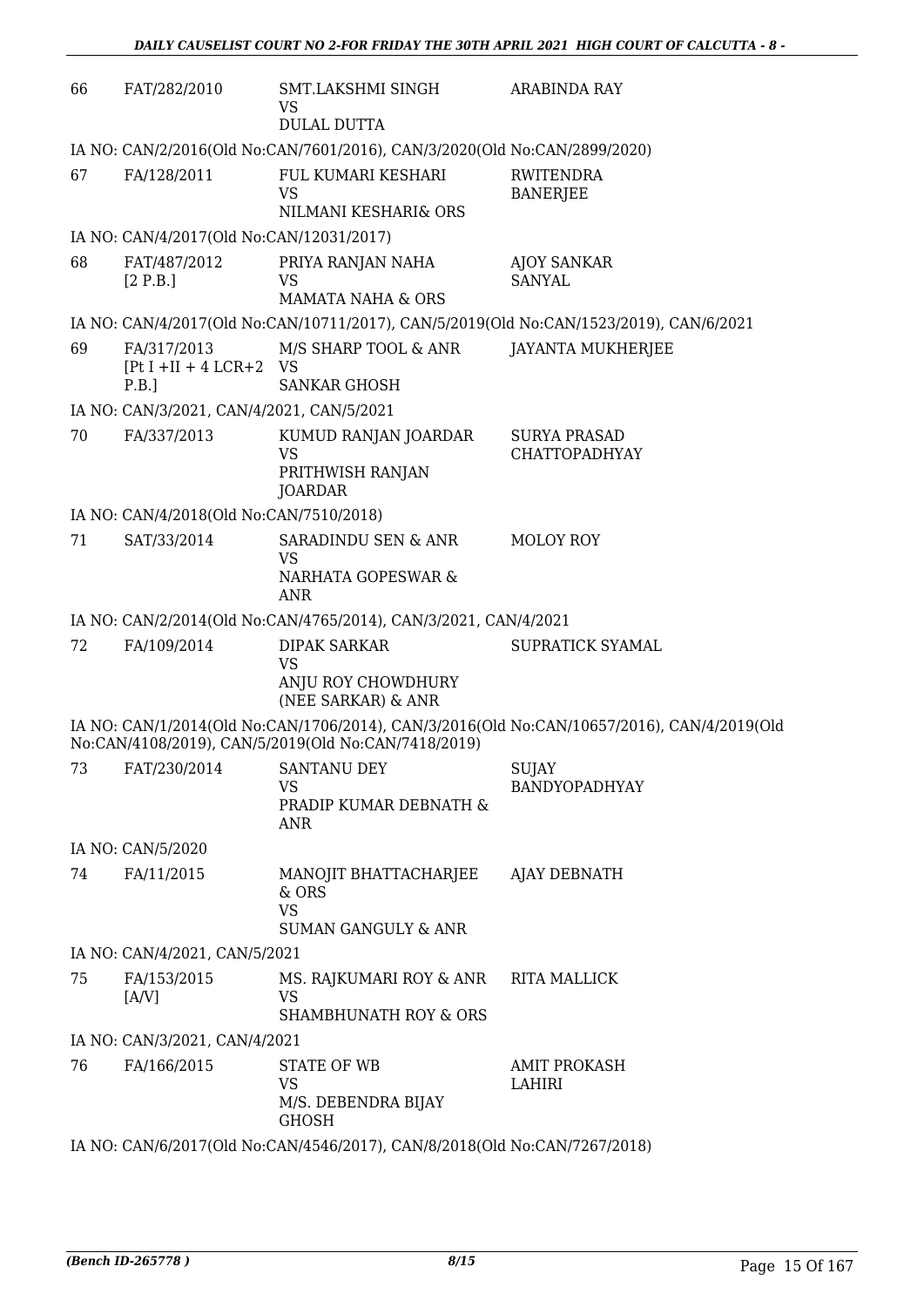| 66 | FAT/282/2010 | SMT.LAKSHMI SINGH<br>VS<br>DULAL DUTTA | ARABINDA RAY |
|---|---|---|---|

IA NO: CAN/2/2016(Old No:CAN/7601/2016), CAN/3/2020(Old No:CAN/2899/2020)

| 67 | FA/128/2011 | FUL KUMARI KESHARI<br>VS<br>NILMANI KESHARI& ORS | RWITENDRA BANERJEE |
|---|---|---|---|

IA NO: CAN/4/2017(Old No:CAN/12031/2017)

| 68 | FAT/487/2012<br>[2 P.B.] | PRIYA RANJAN NAHA<br>VS<br>MAMATA NAHA & ORS | AJOY SANKAR SANYAL |
|---|---|---|---|

IA NO: CAN/4/2017(Old No:CAN/10711/2017), CAN/5/2019(Old No:CAN/1523/2019), CAN/6/2021

| 69 | FA/317/2013<br>[Pt I +II + 4 LCR+2 P.B.] | M/S SHARP TOOL & ANR<br>VS<br>SANKAR GHOSH | JAYANTA MUKHERJEE |
|---|---|---|---|

IA NO: CAN/3/2021, CAN/4/2021, CAN/5/2021

| 70 | FA/337/2013 | KUMUD RANJAN JOARDAR<br>VS<br>PRITHWISH RANJAN JOARDAR | SURYA PRASAD CHATTOPADHYAY |
|---|---|---|---|

IA NO: CAN/4/2018(Old No:CAN/7510/2018)

| 71 | SAT/33/2014 | SARADINDU SEN & ANR<br>VS<br>NARHATA GOPESWAR & ANR | MOLOY ROY |
|---|---|---|---|

IA NO: CAN/2/2014(Old No:CAN/4765/2014), CAN/3/2021, CAN/4/2021

| 72 | FA/109/2014 | DIPAK SARKAR<br>VS<br>ANJU ROY CHOWDHURY (NEE SARKAR) & ANR | SUPRATICK SYAMAL |
|---|---|---|---|

IA NO: CAN/1/2014(Old No:CAN/1706/2014), CAN/3/2016(Old No:CAN/10657/2016), CAN/4/2019(Old No:CAN/4108/2019), CAN/5/2019(Old No:CAN/7418/2019)

| 73 | FAT/230/2014 | SANTANU DEY<br>VS<br>PRADIP KUMAR DEBNATH & ANR | SUJAY BANDYOPADHYAY |
|---|---|---|---|

IA NO: CAN/5/2020

| 74 | FA/11/2015 | MANOJIT BHATTACHARJEE & ORS<br>VS<br>SUMAN GANGULY & ANR | AJAY DEBNATH |
|---|---|---|---|

IA NO: CAN/4/2021, CAN/5/2021

| 75 | FA/153/2015<br>[A/V] | MS. RAJKUMARI ROY & ANR<br>VS<br>SHAMBHUNATH ROY & ORS | RITA MALLICK |
|---|---|---|---|

IA NO: CAN/3/2021, CAN/4/2021

| 76 | FA/166/2015 | STATE OF WB<br>VS<br>M/S. DEBENDRA BIJAY GHOSH | AMIT PROKASH LAHIRI |
|---|---|---|---|

IA NO: CAN/6/2017(Old No:CAN/4546/2017), CAN/8/2018(Old No:CAN/7267/2018)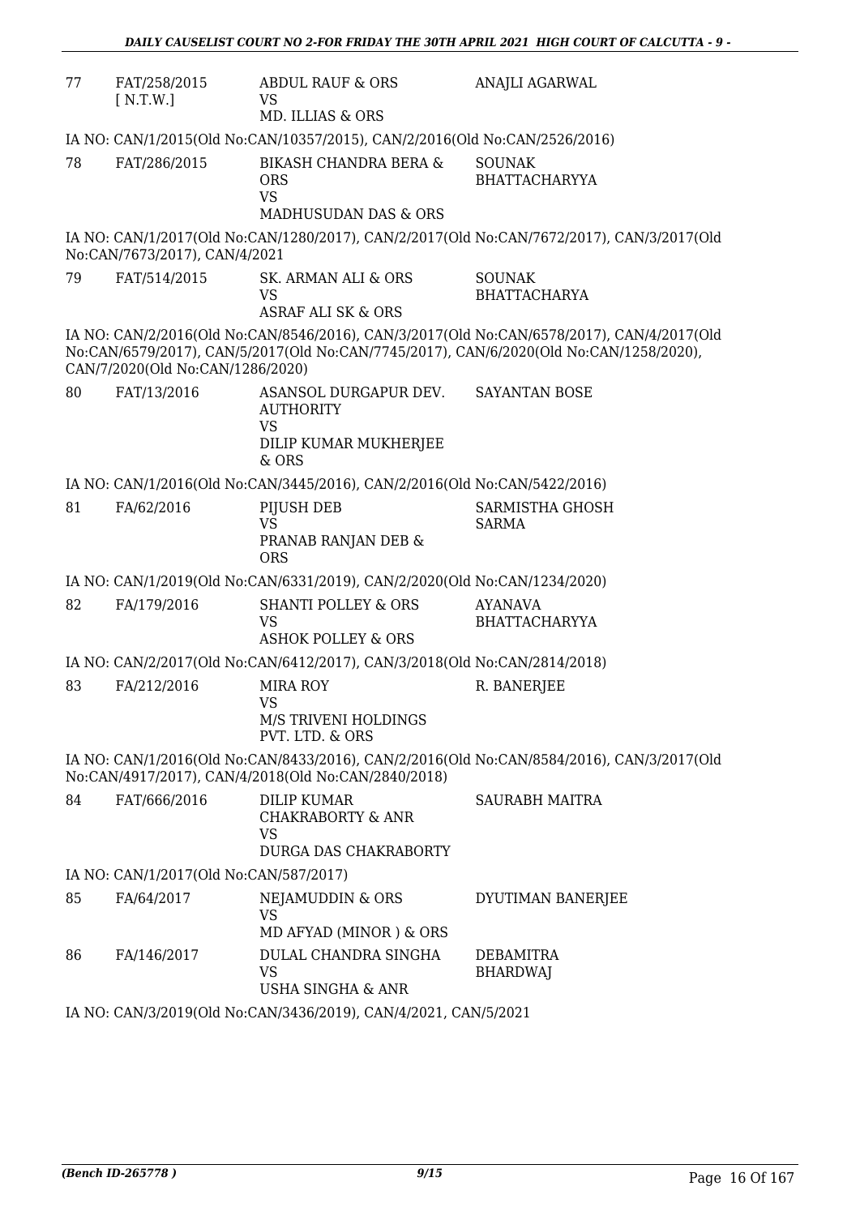| | | | |
|---|---|---|---|
| 77 | FAT/258/2015 [ N.T.W.] | ABDUL RAUF & ORS VS MD. ILLIAS & ORS | ANAJLI AGARWAL |

IA NO: CAN/1/2015(Old No:CAN/10357/2015), CAN/2/2016(Old No:CAN/2526/2016)

| | | | |
|---|---|---|---|
| 78 | FAT/286/2015 | BIKASH CHANDRA BERA & ORS VS MADHUSUDAN DAS & ORS | SOUNAK BHATTACHARYYA |

IA NO: CAN/1/2017(Old No:CAN/1280/2017), CAN/2/2017(Old No:CAN/7672/2017), CAN/3/2017(Old No:CAN/7673/2017), CAN/4/2021

| | | | |
|---|---|---|---|
| 79 | FAT/514/2015 | SK. ARMAN ALI & ORS VS ASRAF ALI SK & ORS | SOUNAK BHATTACHARYA |

IA NO: CAN/2/2016(Old No:CAN/8546/2016), CAN/3/2017(Old No:CAN/6578/2017), CAN/4/2017(Old No:CAN/6579/2017), CAN/5/2017(Old No:CAN/7745/2017), CAN/6/2020(Old No:CAN/1258/2020), CAN/7/2020(Old No:CAN/1286/2020)

| | | | |
|---|---|---|---|
| 80 | FAT/13/2016 | ASANSOL DURGAPUR DEV. AUTHORITY VS DILIP KUMAR MUKHERJEE & ORS | SAYANTAN BOSE |

IA NO: CAN/1/2016(Old No:CAN/3445/2016), CAN/2/2016(Old No:CAN/5422/2016)

| | | | |
|---|---|---|---|
| 81 | FA/62/2016 | PIJUSH DEB VS PRANAB RANJAN DEB & ORS | SARMISTHA GHOSH SARMA |

IA NO: CAN/1/2019(Old No:CAN/6331/2019), CAN/2/2020(Old No:CAN/1234/2020)

| | | | |
|---|---|---|---|
| 82 | FA/179/2016 | SHANTI POLLEY & ORS VS ASHOK POLLEY & ORS | AYANAVA BHATTACHARYYA |

IA NO: CAN/2/2017(Old No:CAN/6412/2017), CAN/3/2018(Old No:CAN/2814/2018)

| | | | |
|---|---|---|---|
| 83 | FA/212/2016 | MIRA ROY VS M/S TRIVENI HOLDINGS PVT. LTD. & ORS | R. BANERJEE |

IA NO: CAN/1/2016(Old No:CAN/8433/2016), CAN/2/2016(Old No:CAN/8584/2016), CAN/3/2017(Old No:CAN/4917/2017), CAN/4/2018(Old No:CAN/2840/2018)

| | | | |
|---|---|---|---|
| 84 | FAT/666/2016 | DILIP KUMAR CHAKRABORTY & ANR VS DURGA DAS CHAKRABORTY | SAURABH MAITRA |

IA NO: CAN/1/2017(Old No:CAN/587/2017)

| | | | |
|---|---|---|---|
| 85 | FA/64/2017 | NEJAMUDDIN & ORS VS MD AFYAD (MINOR ) & ORS | DYUTIMAN BANERJEE |
| 86 | FA/146/2017 | DULAL CHANDRA SINGHA VS USHA SINGHA & ANR | DEBAMITRA BHARDWAJ |

IA NO: CAN/3/2019(Old No:CAN/3436/2019), CAN/4/2021, CAN/5/2021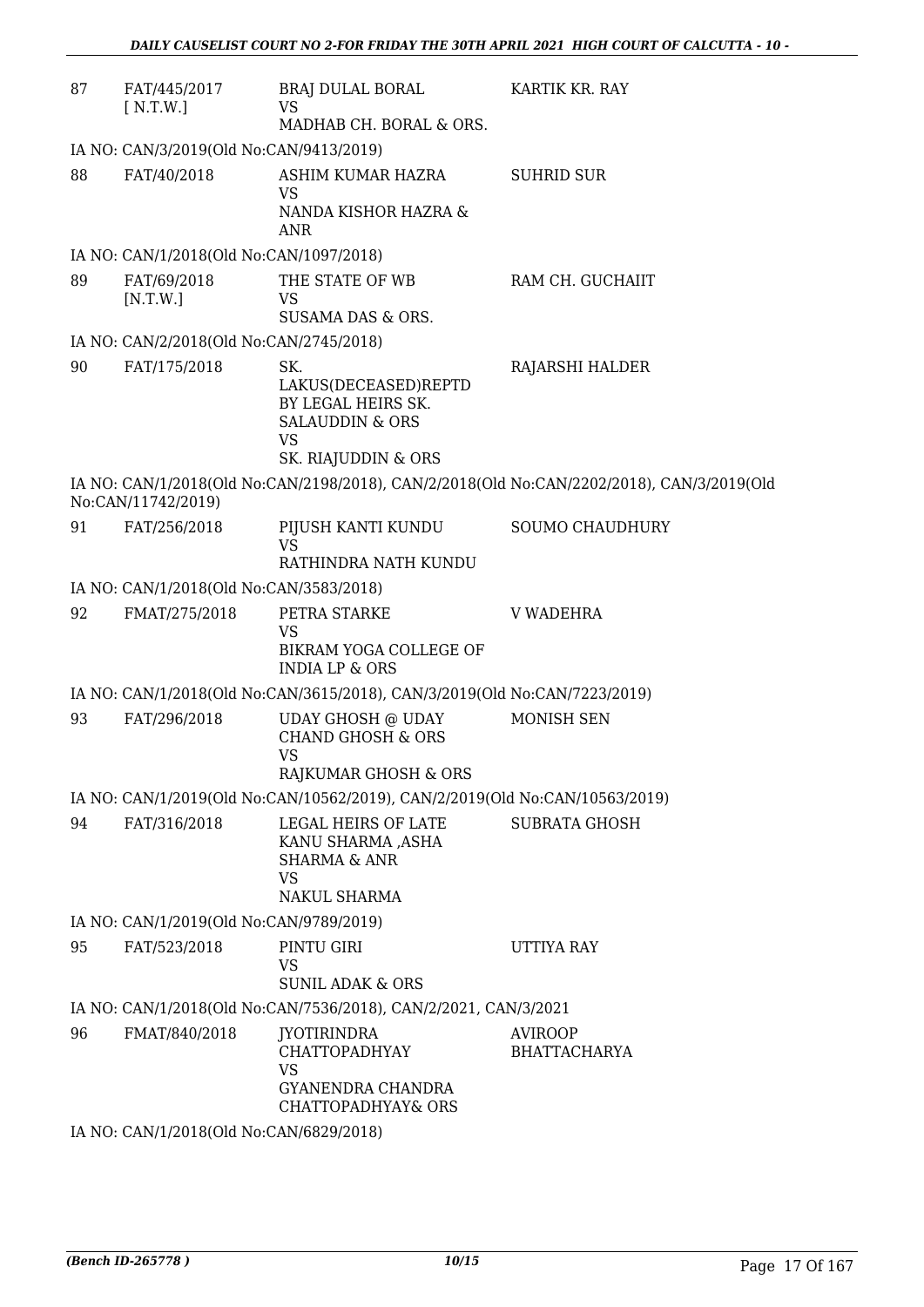| | | | |
|---|---|---|---|
| 87 | FAT/445/2017 [ N.T.W.] | BRAJ DULAL BORAL VS MADHAB CH. BORAL & ORS. | KARTIK KR. RAY |

IA NO: CAN/3/2019(Old No:CAN/9413/2019)

| | | | |
|---|---|---|---|
| 88 | FAT/40/2018 | ASHIM KUMAR HAZRA VS NANDA KISHOR HAZRA & ANR | SUHRID SUR |

IA NO: CAN/1/2018(Old No:CAN/1097/2018)

| | | | |
|---|---|---|---|
| 89 | FAT/69/2018 [N.T.W.] | THE STATE OF WB VS SUSAMA DAS & ORS. | RAM CH. GUCHAIIT |

IA NO: CAN/2/2018(Old No:CAN/2745/2018)

| | | | |
|---|---|---|---|
| 90 | FAT/175/2018 | SK. LAKUS(DECEASED)REPTD BY LEGAL HEIRS SK. SALAUDDIN & ORS VS SK. RIAJUDDIN & ORS | RAJARSHI HALDER |

IA NO: CAN/1/2018(Old No:CAN/2198/2018), CAN/2/2018(Old No:CAN/2202/2018), CAN/3/2019(Old No:CAN/11742/2019)

| | | | |
|---|---|---|---|
| 91 | FAT/256/2018 | PIJUSH KANTI KUNDU VS RATHINDRA NATH KUNDU | SOUMO CHAUDHURY |

IA NO: CAN/1/2018(Old No:CAN/3583/2018)

| | | | |
|---|---|---|---|
| 92 | FMAT/275/2018 | PETRA STARKE VS BIKRAM YOGA COLLEGE OF INDIA LP & ORS | V WADEHRA |

IA NO: CAN/1/2018(Old No:CAN/3615/2018), CAN/3/2019(Old No:CAN/7223/2019)

| | | | |
|---|---|---|---|
| 93 | FAT/296/2018 | UDAY GHOSH @ UDAY CHAND GHOSH & ORS VS RAJKUMAR GHOSH & ORS | MONISH SEN |

IA NO: CAN/1/2019(Old No:CAN/10562/2019), CAN/2/2019(Old No:CAN/10563/2019)

| | | | |
|---|---|---|---|
| 94 | FAT/316/2018 | LEGAL HEIRS OF LATE KANU SHARMA ,ASHA SHARMA & ANR VS NAKUL SHARMA | SUBRATA GHOSH |

IA NO: CAN/1/2019(Old No:CAN/9789/2019)

| | | | |
|---|---|---|---|
| 95 | FAT/523/2018 | PINTU GIRI VS SUNIL ADAK & ORS | UTTIYA RAY |

IA NO: CAN/1/2018(Old No:CAN/7536/2018), CAN/2/2021, CAN/3/2021

| | | | |
|---|---|---|---|
| 96 | FMAT/840/2018 | JYOTIRINDRA CHATTOPADHYAY VS GYANENDRA CHANDRA CHATTOPADHYAY& ORS | AVIROOP BHATTACHARYA |

IA NO: CAN/1/2018(Old No:CAN/6829/2018)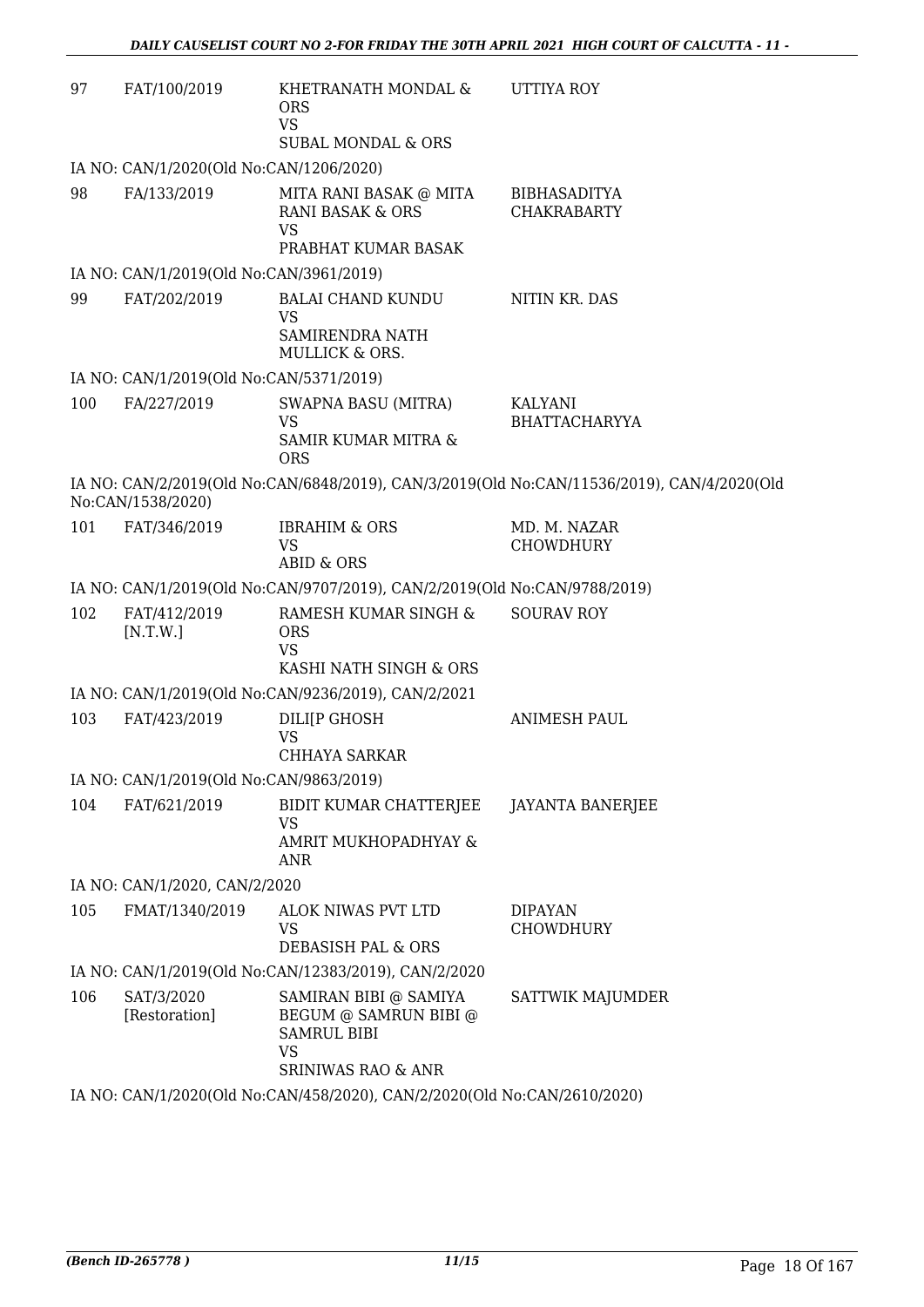| | | | |
|---|---|---|---|
| 97 | FAT/100/2019 | KHETRANATH MONDAL & ORS<br>VS<br>SUBAL MONDAL & ORS | UTTIYA ROY |

IA NO: CAN/1/2020(Old No:CAN/1206/2020)

| | | | |
|---|---|---|---|
| 98 | FA/133/2019 | MITA RANI BASAK @ MITA RANI BASAK & ORS<br>VS<br>PRABHAT KUMAR BASAK | BIBHASADITYA CHAKRABARTY |

IA NO: CAN/1/2019(Old No:CAN/3961/2019)

| | | | |
|---|---|---|---|
| 99 | FAT/202/2019 | BALAI CHAND KUNDU<br>VS<br>SAMIRENDRA NATH MULLICK & ORS. | NITIN KR. DAS |

IA NO: CAN/1/2019(Old No:CAN/5371/2019)

| | | | |
|---|---|---|---|
| 100 | FA/227/2019 | SWAPNA BASU (MITRA)<br>VS<br>SAMIR KUMAR MITRA & ORS | KALYANI BHATTACHARYYA |

IA NO: CAN/2/2019(Old No:CAN/6848/2019), CAN/3/2019(Old No:CAN/11536/2019), CAN/4/2020(Old No:CAN/1538/2020)

| | | | |
|---|---|---|---|
| 101 | FAT/346/2019 | IBRAHIM & ORS<br>VS<br>ABID & ORS | MD. M. NAZAR CHOWDHURY |

IA NO: CAN/1/2019(Old No:CAN/9707/2019), CAN/2/2019(Old No:CAN/9788/2019)

| | | | |
|---|---|---|---|
| 102 | FAT/412/2019 [N.T.W.] | RAMESH KUMAR SINGH & ORS<br>VS<br>KASHI NATH SINGH & ORS | SOURAV ROY |

IA NO: CAN/1/2019(Old No:CAN/9236/2019), CAN/2/2021

| | | | |
|---|---|---|---|
| 103 | FAT/423/2019 | DILI[P GHOSH<br>VS<br>CHHAYA SARKAR | ANIMESH PAUL |

IA NO: CAN/1/2019(Old No:CAN/9863/2019)

| | | | |
|---|---|---|---|
| 104 | FAT/621/2019 | BIDIT KUMAR CHATTERJEE<br>VS<br>AMRIT MUKHOPADHYAY & ANR | JAYANTA BANERJEE |

IA NO: CAN/1/2020, CAN/2/2020

| | | | |
|---|---|---|---|
| 105 | FMAT/1340/2019 | ALOK NIWAS PVT LTD<br>VS<br>DEBASISH PAL & ORS | DIPAYAN CHOWDHURY |

IA NO: CAN/1/2019(Old No:CAN/12383/2019), CAN/2/2020

| | | | |
|---|---|---|---|
| 106 | SAT/3/2020 [Restoration] | SAMIRAN BIBI @ SAMIYA BEGUM @ SAMRUN BIBI @ SAMRUL BIBI<br>VS<br>SRINIWAS RAO & ANR | SATTWIK MAJUMDER |

IA NO: CAN/1/2020(Old No:CAN/458/2020), CAN/2/2020(Old No:CAN/2610/2020)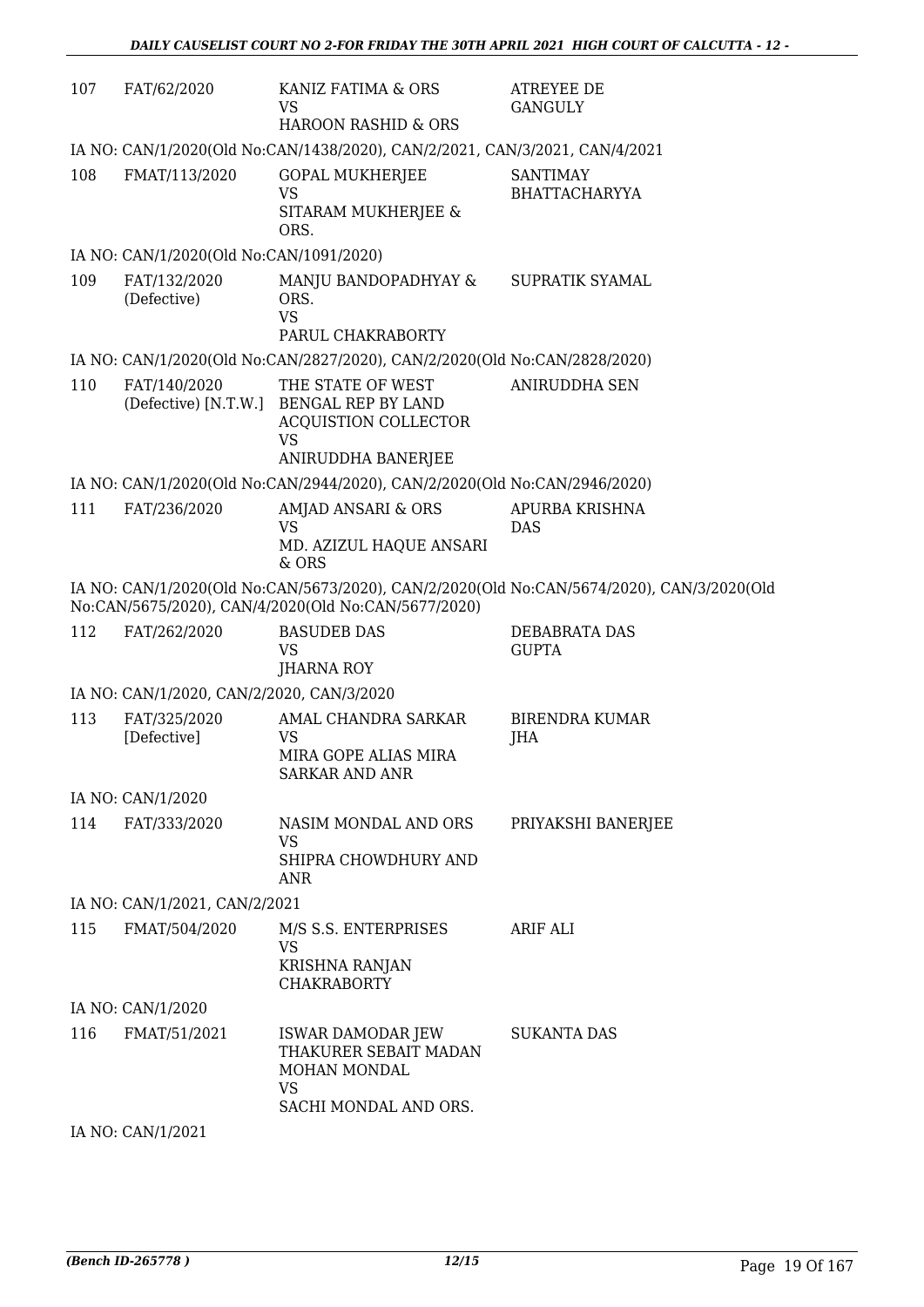| | | | |
|---|---|---|---|
| 107 | FAT/62/2020 | KANIZ FATIMA & ORS<br>VS<br>HAROON RASHID & ORS | ATREYEE DE GANGULY |

IA NO: CAN/1/2020(Old No:CAN/1438/2020), CAN/2/2021, CAN/3/2021, CAN/4/2021

| | | | |
|---|---|---|---|
| 108 | FMAT/113/2020 | GOPAL MUKHERJEE<br>VS<br>SITARAM MUKHERJEE & ORS. | SANTIMAY BHATTACHARYYA |

IA NO: CAN/1/2020(Old No:CAN/1091/2020)

| | | | |
|---|---|---|---|
| 109 | FAT/132/2020 (Defective) | MANJU BANDOPADHYAY & ORS.<br>VS<br>PARUL CHAKRABORTY | SUPRATIK SYAMAL |

IA NO: CAN/1/2020(Old No:CAN/2827/2020), CAN/2/2020(Old No:CAN/2828/2020)

| | | | |
|---|---|---|---|
| 110 | FAT/140/2020 (Defective) [N.T.W.] | THE STATE OF WEST BENGAL REP BY LAND ACQUISTION COLLECTOR<br>VS<br>ANIRUDDHA BANERJEE | ANIRUDDHA SEN |

IA NO: CAN/1/2020(Old No:CAN/2944/2020), CAN/2/2020(Old No:CAN/2946/2020)

| | | | |
|---|---|---|---|
| 111 | FAT/236/2020 | AMJAD ANSARI & ORS<br>VS<br>MD. AZIZUL HAQUE ANSARI & ORS | APURBA KRISHNA DAS |

IA NO: CAN/1/2020(Old No:CAN/5673/2020), CAN/2/2020(Old No:CAN/5674/2020), CAN/3/2020(Old No:CAN/5675/2020), CAN/4/2020(Old No:CAN/5677/2020)

| | | | |
|---|---|---|---|
| 112 | FAT/262/2020 | BASUDEB DAS<br>VS<br>JHARNA ROY | DEBABRATA DAS GUPTA |

IA NO: CAN/1/2020, CAN/2/2020, CAN/3/2020

| | | | |
|---|---|---|---|
| 113 | FAT/325/2020 [Defective] | AMAL CHANDRA SARKAR<br>VS<br>MIRA GOPE ALIAS MIRA SARKAR AND ANR | BIRENDRA KUMAR JHA |

IA NO: CAN/1/2020

| | | | |
|---|---|---|---|
| 114 | FAT/333/2020 | NASIM MONDAL AND ORS<br>VS<br>SHIPRA CHOWDHURY AND ANR | PRIYAKSHI BANERJEE |

IA NO: CAN/1/2021, CAN/2/2021

| | | | |
|---|---|---|---|
| 115 | FMAT/504/2020 | M/S S.S. ENTERPRISES<br>VS<br>KRISHNA RANJAN CHAKRABORTY | ARIF ALI |

IA NO: CAN/1/2020

| | | | |
|---|---|---|---|
| 116 | FMAT/51/2021 | ISWAR DAMODAR JEW THAKURER SEBAIT MADAN MOHAN MONDAL<br>VS<br>SACHI MONDAL AND ORS. | SUKANTA DAS |

IA NO: CAN/1/2021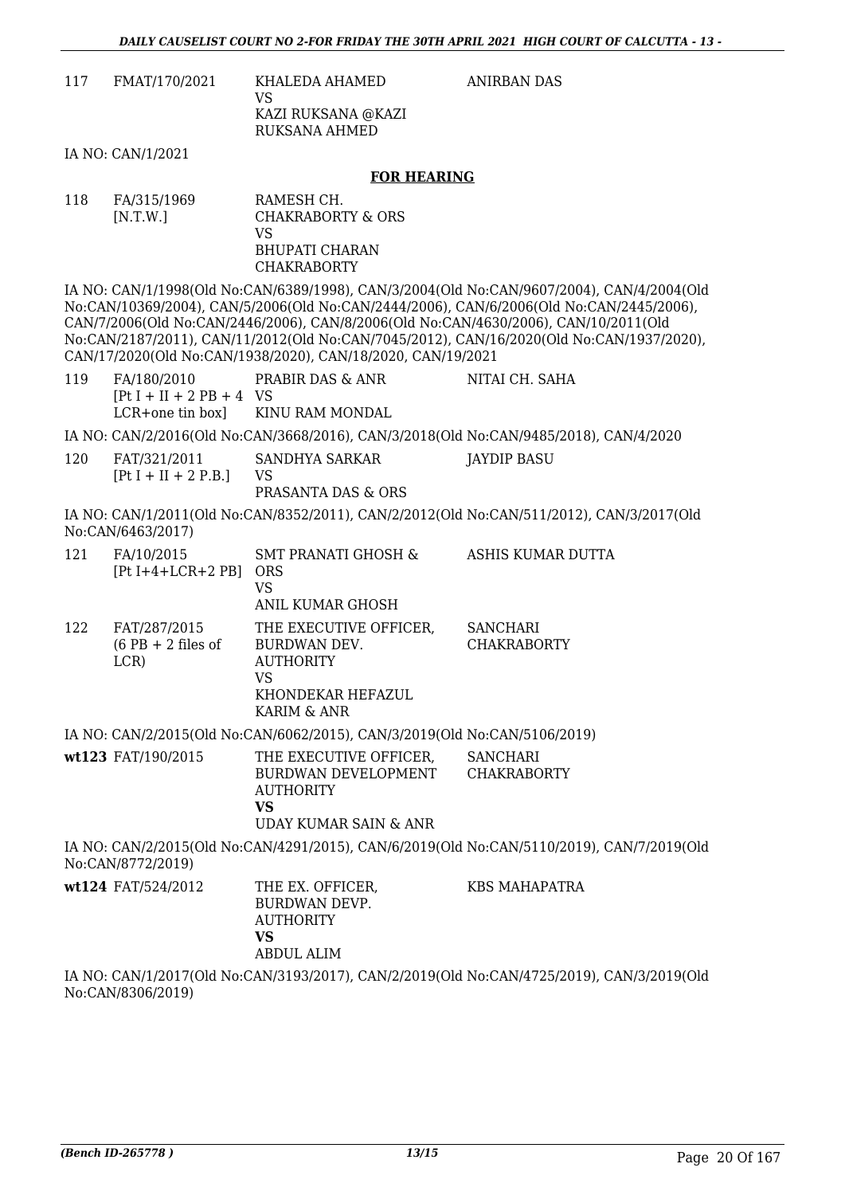| | | | |
|---|---|---|---|
| 117 | FMAT/170/2021 | KHALEDA AHAMED<br>VS<br>KAZI RUKSANA @KAZI RUKSANA AHMED | ANIRBAN DAS |

IA NO: CAN/1/2021

**FOR HEARING**

| | | | |
|---|---|---|---|
| 118 | FA/315/1969<br>[N.T.W.] | RAMESH CH. CHAKRABORTY & ORS<br>VS<br>BHUPATI CHARAN CHAKRABORTY | |

IA NO: CAN/1/1998(Old No:CAN/6389/1998), CAN/3/2004(Old No:CAN/9607/2004), CAN/4/2004(Old No:CAN/10369/2004), CAN/5/2006(Old No:CAN/2444/2006), CAN/6/2006(Old No:CAN/2445/2006), CAN/7/2006(Old No:CAN/2446/2006), CAN/8/2006(Old No:CAN/4630/2006), CAN/10/2011(Old No:CAN/2187/2011), CAN/11/2012(Old No:CAN/7045/2012), CAN/16/2020(Old No:CAN/1937/2020), CAN/17/2020(Old No:CAN/1938/2020), CAN/18/2020, CAN/19/2021

| | | | |
|---|---|---|---|
| 119 | FA/180/2010<br>[Pt I + II + 2 PB + 4 LCR+one tin box] | PRABIR DAS & ANR<br>VS<br>KINU RAM MONDAL | NITAI CH. SAHA |

IA NO: CAN/2/2016(Old No:CAN/3668/2016), CAN/3/2018(Old No:CAN/9485/2018), CAN/4/2020

| | | | |
|---|---|---|---|
| 120 | FAT/321/2011<br>[Pt I + II + 2 P.B.] | SANDHYA SARKAR<br>VS<br>PRASANTA DAS & ORS | JAYDIP BASU |

IA NO: CAN/1/2011(Old No:CAN/8352/2011), CAN/2/2012(Old No:CAN/511/2012), CAN/3/2017(Old No:CAN/6463/2017)

| | | | |
|---|---|---|---|
| 121 | FA/10/2015<br>[Pt I+4+LCR+2 PB] | SMT PRANATI GHOSH & ORS<br>VS<br>ANIL KUMAR GHOSH | ASHIS KUMAR DUTTA |
| 122 | FAT/287/2015<br>(6 PB + 2 files of LCR) | THE EXECUTIVE OFFICER, BURDWAN DEV. AUTHORITY<br>VS<br>KHONDEKAR HEFAZUL KARIM & ANR | SANCHARI CHAKRABORTY |

IA NO: CAN/2/2015(Old No:CAN/6062/2015), CAN/3/2019(Old No:CAN/5106/2019)

| | | | |
|---|---|---|---|
| **wt123** | FAT/190/2015 | THE EXECUTIVE OFFICER, BURDWAN DEVELOPMENT AUTHORITY<br>**VS**<br>UDAY KUMAR SAIN & ANR | SANCHARI CHAKRABORTY |

IA NO: CAN/2/2015(Old No:CAN/4291/2015), CAN/6/2019(Old No:CAN/5110/2019), CAN/7/2019(Old No:CAN/8772/2019)

| | | | |
|---|---|---|---|
| **wt124** | FAT/524/2012 | THE EX. OFFICER, BURDWAN DEVP. AUTHORITY<br>**VS**<br>ABDUL ALIM | KBS MAHAPATRA |

IA NO: CAN/1/2017(Old No:CAN/3193/2017), CAN/2/2019(Old No:CAN/4725/2019), CAN/3/2019(Old No:CAN/8306/2019)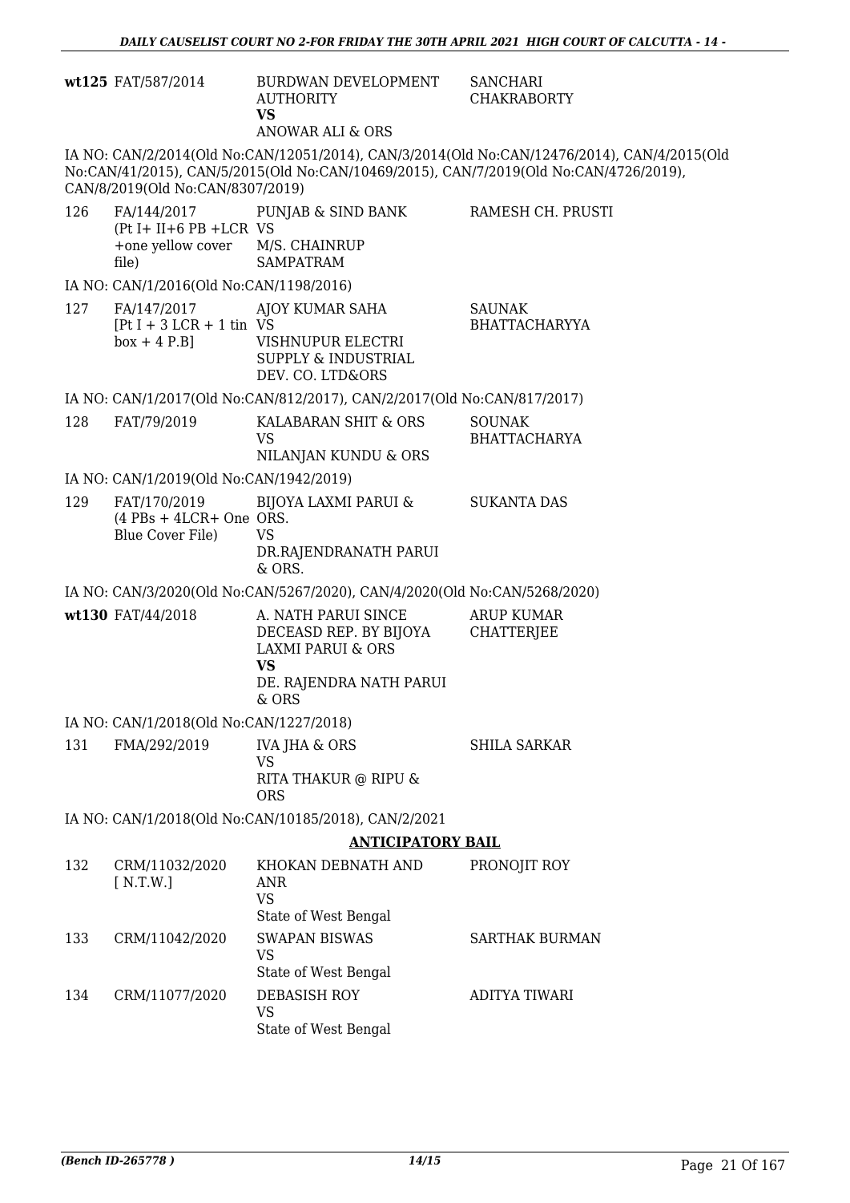| | | | |
|---|---|---|---|
| **wt125** | FAT/587/2014 | BURDWAN DEVELOPMENT AUTHORITY<br>**VS**<br>ANOWAR ALI & ORS | SANCHARI CHAKRABORTY |

IA NO: CAN/2/2014(Old No:CAN/12051/2014), CAN/3/2014(Old No:CAN/12476/2014), CAN/4/2015(Old No:CAN/41/2015), CAN/5/2015(Old No:CAN/10469/2015), CAN/7/2019(Old No:CAN/4726/2019), CAN/8/2019(Old No:CAN/8307/2019)

| | | | |
|---|---|---|---|
| 126 | FA/144/2017<br>(Pt I+ II+6 PB +LCR +one yellow cover file) | PUNJAB & SIND BANK<br>VS<br>M/S. CHAINRUP SAMPATRAM | RAMESH CH. PRUSTI |

IA NO: CAN/1/2016(Old No:CAN/1198/2016)

| | | | |
|---|---|---|---|
| 127 | FA/147/2017<br>[Pt I + 3 LCR + 1 tin box + 4 P.B] | AJOY KUMAR SAHA<br>VS<br>VISHNUPUR ELECTRI SUPPLY & INDUSTRIAL DEV. CO. LTD&ORS | SAUNAK BHATTACHARYYA |

IA NO: CAN/1/2017(Old No:CAN/812/2017), CAN/2/2017(Old No:CAN/817/2017)

| | | | |
|---|---|---|---|
| 128 | FAT/79/2019 | KALABARAN SHIT & ORS<br>VS<br>NILANJAN KUNDU & ORS | SOUNAK BHATTACHARYA |

IA NO: CAN/1/2019(Old No:CAN/1942/2019)

| | | | |
|---|---|---|---|
| 129 | FAT/170/2019<br>(4 PBs + 4LCR+ One Blue Cover File) | BIJOYA LAXMI PARUI & ORS.<br>VS<br>DR.RAJENDRANATH PARUI & ORS. | SUKANTA DAS |

IA NO: CAN/3/2020(Old No:CAN/5267/2020), CAN/4/2020(Old No:CAN/5268/2020)

| | | | |
|---|---|---|---|
| **wt130** | FAT/44/2018 | A. NATH PARUI SINCE DECEASD REP. BY BIJOYA LAXMI PARUI & ORS<br>**VS**<br>DE. RAJENDRA NATH PARUI & ORS | ARUP KUMAR CHATTERJEE |

IA NO: CAN/1/2018(Old No:CAN/1227/2018)

| | | | |
|---|---|---|---|
| 131 | FMA/292/2019 | IVA JHA & ORS<br>VS<br>RITA THAKUR @ RIPU & ORS | SHILA SARKAR |

IA NO: CAN/1/2018(Old No:CAN/10185/2018), CAN/2/2021

## ANTICIPATORY BAIL

| | | | |
|---|---|---|---|
| 132 | CRM/11032/2020<br>[ N.T.W.] | KHOKAN DEBNATH AND ANR<br>VS<br>State of West Bengal | PRONOJIT ROY |
| 133 | CRM/11042/2020 | SWAPAN BISWAS<br>VS<br>State of West Bengal | SARTHAK BURMAN |
| 134 | CRM/11077/2020 | DEBASISH ROY<br>VS<br>State of West Bengal | ADITYA TIWARI |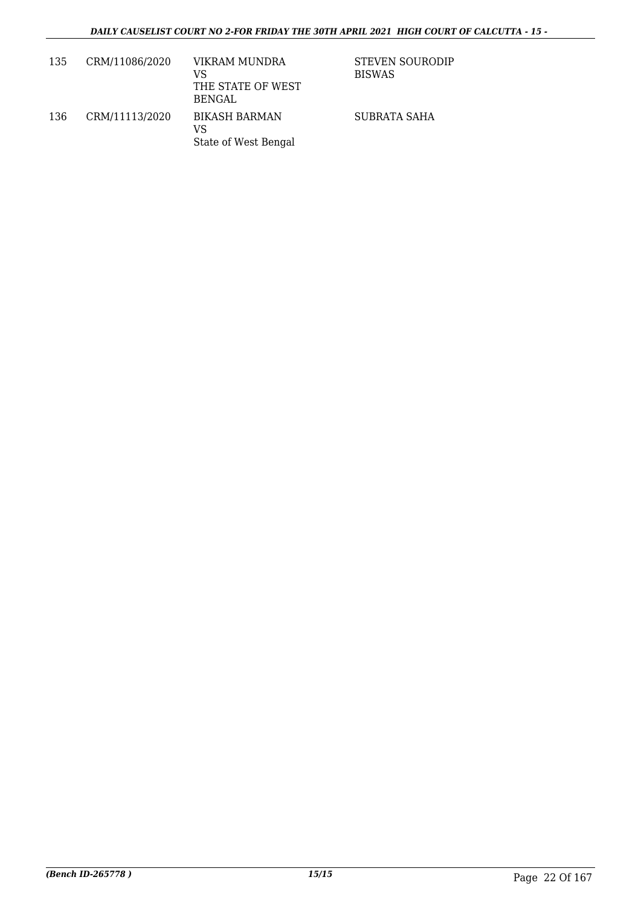| 135 | CRM/11086/2020 | VIKRAM MUNDRA<br>VS<br>THE STATE OF WEST BENGAL | STEVEN SOURODIP BISWAS |
|---|---|---|---|
| 136 | CRM/11113/2020 | BIKASH BARMAN<br>VS<br>State of West Bengal | SUBRATA SAHA |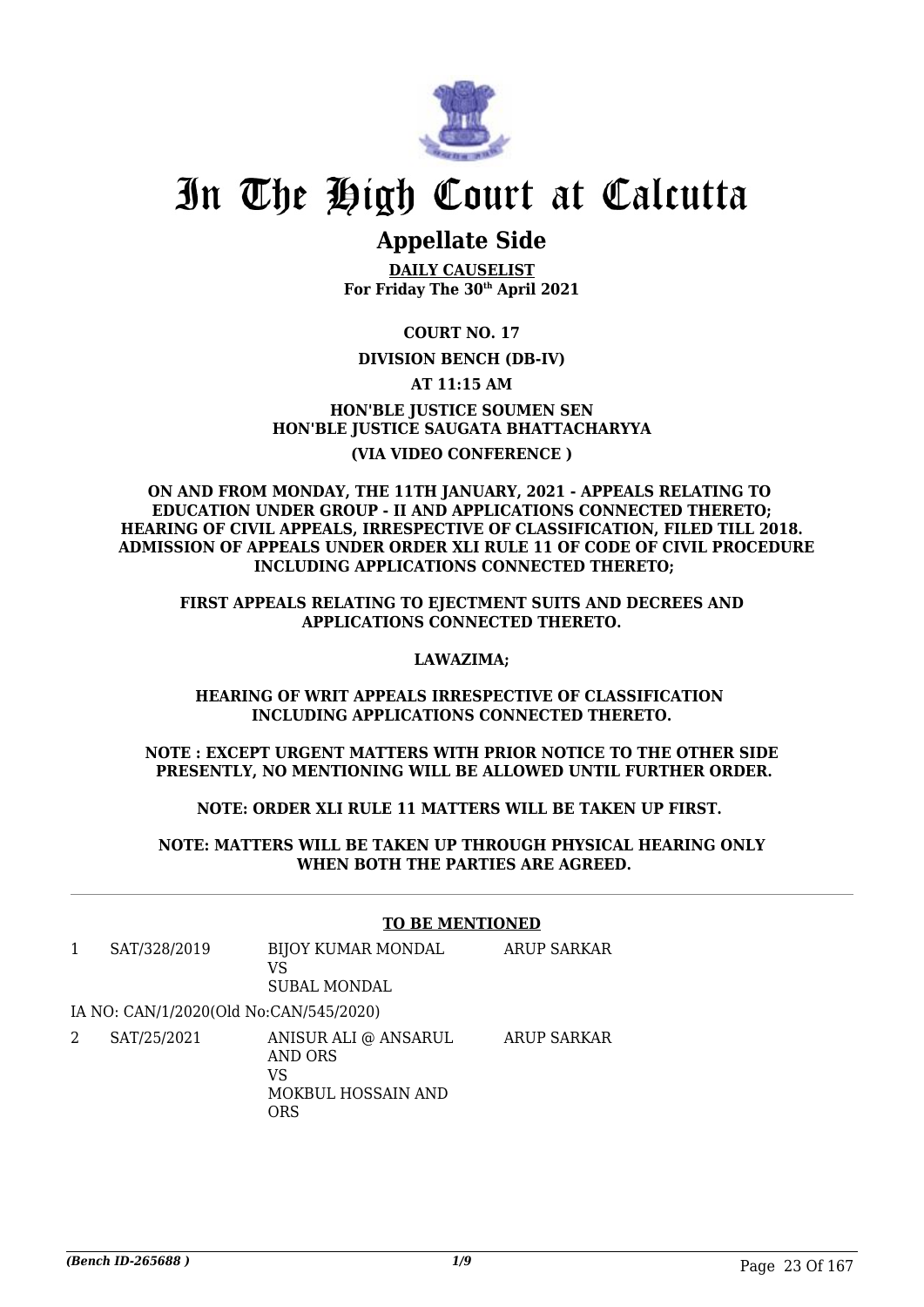# In The High Court at Calcutta

## Appellate Side

**DAILY CAUSELIST**
**For Friday The 30th April 2021**

**COURT NO. 17**

**DIVISION BENCH (DB-IV)**

**AT 11:15 AM**

**HON'BLE JUSTICE SOUMEN SEN**
**HON'BLE JUSTICE SAUGATA BHATTACHARYYA**

**(VIA VIDEO CONFERENCE )**

**ON AND FROM MONDAY, THE 11TH JANUARY, 2021 - APPEALS RELATING TO EDUCATION UNDER GROUP - II AND APPLICATIONS CONNECTED THERETO; HEARING OF CIVIL APPEALS, IRRESPECTIVE OF CLASSIFICATION, FILED TILL 2018. ADMISSION OF APPEALS UNDER ORDER XLI RULE 11 OF CODE OF CIVIL PROCEDURE INCLUDING APPLICATIONS CONNECTED THERETO;**

**FIRST APPEALS RELATING TO EJECTMENT SUITS AND DECREES AND APPLICATIONS CONNECTED THERETO.**

**LAWAZIMA;**

**HEARING OF WRIT APPEALS IRRESPECTIVE OF CLASSIFICATION INCLUDING APPLICATIONS CONNECTED THERETO.**

**NOTE : EXCEPT URGENT MATTERS WITH PRIOR NOTICE TO THE OTHER SIDE PRESENTLY, NO MENTIONING WILL BE ALLOWED UNTIL FURTHER ORDER.**

**NOTE: ORDER XLI RULE 11 MATTERS WILL BE TAKEN UP FIRST.**

**NOTE: MATTERS WILL BE TAKEN UP THROUGH PHYSICAL HEARING ONLY WHEN BOTH THE PARTIES ARE AGREED.**

---

**TO BE MENTIONED**

| | | | |
|---|---|---|---|
| 1 | SAT/328/2019 | BIJOY KUMAR MONDAL<br>VS<br>SUBAL MONDAL | ARUP SARKAR |
| | IA NO: CAN/1/2020(Old No:CAN/545/2020) | | |
| 2 | SAT/25/2021 | ANISUR ALI @ ANSARUL AND ORS<br>VS<br>MOKBUL HOSSAIN AND ORS | ARUP SARKAR |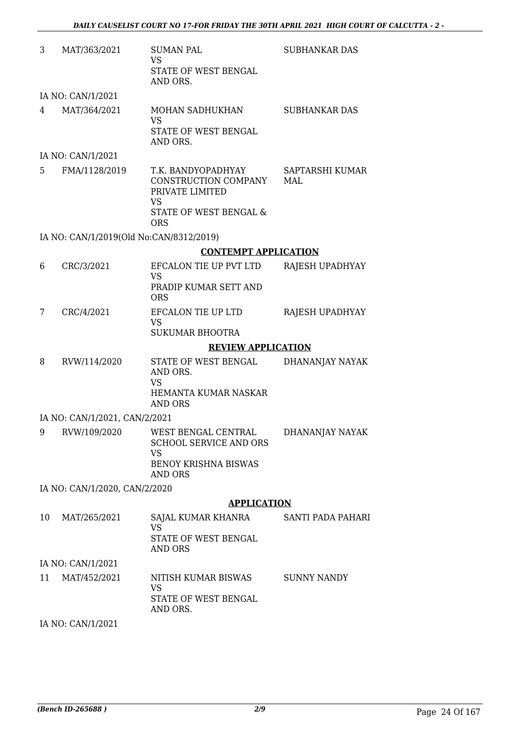| | | | |
|---|---|---|---|
| 3 | MAT/363/2021 | SUMAN PAL<br>VS<br>STATE OF WEST BENGAL AND ORS. | SUBHANKAR DAS |
| | IA NO: CAN/1/2021 | | |
| 4 | MAT/364/2021 | MOHAN SADHUKHAN<br>VS<br>STATE OF WEST BENGAL AND ORS. | SUBHANKAR DAS |
| | IA NO: CAN/1/2021 | | |
| 5 | FMA/1128/2019 | T.K. BANDYOPADHYAY CONSTRUCTION COMPANY PRIVATE LIMITED<br>VS<br>STATE OF WEST BENGAL & ORS | SAPTARSHI KUMAR MAL |
| | IA NO: CAN/1/2019(Old No:CAN/8312/2019) | | |

**CONTEMPT APPLICATION**

| | | | |
|---|---|---|---|
| 6 | CRC/3/2021 | EFCALON TIE UP PVT LTD<br>VS<br>PRADIP KUMAR SETT AND ORS | RAJESH UPADHYAY |
| 7 | CRC/4/2021 | EFCALON TIE UP LTD<br>VS<br>SUKUMAR BHOOTRA | RAJESH UPADHYAY |

**REVIEW APPLICATION**

| | | | |
|---|---|---|---|
| 8 | RVW/114/2020 | STATE OF WEST BENGAL AND ORS.<br>VS<br>HEMANTA KUMAR NASKAR AND ORS | DHANANJAY NAYAK |
| | IA NO: CAN/1/2021, CAN/2/2021 | | |
| 9 | RVW/109/2020 | WEST BENGAL CENTRAL SCHOOL SERVICE AND ORS<br>VS<br>BENOY KRISHNA BISWAS AND ORS | DHANANJAY NAYAK |
| | IA NO: CAN/1/2020, CAN/2/2020 | | |

**APPLICATION**

| | | | |
|---|---|---|---|
| 10 | MAT/265/2021 | SAJAL KUMAR KHANRA<br>VS<br>STATE OF WEST BENGAL AND ORS | SANTI PADA PAHARI |
| | IA NO: CAN/1/2021 | | |
| 11 | MAT/452/2021 | NITISH KUMAR BISWAS<br>VS<br>STATE OF WEST BENGAL AND ORS. | SUNNY NANDY |
| | IA NO: CAN/1/2021 | | |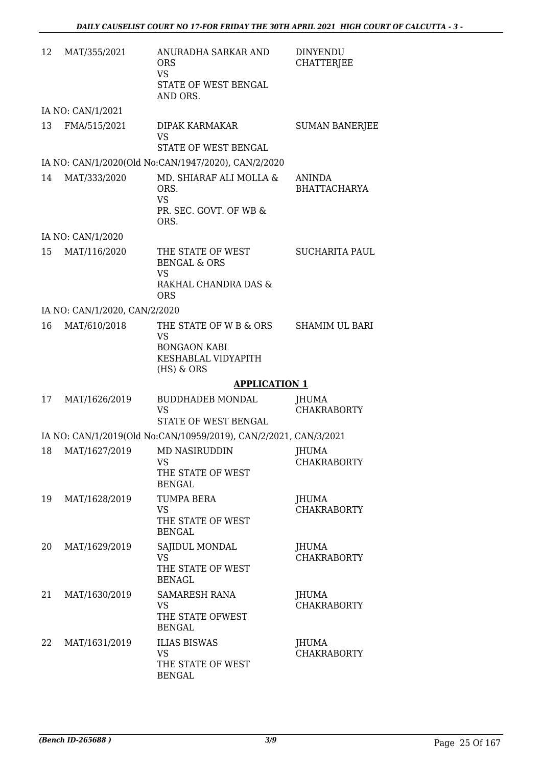| | | | |
|---|---|---|---|
| 12 | MAT/355/2021 | ANURADHA SARKAR AND ORS<br>VS<br>STATE OF WEST BENGAL AND ORS. | DINYENDU CHATTERJEE |
| | IA NO: CAN/1/2021 | | |
| 13 | FMA/515/2021 | DIPAK KARMAKAR<br>VS<br>STATE OF WEST BENGAL | SUMAN BANERJEE |
| | IA NO: CAN/1/2020(Old No:CAN/1947/2020), CAN/2/2020 | | |
| 14 | MAT/333/2020 | MD. SHIARAF ALI MOLLA & ORS.<br>VS<br>PR. SEC. GOVT. OF WB & ORS. | ANINDA BHATTACHARYA |
| | IA NO: CAN/1/2020 | | |
| 15 | MAT/116/2020 | THE STATE OF WEST BENGAL & ORS<br>VS<br>RAKHAL CHANDRA DAS & ORS | SUCHARITA PAUL |
| | IA NO: CAN/1/2020, CAN/2/2020 | | |
| 16 | MAT/610/2018 | THE STATE OF W B & ORS<br>VS<br>BONGAON KABI KESHABLAL VIDYAPITH (HS) & ORS | SHAMIM UL BARI |

## APPLICATION 1

| | | | |
|---|---|---|---|
| 17 | MAT/1626/2019 | BUDDHADEB MONDAL<br>VS<br>STATE OF WEST BENGAL | JHUMA CHAKRABORTY |
| | IA NO: CAN/1/2019(Old No:CAN/10959/2019), CAN/2/2021, CAN/3/2021 | | |
| 18 | MAT/1627/2019 | MD NASIRUDDIN<br>VS<br>THE STATE OF WEST BENGAL | JHUMA CHAKRABORTY |
| 19 | MAT/1628/2019 | TUMPA BERA<br>VS<br>THE STATE OF WEST BENGAL | JHUMA CHAKRABORTY |
| 20 | MAT/1629/2019 | SAJIDUL MONDAL<br>VS<br>THE STATE OF WEST BENAGL | JHUMA CHAKRABORTY |
| 21 | MAT/1630/2019 | SAMARESH RANA<br>VS<br>THE STATE OFWEST BENGAL | JHUMA CHAKRABORTY |
| 22 | MAT/1631/2019 | ILIAS BISWAS<br>VS<br>THE STATE OF WEST BENGAL | JHUMA CHAKRABORTY |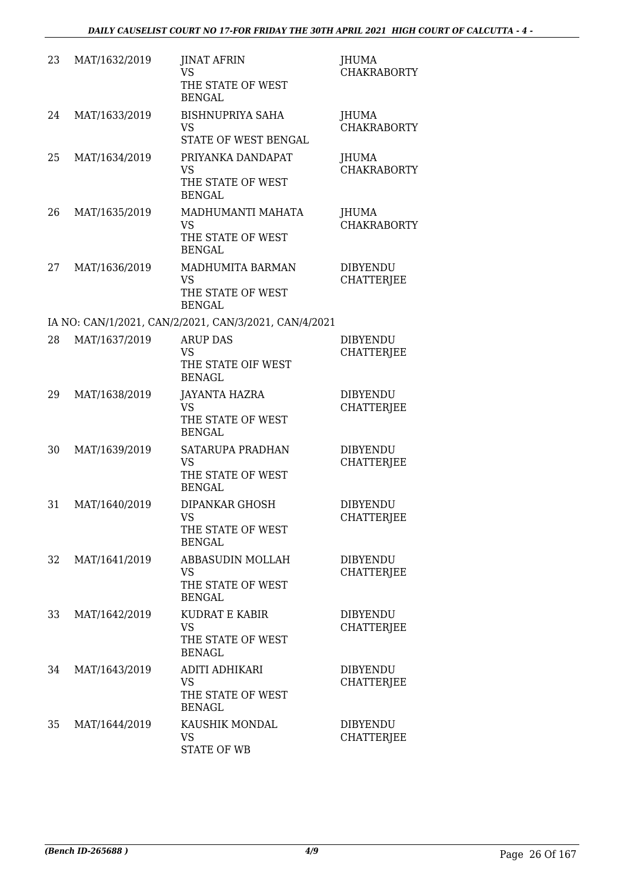| | | | |
|---|---|---|---|
| 23 | MAT/1632/2019 | JINAT AFRIN<br>VS<br>THE STATE OF WEST BENGAL | JHUMA CHAKRABORTY |
| 24 | MAT/1633/2019 | BISHNUPRIYA SAHA<br>VS<br>STATE OF WEST BENGAL | JHUMA CHAKRABORTY |
| 25 | MAT/1634/2019 | PRIYANKA DANDAPAT<br>VS<br>THE STATE OF WEST BENGAL | JHUMA CHAKRABORTY |
| 26 | MAT/1635/2019 | MADHUMANTI MAHATA<br>VS<br>THE STATE OF WEST BENGAL | JHUMA CHAKRABORTY |
| 27 | MAT/1636/2019 | MADHUMITA BARMAN<br>VS<br>THE STATE OF WEST BENGAL | DIBYENDU CHATTERJEE |

IA NO: CAN/1/2021, CAN/2/2021, CAN/3/2021, CAN/4/2021

| | | | |
|---|---|---|---|
| 28 | MAT/1637/2019 | ARUP DAS<br>VS<br>THE STATE OIF WEST BENAGL | DIBYENDU CHATTERJEE |
| 29 | MAT/1638/2019 | JAYANTA HAZRA<br>VS<br>THE STATE OF WEST BENGAL | DIBYENDU CHATTERJEE |
| 30 | MAT/1639/2019 | SATARUPA PRADHAN<br>VS<br>THE STATE OF WEST BENGAL | DIBYENDU CHATTERJEE |
| 31 | MAT/1640/2019 | DIPANKAR GHOSH<br>VS<br>THE STATE OF WEST BENGAL | DIBYENDU CHATTERJEE |
| 32 | MAT/1641/2019 | ABBASUDIN MOLLAH<br>VS<br>THE STATE OF WEST BENGAL | DIBYENDU CHATTERJEE |
| 33 | MAT/1642/2019 | KUDRAT E KABIR<br>VS<br>THE STATE OF WEST BENAGL | DIBYENDU CHATTERJEE |
| 34 | MAT/1643/2019 | ADITI ADHIKARI<br>VS<br>THE STATE OF WEST BENAGL | DIBYENDU CHATTERJEE |
| 35 | MAT/1644/2019 | KAUSHIK MONDAL<br>VS<br>STATE OF WB | DIBYENDU CHATTERJEE |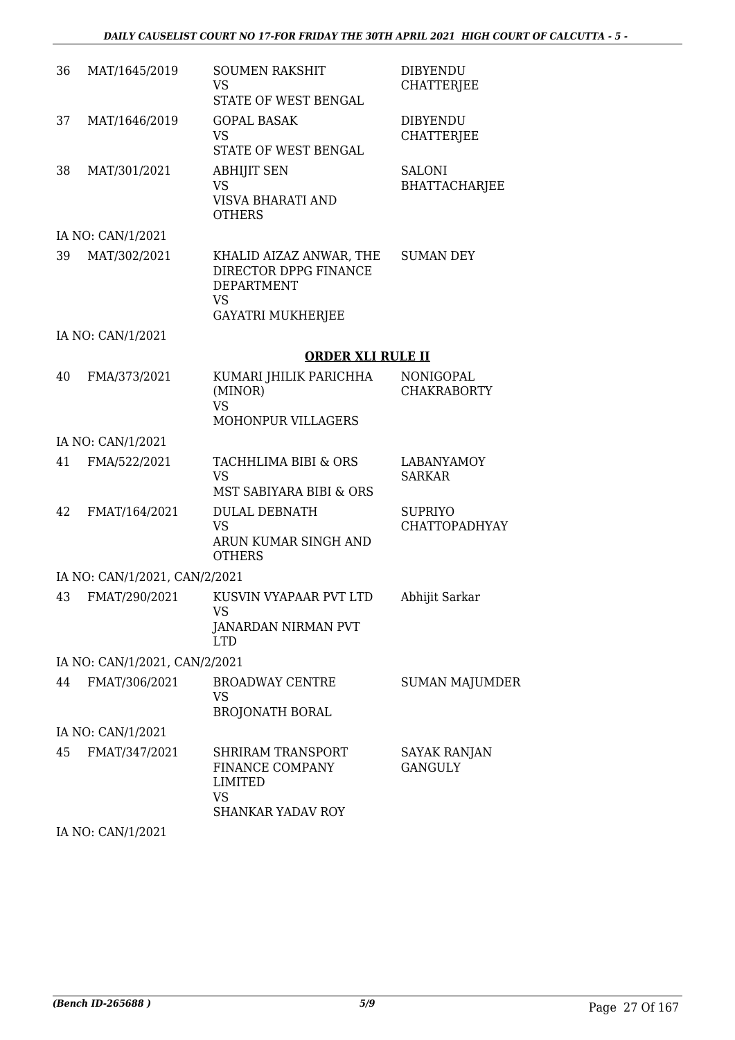| | | | |
|---|---|---|---|
| 36 | MAT/1645/2019 | SOUMEN RAKSHIT<br>VS<br>STATE OF WEST BENGAL | DIBYENDU CHATTERJEE |
| 37 | MAT/1646/2019 | GOPAL BASAK<br>VS<br>STATE OF WEST BENGAL | DIBYENDU CHATTERJEE |
| 38 | MAT/301/2021 | ABHIJIT SEN<br>VS<br>VISVA BHARATI AND OTHERS | SALONI BHATTACHARJEE |
| | IA NO: CAN/1/2021 | | |
| 39 | MAT/302/2021 | KHALID AIZAZ ANWAR, THE DIRECTOR DPPG FINANCE DEPARTMENT<br>VS<br>GAYATRI MUKHERJEE | SUMAN DEY |
| | IA NO: CAN/1/2021 | | |

## ORDER XLI RULE II

| | | | |
|---|---|---|---|
| 40 | FMA/373/2021 | KUMARI JHILIK PARICHHA (MINOR)<br>VS<br>MOHONPUR VILLAGERS | NONIGOPAL CHAKRABORTY |
| | IA NO: CAN/1/2021 | | |
| 41 | FMA/522/2021 | TACHHLIMA BIBI & ORS<br>VS<br>MST SABIYARA BIBI & ORS | LABANYAMOY SARKAR |
| 42 | FMAT/164/2021 | DULAL DEBNATH<br>VS<br>ARUN KUMAR SINGH AND OTHERS | SUPRIYO CHATTOPADHYAY |
| | IA NO: CAN/1/2021, CAN/2/2021 | | |
| 43 | FMAT/290/2021 | KUSVIN VYAPAAR PVT LTD<br>VS<br>JANARDAN NIRMAN PVT LTD | Abhijit Sarkar |
| | IA NO: CAN/1/2021, CAN/2/2021 | | |
| 44 | FMAT/306/2021 | BROADWAY CENTRE<br>VS<br>BROJONATH BORAL | SUMAN MAJUMDER |
| | IA NO: CAN/1/2021 | | |
| 45 | FMAT/347/2021 | SHRIRAM TRANSPORT FINANCE COMPANY LIMITED<br>VS<br>SHANKAR YADAV ROY | SAYAK RANJAN GANGULY |
| | IA NO: CAN/1/2021 | | |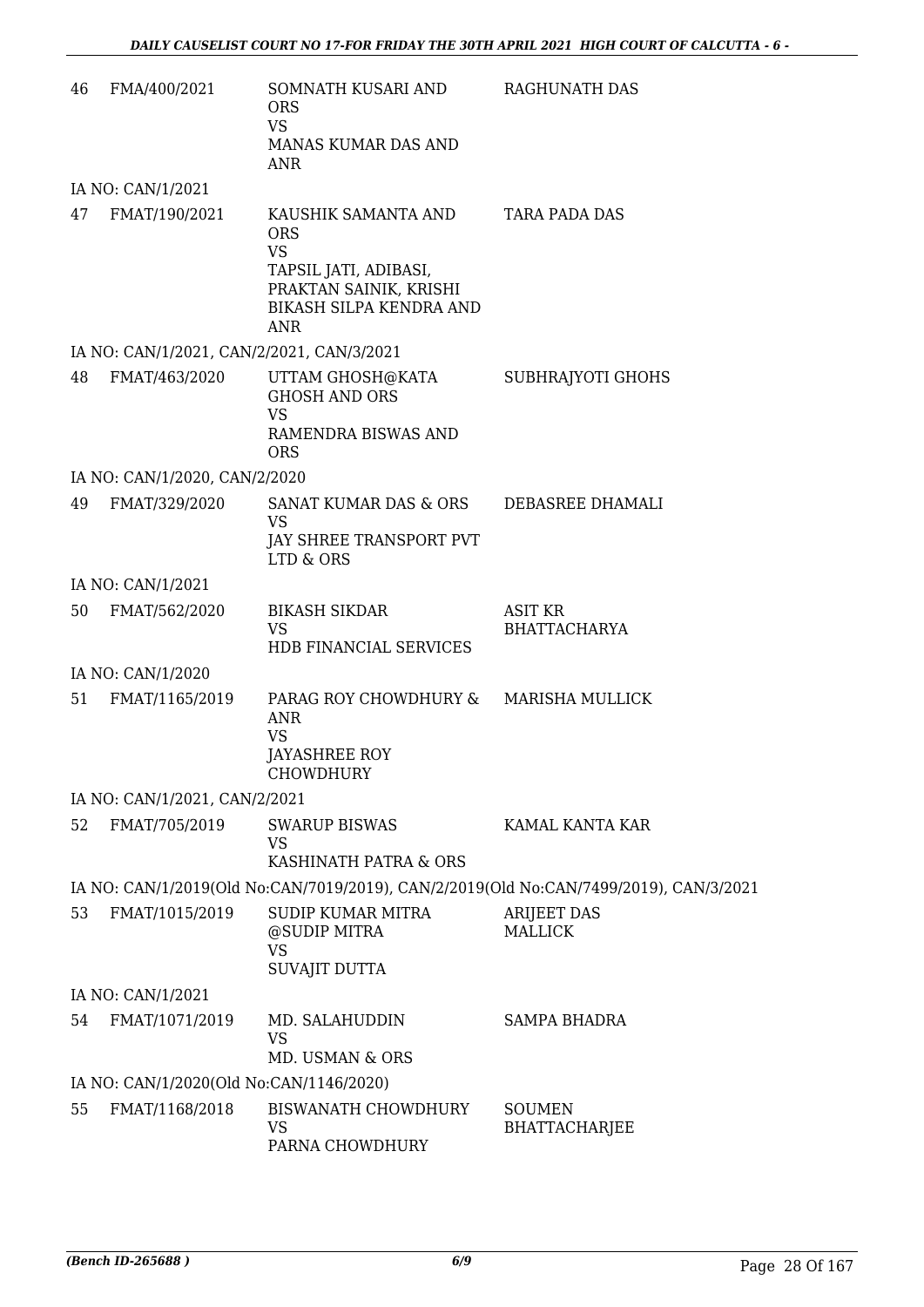| | | | |
|---|---|---|---|
| 46 | FMA/400/2021 | SOMNATH KUSARI AND ORS<br>VS<br>MANAS KUMAR DAS AND ANR | RAGHUNATH DAS |
| | IA NO: CAN/1/2021 | | |
| 47 | FMAT/190/2021 | KAUSHIK SAMANTA AND ORS<br>VS<br>TAPSIL JATI, ADIBASI, PRAKTAN SAINIK, KRISHI BIKASH SILPA KENDRA AND ANR | TARA PADA DAS |
| | IA NO: CAN/1/2021, CAN/2/2021, CAN/3/2021 | | |
| 48 | FMAT/463/2020 | UTTAM GHOSH@KATA GHOSH AND ORS<br>VS<br>RAMENDRA BISWAS AND ORS | SUBHRAJYOTI GHOHS |
| | IA NO: CAN/1/2020, CAN/2/2020 | | |
| 49 | FMAT/329/2020 | SANAT KUMAR DAS & ORS<br>VS<br>JAY SHREE TRANSPORT PVT LTD & ORS | DEBASREE DHAMALI |
| | IA NO: CAN/1/2021 | | |
| 50 | FMAT/562/2020 | BIKASH SIKDAR<br>VS<br>HDB FINANCIAL SERVICES | ASIT KR BHATTACHARYA |
| | IA NO: CAN/1/2020 | | |
| 51 | FMAT/1165/2019 | PARAG ROY CHOWDHURY & ANR<br>VS<br>JAYASHREE ROY CHOWDHURY | MARISHA MULLICK |
| | IA NO: CAN/1/2021, CAN/2/2021 | | |
| 52 | FMAT/705/2019 | SWARUP BISWAS<br>VS<br>KASHINATH PATRA & ORS | KAMAL KANTA KAR |
| | IA NO: CAN/1/2019(Old No:CAN/7019/2019), CAN/2/2019(Old No:CAN/7499/2019), CAN/3/2021 | | |
| 53 | FMAT/1015/2019 | SUDIP KUMAR MITRA @SUDIP MITRA<br>VS<br>SUVAJIT DUTTA | ARIJEET DAS MALLICK |
| | IA NO: CAN/1/2021 | | |
| 54 | FMAT/1071/2019 | MD. SALAHUDDIN<br>VS<br>MD. USMAN & ORS | SAMPA BHADRA |
| | IA NO: CAN/1/2020(Old No:CAN/1146/2020) | | |
| 55 | FMAT/1168/2018 | BISWANATH CHOWDHURY<br>VS<br>PARNA CHOWDHURY | SOUMEN BHATTACHARJEE |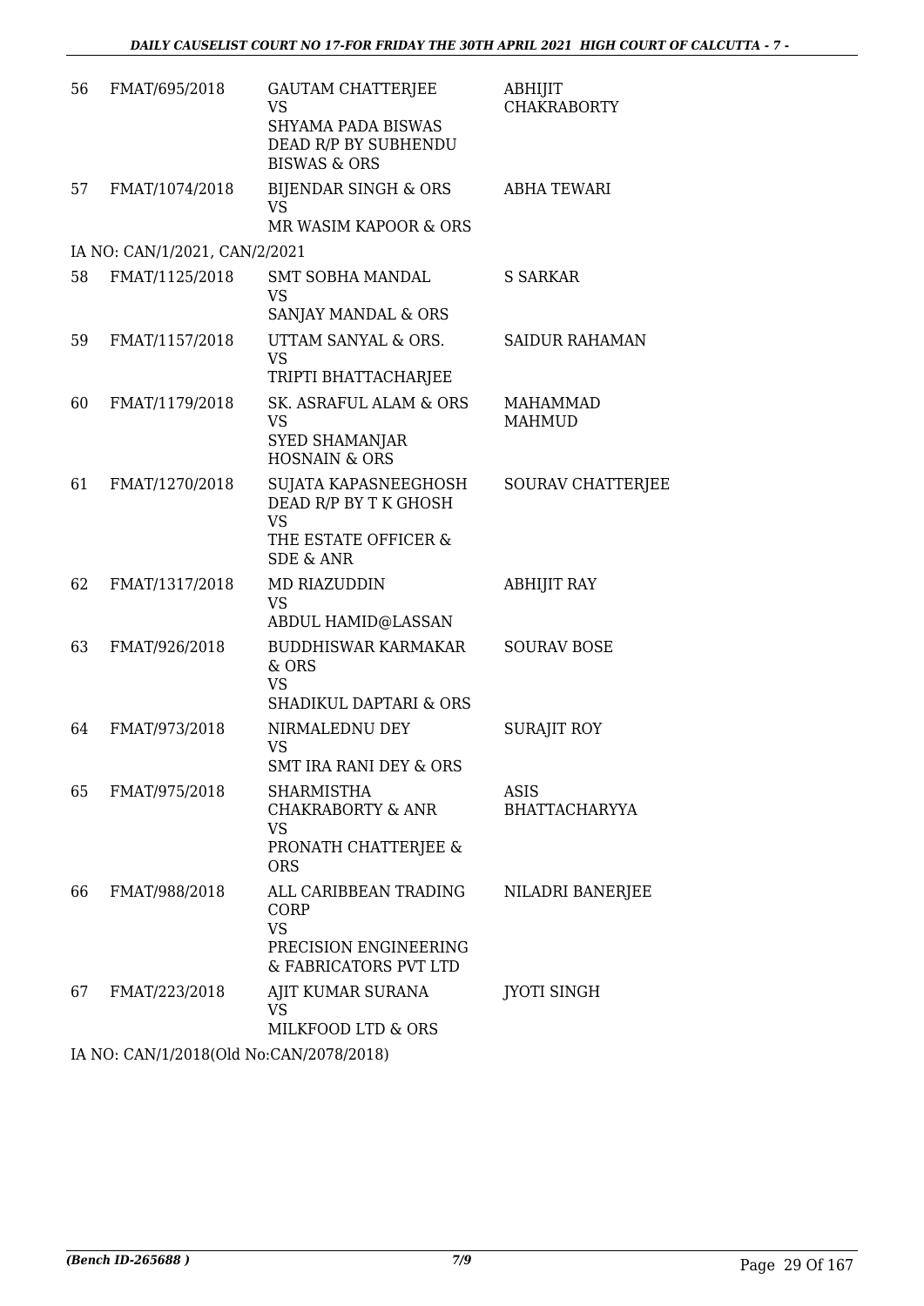| 56 | FMAT/695/2018 | GAUTAM CHATTERJEE<br>VS<br>SHYAMA PADA BISWAS DEAD R/P BY SUBHENDU BISWAS & ORS | ABHIJIT CHAKRABORTY |
|---|---|---|---|
| 57 | FMAT/1074/2018 | BIJENDAR SINGH & ORS<br>VS<br>MR WASIM KAPOOR & ORS | ABHA TEWARI |
| | IA NO: CAN/1/2021, CAN/2/2021 | | |
| 58 | FMAT/1125/2018 | SMT SOBHA MANDAL<br>VS<br>SANJAY MANDAL & ORS | S SARKAR |
| 59 | FMAT/1157/2018 | UTTAM SANYAL & ORS.<br>VS<br>TRIPTI BHATTACHARJEE | SAIDUR RAHAMAN |
| 60 | FMAT/1179/2018 | SK. ASRAFUL ALAM & ORS<br>VS<br>SYED SHAMANJAR HOSNAIN & ORS | MAHAMMAD MAHMUD |
| 61 | FMAT/1270/2018 | SUJATA KAPASNEEGHOSH DEAD R/P BY T K GHOSH<br>VS<br>THE ESTATE OFFICER & SDE & ANR | SOURAV CHATTERJEE |
| 62 | FMAT/1317/2018 | MD RIAZUDDIN<br>VS<br>ABDUL HAMID@LASSAN | ABHIJIT RAY |
| 63 | FMAT/926/2018 | BUDDHISWAR KARMAKAR & ORS<br>VS<br>SHADIKUL DAPTARI & ORS | SOURAV BOSE |
| 64 | FMAT/973/2018 | NIRMALEDNU DEY<br>VS<br>SMT IRA RANI DEY & ORS | SURAJIT ROY |
| 65 | FMAT/975/2018 | SHARMISTHA CHAKRABORTY & ANR<br>VS<br>PRONATH CHATTERJEE & ORS | ASIS BHATTACHARYYA |
| 66 | FMAT/988/2018 | ALL CARIBBEAN TRADING CORP<br>VS<br>PRECISION ENGINEERING & FABRICATORS PVT LTD | NILADRI BANERJEE |
| 67 | FMAT/223/2018 | AJIT KUMAR SURANA<br>VS<br>MILKFOOD LTD & ORS | JYOTI SINGH |
| | IA NO: CAN/1/2018(Old No:CAN/2078/2018) | | |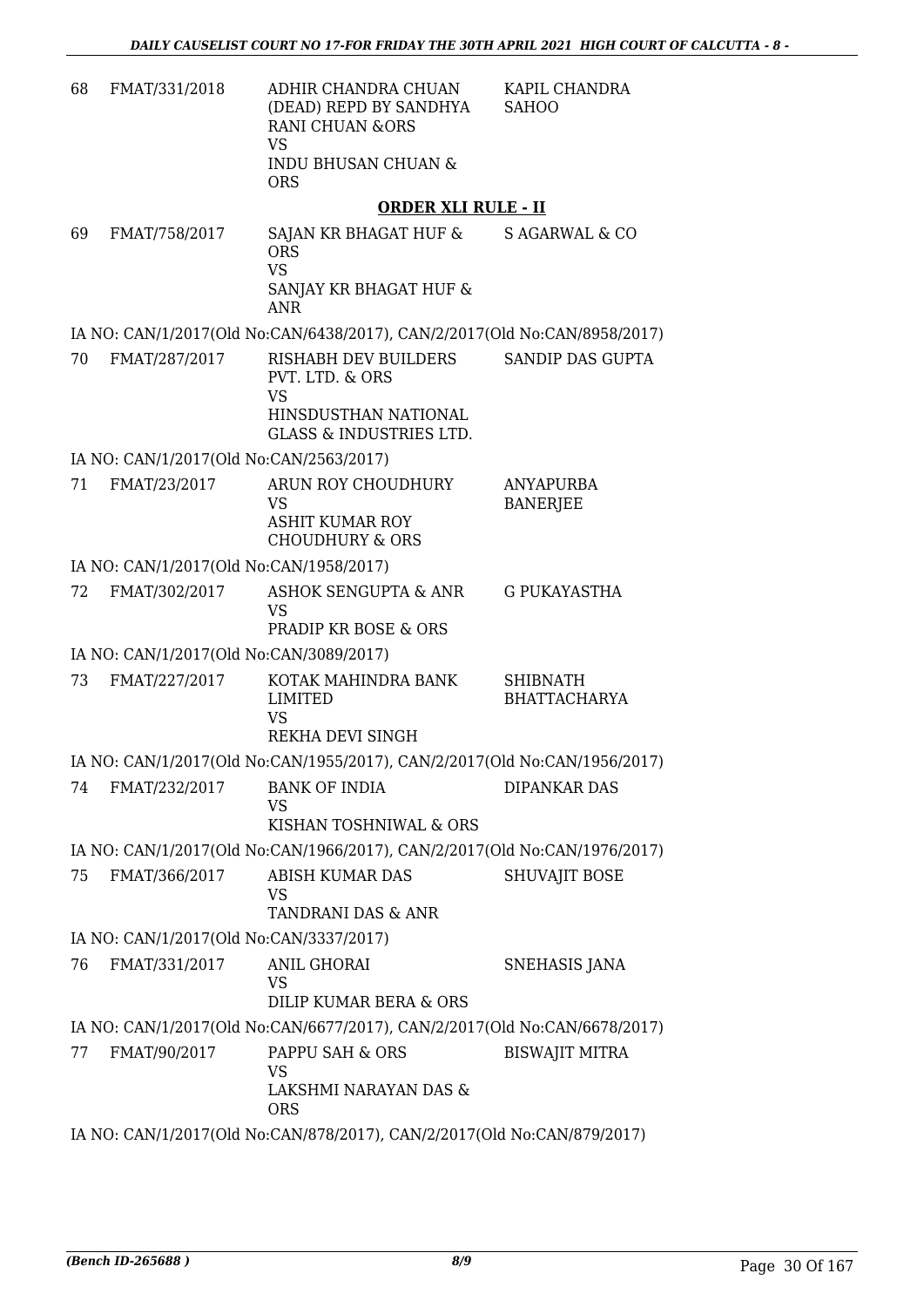| | | | |
|---|---|---|---|
| 68 | FMAT/331/2018 | ADHIR CHANDRA CHUAN (DEAD) REPD BY SANDHYA RANI CHUAN &ORS<br>VS<br>INDU BHUSAN CHUAN & ORS | KAPIL CHANDRA SAHOO |

## ORDER XLI RULE - II

| | | | |
|---|---|---|---|
| 69 | FMAT/758/2017 | SAJAN KR BHAGAT HUF & ORS<br>VS<br>SANJAY KR BHAGAT HUF & ANR | S AGARWAL & CO |

IA NO: CAN/1/2017(Old No:CAN/6438/2017), CAN/2/2017(Old No:CAN/8958/2017)

| | | | |
|---|---|---|---|
| 70 | FMAT/287/2017 | RISHABH DEV BUILDERS PVT. LTD. & ORS<br>VS<br>HINSDUSTHAN NATIONAL GLASS & INDUSTRIES LTD. | SANDIP DAS GUPTA |

IA NO: CAN/1/2017(Old No:CAN/2563/2017)

| | | | |
|---|---|---|---|
| 71 | FMAT/23/2017 | ARUN ROY CHOUDHURY<br>VS<br>ASHIT KUMAR ROY CHOUDHURY & ORS | ANYAPURBA BANERJEE |

IA NO: CAN/1/2017(Old No:CAN/1958/2017)

| | | | |
|---|---|---|---|
| 72 | FMAT/302/2017 | ASHOK SENGUPTA & ANR<br>VS<br>PRADIP KR BOSE & ORS | G PUKAYASTHA |

IA NO: CAN/1/2017(Old No:CAN/3089/2017)

| | | | |
|---|---|---|---|
| 73 | FMAT/227/2017 | KOTAK MAHINDRA BANK LIMITED<br>VS<br>REKHA DEVI SINGH | SHIBNATH BHATTACHARYA |

IA NO: CAN/1/2017(Old No:CAN/1955/2017), CAN/2/2017(Old No:CAN/1956/2017)

| | | | |
|---|---|---|---|
| 74 | FMAT/232/2017 | BANK OF INDIA<br>VS<br>KISHAN TOSHNIWAL & ORS | DIPANKAR DAS |

IA NO: CAN/1/2017(Old No:CAN/1966/2017), CAN/2/2017(Old No:CAN/1976/2017)

| | | | |
|---|---|---|---|
| 75 | FMAT/366/2017 | ABISH KUMAR DAS<br>VS<br>TANDRANI DAS & ANR | SHUVAJIT BOSE |

IA NO: CAN/1/2017(Old No:CAN/3337/2017)

| | | | |
|---|---|---|---|
| 76 | FMAT/331/2017 | ANIL GHORAI<br>VS<br>DILIP KUMAR BERA & ORS | SNEHASIS JANA |

IA NO: CAN/1/2017(Old No:CAN/6677/2017), CAN/2/2017(Old No:CAN/6678/2017)

| | | | |
|---|---|---|---|
| 77 | FMAT/90/2017 | PAPPU SAH & ORS<br>VS<br>LAKSHMI NARAYAN DAS & ORS | BISWAJIT MITRA |

IA NO: CAN/1/2017(Old No:CAN/878/2017), CAN/2/2017(Old No:CAN/879/2017)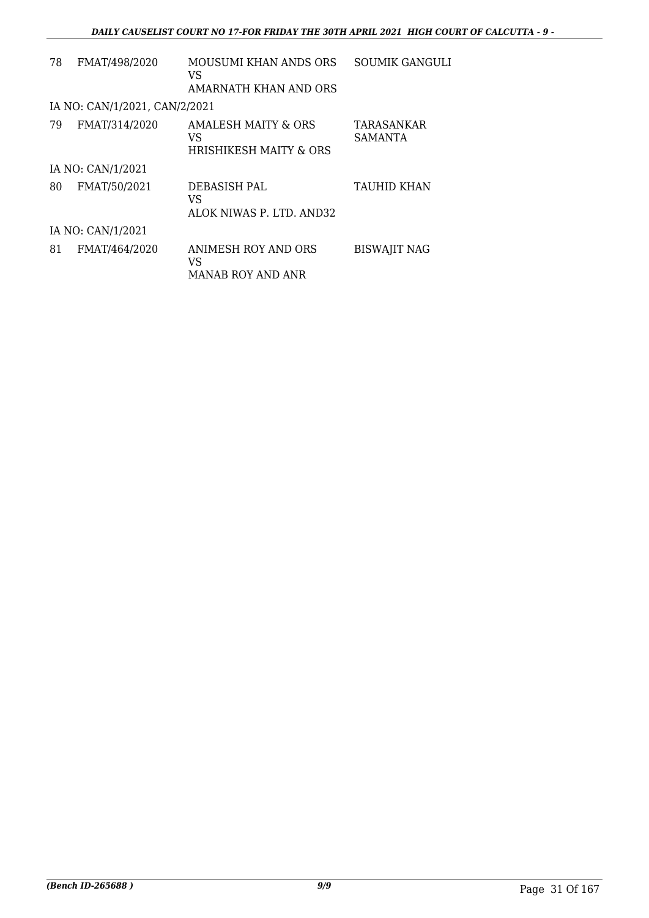| | | | |
|---|---|---|---|
| 78 | FMAT/498/2020 | MOUSUMI KHAN ANDS ORS<br>VS<br>AMARNATH KHAN AND ORS | SOUMIK GANGULI |
| IA NO: CAN/1/2021, CAN/2/2021 | | | |
| 79 | FMAT/314/2020 | AMALESH MAITY & ORS<br>VS<br>HRISHIKESH MAITY & ORS | TARASANKAR SAMANTA |
| IA NO: CAN/1/2021 | | | |
| 80 | FMAT/50/2021 | DEBASISH PAL<br>VS<br>ALOK NIWAS P. LTD. AND32 | TAUHID KHAN |
| IA NO: CAN/1/2021 | | | |
| 81 | FMAT/464/2020 | ANIMESH ROY AND ORS<br>VS<br>MANAB ROY AND ANR | BISWAJIT NAG |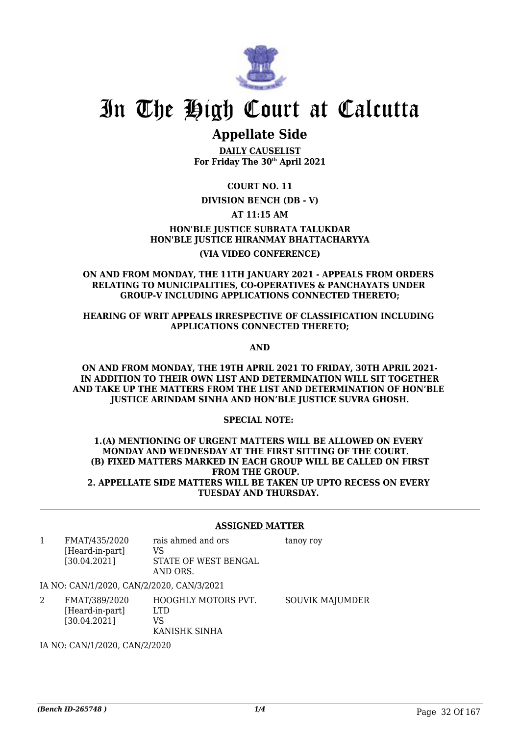# In The High Court at Calcutta

## Appellate Side

**DAILY CAUSELIST**
**For Friday The 30th April 2021**

**COURT NO. 11**

**DIVISION BENCH (DB - V)**

**AT 11:15 AM**

**HON'BLE JUSTICE SUBRATA TALUKDAR**
**HON'BLE JUSTICE HIRANMAY BHATTACHARYYA**

**(VIA VIDEO CONFERENCE)**

**ON AND FROM MONDAY, THE 11TH JANUARY 2021 - APPEALS FROM ORDERS RELATING TO MUNICIPALITIES, CO-OPERATIVES & PANCHAYATS UNDER GROUP-V INCLUDING APPLICATIONS CONNECTED THERETO;**

**HEARING OF WRIT APPEALS IRRESPECTIVE OF CLASSIFICATION INCLUDING APPLICATIONS CONNECTED THERETO;**

**AND**

**ON AND FROM MONDAY, THE 19TH APRIL 2021 TO FRIDAY, 30TH APRIL 2021- IN ADDITION TO THEIR OWN LIST AND DETERMINATION WILL SIT TOGETHER AND TAKE UP THE MATTERS FROM THE LIST AND DETERMINATION OF HON'BLE JUSTICE ARINDAM SINHA AND HON'BLE JUSTICE SUVRA GHOSH.**

**SPECIAL NOTE:**

**1.(A) MENTIONING OF URGENT MATTERS WILL BE ALLOWED ON EVERY MONDAY AND WEDNESDAY AT THE FIRST SITTING OF THE COURT.**
**(B) FIXED MATTERS MARKED IN EACH GROUP WILL BE CALLED ON FIRST FROM THE GROUP.**
**2. APPELLATE SIDE MATTERS WILL BE TAKEN UP UPTO RECESS ON EVERY TUESDAY AND THURSDAY.**

**ASSIGNED MATTER**

| | | | |
|---|---|---|---|
| 1 | FMAT/435/2020 [Heard-in-part] [30.04.2021] | rais ahmed and ors VS STATE OF WEST BENGAL AND ORS. | tanoy roy |

IA NO: CAN/1/2020, CAN/2/2020, CAN/3/2021

| | | | |
|---|---|---|---|
| 2 | FMAT/389/2020 [Heard-in-part] [30.04.2021] | HOOGHLY MOTORS PVT. LTD VS KANISHK SINHA | SOUVIK MAJUMDER |

IA NO: CAN/1/2020, CAN/2/2020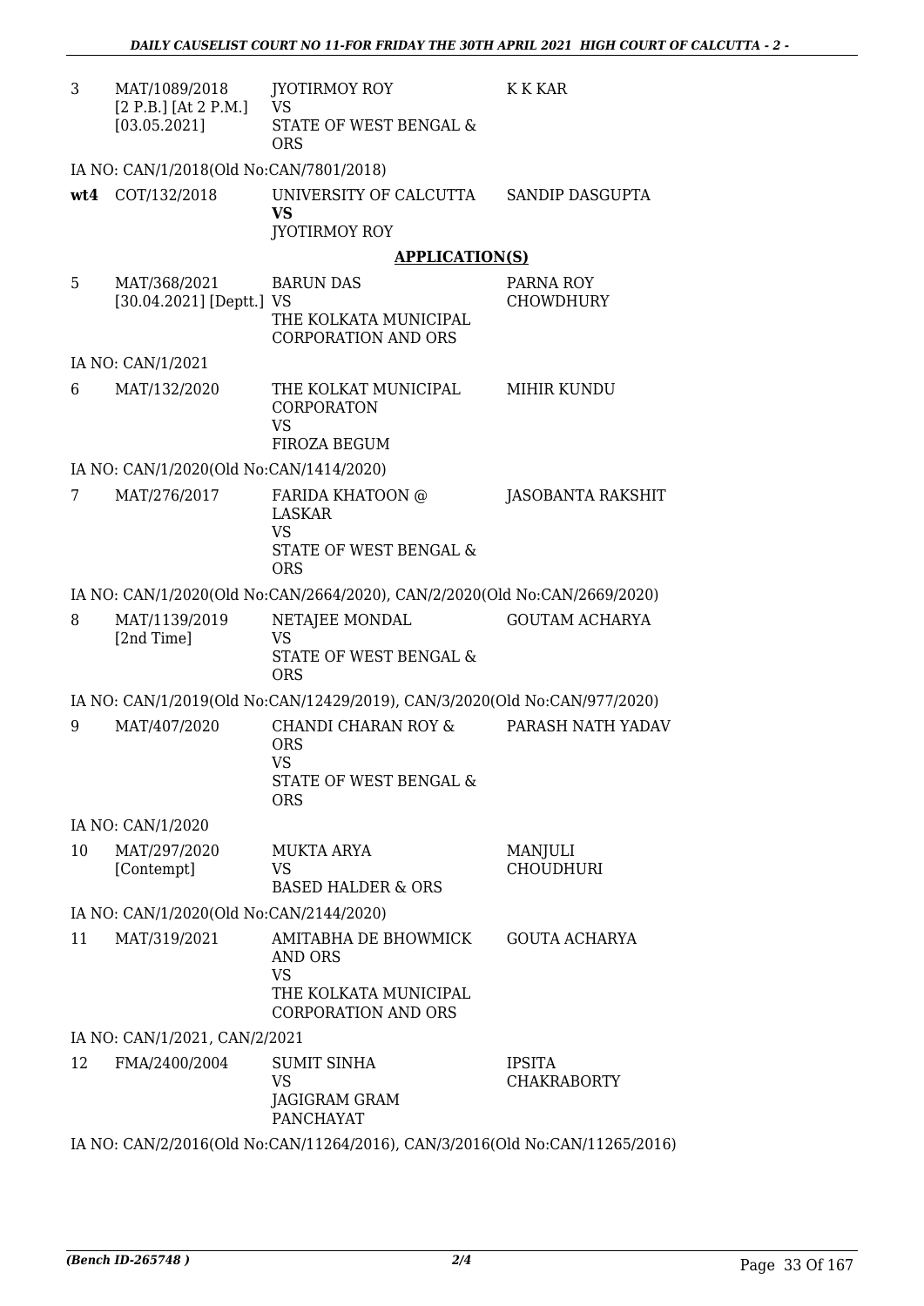| | | | |
|---|---|---|---|
| 3 | MAT/1089/2018 [2 P.B.] [At 2 P.M.] [03.05.2021] | JYOTIRMOY ROY VS STATE OF WEST BENGAL & ORS | K K KAR |

IA NO: CAN/1/2018(Old No:CAN/7801/2018)

| | | | |
|---|---|---|---|
| **wt4** | COT/132/2018 | UNIVERSITY OF CALCUTTA **VS** JYOTIRMOY ROY | SANDIP DASGUPTA |

**APPLICATION(S)**

| | | | |
|---|---|---|---|
| 5 | MAT/368/2021 [30.04.2021] [Deptt.] | BARUN DAS VS THE KOLKATA MUNICIPAL CORPORATION AND ORS | PARNA ROY CHOWDHURY |

IA NO: CAN/1/2021

| | | | |
|---|---|---|---|
| 6 | MAT/132/2020 | THE KOLKAT MUNICIPAL CORPORATON VS FIROZA BEGUM | MIHIR KUNDU |

IA NO: CAN/1/2020(Old No:CAN/1414/2020)

| | | | |
|---|---|---|---|
| 7 | MAT/276/2017 | FARIDA KHATOON @ LASKAR VS STATE OF WEST BENGAL & ORS | JASOBANTA RAKSHIT |

IA NO: CAN/1/2020(Old No:CAN/2664/2020), CAN/2/2020(Old No:CAN/2669/2020)

| | | | |
|---|---|---|---|
| 8 | MAT/1139/2019 [2nd Time] | NETAJEE MONDAL VS STATE OF WEST BENGAL & ORS | GOUTAM ACHARYA |

IA NO: CAN/1/2019(Old No:CAN/12429/2019), CAN/3/2020(Old No:CAN/977/2020)

| | | | |
|---|---|---|---|
| 9 | MAT/407/2020 | CHANDI CHARAN ROY & ORS VS STATE OF WEST BENGAL & ORS | PARASH NATH YADAV |

IA NO: CAN/1/2020

| | | | |
|---|---|---|---|
| 10 | MAT/297/2020 [Contempt] | MUKTA ARYA VS BASED HALDER & ORS | MANJULI CHOUDHURI |

IA NO: CAN/1/2020(Old No:CAN/2144/2020)

| | | | |
|---|---|---|---|
| 11 | MAT/319/2021 | AMITABHA DE BHOWMICK AND ORS VS THE KOLKATA MUNICIPAL CORPORATION AND ORS | GOUTA ACHARYA |

IA NO: CAN/1/2021, CAN/2/2021

| | | | |
|---|---|---|---|
| 12 | FMA/2400/2004 | SUMIT SINHA VS JAGIGRAM GRAM PANCHAYAT | IPSITA CHAKRABORTY |

IA NO: CAN/2/2016(Old No:CAN/11264/2016), CAN/3/2016(Old No:CAN/11265/2016)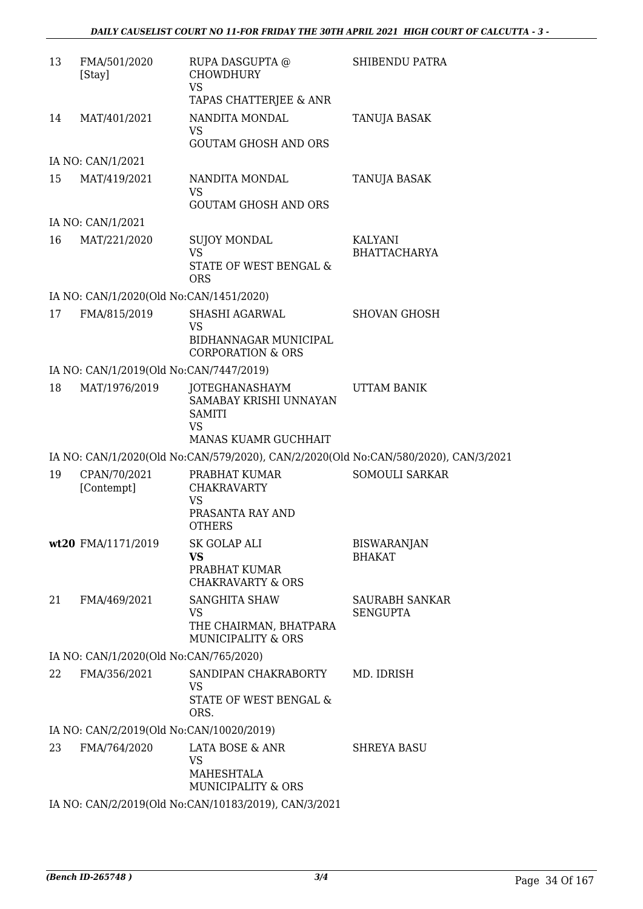| | | | |
|---|---|---|---|
| 13 | FMA/501/2020 [Stay] | RUPA DASGUPTA @ CHOWDHURY<br>VS<br>TAPAS CHATTERJEE & ANR | SHIBENDU PATRA |
| 14 | MAT/401/2021 | NANDITA MONDAL<br>VS<br>GOUTAM GHOSH AND ORS | TANUJA BASAK |
| | IA NO: CAN/1/2021 | | |
| 15 | MAT/419/2021 | NANDITA MONDAL<br>VS<br>GOUTAM GHOSH AND ORS | TANUJA BASAK |
| | IA NO: CAN/1/2021 | | |
| 16 | MAT/221/2020 | SUJOY MONDAL<br>VS<br>STATE OF WEST BENGAL & ORS | KALYANI BHATTACHARYA |
| | IA NO: CAN/1/2020(Old No:CAN/1451/2020) | | |
| 17 | FMA/815/2019 | SHASHI AGARWAL<br>VS<br>BIDHANNAGAR MUNICIPAL CORPORATION & ORS | SHOVAN GHOSH |
| | IA NO: CAN/1/2019(Old No:CAN/7447/2019) | | |
| 18 | MAT/1976/2019 | JOTEGHANASHAYM SAMABAY KRISHI UNNAYAN SAMITI<br>VS<br>MANAS KUAMR GUCHHAIT | UTTAM BANIK |
| | IA NO: CAN/1/2020(Old No:CAN/579/2020), CAN/2/2020(Old No:CAN/580/2020), CAN/3/2021 | | |
| 19 | CPAN/70/2021 [Contempt] | PRABHAT KUMAR CHAKRAVARTY<br>VS<br>PRASANTA RAY AND OTHERS | SOMOULI SARKAR |
| **wt20** | FMA/1171/2019 | SK GOLAP ALI<br>**VS**<br>PRABHAT KUMAR CHAKRAVARTY & ORS | BISWARANJAN BHAKAT |
| 21 | FMA/469/2021 | SANGHITA SHAW<br>VS<br>THE CHAIRMAN, BHATPARA MUNICIPALITY & ORS | SAURABH SANKAR SENGUPTA |
| | IA NO: CAN/1/2020(Old No:CAN/765/2020) | | |
| 22 | FMA/356/2021 | SANDIPAN CHAKRABORTY<br>VS<br>STATE OF WEST BENGAL & ORS. | MD. IDRISH |
| | IA NO: CAN/2/2019(Old No:CAN/10020/2019) | | |
| 23 | FMA/764/2020 | LATA BOSE & ANR<br>VS<br>MAHESHTALA MUNICIPALITY & ORS | SHREYA BASU |
| | IA NO: CAN/2/2019(Old No:CAN/10183/2019), CAN/3/2021 | | |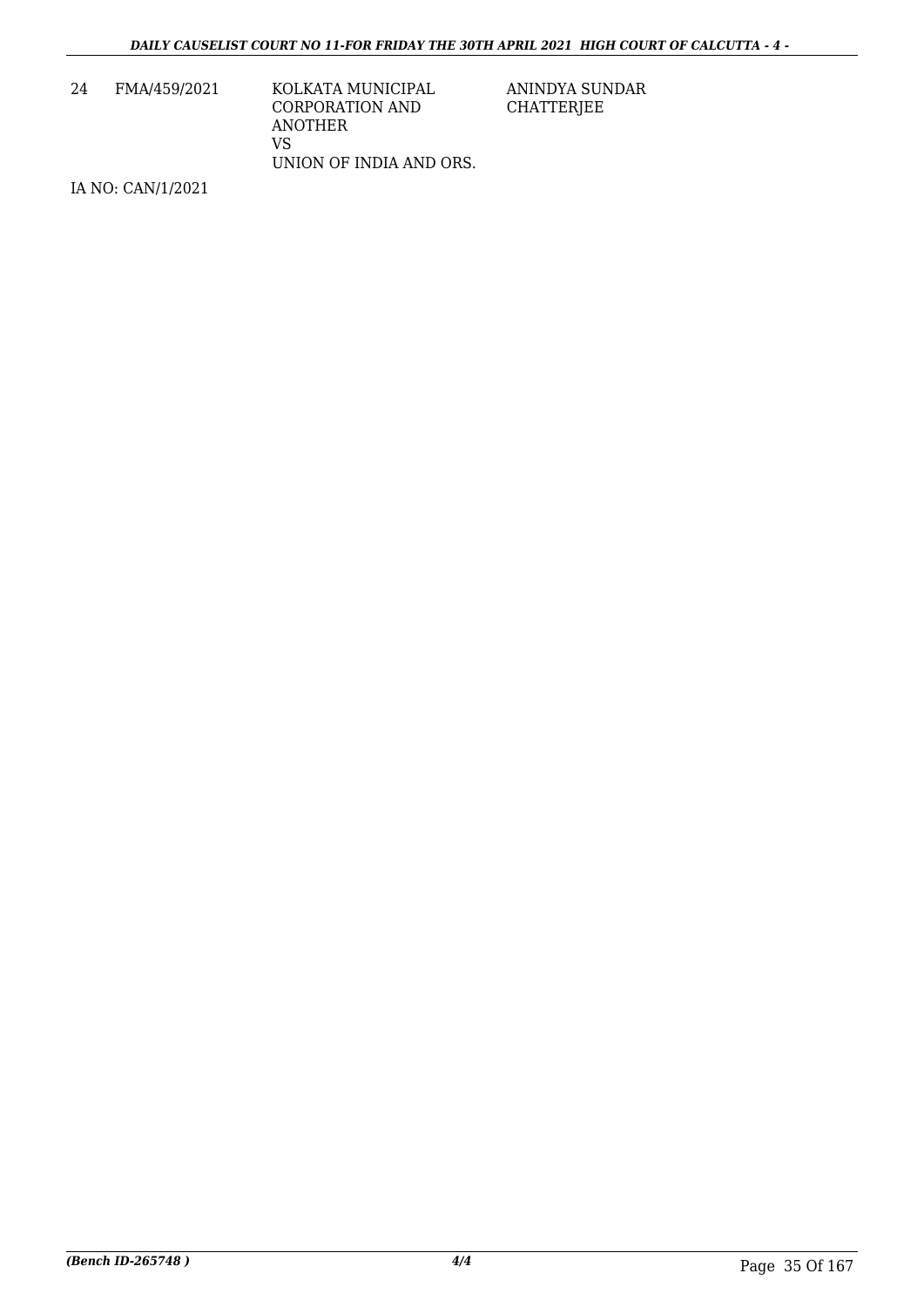| 24 | FMA/459/2021 | KOLKATA MUNICIPAL CORPORATION AND ANOTHER<br>VS<br>UNION OF INDIA AND ORS. | ANINDYA SUNDAR CHATTERJEE |
|---|---|---|---|

IA NO: CAN/1/2021

*(Bench ID-265748 )*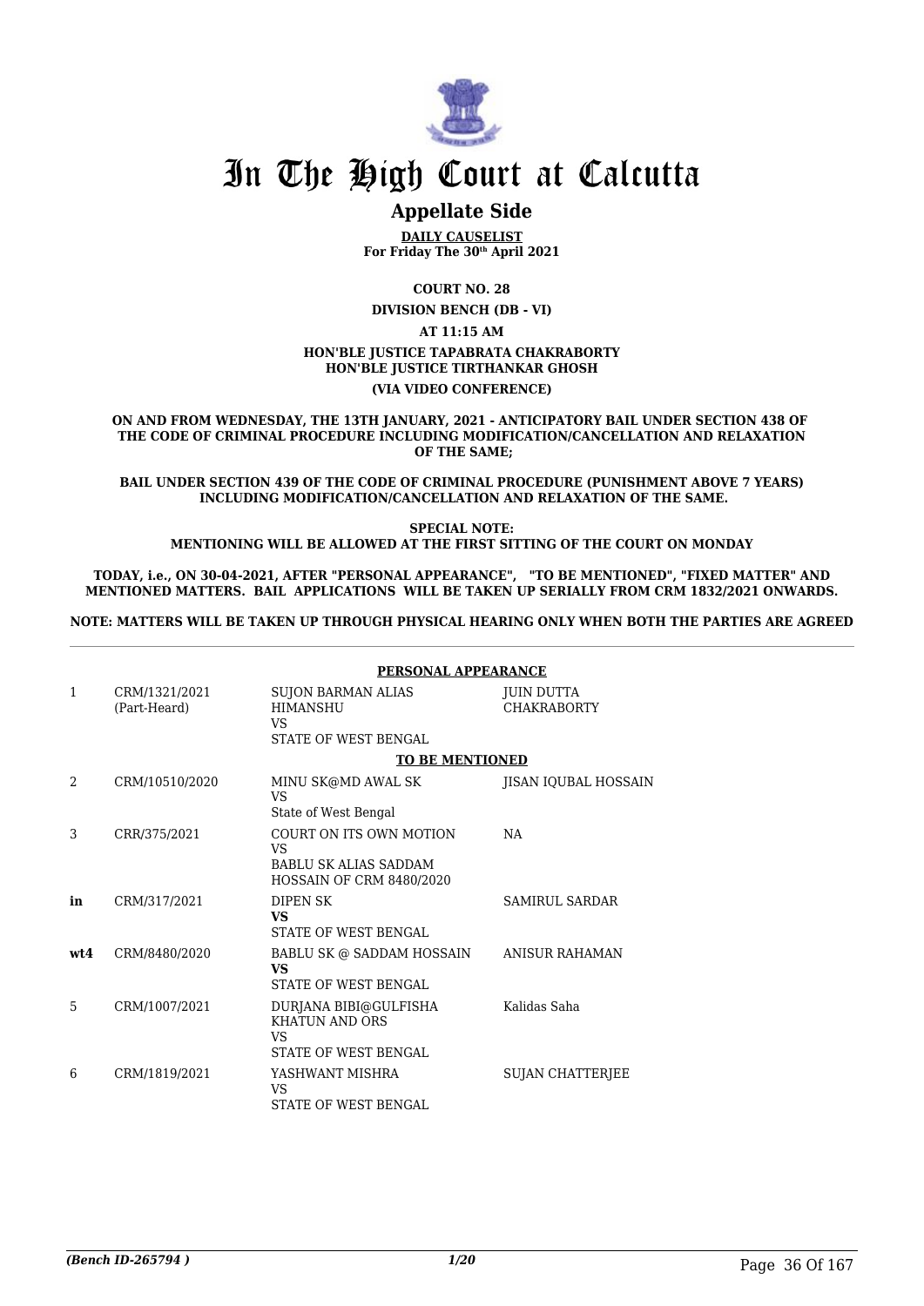# In The High Court at Calcutta

## Appellate Side

**DAILY CAUSELIST**
**For Friday The 30th April 2021**

**COURT NO. 28**

**DIVISION BENCH (DB - VI)**

**AT 11:15 AM**

**HON'BLE JUSTICE TAPABRATA CHAKRABORTY**
**HON'BLE JUSTICE TIRTHANKAR GHOSH**

**(VIA VIDEO CONFERENCE)**

**ON AND FROM WEDNESDAY, THE 13TH JANUARY, 2021 - ANTICIPATORY BAIL UNDER SECTION 438 OF THE CODE OF CRIMINAL PROCEDURE INCLUDING MODIFICATION/CANCELLATION AND RELAXATION OF THE SAME;**

**BAIL UNDER SECTION 439 OF THE CODE OF CRIMINAL PROCEDURE (PUNISHMENT ABOVE 7 YEARS) INCLUDING MODIFICATION/CANCELLATION AND RELAXATION OF THE SAME.**

**SPECIAL NOTE:**
**MENTIONING WILL BE ALLOWED AT THE FIRST SITTING OF THE COURT ON MONDAY**

**TODAY, i.e., ON 30-04-2021, AFTER "PERSONAL APPEARANCE", "TO BE MENTIONED", "FIXED MATTER" AND MENTIONED MATTERS. BAIL APPLICATIONS WILL BE TAKEN UP SERIALLY FROM CRM 1832/2021 ONWARDS.**

**NOTE: MATTERS WILL BE TAKEN UP THROUGH PHYSICAL HEARING ONLY WHEN BOTH THE PARTIES ARE AGREED**

**PERSONAL APPEARANCE**

| | | | |
|---|---|---|---|
| 1 | CRM/1321/2021 (Part-Heard) | SUJON BARMAN ALIAS HIMANSHU VS STATE OF WEST BENGAL | JUIN DUTTA CHAKRABORTY |

**TO BE MENTIONED**

| | | | |
|---|---|---|---|
| 2 | CRM/10510/2020 | MINU SK@MD AWAL SK VS State of West Bengal | JISAN IQUBAL HOSSAIN |
| 3 | CRR/375/2021 | COURT ON ITS OWN MOTION VS BABLU SK ALIAS SADDAM HOSSAIN OF CRM 8480/2020 | NA |
| **in** | CRM/317/2021 | DIPEN SK **VS** STATE OF WEST BENGAL | SAMIRUL SARDAR |
| **wt4** | CRM/8480/2020 | BABLU SK @ SADDAM HOSSAIN **VS** STATE OF WEST BENGAL | ANISUR RAHAMAN |
| 5 | CRM/1007/2021 | DURJANA BIBI@GULFISHA KHATUN AND ORS VS STATE OF WEST BENGAL | Kalidas Saha |
| 6 | CRM/1819/2021 | YASHWANT MISHRA VS STATE OF WEST BENGAL | SUJAN CHATTERJEE |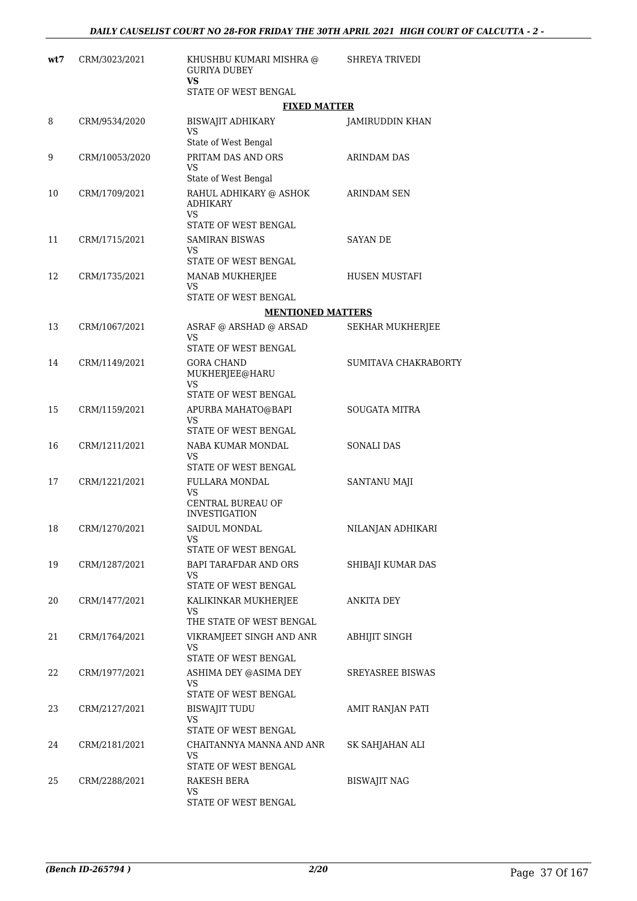| wt7 | CRM/3023/2021 | KHUSHBU KUMARI MISHRA @ GURIYA DUBEY **VS** STATE OF WEST BENGAL | SHREYA TRIVEDI |
|---|---|---|---|

**FIXED MATTER**

| | | | |
|---|---|---|---|
| 8 | CRM/9534/2020 | BISWAJIT ADHIKARY VS State of West Bengal | JAMIRUDDIN KHAN |
| 9 | CRM/10053/2020 | PRITAM DAS AND ORS VS State of West Bengal | ARINDAM DAS |
| 10 | CRM/1709/2021 | RAHUL ADHIKARY @ ASHOK ADHIKARY VS STATE OF WEST BENGAL | ARINDAM SEN |
| 11 | CRM/1715/2021 | SAMIRAN BISWAS VS STATE OF WEST BENGAL | SAYAN DE |
| 12 | CRM/1735/2021 | MANAB MUKHERJEE VS STATE OF WEST BENGAL | HUSEN MUSTAFI |

**MENTIONED MATTERS**

| | | | |
|---|---|---|---|
| 13 | CRM/1067/2021 | ASRAF @ ARSHAD @ ARSAD VS STATE OF WEST BENGAL | SEKHAR MUKHERJEE |
| 14 | CRM/1149/2021 | GORA CHAND MUKHERJEE@HARU VS STATE OF WEST BENGAL | SUMITAVA CHAKRABORTY |
| 15 | CRM/1159/2021 | APURBA MAHATO@BAPI VS STATE OF WEST BENGAL | SOUGATA MITRA |
| 16 | CRM/1211/2021 | NABA KUMAR MONDAL VS STATE OF WEST BENGAL | SONALI DAS |
| 17 | CRM/1221/2021 | FULLARA MONDAL VS CENTRAL BUREAU OF INVESTIGATION | SANTANU MAJI |
| 18 | CRM/1270/2021 | SAIDUL MONDAL VS STATE OF WEST BENGAL | NILANJAN ADHIKARI |
| 19 | CRM/1287/2021 | BAPI TARAFDAR AND ORS VS STATE OF WEST BENGAL | SHIBAJI KUMAR DAS |
| 20 | CRM/1477/2021 | KALIKINKAR MUKHERJEE VS THE STATE OF WEST BENGAL | ANKITA DEY |
| 21 | CRM/1764/2021 | VIKRAMJEET SINGH AND ANR VS STATE OF WEST BENGAL | ABHIJIT SINGH |
| 22 | CRM/1977/2021 | ASHIMA DEY @ASIMA DEY VS STATE OF WEST BENGAL | SREYASREE BISWAS |
| 23 | CRM/2127/2021 | BISWAJIT TUDU VS STATE OF WEST BENGAL | AMIT RANJAN PATI |
| 24 | CRM/2181/2021 | CHAITANNYA MANNA AND ANR VS STATE OF WEST BENGAL | SK SAHJAHAN ALI |
| 25 | CRM/2288/2021 | RAKESH BERA VS STATE OF WEST BENGAL | BISWAJIT NAG |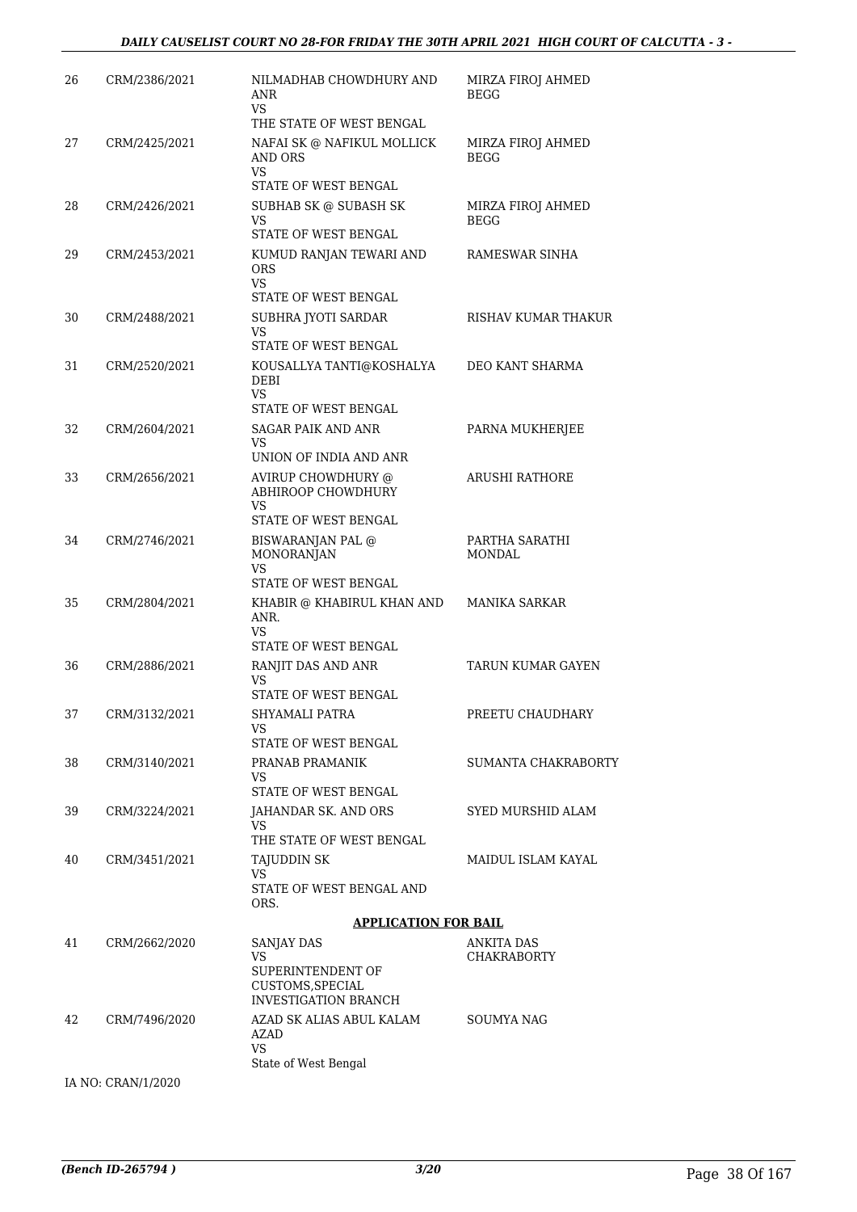| | | | |
|---|---|---|---|
| 26 | CRM/2386/2021 | NILMADHAB CHOWDHURY AND ANR<br>VS<br>THE STATE OF WEST BENGAL | MIRZA FIROJ AHMED BEGG |
| 27 | CRM/2425/2021 | NAFAI SK @ NAFIKUL MOLLICK AND ORS<br>VS<br>STATE OF WEST BENGAL | MIRZA FIROJ AHMED BEGG |
| 28 | CRM/2426/2021 | SUBHAB SK @ SUBASH SK<br>VS<br>STATE OF WEST BENGAL | MIRZA FIROJ AHMED BEGG |
| 29 | CRM/2453/2021 | KUMUD RANJAN TEWARI AND ORS<br>VS<br>STATE OF WEST BENGAL | RAMESWAR SINHA |
| 30 | CRM/2488/2021 | SUBHRA JYOTI SARDAR<br>VS<br>STATE OF WEST BENGAL | RISHAV KUMAR THAKUR |
| 31 | CRM/2520/2021 | KOUSALLYA TANTI@KOSHALYA DEBI<br>VS<br>STATE OF WEST BENGAL | DEO KANT SHARMA |
| 32 | CRM/2604/2021 | SAGAR PAIK AND ANR<br>VS<br>UNION OF INDIA AND ANR | PARNA MUKHERJEE |
| 33 | CRM/2656/2021 | AVIRUP CHOWDHURY @ ABHIROOP CHOWDHURY<br>VS<br>STATE OF WEST BENGAL | ARUSHI RATHORE |
| 34 | CRM/2746/2021 | BISWARANJAN PAL @ MONORANJAN<br>VS<br>STATE OF WEST BENGAL | PARTHA SARATHI MONDAL |
| 35 | CRM/2804/2021 | KHABIR @ KHABIRUL KHAN AND ANR.<br>VS<br>STATE OF WEST BENGAL | MANIKA SARKAR |
| 36 | CRM/2886/2021 | RANJIT DAS AND ANR<br>VS<br>STATE OF WEST BENGAL | TARUN KUMAR GAYEN |
| 37 | CRM/3132/2021 | SHYAMALI PATRA<br>VS<br>STATE OF WEST BENGAL | PREETU CHAUDHARY |
| 38 | CRM/3140/2021 | PRANAB PRAMANIK<br>VS<br>STATE OF WEST BENGAL | SUMANTA CHAKRABORTY |
| 39 | CRM/3224/2021 | JAHANDAR SK. AND ORS<br>VS<br>THE STATE OF WEST BENGAL | SYED MURSHID ALAM |
| 40 | CRM/3451/2021 | TAJUDDIN SK<br>VS<br>STATE OF WEST BENGAL AND ORS. | MAIDUL ISLAM KAYAL |

**APPLICATION FOR BAIL**

| | | | |
|---|---|---|---|
| 41 | CRM/2662/2020 | SANJAY DAS<br>VS<br>SUPERINTENDENT OF CUSTOMS,SPECIAL INVESTIGATION BRANCH | ANKITA DAS CHAKRABORTY |
| 42 | CRM/7496/2020 | AZAD SK ALIAS ABUL KALAM AZAD<br>VS<br>State of West Bengal | SOUMYA NAG |

IA NO: CRAN/1/2020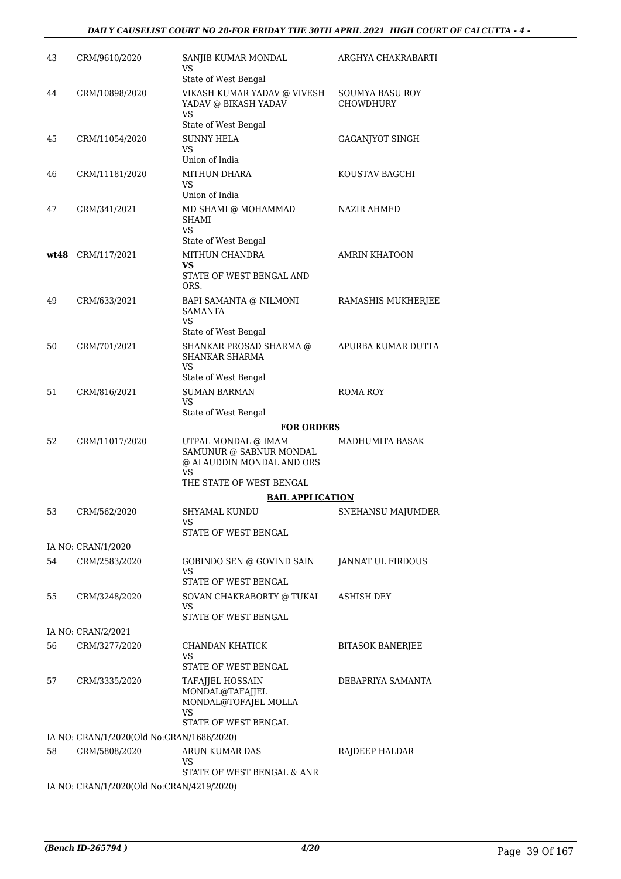| 43 | CRM/9610/2020 | SANJIB KUMAR MONDAL<br>VS<br>State of West Bengal | ARGHYA CHAKRABARTI |
|---|---|---|---|
| 44 | CRM/10898/2020 | VIKASH KUMAR YADAV @ VIVESH YADAV @ BIKASH YADAV<br>VS<br>State of West Bengal | SOUMYA BASU ROY CHOWDHURY |
| 45 | CRM/11054/2020 | SUNNY HELA<br>VS<br>Union of India | GAGANJYOT SINGH |
| 46 | CRM/11181/2020 | MITHUN DHARA<br>VS<br>Union of India | KOUSTAV BAGCHI |
| 47 | CRM/341/2021 | MD SHAMI @ MOHAMMAD SHAMI<br>VS<br>State of West Bengal | NAZIR AHMED |
| **wt48** | CRM/117/2021 | MITHUN CHANDRA<br>**VS**<br>STATE OF WEST BENGAL AND ORS. | AMRIN KHATOON |
| 49 | CRM/633/2021 | BAPI SAMANTA @ NILMONI SAMANTA<br>VS<br>State of West Bengal | RAMASHIS MUKHERJEE |
| 50 | CRM/701/2021 | SHANKAR PROSAD SHARMA @ SHANKAR SHARMA<br>VS<br>State of West Bengal | APURBA KUMAR DUTTA |
| 51 | CRM/816/2021 | SUMAN BARMAN<br>VS<br>State of West Bengal | ROMA ROY |
| | | **FOR ORDERS** | |
| 52 | CRM/11017/2020 | UTPAL MONDAL @ IMAM SAMUNUR @ SABNUR MONDAL @ ALAUDDIN MONDAL AND ORS<br>VS<br>THE STATE OF WEST BENGAL | MADHUMITA BASAK |
| | | **BAIL APPLICATION** | |
| 53 | CRM/562/2020 | SHYAMAL KUNDU<br>VS<br>STATE OF WEST BENGAL | SNEHANSU MAJUMDER |
| | IA NO: CRAN/1/2020 | | |
| 54 | CRM/2583/2020 | GOBINDO SEN @ GOVIND SAIN<br>VS<br>STATE OF WEST BENGAL | JANNAT UL FIRDOUS |
| 55 | CRM/3248/2020 | SOVAN CHAKRABORTY @ TUKAI<br>VS<br>STATE OF WEST BENGAL | ASHISH DEY |
| | IA NO: CRAN/2/2021 | | |
| 56 | CRM/3277/2020 | CHANDAN KHATICK<br>VS<br>STATE OF WEST BENGAL | BITASOK BANERJEE |
| 57 | CRM/3335/2020 | TAFAJJEL HOSSAIN MONDAL@TAFAJJEL MONDAL@TOFAJEL MOLLA<br>VS<br>STATE OF WEST BENGAL | DEBAPRIYA SAMANTA |
| | IA NO: CRAN/1/2020(Old No:CRAN/1686/2020) | | |
| 58 | CRM/5808/2020 | ARUN KUMAR DAS<br>VS<br>STATE OF WEST BENGAL & ANR | RAJDEEP HALDAR |
| | IA NO: CRAN/1/2020(Old No:CRAN/4219/2020) | | |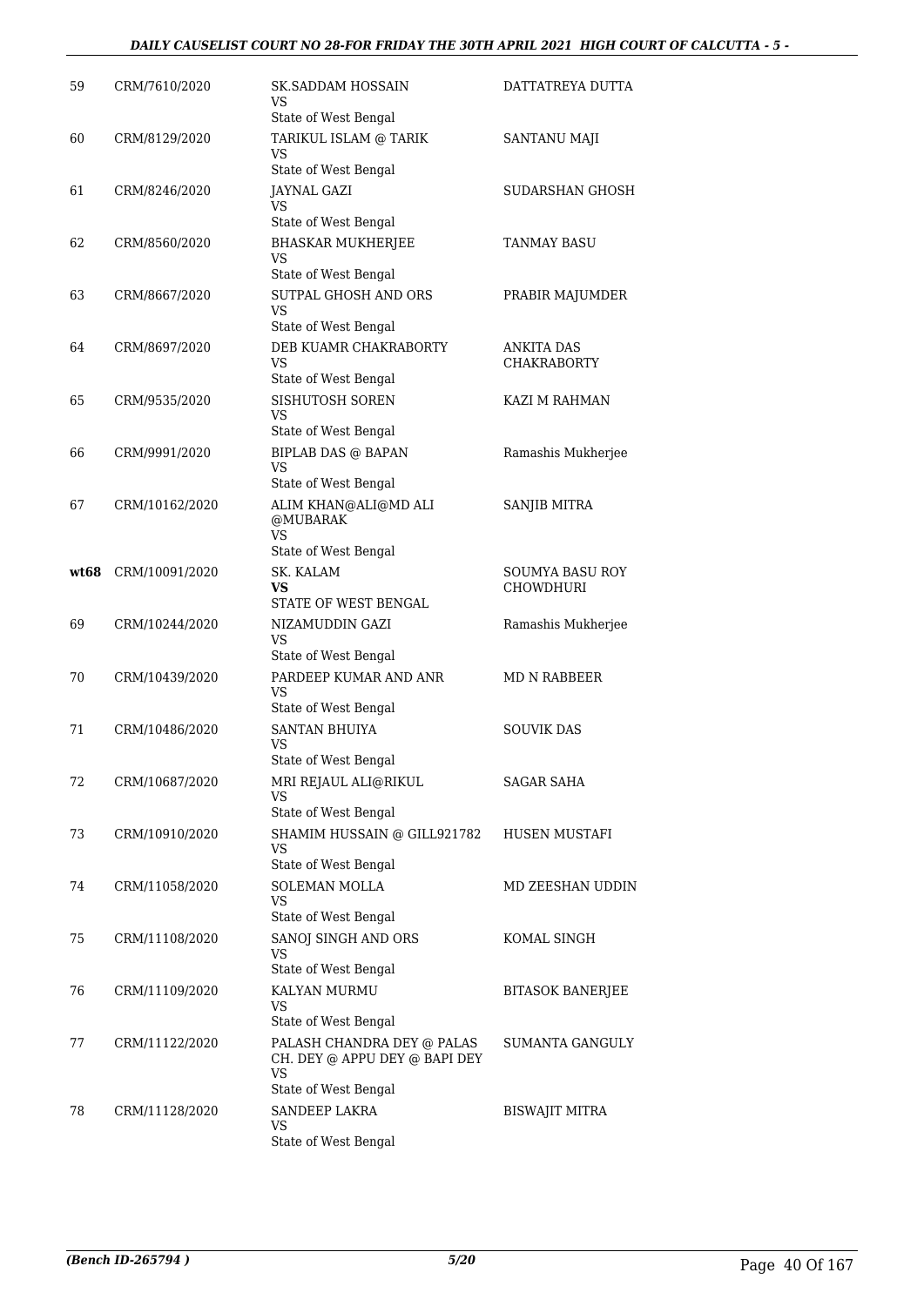| | | | |
|---|---|---|---|
| 59 | CRM/7610/2020 | SK.SADDAM HOSSAIN<br>VS<br>State of West Bengal | DATTATREYA DUTTA |
| 60 | CRM/8129/2020 | TARIKUL ISLAM @ TARIK<br>VS<br>State of West Bengal | SANTANU MAJI |
| 61 | CRM/8246/2020 | JAYNAL GAZI<br>VS<br>State of West Bengal | SUDARSHAN GHOSH |
| 62 | CRM/8560/2020 | BHASKAR MUKHERJEE<br>VS<br>State of West Bengal | TANMAY BASU |
| 63 | CRM/8667/2020 | SUTPAL GHOSH AND ORS<br>VS<br>State of West Bengal | PRABIR MAJUMDER |
| 64 | CRM/8697/2020 | DEB KUAMR CHAKRABORTY<br>VS<br>State of West Bengal | ANKITA DAS CHAKRABORTY |
| 65 | CRM/9535/2020 | SISHUTOSH SOREN<br>VS<br>State of West Bengal | KAZI M RAHMAN |
| 66 | CRM/9991/2020 | BIPLAB DAS @ BAPAN<br>VS<br>State of West Bengal | Ramashis Mukherjee |
| 67 | CRM/10162/2020 | ALIM KHAN@ALI@MD ALI @MUBARAK<br>VS<br>State of West Bengal | SANJIB MITRA |
| **wt68** | CRM/10091/2020 | SK. KALAM<br>**VS**<br>STATE OF WEST BENGAL | SOUMYA BASU ROY CHOWDHURI |
| 69 | CRM/10244/2020 | NIZAMUDDIN GAZI<br>VS<br>State of West Bengal | Ramashis Mukherjee |
| 70 | CRM/10439/2020 | PARDEEP KUMAR AND ANR<br>VS<br>State of West Bengal | MD N RABBEER |
| 71 | CRM/10486/2020 | SANTAN BHUIYA<br>VS<br>State of West Bengal | SOUVIK DAS |
| 72 | CRM/10687/2020 | MRI REJAUL ALI@RIKUL<br>VS<br>State of West Bengal | SAGAR SAHA |
| 73 | CRM/10910/2020 | SHAMIM HUSSAIN @ GILL921782<br>VS<br>State of West Bengal | HUSEN MUSTAFI |
| 74 | CRM/11058/2020 | SOLEMAN MOLLA<br>VS<br>State of West Bengal | MD ZEESHAN UDDIN |
| 75 | CRM/11108/2020 | SANOJ SINGH AND ORS<br>VS<br>State of West Bengal | KOMAL SINGH |
| 76 | CRM/11109/2020 | KALYAN MURMU<br>VS<br>State of West Bengal | BITASOK BANERJEE |
| 77 | CRM/11122/2020 | PALASH CHANDRA DEY @ PALAS CH. DEY @ APPU DEY @ BAPI DEY<br>VS<br>State of West Bengal | SUMANTA GANGULY |
| 78 | CRM/11128/2020 | SANDEEP LAKRA<br>VS<br>State of West Bengal | BISWAJIT MITRA |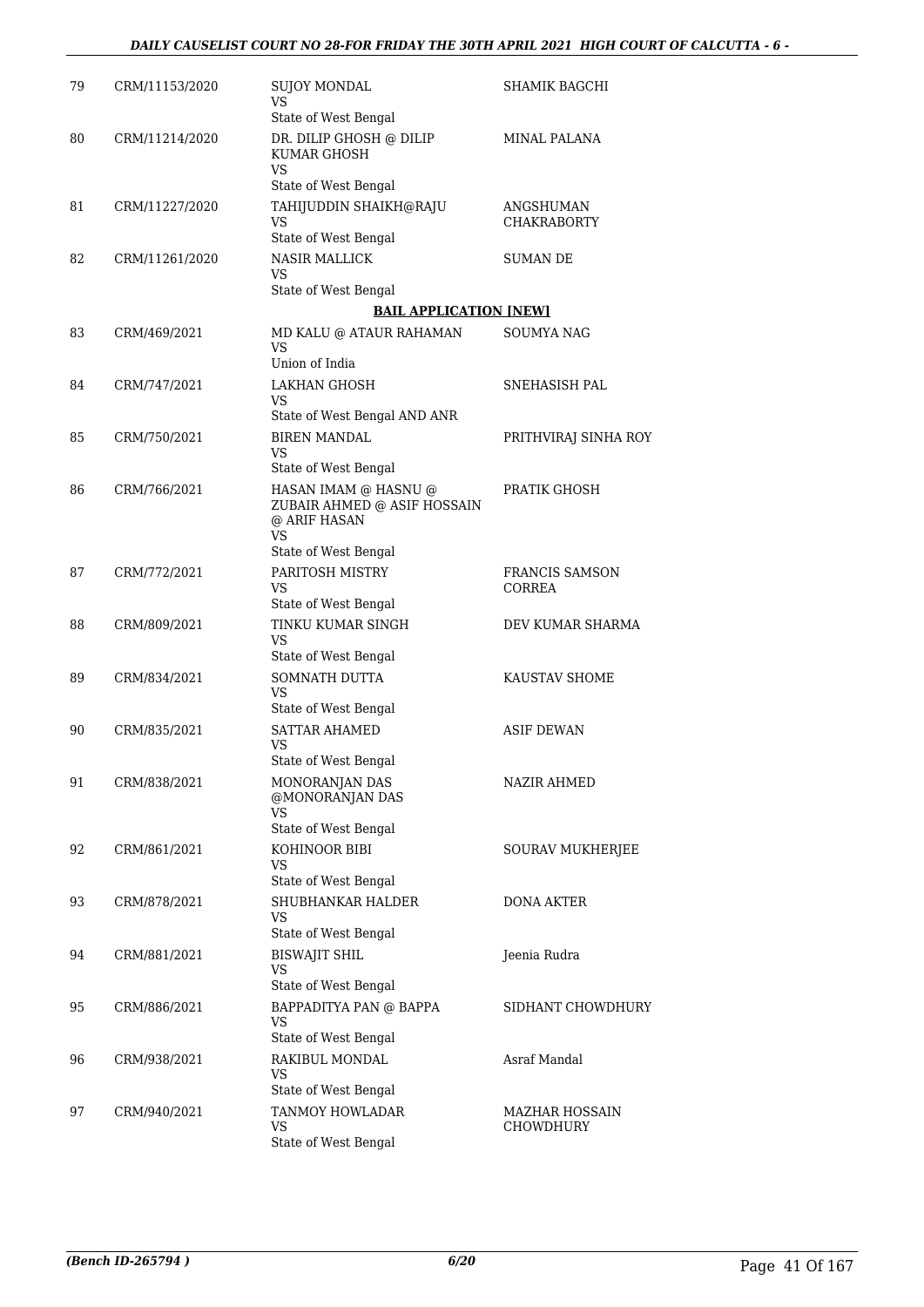| 79 | CRM/11153/2020 | SUJOY MONDAL<br>VS<br>State of West Bengal | SHAMIK BAGCHI |
|---|---|---|---|
| 80 | CRM/11214/2020 | DR. DILIP GHOSH @ DILIP KUMAR GHOSH<br>VS<br>State of West Bengal | MINAL PALANA |
| 81 | CRM/11227/2020 | TAHIJUDDIN SHAIKH@RAJU<br>VS<br>State of West Bengal | ANGSHUMAN CHAKRABORTY |
| 82 | CRM/11261/2020 | NASIR MALLICK<br>VS<br>State of West Bengal | SUMAN DE |

**BAIL APPLICATION [NEW]**

| 83 | CRM/469/2021 | MD KALU @ ATAUR RAHAMAN<br>VS<br>Union of India | SOUMYA NAG |
|---|---|---|---|
| 84 | CRM/747/2021 | LAKHAN GHOSH<br>VS<br>State of West Bengal AND ANR | SNEHASISH PAL |
| 85 | CRM/750/2021 | BIREN MANDAL<br>VS<br>State of West Bengal | PRITHVIRAJ SINHA ROY |
| 86 | CRM/766/2021 | HASAN IMAM @ HASNU @ ZUBAIR AHMED @ ASIF HOSSAIN @ ARIF HASAN<br>VS<br>State of West Bengal | PRATIK GHOSH |
| 87 | CRM/772/2021 | PARITOSH MISTRY<br>VS<br>State of West Bengal | FRANCIS SAMSON CORREA |
| 88 | CRM/809/2021 | TINKU KUMAR SINGH<br>VS<br>State of West Bengal | DEV KUMAR SHARMA |
| 89 | CRM/834/2021 | SOMNATH DUTTA<br>VS<br>State of West Bengal | KAUSTAV SHOME |
| 90 | CRM/835/2021 | SATTAR AHAMED<br>VS<br>State of West Bengal | ASIF DEWAN |
| 91 | CRM/838/2021 | MONORANJAN DAS @MONORANJAN DAS<br>VS<br>State of West Bengal | NAZIR AHMED |
| 92 | CRM/861/2021 | KOHINOOR BIBI<br>VS<br>State of West Bengal | SOURAV MUKHERJEE |
| 93 | CRM/878/2021 | SHUBHANKAR HALDER<br>VS<br>State of West Bengal | DONA AKTER |
| 94 | CRM/881/2021 | BISWAJIT SHIL<br>VS<br>State of West Bengal | Jeenia Rudra |
| 95 | CRM/886/2021 | BAPPADITYA PAN @ BAPPA<br>VS<br>State of West Bengal | SIDHANT CHOWDHURY |
| 96 | CRM/938/2021 | RAKIBUL MONDAL<br>VS<br>State of West Bengal | Asraf Mandal |
| 97 | CRM/940/2021 | TANMOY HOWLADAR<br>VS<br>State of West Bengal | MAZHAR HOSSAIN CHOWDHURY |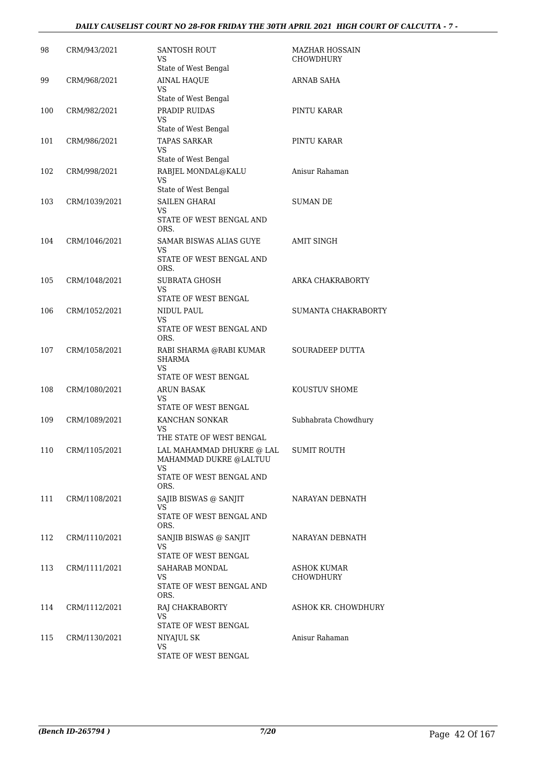| 98 | CRM/943/2021 | SANTOSH ROUT<br>VS<br>State of West Bengal | MAZHAR HOSSAIN CHOWDHURY |
|---|---|---|---|
| 99 | CRM/968/2021 | AINAL HAQUE<br>VS<br>State of West Bengal | ARNAB SAHA |
| 100 | CRM/982/2021 | PRADIP RUIDAS<br>VS<br>State of West Bengal | PINTU KARAR |
| 101 | CRM/986/2021 | TAPAS SARKAR<br>VS<br>State of West Bengal | PINTU KARAR |
| 102 | CRM/998/2021 | RABJEL MONDAL@KALU<br>VS<br>State of West Bengal | Anisur Rahaman |
| 103 | CRM/1039/2021 | SAILEN GHARAI<br>VS<br>STATE OF WEST BENGAL AND ORS. | SUMAN DE |
| 104 | CRM/1046/2021 | SAMAR BISWAS ALIAS GUYE<br>VS<br>STATE OF WEST BENGAL AND ORS. | AMIT SINGH |
| 105 | CRM/1048/2021 | SUBRATA GHOSH<br>VS<br>STATE OF WEST BENGAL | ARKA CHAKRABORTY |
| 106 | CRM/1052/2021 | NIDUL PAUL<br>VS<br>STATE OF WEST BENGAL AND ORS. | SUMANTA CHAKRABORTY |
| 107 | CRM/1058/2021 | RABI SHARMA @RABI KUMAR SHARMA<br>VS<br>STATE OF WEST BENGAL | SOURADEEP DUTTA |
| 108 | CRM/1080/2021 | ARUN BASAK<br>VS<br>STATE OF WEST BENGAL | KOUSTUV SHOME |
| 109 | CRM/1089/2021 | KANCHAN SONKAR<br>VS<br>THE STATE OF WEST BENGAL | Subhabrata Chowdhury |
| 110 | CRM/1105/2021 | LAL MAHAMMAD DHUKRE @ LAL MAHAMMAD DUKRE @LALTUU<br>VS<br>STATE OF WEST BENGAL AND ORS. | SUMIT ROUTH |
| 111 | CRM/1108/2021 | SAJIB BISWAS @ SANJIT<br>VS<br>STATE OF WEST BENGAL AND ORS. | NARAYAN DEBNATH |
| 112 | CRM/1110/2021 | SANJIB BISWAS @ SANJIT<br>VS<br>STATE OF WEST BENGAL | NARAYAN DEBNATH |
| 113 | CRM/1111/2021 | SAHARAB MONDAL<br>VS<br>STATE OF WEST BENGAL AND ORS. | ASHOK KUMAR CHOWDHURY |
| 114 | CRM/1112/2021 | RAJ CHAKRABORTY<br>VS<br>STATE OF WEST BENGAL | ASHOK KR. CHOWDHURY |
| 115 | CRM/1130/2021 | NIYAJUL SK<br>VS<br>STATE OF WEST BENGAL | Anisur Rahaman |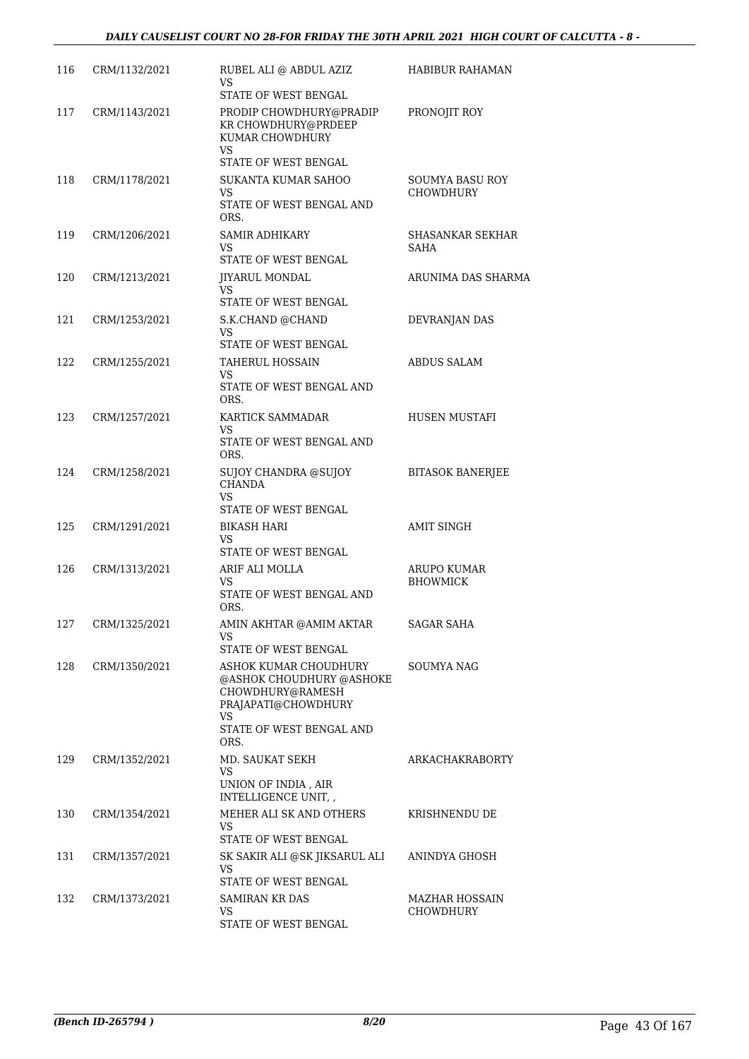| 116 | CRM/1132/2021 | RUBEL ALI @ ABDUL AZIZ<br>VS<br>STATE OF WEST BENGAL | HABIBUR RAHAMAN |
|---|---|---|---|
| 117 | CRM/1143/2021 | PRODIP CHOWDHURY@PRADIP KR CHOWDHURY@PRDEEP KUMAR CHOWDHURY<br>VS<br>STATE OF WEST BENGAL | PRONOJIT ROY |
| 118 | CRM/1178/2021 | SUKANTA KUMAR SAHOO<br>VS<br>STATE OF WEST BENGAL AND ORS. | SOUMYA BASU ROY CHOWDHURY |
| 119 | CRM/1206/2021 | SAMIR ADHIKARY<br>VS<br>STATE OF WEST BENGAL | SHASANKAR SEKHAR SAHA |
| 120 | CRM/1213/2021 | JIYARUL MONDAL<br>VS<br>STATE OF WEST BENGAL | ARUNIMA DAS SHARMA |
| 121 | CRM/1253/2021 | S.K.CHAND @CHAND<br>VS<br>STATE OF WEST BENGAL | DEVRANJAN DAS |
| 122 | CRM/1255/2021 | TAHERUL HOSSAIN<br>VS<br>STATE OF WEST BENGAL AND ORS. | ABDUS SALAM |
| 123 | CRM/1257/2021 | KARTICK SAMMADAR<br>VS<br>STATE OF WEST BENGAL AND ORS. | HUSEN MUSTAFI |
| 124 | CRM/1258/2021 | SUJOY CHANDRA @SUJOY CHANDA<br>VS<br>STATE OF WEST BENGAL | BITASOK BANERJEE |
| 125 | CRM/1291/2021 | BIKASH HARI<br>VS<br>STATE OF WEST BENGAL | AMIT SINGH |
| 126 | CRM/1313/2021 | ARIF ALI MOLLA<br>VS<br>STATE OF WEST BENGAL AND ORS. | ARUPO KUMAR BHOWMICK |
| 127 | CRM/1325/2021 | AMIN AKHTAR @AMIM AKTAR<br>VS<br>STATE OF WEST BENGAL | SAGAR SAHA |
| 128 | CRM/1350/2021 | ASHOK KUMAR CHOUDHURY @ASHOK CHOUDHURY @ASHOKE CHOWDHURY@RAMESH PRAJAPATI@CHOWDHURY<br>VS<br>STATE OF WEST BENGAL AND ORS. | SOUMYA NAG |
| 129 | CRM/1352/2021 | MD. SAUKAT SEKH<br>VS<br>UNION OF INDIA , AIR INTELLIGENCE UNIT, , | ARKACHAKRABORTY |
| 130 | CRM/1354/2021 | MEHER ALI SK AND OTHERS<br>VS<br>STATE OF WEST BENGAL | KRISHNENDU DE |
| 131 | CRM/1357/2021 | SK SAKIR ALI @SK JIKSARUL ALI<br>VS<br>STATE OF WEST BENGAL | ANINDYA GHOSH |
| 132 | CRM/1373/2021 | SAMIRAN KR DAS<br>VS<br>STATE OF WEST BENGAL | MAZHAR HOSSAIN CHOWDHURY |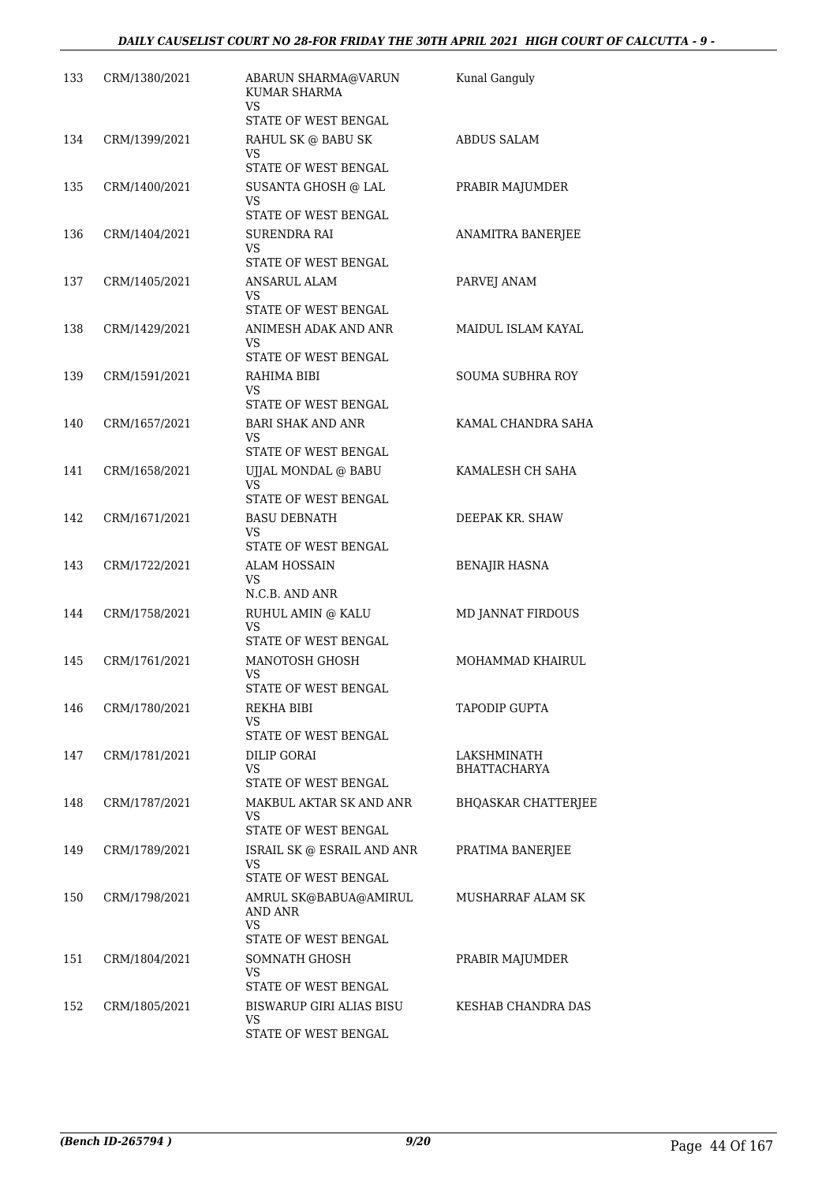| 133 | CRM/1380/2021 | ABARUN SHARMA@VARUN KUMAR SHARMA<br>VS<br>STATE OF WEST BENGAL | Kunal Ganguly |
|---|---|---|---|
| 134 | CRM/1399/2021 | RAHUL SK @ BABU SK<br>VS<br>STATE OF WEST BENGAL | ABDUS SALAM |
| 135 | CRM/1400/2021 | SUSANTA GHOSH @ LAL<br>VS<br>STATE OF WEST BENGAL | PRABIR MAJUMDER |
| 136 | CRM/1404/2021 | SURENDRA RAI<br>VS<br>STATE OF WEST BENGAL | ANAMITRA BANERJEE |
| 137 | CRM/1405/2021 | ANSARUL ALAM<br>VS<br>STATE OF WEST BENGAL | PARVEJ ANAM |
| 138 | CRM/1429/2021 | ANIMESH ADAK AND ANR<br>VS<br>STATE OF WEST BENGAL | MAIDUL ISLAM KAYAL |
| 139 | CRM/1591/2021 | RAHIMA BIBI<br>VS<br>STATE OF WEST BENGAL | SOUMA SUBHRA ROY |
| 140 | CRM/1657/2021 | BARI SHAK AND ANR<br>VS<br>STATE OF WEST BENGAL | KAMAL CHANDRA SAHA |
| 141 | CRM/1658/2021 | UJJAL MONDAL @ BABU<br>VS<br>STATE OF WEST BENGAL | KAMALESH CH SAHA |
| 142 | CRM/1671/2021 | BASU DEBNATH<br>VS<br>STATE OF WEST BENGAL | DEEPAK KR. SHAW |
| 143 | CRM/1722/2021 | ALAM HOSSAIN<br>VS<br>N.C.B. AND ANR | BENAJIR HASNA |
| 144 | CRM/1758/2021 | RUHUL AMIN @ KALU<br>VS<br>STATE OF WEST BENGAL | MD JANNAT FIRDOUS |
| 145 | CRM/1761/2021 | MANOTOSH GHOSH<br>VS<br>STATE OF WEST BENGAL | MOHAMMAD KHAIRUL |
| 146 | CRM/1780/2021 | REKHA BIBI<br>VS<br>STATE OF WEST BENGAL | TAPODIP GUPTA |
| 147 | CRM/1781/2021 | DILIP GORAI<br>VS<br>STATE OF WEST BENGAL | LAKSHMINATH BHATTACHARYA |
| 148 | CRM/1787/2021 | MAKBUL AKTAR SK AND ANR<br>VS<br>STATE OF WEST BENGAL | BHQASKAR CHATTERJEE |
| 149 | CRM/1789/2021 | ISRAIL SK @ ESRAIL AND ANR<br>VS<br>STATE OF WEST BENGAL | PRATIMA BANERJEE |
| 150 | CRM/1798/2021 | AMRUL SK@BABUA@AMIRUL AND ANR<br>VS<br>STATE OF WEST BENGAL | MUSHARRAF ALAM SK |
| 151 | CRM/1804/2021 | SOMNATH GHOSH<br>VS<br>STATE OF WEST BENGAL | PRABIR MAJUMDER |
| 152 | CRM/1805/2021 | BISWARUP GIRI ALIAS BISU<br>VS<br>STATE OF WEST BENGAL | KESHAB CHANDRA DAS |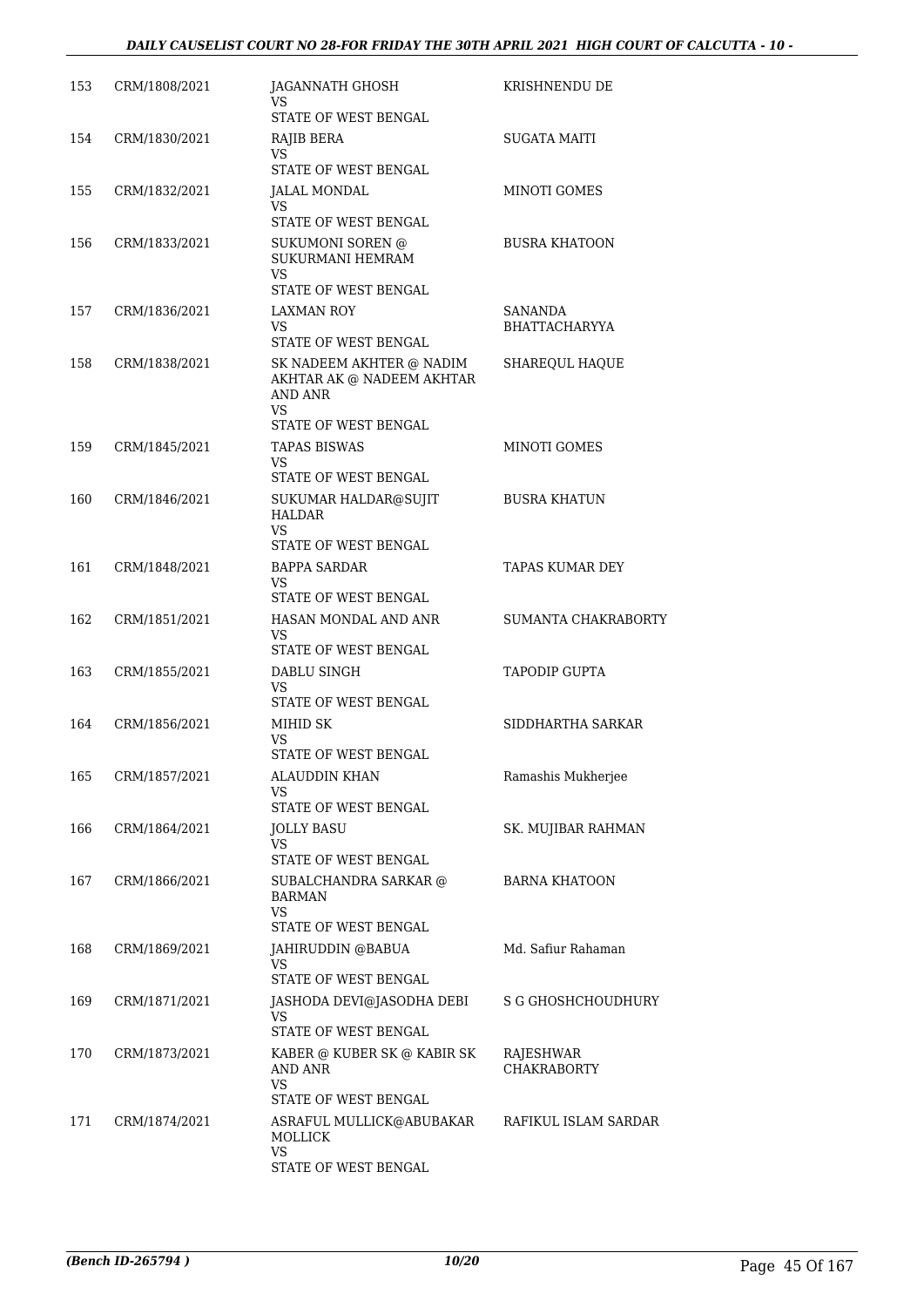| | | | |
|---|---|---|---|
| 153 | CRM/1808/2021 | JAGANNATH GHOSH<br>VS<br>STATE OF WEST BENGAL | KRISHNENDU DE |
| 154 | CRM/1830/2021 | RAJIB BERA<br>VS<br>STATE OF WEST BENGAL | SUGATA MAITI |
| 155 | CRM/1832/2021 | JALAL MONDAL<br>VS<br>STATE OF WEST BENGAL | MINOTI GOMES |
| 156 | CRM/1833/2021 | SUKUMONI SOREN @<br>SUKURMANI HEMRAM<br>VS<br>STATE OF WEST BENGAL | BUSRA KHATOON |
| 157 | CRM/1836/2021 | LAXMAN ROY<br>VS<br>STATE OF WEST BENGAL | SANANDA<br>BHATTACHARYYA |
| 158 | CRM/1838/2021 | SK NADEEM AKHTER @ NADIM<br>AKHTAR AK @ NADEEM AKHTAR<br>AND ANR<br>VS<br>STATE OF WEST BENGAL | SHAREQUL HAQUE |
| 159 | CRM/1845/2021 | TAPAS BISWAS<br>VS<br>STATE OF WEST BENGAL | MINOTI GOMES |
| 160 | CRM/1846/2021 | SUKUMAR HALDAR@SUJIT<br>HALDAR<br>VS<br>STATE OF WEST BENGAL | BUSRA KHATUN |
| 161 | CRM/1848/2021 | BAPPA SARDAR<br>VS<br>STATE OF WEST BENGAL | TAPAS KUMAR DEY |
| 162 | CRM/1851/2021 | HASAN MONDAL AND ANR<br>VS<br>STATE OF WEST BENGAL | SUMANTA CHAKRABORTY |
| 163 | CRM/1855/2021 | DABLU SINGH<br>VS<br>STATE OF WEST BENGAL | TAPODIP GUPTA |
| 164 | CRM/1856/2021 | MIHID SK<br>VS<br>STATE OF WEST BENGAL | SIDDHARTHA SARKAR |
| 165 | CRM/1857/2021 | ALAUDDIN KHAN<br>VS<br>STATE OF WEST BENGAL | Ramashis Mukherjee |
| 166 | CRM/1864/2021 | JOLLY BASU<br>VS<br>STATE OF WEST BENGAL | SK. MUJIBAR RAHMAN |
| 167 | CRM/1866/2021 | SUBALCHANDRA SARKAR @<br>BARMAN<br>VS<br>STATE OF WEST BENGAL | BARNA KHATOON |
| 168 | CRM/1869/2021 | JAHIRUDDIN @BABUA<br>VS<br>STATE OF WEST BENGAL | Md. Safiur Rahaman |
| 169 | CRM/1871/2021 | JASHODA DEVI@JASODHA DEBI<br>VS<br>STATE OF WEST BENGAL | S G GHOSHCHOUDHURY |
| 170 | CRM/1873/2021 | KABER @ KUBER SK @ KABIR SK<br>AND ANR<br>VS<br>STATE OF WEST BENGAL | RAJESHWAR<br>CHAKRABORTY |
| 171 | CRM/1874/2021 | ASRAFUL MULLICK@ABUBAKAR<br>MOLLICK<br>VS<br>STATE OF WEST BENGAL | RAFIKUL ISLAM SARDAR |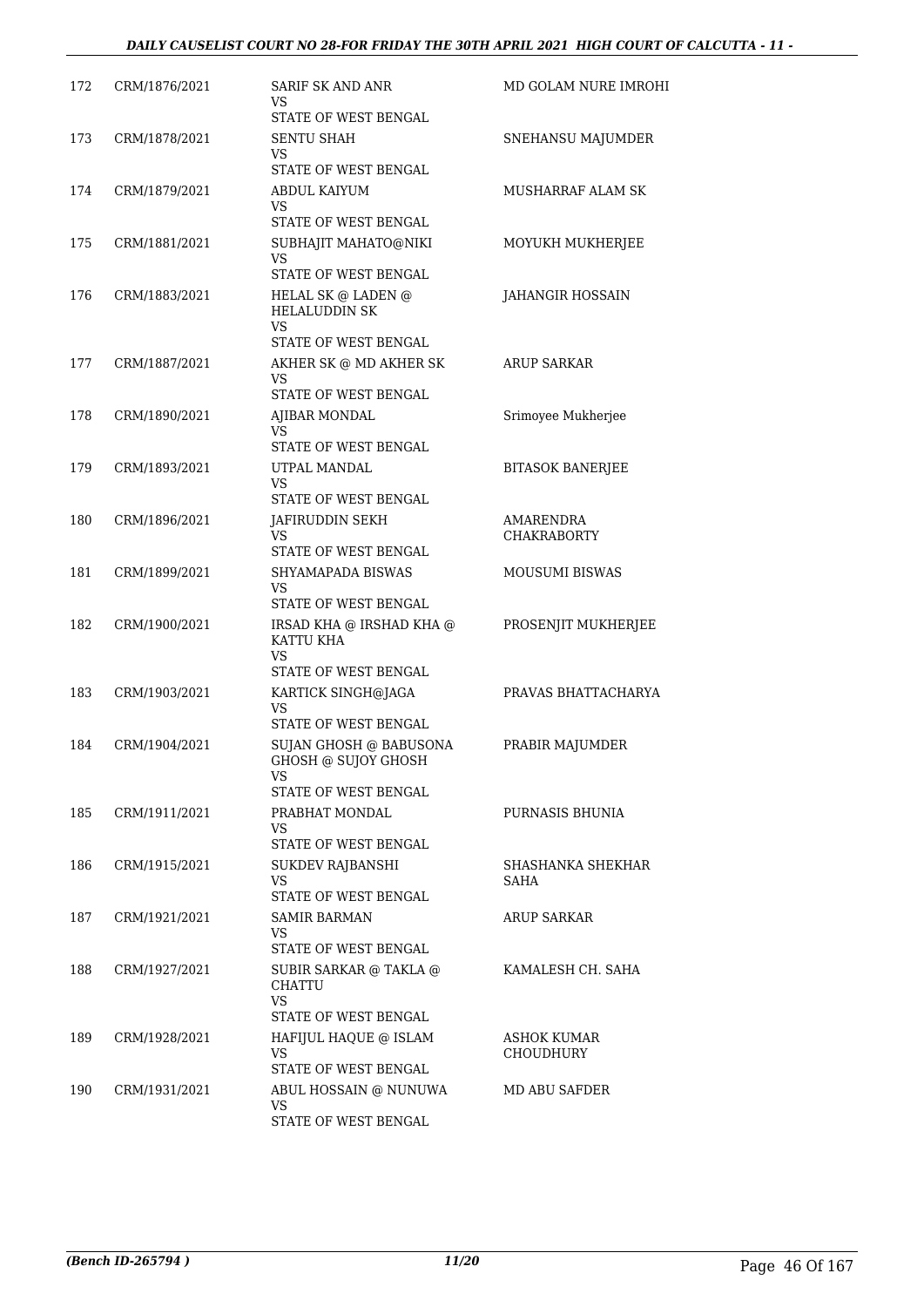| | | | |
|---|---|---|---|
| 172 | CRM/1876/2021 | SARIF SK AND ANR<br>VS<br>STATE OF WEST BENGAL | MD GOLAM NURE IMROHI |
| 173 | CRM/1878/2021 | SENTU SHAH<br>VS<br>STATE OF WEST BENGAL | SNEHANSU MAJUMDER |
| 174 | CRM/1879/2021 | ABDUL KAIYUM<br>VS<br>STATE OF WEST BENGAL | MUSHARRAF ALAM SK |
| 175 | CRM/1881/2021 | SUBHAJIT MAHATO@NIKI<br>VS<br>STATE OF WEST BENGAL | MOYUKH MUKHERJEE |
| 176 | CRM/1883/2021 | HELAL SK @ LADEN @ HELALUDDIN SK<br>VS<br>STATE OF WEST BENGAL | JAHANGIR HOSSAIN |
| 177 | CRM/1887/2021 | AKHER SK @ MD AKHER SK<br>VS<br>STATE OF WEST BENGAL | ARUP SARKAR |
| 178 | CRM/1890/2021 | AJIBAR MONDAL<br>VS<br>STATE OF WEST BENGAL | Srimoyee Mukherjee |
| 179 | CRM/1893/2021 | UTPAL MANDAL<br>VS<br>STATE OF WEST BENGAL | BITASOK BANERJEE |
| 180 | CRM/1896/2021 | JAFIRUDDIN SEKH<br>VS<br>STATE OF WEST BENGAL | AMARENDRA CHAKRABORTY |
| 181 | CRM/1899/2021 | SHYAMAPADA BISWAS<br>VS<br>STATE OF WEST BENGAL | MOUSUMI BISWAS |
| 182 | CRM/1900/2021 | IRSAD KHA @ IRSHAD KHA @ KATTU KHA<br>VS<br>STATE OF WEST BENGAL | PROSENJIT MUKHERJEE |
| 183 | CRM/1903/2021 | KARTICK SINGH@JAGA<br>VS<br>STATE OF WEST BENGAL | PRAVAS BHATTACHARYA |
| 184 | CRM/1904/2021 | SUJAN GHOSH @ BABUSONA GHOSH @ SUJOY GHOSH<br>VS<br>STATE OF WEST BENGAL | PRABIR MAJUMDER |
| 185 | CRM/1911/2021 | PRABHAT MONDAL<br>VS<br>STATE OF WEST BENGAL | PURNASIS BHUNIA |
| 186 | CRM/1915/2021 | SUKDEV RAJBANSHI<br>VS<br>STATE OF WEST BENGAL | SHASHANKA SHEKHAR SAHA |
| 187 | CRM/1921/2021 | SAMIR BARMAN<br>VS<br>STATE OF WEST BENGAL | ARUP SARKAR |
| 188 | CRM/1927/2021 | SUBIR SARKAR @ TAKLA @ CHATTU<br>VS<br>STATE OF WEST BENGAL | KAMALESH CH. SAHA |
| 189 | CRM/1928/2021 | HAFIJUL HAQUE @ ISLAM<br>VS<br>STATE OF WEST BENGAL | ASHOK KUMAR CHOUDHURY |
| 190 | CRM/1931/2021 | ABUL HOSSAIN @ NUNUWA<br>VS<br>STATE OF WEST BENGAL | MD ABU SAFDER |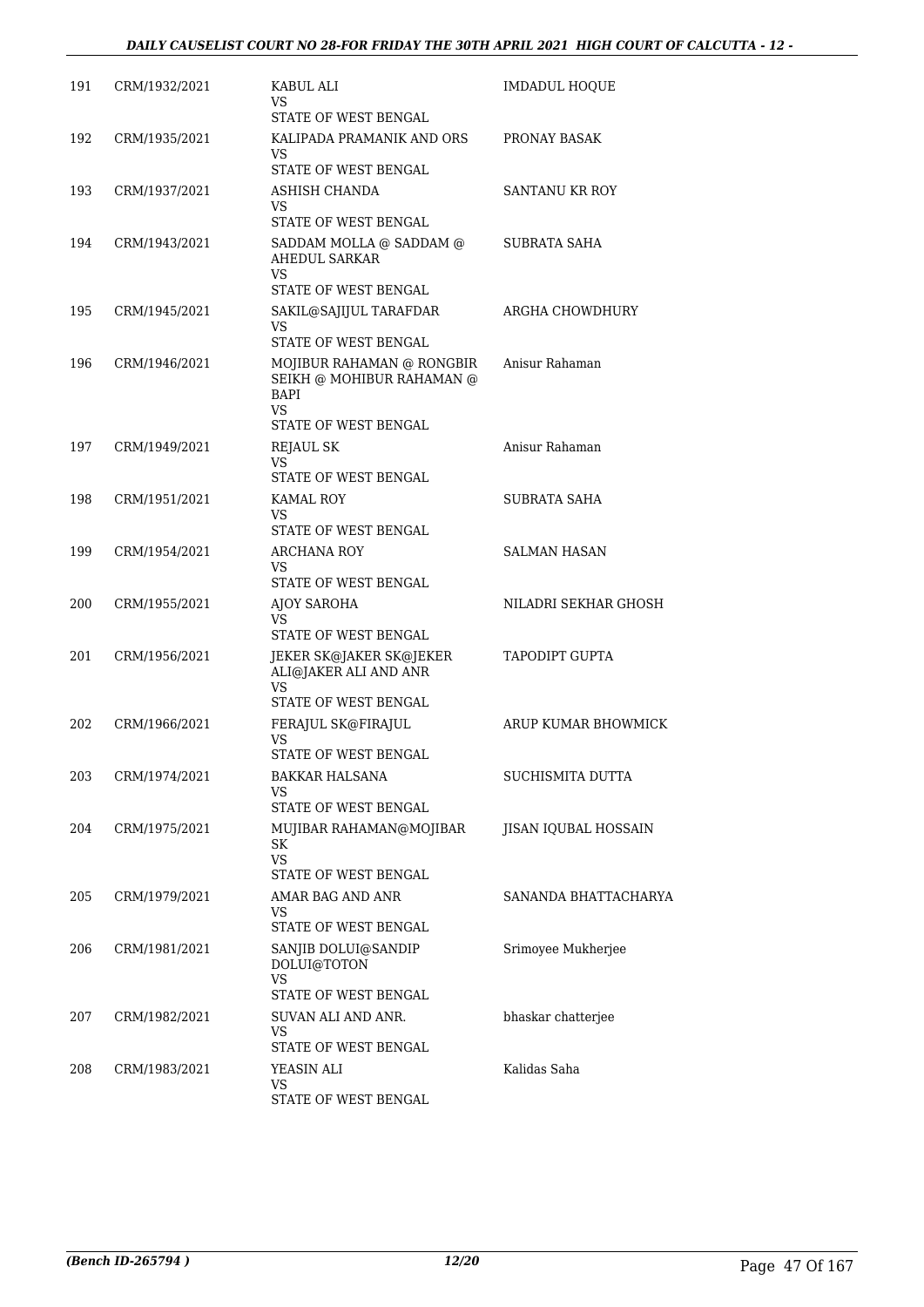| | | | |
|---|---|---|---|
| 191 | CRM/1932/2021 | KABUL ALI<br>VS<br>STATE OF WEST BENGAL | IMDADUL HOQUE |
| 192 | CRM/1935/2021 | KALIPADA PRAMANIK AND ORS<br>VS<br>STATE OF WEST BENGAL | PRONAY BASAK |
| 193 | CRM/1937/2021 | ASHISH CHANDA<br>VS<br>STATE OF WEST BENGAL | SANTANU KR ROY |
| 194 | CRM/1943/2021 | SADDAM MOLLA @ SADDAM @ AHEDUL SARKAR<br>VS<br>STATE OF WEST BENGAL | SUBRATA SAHA |
| 195 | CRM/1945/2021 | SAKIL@SAJIJUL TARAFDAR<br>VS<br>STATE OF WEST BENGAL | ARGHA CHOWDHURY |
| 196 | CRM/1946/2021 | MOJIBUR RAHAMAN @ RONGBIR SEIKH @ MOHIBUR RAHAMAN @ BAPI<br>VS<br>STATE OF WEST BENGAL | Anisur Rahaman |
| 197 | CRM/1949/2021 | REJAUL SK<br>VS<br>STATE OF WEST BENGAL | Anisur Rahaman |
| 198 | CRM/1951/2021 | KAMAL ROY<br>VS<br>STATE OF WEST BENGAL | SUBRATA SAHA |
| 199 | CRM/1954/2021 | ARCHANA ROY<br>VS<br>STATE OF WEST BENGAL | SALMAN HASAN |
| 200 | CRM/1955/2021 | AJOY SAROHA<br>VS<br>STATE OF WEST BENGAL | NILADRI SEKHAR GHOSH |
| 201 | CRM/1956/2021 | JEKER SK@JAKER SK@JEKER ALI@JAKER ALI AND ANR<br>VS<br>STATE OF WEST BENGAL | TAPODIPT GUPTA |
| 202 | CRM/1966/2021 | FERAJUL SK@FIRAJUL<br>VS<br>STATE OF WEST BENGAL | ARUP KUMAR BHOWMICK |
| 203 | CRM/1974/2021 | BAKKAR HALSANA<br>VS<br>STATE OF WEST BENGAL | SUCHISMITA DUTTA |
| 204 | CRM/1975/2021 | MUJIBAR RAHAMAN@MOJIBAR SK<br>VS<br>STATE OF WEST BENGAL | JISAN IQUBAL HOSSAIN |
| 205 | CRM/1979/2021 | AMAR BAG AND ANR<br>VS<br>STATE OF WEST BENGAL | SANANDA BHATTACHARYA |
| 206 | CRM/1981/2021 | SANJIB DOLUI@SANDIP DOLUI@TOTON<br>VS<br>STATE OF WEST BENGAL | Srimoyee Mukherjee |
| 207 | CRM/1982/2021 | SUVAN ALI AND ANR.<br>VS<br>STATE OF WEST BENGAL | bhaskar chatterjee |
| 208 | CRM/1983/2021 | YEASIN ALI<br>VS<br>STATE OF WEST BENGAL | Kalidas Saha |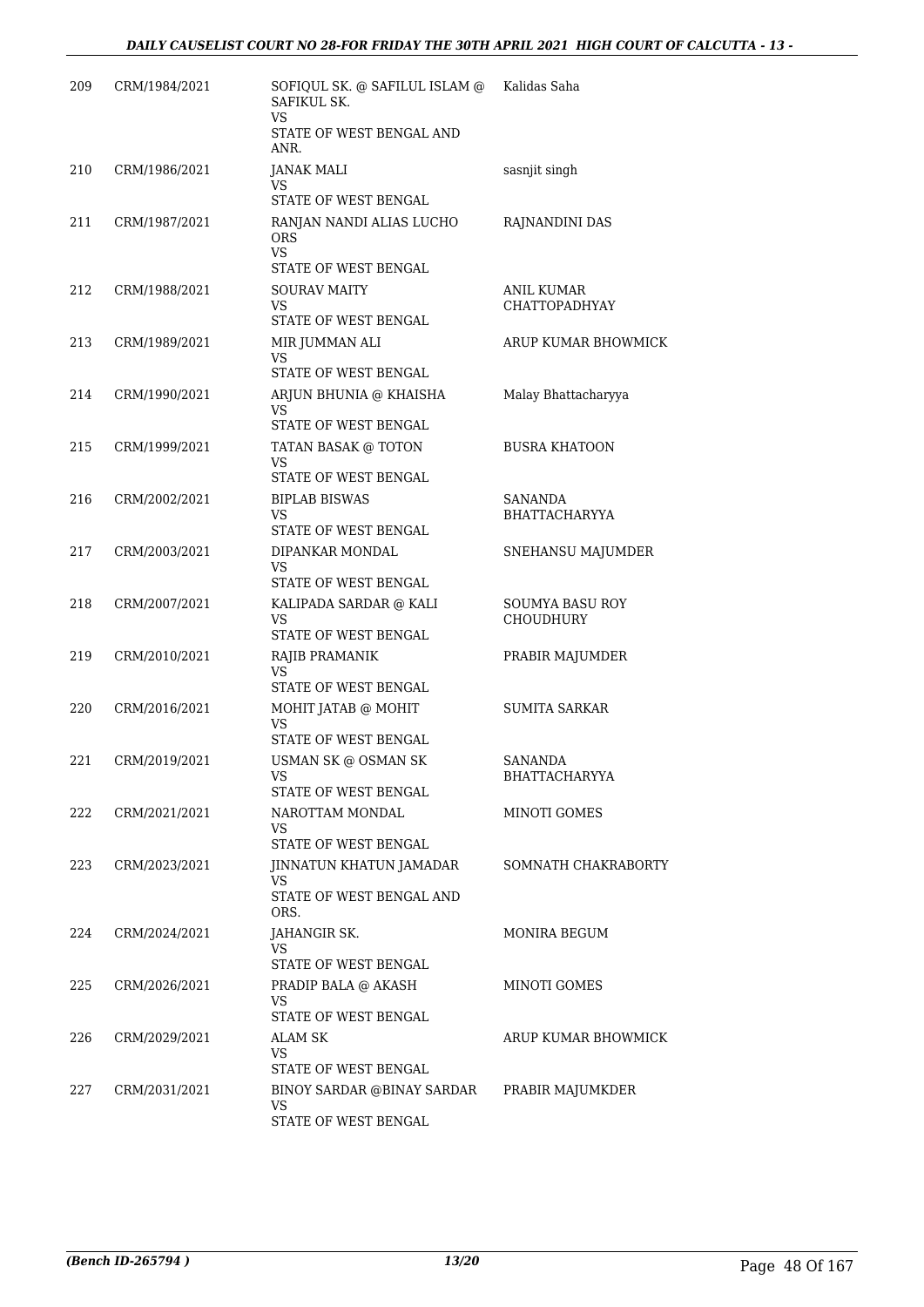| | | | |
|---|---|---|---|
| 209 | CRM/1984/2021 | SOFIQUL SK. @ SAFILUL ISLAM @ SAFIKUL SK.<br>VS<br>STATE OF WEST BENGAL AND ANR. | Kalidas Saha |
| 210 | CRM/1986/2021 | JANAK MALI<br>VS<br>STATE OF WEST BENGAL | sasnjit singh |
| 211 | CRM/1987/2021 | RANJAN NANDI ALIAS LUCHO ORS<br>VS<br>STATE OF WEST BENGAL | RAJNANDINI DAS |
| 212 | CRM/1988/2021 | SOURAV MAITY<br>VS<br>STATE OF WEST BENGAL | ANIL KUMAR CHATTOPADHYAY |
| 213 | CRM/1989/2021 | MIR JUMMAN ALI<br>VS<br>STATE OF WEST BENGAL | ARUP KUMAR BHOWMICK |
| 214 | CRM/1990/2021 | ARJUN BHUNIA @ KHAISHA<br>VS<br>STATE OF WEST BENGAL | Malay Bhattacharyya |
| 215 | CRM/1999/2021 | TATAN BASAK @ TOTON<br>VS<br>STATE OF WEST BENGAL | BUSRA KHATOON |
| 216 | CRM/2002/2021 | BIPLAB BISWAS<br>VS<br>STATE OF WEST BENGAL | SANANDA BHATTACHARYYA |
| 217 | CRM/2003/2021 | DIPANKAR MONDAL<br>VS<br>STATE OF WEST BENGAL | SNEHANSU MAJUMDER |
| 218 | CRM/2007/2021 | KALIPADA SARDAR @ KALI<br>VS<br>STATE OF WEST BENGAL | SOUMYA BASU ROY CHOUDHURY |
| 219 | CRM/2010/2021 | RAJIB PRAMANIK<br>VS<br>STATE OF WEST BENGAL | PRABIR MAJUMDER |
| 220 | CRM/2016/2021 | MOHIT JATAB @ MOHIT<br>VS<br>STATE OF WEST BENGAL | SUMITA SARKAR |
| 221 | CRM/2019/2021 | USMAN SK @ OSMAN SK<br>VS<br>STATE OF WEST BENGAL | SANANDA BHATTACHARYYA |
| 222 | CRM/2021/2021 | NAROTTAM MONDAL<br>VS<br>STATE OF WEST BENGAL | MINOTI GOMES |
| 223 | CRM/2023/2021 | JINNATUN KHATUN JAMADAR<br>VS<br>STATE OF WEST BENGAL AND ORS. | SOMNATH CHAKRABORTY |
| 224 | CRM/2024/2021 | JAHANGIR SK.<br>VS<br>STATE OF WEST BENGAL | MONIRA BEGUM |
| 225 | CRM/2026/2021 | PRADIP BALA @ AKASH<br>VS<br>STATE OF WEST BENGAL | MINOTI GOMES |
| 226 | CRM/2029/2021 | ALAM SK<br>VS<br>STATE OF WEST BENGAL | ARUP KUMAR BHOWMICK |
| 227 | CRM/2031/2021 | BINOY SARDAR @BINAY SARDAR<br>VS<br>STATE OF WEST BENGAL | PRABIR MAJUMKDER |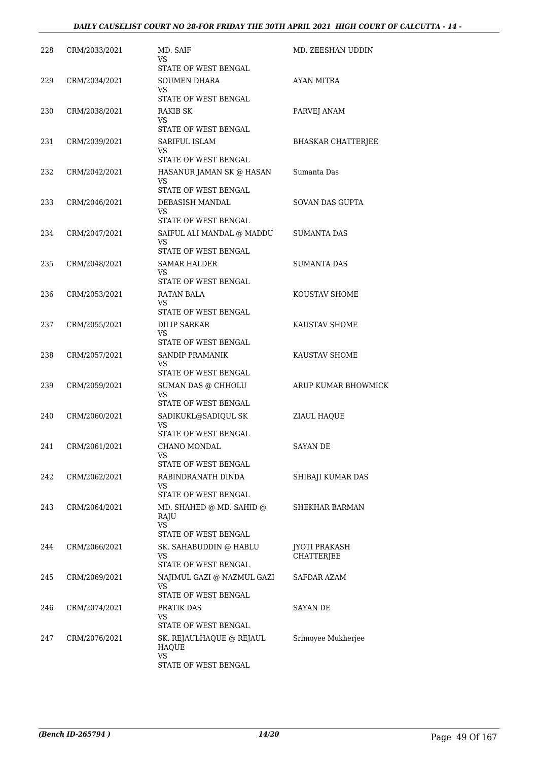| | | | |
|---|---|---|---|
| 228 | CRM/2033/2021 | MD. SAIF<br>VS<br>STATE OF WEST BENGAL | MD. ZEESHAN UDDIN |
| 229 | CRM/2034/2021 | SOUMEN DHARA<br>VS<br>STATE OF WEST BENGAL | AYAN MITRA |
| 230 | CRM/2038/2021 | RAKIB SK<br>VS<br>STATE OF WEST BENGAL | PARVEJ ANAM |
| 231 | CRM/2039/2021 | SARIFUL ISLAM<br>VS<br>STATE OF WEST BENGAL | BHASKAR CHATTERJEE |
| 232 | CRM/2042/2021 | HASANUR JAMAN SK @ HASAN<br>VS<br>STATE OF WEST BENGAL | Sumanta Das |
| 233 | CRM/2046/2021 | DEBASISH MANDAL<br>VS<br>STATE OF WEST BENGAL | SOVAN DAS GUPTA |
| 234 | CRM/2047/2021 | SAIFUL ALI MANDAL @ MADDU<br>VS<br>STATE OF WEST BENGAL | SUMANTA DAS |
| 235 | CRM/2048/2021 | SAMAR HALDER<br>VS<br>STATE OF WEST BENGAL | SUMANTA DAS |
| 236 | CRM/2053/2021 | RATAN BALA<br>VS<br>STATE OF WEST BENGAL | KOUSTAV SHOME |
| 237 | CRM/2055/2021 | DILIP SARKAR<br>VS<br>STATE OF WEST BENGAL | KAUSTAV SHOME |
| 238 | CRM/2057/2021 | SANDIP PRAMANIK<br>VS<br>STATE OF WEST BENGAL | KAUSTAV SHOME |
| 239 | CRM/2059/2021 | SUMAN DAS @ CHHOLU<br>VS<br>STATE OF WEST BENGAL | ARUP KUMAR BHOWMICK |
| 240 | CRM/2060/2021 | SADIKUKL@SADIQUL SK<br>VS<br>STATE OF WEST BENGAL | ZIAUL HAQUE |
| 241 | CRM/2061/2021 | CHANO MONDAL<br>VS<br>STATE OF WEST BENGAL | SAYAN DE |
| 242 | CRM/2062/2021 | RABINDRANATH DINDA<br>VS<br>STATE OF WEST BENGAL | SHIBAJI KUMAR DAS |
| 243 | CRM/2064/2021 | MD. SHAHED @ MD. SAHID @ RAJU<br>VS<br>STATE OF WEST BENGAL | SHEKHAR BARMAN |
| 244 | CRM/2066/2021 | SK. SAHABUDDIN @ HABLU<br>VS<br>STATE OF WEST BENGAL | JYOTI PRAKASH CHATTERJEE |
| 245 | CRM/2069/2021 | NAJIMUL GAZI @ NAZMUL GAZI<br>VS<br>STATE OF WEST BENGAL | SAFDAR AZAM |
| 246 | CRM/2074/2021 | PRATIK DAS<br>VS<br>STATE OF WEST BENGAL | SAYAN DE |
| 247 | CRM/2076/2021 | SK. REJAULHAQUE @ REJAUL HAQUE<br>VS<br>STATE OF WEST BENGAL | Srimoyee Mukherjee |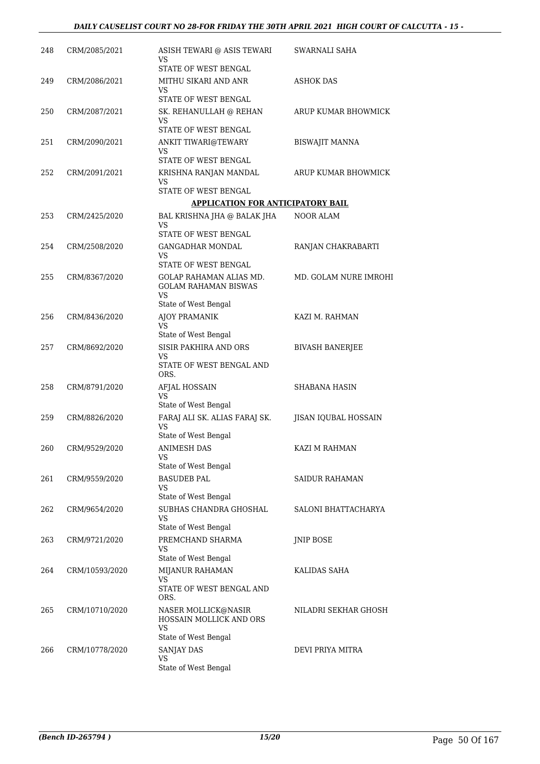| | | | |
|---|---|---|---|
| 248 | CRM/2085/2021 | ASISH TEWARI @ ASIS TEWARI<br>VS<br>STATE OF WEST BENGAL | SWARNALI SAHA |
| 249 | CRM/2086/2021 | MITHU SIKARI AND ANR<br>VS<br>STATE OF WEST BENGAL | ASHOK DAS |
| 250 | CRM/2087/2021 | SK. REHANULLAH @ REHAN<br>VS<br>STATE OF WEST BENGAL | ARUP KUMAR BHOWMICK |
| 251 | CRM/2090/2021 | ANKIT TIWARI@TEWARY<br>VS<br>STATE OF WEST BENGAL | BISWAJIT MANNA |
| 252 | CRM/2091/2021 | KRISHNA RANJAN MANDAL<br>VS<br>STATE OF WEST BENGAL | ARUP KUMAR BHOWMICK |

**APPLICATION FOR ANTICIPATORY BAIL**

| | | | |
|---|---|---|---|
| 253 | CRM/2425/2020 | BAL KRISHNA JHA @ BALAK JHA<br>VS<br>STATE OF WEST BENGAL | NOOR ALAM |
| 254 | CRM/2508/2020 | GANGADHAR MONDAL<br>VS<br>STATE OF WEST BENGAL | RANJAN CHAKRABARTI |
| 255 | CRM/8367/2020 | GOLAP RAHAMAN ALIAS MD. GOLAM RAHAMAN BISWAS<br>VS<br>State of West Bengal | MD. GOLAM NURE IMROHI |
| 256 | CRM/8436/2020 | AJOY PRAMANIK<br>VS<br>State of West Bengal | KAZI M. RAHMAN |
| 257 | CRM/8692/2020 | SISIR PAKHIRA AND ORS<br>VS<br>STATE OF WEST BENGAL AND ORS. | BIVASH BANERJEE |
| 258 | CRM/8791/2020 | AFJAL HOSSAIN<br>VS<br>State of West Bengal | SHABANA HASIN |
| 259 | CRM/8826/2020 | FARAJ ALI SK. ALIAS FARAJ SK.<br>VS<br>State of West Bengal | JISAN IQUBAL HOSSAIN |
| 260 | CRM/9529/2020 | ANIMESH DAS<br>VS<br>State of West Bengal | KAZI M RAHMAN |
| 261 | CRM/9559/2020 | BASUDEB PAL<br>VS<br>State of West Bengal | SAIDUR RAHAMAN |
| 262 | CRM/9654/2020 | SUBHAS CHANDRA GHOSHAL<br>VS<br>State of West Bengal | SALONI BHATTACHARYA |
| 263 | CRM/9721/2020 | PREMCHAND SHARMA<br>VS<br>State of West Bengal | JNIP BOSE |
| 264 | CRM/10593/2020 | MIJANUR RAHAMAN<br>VS<br>STATE OF WEST BENGAL AND ORS. | KALIDAS SAHA |
| 265 | CRM/10710/2020 | NASER MOLLICK@NASIR HOSSAIN MOLLICK AND ORS<br>VS<br>State of West Bengal | NILADRI SEKHAR GHOSH |
| 266 | CRM/10778/2020 | SANJAY DAS<br>VS<br>State of West Bengal | DEVI PRIYA MITRA |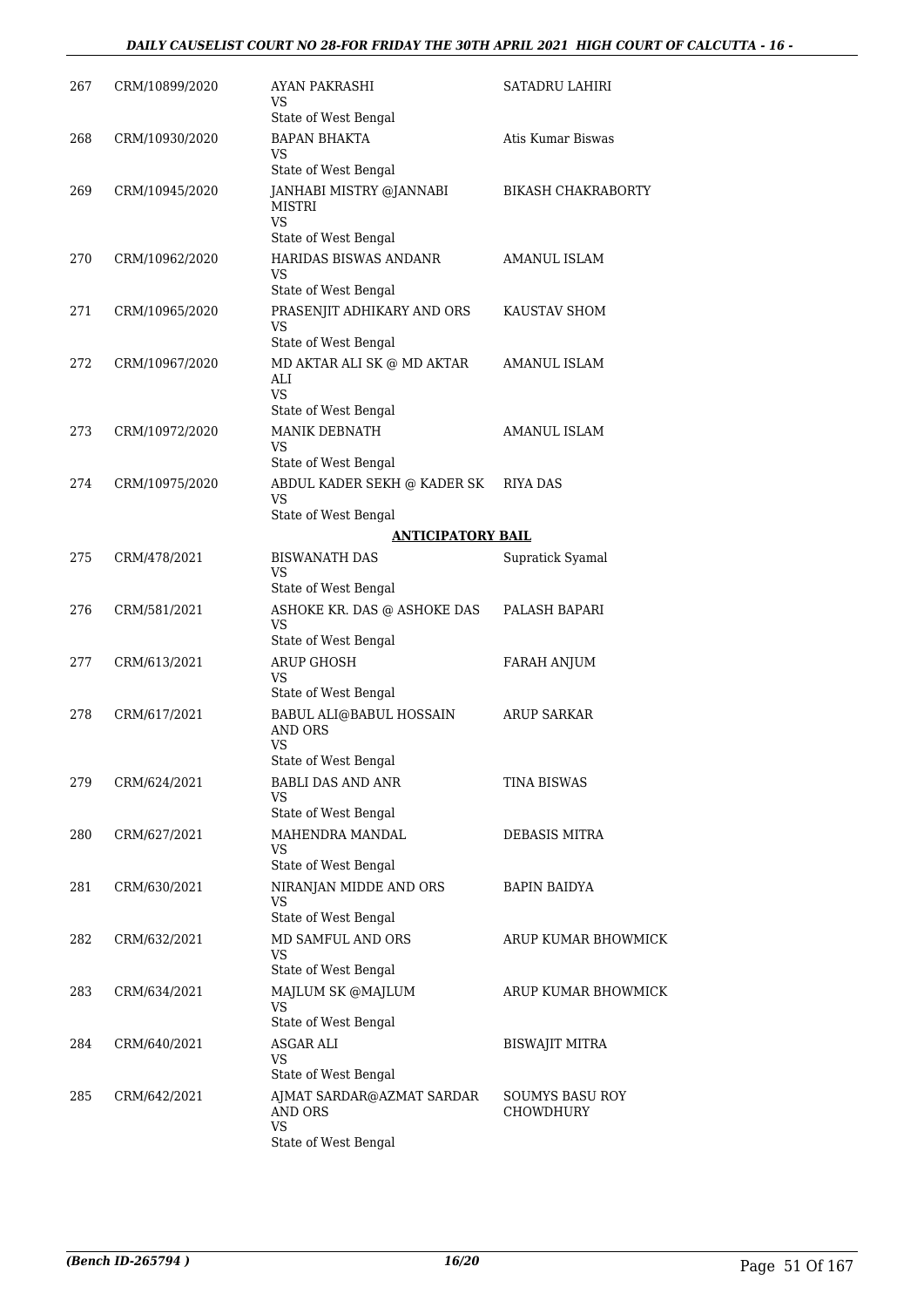| | | | |
|---|---|---|---|
| 267 | CRM/10899/2020 | AYAN PAKRASHI<br>VS<br>State of West Bengal | SATADRU LAHIRI |
| 268 | CRM/10930/2020 | BAPAN BHAKTA<br>VS<br>State of West Bengal | Atis Kumar Biswas |
| 269 | CRM/10945/2020 | JANHABI MISTRY @JANNABI MISTRI<br>VS<br>State of West Bengal | BIKASH CHAKRABORTY |
| 270 | CRM/10962/2020 | HARIDAS BISWAS ANDANR<br>VS<br>State of West Bengal | AMANUL ISLAM |
| 271 | CRM/10965/2020 | PRASENJIT ADHIKARY AND ORS<br>VS<br>State of West Bengal | KAUSTAV SHOM |
| 272 | CRM/10967/2020 | MD AKTAR ALI SK @ MD AKTAR ALI<br>VS<br>State of West Bengal | AMANUL ISLAM |
| 273 | CRM/10972/2020 | MANIK DEBNATH<br>VS<br>State of West Bengal | AMANUL ISLAM |
| 274 | CRM/10975/2020 | ABDUL KADER SEKH @ KADER SK<br>VS<br>State of West Bengal | RIYA DAS |

**ANTICIPATORY BAIL**

| | | | |
|---|---|---|---|
| 275 | CRM/478/2021 | BISWANATH DAS<br>VS<br>State of West Bengal | Supratick Syamal |
| 276 | CRM/581/2021 | ASHOKE KR. DAS @ ASHOKE DAS<br>VS<br>State of West Bengal | PALASH BAPARI |
| 277 | CRM/613/2021 | ARUP GHOSH<br>VS<br>State of West Bengal | FARAH ANJUM |
| 278 | CRM/617/2021 | BABUL ALI@BABUL HOSSAIN AND ORS<br>VS<br>State of West Bengal | ARUP SARKAR |
| 279 | CRM/624/2021 | BABLI DAS AND ANR<br>VS<br>State of West Bengal | TINA BISWAS |
| 280 | CRM/627/2021 | MAHENDRA MANDAL<br>VS<br>State of West Bengal | DEBASIS MITRA |
| 281 | CRM/630/2021 | NIRANJAN MIDDE AND ORS<br>VS<br>State of West Bengal | BAPIN BAIDYA |
| 282 | CRM/632/2021 | MD SAMFUL AND ORS<br>VS<br>State of West Bengal | ARUP KUMAR BHOWMICK |
| 283 | CRM/634/2021 | MAJLUM SK @MAJLUM<br>VS<br>State of West Bengal | ARUP KUMAR BHOWMICK |
| 284 | CRM/640/2021 | ASGAR ALI<br>VS<br>State of West Bengal | BISWAJIT MITRA |
| 285 | CRM/642/2021 | AJMAT SARDAR@AZMAT SARDAR AND ORS<br>VS<br>State of West Bengal | SOUMYS BASU ROY CHOWDHURY |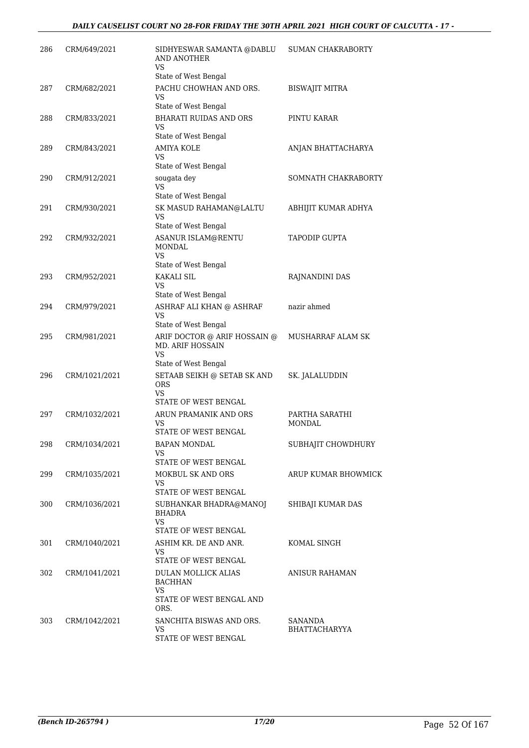| 286 | CRM/649/2021 | SIDHYESWAR SAMANTA @DABLU AND ANOTHER<br>VS<br>State of West Bengal | SUMAN CHAKRABORTY |
|---|---|---|---|
| 287 | CRM/682/2021 | PACHU CHOWHAN AND ORS.<br>VS<br>State of West Bengal | BISWAJIT MITRA |
| 288 | CRM/833/2021 | BHARATI RUIDAS AND ORS<br>VS<br>State of West Bengal | PINTU KARAR |
| 289 | CRM/843/2021 | AMIYA KOLE<br>VS<br>State of West Bengal | ANJAN BHATTACHARYA |
| 290 | CRM/912/2021 | sougata dey<br>VS<br>State of West Bengal | SOMNATH CHAKRABORTY |
| 291 | CRM/930/2021 | SK MASUD RAHAMAN@LALTU<br>VS<br>State of West Bengal | ABHIJIT KUMAR ADHYA |
| 292 | CRM/932/2021 | ASANUR ISLAM@RENTU MONDAL<br>VS<br>State of West Bengal | TAPODIP GUPTA |
| 293 | CRM/952/2021 | KAKALI SIL<br>VS<br>State of West Bengal | RAJNANDINI DAS |
| 294 | CRM/979/2021 | ASHRAF ALI KHAN @ ASHRAF<br>VS<br>State of West Bengal | nazir ahmed |
| 295 | CRM/981/2021 | ARIF DOCTOR @ ARIF HOSSAIN @ MD. ARIF HOSSAIN<br>VS<br>State of West Bengal | MUSHARRAF ALAM SK |
| 296 | CRM/1021/2021 | SETAAB SEIKH @ SETAB SK AND ORS<br>VS<br>STATE OF WEST BENGAL | SK. JALALUDDIN |
| 297 | CRM/1032/2021 | ARUN PRAMANIK AND ORS<br>VS<br>STATE OF WEST BENGAL | PARTHA SARATHI MONDAL |
| 298 | CRM/1034/2021 | BAPAN MONDAL<br>VS<br>STATE OF WEST BENGAL | SUBHAJIT CHOWDHURY |
| 299 | CRM/1035/2021 | MOKBUL SK AND ORS<br>VS<br>STATE OF WEST BENGAL | ARUP KUMAR BHOWMICK |
| 300 | CRM/1036/2021 | SUBHANKAR BHADRA@MANOJ BHADRA<br>VS<br>STATE OF WEST BENGAL | SHIBAJI KUMAR DAS |
| 301 | CRM/1040/2021 | ASHIM KR. DE AND ANR.<br>VS<br>STATE OF WEST BENGAL | KOMAL SINGH |
| 302 | CRM/1041/2021 | DULAN MOLLICK ALIAS BACHHAN<br>VS<br>STATE OF WEST BENGAL AND ORS. | ANISUR RAHAMAN |
| 303 | CRM/1042/2021 | SANCHITA BISWAS AND ORS.<br>VS<br>STATE OF WEST BENGAL | SANANDA BHATTACHARYYA |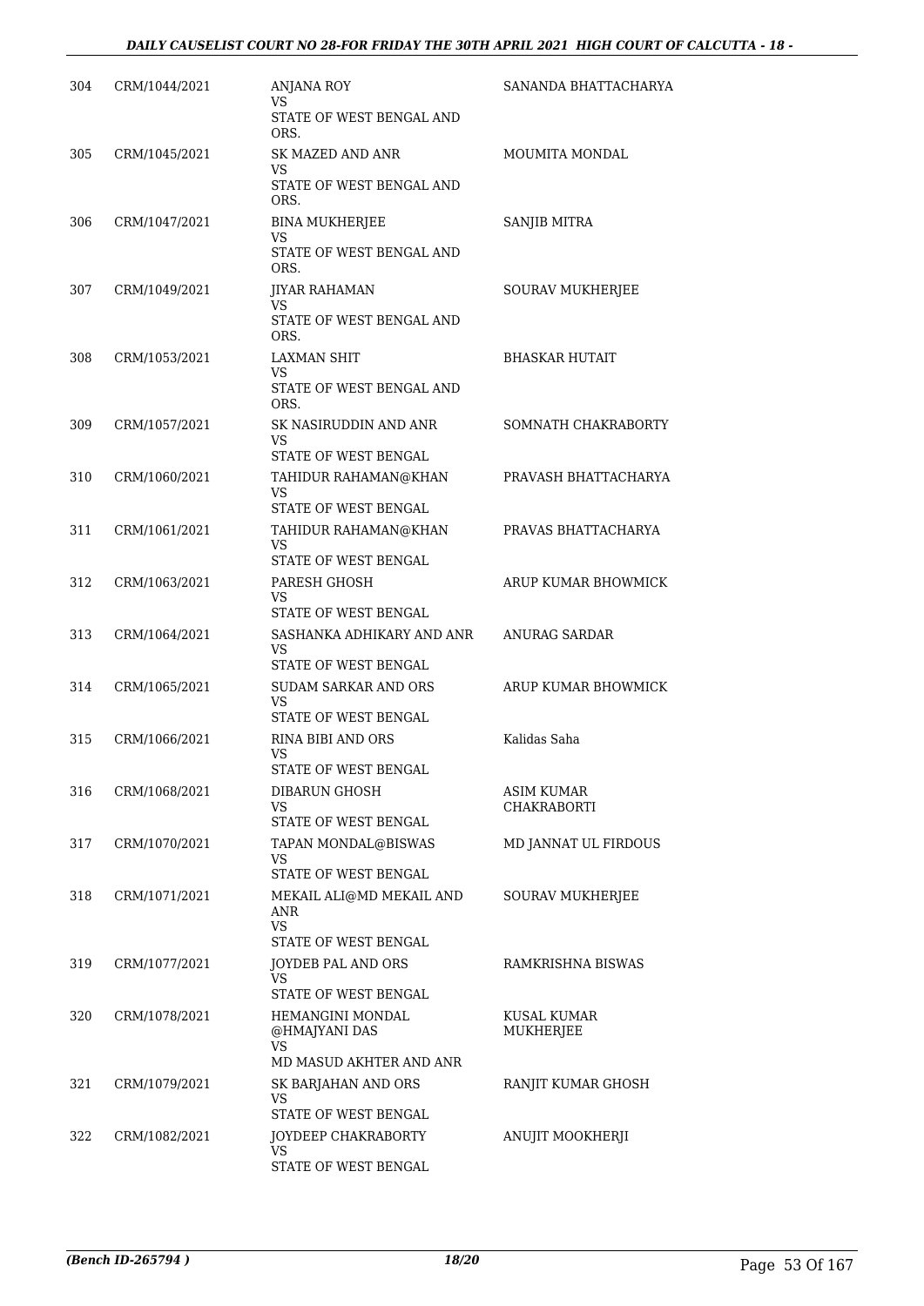| | | | |
|---|---|---|---|
| 304 | CRM/1044/2021 | ANJANA ROY<br>VS<br>STATE OF WEST BENGAL AND ORS. | SANANDA BHATTACHARYA |
| 305 | CRM/1045/2021 | SK MAZED AND ANR<br>VS<br>STATE OF WEST BENGAL AND ORS. | MOUMITA MONDAL |
| 306 | CRM/1047/2021 | BINA MUKHERJEE<br>VS<br>STATE OF WEST BENGAL AND ORS. | SANJIB MITRA |
| 307 | CRM/1049/2021 | JIYAR RAHAMAN<br>VS<br>STATE OF WEST BENGAL AND ORS. | SOURAV MUKHERJEE |
| 308 | CRM/1053/2021 | LAXMAN SHIT<br>VS<br>STATE OF WEST BENGAL AND ORS. | BHASKAR HUTAIT |
| 309 | CRM/1057/2021 | SK NASIRUDDIN AND ANR<br>VS<br>STATE OF WEST BENGAL | SOMNATH CHAKRABORTY |
| 310 | CRM/1060/2021 | TAHIDUR RAHAMAN@KHAN<br>VS<br>STATE OF WEST BENGAL | PRAVASH BHATTACHARYA |
| 311 | CRM/1061/2021 | TAHIDUR RAHAMAN@KHAN<br>VS<br>STATE OF WEST BENGAL | PRAVAS BHATTACHARYA |
| 312 | CRM/1063/2021 | PARESH GHOSH<br>VS<br>STATE OF WEST BENGAL | ARUP KUMAR BHOWMICK |
| 313 | CRM/1064/2021 | SASHANKA ADHIKARY AND ANR<br>VS<br>STATE OF WEST BENGAL | ANURAG SARDAR |
| 314 | CRM/1065/2021 | SUDAM SARKAR AND ORS<br>VS<br>STATE OF WEST BENGAL | ARUP KUMAR BHOWMICK |
| 315 | CRM/1066/2021 | RINA BIBI AND ORS<br>VS<br>STATE OF WEST BENGAL | Kalidas Saha |
| 316 | CRM/1068/2021 | DIBARUN GHOSH<br>VS<br>STATE OF WEST BENGAL | ASIM KUMAR CHAKRABORTI |
| 317 | CRM/1070/2021 | TAPAN MONDAL@BISWAS<br>VS<br>STATE OF WEST BENGAL | MD JANNAT UL FIRDOUS |
| 318 | CRM/1071/2021 | MEKAIL ALI@MD MEKAIL AND ANR<br>VS<br>STATE OF WEST BENGAL | SOURAV MUKHERJEE |
| 319 | CRM/1077/2021 | JOYDEB PAL AND ORS<br>VS<br>STATE OF WEST BENGAL | RAMKRISHNA BISWAS |
| 320 | CRM/1078/2021 | HEMANGINI MONDAL @HMAJYANI DAS<br>VS<br>MD MASUD AKHTER AND ANR | KUSAL KUMAR MUKHERJEE |
| 321 | CRM/1079/2021 | SK BARJAHAN AND ORS<br>VS<br>STATE OF WEST BENGAL | RANJIT KUMAR GHOSH |
| 322 | CRM/1082/2021 | JOYDEEP CHAKRABORTY<br>VS<br>STATE OF WEST BENGAL | ANUJIT MOOKHERJI |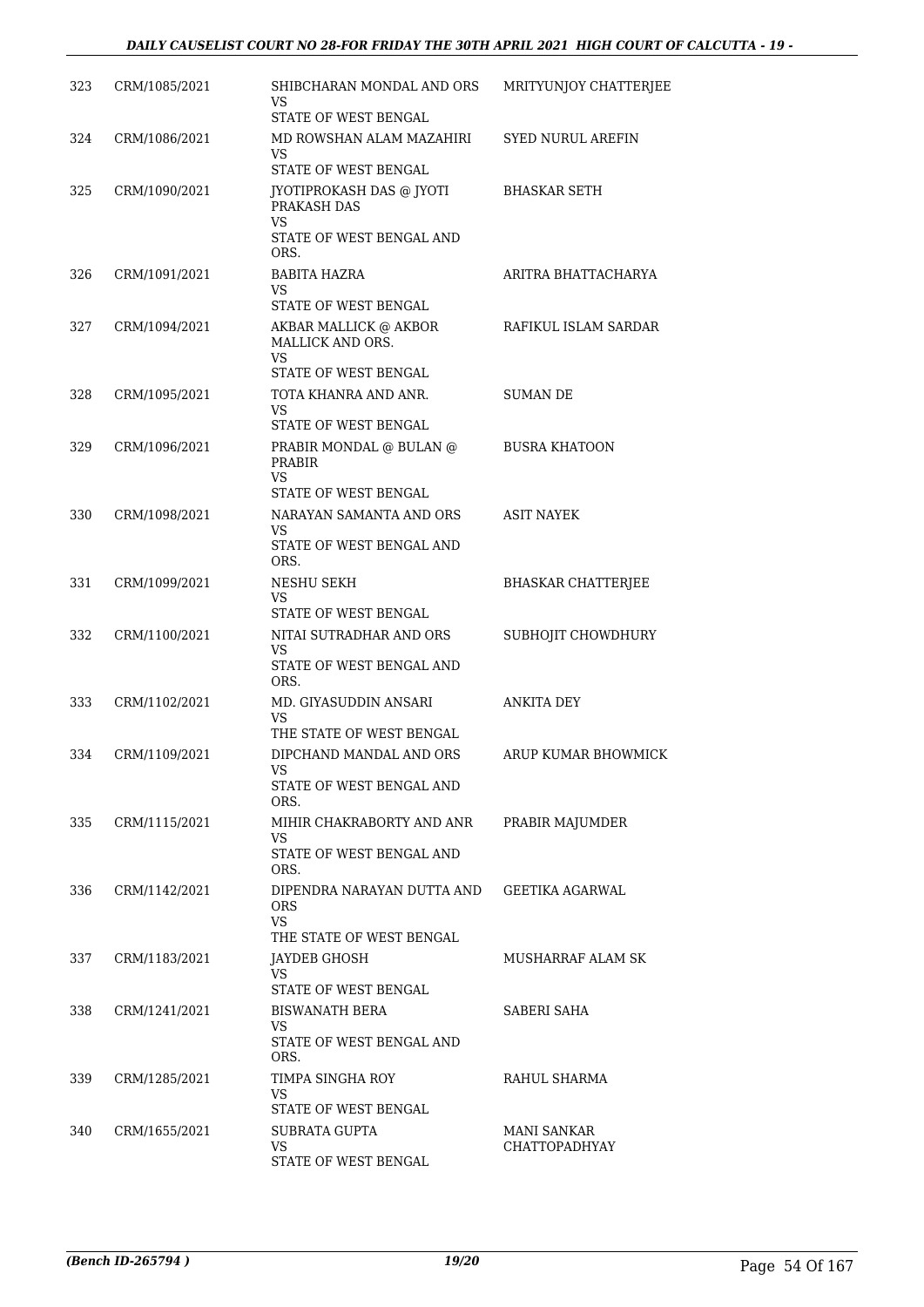| 323 | CRM/1085/2021 | SHIBCHARAN MONDAL AND ORS<br>VS<br>STATE OF WEST BENGAL | MRITYUNJOY CHATTERJEE |
|---|---|---|---|
| 324 | CRM/1086/2021 | MD ROWSHAN ALAM MAZAHIRI<br>VS<br>STATE OF WEST BENGAL | SYED NURUL AREFIN |
| 325 | CRM/1090/2021 | JYOTIPROKASH DAS @ JYOTI PRAKASH DAS<br>VS<br>STATE OF WEST BENGAL AND ORS. | BHASKAR SETH |
| 326 | CRM/1091/2021 | BABITA HAZRA<br>VS<br>STATE OF WEST BENGAL | ARITRA BHATTACHARYA |
| 327 | CRM/1094/2021 | AKBAR MALLICK @ AKBOR MALLICK AND ORS.<br>VS<br>STATE OF WEST BENGAL | RAFIKUL ISLAM SARDAR |
| 328 | CRM/1095/2021 | TOTA KHANRA AND ANR.<br>VS<br>STATE OF WEST BENGAL | SUMAN DE |
| 329 | CRM/1096/2021 | PRABIR MONDAL @ BULAN @ PRABIR<br>VS<br>STATE OF WEST BENGAL | BUSRA KHATOON |
| 330 | CRM/1098/2021 | NARAYAN SAMANTA AND ORS<br>VS<br>STATE OF WEST BENGAL AND ORS. | ASIT NAYEK |
| 331 | CRM/1099/2021 | NESHU SEKH<br>VS<br>STATE OF WEST BENGAL | BHASKAR CHATTERJEE |
| 332 | CRM/1100/2021 | NITAI SUTRADHAR AND ORS<br>VS<br>STATE OF WEST BENGAL AND ORS. | SUBHOJIT CHOWDHURY |
| 333 | CRM/1102/2021 | MD. GIYASUDDIN ANSARI<br>VS<br>THE STATE OF WEST BENGAL | ANKITA DEY |
| 334 | CRM/1109/2021 | DIPCHAND MANDAL AND ORS<br>VS<br>STATE OF WEST BENGAL AND ORS. | ARUP KUMAR BHOWMICK |
| 335 | CRM/1115/2021 | MIHIR CHAKRABORTY AND ANR<br>VS<br>STATE OF WEST BENGAL AND ORS. | PRABIR MAJUMDER |
| 336 | CRM/1142/2021 | DIPENDRA NARAYAN DUTTA AND ORS<br>VS<br>THE STATE OF WEST BENGAL | GEETIKA AGARWAL |
| 337 | CRM/1183/2021 | JAYDEB GHOSH<br>VS<br>STATE OF WEST BENGAL | MUSHARRAF ALAM SK |
| 338 | CRM/1241/2021 | BISWANATH BERA<br>VS<br>STATE OF WEST BENGAL AND ORS. | SABERI SAHA |
| 339 | CRM/1285/2021 | TIMPA SINGHA ROY<br>VS<br>STATE OF WEST BENGAL | RAHUL SHARMA |
| 340 | CRM/1655/2021 | SUBRATA GUPTA<br>VS<br>STATE OF WEST BENGAL | MANI SANKAR CHATTOPADHYAY |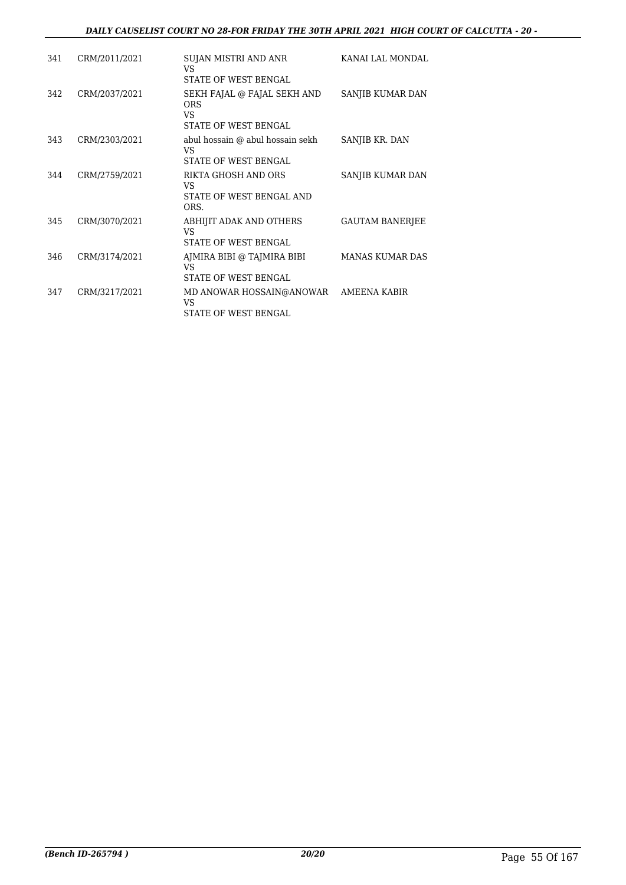| | | | |
|---|---|---|---|
| 341 | CRM/2011/2021 | SUJAN MISTRI AND ANR<br>VS<br>STATE OF WEST BENGAL | KANAI LAL MONDAL |
| 342 | CRM/2037/2021 | SEKH FAJAL @ FAJAL SEKH AND ORS<br>VS<br>STATE OF WEST BENGAL | SANJIB KUMAR DAN |
| 343 | CRM/2303/2021 | abul hossain @ abul hossain sekh<br>VS<br>STATE OF WEST BENGAL | SANJIB KR. DAN |
| 344 | CRM/2759/2021 | RIKTA GHOSH AND ORS<br>VS<br>STATE OF WEST BENGAL AND ORS. | SANJIB KUMAR DAN |
| 345 | CRM/3070/2021 | ABHIJIT ADAK AND OTHERS<br>VS<br>STATE OF WEST BENGAL | GAUTAM BANERJEE |
| 346 | CRM/3174/2021 | AJMIRA BIBI @ TAJMIRA BIBI<br>VS<br>STATE OF WEST BENGAL | MANAS KUMAR DAS |
| 347 | CRM/3217/2021 | MD ANOWAR HOSSAIN@ANOWAR<br>VS<br>STATE OF WEST BENGAL | AMEENA KABIR |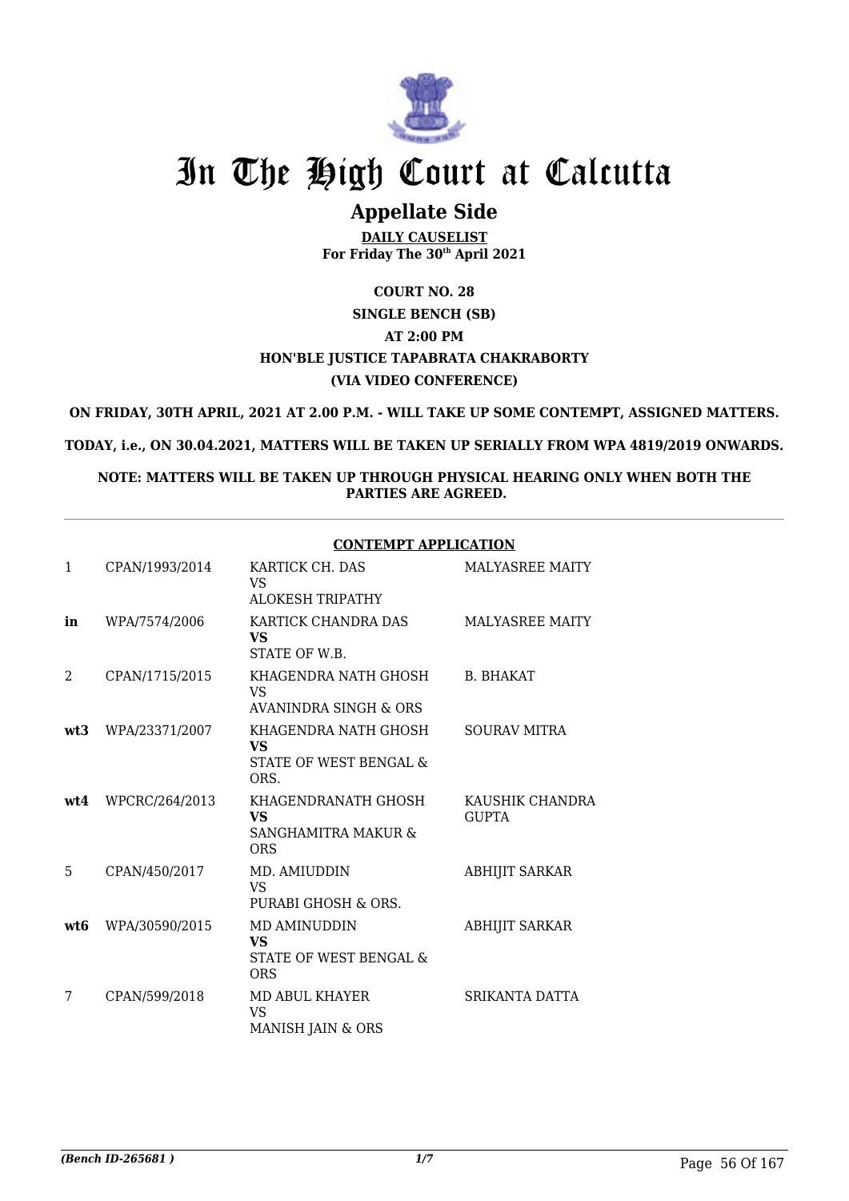# In The High Court at Calcutta

## Appellate Side

**DAILY CAUSELIST**
**For Friday The 30th April 2021**

**COURT NO. 28**
**SINGLE BENCH (SB)**
**AT 2:00 PM**
**HON'BLE JUSTICE TAPABRATA CHAKRABORTY**
**(VIA VIDEO CONFERENCE)**

**ON FRIDAY, 30TH APRIL, 2021 AT 2.00 P.M. - WILL TAKE UP SOME CONTEMPT, ASSIGNED MATTERS.**

**TODAY, i.e., ON 30.04.2021, MATTERS WILL BE TAKEN UP SERIALLY FROM WPA 4819/2019 ONWARDS.**

**NOTE: MATTERS WILL BE TAKEN UP THROUGH PHYSICAL HEARING ONLY WHEN BOTH THE PARTIES ARE AGREED.**

**CONTEMPT APPLICATION**

| | | | |
|---|---|---|---|
| 1 | CPAN/1993/2014 | KARTICK CH. DAS<br>VS<br>ALOKESH TRIPATHY | MALYASREE MAITY |
| **in** | WPA/7574/2006 | KARTICK CHANDRA DAS<br>**VS**<br>STATE OF W.B. | MALYASREE MAITY |
| 2 | CPAN/1715/2015 | KHAGENDRA NATH GHOSH<br>VS<br>AVANINDRA SINGH & ORS | B. BHAKAT |
| **wt3** | WPA/23371/2007 | KHAGENDRA NATH GHOSH<br>**VS**<br>STATE OF WEST BENGAL & ORS. | SOURAV MITRA |
| **wt4** | WPCRC/264/2013 | KHAGENDRANATH GHOSH<br>**VS**<br>SANGHAMITRA MAKUR & ORS | KAUSHIK CHANDRA GUPTA |
| 5 | CPAN/450/2017 | MD. AMIUDDIN<br>VS<br>PURABI GHOSH & ORS. | ABHIJIT SARKAR |
| **wt6** | WPA/30590/2015 | MD AMINUDDIN<br>**VS**<br>STATE OF WEST BENGAL & ORS | ABHIJIT SARKAR |
| 7 | CPAN/599/2018 | MD ABUL KHAYER<br>VS<br>MANISH JAIN & ORS | SRIKANTA DATTA |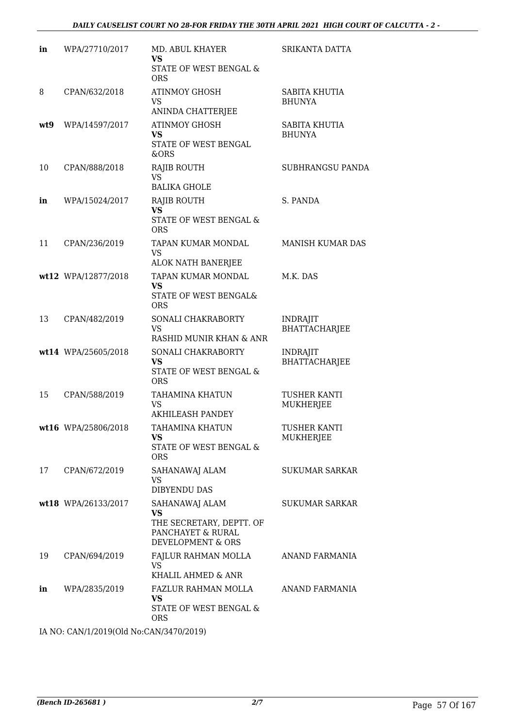| | | | |
|---|---|---|---|
| in | WPA/27710/2017 | MD. ABUL KHAYER<br>**VS**<br>STATE OF WEST BENGAL & ORS | SRIKANTA DATTA |
| 8 | CPAN/632/2018 | ATINMOY GHOSH<br>VS<br>ANINDA CHATTERJEE | SABITA KHUTIA BHUNYA |
| **wt9** | WPA/14597/2017 | ATINMOY GHOSH<br>**VS**<br>STATE OF WEST BENGAL &ORS | SABITA KHUTIA BHUNYA |
| 10 | CPAN/888/2018 | RAJIB ROUTH<br>VS<br>BALIKA GHOLE | SUBHRANGSU PANDA |
| **in** | WPA/15024/2017 | RAJIB ROUTH<br>**VS**<br>STATE OF WEST BENGAL & ORS | S. PANDA |
| 11 | CPAN/236/2019 | TAPAN KUMAR MONDAL<br>VS<br>ALOK NATH BANERJEE | MANISH KUMAR DAS |
| **wt12** | WPA/12877/2018 | TAPAN KUMAR MONDAL<br>**VS**<br>STATE OF WEST BENGAL& ORS | M.K. DAS |
| 13 | CPAN/482/2019 | SONALI CHAKRABORTY<br>VS<br>RASHID MUNIR KHAN & ANR | INDRAJIT BHATTACHARJEE |
| **wt14** | WPA/25605/2018 | SONALI CHAKRABORTY<br>**VS**<br>STATE OF WEST BENGAL & ORS | INDRAJIT BHATTACHARJEE |
| 15 | CPAN/588/2019 | TAHAMINA KHATUN<br>VS<br>AKHILEASH PANDEY | TUSHER KANTI MUKHERJEE |
| **wt16** | WPA/25806/2018 | TAHAMINA KHATUN<br>**VS**<br>STATE OF WEST BENGAL & ORS | TUSHER KANTI MUKHERJEE |
| 17 | CPAN/672/2019 | SAHANAWAJ ALAM<br>VS<br>DIBYENDU DAS | SUKUMAR SARKAR |
| **wt18** | WPA/26133/2017 | SAHANAWAJ ALAM<br>**VS**<br>THE SECRETARY, DEPTT. OF PANCHAYET & RURAL DEVELOPMENT & ORS | SUKUMAR SARKAR |
| 19 | CPAN/694/2019 | FAJLUR RAHMAN MOLLA<br>VS<br>KHALIL AHMED & ANR | ANAND FARMANIA |
| **in** | WPA/2835/2019 | FAZLUR RAHMAN MOLLA<br>**VS**<br>STATE OF WEST BENGAL & ORS | ANAND FARMANIA |

IA NO: CAN/1/2019(Old No:CAN/3470/2019)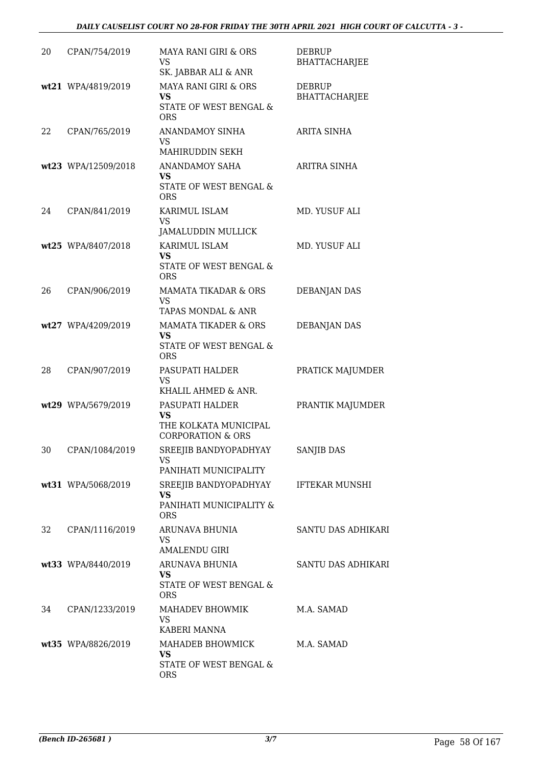| | | | |
|---|---|---|---|
| 20 | CPAN/754/2019 | MAYA RANI GIRI & ORS<br>VS<br>SK. JABBAR ALI & ANR | DEBRUP BHATTACHARJEE |
| wt21 | WPA/4819/2019 | MAYA RANI GIRI & ORS<br>**VS**<br>STATE OF WEST BENGAL & ORS | DEBRUP BHATTACHARJEE |
| 22 | CPAN/765/2019 | ANANDAMOY SINHA<br>VS<br>MAHIRUDDIN SEKH | ARITA SINHA |
| wt23 | WPA/12509/2018 | ANANDAMOY SAHA<br>**VS**<br>STATE OF WEST BENGAL & ORS | ARITRA SINHA |
| 24 | CPAN/841/2019 | KARIMUL ISLAM<br>VS<br>JAMALUDDIN MULLICK | MD. YUSUF ALI |
| wt25 | WPA/8407/2018 | KARIMUL ISLAM<br>**VS**<br>STATE OF WEST BENGAL & ORS | MD. YUSUF ALI |
| 26 | CPAN/906/2019 | MAMATA TIKADAR & ORS<br>VS<br>TAPAS MONDAL & ANR | DEBANJAN DAS |
| wt27 | WPA/4209/2019 | MAMATA TIKADER & ORS<br>**VS**<br>STATE OF WEST BENGAL & ORS | DEBANJAN DAS |
| 28 | CPAN/907/2019 | PASUPATI HALDER<br>VS<br>KHALIL AHMED & ANR. | PRATICK MAJUMDER |
| wt29 | WPA/5679/2019 | PASUPATI HALDER<br>**VS**<br>THE KOLKATA MUNICIPAL CORPORATION & ORS | PRANTIK MAJUMDER |
| 30 | CPAN/1084/2019 | SREEJIB BANDYOPADHYAY<br>VS<br>PANIHATI MUNICIPALITY | SANJIB DAS |
| wt31 | WPA/5068/2019 | SREEJIB BANDYOPADHYAY<br>**VS**<br>PANIHATI MUNICIPALITY & ORS | IFTEKAR MUNSHI |
| 32 | CPAN/1116/2019 | ARUNAVA BHUNIA<br>VS<br>AMALENDU GIRI | SANTU DAS ADHIKARI |
| wt33 | WPA/8440/2019 | ARUNAVA BHUNIA<br>**VS**<br>STATE OF WEST BENGAL & ORS | SANTU DAS ADHIKARI |
| 34 | CPAN/1233/2019 | MAHADEV BHOWMIK<br>VS<br>KABERI MANNA | M.A. SAMAD |
| wt35 | WPA/8826/2019 | MAHADEB BHOWMICK<br>**VS**<br>STATE OF WEST BENGAL & ORS | M.A. SAMAD |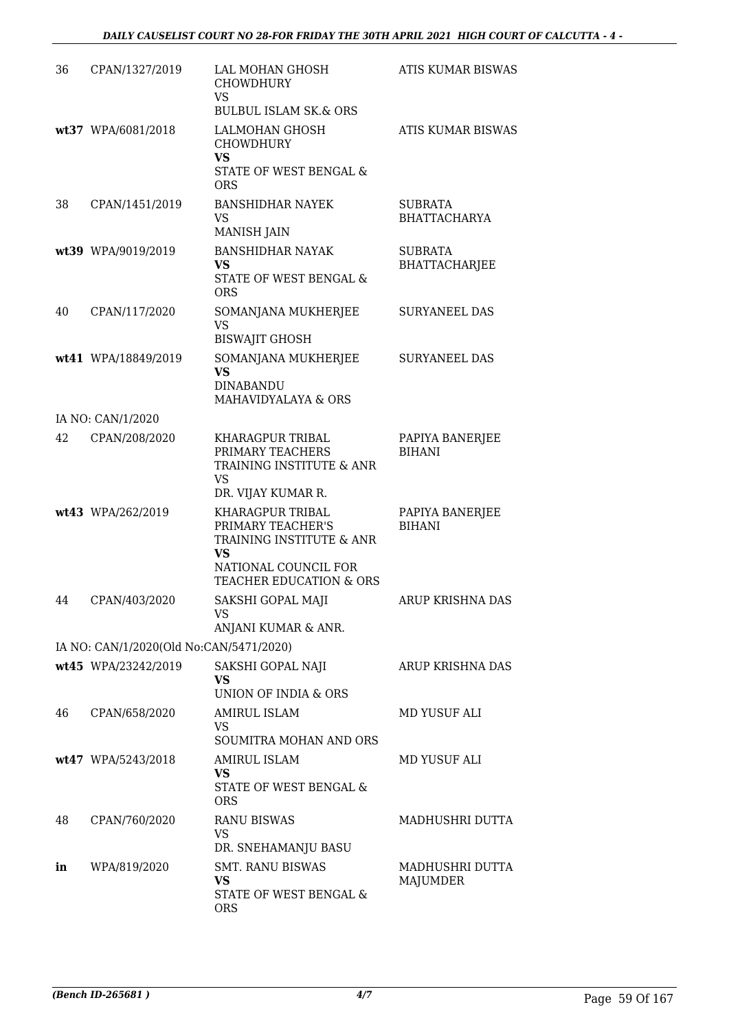| | | | |
|---|---|---|---|
| 36 | CPAN/1327/2019 | LAL MOHAN GHOSH CHOWDHURY<br>VS<br>BULBUL ISLAM SK.& ORS | ATIS KUMAR BISWAS |
| wt37 | WPA/6081/2018 | LALMOHAN GHOSH CHOWDHURY<br>**VS**<br>STATE OF WEST BENGAL & ORS | ATIS KUMAR BISWAS |
| 38 | CPAN/1451/2019 | BANSHIDHAR NAYEK<br>VS<br>MANISH JAIN | SUBRATA BHATTACHARYA |
| wt39 | WPA/9019/2019 | BANSHIDHAR NAYAK<br>**VS**<br>STATE OF WEST BENGAL & ORS | SUBRATA BHATTACHARJEE |
| 40 | CPAN/117/2020 | SOMANJANA MUKHERJEE<br>VS<br>BISWAJIT GHOSH | SURYANEEL DAS |
| wt41 | WPA/18849/2019 | SOMANJANA MUKHERJEE<br>**VS**<br>DINABANDU MAHAVIDYALAYA & ORS | SURYANEEL DAS |
| IA NO: CAN/1/2020 | | | |
| 42 | CPAN/208/2020 | KHARAGPUR TRIBAL PRIMARY TEACHERS TRAINING INSTITUTE & ANR<br>VS<br>DR. VIJAY KUMAR R. | PAPIYA BANERJEE BIHANI |
| wt43 | WPA/262/2019 | KHARAGPUR TRIBAL PRIMARY TEACHER'S TRAINING INSTITUTE & ANR<br>**VS**<br>NATIONAL COUNCIL FOR TEACHER EDUCATION & ORS | PAPIYA BANERJEE BIHANI |
| 44 | CPAN/403/2020 | SAKSHI GOPAL MAJI<br>VS<br>ANJANI KUMAR & ANR. | ARUP KRISHNA DAS |
| IA NO: CAN/1/2020(Old No:CAN/5471/2020) | | | |
| wt45 | WPA/23242/2019 | SAKSHI GOPAL NAJI<br>**VS**<br>UNION OF INDIA & ORS | ARUP KRISHNA DAS |
| 46 | CPAN/658/2020 | AMIRUL ISLAM<br>VS<br>SOUMITRA MOHAN AND ORS | MD YUSUF ALI |
| wt47 | WPA/5243/2018 | AMIRUL ISLAM<br>**VS**<br>STATE OF WEST BENGAL & ORS | MD YUSUF ALI |
| 48 | CPAN/760/2020 | RANU BISWAS<br>VS<br>DR. SNEHAMANJU BASU | MADHUSHRI DUTTA |
| **in** | WPA/819/2020 | SMT. RANU BISWAS<br>**VS**<br>STATE OF WEST BENGAL & ORS | MADHUSHRI DUTTA MAJUMDER |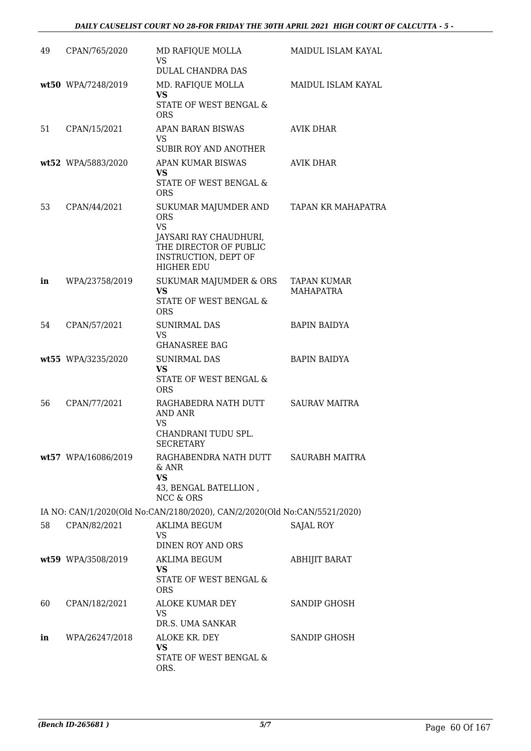| | | | |
|---|---|---|---|
| 49 | CPAN/765/2020 | MD RAFIQUE MOLLA<br>VS<br>DULAL CHANDRA DAS | MAIDUL ISLAM KAYAL |
| wt50 | WPA/7248/2019 | MD. RAFIQUE MOLLA<br>**VS**<br>STATE OF WEST BENGAL & ORS | MAIDUL ISLAM KAYAL |
| 51 | CPAN/15/2021 | APAN BARAN BISWAS<br>VS<br>SUBIR ROY AND ANOTHER | AVIK DHAR |
| wt52 | WPA/5883/2020 | APAN KUMAR BISWAS<br>**VS**<br>STATE OF WEST BENGAL & ORS | AVIK DHAR |
| 53 | CPAN/44/2021 | SUKUMAR MAJUMDER AND ORS<br>VS<br>JAYSARI RAY CHAUDHURI, THE DIRECTOR OF PUBLIC INSTRUCTION, DEPT OF HIGHER EDU | TAPAN KR MAHAPATRA |
| in | WPA/23758/2019 | SUKUMAR MAJUMDER & ORS<br>**VS**<br>STATE OF WEST BENGAL & ORS | TAPAN KUMAR MAHAPATRA |
| 54 | CPAN/57/2021 | SUNIRMAL DAS<br>VS<br>GHANASREE BAG | BAPIN BAIDYA |
| wt55 | WPA/3235/2020 | SUNIRMAL DAS<br>**VS**<br>STATE OF WEST BENGAL & ORS | BAPIN BAIDYA |
| 56 | CPAN/77/2021 | RAGHABEDRA NATH DUTT AND ANR<br>VS<br>CHANDRANI TUDU SPL. SECRETARY | SAURAV MAITRA |
| wt57 | WPA/16086/2019 | RAGHABENDRA NATH DUTT & ANR<br>**VS**<br>43, BENGAL BATELLION , NCC & ORS | SAURABH MAITRA |

IA NO: CAN/1/2020(Old No:CAN/2180/2020), CAN/2/2020(Old No:CAN/5521/2020)

| | | | |
|---|---|---|---|
| 58 | CPAN/82/2021 | AKLIMA BEGUM<br>VS<br>DINEN ROY AND ORS | SAJAL ROY |
| wt59 | WPA/3508/2019 | AKLIMA BEGUM<br>**VS**<br>STATE OF WEST BENGAL & ORS | ABHIJIT BARAT |
| 60 | CPAN/182/2021 | ALOKE KUMAR DEY<br>VS<br>DR.S. UMA SANKAR | SANDIP GHOSH |
| in | WPA/26247/2018 | ALOKE KR. DEY<br>**VS**<br>STATE OF WEST BENGAL & ORS. | SANDIP GHOSH |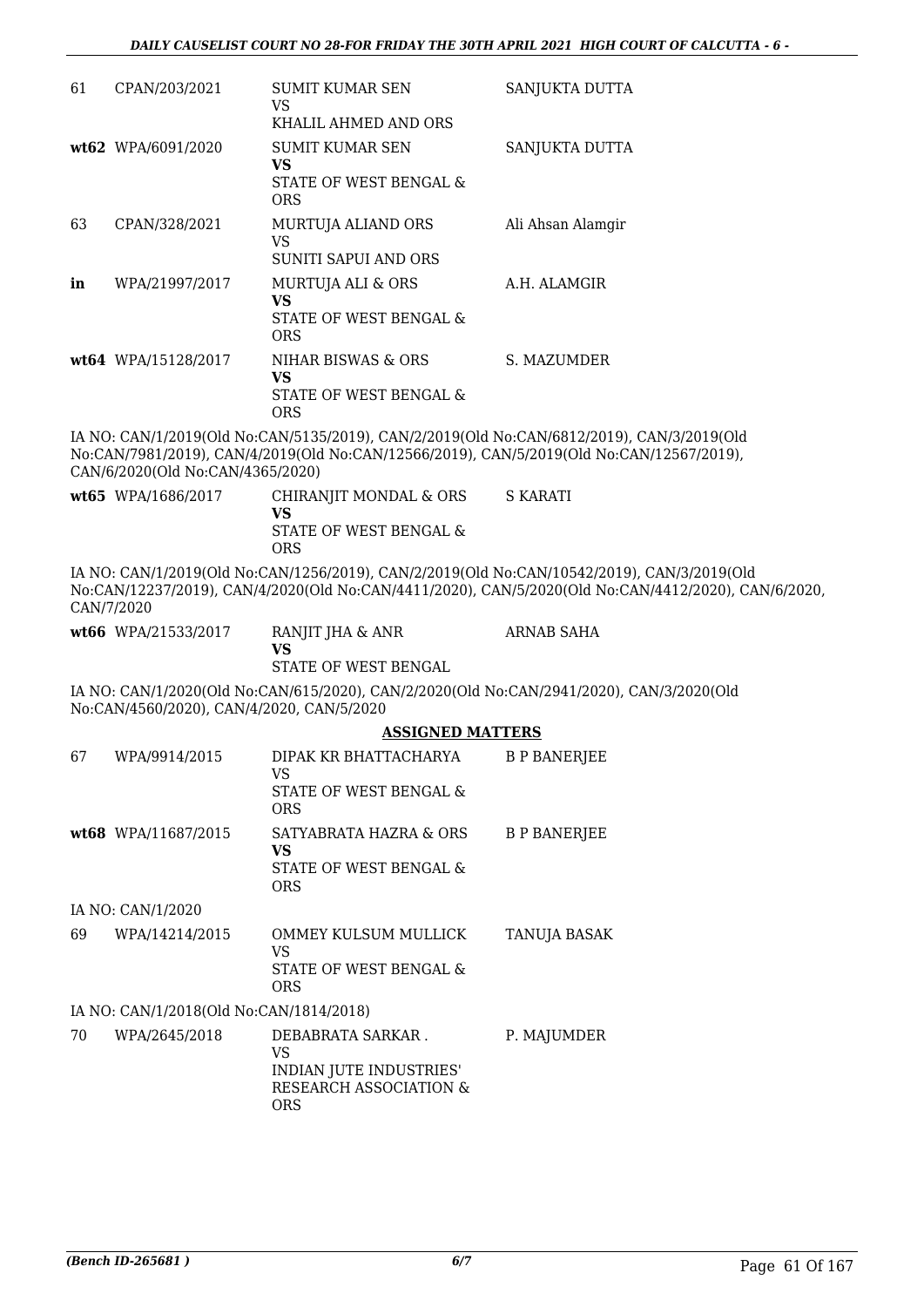| | | | |
|---|---|---|---|
| 61 | CPAN/203/2021 | SUMIT KUMAR SEN<br>VS<br>KHALIL AHMED AND ORS | SANJUKTA DUTTA |
| **wt62** | WPA/6091/2020 | SUMIT KUMAR SEN<br>**VS**<br>STATE OF WEST BENGAL & ORS | SANJUKTA DUTTA |
| 63 | CPAN/328/2021 | MURTUJA ALIAND ORS<br>VS<br>SUNITI SAPUI AND ORS | Ali Ahsan Alamgir |
| **in** | WPA/21997/2017 | MURTUJA ALI & ORS<br>**VS**<br>STATE OF WEST BENGAL & ORS | A.H. ALAMGIR |
| **wt64** | WPA/15128/2017 | NIHAR BISWAS & ORS<br>**VS**<br>STATE OF WEST BENGAL & ORS | S. MAZUMDER |

IA NO: CAN/1/2019(Old No:CAN/5135/2019), CAN/2/2019(Old No:CAN/6812/2019), CAN/3/2019(Old No:CAN/7981/2019), CAN/4/2019(Old No:CAN/12566/2019), CAN/5/2019(Old No:CAN/12567/2019), CAN/6/2020(Old No:CAN/4365/2020)

| | | | |
|---|---|---|---|
| **wt65** | WPA/1686/2017 | CHIRANJIT MONDAL & ORS<br>**VS**<br>STATE OF WEST BENGAL & ORS | S KARATI |

IA NO: CAN/1/2019(Old No:CAN/1256/2019), CAN/2/2019(Old No:CAN/10542/2019), CAN/3/2019(Old No:CAN/12237/2019), CAN/4/2020(Old No:CAN/4411/2020), CAN/5/2020(Old No:CAN/4412/2020), CAN/6/2020, CAN/7/2020

| | | | |
|---|---|---|---|
| **wt66** | WPA/21533/2017 | RANJIT JHA & ANR<br>**VS**<br>STATE OF WEST BENGAL | ARNAB SAHA |

IA NO: CAN/1/2020(Old No:CAN/615/2020), CAN/2/2020(Old No:CAN/2941/2020), CAN/3/2020(Old No:CAN/4560/2020), CAN/4/2020, CAN/5/2020

**ASSIGNED MATTERS**

| | | | |
|---|---|---|---|
| 67 | WPA/9914/2015 | DIPAK KR BHATTACHARYA<br>VS<br>STATE OF WEST BENGAL & ORS | B P BANERJEE |
| **wt68** | WPA/11687/2015 | SATYABRATA HAZRA & ORS<br>**VS**<br>STATE OF WEST BENGAL & ORS | B P BANERJEE |

IA NO: CAN/1/2020

| | | | |
|---|---|---|---|
| 69 | WPA/14214/2015 | OMMEY KULSUM MULLICK<br>VS<br>STATE OF WEST BENGAL & ORS | TANUJA BASAK |

IA NO: CAN/1/2018(Old No:CAN/1814/2018)

| | | | |
|---|---|---|---|
| 70 | WPA/2645/2018 | DEBABRATA SARKAR .<br>VS<br>INDIAN JUTE INDUSTRIES' RESEARCH ASSOCIATION & ORS | P. MAJUMDER |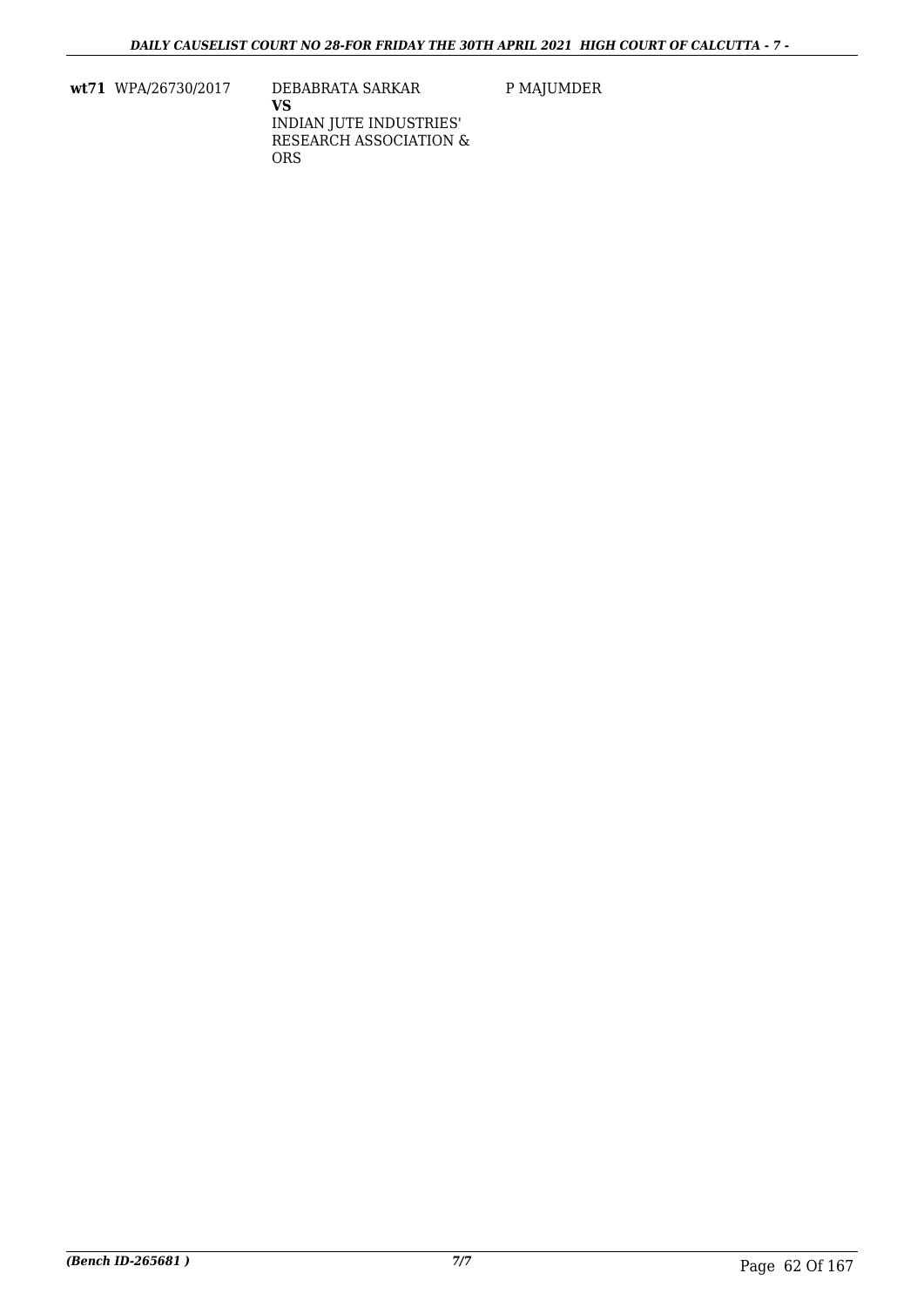| | | | |
|---|---|---|---|
| **wt71** | WPA/26730/2017 | DEBABRATA SARKAR<br>**VS**<br>INDIAN JUTE INDUSTRIES' RESEARCH ASSOCIATION & ORS | P MAJUMDER |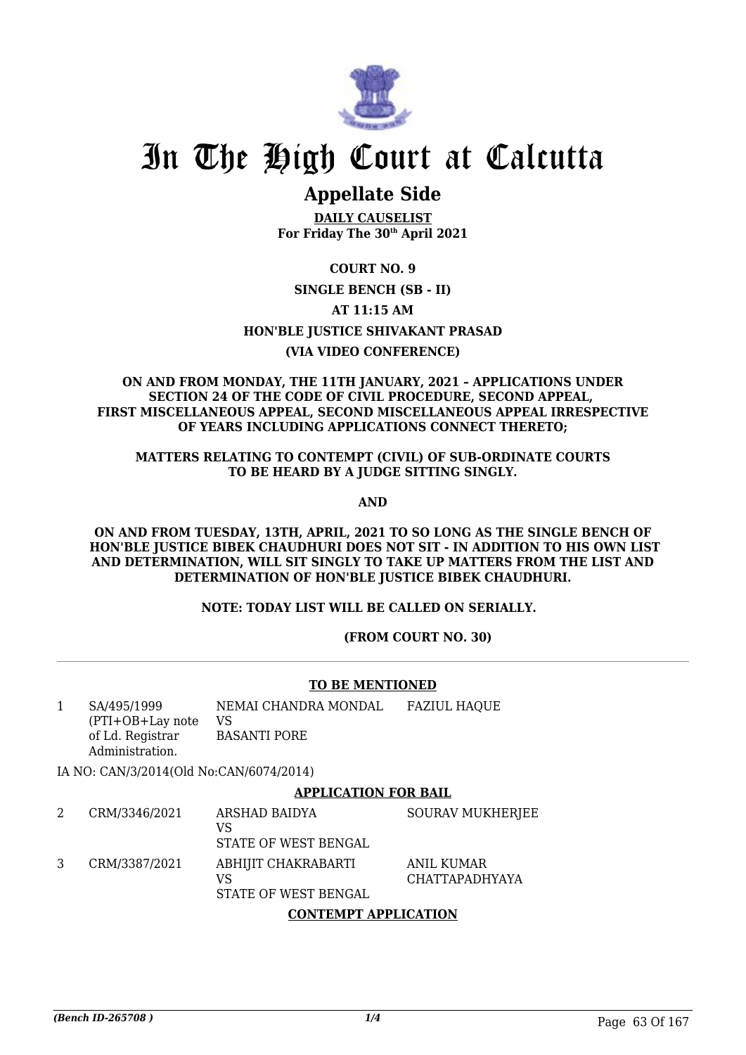# In The High Court at Calcutta

## Appellate Side

**DAILY CAUSELIST**
**For Friday The 30th April 2021**

**COURT NO. 9**

**SINGLE BENCH (SB - II)**

**AT 11:15 AM**

**HON'BLE JUSTICE SHIVAKANT PRASAD**

**(VIA VIDEO CONFERENCE)**

**ON AND FROM MONDAY, THE 11TH JANUARY, 2021 – APPLICATIONS UNDER SECTION 24 OF THE CODE OF CIVIL PROCEDURE, SECOND APPEAL, FIRST MISCELLANEOUS APPEAL, SECOND MISCELLANEOUS APPEAL IRRESPECTIVE OF YEARS INCLUDING APPLICATIONS CONNECT THERETO;**

**MATTERS RELATING TO CONTEMPT (CIVIL) OF SUB-ORDINATE COURTS TO BE HEARD BY A JUDGE SITTING SINGLY.**

**AND**

**ON AND FROM TUESDAY, 13TH, APRIL, 2021 TO SO LONG AS THE SINGLE BENCH OF HON'BLE JUSTICE BIBEK CHAUDHURI DOES NOT SIT - IN ADDITION TO HIS OWN LIST AND DETERMINATION, WILL SIT SINGLY TO TAKE UP MATTERS FROM THE LIST AND DETERMINATION OF HON'BLE JUSTICE BIBEK CHAUDHURI.**

**NOTE: TODAY LIST WILL BE CALLED ON SERIALLY.**

**(FROM COURT NO. 30)**

**TO BE MENTIONED**

| | | | |
|---|---|---|---|
| 1 | SA/495/1999 (PTI+OB+Lay note of Ld. Registrar Administration. | NEMAI CHANDRA MONDAL VS BASANTI PORE | FAZIUL HAQUE |

IA NO: CAN/3/2014(Old No:CAN/6074/2014)

**APPLICATION FOR BAIL**

| | | | |
|---|---|---|---|
| 2 | CRM/3346/2021 | ARSHAD BAIDYA VS STATE OF WEST BENGAL | SOURAV MUKHERJEE |
| 3 | CRM/3387/2021 | ABHIJIT CHAKRABARTI VS STATE OF WEST BENGAL | ANIL KUMAR CHATTAPADHYAYA |

**CONTEMPT APPLICATION**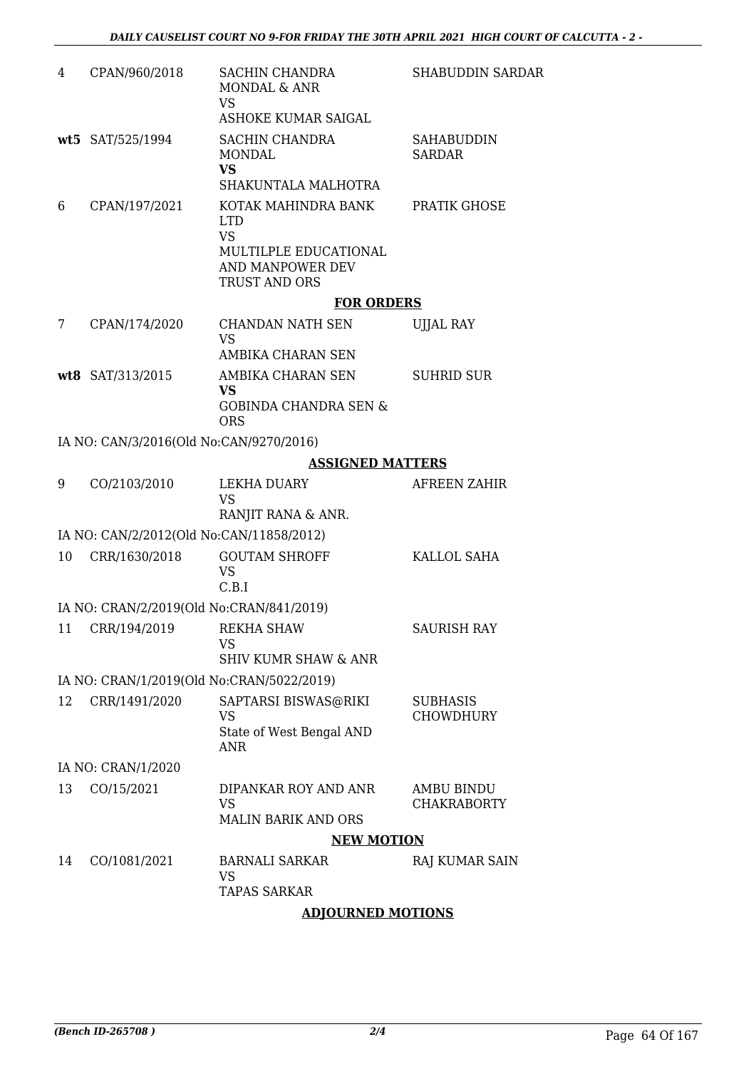| | | | |
|---|---|---|---|
| 4 | CPAN/960/2018 | SACHIN CHANDRA MONDAL & ANR<br>VS<br>ASHOKE KUMAR SAIGAL | SHABUDDIN SARDAR |
| **wt5** | SAT/525/1994 | SACHIN CHANDRA MONDAL<br>**VS**<br>SHAKUNTALA MALHOTRA | SAHABUDDIN SARDAR |
| 6 | CPAN/197/2021 | KOTAK MAHINDRA BANK LTD<br>VS<br>MULTILPLE EDUCATIONAL AND MANPOWER DEV TRUST AND ORS | PRATIK GHOSE |

**FOR ORDERS**

| | | | |
|---|---|---|---|
| 7 | CPAN/174/2020 | CHANDAN NATH SEN<br>VS<br>AMBIKA CHARAN SEN | UJJAL RAY |
| **wt8** | SAT/313/2015 | AMBIKA CHARAN SEN<br>**VS**<br>GOBINDA CHANDRA SEN & ORS | SUHRID SUR |

IA NO: CAN/3/2016(Old No:CAN/9270/2016)

**ASSIGNED MATTERS**

| | | | |
|---|---|---|---|
| 9 | CO/2103/2010 | LEKHA DUARY<br>VS<br>RANJIT RANA & ANR. | AFREEN ZAHIR |

IA NO: CAN/2/2012(Old No:CAN/11858/2012)

| | | | |
|---|---|---|---|
| 10 | CRR/1630/2018 | GOUTAM SHROFF<br>VS<br>C.B.I | KALLOL SAHA |

IA NO: CRAN/2/2019(Old No:CRAN/841/2019)

| | | | |
|---|---|---|---|
| 11 | CRR/194/2019 | REKHA SHAW<br>VS<br>SHIV KUMR SHAW & ANR | SAURISH RAY |

IA NO: CRAN/1/2019(Old No:CRAN/5022/2019)

| | | | |
|---|---|---|---|
| 12 | CRR/1491/2020 | SAPTARSI BISWAS@RIKI<br>VS<br>State of West Bengal AND ANR | SUBHASIS CHOWDHURY |

IA NO: CRAN/1/2020

| | | | |
|---|---|---|---|
| 13 | CO/15/2021 | DIPANKAR ROY AND ANR<br>VS<br>MALIN BARIK AND ORS | AMBU BINDU CHAKRABORTY |

**NEW MOTION**

| | | | |
|---|---|---|---|
| 14 | CO/1081/2021 | BARNALI SARKAR<br>VS<br>TAPAS SARKAR | RAJ KUMAR SAIN |

**ADJOURNED MOTIONS**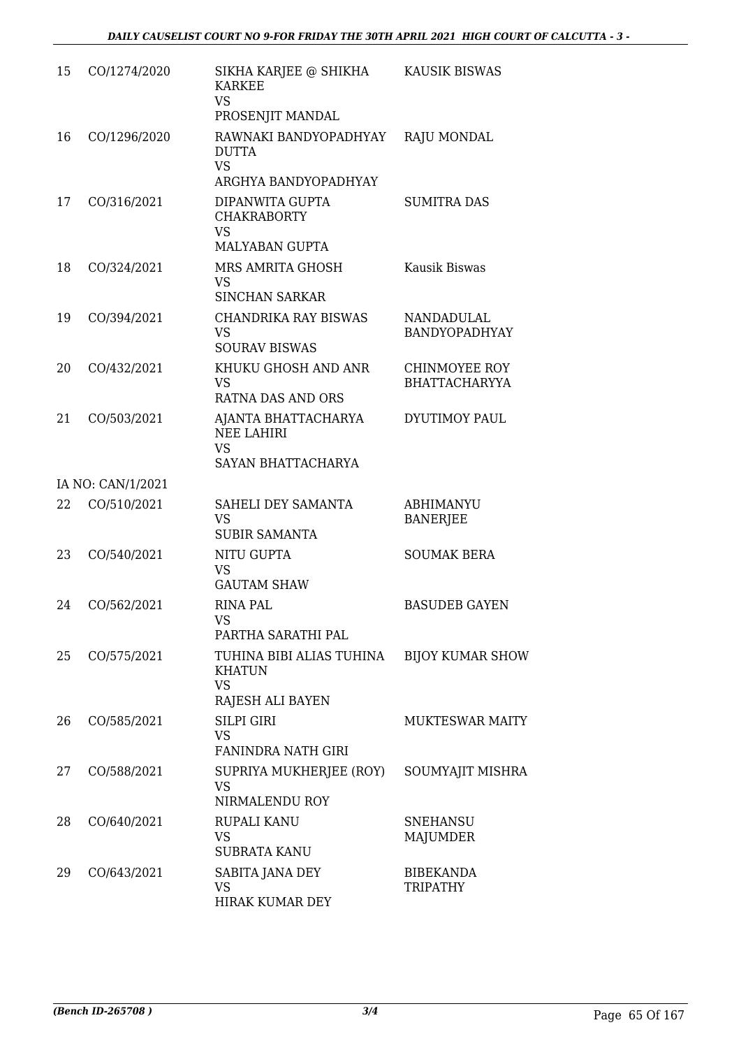| | | | |
|---|---|---|---|
| 15 | CO/1274/2020 | SIKHA KARJEE @ SHIKHA KARKEE<br>VS<br>PROSENJIT MANDAL | KAUSIK BISWAS |
| 16 | CO/1296/2020 | RAWNAKI BANDYOPADHYAY DUTTA<br>VS<br>ARGHYA BANDYOPADHYAY | RAJU MONDAL |
| 17 | CO/316/2021 | DIPANWITA GUPTA CHAKRABORTY<br>VS<br>MALYABAN GUPTA | SUMITRA DAS |
| 18 | CO/324/2021 | MRS AMRITA GHOSH<br>VS<br>SINCHAN SARKAR | Kausik Biswas |
| 19 | CO/394/2021 | CHANDRIKA RAY BISWAS<br>VS<br>SOURAV BISWAS | NANDADULAL BANDYOPADHYAY |
| 20 | CO/432/2021 | KHUKU GHOSH AND ANR<br>VS<br>RATNA DAS AND ORS | CHINMOYEE ROY BHATTACHARYYA |
| 21 | CO/503/2021 | AJANTA BHATTACHARYA NEE LAHIRI<br>VS<br>SAYAN BHATTACHARYA | DYUTIMOY PAUL |
| | IA NO: CAN/1/2021 | | |
| 22 | CO/510/2021 | SAHELI DEY SAMANTA<br>VS<br>SUBIR SAMANTA | ABHIMANYU BANERJEE |
| 23 | CO/540/2021 | NITU GUPTA<br>VS<br>GAUTAM SHAW | SOUMAK BERA |
| 24 | CO/562/2021 | RINA PAL<br>VS<br>PARTHA SARATHI PAL | BASUDEB GAYEN |
| 25 | CO/575/2021 | TUHINA BIBI ALIAS TUHINA KHATUN<br>VS<br>RAJESH ALI BAYEN | BIJOY KUMAR SHOW |
| 26 | CO/585/2021 | SILPI GIRI<br>VS<br>FANINDRA NATH GIRI | MUKTESWAR MAITY |
| 27 | CO/588/2021 | SUPRIYA MUKHERJEE (ROY)<br>VS<br>NIRMALENDU ROY | SOUMYAJIT MISHRA |
| 28 | CO/640/2021 | RUPALI KANU<br>VS<br>SUBRATA KANU | SNEHANSU MAJUMDER |
| 29 | CO/643/2021 | SABITA JANA DEY<br>VS<br>HIRAK KUMAR DEY | BIBEKANDA TRIPATHY |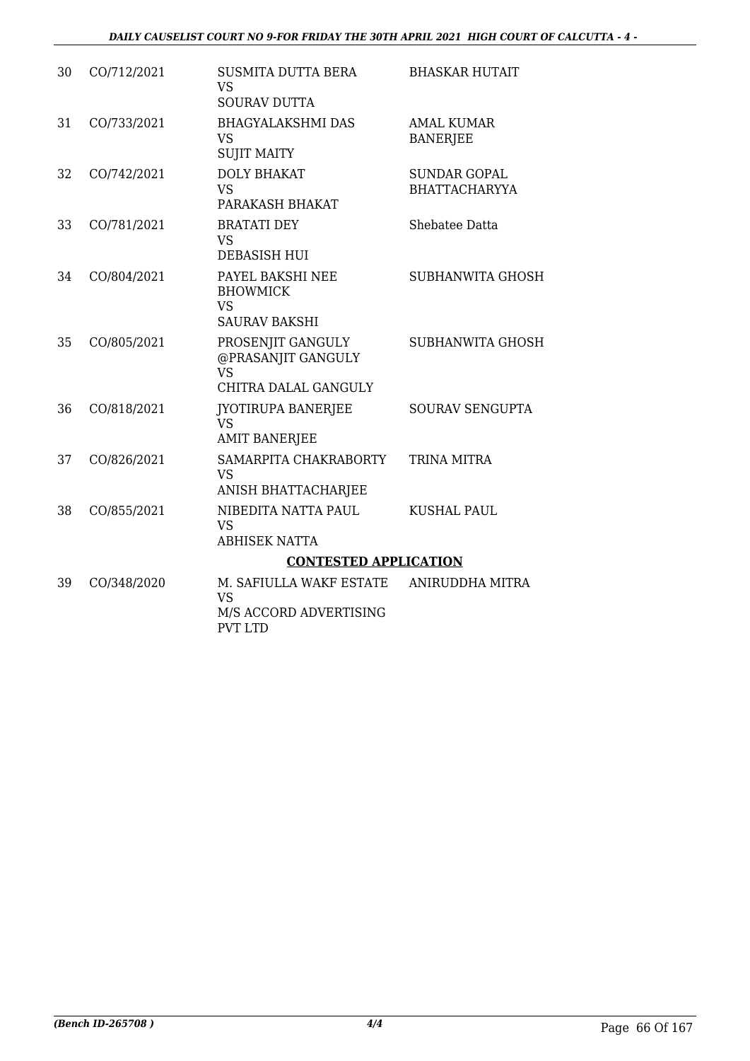| | | | |
|---|---|---|---|
| 30 | CO/712/2021 | SUSMITA DUTTA BERA<br>VS<br>SOURAV DUTTA | BHASKAR HUTAIT |
| 31 | CO/733/2021 | BHAGYALAKSHMI DAS<br>VS<br>SUJIT MAITY | AMAL KUMAR BANERJEE |
| 32 | CO/742/2021 | DOLY BHAKAT<br>VS<br>PARAKASH BHAKAT | SUNDAR GOPAL BHATTACHARYYA |
| 33 | CO/781/2021 | BRATATI DEY<br>VS<br>DEBASISH HUI | Shebatee Datta |
| 34 | CO/804/2021 | PAYEL BAKSHI NEE BHOWMICK<br>VS<br>SAURAV BAKSHI | SUBHANWITA GHOSH |
| 35 | CO/805/2021 | PROSENJIT GANGULY @PRASANJIT GANGULY<br>VS<br>CHITRA DALAL GANGULY | SUBHANWITA GHOSH |
| 36 | CO/818/2021 | JYOTIRUPA BANERJEE<br>VS<br>AMIT BANERJEE | SOURAV SENGUPTA |
| 37 | CO/826/2021 | SAMARPITA CHAKRABORTY<br>VS<br>ANISH BHATTACHARJEE | TRINA MITRA |
| 38 | CO/855/2021 | NIBEDITA NATTA PAUL<br>VS<br>ABHISEK NATTA | KUSHAL PAUL |

**CONTESTED APPLICATION**

| | | | |
|---|---|---|---|
| 39 | CO/348/2020 | M. SAFIULLA WAKF ESTATE<br>VS<br>M/S ACCORD ADVERTISING PVT LTD | ANIRUDDHA MITRA |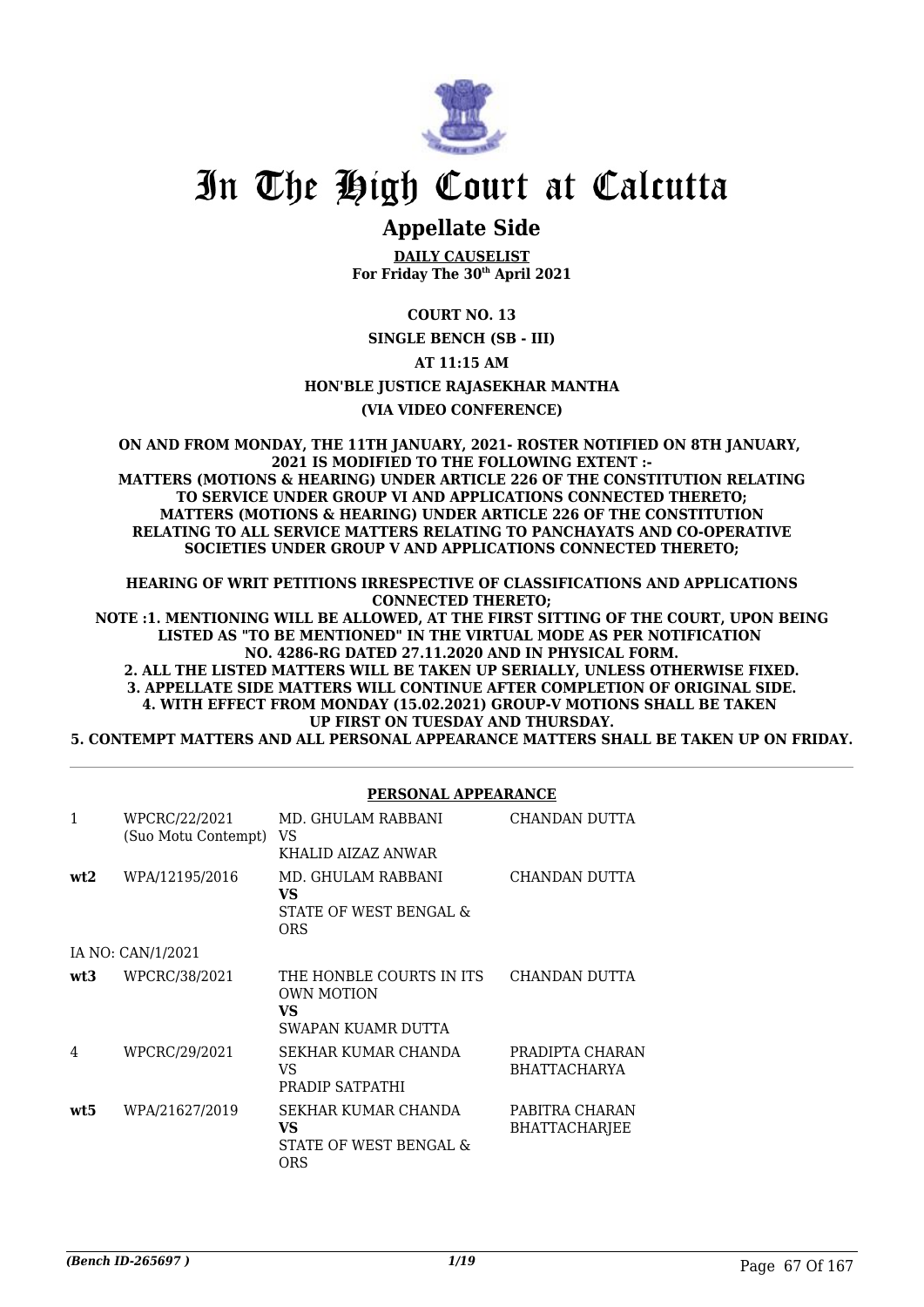# In The High Court at Calcutta

## Appellate Side

**DAILY CAUSELIST**
**For Friday The 30th April 2021**

**COURT NO. 13**

**SINGLE BENCH (SB - III)**

**AT 11:15 AM**

**HON'BLE JUSTICE RAJASEKHAR MANTHA**

**(VIA VIDEO CONFERENCE)**

**ON AND FROM MONDAY, THE 11TH JANUARY, 2021- ROSTER NOTIFIED ON 8TH JANUARY, 2021 IS MODIFIED TO THE FOLLOWING EXTENT :-**
**MATTERS (MOTIONS & HEARING) UNDER ARTICLE 226 OF THE CONSTITUTION RELATING TO SERVICE UNDER GROUP VI AND APPLICATIONS CONNECTED THERETO;**
**MATTERS (MOTIONS & HEARING) UNDER ARTICLE 226 OF THE CONSTITUTION RELATING TO ALL SERVICE MATTERS RELATING TO PANCHAYATS AND CO-OPERATIVE SOCIETIES UNDER GROUP V AND APPLICATIONS CONNECTED THERETO;**

**HEARING OF WRIT PETITIONS IRRESPECTIVE OF CLASSIFICATIONS AND APPLICATIONS CONNECTED THERETO;**
**NOTE :1. MENTIONING WILL BE ALLOWED, AT THE FIRST SITTING OF THE COURT, UPON BEING LISTED AS "TO BE MENTIONED" IN THE VIRTUAL MODE AS PER NOTIFICATION NO. 4286-RG DATED 27.11.2020 AND IN PHYSICAL FORM.**
**2. ALL THE LISTED MATTERS WILL BE TAKEN UP SERIALLY, UNLESS OTHERWISE FIXED.**
**3. APPELLATE SIDE MATTERS WILL CONTINUE AFTER COMPLETION OF ORIGINAL SIDE.**
**4. WITH EFFECT FROM MONDAY (15.02.2021) GROUP-V MOTIONS SHALL BE TAKEN UP FIRST ON TUESDAY AND THURSDAY.**
**5. CONTEMPT MATTERS AND ALL PERSONAL APPEARANCE MATTERS SHALL BE TAKEN UP ON FRIDAY.**

**PERSONAL APPEARANCE**

| | | | |
|---|---|---|---|
| 1 | WPCRC/22/2021 (Suo Motu Contempt) | MD. GHULAM RABBANI VS KHALID AIZAZ ANWAR | CHANDAN DUTTA |
| **wt2** | WPA/12195/2016 | MD. GHULAM RABBANI **VS** STATE OF WEST BENGAL & ORS | CHANDAN DUTTA |
| IA NO: CAN/1/2021 | | | |
| **wt3** | WPCRC/38/2021 | THE HONBLE COURTS IN ITS OWN MOTION **VS** SWAPAN KUAMR DUTTA | CHANDAN DUTTA |
| 4 | WPCRC/29/2021 | SEKHAR KUMAR CHANDA VS PRADIP SATPATHI | PRADIPTA CHARAN BHATTACHARYA |
| **wt5** | WPA/21627/2019 | SEKHAR KUMAR CHANDA **VS** STATE OF WEST BENGAL & ORS | PABITRA CHARAN BHATTACHARJEE |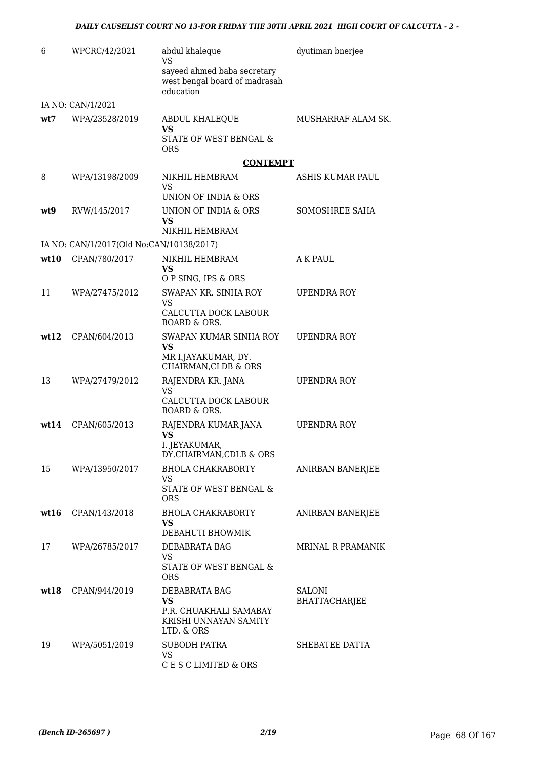| | | | |
|---|---|---|---|
| 6 | WPCRC/42/2021 | abdul khaleque<br>VS<br>sayeed ahmed baba secretary west bengal board of madrasah education | dyutiman bnerjee |
| | IA NO: CAN/1/2021 | | |
| wt7 | WPA/23528/2019 | ABDUL KHALEQUE<br>**VS**<br>STATE OF WEST BENGAL & ORS | MUSHARRAF ALAM SK. |

**CONTEMPT**

| | | | |
|---|---|---|---|
| 8 | WPA/13198/2009 | NIKHIL HEMBRAM<br>VS<br>UNION OF INDIA & ORS | ASHIS KUMAR PAUL |
| wt9 | RVW/145/2017 | UNION OF INDIA & ORS<br>**VS**<br>NIKHIL HEMBRAM | SOMOSHREE SAHA |
| | IA NO: CAN/1/2017(Old No:CAN/10138/2017) | | |
| wt10 | CPAN/780/2017 | NIKHIL HEMBRAM<br>**VS**<br>O P SING, IPS & ORS | A K PAUL |
| 11 | WPA/27475/2012 | SWAPAN KR. SINHA ROY<br>VS<br>CALCUTTA DOCK LABOUR BOARD & ORS. | UPENDRA ROY |
| wt12 | CPAN/604/2013 | SWAPAN KUMAR SINHA ROY<br>**VS**<br>MR I.JAYAKUMAR, DY. CHAIRMAN,CLDB & ORS | UPENDRA ROY |
| 13 | WPA/27479/2012 | RAJENDRA KR. JANA<br>VS<br>CALCUTTA DOCK LABOUR BOARD & ORS. | UPENDRA ROY |
| wt14 | CPAN/605/2013 | RAJENDRA KUMAR JANA<br>**VS**<br>I. JEYAKUMAR, DY.CHAIRMAN,CDLB & ORS | UPENDRA ROY |
| 15 | WPA/13950/2017 | BHOLA CHAKRABORTY<br>VS<br>STATE OF WEST BENGAL & ORS | ANIRBAN BANERJEE |
| wt16 | CPAN/143/2018 | BHOLA CHAKRABORTY<br>**VS**<br>DEBAHUTI BHOWMIK | ANIRBAN BANERJEE |
| 17 | WPA/26785/2017 | DEBABRATA BAG<br>VS<br>STATE OF WEST BENGAL & ORS | MRINAL R PRAMANIK |
| wt18 | CPAN/944/2019 | DEBABRATA BAG<br>**VS**<br>P.R. CHUAKHALI SAMABAY KRISHI UNNAYAN SAMITY LTD. & ORS | SALONI BHATTACHARJEE |
| 19 | WPA/5051/2019 | SUBODH PATRA<br>VS<br>C E S C LIMITED & ORS | SHEBATEE DATTA |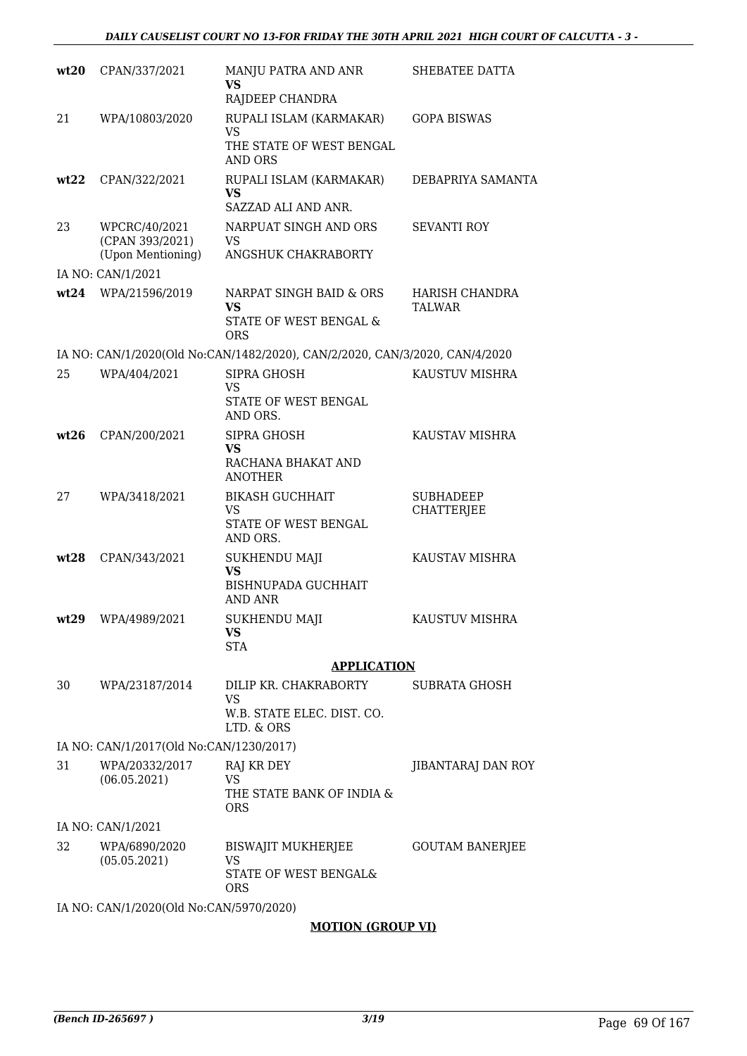| | | | |
|---|---|---|---|
| **wt20** | CPAN/337/2021 | MANJU PATRA AND ANR **VS** RAJDEEP CHANDRA | SHEBATEE DATTA |
| 21 | WPA/10803/2020 | RUPALI ISLAM (KARMAKAR) VS THE STATE OF WEST BENGAL AND ORS | GOPA BISWAS |
| **wt22** | CPAN/322/2021 | RUPALI ISLAM (KARMAKAR) **VS** SAZZAD ALI AND ANR. | DEBAPRIYA SAMANTA |
| 23 | WPCRC/40/2021 (CPAN 393/2021) (Upon Mentioning) | NARPUAT SINGH AND ORS VS ANGSHUK CHAKRABORTY | SEVANTI ROY |
| | IA NO: CAN/1/2021 | | |
| **wt24** | WPA/21596/2019 | NARPAT SINGH BAID & ORS **VS** STATE OF WEST BENGAL & ORS | HARISH CHANDRA TALWAR |
| | IA NO: CAN/1/2020(Old No:CAN/1482/2020), CAN/2/2020, CAN/3/2020, CAN/4/2020 | | |
| 25 | WPA/404/2021 | SIPRA GHOSH VS STATE OF WEST BENGAL AND ORS. | KAUSTUV MISHRA |
| **wt26** | CPAN/200/2021 | SIPRA GHOSH **VS** RACHANA BHAKAT AND ANOTHER | KAUSTAV MISHRA |
| 27 | WPA/3418/2021 | BIKASH GUCHHAIT VS STATE OF WEST BENGAL AND ORS. | SUBHADEEP CHATTERJEE |
| **wt28** | CPAN/343/2021 | SUKHENDU MAJI **VS** BISHNUPADA GUCHHAIT AND ANR | KAUSTAV MISHRA |
| **wt29** | WPA/4989/2021 | SUKHENDU MAJI **VS** STA | KAUSTUV MISHRA |

**APPLICATION**

| | | | |
|---|---|---|---|
| 30 | WPA/23187/2014 | DILIP KR. CHAKRABORTY VS W.B. STATE ELEC. DIST. CO. LTD. & ORS | SUBRATA GHOSH |
| | IA NO: CAN/1/2017(Old No:CAN/1230/2017) | | |
| 31 | WPA/20332/2017 (06.05.2021) | RAJ KR DEY VS THE STATE BANK OF INDIA & ORS | JIBANTARAJ DAN ROY |
| | IA NO: CAN/1/2021 | | |
| 32 | WPA/6890/2020 (05.05.2021) | BISWAJIT MUKHERJEE VS STATE OF WEST BENGAL& ORS | GOUTAM BANERJEE |
| | IA NO: CAN/1/2020(Old No:CAN/5970/2020) | | |

**MOTION (GROUP VI)**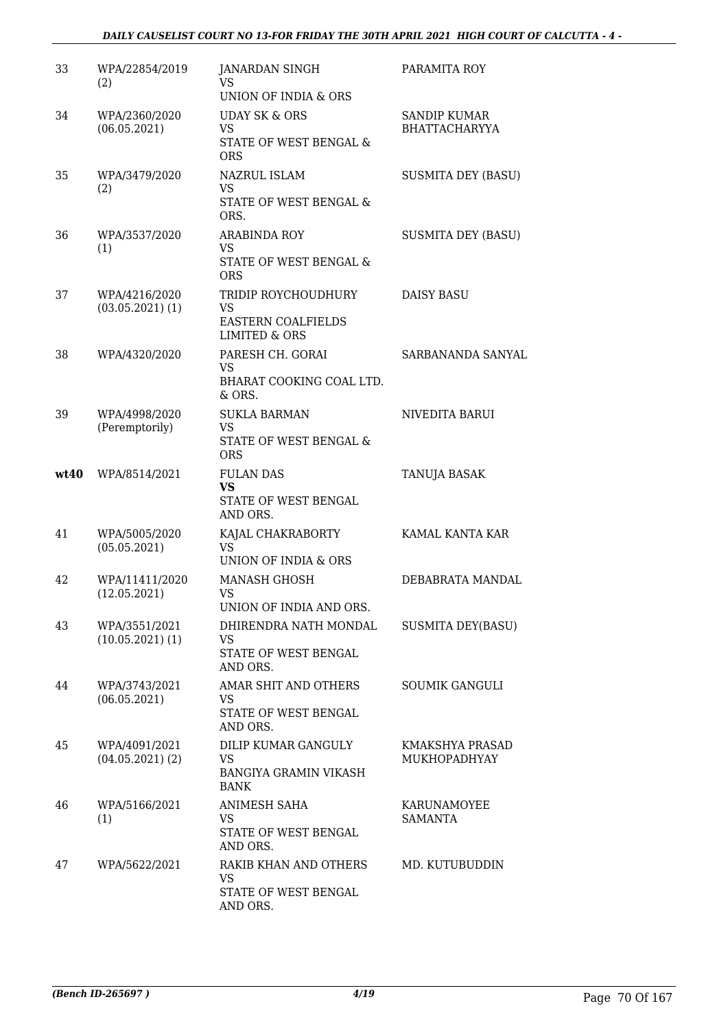| | | | |
|---|---|---|---|
| 33 | WPA/22854/2019 (2) | JANARDAN SINGH<br>VS<br>UNION OF INDIA & ORS | PARAMITA ROY |
| 34 | WPA/2360/2020 (06.05.2021) | UDAY SK & ORS<br>VS<br>STATE OF WEST BENGAL & ORS | SANDIP KUMAR BHATTACHARYYA |
| 35 | WPA/3479/2020 (2) | NAZRUL ISLAM<br>VS<br>STATE OF WEST BENGAL & ORS. | SUSMITA DEY (BASU) |
| 36 | WPA/3537/2020 (1) | ARABINDA ROY<br>VS<br>STATE OF WEST BENGAL & ORS | SUSMITA DEY (BASU) |
| 37 | WPA/4216/2020 (03.05.2021) (1) | TRIDIP ROYCHOUDHURY<br>VS<br>EASTERN COALFIELDS LIMITED & ORS | DAISY BASU |
| 38 | WPA/4320/2020 | PARESH CH. GORAI<br>VS<br>BHARAT COOKING COAL LTD. & ORS. | SARBANANDA SANYAL |
| 39 | WPA/4998/2020 (Peremptorily) | SUKLA BARMAN<br>VS<br>STATE OF WEST BENGAL & ORS | NIVEDITA BARUI |
| **wt40** | WPA/8514/2021 | FULAN DAS<br>**VS**<br>STATE OF WEST BENGAL AND ORS. | TANUJA BASAK |
| 41 | WPA/5005/2020 (05.05.2021) | KAJAL CHAKRABORTY<br>VS<br>UNION OF INDIA & ORS | KAMAL KANTA KAR |
| 42 | WPA/11411/2020 (12.05.2021) | MANASH GHOSH<br>VS<br>UNION OF INDIA AND ORS. | DEBABRATA MANDAL |
| 43 | WPA/3551/2021 (10.05.2021) (1) | DHIRENDRA NATH MONDAL<br>VS<br>STATE OF WEST BENGAL AND ORS. | SUSMITA DEY(BASU) |
| 44 | WPA/3743/2021 (06.05.2021) | AMAR SHIT AND OTHERS<br>VS<br>STATE OF WEST BENGAL AND ORS. | SOUMIK GANGULI |
| 45 | WPA/4091/2021 (04.05.2021) (2) | DILIP KUMAR GANGULY<br>VS<br>BANGIYA GRAMIN VIKASH BANK | KMAKSHYA PRASAD MUKHOPADHYAY |
| 46 | WPA/5166/2021 (1) | ANIMESH SAHA<br>VS<br>STATE OF WEST BENGAL AND ORS. | KARUNAMOYEE SAMANTA |
| 47 | WPA/5622/2021 | RAKIB KHAN AND OTHERS<br>VS<br>STATE OF WEST BENGAL AND ORS. | MD. KUTUBUDDIN |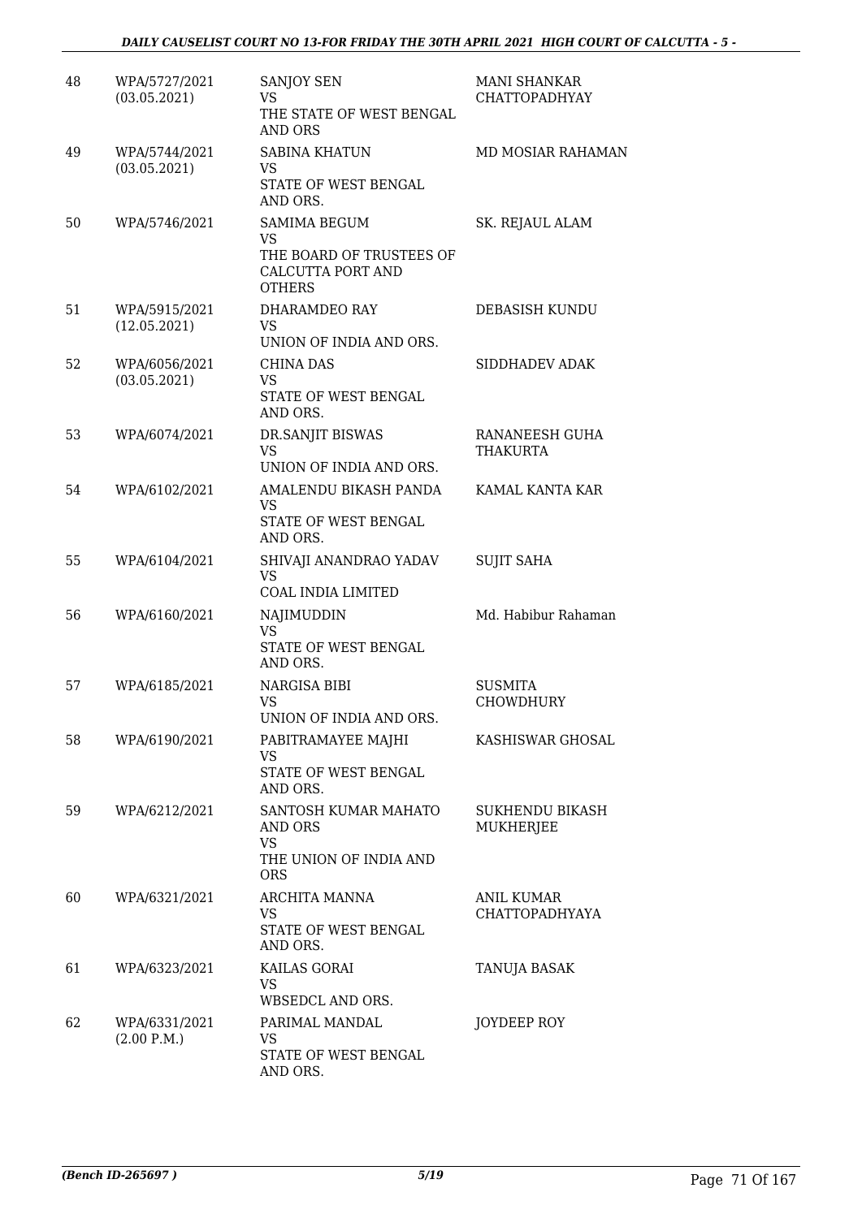| 48 | WPA/5727/2021 (03.05.2021) | SANJOY SEN VS THE STATE OF WEST BENGAL AND ORS | MANI SHANKAR CHATTOPADHYAY |
|---|---|---|---|
| 49 | WPA/5744/2021 (03.05.2021) | SABINA KHATUN VS STATE OF WEST BENGAL AND ORS. | MD MOSIAR RAHAMAN |
| 50 | WPA/5746/2021 | SAMIMA BEGUM VS THE BOARD OF TRUSTEES OF CALCUTTA PORT AND OTHERS | SK. REJAUL ALAM |
| 51 | WPA/5915/2021 (12.05.2021) | DHARAMDEO RAY VS UNION OF INDIA AND ORS. | DEBASISH KUNDU |
| 52 | WPA/6056/2021 (03.05.2021) | CHINA DAS VS STATE OF WEST BENGAL AND ORS. | SIDDHADEV ADAK |
| 53 | WPA/6074/2021 | DR.SANJIT BISWAS VS UNION OF INDIA AND ORS. | RANANEESH GUHA THAKURTA |
| 54 | WPA/6102/2021 | AMALENDU BIKASH PANDA VS STATE OF WEST BENGAL AND ORS. | KAMAL KANTA KAR |
| 55 | WPA/6104/2021 | SHIVAJI ANANDRAO YADAV VS COAL INDIA LIMITED | SUJIT SAHA |
| 56 | WPA/6160/2021 | NAJIMUDDIN VS STATE OF WEST BENGAL AND ORS. | Md. Habibur Rahaman |
| 57 | WPA/6185/2021 | NARGISA BIBI VS UNION OF INDIA AND ORS. | SUSMITA CHOWDHURY |
| 58 | WPA/6190/2021 | PABITRAMAYEE MAJHI VS STATE OF WEST BENGAL AND ORS. | KASHISWAR GHOSAL |
| 59 | WPA/6212/2021 | SANTOSH KUMAR MAHATO AND ORS VS THE UNION OF INDIA AND ORS | SUKHENDU BIKASH MUKHERJEE |
| 60 | WPA/6321/2021 | ARCHITA MANNA VS STATE OF WEST BENGAL AND ORS. | ANIL KUMAR CHATTOPADHYAYA |
| 61 | WPA/6323/2021 | KAILAS GORAI VS WBSEDCL AND ORS. | TANUJA BASAK |
| 62 | WPA/6331/2021 (2.00 P.M.) | PARIMAL MANDAL VS STATE OF WEST BENGAL AND ORS. | JOYDEEP ROY |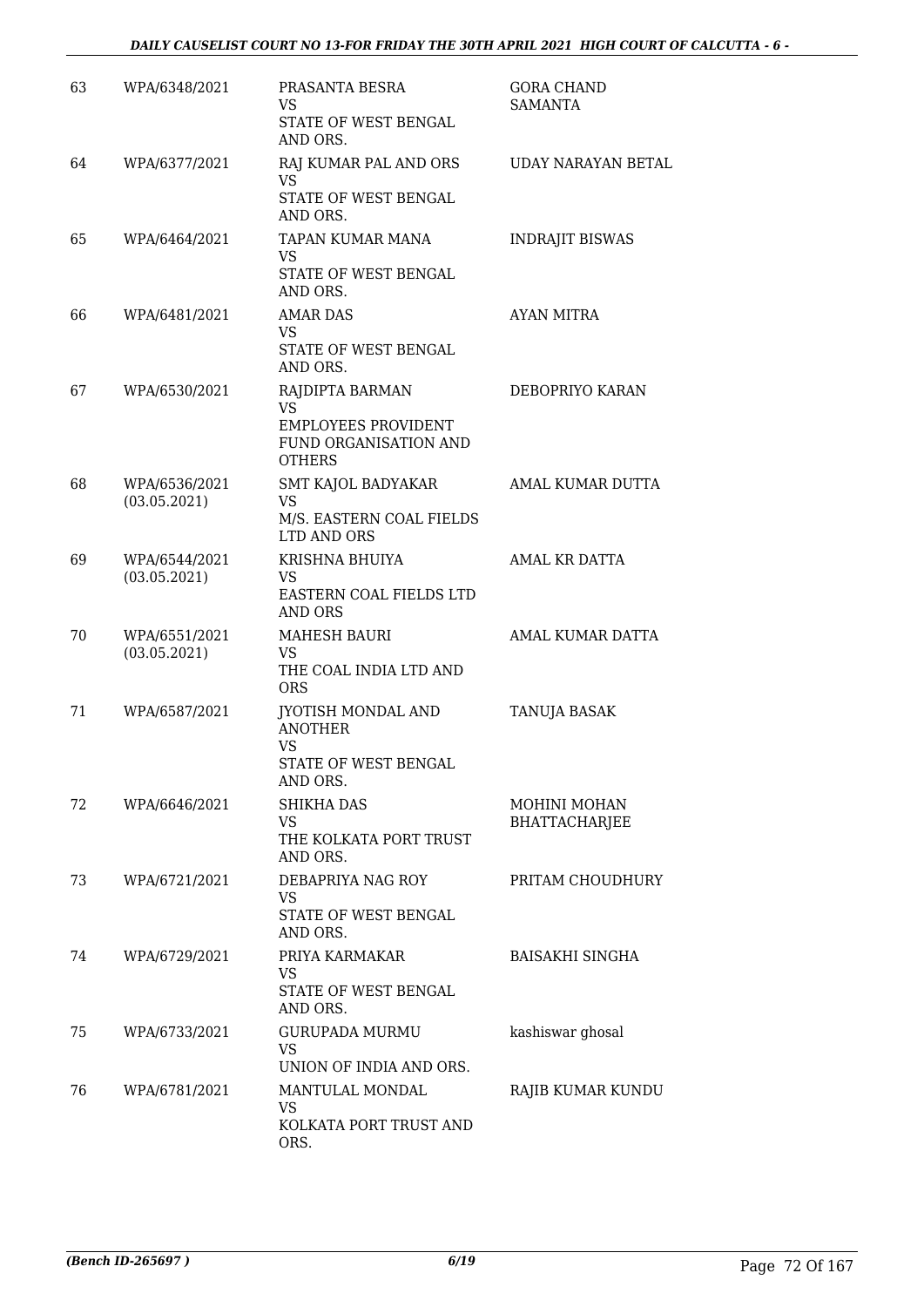| 63 | WPA/6348/2021 | PRASANTA BESRA<br>VS<br>STATE OF WEST BENGAL AND ORS. | GORA CHAND SAMANTA |
|---|---|---|---|
| 64 | WPA/6377/2021 | RAJ KUMAR PAL AND ORS<br>VS<br>STATE OF WEST BENGAL AND ORS. | UDAY NARAYAN BETAL |
| 65 | WPA/6464/2021 | TAPAN KUMAR MANA<br>VS<br>STATE OF WEST BENGAL AND ORS. | INDRAJIT BISWAS |
| 66 | WPA/6481/2021 | AMAR DAS<br>VS<br>STATE OF WEST BENGAL AND ORS. | AYAN MITRA |
| 67 | WPA/6530/2021 | RAJDIPTA BARMAN<br>VS<br>EMPLOYEES PROVIDENT FUND ORGANISATION AND OTHERS | DEBOPRIYO KARAN |
| 68 | WPA/6536/2021<br>(03.05.2021) | SMT KAJOL BADYAKAR<br>VS<br>M/S. EASTERN COAL FIELDS LTD AND ORS | AMAL KUMAR DUTTA |
| 69 | WPA/6544/2021<br>(03.05.2021) | KRISHNA BHUIYA<br>VS<br>EASTERN COAL FIELDS LTD AND ORS | AMAL KR DATTA |
| 70 | WPA/6551/2021<br>(03.05.2021) | MAHESH BAURI<br>VS<br>THE COAL INDIA LTD AND ORS | AMAL KUMAR DATTA |
| 71 | WPA/6587/2021 | JYOTISH MONDAL AND ANOTHER<br>VS<br>STATE OF WEST BENGAL AND ORS. | TANUJA BASAK |
| 72 | WPA/6646/2021 | SHIKHA DAS<br>VS<br>THE KOLKATA PORT TRUST AND ORS. | MOHINI MOHAN BHATTACHARJEE |
| 73 | WPA/6721/2021 | DEBAPRIYA NAG ROY<br>VS<br>STATE OF WEST BENGAL AND ORS. | PRITAM CHOUDHURY |
| 74 | WPA/6729/2021 | PRIYA KARMAKAR<br>VS<br>STATE OF WEST BENGAL AND ORS. | BAISAKHI SINGHA |
| 75 | WPA/6733/2021 | GURUPADA MURMU<br>VS<br>UNION OF INDIA AND ORS. | kashiswar ghosal |
| 76 | WPA/6781/2021 | MANTULAL MONDAL<br>VS<br>KOLKATA PORT TRUST AND ORS. | RAJIB KUMAR KUNDU |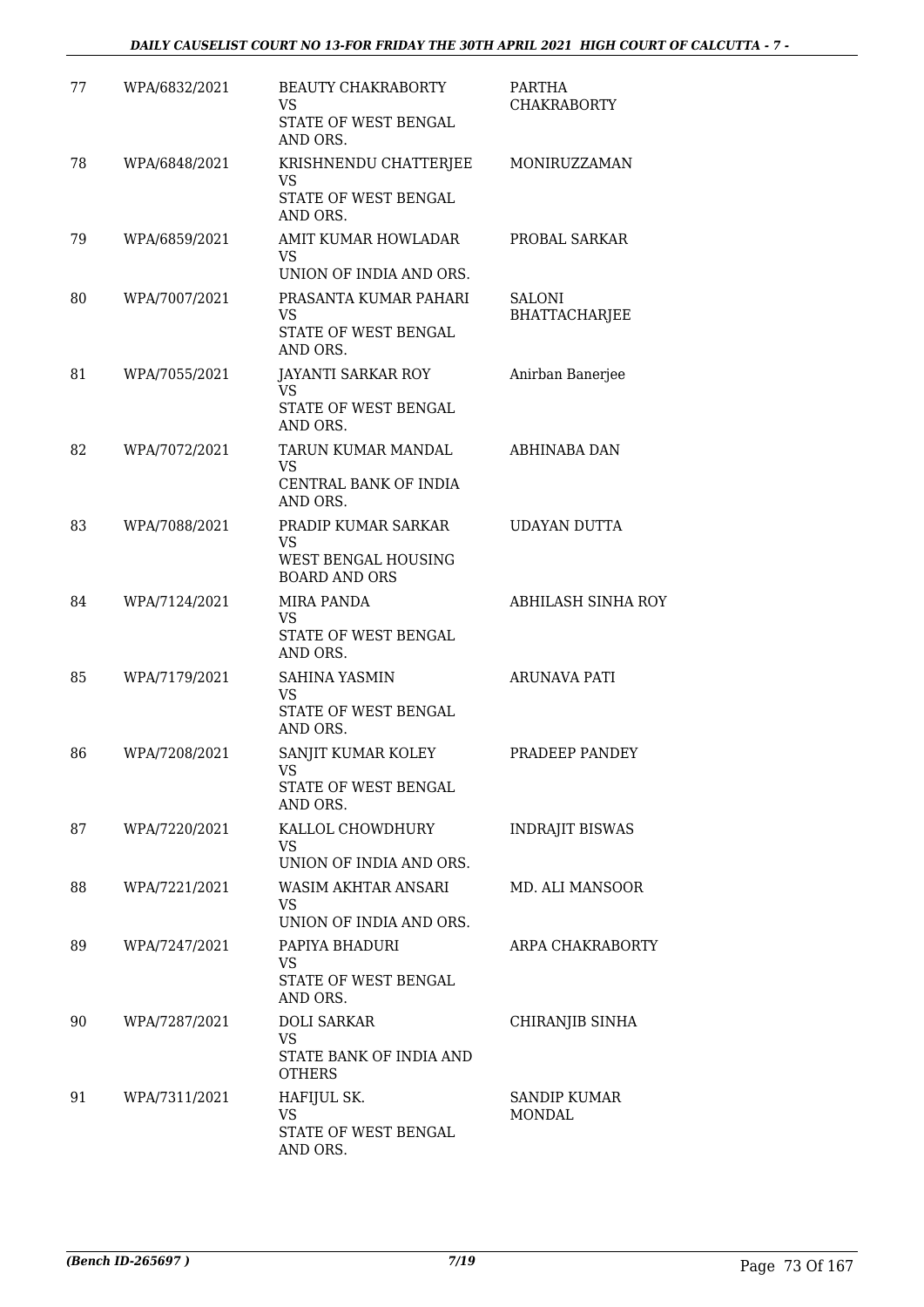| 77 | WPA/6832/2021 | BEAUTY CHAKRABORTY VS STATE OF WEST BENGAL AND ORS. | PARTHA CHAKRABORTY |
|---|---|---|---|
| 78 | WPA/6848/2021 | KRISHNENDU CHATTERJEE VS STATE OF WEST BENGAL AND ORS. | MONIRUZZAMAN |
| 79 | WPA/6859/2021 | AMIT KUMAR HOWLADAR VS UNION OF INDIA AND ORS. | PROBAL SARKAR |
| 80 | WPA/7007/2021 | PRASANTA KUMAR PAHARI VS STATE OF WEST BENGAL AND ORS. | SALONI BHATTACHARJEE |
| 81 | WPA/7055/2021 | JAYANTI SARKAR ROY VS STATE OF WEST BENGAL AND ORS. | Anirban Banerjee |
| 82 | WPA/7072/2021 | TARUN KUMAR MANDAL VS CENTRAL BANK OF INDIA AND ORS. | ABHINABA DAN |
| 83 | WPA/7088/2021 | PRADIP KUMAR SARKAR VS WEST BENGAL HOUSING BOARD AND ORS | UDAYAN DUTTA |
| 84 | WPA/7124/2021 | MIRA PANDA VS STATE OF WEST BENGAL AND ORS. | ABHILASH SINHA ROY |
| 85 | WPA/7179/2021 | SAHINA YASMIN VS STATE OF WEST BENGAL AND ORS. | ARUNAVA PATI |
| 86 | WPA/7208/2021 | SANJIT KUMAR KOLEY VS STATE OF WEST BENGAL AND ORS. | PRADEEP PANDEY |
| 87 | WPA/7220/2021 | KALLOL CHOWDHURY VS UNION OF INDIA AND ORS. | INDRAJIT BISWAS |
| 88 | WPA/7221/2021 | WASIM AKHTAR ANSARI VS UNION OF INDIA AND ORS. | MD. ALI MANSOOR |
| 89 | WPA/7247/2021 | PAPIYA BHADURI VS STATE OF WEST BENGAL AND ORS. | ARPA CHAKRABORTY |
| 90 | WPA/7287/2021 | DOLI SARKAR VS STATE BANK OF INDIA AND OTHERS | CHIRANJIB SINHA |
| 91 | WPA/7311/2021 | HAFIJUL SK. VS STATE OF WEST BENGAL AND ORS. | SANDIP KUMAR MONDAL |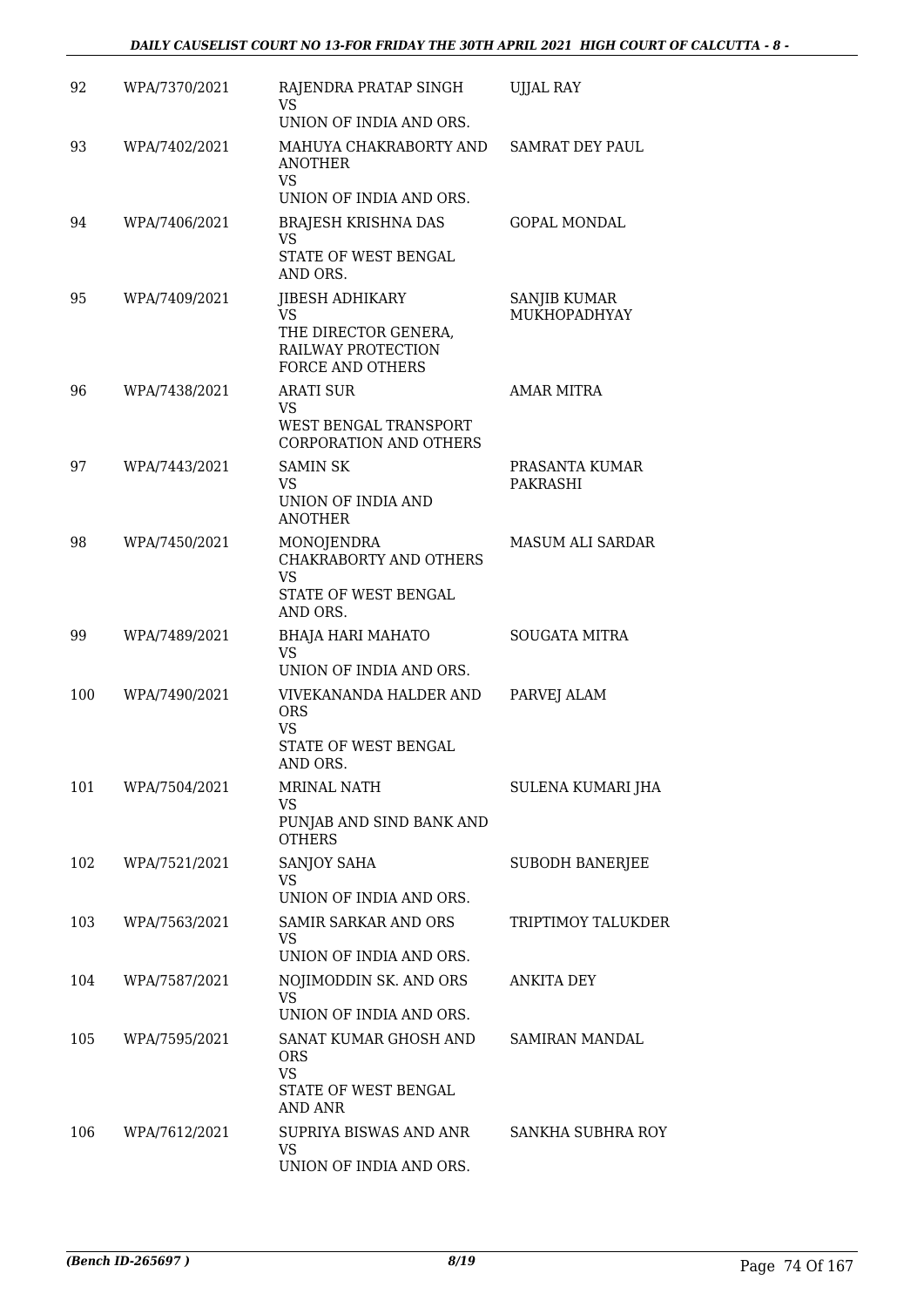| 92 | WPA/7370/2021 | RAJENDRA PRATAP SINGH<br>VS<br>UNION OF INDIA AND ORS. | UJJAL RAY |
|---|---|---|---|
| 93 | WPA/7402/2021 | MAHUYA CHAKRABORTY AND ANOTHER<br>VS<br>UNION OF INDIA AND ORS. | SAMRAT DEY PAUL |
| 94 | WPA/7406/2021 | BRAJESH KRISHNA DAS<br>VS<br>STATE OF WEST BENGAL AND ORS. | GOPAL MONDAL |
| 95 | WPA/7409/2021 | JIBESH ADHIKARY<br>VS<br>THE DIRECTOR GENERA, RAILWAY PROTECTION FORCE AND OTHERS | SANJIB KUMAR MUKHOPADHYAY |
| 96 | WPA/7438/2021 | ARATI SUR<br>VS<br>WEST BENGAL TRANSPORT CORPORATION AND OTHERS | AMAR MITRA |
| 97 | WPA/7443/2021 | SAMIN SK<br>VS<br>UNION OF INDIA AND ANOTHER | PRASANTA KUMAR PAKRASHI |
| 98 | WPA/7450/2021 | MONOJENDRA CHAKRABORTY AND OTHERS<br>VS<br>STATE OF WEST BENGAL AND ORS. | MASUM ALI SARDAR |
| 99 | WPA/7489/2021 | BHAJA HARI MAHATO<br>VS<br>UNION OF INDIA AND ORS. | SOUGATA MITRA |
| 100 | WPA/7490/2021 | VIVEKANANDA HALDER AND ORS<br>VS<br>STATE OF WEST BENGAL AND ORS. | PARVEJ ALAM |
| 101 | WPA/7504/2021 | MRINAL NATH<br>VS<br>PUNJAB AND SIND BANK AND OTHERS | SULENA KUMARI JHA |
| 102 | WPA/7521/2021 | SANJOY SAHA<br>VS<br>UNION OF INDIA AND ORS. | SUBODH BANERJEE |
| 103 | WPA/7563/2021 | SAMIR SARKAR AND ORS<br>VS<br>UNION OF INDIA AND ORS. | TRIPTIMOY TALUKDER |
| 104 | WPA/7587/2021 | NOJIMODDIN SK. AND ORS<br>VS<br>UNION OF INDIA AND ORS. | ANKITA DEY |
| 105 | WPA/7595/2021 | SANAT KUMAR GHOSH AND ORS<br>VS<br>STATE OF WEST BENGAL AND ANR | SAMIRAN MANDAL |
| 106 | WPA/7612/2021 | SUPRIYA BISWAS AND ANR<br>VS<br>UNION OF INDIA AND ORS. | SANKHA SUBHRA ROY |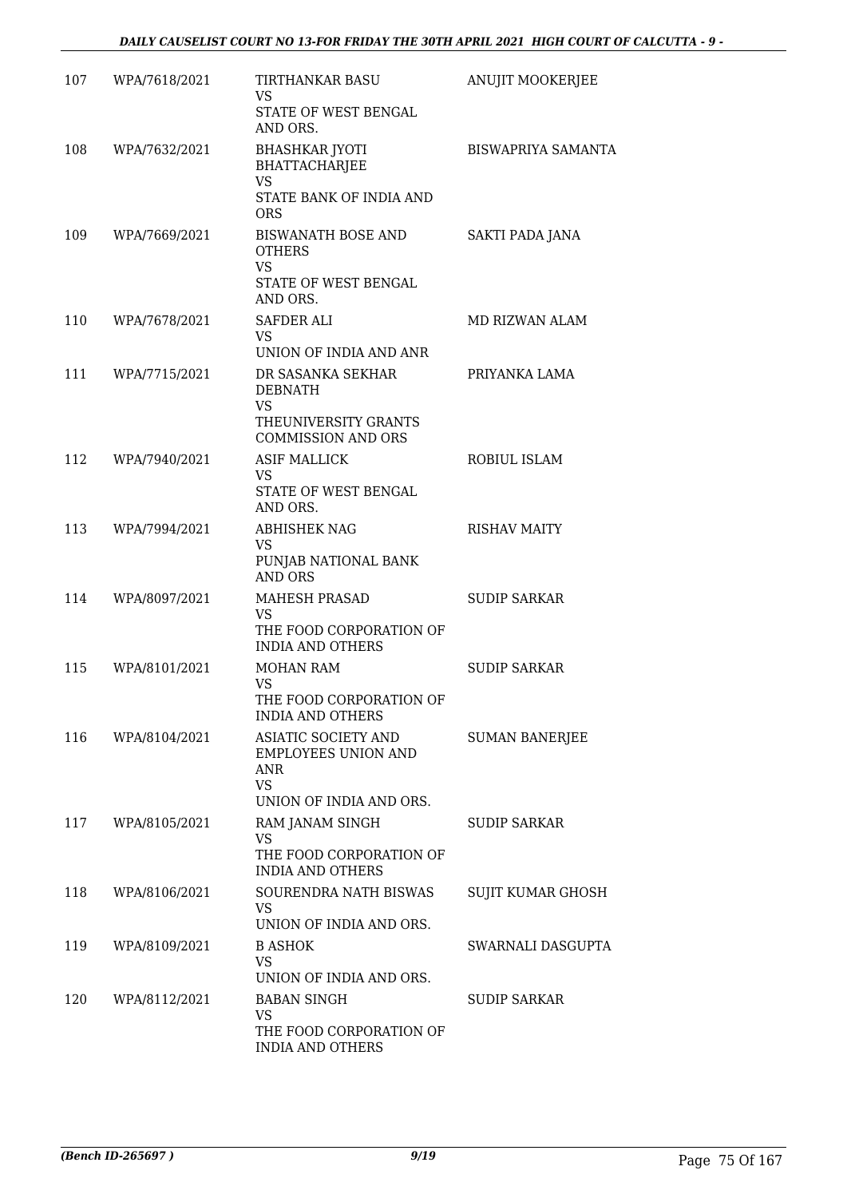| 107 | WPA/7618/2021 | TIRTHANKAR BASU<br>VS<br>STATE OF WEST BENGAL AND ORS. | ANUJIT MOOKERJEE |
|---|---|---|---|
| 108 | WPA/7632/2021 | BHASHKAR JYOTI BHATTACHARJEE<br>VS<br>STATE BANK OF INDIA AND ORS | BISWAPRIYA SAMANTA |
| 109 | WPA/7669/2021 | BISWANATH BOSE AND OTHERS<br>VS<br>STATE OF WEST BENGAL AND ORS. | SAKTI PADA JANA |
| 110 | WPA/7678/2021 | SAFDER ALI<br>VS<br>UNION OF INDIA AND ANR | MD RIZWAN ALAM |
| 111 | WPA/7715/2021 | DR SASANKA SEKHAR DEBNATH<br>VS<br>THEUNIVERSITY GRANTS COMMISSION AND ORS | PRIYANKA LAMA |
| 112 | WPA/7940/2021 | ASIF MALLICK<br>VS<br>STATE OF WEST BENGAL AND ORS. | ROBIUL ISLAM |
| 113 | WPA/7994/2021 | ABHISHEK NAG<br>VS<br>PUNJAB NATIONAL BANK AND ORS | RISHAV MAITY |
| 114 | WPA/8097/2021 | MAHESH PRASAD<br>VS<br>THE FOOD CORPORATION OF INDIA AND OTHERS | SUDIP SARKAR |
| 115 | WPA/8101/2021 | MOHAN RAM<br>VS<br>THE FOOD CORPORATION OF INDIA AND OTHERS | SUDIP SARKAR |
| 116 | WPA/8104/2021 | ASIATIC SOCIETY AND EMPLOYEES UNION AND ANR<br>VS<br>UNION OF INDIA AND ORS. | SUMAN BANERJEE |
| 117 | WPA/8105/2021 | RAM JANAM SINGH<br>VS<br>THE FOOD CORPORATION OF INDIA AND OTHERS | SUDIP SARKAR |
| 118 | WPA/8106/2021 | SOURENDRA NATH BISWAS<br>VS<br>UNION OF INDIA AND ORS. | SUJIT KUMAR GHOSH |
| 119 | WPA/8109/2021 | B ASHOK<br>VS<br>UNION OF INDIA AND ORS. | SWARNALI DASGUPTA |
| 120 | WPA/8112/2021 | BABAN SINGH<br>VS<br>THE FOOD CORPORATION OF INDIA AND OTHERS | SUDIP SARKAR |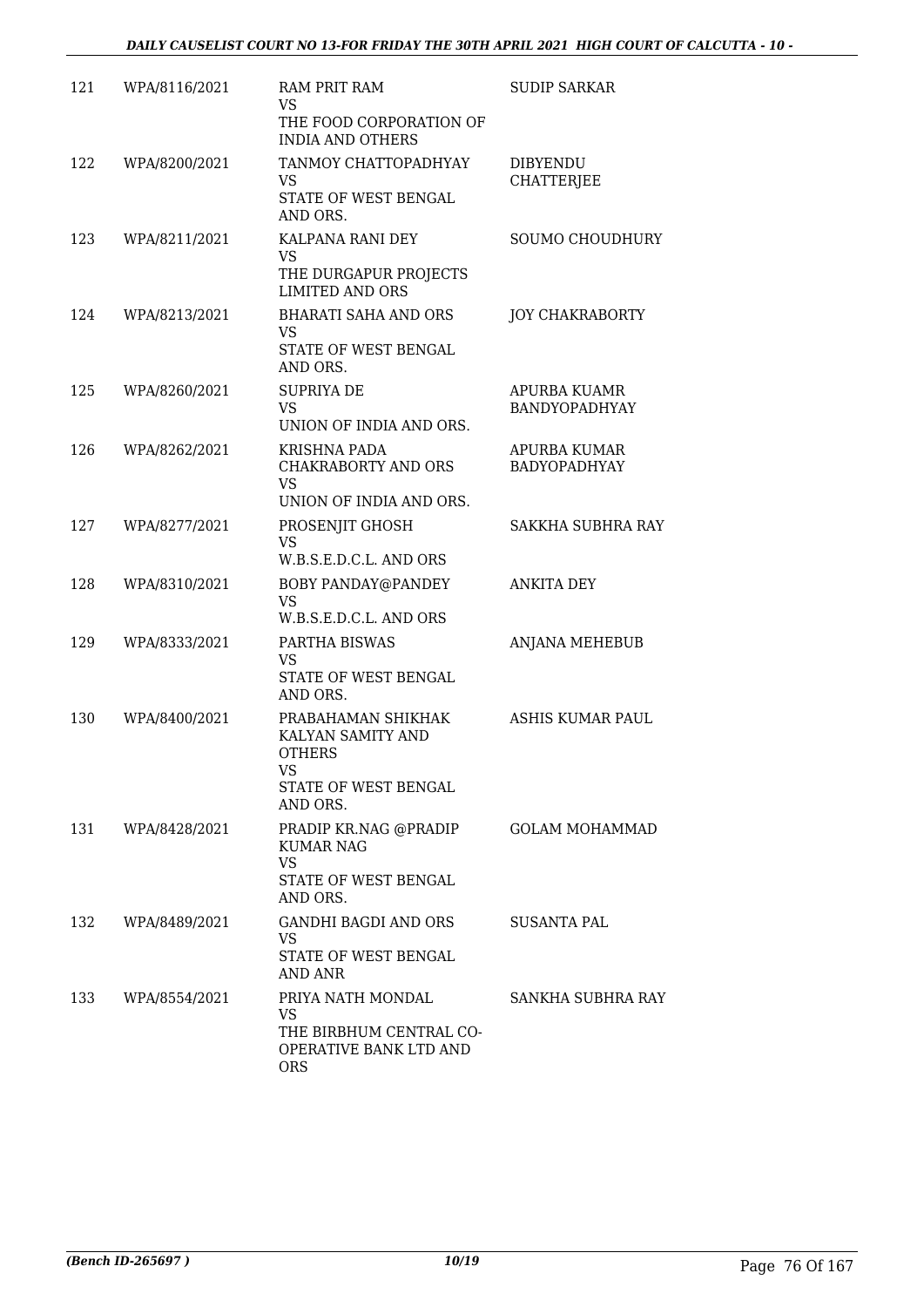| | | | |
|---|---|---|---|
| 121 | WPA/8116/2021 | RAM PRIT RAM<br>VS<br>THE FOOD CORPORATION OF INDIA AND OTHERS | SUDIP SARKAR |
| 122 | WPA/8200/2021 | TANMOY CHATTOPADHYAY<br>VS<br>STATE OF WEST BENGAL AND ORS. | DIBYENDU CHATTERJEE |
| 123 | WPA/8211/2021 | KALPANA RANI DEY<br>VS<br>THE DURGAPUR PROJECTS LIMITED AND ORS | SOUMO CHOUDHURY |
| 124 | WPA/8213/2021 | BHARATI SAHA AND ORS<br>VS<br>STATE OF WEST BENGAL AND ORS. | JOY CHAKRABORTY |
| 125 | WPA/8260/2021 | SUPRIYA DE<br>VS<br>UNION OF INDIA AND ORS. | APURBA KUAMR BANDYOPADHYAY |
| 126 | WPA/8262/2021 | KRISHNA PADA CHAKRABORTY AND ORS<br>VS<br>UNION OF INDIA AND ORS. | APURBA KUMAR BADYOPADHYAY |
| 127 | WPA/8277/2021 | PROSENJIT GHOSH<br>VS<br>W.B.S.E.D.C.L. AND ORS | SAKKHA SUBHRA RAY |
| 128 | WPA/8310/2021 | BOBY PANDAY@PANDEY<br>VS<br>W.B.S.E.D.C.L. AND ORS | ANKITA DEY |
| 129 | WPA/8333/2021 | PARTHA BISWAS<br>VS<br>STATE OF WEST BENGAL AND ORS. | ANJANA MEHEBUB |
| 130 | WPA/8400/2021 | PRABAHAMAN SHIKHAK KALYAN SAMITY AND OTHERS<br>VS<br>STATE OF WEST BENGAL AND ORS. | ASHIS KUMAR PAUL |
| 131 | WPA/8428/2021 | PRADIP KR.NAG @PRADIP KUMAR NAG<br>VS<br>STATE OF WEST BENGAL AND ORS. | GOLAM MOHAMMAD |
| 132 | WPA/8489/2021 | GANDHI BAGDI AND ORS<br>VS<br>STATE OF WEST BENGAL AND ANR | SUSANTA PAL |
| 133 | WPA/8554/2021 | PRIYA NATH MONDAL<br>VS<br>THE BIRBHUM CENTRAL CO-OPERATIVE BANK LTD AND ORS | SANKHA SUBHRA RAY |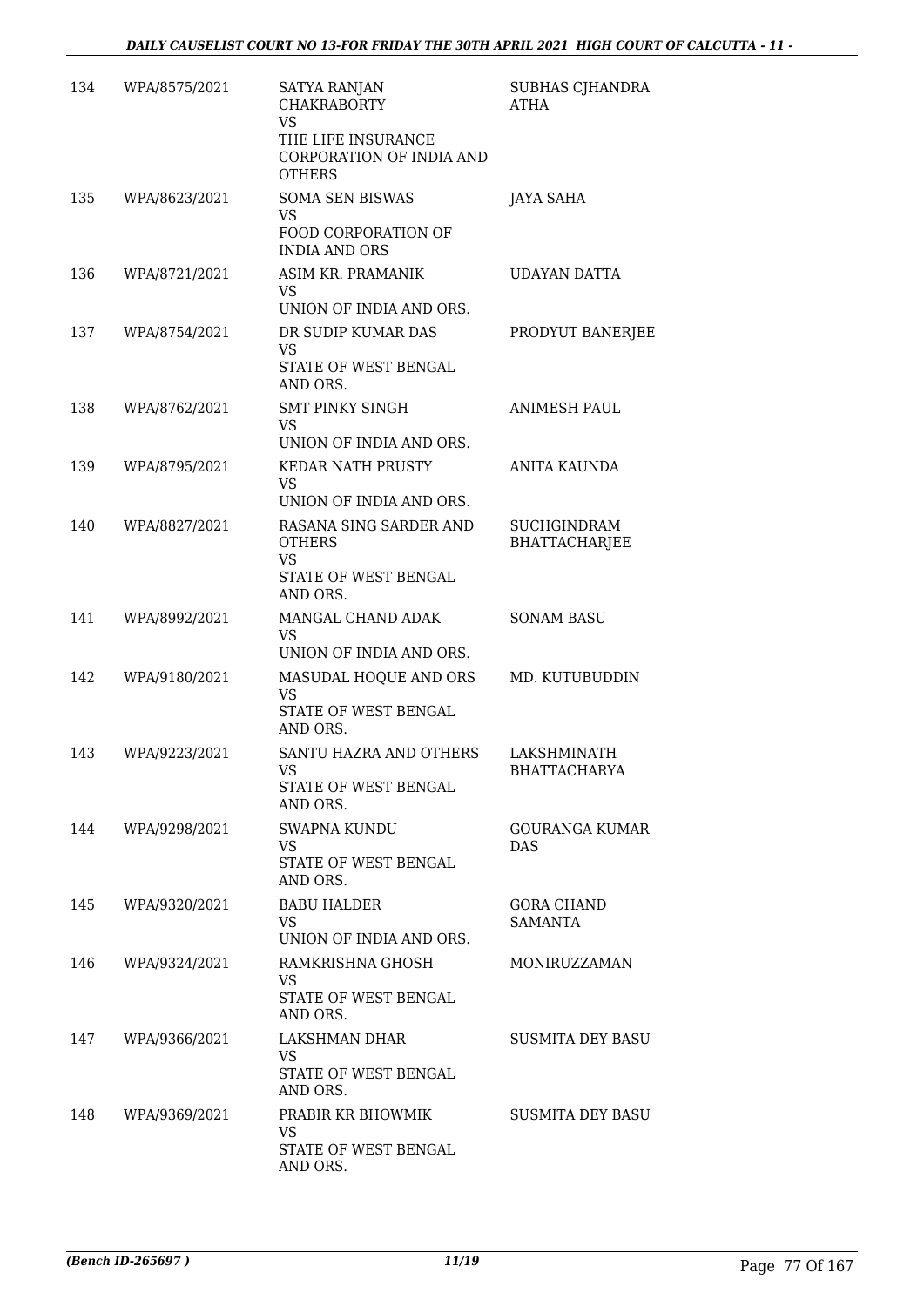| | | | |
|---|---|---|---|
| 134 | WPA/8575/2021 | SATYA RANJAN CHAKRABORTY<br>VS<br>THE LIFE INSURANCE CORPORATION OF INDIA AND OTHERS | SUBHAS CJHANDRA ATHA |
| 135 | WPA/8623/2021 | SOMA SEN BISWAS<br>VS<br>FOOD CORPORATION OF INDIA AND ORS | JAYA SAHA |
| 136 | WPA/8721/2021 | ASIM KR. PRAMANIK<br>VS<br>UNION OF INDIA AND ORS. | UDAYAN DATTA |
| 137 | WPA/8754/2021 | DR SUDIP KUMAR DAS<br>VS<br>STATE OF WEST BENGAL AND ORS. | PRODYUT BANERJEE |
| 138 | WPA/8762/2021 | SMT PINKY SINGH<br>VS<br>UNION OF INDIA AND ORS. | ANIMESH PAUL |
| 139 | WPA/8795/2021 | KEDAR NATH PRUSTY<br>VS<br>UNION OF INDIA AND ORS. | ANITA KAUNDA |
| 140 | WPA/8827/2021 | RASANA SING SARDER AND OTHERS<br>VS<br>STATE OF WEST BENGAL AND ORS. | SUCHGINDRAM BHATTACHARJEE |
| 141 | WPA/8992/2021 | MANGAL CHAND ADAK<br>VS<br>UNION OF INDIA AND ORS. | SONAM BASU |
| 142 | WPA/9180/2021 | MASUDAL HOQUE AND ORS<br>VS<br>STATE OF WEST BENGAL AND ORS. | MD. KUTUBUDDIN |
| 143 | WPA/9223/2021 | SANTU HAZRA AND OTHERS<br>VS<br>STATE OF WEST BENGAL AND ORS. | LAKSHMINATH BHATTACHARYA |
| 144 | WPA/9298/2021 | SWAPNA KUNDU<br>VS<br>STATE OF WEST BENGAL AND ORS. | GOURANGA KUMAR DAS |
| 145 | WPA/9320/2021 | BABU HALDER<br>VS<br>UNION OF INDIA AND ORS. | GORA CHAND SAMANTA |
| 146 | WPA/9324/2021 | RAMKRISHNA GHOSH<br>VS<br>STATE OF WEST BENGAL AND ORS. | MONIRUZZAMAN |
| 147 | WPA/9366/2021 | LAKSHMAN DHAR<br>VS<br>STATE OF WEST BENGAL AND ORS. | SUSMITA DEY BASU |
| 148 | WPA/9369/2021 | PRABIR KR BHOWMIK<br>VS<br>STATE OF WEST BENGAL AND ORS. | SUSMITA DEY BASU |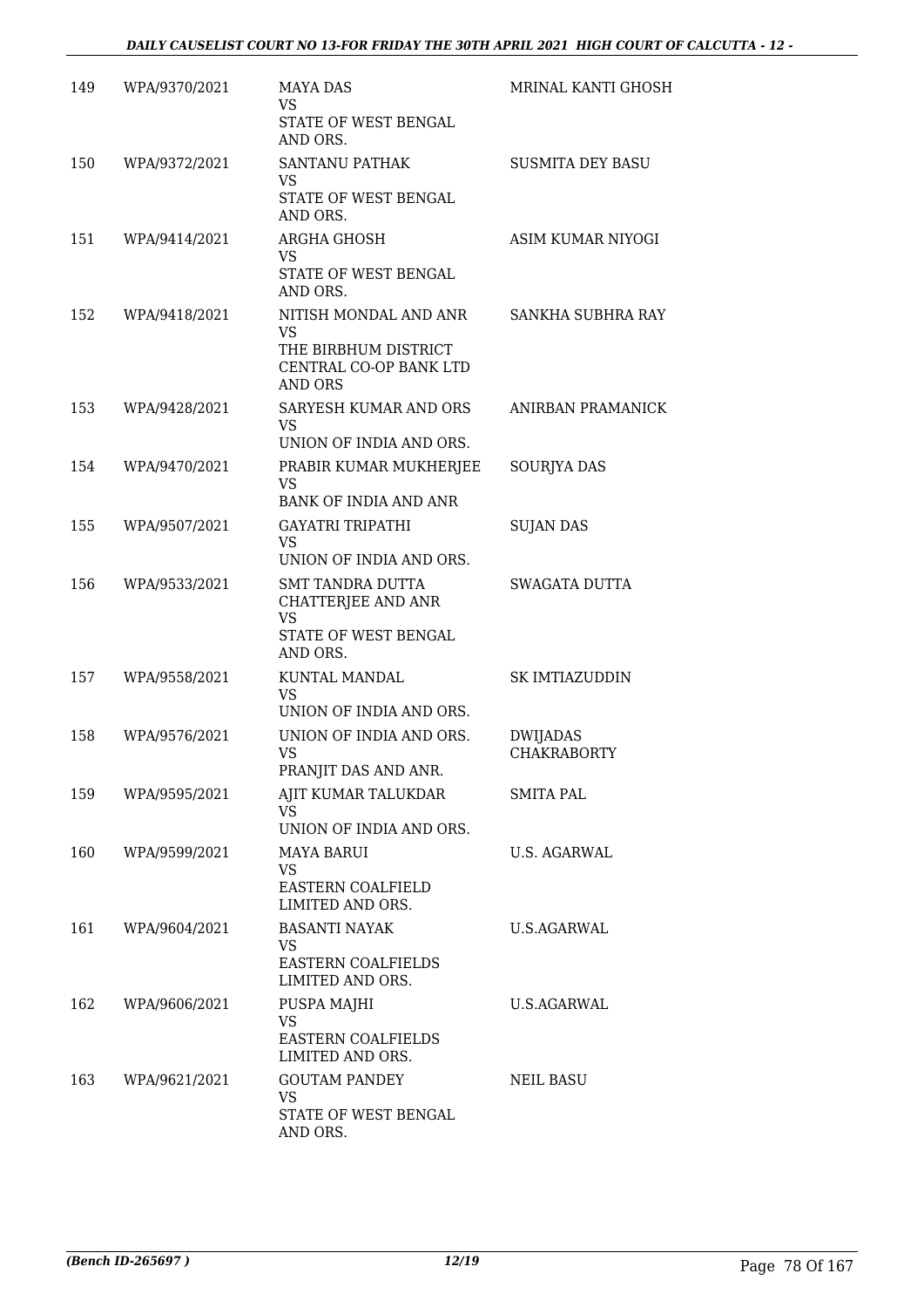| | | | |
|---|---|---|---|
| 149 | WPA/9370/2021 | MAYA DAS<br>VS<br>STATE OF WEST BENGAL AND ORS. | MRINAL KANTI GHOSH |
| 150 | WPA/9372/2021 | SANTANU PATHAK<br>VS<br>STATE OF WEST BENGAL AND ORS. | SUSMITA DEY BASU |
| 151 | WPA/9414/2021 | ARGHA GHOSH<br>VS<br>STATE OF WEST BENGAL AND ORS. | ASIM KUMAR NIYOGI |
| 152 | WPA/9418/2021 | NITISH MONDAL AND ANR<br>VS<br>THE BIRBHUM DISTRICT CENTRAL CO-OP BANK LTD AND ORS | SANKHA SUBHRA RAY |
| 153 | WPA/9428/2021 | SARYESH KUMAR AND ORS<br>VS<br>UNION OF INDIA AND ORS. | ANIRBAN PRAMANICK |
| 154 | WPA/9470/2021 | PRABIR KUMAR MUKHERJEE<br>VS<br>BANK OF INDIA AND ANR | SOURJYA DAS |
| 155 | WPA/9507/2021 | GAYATRI TRIPATHI<br>VS<br>UNION OF INDIA AND ORS. | SUJAN DAS |
| 156 | WPA/9533/2021 | SMT TANDRA DUTTA CHATTERJEE AND ANR<br>VS<br>STATE OF WEST BENGAL AND ORS. | SWAGATA DUTTA |
| 157 | WPA/9558/2021 | KUNTAL MANDAL<br>VS<br>UNION OF INDIA AND ORS. | SK IMTIAZUDDIN |
| 158 | WPA/9576/2021 | UNION OF INDIA AND ORS.<br>VS<br>PRANJIT DAS AND ANR. | DWIJADAS CHAKRABORTY |
| 159 | WPA/9595/2021 | AJIT KUMAR TALUKDAR<br>VS<br>UNION OF INDIA AND ORS. | SMITA PAL |
| 160 | WPA/9599/2021 | MAYA BARUI<br>VS<br>EASTERN COALFIELD LIMITED AND ORS. | U.S. AGARWAL |
| 161 | WPA/9604/2021 | BASANTI NAYAK<br>VS<br>EASTERN COALFIELDS LIMITED AND ORS. | U.S.AGARWAL |
| 162 | WPA/9606/2021 | PUSPA MAJHI<br>VS<br>EASTERN COALFIELDS LIMITED AND ORS. | U.S.AGARWAL |
| 163 | WPA/9621/2021 | GOUTAM PANDEY<br>VS<br>STATE OF WEST BENGAL AND ORS. | NEIL BASU |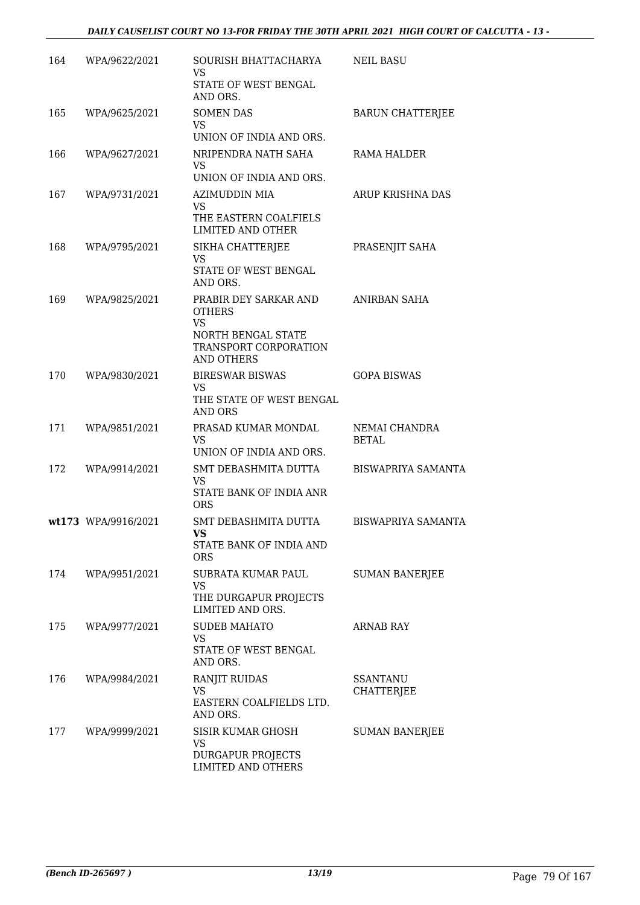| | | | |
|---|---|---|---|
| 164 | WPA/9622/2021 | SOURISH BHATTACHARYA<br>VS<br>STATE OF WEST BENGAL AND ORS. | NEIL BASU |
| 165 | WPA/9625/2021 | SOMEN DAS<br>VS<br>UNION OF INDIA AND ORS. | BARUN CHATTERJEE |
| 166 | WPA/9627/2021 | NRIPENDRA NATH SAHA<br>VS<br>UNION OF INDIA AND ORS. | RAMA HALDER |
| 167 | WPA/9731/2021 | AZIMUDDIN MIA<br>VS<br>THE EASTERN COALFIELS LIMITED AND OTHER | ARUP KRISHNA DAS |
| 168 | WPA/9795/2021 | SIKHA CHATTERJEE<br>VS<br>STATE OF WEST BENGAL AND ORS. | PRASENJIT SAHA |
| 169 | WPA/9825/2021 | PRABIR DEY SARKAR AND OTHERS<br>VS<br>NORTH BENGAL STATE TRANSPORT CORPORATION AND OTHERS | ANIRBAN SAHA |
| 170 | WPA/9830/2021 | BIRESWAR BISWAS<br>VS<br>THE STATE OF WEST BENGAL AND ORS | GOPA BISWAS |
| 171 | WPA/9851/2021 | PRASAD KUMAR MONDAL<br>VS<br>UNION OF INDIA AND ORS. | NEMAI CHANDRA BETAL |
| 172 | WPA/9914/2021 | SMT DEBASHMITA DUTTA<br>VS<br>STATE BANK OF INDIA ANR ORS | BISWAPRIYA SAMANTA |
| **wt173** | WPA/9916/2021 | SMT DEBASHMITA DUTTA<br>**VS**<br>STATE BANK OF INDIA AND ORS | BISWAPRIYA SAMANTA |
| 174 | WPA/9951/2021 | SUBRATA KUMAR PAUL<br>VS<br>THE DURGAPUR PROJECTS LIMITED AND ORS. | SUMAN BANERJEE |
| 175 | WPA/9977/2021 | SUDEB MAHATO<br>VS<br>STATE OF WEST BENGAL AND ORS. | ARNAB RAY |
| 176 | WPA/9984/2021 | RANJIT RUIDAS<br>VS<br>EASTERN COALFIELDS LTD. AND ORS. | SSANTANU CHATTERJEE |
| 177 | WPA/9999/2021 | SISIR KUMAR GHOSH<br>VS<br>DURGAPUR PROJECTS LIMITED AND OTHERS | SUMAN BANERJEE |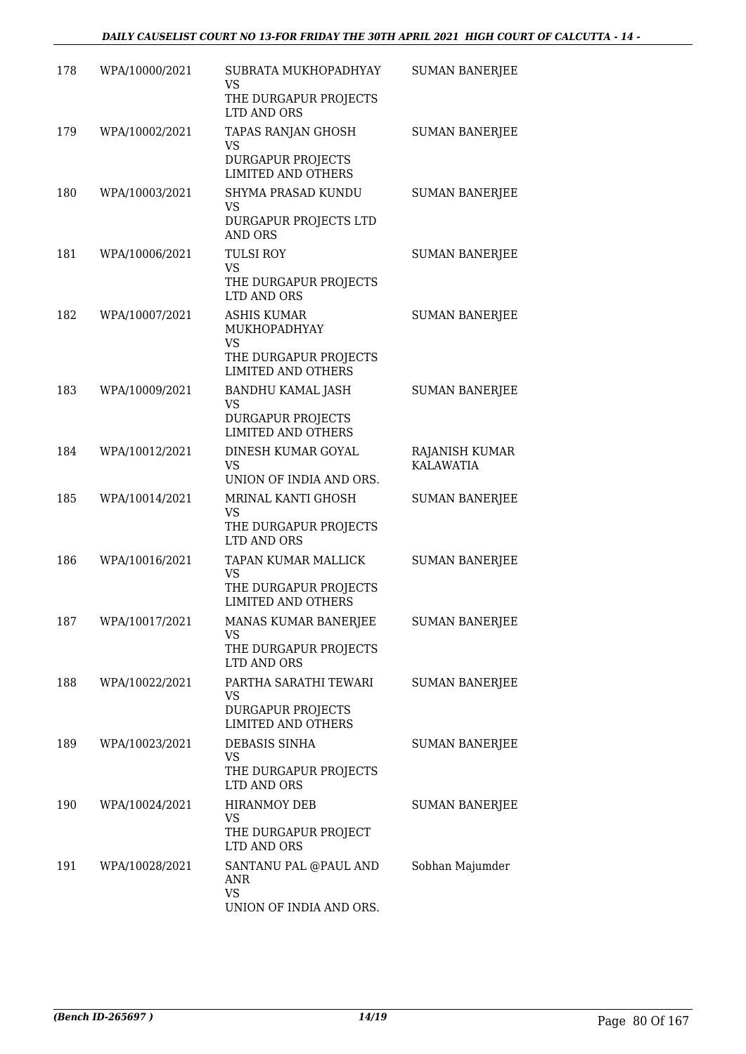| | | | |
|---|---|---|---|
| 178 | WPA/10000/2021 | SUBRATA MUKHOPADHYAY<br>VS<br>THE DURGAPUR PROJECTS LTD AND ORS | SUMAN BANERJEE |
| 179 | WPA/10002/2021 | TAPAS RANJAN GHOSH<br>VS<br>DURGAPUR PROJECTS LIMITED AND OTHERS | SUMAN BANERJEE |
| 180 | WPA/10003/2021 | SHYMA PRASAD KUNDU<br>VS<br>DURGAPUR PROJECTS LTD AND ORS | SUMAN BANERJEE |
| 181 | WPA/10006/2021 | TULSI ROY<br>VS<br>THE DURGAPUR PROJECTS LTD AND ORS | SUMAN BANERJEE |
| 182 | WPA/10007/2021 | ASHIS KUMAR MUKHOPADHYAY<br>VS<br>THE DURGAPUR PROJECTS LIMITED AND OTHERS | SUMAN BANERJEE |
| 183 | WPA/10009/2021 | BANDHU KAMAL JASH<br>VS<br>DURGAPUR PROJECTS LIMITED AND OTHERS | SUMAN BANERJEE |
| 184 | WPA/10012/2021 | DINESH KUMAR GOYAL<br>VS<br>UNION OF INDIA AND ORS. | RAJANISH KUMAR KALAWATIA |
| 185 | WPA/10014/2021 | MRINAL KANTI GHOSH<br>VS<br>THE DURGAPUR PROJECTS LTD AND ORS | SUMAN BANERJEE |
| 186 | WPA/10016/2021 | TAPAN KUMAR MALLICK<br>VS<br>THE DURGAPUR PROJECTS LIMITED AND OTHERS | SUMAN BANERJEE |
| 187 | WPA/10017/2021 | MANAS KUMAR BANERJEE<br>VS<br>THE DURGAPUR PROJECTS LTD AND ORS | SUMAN BANERJEE |
| 188 | WPA/10022/2021 | PARTHA SARATHI TEWARI<br>VS<br>DURGAPUR PROJECTS LIMITED AND OTHERS | SUMAN BANERJEE |
| 189 | WPA/10023/2021 | DEBASIS SINHA<br>VS<br>THE DURGAPUR PROJECTS LTD AND ORS | SUMAN BANERJEE |
| 190 | WPA/10024/2021 | HIRANMOY DEB<br>VS<br>THE DURGAPUR PROJECT LTD AND ORS | SUMAN BANERJEE |
| 191 | WPA/10028/2021 | SANTANU PAL @PAUL AND ANR<br>VS<br>UNION OF INDIA AND ORS. | Sobhan Majumder |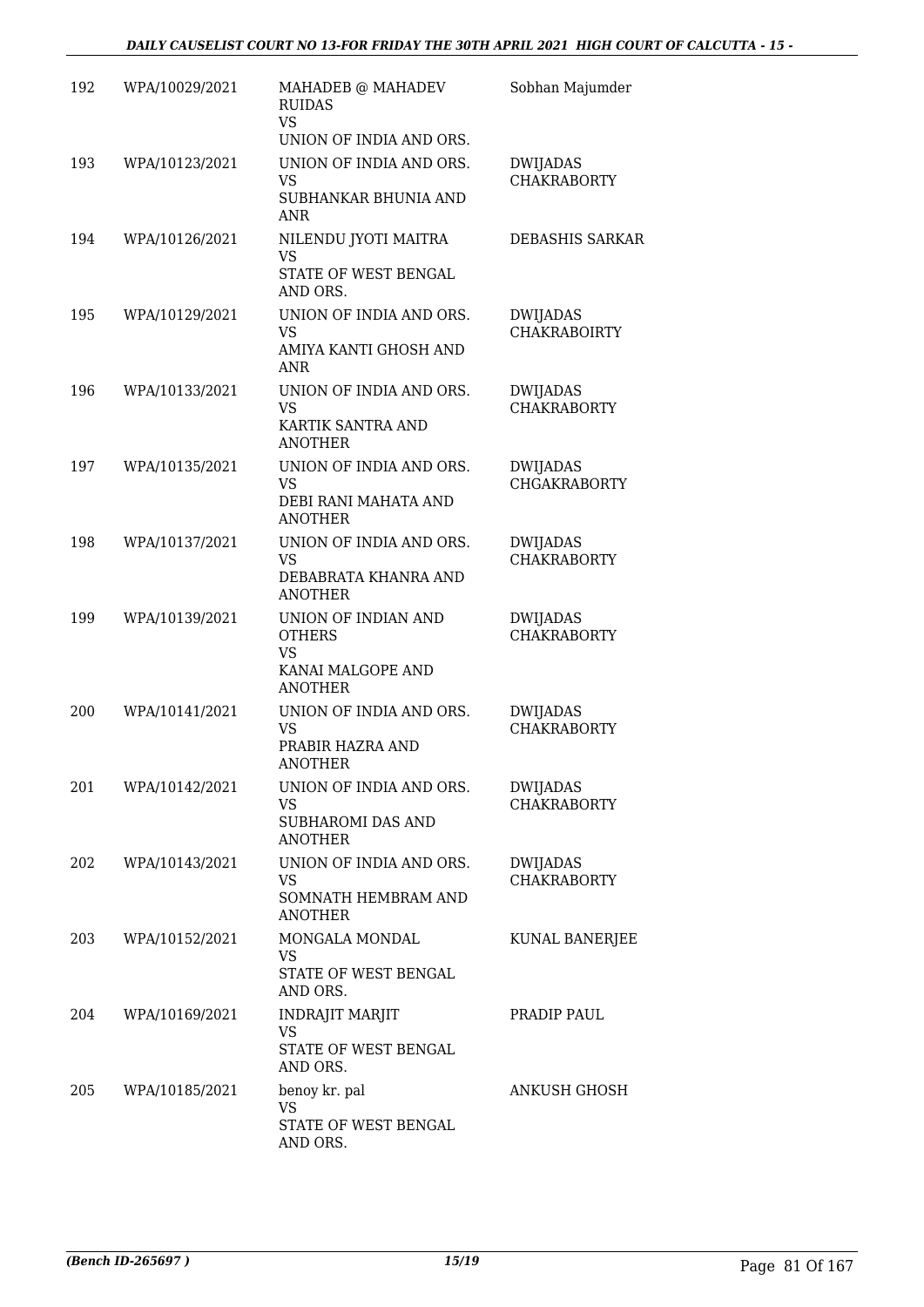| | | | |
|---|---|---|---|
| 192 | WPA/10029/2021 | MAHADEB @ MAHADEV RUIDAS<br>VS<br>UNION OF INDIA AND ORS. | Sobhan Majumder |
| 193 | WPA/10123/2021 | UNION OF INDIA AND ORS.<br>VS<br>SUBHANKAR BHUNIA AND ANR | DWIJADAS CHAKRABORTY |
| 194 | WPA/10126/2021 | NILENDU JYOTI MAITRA<br>VS<br>STATE OF WEST BENGAL AND ORS. | DEBASHIS SARKAR |
| 195 | WPA/10129/2021 | UNION OF INDIA AND ORS.<br>VS<br>AMIYA KANTI GHOSH AND ANR | DWIJADAS CHAKRABOIRTY |
| 196 | WPA/10133/2021 | UNION OF INDIA AND ORS.<br>VS<br>KARTIK SANTRA AND ANOTHER | DWIJADAS CHAKRABORTY |
| 197 | WPA/10135/2021 | UNION OF INDIA AND ORS.<br>VS<br>DEBI RANI MAHATA AND ANOTHER | DWIJADAS CHGAKRABORTY |
| 198 | WPA/10137/2021 | UNION OF INDIA AND ORS.<br>VS<br>DEBABRATA KHANRA AND ANOTHER | DWIJADAS CHAKRABORTY |
| 199 | WPA/10139/2021 | UNION OF INDIAN AND OTHERS<br>VS<br>KANAI MALGOPE AND ANOTHER | DWIJADAS CHAKRABORTY |
| 200 | WPA/10141/2021 | UNION OF INDIA AND ORS.<br>VS<br>PRABIR HAZRA AND ANOTHER | DWIJADAS CHAKRABORTY |
| 201 | WPA/10142/2021 | UNION OF INDIA AND ORS.<br>VS<br>SUBHAROMI DAS AND ANOTHER | DWIJADAS CHAKRABORTY |
| 202 | WPA/10143/2021 | UNION OF INDIA AND ORS.<br>VS<br>SOMNATH HEMBRAM AND ANOTHER | DWIJADAS CHAKRABORTY |
| 203 | WPA/10152/2021 | MONGALA MONDAL<br>VS<br>STATE OF WEST BENGAL AND ORS. | KUNAL BANERJEE |
| 204 | WPA/10169/2021 | INDRAJIT MARJIT<br>VS<br>STATE OF WEST BENGAL AND ORS. | PRADIP PAUL |
| 205 | WPA/10185/2021 | benoy kr. pal<br>VS<br>STATE OF WEST BENGAL AND ORS. | ANKUSH GHOSH |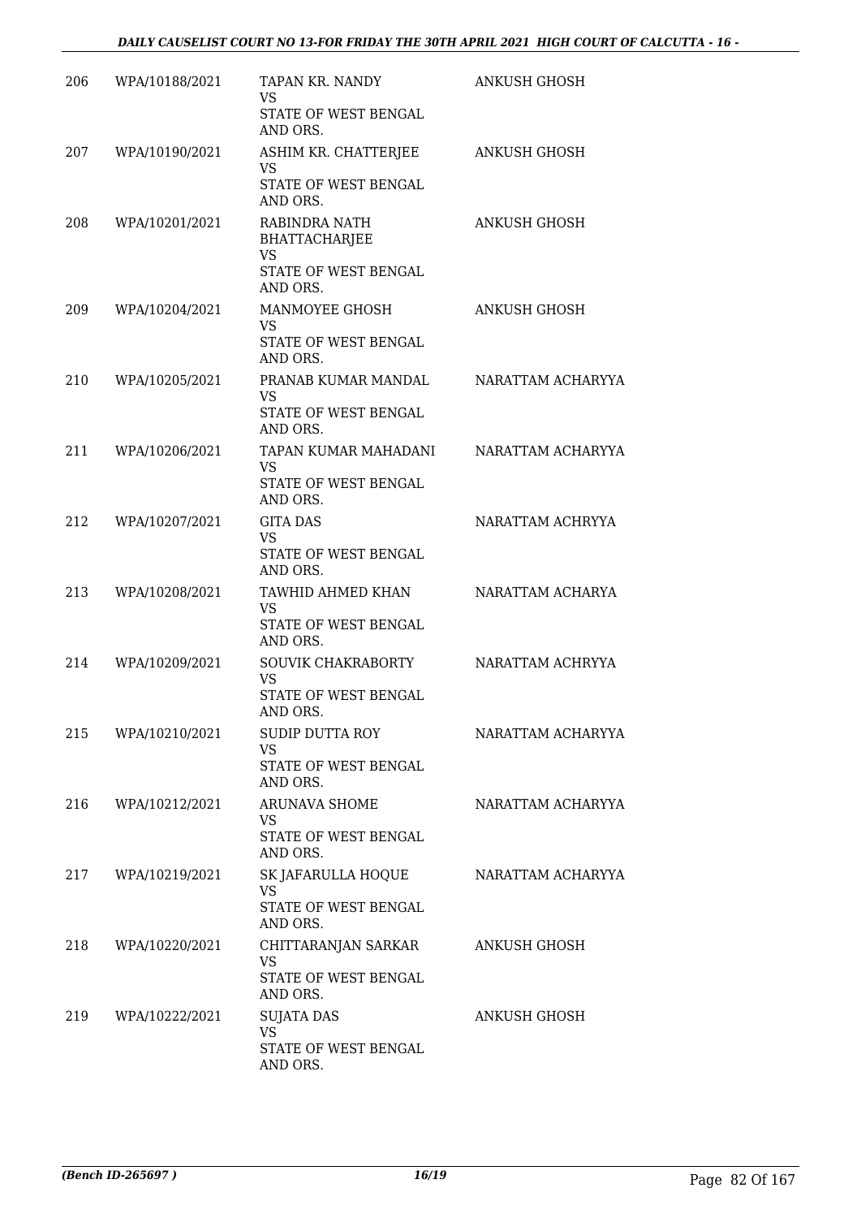| | | | |
|---|---|---|---|
| 206 | WPA/10188/2021 | TAPAN KR. NANDY<br>VS<br>STATE OF WEST BENGAL AND ORS. | ANKUSH GHOSH |
| 207 | WPA/10190/2021 | ASHIM KR. CHATTERJEE<br>VS<br>STATE OF WEST BENGAL AND ORS. | ANKUSH GHOSH |
| 208 | WPA/10201/2021 | RABINDRA NATH BHATTACHARJEE<br>VS<br>STATE OF WEST BENGAL AND ORS. | ANKUSH GHOSH |
| 209 | WPA/10204/2021 | MANMOYEE GHOSH<br>VS<br>STATE OF WEST BENGAL AND ORS. | ANKUSH GHOSH |
| 210 | WPA/10205/2021 | PRANAB KUMAR MANDAL<br>VS<br>STATE OF WEST BENGAL AND ORS. | NARATTAM ACHARYYA |
| 211 | WPA/10206/2021 | TAPAN KUMAR MAHADANI<br>VS<br>STATE OF WEST BENGAL AND ORS. | NARATTAM ACHARYYA |
| 212 | WPA/10207/2021 | GITA DAS<br>VS<br>STATE OF WEST BENGAL AND ORS. | NARATTAM ACHRYYA |
| 213 | WPA/10208/2021 | TAWHID AHMED KHAN<br>VS<br>STATE OF WEST BENGAL AND ORS. | NARATTAM ACHARYA |
| 214 | WPA/10209/2021 | SOUVIK CHAKRABORTY<br>VS<br>STATE OF WEST BENGAL AND ORS. | NARATTAM ACHRYYA |
| 215 | WPA/10210/2021 | SUDIP DUTTA ROY<br>VS<br>STATE OF WEST BENGAL AND ORS. | NARATTAM ACHARYYA |
| 216 | WPA/10212/2021 | ARUNAVA SHOME<br>VS<br>STATE OF WEST BENGAL AND ORS. | NARATTAM ACHARYYA |
| 217 | WPA/10219/2021 | SK JAFARULLA HOQUE<br>VS<br>STATE OF WEST BENGAL AND ORS. | NARATTAM ACHARYYA |
| 218 | WPA/10220/2021 | CHITTARANJAN SARKAR<br>VS<br>STATE OF WEST BENGAL AND ORS. | ANKUSH GHOSH |
| 219 | WPA/10222/2021 | SUJATA DAS<br>VS<br>STATE OF WEST BENGAL AND ORS. | ANKUSH GHOSH |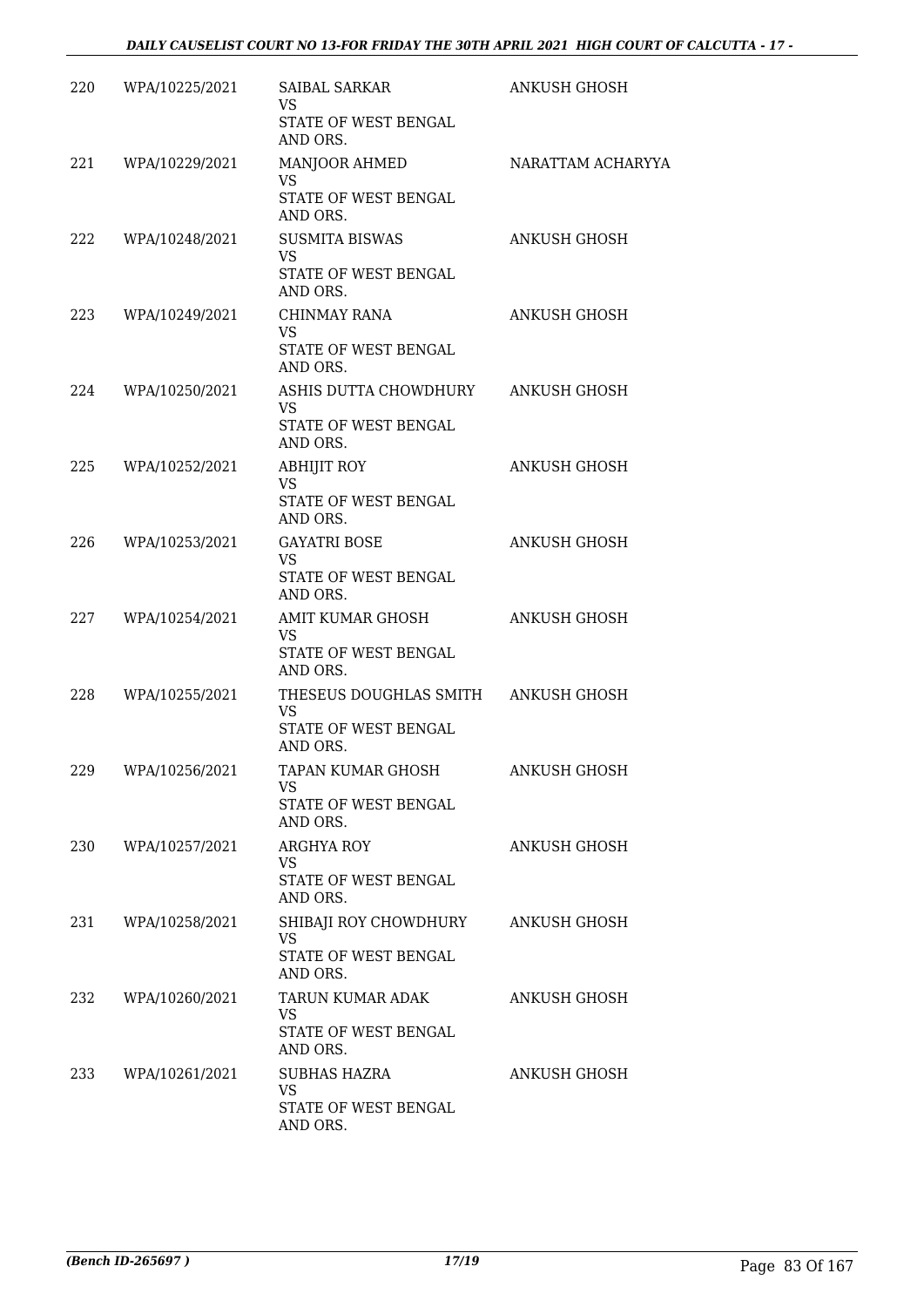| | | | |
|---|---|---|---|
| 220 | WPA/10225/2021 | SAIBAL SARKAR<br>VS<br>STATE OF WEST BENGAL AND ORS. | ANKUSH GHOSH |
| 221 | WPA/10229/2021 | MANJOOR AHMED<br>VS<br>STATE OF WEST BENGAL AND ORS. | NARATTAM ACHARYYA |
| 222 | WPA/10248/2021 | SUSMITA BISWAS<br>VS<br>STATE OF WEST BENGAL AND ORS. | ANKUSH GHOSH |
| 223 | WPA/10249/2021 | CHINMAY RANA<br>VS<br>STATE OF WEST BENGAL AND ORS. | ANKUSH GHOSH |
| 224 | WPA/10250/2021 | ASHIS DUTTA CHOWDHURY<br>VS<br>STATE OF WEST BENGAL AND ORS. | ANKUSH GHOSH |
| 225 | WPA/10252/2021 | ABHIJIT ROY<br>VS<br>STATE OF WEST BENGAL AND ORS. | ANKUSH GHOSH |
| 226 | WPA/10253/2021 | GAYATRI BOSE<br>VS<br>STATE OF WEST BENGAL AND ORS. | ANKUSH GHOSH |
| 227 | WPA/10254/2021 | AMIT KUMAR GHOSH<br>VS<br>STATE OF WEST BENGAL AND ORS. | ANKUSH GHOSH |
| 228 | WPA/10255/2021 | THESEUS DOUGHLAS SMITH<br>VS<br>STATE OF WEST BENGAL AND ORS. | ANKUSH GHOSH |
| 229 | WPA/10256/2021 | TAPAN KUMAR GHOSH<br>VS<br>STATE OF WEST BENGAL AND ORS. | ANKUSH GHOSH |
| 230 | WPA/10257/2021 | ARGHYA ROY<br>VS<br>STATE OF WEST BENGAL AND ORS. | ANKUSH GHOSH |
| 231 | WPA/10258/2021 | SHIBAJI ROY CHOWDHURY<br>VS<br>STATE OF WEST BENGAL AND ORS. | ANKUSH GHOSH |
| 232 | WPA/10260/2021 | TARUN KUMAR ADAK<br>VS<br>STATE OF WEST BENGAL AND ORS. | ANKUSH GHOSH |
| 233 | WPA/10261/2021 | SUBHAS HAZRA<br>VS<br>STATE OF WEST BENGAL AND ORS. | ANKUSH GHOSH |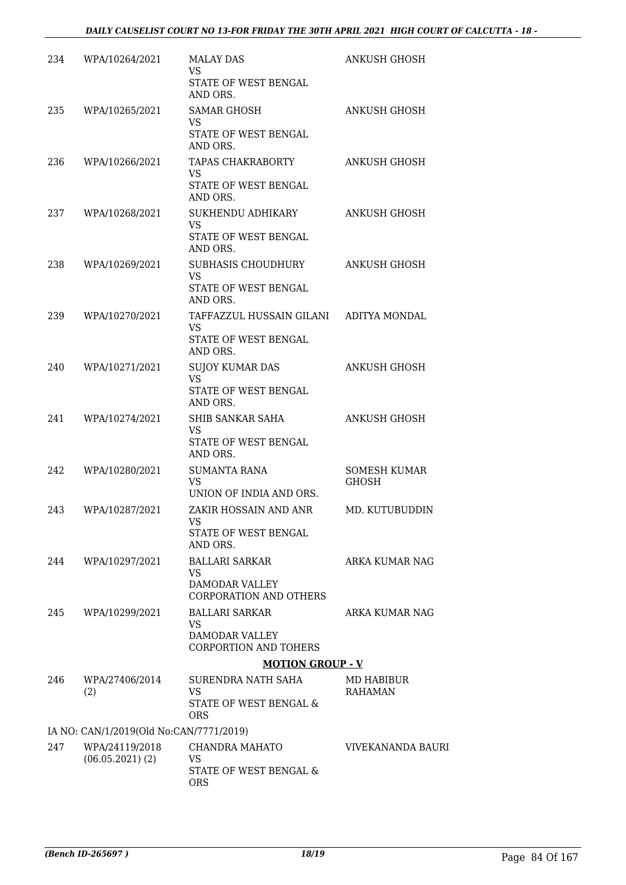| 234 | WPA/10264/2021 | MALAY DAS<br>VS<br>STATE OF WEST BENGAL AND ORS. | ANKUSH GHOSH |
|---|---|---|---|
| 235 | WPA/10265/2021 | SAMAR GHOSH<br>VS<br>STATE OF WEST BENGAL AND ORS. | ANKUSH GHOSH |
| 236 | WPA/10266/2021 | TAPAS CHAKRABORTY<br>VS<br>STATE OF WEST BENGAL AND ORS. | ANKUSH GHOSH |
| 237 | WPA/10268/2021 | SUKHENDU ADHIKARY<br>VS<br>STATE OF WEST BENGAL AND ORS. | ANKUSH GHOSH |
| 238 | WPA/10269/2021 | SUBHASIS CHOUDHURY<br>VS<br>STATE OF WEST BENGAL AND ORS. | ANKUSH GHOSH |
| 239 | WPA/10270/2021 | TAFFAZZUL HUSSAIN GILANI<br>VS<br>STATE OF WEST BENGAL AND ORS. | ADITYA MONDAL |
| 240 | WPA/10271/2021 | SUJOY KUMAR DAS<br>VS<br>STATE OF WEST BENGAL AND ORS. | ANKUSH GHOSH |
| 241 | WPA/10274/2021 | SHIB SANKAR SAHA<br>VS<br>STATE OF WEST BENGAL AND ORS. | ANKUSH GHOSH |
| 242 | WPA/10280/2021 | SUMANTA RANA<br>VS<br>UNION OF INDIA AND ORS. | SOMESH KUMAR GHOSH |
| 243 | WPA/10287/2021 | ZAKIR HOSSAIN AND ANR<br>VS<br>STATE OF WEST BENGAL AND ORS. | MD. KUTUBUDDIN |
| 244 | WPA/10297/2021 | BALLARI SARKAR<br>VS<br>DAMODAR VALLEY CORPORATION AND OTHERS | ARKA KUMAR NAG |
| 245 | WPA/10299/2021 | BALLARI SARKAR<br>VS<br>DAMODAR VALLEY CORPORTION AND TOHERS | ARKA KUMAR NAG |

**MOTION GROUP - V**

| 246 | WPA/27406/2014 (2) | SURENDRA NATH SAHA<br>VS<br>STATE OF WEST BENGAL & ORS | MD HABIBUR RAHAMAN |
|---|---|---|---|
| | IA NO: CAN/1/2019(Old No:CAN/7771/2019) | | |
| 247 | WPA/24119/2018 (06.05.2021) (2) | CHANDRA MAHATO<br>VS<br>STATE OF WEST BENGAL & ORS | VIVEKANANDA BAURI |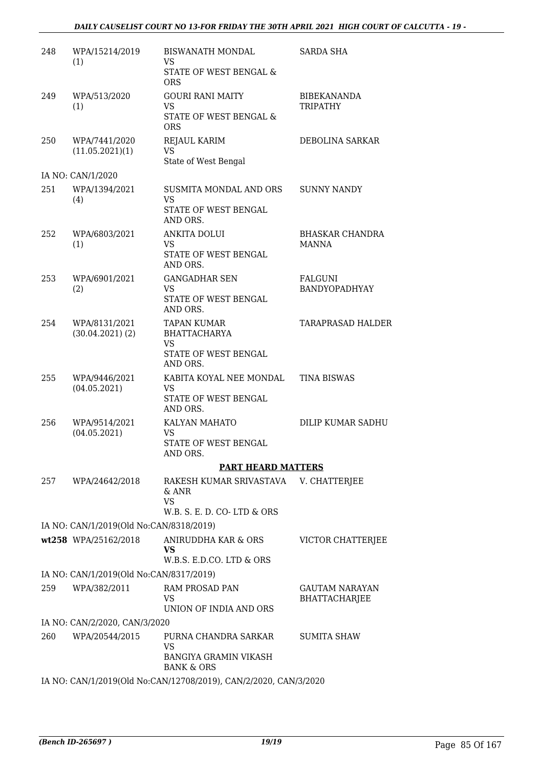| | | | |
|---|---|---|---|
| 248 | WPA/15214/2019 (1) | BISWANATH MONDAL VS STATE OF WEST BENGAL & ORS | SARDA SHA |
| 249 | WPA/513/2020 (1) | GOURI RANI MAITY VS STATE OF WEST BENGAL & ORS | BIBEKANANDA TRIPATHY |
| 250 | WPA/7441/2020 (11.05.2021)(1) | REJAUL KARIM VS State of West Bengal | DEBOLINA SARKAR |
| | IA NO: CAN/1/2020 | | |
| 251 | WPA/1394/2021 (4) | SUSMITA MONDAL AND ORS VS STATE OF WEST BENGAL AND ORS. | SUNNY NANDY |
| 252 | WPA/6803/2021 (1) | ANKITA DOLUI VS STATE OF WEST BENGAL AND ORS. | BHASKAR CHANDRA MANNA |
| 253 | WPA/6901/2021 (2) | GANGADHAR SEN VS STATE OF WEST BENGAL AND ORS. | FALGUNI BANDYOPADHYAY |
| 254 | WPA/8131/2021 (30.04.2021) (2) | TAPAN KUMAR BHATTACHARYA VS STATE OF WEST BENGAL AND ORS. | TARAPRASAD HALDER |
| 255 | WPA/9446/2021 (04.05.2021) | KABITA KOYAL NEE MONDAL VS STATE OF WEST BENGAL AND ORS. | TINA BISWAS |
| 256 | WPA/9514/2021 (04.05.2021) | KALYAN MAHATO VS STATE OF WEST BENGAL AND ORS. | DILIP KUMAR SADHU |

**PART HEARD MATTERS**

| | | | |
|---|---|---|---|
| 257 | WPA/24642/2018 | RAKESH KUMAR SRIVASTAVA & ANR VS W.B. S. E. D. CO- LTD & ORS | V. CHATTERJEE |
| | IA NO: CAN/1/2019(Old No:CAN/8318/2019) | | |
| **wt**258 | WPA/25162/2018 | ANIRUDDHA KAR & ORS **VS** W.B.S. E.D.CO. LTD & ORS | VICTOR CHATTERJEE |
| | IA NO: CAN/1/2019(Old No:CAN/8317/2019) | | |
| 259 | WPA/382/2011 | RAM PROSAD PAN VS UNION OF INDIA AND ORS | GAUTAM NARAYAN BHATTACHARJEE |
| | IA NO: CAN/2/2020, CAN/3/2020 | | |
| 260 | WPA/20544/2015 | PURNA CHANDRA SARKAR VS BANGIYA GRAMIN VIKASH BANK & ORS | SUMITA SHAW |
| | IA NO: CAN/1/2019(Old No:CAN/12708/2019), CAN/2/2020, CAN/3/2020 | | |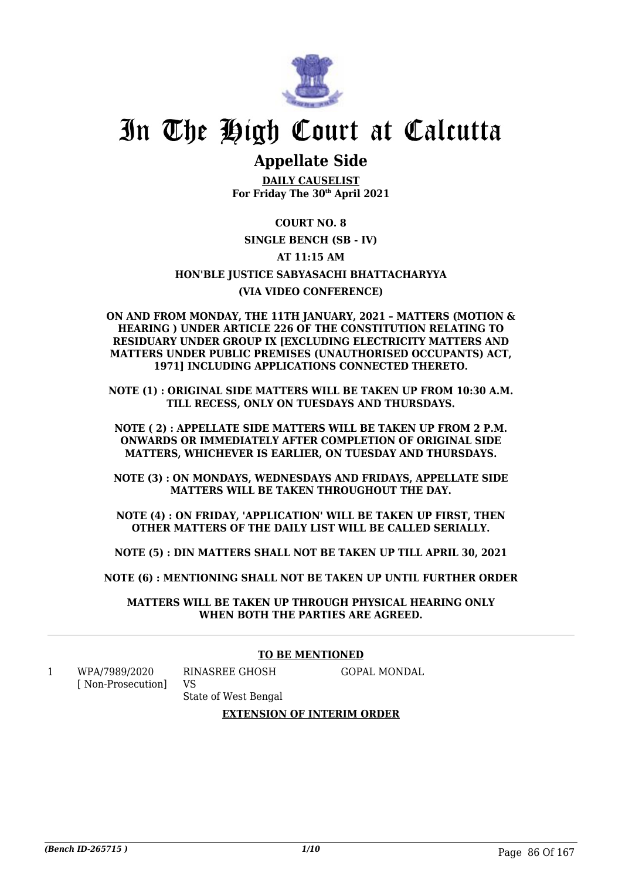# In The High Court at Calcutta

## Appellate Side

**DAILY CAUSELIST**
**For Friday The 30th April 2021**

**COURT NO. 8**

**SINGLE BENCH (SB - IV)**

**AT 11:15 AM**

**HON'BLE JUSTICE SABYASACHI BHATTACHARYYA**

**(VIA VIDEO CONFERENCE)**

**ON AND FROM MONDAY, THE 11TH JANUARY, 2021 – MATTERS (MOTION & HEARING ) UNDER ARTICLE 226 OF THE CONSTITUTION RELATING TO RESIDUARY UNDER GROUP IX [EXCLUDING ELECTRICITY MATTERS AND MATTERS UNDER PUBLIC PREMISES (UNAUTHORISED OCCUPANTS) ACT, 1971] INCLUDING APPLICATIONS CONNECTED THERETO.**

**NOTE (1) : ORIGINAL SIDE MATTERS WILL BE TAKEN UP FROM 10:30 A.M. TILL RECESS, ONLY ON TUESDAYS AND THURSDAYS.**

**NOTE ( 2) : APPELLATE SIDE MATTERS WILL BE TAKEN UP FROM 2 P.M. ONWARDS OR IMMEDIATELY AFTER COMPLETION OF ORIGINAL SIDE MATTERS, WHICHEVER IS EARLIER, ON TUESDAY AND THURSDAYS.**

**NOTE (3) : ON MONDAYS, WEDNESDAYS AND FRIDAYS, APPELLATE SIDE MATTERS WILL BE TAKEN THROUGHOUT THE DAY.**

**NOTE (4) : ON FRIDAY, 'APPLICATION' WILL BE TAKEN UP FIRST, THEN OTHER MATTERS OF THE DAILY LIST WILL BE CALLED SERIALLY.**

**NOTE (5) : DIN MATTERS SHALL NOT BE TAKEN UP TILL APRIL 30, 2021**

**NOTE (6) : MENTIONING SHALL NOT BE TAKEN UP UNTIL FURTHER ORDER**

**MATTERS WILL BE TAKEN UP THROUGH PHYSICAL HEARING ONLY WHEN BOTH THE PARTIES ARE AGREED.**

**TO BE MENTIONED**

| | | | |
|---|---|---|---|
| 1 | WPA/7989/2020 [ Non-Prosecution] | RINASREE GHOSH VS State of West Bengal | GOPAL MONDAL |

**EXTENSION OF INTERIM ORDER**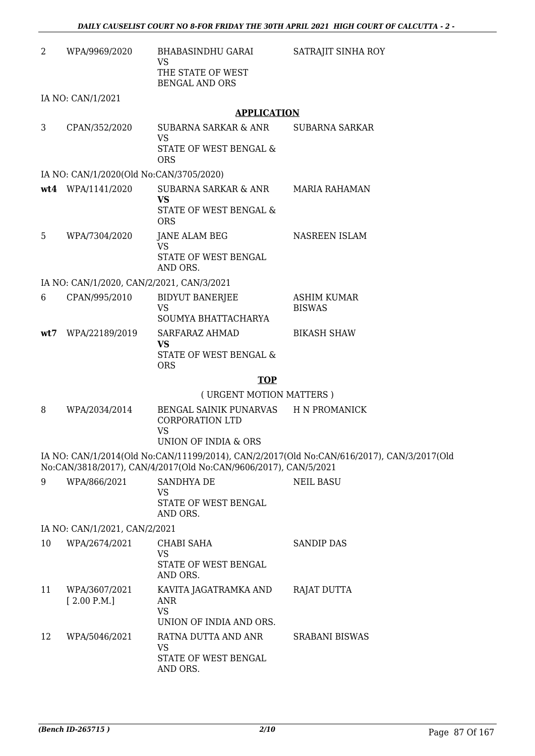| | | | |
|---|---|---|---|
| 2 | WPA/9969/2020 | BHABASINDHU GARAI<br>VS<br>THE STATE OF WEST BENGAL AND ORS | SATRAJIT SINHA ROY |

IA NO: CAN/1/2021

## APPLICATION

| | | | |
|---|---|---|---|
| 3 | CPAN/352/2020 | SUBARNA SARKAR & ANR<br>VS<br>STATE OF WEST BENGAL & ORS | SUBARNA SARKAR |

IA NO: CAN/1/2020(Old No:CAN/3705/2020)

| | | | |
|---|---|---|---|
| **wt4** | WPA/1141/2020 | SUBARNA SARKAR & ANR<br>**VS**<br>STATE OF WEST BENGAL & ORS | MARIA RAHAMAN |
| 5 | WPA/7304/2020 | JANE ALAM BEG<br>VS<br>STATE OF WEST BENGAL AND ORS. | NASREEN ISLAM |

IA NO: CAN/1/2020, CAN/2/2021, CAN/3/2021

| | | | |
|---|---|---|---|
| 6 | CPAN/995/2010 | BIDYUT BANERJEE<br>VS<br>SOUMYA BHATTACHARYA | ASHIM KUMAR BISWAS |
| **wt7** | WPA/22189/2019 | SARFARAZ AHMAD<br>**VS**<br>STATE OF WEST BENGAL & ORS | BIKASH SHAW |

## TOP

( URGENT MOTION MATTERS )

| | | | |
|---|---|---|---|
| 8 | WPA/2034/2014 | BENGAL SAINIK PUNARVAS CORPORATION LTD<br>VS<br>UNION OF INDIA & ORS | H N PROMANICK |

IA NO: CAN/1/2014(Old No:CAN/11199/2014), CAN/2/2017(Old No:CAN/616/2017), CAN/3/2017(Old No:CAN/3818/2017), CAN/4/2017(Old No:CAN/9606/2017), CAN/5/2021

| | | | |
|---|---|---|---|
| 9 | WPA/866/2021 | SANDHYA DE<br>VS<br>STATE OF WEST BENGAL AND ORS. | NEIL BASU |

IA NO: CAN/1/2021, CAN/2/2021

| | | | |
|---|---|---|---|
| 10 | WPA/2674/2021 | CHABI SAHA<br>VS<br>STATE OF WEST BENGAL AND ORS. | SANDIP DAS |
| 11 | WPA/3607/2021<br>[ 2.00 P.M.] | KAVITA JAGATRAMKA AND ANR<br>VS<br>UNION OF INDIA AND ORS. | RAJAT DUTTA |
| 12 | WPA/5046/2021 | RATNA DUTTA AND ANR<br>VS<br>STATE OF WEST BENGAL AND ORS. | SRABANI BISWAS |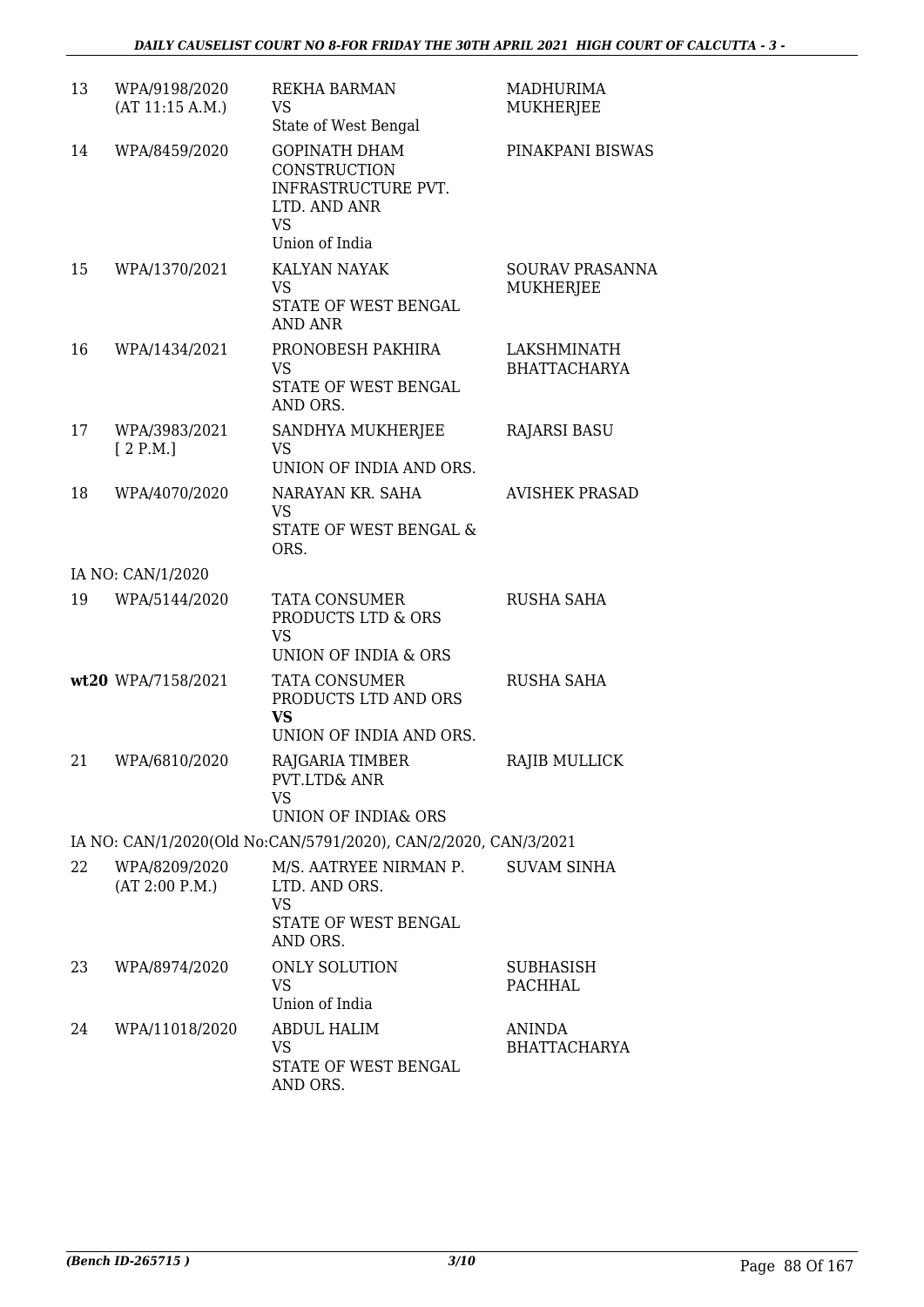| | | | |
|---|---|---|---|
| 13 | WPA/9198/2020 (AT 11:15 A.M.) | REKHA BARMAN VS State of West Bengal | MADHURIMA MUKHERJEE |
| 14 | WPA/8459/2020 | GOPINATH DHAM CONSTRUCTION INFRASTRUCTURE PVT. LTD. AND ANR VS Union of India | PINAKPANI BISWAS |
| 15 | WPA/1370/2021 | KALYAN NAYAK VS STATE OF WEST BENGAL AND ANR | SOURAV PRASANNA MUKHERJEE |
| 16 | WPA/1434/2021 | PRONOBESH PAKHIRA VS STATE OF WEST BENGAL AND ORS. | LAKSHMINATH BHATTACHARYA |
| 17 | WPA/3983/2021 [ 2 P.M.] | SANDHYA MUKHERJEE VS UNION OF INDIA AND ORS. | RAJARSI BASU |
| 18 | WPA/4070/2020 | NARAYAN KR. SAHA VS STATE OF WEST BENGAL & ORS. | AVISHEK PRASAD |
| | IA NO: CAN/1/2020 | | |
| 19 | WPA/5144/2020 | TATA CONSUMER PRODUCTS LTD & ORS VS UNION OF INDIA & ORS | RUSHA SAHA |
| **wt20** | WPA/7158/2021 | TATA CONSUMER PRODUCTS LTD AND ORS **VS** UNION OF INDIA AND ORS. | RUSHA SAHA |
| 21 | WPA/6810/2020 | RAJGARIA TIMBER PVT.LTD& ANR VS UNION OF INDIA& ORS | RAJIB MULLICK |
| | IA NO: CAN/1/2020(Old No:CAN/5791/2020), CAN/2/2020, CAN/3/2021 | | |
| 22 | WPA/8209/2020 (AT 2:00 P.M.) | M/S. AATRYEE NIRMAN P. LTD. AND ORS. VS STATE OF WEST BENGAL AND ORS. | SUVAM SINHA |
| 23 | WPA/8974/2020 | ONLY SOLUTION VS Union of India | SUBHASISH PACHHAL |
| 24 | WPA/11018/2020 | ABDUL HALIM VS STATE OF WEST BENGAL AND ORS. | ANINDA BHATTACHARYA |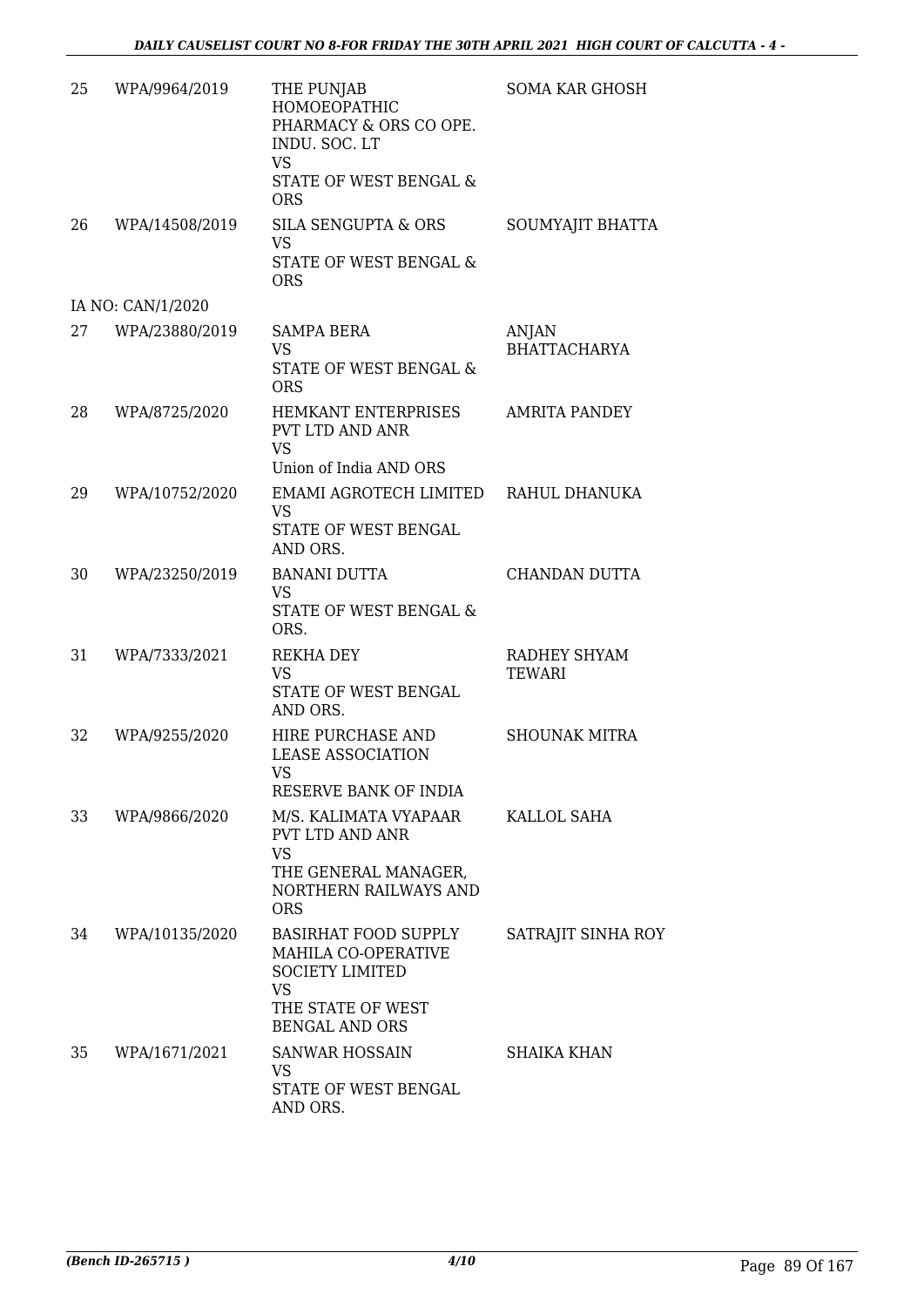| | | | |
|---|---|---|---|
| 25 | WPA/9964/2019 | THE PUNJAB HOMOEOPATHIC PHARMACY & ORS CO OPE. INDU. SOC. LT<br>VS<br>STATE OF WEST BENGAL & ORS | SOMA KAR GHOSH |
| 26 | WPA/14508/2019 | SILA SENGUPTA & ORS<br>VS<br>STATE OF WEST BENGAL & ORS | SOUMYAJIT BHATTA |
| IA NO: CAN/1/2020 | | | |
| 27 | WPA/23880/2019 | SAMPA BERA<br>VS<br>STATE OF WEST BENGAL & ORS | ANJAN BHATTACHARYA |
| 28 | WPA/8725/2020 | HEMKANT ENTERPRISES PVT LTD AND ANR<br>VS<br>Union of India AND ORS | AMRITA PANDEY |
| 29 | WPA/10752/2020 | EMAMI AGROTECH LIMITED<br>VS<br>STATE OF WEST BENGAL AND ORS. | RAHUL DHANUKA |
| 30 | WPA/23250/2019 | BANANI DUTTA<br>VS<br>STATE OF WEST BENGAL & ORS. | CHANDAN DUTTA |
| 31 | WPA/7333/2021 | REKHA DEY<br>VS<br>STATE OF WEST BENGAL AND ORS. | RADHEY SHYAM TEWARI |
| 32 | WPA/9255/2020 | HIRE PURCHASE AND LEASE ASSOCIATION<br>VS<br>RESERVE BANK OF INDIA | SHOUNAK MITRA |
| 33 | WPA/9866/2020 | M/S. KALIMATA VYAPAAR PVT LTD AND ANR<br>VS<br>THE GENERAL MANAGER, NORTHERN RAILWAYS AND ORS | KALLOL SAHA |
| 34 | WPA/10135/2020 | BASIRHAT FOOD SUPPLY MAHILA CO-OPERATIVE SOCIETY LIMITED<br>VS<br>THE STATE OF WEST BENGAL AND ORS | SATRAJIT SINHA ROY |
| 35 | WPA/1671/2021 | SANWAR HOSSAIN<br>VS<br>STATE OF WEST BENGAL AND ORS. | SHAIKA KHAN |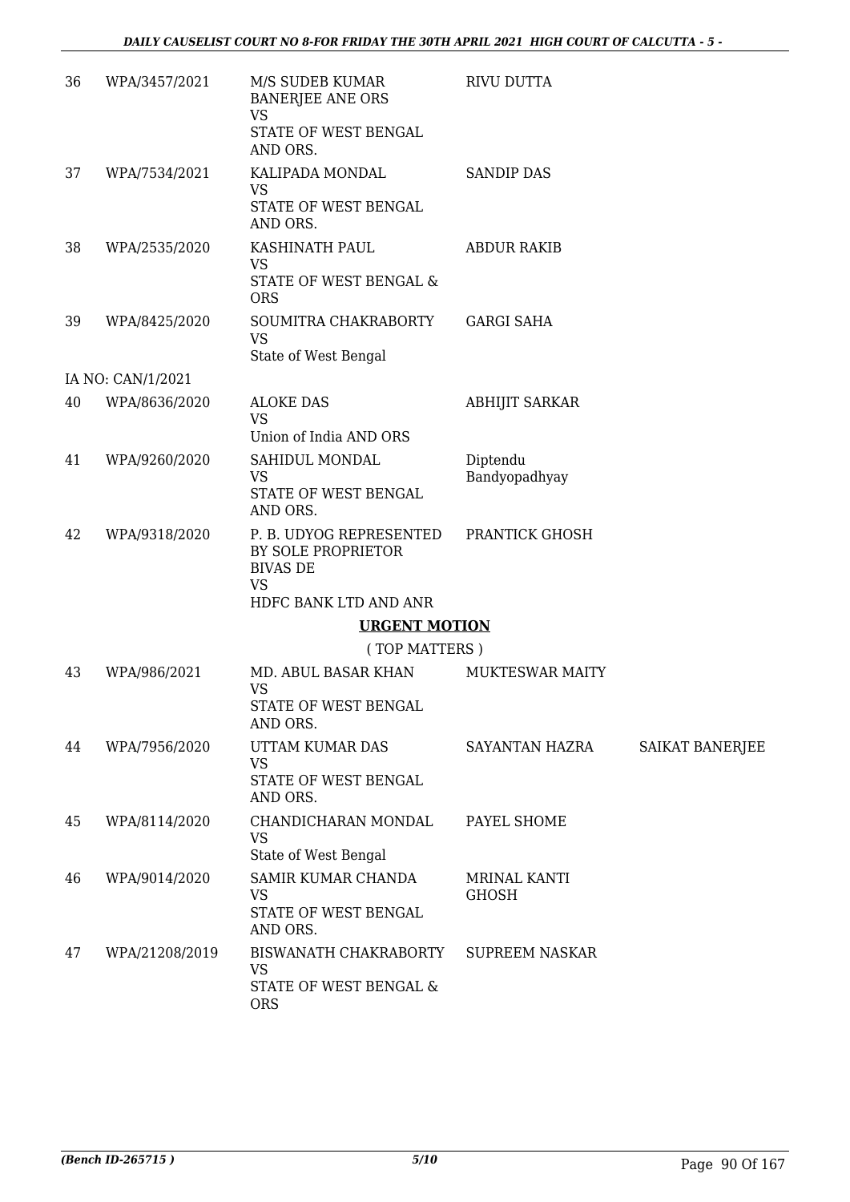| | | | | |
|---|---|---|---|---|
| 36 | WPA/3457/2021 | M/S SUDEB KUMAR BANERJEE ANE ORS<br>VS<br>STATE OF WEST BENGAL AND ORS. | RIVU DUTTA | |
| 37 | WPA/7534/2021 | KALIPADA MONDAL<br>VS<br>STATE OF WEST BENGAL AND ORS. | SANDIP DAS | |
| 38 | WPA/2535/2020 | KASHINATH PAUL<br>VS<br>STATE OF WEST BENGAL & ORS | ABDUR RAKIB | |
| 39 | WPA/8425/2020 | SOUMITRA CHAKRABORTY<br>VS<br>State of West Bengal | GARGI SAHA | |
| | IA NO: CAN/1/2021 | | | |
| 40 | WPA/8636/2020 | ALOKE DAS<br>VS<br>Union of India AND ORS | ABHIJIT SARKAR | |
| 41 | WPA/9260/2020 | SAHIDUL MONDAL<br>VS<br>STATE OF WEST BENGAL AND ORS. | Diptendu Bandyopadhyay | |
| 42 | WPA/9318/2020 | P. B. UDYOG REPRESENTED BY SOLE PROPRIETOR BIVAS DE<br>VS<br>HDFC BANK LTD AND ANR | PRANTICK GHOSH | |

**URGENT MOTION**

( TOP MATTERS )

| | | | | |
|---|---|---|---|---|
| 43 | WPA/986/2021 | MD. ABUL BASAR KHAN<br>VS<br>STATE OF WEST BENGAL AND ORS. | MUKTESWAR MAITY | |
| 44 | WPA/7956/2020 | UTTAM KUMAR DAS<br>VS<br>STATE OF WEST BENGAL AND ORS. | SAYANTAN HAZRA | SAIKAT BANERJEE |
| 45 | WPA/8114/2020 | CHANDICHARAN MONDAL<br>VS<br>State of West Bengal | PAYEL SHOME | |
| 46 | WPA/9014/2020 | SAMIR KUMAR CHANDA<br>VS<br>STATE OF WEST BENGAL AND ORS. | MRINAL KANTI GHOSH | |
| 47 | WPA/21208/2019 | BISWANATH CHAKRABORTY<br>VS<br>STATE OF WEST BENGAL & ORS | SUPREEM NASKAR | |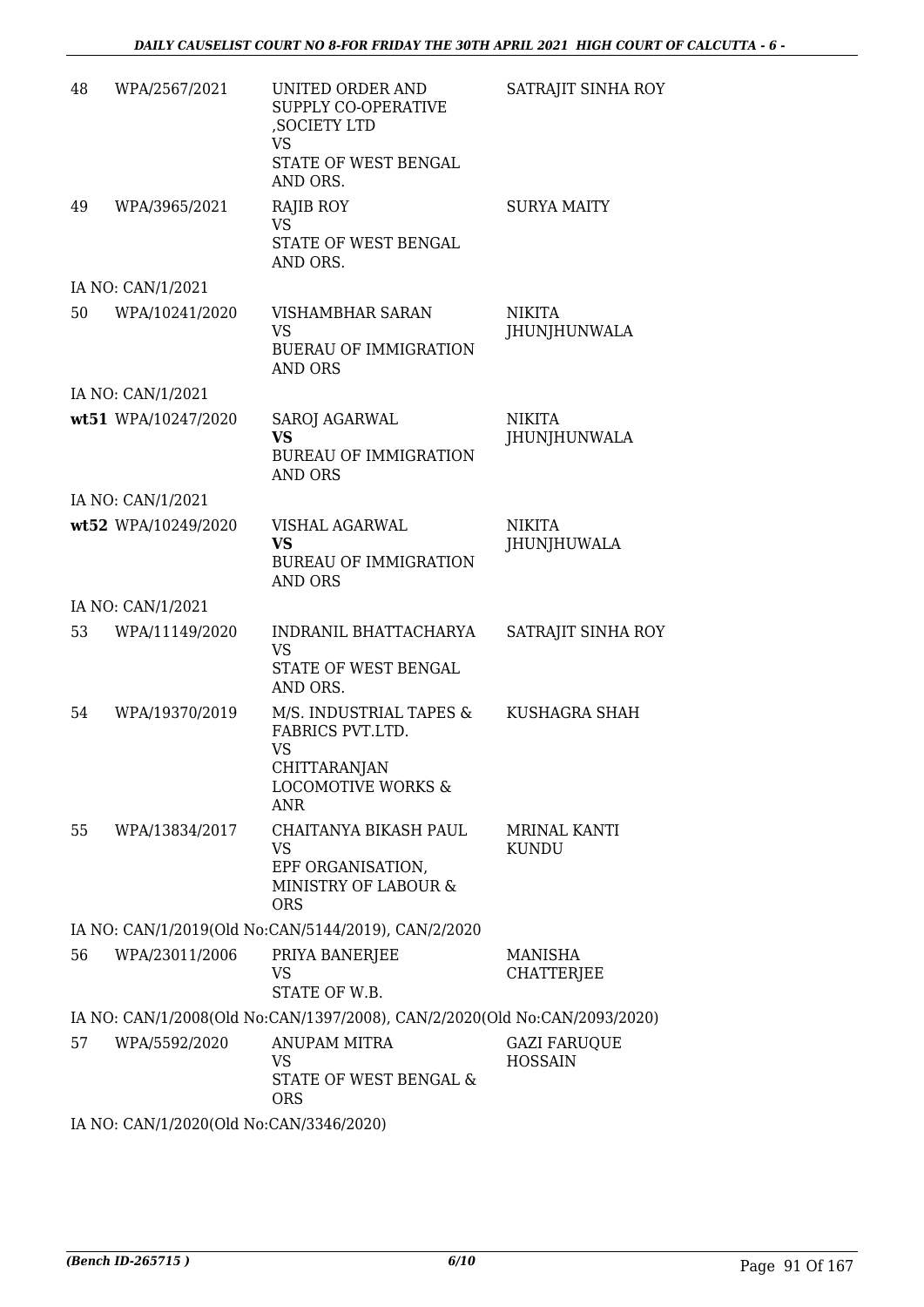| | | | |
|---|---|---|---|
| 48 | WPA/2567/2021 | UNITED ORDER AND SUPPLY CO-OPERATIVE ,SOCIETY LTD<br>VS<br>STATE OF WEST BENGAL AND ORS. | SATRAJIT SINHA ROY |
| 49 | WPA/3965/2021 | RAJIB ROY<br>VS<br>STATE OF WEST BENGAL AND ORS. | SURYA MAITY |
| | IA NO: CAN/1/2021 | | |
| 50 | WPA/10241/2020 | VISHAMBHAR SARAN<br>VS<br>BUERAU OF IMMIGRATION AND ORS | NIKITA JHUNJHUNWALA |
| | IA NO: CAN/1/2021 | | |
| wt51 | WPA/10247/2020 | SAROJ AGARWAL<br>**VS**<br>BUREAU OF IMMIGRATION AND ORS | NIKITA JHUNJHUNWALA |
| | IA NO: CAN/1/2021 | | |
| wt52 | WPA/10249/2020 | VISHAL AGARWAL<br>**VS**<br>BUREAU OF IMMIGRATION AND ORS | NIKITA JHUNJHUWALA |
| | IA NO: CAN/1/2021 | | |
| 53 | WPA/11149/2020 | INDRANIL BHATTACHARYA<br>VS<br>STATE OF WEST BENGAL AND ORS. | SATRAJIT SINHA ROY |
| 54 | WPA/19370/2019 | M/S. INDUSTRIAL TAPES & FABRICS PVT.LTD.<br>VS<br>CHITTARANJAN LOCOMOTIVE WORKS & ANR | KUSHAGRA SHAH |
| 55 | WPA/13834/2017 | CHAITANYA BIKASH PAUL<br>VS<br>EPF ORGANISATION, MINISTRY OF LABOUR & ORS | MRINAL KANTI KUNDU |
| | IA NO: CAN/1/2019(Old No:CAN/5144/2019), CAN/2/2020 | | |
| 56 | WPA/23011/2006 | PRIYA BANERJEE<br>VS<br>STATE OF W.B. | MANISHA CHATTERJEE |
| | IA NO: CAN/1/2008(Old No:CAN/1397/2008), CAN/2/2020(Old No:CAN/2093/2020) | | |
| 57 | WPA/5592/2020 | ANUPAM MITRA<br>VS<br>STATE OF WEST BENGAL & ORS | GAZI FARUQUE HOSSAIN |
| | IA NO: CAN/1/2020(Old No:CAN/3346/2020) | | |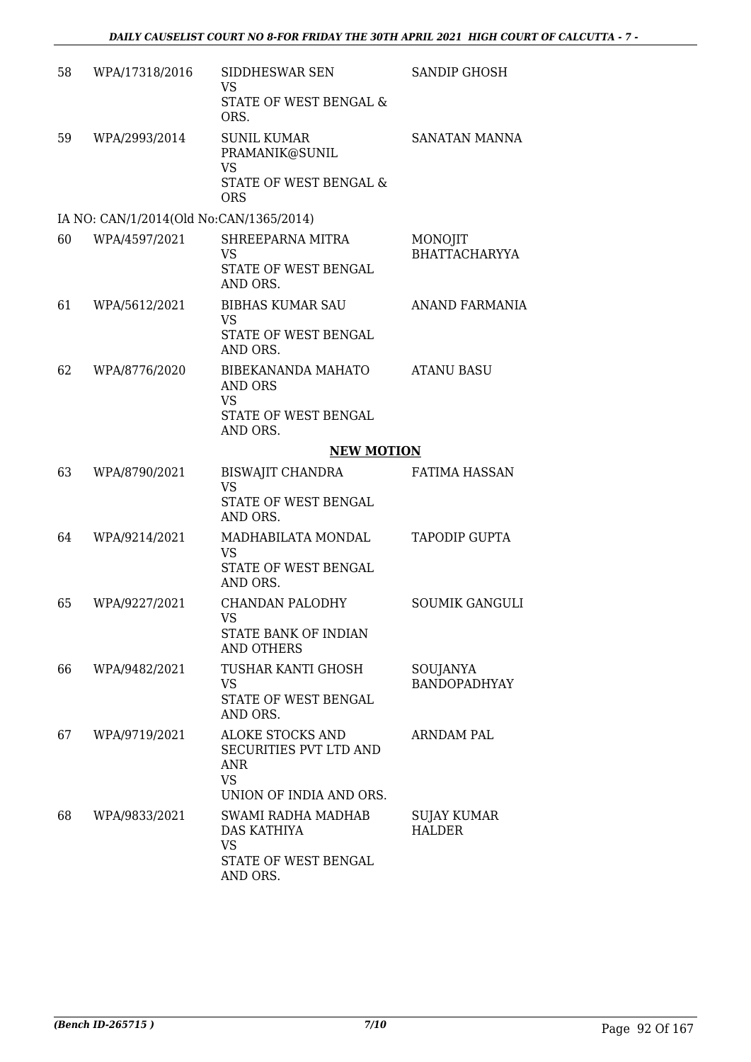| | | | |
|---|---|---|---|
| 58 | WPA/17318/2016 | SIDDHESWAR SEN<br>VS<br>STATE OF WEST BENGAL & ORS. | SANDIP GHOSH |
| 59 | WPA/2993/2014 | SUNIL KUMAR PRAMANIK@SUNIL<br>VS<br>STATE OF WEST BENGAL & ORS | SANATAN MANNA |
| | IA NO: CAN/1/2014(Old No:CAN/1365/2014) | | |
| 60 | WPA/4597/2021 | SHREEPARNA MITRA<br>VS<br>STATE OF WEST BENGAL AND ORS. | MONOJIT BHATTACHARYYA |
| 61 | WPA/5612/2021 | BIBHAS KUMAR SAU<br>VS<br>STATE OF WEST BENGAL AND ORS. | ANAND FARMANIA |
| 62 | WPA/8776/2020 | BIBEKANANDA MAHATO AND ORS<br>VS<br>STATE OF WEST BENGAL AND ORS. | ATANU BASU |

**NEW MOTION**

| | | | |
|---|---|---|---|
| 63 | WPA/8790/2021 | BISWAJIT CHANDRA<br>VS<br>STATE OF WEST BENGAL AND ORS. | FATIMA HASSAN |
| 64 | WPA/9214/2021 | MADHABILATA MONDAL<br>VS<br>STATE OF WEST BENGAL AND ORS. | TAPODIP GUPTA |
| 65 | WPA/9227/2021 | CHANDAN PALODHY<br>VS<br>STATE BANK OF INDIAN AND OTHERS | SOUMIK GANGULI |
| 66 | WPA/9482/2021 | TUSHAR KANTI GHOSH<br>VS<br>STATE OF WEST BENGAL AND ORS. | SOUJANYA BANDOPADHYAY |
| 67 | WPA/9719/2021 | ALOKE STOCKS AND SECURITIES PVT LTD AND ANR<br>VS<br>UNION OF INDIA AND ORS. | ARNDAM PAL |
| 68 | WPA/9833/2021 | SWAMI RADHA MADHAB DAS KATHIYA<br>VS<br>STATE OF WEST BENGAL AND ORS. | SUJAY KUMAR HALDER |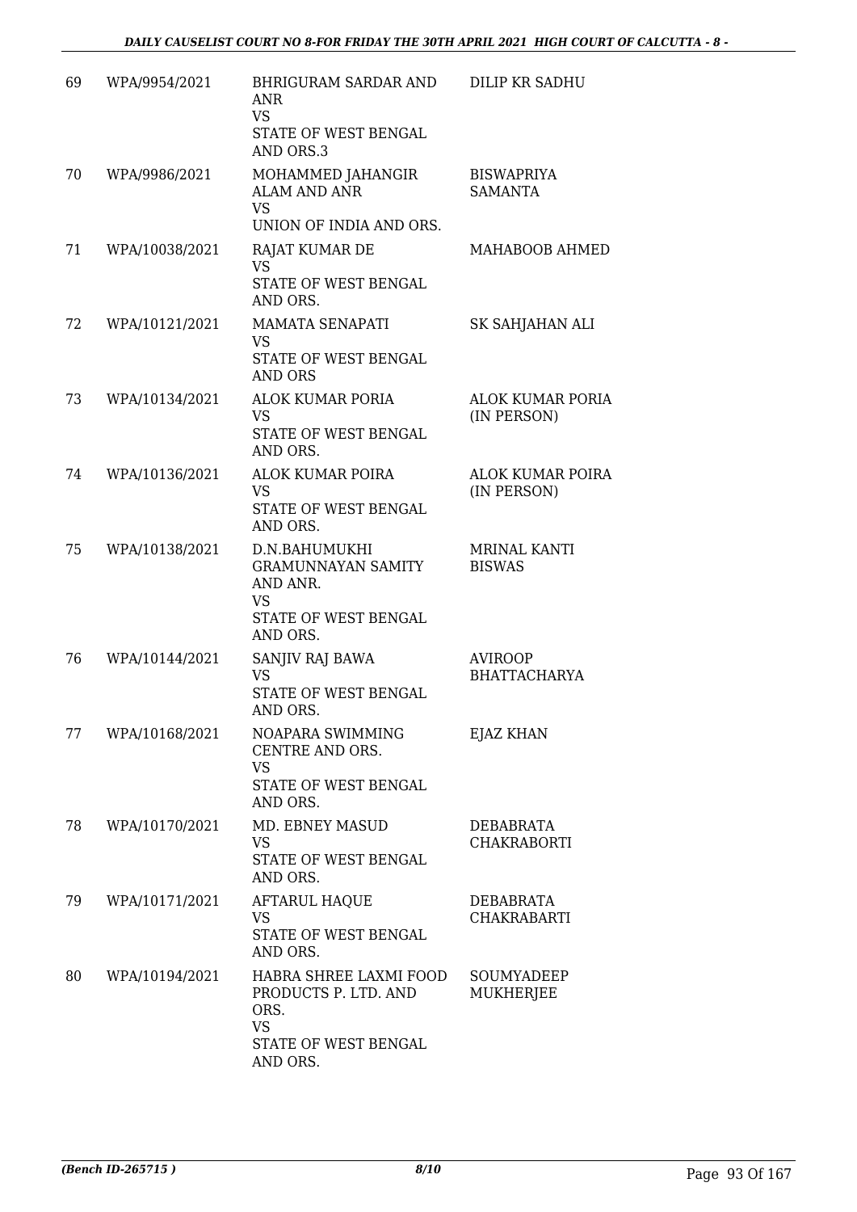| 69 | WPA/9954/2021 | BHRIGURAM SARDAR AND ANR<br>VS<br>STATE OF WEST BENGAL AND ORS.3 | DILIP KR SADHU |
|---|---|---|---|
| 70 | WPA/9986/2021 | MOHAMMED JAHANGIR ALAM AND ANR<br>VS<br>UNION OF INDIA AND ORS. | BISWAPRIYA SAMANTA |
| 71 | WPA/10038/2021 | RAJAT KUMAR DE<br>VS<br>STATE OF WEST BENGAL AND ORS. | MAHABOOB AHMED |
| 72 | WPA/10121/2021 | MAMATA SENAPATI<br>VS<br>STATE OF WEST BENGAL AND ORS | SK SAHJAHAN ALI |
| 73 | WPA/10134/2021 | ALOK KUMAR PORIA<br>VS<br>STATE OF WEST BENGAL AND ORS. | ALOK KUMAR PORIA (IN PERSON) |
| 74 | WPA/10136/2021 | ALOK KUMAR POIRA<br>VS<br>STATE OF WEST BENGAL AND ORS. | ALOK KUMAR POIRA (IN PERSON) |
| 75 | WPA/10138/2021 | D.N.BAHUMUKHI GRAMUNNAYAN SAMITY AND ANR.<br>VS<br>STATE OF WEST BENGAL AND ORS. | MRINAL KANTI BISWAS |
| 76 | WPA/10144/2021 | SANJIV RAJ BAWA<br>VS<br>STATE OF WEST BENGAL AND ORS. | AVIROOP BHATTACHARYA |
| 77 | WPA/10168/2021 | NOAPARA SWIMMING CENTRE AND ORS.<br>VS<br>STATE OF WEST BENGAL AND ORS. | EJAZ KHAN |
| 78 | WPA/10170/2021 | MD. EBNEY MASUD<br>VS<br>STATE OF WEST BENGAL AND ORS. | DEBABRATA CHAKRABORTI |
| 79 | WPA/10171/2021 | AFTARUL HAQUE<br>VS<br>STATE OF WEST BENGAL AND ORS. | DEBABRATA CHAKRABARTI |
| 80 | WPA/10194/2021 | HABRA SHREE LAXMI FOOD PRODUCTS P. LTD. AND ORS.<br>VS<br>STATE OF WEST BENGAL AND ORS. | SOUMYADEEP MUKHERJEE |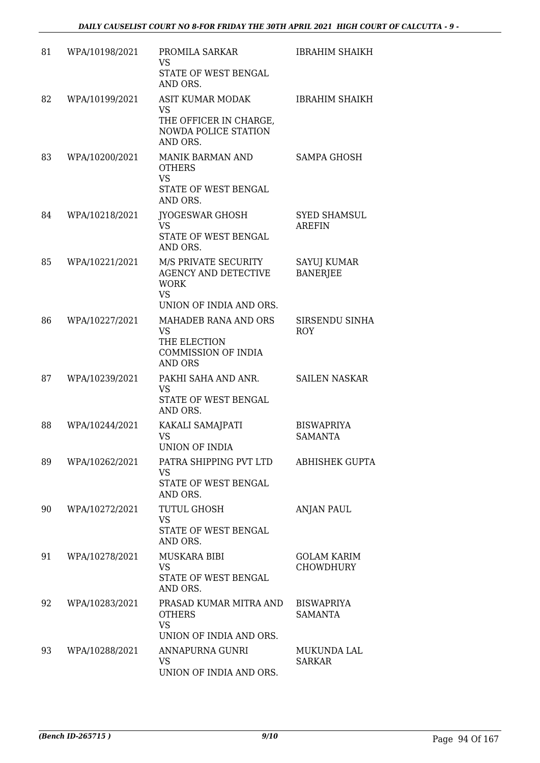| 81 | WPA/10198/2021 | PROMILA SARKAR<br>VS<br>STATE OF WEST BENGAL AND ORS. | IBRAHIM SHAIKH |
|---|---|---|---|
| 82 | WPA/10199/2021 | ASIT KUMAR MODAK<br>VS<br>THE OFFICER IN CHARGE, NOWDA POLICE STATION AND ORS. | IBRAHIM SHAIKH |
| 83 | WPA/10200/2021 | MANIK BARMAN AND OTHERS<br>VS<br>STATE OF WEST BENGAL AND ORS. | SAMPA GHOSH |
| 84 | WPA/10218/2021 | JYOGESWAR GHOSH<br>VS<br>STATE OF WEST BENGAL AND ORS. | SYED SHAMSUL AREFIN |
| 85 | WPA/10221/2021 | M/S PRIVATE SECURITY AGENCY AND DETECTIVE WORK<br>VS<br>UNION OF INDIA AND ORS. | SAYUJ KUMAR BANERJEE |
| 86 | WPA/10227/2021 | MAHADEB RANA AND ORS<br>VS<br>THE ELECTION COMMISSION OF INDIA AND ORS | SIRSENDU SINHA ROY |
| 87 | WPA/10239/2021 | PAKHI SAHA AND ANR.<br>VS<br>STATE OF WEST BENGAL AND ORS. | SAILEN NASKAR |
| 88 | WPA/10244/2021 | KAKALI SAMAJPATI<br>VS<br>UNION OF INDIA | BISWAPRIYA SAMANTA |
| 89 | WPA/10262/2021 | PATRA SHIPPING PVT LTD<br>VS<br>STATE OF WEST BENGAL AND ORS. | ABHISHEK GUPTA |
| 90 | WPA/10272/2021 | TUTUL GHOSH<br>VS<br>STATE OF WEST BENGAL AND ORS. | ANJAN PAUL |
| 91 | WPA/10278/2021 | MUSKARA BIBI<br>VS<br>STATE OF WEST BENGAL AND ORS. | GOLAM KARIM CHOWDHURY |
| 92 | WPA/10283/2021 | PRASAD KUMAR MITRA AND OTHERS<br>VS<br>UNION OF INDIA AND ORS. | BISWAPRIYA SAMANTA |
| 93 | WPA/10288/2021 | ANNAPURNA GUNRI<br>VS<br>UNION OF INDIA AND ORS. | MUKUNDA LAL SARKAR |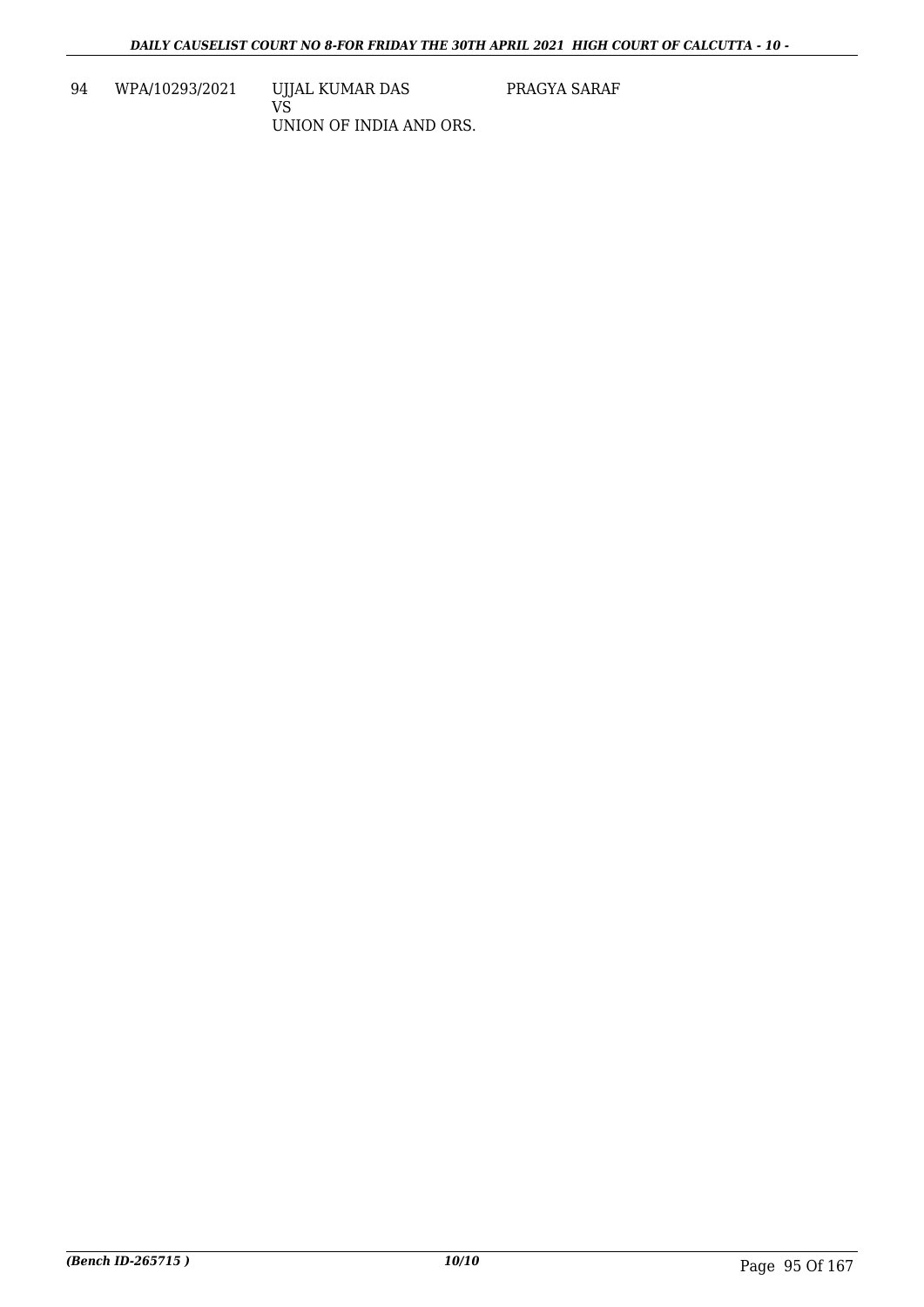| | | | |
|---|---|---|---|
| 94 | WPA/10293/2021 | UJJAL KUMAR DAS<br>VS<br>UNION OF INDIA AND ORS. | PRAGYA SARAF |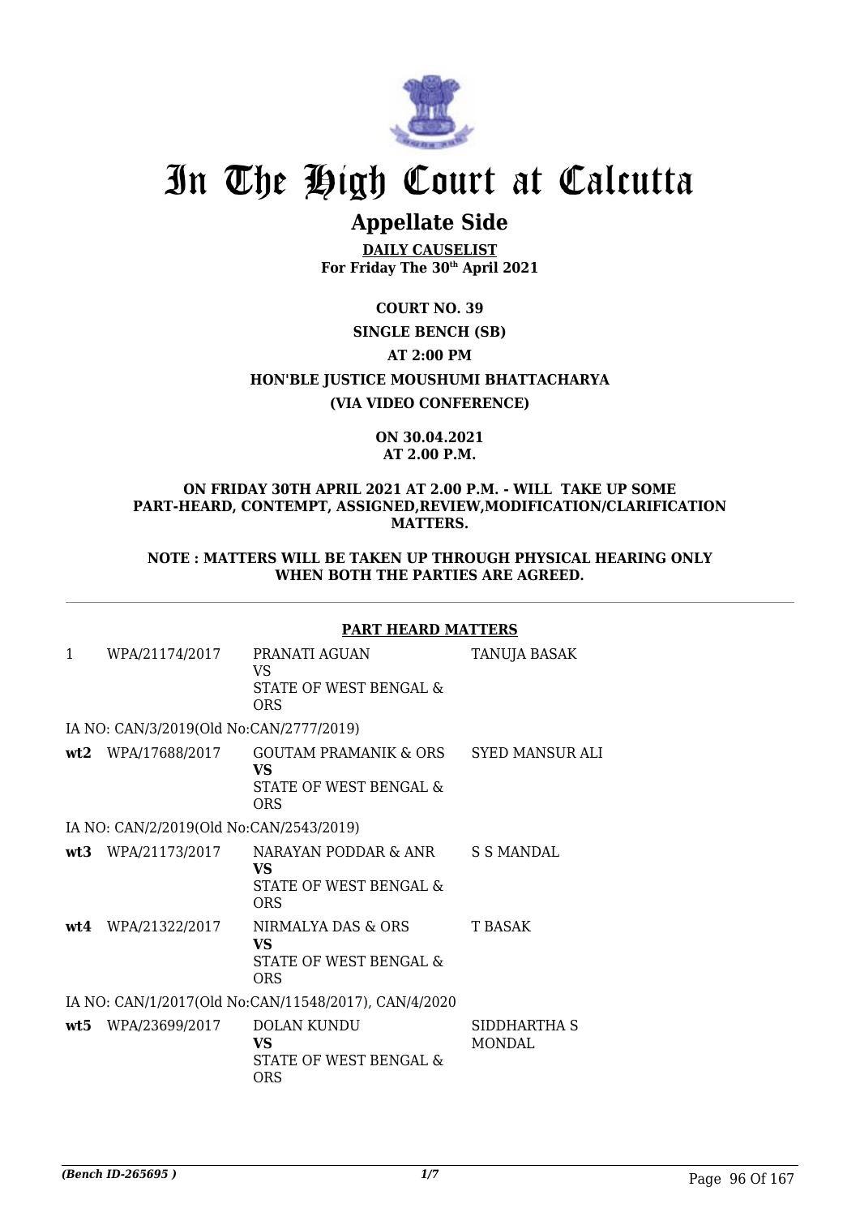# In The High Court at Calcutta

## Appellate Side

**DAILY CAUSELIST**
**For Friday The 30th April 2021**

**COURT NO. 39**

**SINGLE BENCH (SB)**

**AT 2:00 PM**

**HON'BLE JUSTICE MOUSHUMI BHATTACHARYA**

**(VIA VIDEO CONFERENCE)**

**ON 30.04.2021**
**AT 2.00 P.M.**

**ON FRIDAY 30TH APRIL 2021 AT 2.00 P.M. - WILL TAKE UP SOME PART-HEARD, CONTEMPT, ASSIGNED,REVIEW,MODIFICATION/CLARIFICATION MATTERS.**

**NOTE : MATTERS WILL BE TAKEN UP THROUGH PHYSICAL HEARING ONLY WHEN BOTH THE PARTIES ARE AGREED.**

**PART HEARD MATTERS**

| | | | |
|---|---|---|---|
| 1 | WPA/21174/2017 | PRANATI AGUAN<br>VS<br>STATE OF WEST BENGAL & ORS | TANUJA BASAK |
| IA NO: CAN/3/2019(Old No:CAN/2777/2019) | | | |
| **wt2** | WPA/17688/2017 | GOUTAM PRAMANIK & ORS<br>**VS**<br>STATE OF WEST BENGAL & ORS | SYED MANSUR ALI |
| IA NO: CAN/2/2019(Old No:CAN/2543/2019) | | | |
| **wt3** | WPA/21173/2017 | NARAYAN PODDAR & ANR<br>**VS**<br>STATE OF WEST BENGAL & ORS | S S MANDAL |
| **wt4** | WPA/21322/2017 | NIRMALYA DAS & ORS<br>**VS**<br>STATE OF WEST BENGAL & ORS | T BASAK |
| IA NO: CAN/1/2017(Old No:CAN/11548/2017), CAN/4/2020 | | | |
| **wt5** | WPA/23699/2017 | DOLAN KUNDU<br>**VS**<br>STATE OF WEST BENGAL & ORS | SIDDHARTHA S MONDAL |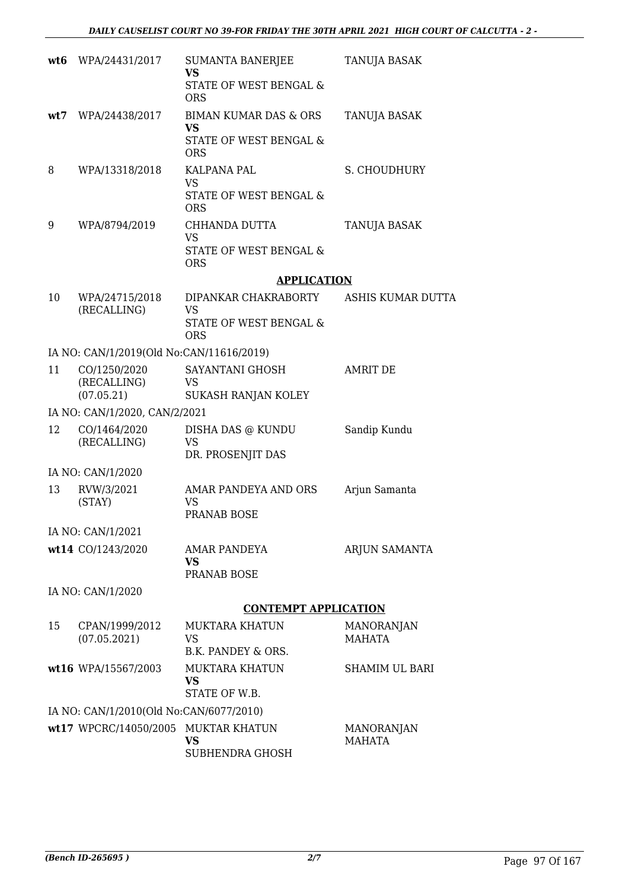| | | | |
|---|---|---|---|
| **wt6** | WPA/24431/2017 | SUMANTA BANERJEE **VS** STATE OF WEST BENGAL & ORS | TANUJA BASAK |
| **wt7** | WPA/24438/2017 | BIMAN KUMAR DAS & ORS **VS** STATE OF WEST BENGAL & ORS | TANUJA BASAK |
| 8 | WPA/13318/2018 | KALPANA PAL VS STATE OF WEST BENGAL & ORS | S. CHOUDHURY |
| 9 | WPA/8794/2019 | CHHANDA DUTTA VS STATE OF WEST BENGAL & ORS | TANUJA BASAK |

## APPLICATION

| | | | |
|---|---|---|---|
| 10 | WPA/24715/2018 (RECALLING) | DIPANKAR CHAKRABORTY VS STATE OF WEST BENGAL & ORS | ASHIS KUMAR DUTTA |
| | IA NO: CAN/1/2019(Old No:CAN/11616/2019) | | |
| 11 | CO/1250/2020 (RECALLING) (07.05.21) | SAYANTANI GHOSH VS SUKASH RANJAN KOLEY | AMRIT DE |
| | IA NO: CAN/1/2020, CAN/2/2021 | | |
| 12 | CO/1464/2020 (RECALLING) | DISHA DAS @ KUNDU VS DR. PROSENJIT DAS | Sandip Kundu |
| | IA NO: CAN/1/2020 | | |
| 13 | RVW/3/2021 (STAY) | AMAR PANDEYA AND ORS VS PRANAB BOSE | Arjun Samanta |
| | IA NO: CAN/1/2021 | | |
| **wt14** | CO/1243/2020 | AMAR PANDEYA **VS** PRANAB BOSE | ARJUN SAMANTA |
| | IA NO: CAN/1/2020 | | |

## CONTEMPT APPLICATION

| | | | |
|---|---|---|---|
| 15 | CPAN/1999/2012 (07.05.2021) | MUKTARA KHATUN VS B.K. PANDEY & ORS. | MANORANJAN MAHATA |
| **wt16** | WPA/15567/2003 | MUKTARA KHATUN **VS** STATE OF W.B. | SHAMIM UL BARI |
| | IA NO: CAN/1/2010(Old No:CAN/6077/2010) | | |
| **wt17** | WPCRC/14050/2005 | MUKTAR KHATUN **VS** SUBHENDRA GHOSH | MANORANJAN MAHATA |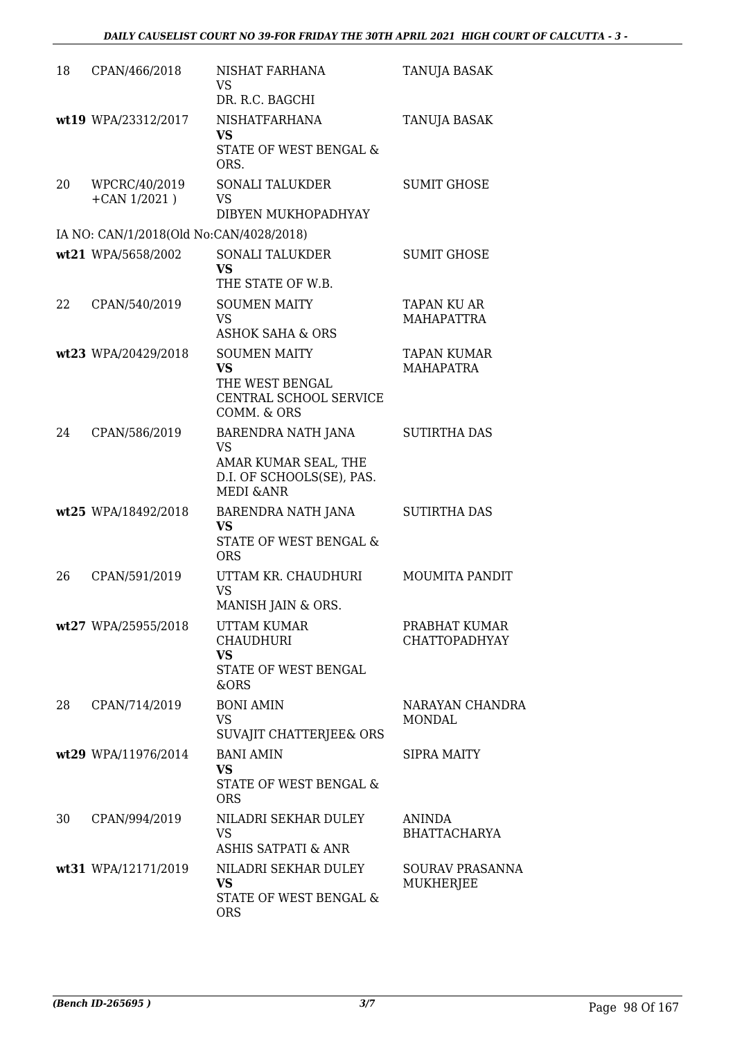| | | | |
|---|---|---|---|
| 18 | CPAN/466/2018 | NISHAT FARHANA<br>VS<br>DR. R.C. BAGCHI | TANUJA BASAK |
| wt19 | WPA/23312/2017 | NISHATFARHANA<br>**VS**<br>STATE OF WEST BENGAL & ORS. | TANUJA BASAK |
| 20 | WPCRC/40/2019 +CAN 1/2021 ) | SONALI TALUKDER<br>VS<br>DIBYEN MUKHOPADHYAY | SUMIT GHOSE |
| | IA NO: CAN/1/2018(Old No:CAN/4028/2018) | | |
| wt21 | WPA/5658/2002 | SONALI TALUKDER<br>**VS**<br>THE STATE OF W.B. | SUMIT GHOSE |
| 22 | CPAN/540/2019 | SOUMEN MAITY<br>VS<br>ASHOK SAHA & ORS | TAPAN KU AR MAHAPATTRA |
| wt23 | WPA/20429/2018 | SOUMEN MAITY<br>**VS**<br>THE WEST BENGAL CENTRAL SCHOOL SERVICE COMM. & ORS | TAPAN KUMAR MAHAPATRA |
| 24 | CPAN/586/2019 | BARENDRA NATH JANA<br>VS<br>AMAR KUMAR SEAL, THE D.I. OF SCHOOLS(SE), PAS. MEDI &ANR | SUTIRTHA DAS |
| wt25 | WPA/18492/2018 | BARENDRA NATH JANA<br>**VS**<br>STATE OF WEST BENGAL & ORS | SUTIRTHA DAS |
| 26 | CPAN/591/2019 | UTTAM KR. CHAUDHURI<br>VS<br>MANISH JAIN & ORS. | MOUMITA PANDIT |
| wt27 | WPA/25955/2018 | UTTAM KUMAR CHAUDHURI<br>**VS**<br>STATE OF WEST BENGAL &ORS | PRABHAT KUMAR CHATTOPADHYAY |
| 28 | CPAN/714/2019 | BONI AMIN<br>VS<br>SUVAJIT CHATTERJEE& ORS | NARAYAN CHANDRA MONDAL |
| wt29 | WPA/11976/2014 | BANI AMIN<br>**VS**<br>STATE OF WEST BENGAL & ORS | SIPRA MAITY |
| 30 | CPAN/994/2019 | NILADRI SEKHAR DULEY<br>VS<br>ASHIS SATPATI & ANR | ANINDA BHATTACHARYA |
| wt31 | WPA/12171/2019 | NILADRI SEKHAR DULEY<br>**VS**<br>STATE OF WEST BENGAL & ORS | SOURAV PRASANNA MUKHERJEE |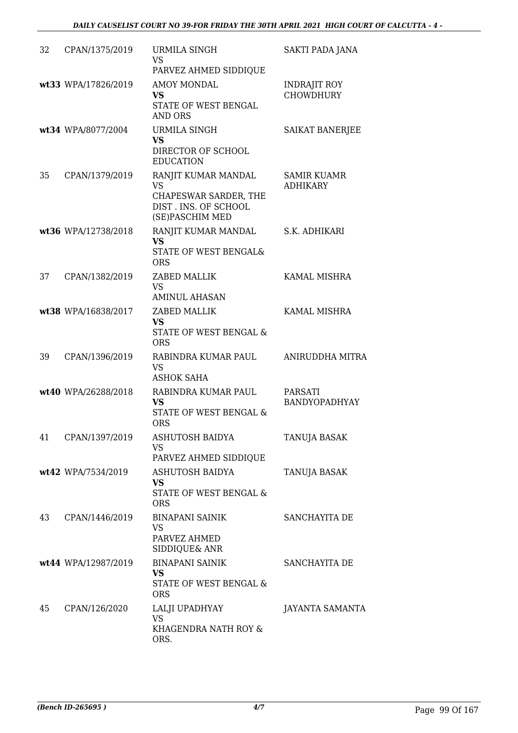| | | | |
|---|---|---|---|
| 32 | CPAN/1375/2019 | URMILA SINGH<br>VS<br>PARVEZ AHMED SIDDIQUE | SAKTI PADA JANA |
| wt33 | WPA/17826/2019 | AMOY MONDAL<br>**VS**<br>STATE OF WEST BENGAL AND ORS | INDRAJIT ROY CHOWDHURY |
| wt34 | WPA/8077/2004 | URMILA SINGH<br>**VS**<br>DIRECTOR OF SCHOOL EDUCATION | SAIKAT BANERJEE |
| 35 | CPAN/1379/2019 | RANJIT KUMAR MANDAL<br>VS<br>CHAPESWAR SARDER, THE DIST . INS. OF SCHOOL (SE)PASCHIM MED | SAMIR KUAMR ADHIKARY |
| wt36 | WPA/12738/2018 | RANJIT KUMAR MANDAL<br>**VS**<br>STATE OF WEST BENGAL& ORS | S.K. ADHIKARI |
| 37 | CPAN/1382/2019 | ZABED MALLIK<br>VS<br>AMINUL AHASAN | KAMAL MISHRA |
| wt38 | WPA/16838/2017 | ZABED MALLIK<br>**VS**<br>STATE OF WEST BENGAL & ORS | KAMAL MISHRA |
| 39 | CPAN/1396/2019 | RABINDRA KUMAR PAUL<br>VS<br>ASHOK SAHA | ANIRUDDHA MITRA |
| wt40 | WPA/26288/2018 | RABINDRA KUMAR PAUL<br>**VS**<br>STATE OF WEST BENGAL & ORS | PARSATI BANDYOPADHYAY |
| 41 | CPAN/1397/2019 | ASHUTOSH BAIDYA<br>VS<br>PARVEZ AHMED SIDDIQUE | TANUJA BASAK |
| wt42 | WPA/7534/2019 | ASHUTOSH BAIDYA<br>**VS**<br>STATE OF WEST BENGAL & ORS | TANUJA BASAK |
| 43 | CPAN/1446/2019 | BINAPANI SAINIK<br>VS<br>PARVEZ AHMED SIDDIQUE& ANR | SANCHAYITA DE |
| wt44 | WPA/12987/2019 | BINAPANI SAINIK<br>**VS**<br>STATE OF WEST BENGAL & ORS | SANCHAYITA DE |
| 45 | CPAN/126/2020 | LALJI UPADHYAY<br>VS<br>KHAGENDRA NATH ROY & ORS. | JAYANTA SAMANTA |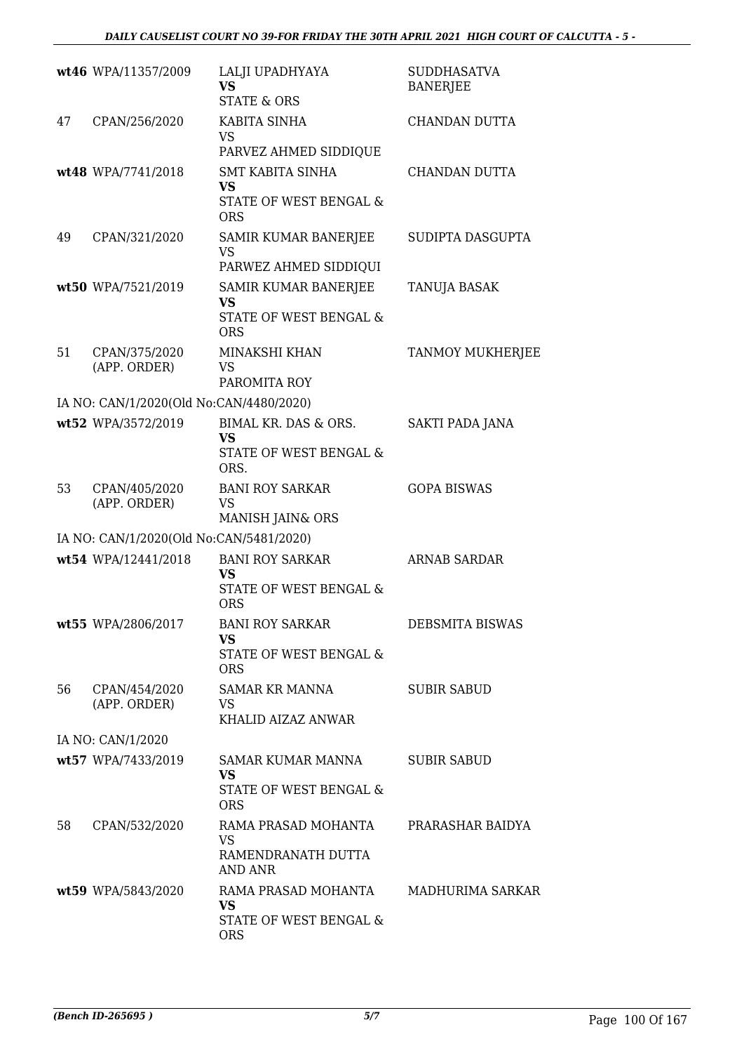| | | | |
|---|---|---|---|
| wt46 | WPA/11357/2009 | LALJI UPADHYAYA<br>**VS**<br>STATE & ORS | SUDDHASATVA BANERJEE |
| 47 | CPAN/256/2020 | KABITA SINHA<br>VS<br>PARVEZ AHMED SIDDIQUE | CHANDAN DUTTA |
| wt48 | WPA/7741/2018 | SMT KABITA SINHA<br>**VS**<br>STATE OF WEST BENGAL & ORS | CHANDAN DUTTA |
| 49 | CPAN/321/2020 | SAMIR KUMAR BANERJEE<br>VS<br>PARWEZ AHMED SIDDIQUI | SUDIPTA DASGUPTA |
| wt50 | WPA/7521/2019 | SAMIR KUMAR BANERJEE<br>**VS**<br>STATE OF WEST BENGAL & ORS | TANUJA BASAK |
| 51 | CPAN/375/2020 (APP. ORDER) | MINAKSHI KHAN<br>VS<br>PAROMITA ROY | TANMOY MUKHERJEE |
| | IA NO: CAN/1/2020(Old No:CAN/4480/2020) | | |
| wt52 | WPA/3572/2019 | BIMAL KR. DAS & ORS.<br>**VS**<br>STATE OF WEST BENGAL & ORS. | SAKTI PADA JANA |
| 53 | CPAN/405/2020 (APP. ORDER) | BANI ROY SARKAR<br>VS<br>MANISH JAIN& ORS | GOPA BISWAS |
| | IA NO: CAN/1/2020(Old No:CAN/5481/2020) | | |
| wt54 | WPA/12441/2018 | BANI ROY SARKAR<br>**VS**<br>STATE OF WEST BENGAL & ORS | ARNAB SARDAR |
| wt55 | WPA/2806/2017 | BANI ROY SARKAR<br>**VS**<br>STATE OF WEST BENGAL & ORS | DEBSMITA BISWAS |
| 56 | CPAN/454/2020 (APP. ORDER) | SAMAR KR MANNA<br>VS<br>KHALID AIZAZ ANWAR | SUBIR SABUD |
| | IA NO: CAN/1/2020 | | |
| wt57 | WPA/7433/2019 | SAMAR KUMAR MANNA<br>**VS**<br>STATE OF WEST BENGAL & ORS | SUBIR SABUD |
| 58 | CPAN/532/2020 | RAMA PRASAD MOHANTA<br>VS<br>RAMENDRANATH DUTTA AND ANR | PRARASHAR BAIDYA |
| wt59 | WPA/5843/2020 | RAMA PRASAD MOHANTA<br>**VS**<br>STATE OF WEST BENGAL & ORS | MADHURIMA SARKAR |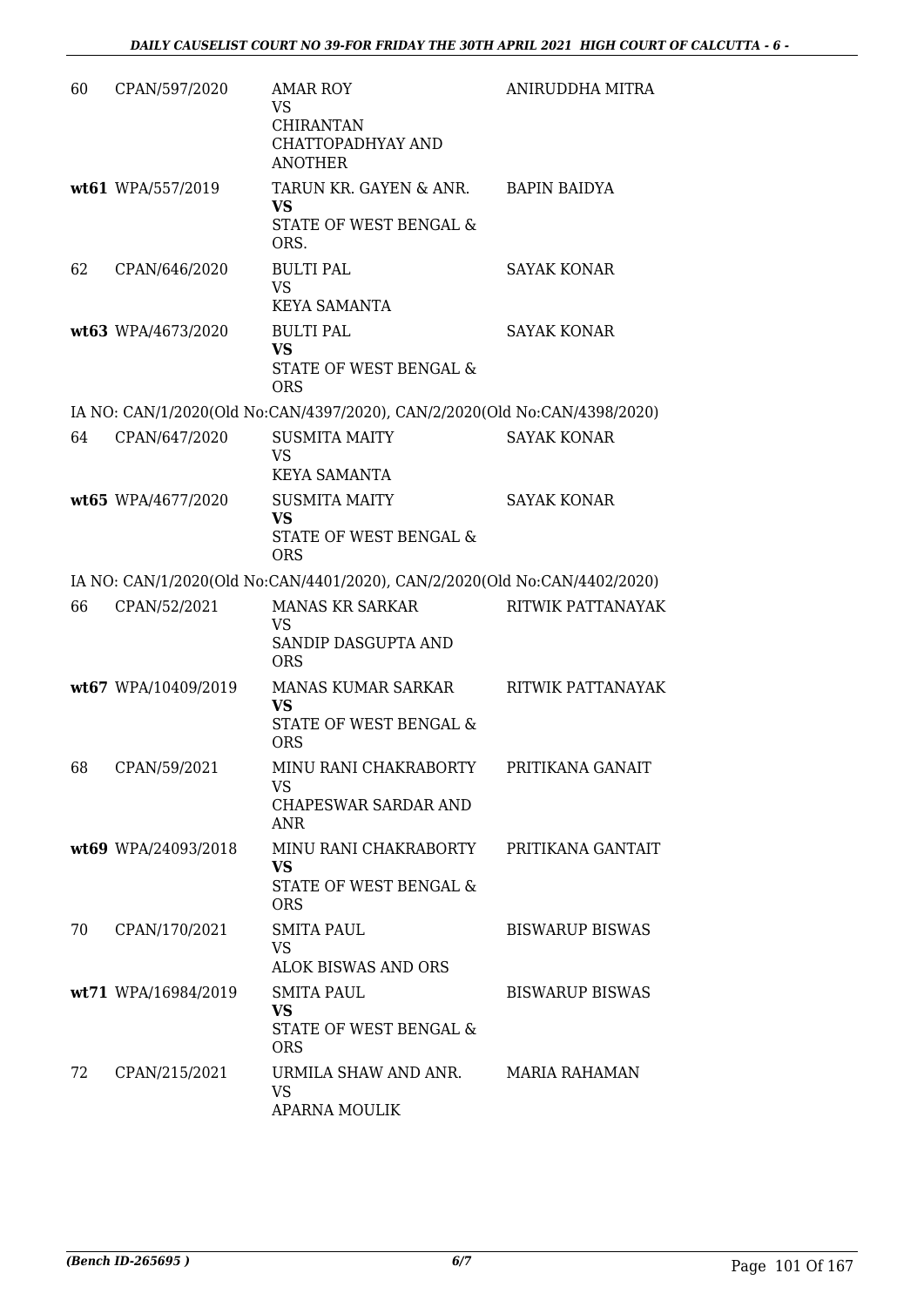| | | | |
|---|---|---|---|
| 60 | CPAN/597/2020 | AMAR ROY<br>VS<br>CHIRANTAN CHATTOPADHYAY AND ANOTHER | ANIRUDDHA MITRA |
| wt61 | WPA/557/2019 | TARUN KR. GAYEN & ANR.<br>**VS**<br>STATE OF WEST BENGAL & ORS. | BAPIN BAIDYA |
| 62 | CPAN/646/2020 | BULTI PAL<br>VS<br>KEYA SAMANTA | SAYAK KONAR |
| wt63 | WPA/4673/2020 | BULTI PAL<br>**VS**<br>STATE OF WEST BENGAL & ORS | SAYAK KONAR |

IA NO: CAN/1/2020(Old No:CAN/4397/2020), CAN/2/2020(Old No:CAN/4398/2020)

| | | | |
|---|---|---|---|
| 64 | CPAN/647/2020 | SUSMITA MAITY<br>VS<br>KEYA SAMANTA | SAYAK KONAR |
| wt65 | WPA/4677/2020 | SUSMITA MAITY<br>**VS**<br>STATE OF WEST BENGAL & ORS | SAYAK KONAR |

IA NO: CAN/1/2020(Old No:CAN/4401/2020), CAN/2/2020(Old No:CAN/4402/2020)

| | | | |
|---|---|---|---|
| 66 | CPAN/52/2021 | MANAS KR SARKAR<br>VS<br>SANDIP DASGUPTA AND ORS | RITWIK PATTANAYAK |
| wt67 | WPA/10409/2019 | MANAS KUMAR SARKAR<br>**VS**<br>STATE OF WEST BENGAL & ORS | RITWIK PATTANAYAK |
| 68 | CPAN/59/2021 | MINU RANI CHAKRABORTY<br>VS<br>CHAPESWAR SARDAR AND ANR | PRITIKANA GANAIT |
| wt69 | WPA/24093/2018 | MINU RANI CHAKRABORTY<br>**VS**<br>STATE OF WEST BENGAL & ORS | PRITIKANA GANTAIT |
| 70 | CPAN/170/2021 | SMITA PAUL<br>VS<br>ALOK BISWAS AND ORS | BISWARUP BISWAS |
| wt71 | WPA/16984/2019 | SMITA PAUL<br>**VS**<br>STATE OF WEST BENGAL & ORS | BISWARUP BISWAS |
| 72 | CPAN/215/2021 | URMILA SHAW AND ANR.<br>VS<br>APARNA MOULIK | MARIA RAHAMAN |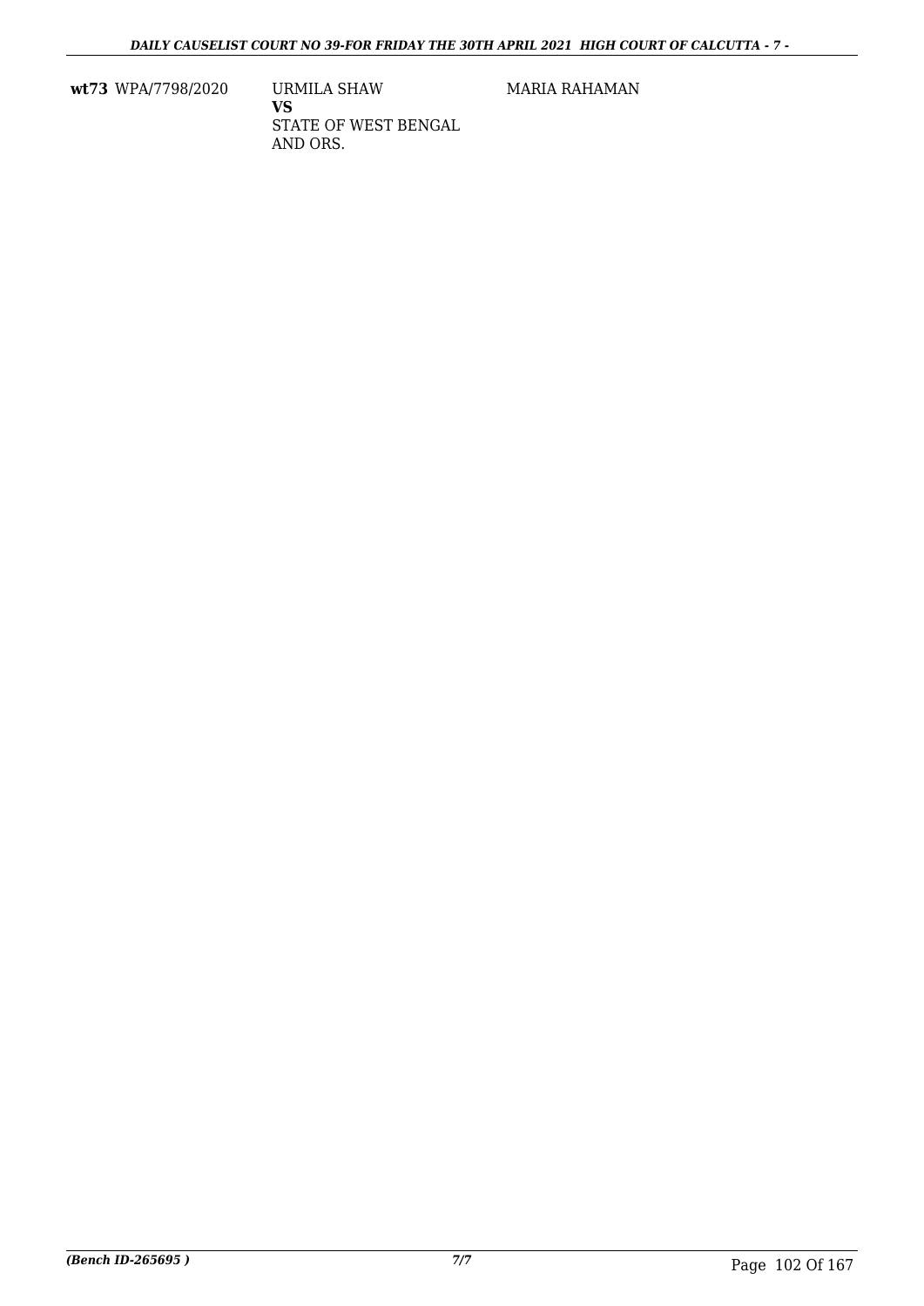| | | | |
|---|---|---|---|
| **wt73** | WPA/7798/2020 | URMILA SHAW<br>**VS**<br>STATE OF WEST BENGAL AND ORS. | MARIA RAHAMAN |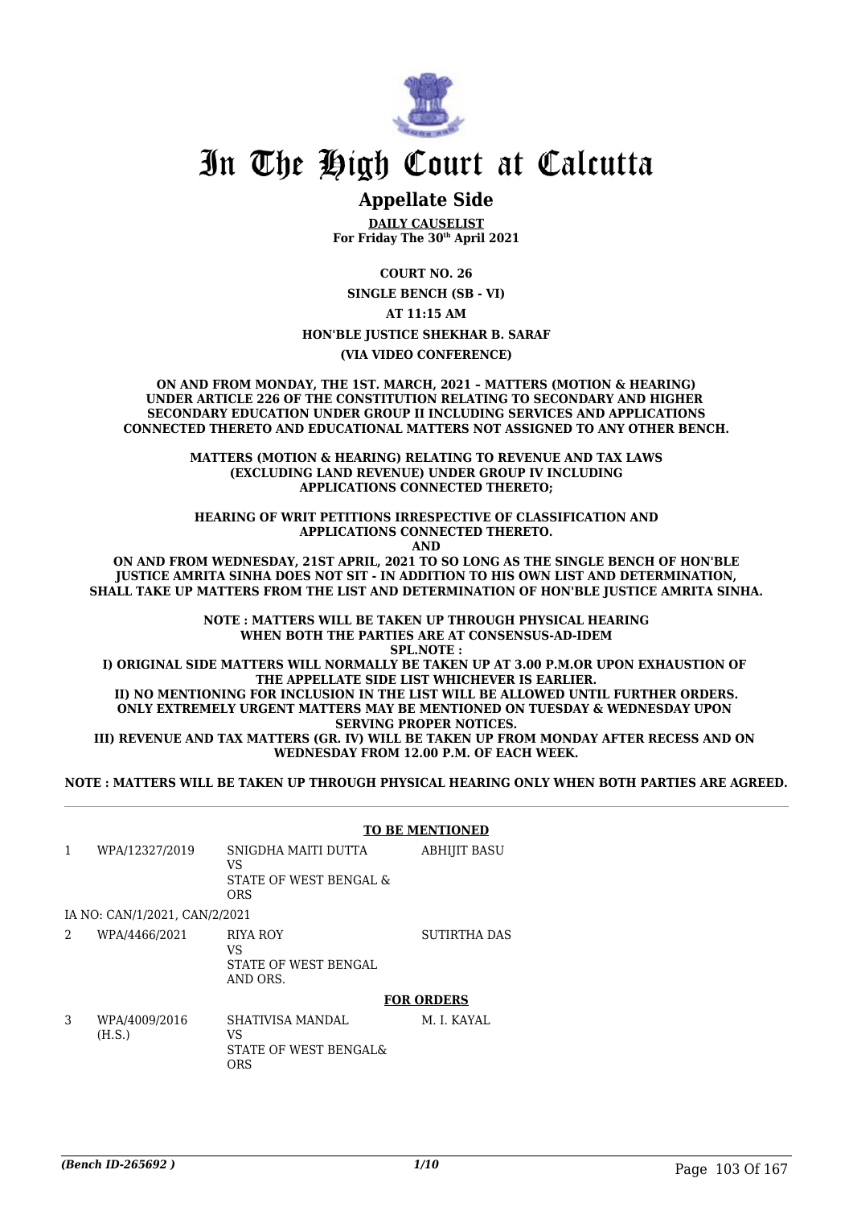# In The High Court at Calcutta

## Appellate Side

**DAILY CAUSELIST**
**For Friday The 30th April 2021**

**COURT NO. 26**

**SINGLE BENCH (SB - VI)**

**AT 11:15 AM**

**HON'BLE JUSTICE SHEKHAR B. SARAF**

**(VIA VIDEO CONFERENCE)**

**ON AND FROM MONDAY, THE 1ST. MARCH, 2021 – MATTERS (MOTION & HEARING) UNDER ARTICLE 226 OF THE CONSTITUTION RELATING TO SECONDARY AND HIGHER SECONDARY EDUCATION UNDER GROUP II INCLUDING SERVICES AND APPLICATIONS CONNECTED THERETO AND EDUCATIONAL MATTERS NOT ASSIGNED TO ANY OTHER BENCH.**

**MATTERS (MOTION & HEARING) RELATING TO REVENUE AND TAX LAWS (EXCLUDING LAND REVENUE) UNDER GROUP IV INCLUDING APPLICATIONS CONNECTED THERETO;**

**HEARING OF WRIT PETITIONS IRRESPECTIVE OF CLASSIFICATION AND APPLICATIONS CONNECTED THERETO.**

**AND**

**ON AND FROM WEDNESDAY, 21ST APRIL, 2021 TO SO LONG AS THE SINGLE BENCH OF HON'BLE JUSTICE AMRITA SINHA DOES NOT SIT - IN ADDITION TO HIS OWN LIST AND DETERMINATION, SHALL TAKE UP MATTERS FROM THE LIST AND DETERMINATION OF HON'BLE JUSTICE AMRITA SINHA.**

**NOTE : MATTERS WILL BE TAKEN UP THROUGH PHYSICAL HEARING WHEN BOTH THE PARTIES ARE AT CONSENSUS-AD-IDEM**

**SPL.NOTE :**

**I) ORIGINAL SIDE MATTERS WILL NORMALLY BE TAKEN UP AT 3.00 P.M.OR UPON EXHAUSTION OF THE APPELLATE SIDE LIST WHICHEVER IS EARLIER.**

**II) NO MENTIONING FOR INCLUSION IN THE LIST WILL BE ALLOWED UNTIL FURTHER ORDERS. ONLY EXTREMELY URGENT MATTERS MAY BE MENTIONED ON TUESDAY & WEDNESDAY UPON SERVING PROPER NOTICES.**

**III) REVENUE AND TAX MATTERS (GR. IV) WILL BE TAKEN UP FROM MONDAY AFTER RECESS AND ON WEDNESDAY FROM 12.00 P.M. OF EACH WEEK.**

**NOTE : MATTERS WILL BE TAKEN UP THROUGH PHYSICAL HEARING ONLY WHEN BOTH PARTIES ARE AGREED.**

**TO BE MENTIONED**

| | | | |
|---|---|---|---|
| 1 | WPA/12327/2019 | SNIGDHA MAITI DUTTA<br>VS<br>STATE OF WEST BENGAL & ORS | ABHIJIT BASU |
| | IA NO: CAN/1/2021, CAN/2/2021 | | |
| 2 | WPA/4466/2021 | RIYA ROY<br>VS<br>STATE OF WEST BENGAL AND ORS. | SUTIRTHA DAS |

**FOR ORDERS**

| | | | |
|---|---|---|---|
| 3 | WPA/4009/2016<br>(H.S.) | SHATIVISA MANDAL<br>VS<br>STATE OF WEST BENGAL& ORS | M. I. KAYAL |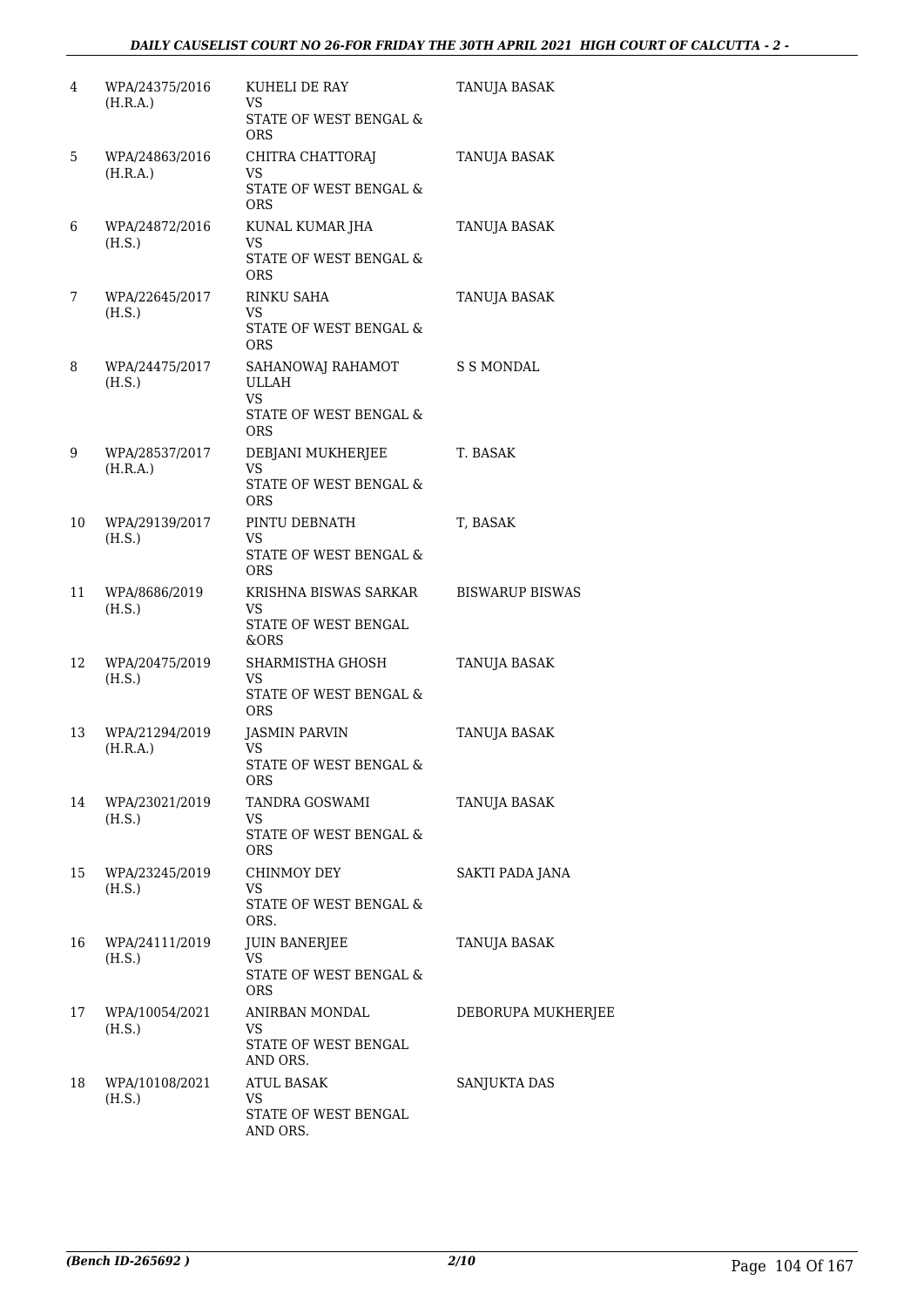| 4 | WPA/24375/2016 (H.R.A.) | KUHELI DE RAY VS STATE OF WEST BENGAL & ORS | TANUJA BASAK |
|---|---|---|---|
| 5 | WPA/24863/2016 (H.R.A.) | CHITRA CHATTORAJ VS STATE OF WEST BENGAL & ORS | TANUJA BASAK |
| 6 | WPA/24872/2016 (H.S.) | KUNAL KUMAR JHA VS STATE OF WEST BENGAL & ORS | TANUJA BASAK |
| 7 | WPA/22645/2017 (H.S.) | RINKU SAHA VS STATE OF WEST BENGAL & ORS | TANUJA BASAK |
| 8 | WPA/24475/2017 (H.S.) | SAHANOWAJ RAHAMOT ULLAH VS STATE OF WEST BENGAL & ORS | S S MONDAL |
| 9 | WPA/28537/2017 (H.R.A.) | DEBJANI MUKHERJEE VS STATE OF WEST BENGAL & ORS | T. BASAK |
| 10 | WPA/29139/2017 (H.S.) | PINTU DEBNATH VS STATE OF WEST BENGAL & ORS | T, BASAK |
| 11 | WPA/8686/2019 (H.S.) | KRISHNA BISWAS SARKAR VS STATE OF WEST BENGAL &ORS | BISWARUP BISWAS |
| 12 | WPA/20475/2019 (H.S.) | SHARMISTHA GHOSH VS STATE OF WEST BENGAL & ORS | TANUJA BASAK |
| 13 | WPA/21294/2019 (H.R.A.) | JASMIN PARVIN VS STATE OF WEST BENGAL & ORS | TANUJA BASAK |
| 14 | WPA/23021/2019 (H.S.) | TANDRA GOSWAMI VS STATE OF WEST BENGAL & ORS | TANUJA BASAK |
| 15 | WPA/23245/2019 (H.S.) | CHINMOY DEY VS STATE OF WEST BENGAL & ORS. | SAKTI PADA JANA |
| 16 | WPA/24111/2019 (H.S.) | JUIN BANERJEE VS STATE OF WEST BENGAL & ORS | TANUJA BASAK |
| 17 | WPA/10054/2021 (H.S.) | ANIRBAN MONDAL VS STATE OF WEST BENGAL AND ORS. | DEBORUPA MUKHERJEE |
| 18 | WPA/10108/2021 (H.S.) | ATUL BASAK VS STATE OF WEST BENGAL AND ORS. | SANJUKTA DAS |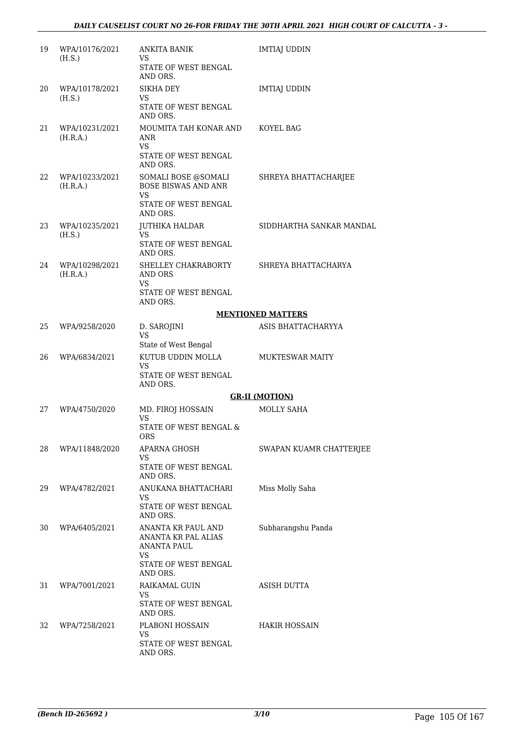| | | | |
|---|---|---|---|
| 19 | WPA/10176/2021 (H.S.) | ANKITA BANIK<br>VS<br>STATE OF WEST BENGAL AND ORS. | IMTIAJ UDDIN |
| 20 | WPA/10178/2021 (H.S.) | SIKHA DEY<br>VS<br>STATE OF WEST BENGAL AND ORS. | IMTIAJ UDDIN |
| 21 | WPA/10231/2021 (H.R.A.) | MOUMITA TAH KONAR AND ANR<br>VS<br>STATE OF WEST BENGAL AND ORS. | KOYEL BAG |
| 22 | WPA/10233/2021 (H.R.A.) | SOMALI BOSE @SOMALI BOSE BISWAS AND ANR<br>VS<br>STATE OF WEST BENGAL AND ORS. | SHREYA BHATTACHARJEE |
| 23 | WPA/10235/2021 (H.S.) | JUTHIKA HALDAR<br>VS<br>STATE OF WEST BENGAL AND ORS. | SIDDHARTHA SANKAR MANDAL |
| 24 | WPA/10298/2021 (H.R.A.) | SHELLEY CHAKRABORTY AND ORS<br>VS<br>STATE OF WEST BENGAL AND ORS. | SHREYA BHATTACHARYA |

**MENTIONED MATTERS**

| | | | |
|---|---|---|---|
| 25 | WPA/9258/2020 | D. SAROJINI<br>VS<br>State of West Bengal | ASIS BHATTACHARYYA |
| 26 | WPA/6834/2021 | KUTUB UDDIN MOLLA<br>VS<br>STATE OF WEST BENGAL AND ORS. | MUKTESWAR MAITY |

**GR-II (MOTION)**

| | | | |
|---|---|---|---|
| 27 | WPA/4750/2020 | MD. FIROJ HOSSAIN<br>VS<br>STATE OF WEST BENGAL & ORS | MOLLY SAHA |
| 28 | WPA/11848/2020 | APARNA GHOSH<br>VS<br>STATE OF WEST BENGAL AND ORS. | SWAPAN KUAMR CHATTERJEE |
| 29 | WPA/4782/2021 | ANUKANA BHATTACHARI<br>VS<br>STATE OF WEST BENGAL AND ORS. | Miss Molly Saha |
| 30 | WPA/6405/2021 | ANANTA KR PAUL AND ANANTA KR PAL ALIAS ANANTA PAUL<br>VS<br>STATE OF WEST BENGAL AND ORS. | Subharangshu Panda |
| 31 | WPA/7001/2021 | RAIKAMAL GUIN<br>VS<br>STATE OF WEST BENGAL AND ORS. | ASISH DUTTA |
| 32 | WPA/7258/2021 | PLABONI HOSSAIN<br>VS<br>STATE OF WEST BENGAL AND ORS. | HAKIR HOSSAIN |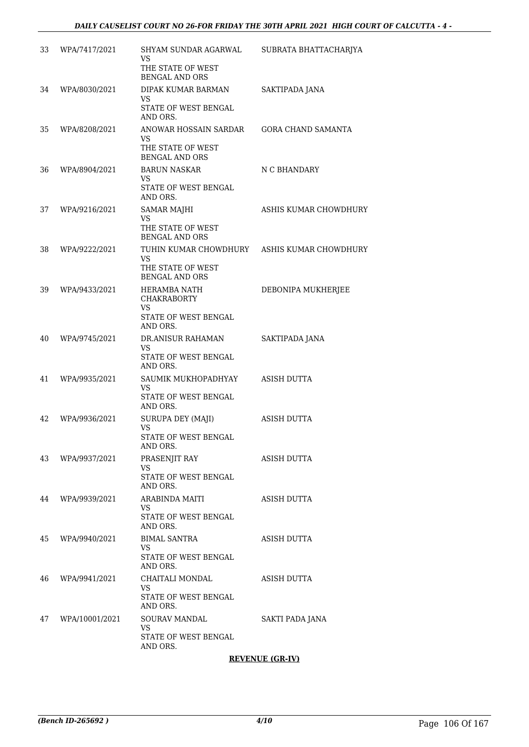| | | | |
|---|---|---|---|
| 33 | WPA/7417/2021 | SHYAM SUNDAR AGARWAL<br>VS<br>THE STATE OF WEST BENGAL AND ORS | SUBRATA BHATTACHARJYA |
| 34 | WPA/8030/2021 | DIPAK KUMAR BARMAN<br>VS<br>STATE OF WEST BENGAL AND ORS. | SAKTIPADA JANA |
| 35 | WPA/8208/2021 | ANOWAR HOSSAIN SARDAR<br>VS<br>THE STATE OF WEST BENGAL AND ORS | GORA CHAND SAMANTA |
| 36 | WPA/8904/2021 | BARUN NASKAR<br>VS<br>STATE OF WEST BENGAL AND ORS. | N C BHANDARY |
| 37 | WPA/9216/2021 | SAMAR MAJHI<br>VS<br>THE STATE OF WEST BENGAL AND ORS | ASHIS KUMAR CHOWDHURY |
| 38 | WPA/9222/2021 | TUHIN KUMAR CHOWDHURY<br>VS<br>THE STATE OF WEST BENGAL AND ORS | ASHIS KUMAR CHOWDHURY |
| 39 | WPA/9433/2021 | HERAMBA NATH CHAKRABORTY<br>VS<br>STATE OF WEST BENGAL AND ORS. | DEBONIPA MUKHERJEE |
| 40 | WPA/9745/2021 | DR.ANISUR RAHAMAN<br>VS<br>STATE OF WEST BENGAL AND ORS. | SAKTIPADA JANA |
| 41 | WPA/9935/2021 | SAUMIK MUKHOPADHYAY<br>VS<br>STATE OF WEST BENGAL AND ORS. | ASISH DUTTA |
| 42 | WPA/9936/2021 | SURUPA DEY (MAJI)<br>VS<br>STATE OF WEST BENGAL AND ORS. | ASISH DUTTA |
| 43 | WPA/9937/2021 | PRASENJIT RAY<br>VS<br>STATE OF WEST BENGAL AND ORS. | ASISH DUTTA |
| 44 | WPA/9939/2021 | ARABINDA MAITI<br>VS<br>STATE OF WEST BENGAL AND ORS. | ASISH DUTTA |
| 45 | WPA/9940/2021 | BIMAL SANTRA<br>VS<br>STATE OF WEST BENGAL AND ORS. | ASISH DUTTA |
| 46 | WPA/9941/2021 | CHAITALI MONDAL<br>VS<br>STATE OF WEST BENGAL AND ORS. | ASISH DUTTA |
| 47 | WPA/10001/2021 | SOURAV MANDAL<br>VS<br>STATE OF WEST BENGAL AND ORS. | SAKTI PADA JANA |

**REVENUE (GR-IV)**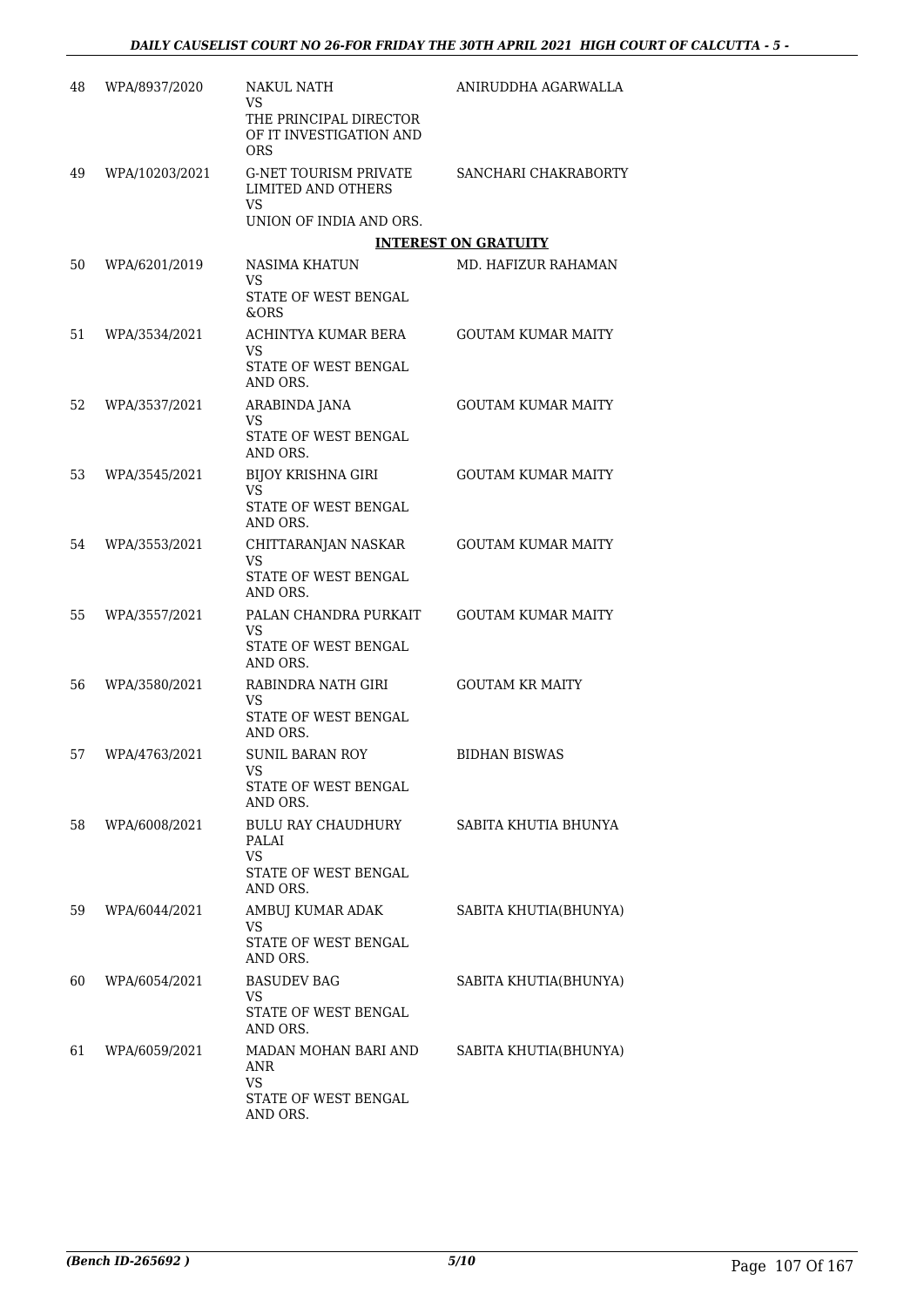| | | | |
|---|---|---|---|
| 48 | WPA/8937/2020 | NAKUL NATH<br>VS<br>THE PRINCIPAL DIRECTOR OF IT INVESTIGATION AND ORS | ANIRUDDHA AGARWALLA |
| 49 | WPA/10203/2021 | G-NET TOURISM PRIVATE LIMITED AND OTHERS<br>VS<br>UNION OF INDIA AND ORS. | SANCHARI CHAKRABORTY |

**INTEREST ON GRATUITY**

| | | | |
|---|---|---|---|
| 50 | WPA/6201/2019 | NASIMA KHATUN<br>VS<br>STATE OF WEST BENGAL &ORS | MD. HAFIZUR RAHAMAN |
| 51 | WPA/3534/2021 | ACHINTYA KUMAR BERA<br>VS<br>STATE OF WEST BENGAL AND ORS. | GOUTAM KUMAR MAITY |
| 52 | WPA/3537/2021 | ARABINDA JANA<br>VS<br>STATE OF WEST BENGAL AND ORS. | GOUTAM KUMAR MAITY |
| 53 | WPA/3545/2021 | BIJOY KRISHNA GIRI<br>VS<br>STATE OF WEST BENGAL AND ORS. | GOUTAM KUMAR MAITY |
| 54 | WPA/3553/2021 | CHITTARANJAN NASKAR<br>VS<br>STATE OF WEST BENGAL AND ORS. | GOUTAM KUMAR MAITY |
| 55 | WPA/3557/2021 | PALAN CHANDRA PURKAIT<br>VS<br>STATE OF WEST BENGAL AND ORS. | GOUTAM KUMAR MAITY |
| 56 | WPA/3580/2021 | RABINDRA NATH GIRI<br>VS<br>STATE OF WEST BENGAL AND ORS. | GOUTAM KR MAITY |
| 57 | WPA/4763/2021 | SUNIL BARAN ROY<br>VS<br>STATE OF WEST BENGAL AND ORS. | BIDHAN BISWAS |
| 58 | WPA/6008/2021 | BULU RAY CHAUDHURY PALAI<br>VS<br>STATE OF WEST BENGAL AND ORS. | SABITA KHUTIA BHUNYA |
| 59 | WPA/6044/2021 | AMBUJ KUMAR ADAK<br>VS<br>STATE OF WEST BENGAL AND ORS. | SABITA KHUTIA(BHUNYA) |
| 60 | WPA/6054/2021 | BASUDEV BAG<br>VS<br>STATE OF WEST BENGAL AND ORS. | SABITA KHUTIA(BHUNYA) |
| 61 | WPA/6059/2021 | MADAN MOHAN BARI AND ANR<br>VS<br>STATE OF WEST BENGAL AND ORS. | SABITA KHUTIA(BHUNYA) |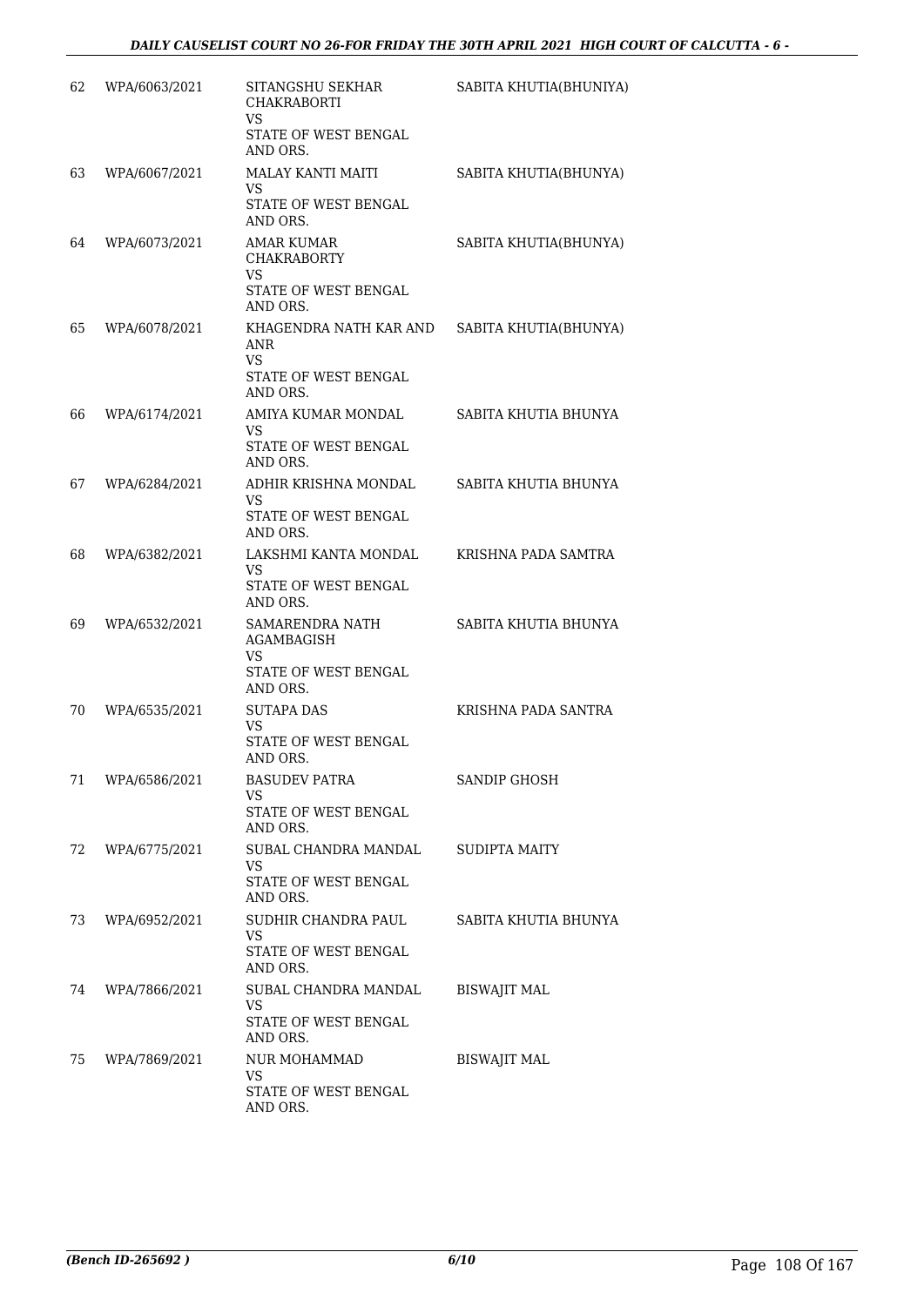| | | | |
|---|---|---|---|
| 62 | WPA/6063/2021 | SITANGSHU SEKHAR CHAKRABORTI VS STATE OF WEST BENGAL AND ORS. | SABITA KHUTIA(BHUNIYA) |
| 63 | WPA/6067/2021 | MALAY KANTI MAITI VS STATE OF WEST BENGAL AND ORS. | SABITA KHUTIA(BHUNYA) |
| 64 | WPA/6073/2021 | AMAR KUMAR CHAKRABORTY VS STATE OF WEST BENGAL AND ORS. | SABITA KHUTIA(BHUNYA) |
| 65 | WPA/6078/2021 | KHAGENDRA NATH KAR AND ANR VS STATE OF WEST BENGAL AND ORS. | SABITA KHUTIA(BHUNYA) |
| 66 | WPA/6174/2021 | AMIYA KUMAR MONDAL VS STATE OF WEST BENGAL AND ORS. | SABITA KHUTIA BHUNYA |
| 67 | WPA/6284/2021 | ADHIR KRISHNA MONDAL VS STATE OF WEST BENGAL AND ORS. | SABITA KHUTIA BHUNYA |
| 68 | WPA/6382/2021 | LAKSHMI KANTA MONDAL VS STATE OF WEST BENGAL AND ORS. | KRISHNA PADA SAMTRA |
| 69 | WPA/6532/2021 | SAMARENDRA NATH AGAMBAGISH VS STATE OF WEST BENGAL AND ORS. | SABITA KHUTIA BHUNYA |
| 70 | WPA/6535/2021 | SUTAPA DAS VS STATE OF WEST BENGAL AND ORS. | KRISHNA PADA SANTRA |
| 71 | WPA/6586/2021 | BASUDEV PATRA VS STATE OF WEST BENGAL AND ORS. | SANDIP GHOSH |
| 72 | WPA/6775/2021 | SUBAL CHANDRA MANDAL VS STATE OF WEST BENGAL AND ORS. | SUDIPTA MAITY |
| 73 | WPA/6952/2021 | SUDHIR CHANDRA PAUL VS STATE OF WEST BENGAL AND ORS. | SABITA KHUTIA BHUNYA |
| 74 | WPA/7866/2021 | SUBAL CHANDRA MANDAL VS STATE OF WEST BENGAL AND ORS. | BISWAJIT MAL |
| 75 | WPA/7869/2021 | NUR MOHAMMAD VS STATE OF WEST BENGAL AND ORS. | BISWAJIT MAL |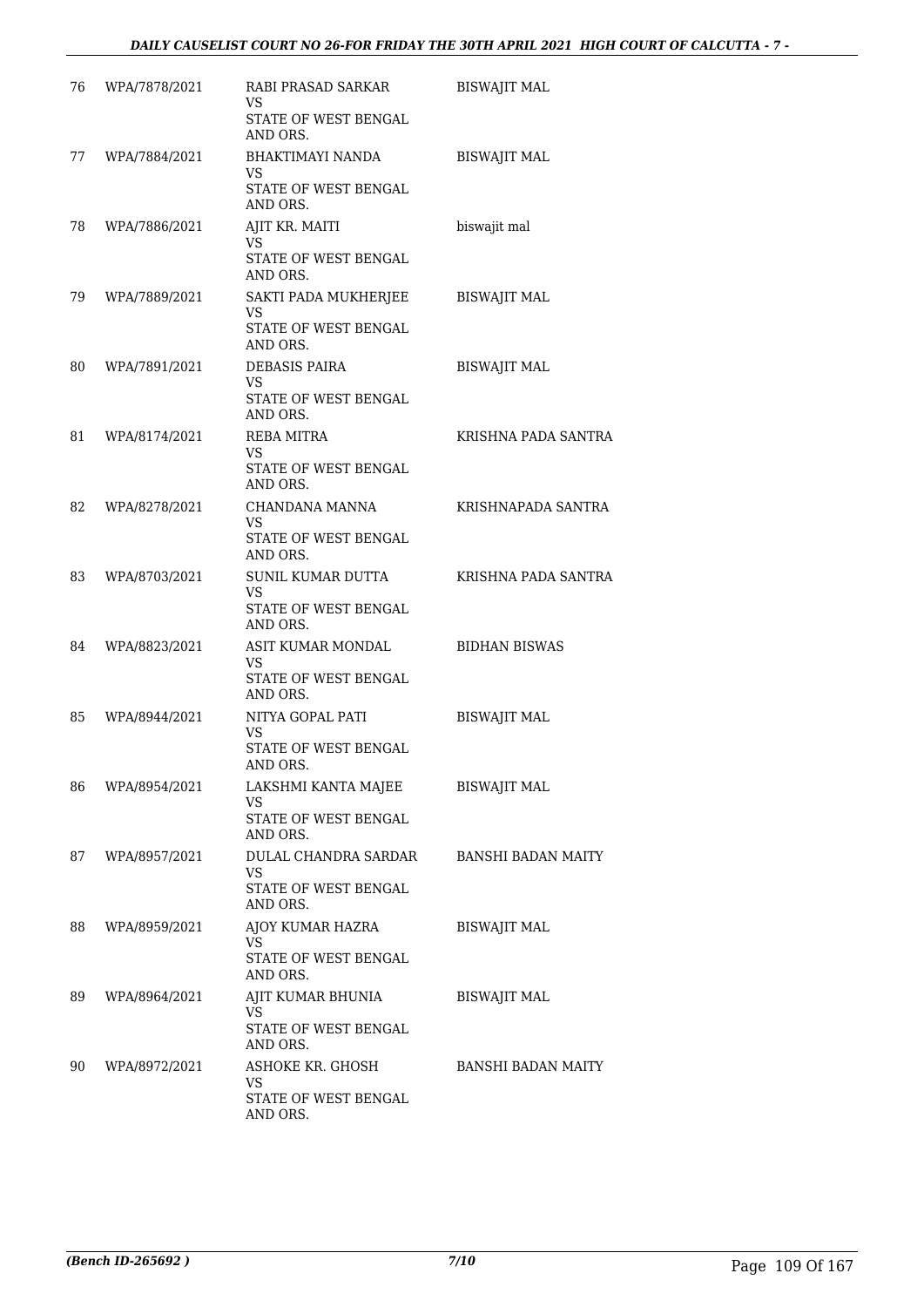| 76 | WPA/7878/2021 | RABI PRASAD SARKAR<br>VS<br>STATE OF WEST BENGAL AND ORS. | BISWAJIT MAL |
|---|---|---|---|
| 77 | WPA/7884/2021 | BHAKTIMAYI NANDA<br>VS<br>STATE OF WEST BENGAL AND ORS. | BISWAJIT MAL |
| 78 | WPA/7886/2021 | AJIT KR. MAITI<br>VS<br>STATE OF WEST BENGAL AND ORS. | biswajit mal |
| 79 | WPA/7889/2021 | SAKTI PADA MUKHERJEE<br>VS<br>STATE OF WEST BENGAL AND ORS. | BISWAJIT MAL |
| 80 | WPA/7891/2021 | DEBASIS PAIRA<br>VS<br>STATE OF WEST BENGAL AND ORS. | BISWAJIT MAL |
| 81 | WPA/8174/2021 | REBA MITRA<br>VS<br>STATE OF WEST BENGAL AND ORS. | KRISHNA PADA SANTRA |
| 82 | WPA/8278/2021 | CHANDANA MANNA<br>VS<br>STATE OF WEST BENGAL AND ORS. | KRISHNAPADA SANTRA |
| 83 | WPA/8703/2021 | SUNIL KUMAR DUTTA<br>VS<br>STATE OF WEST BENGAL AND ORS. | KRISHNA PADA SANTRA |
| 84 | WPA/8823/2021 | ASIT KUMAR MONDAL<br>VS<br>STATE OF WEST BENGAL AND ORS. | BIDHAN BISWAS |
| 85 | WPA/8944/2021 | NITYA GOPAL PATI<br>VS<br>STATE OF WEST BENGAL AND ORS. | BISWAJIT MAL |
| 86 | WPA/8954/2021 | LAKSHMI KANTA MAJEE<br>VS<br>STATE OF WEST BENGAL AND ORS. | BISWAJIT MAL |
| 87 | WPA/8957/2021 | DULAL CHANDRA SARDAR<br>VS<br>STATE OF WEST BENGAL AND ORS. | BANSHI BADAN MAITY |
| 88 | WPA/8959/2021 | AJOY KUMAR HAZRA<br>VS<br>STATE OF WEST BENGAL AND ORS. | BISWAJIT MAL |
| 89 | WPA/8964/2021 | AJIT KUMAR BHUNIA<br>VS<br>STATE OF WEST BENGAL AND ORS. | BISWAJIT MAL |
| 90 | WPA/8972/2021 | ASHOKE KR. GHOSH<br>VS<br>STATE OF WEST BENGAL AND ORS. | BANSHI BADAN MAITY |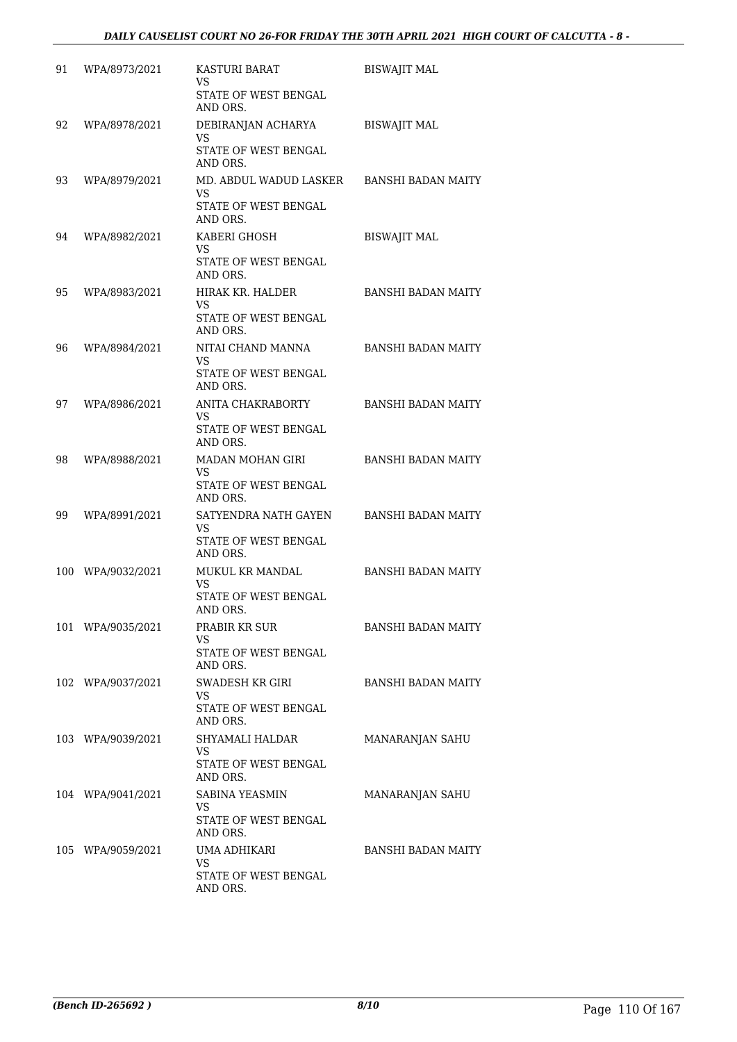| | | | |
|---|---|---|---|
| 91 | WPA/8973/2021 | KASTURI BARAT<br>VS<br>STATE OF WEST BENGAL AND ORS. | BISWAJIT MAL |
| 92 | WPA/8978/2021 | DEBIRANJAN ACHARYA<br>VS<br>STATE OF WEST BENGAL AND ORS. | BISWAJIT MAL |
| 93 | WPA/8979/2021 | MD. ABDUL WADUD LASKER<br>VS<br>STATE OF WEST BENGAL AND ORS. | BANSHI BADAN MAITY |
| 94 | WPA/8982/2021 | KABERI GHOSH<br>VS<br>STATE OF WEST BENGAL AND ORS. | BISWAJIT MAL |
| 95 | WPA/8983/2021 | HIRAK KR. HALDER<br>VS<br>STATE OF WEST BENGAL AND ORS. | BANSHI BADAN MAITY |
| 96 | WPA/8984/2021 | NITAI CHAND MANNA<br>VS<br>STATE OF WEST BENGAL AND ORS. | BANSHI BADAN MAITY |
| 97 | WPA/8986/2021 | ANITA CHAKRABORTY<br>VS<br>STATE OF WEST BENGAL AND ORS. | BANSHI BADAN MAITY |
| 98 | WPA/8988/2021 | MADAN MOHAN GIRI<br>VS<br>STATE OF WEST BENGAL AND ORS. | BANSHI BADAN MAITY |
| 99 | WPA/8991/2021 | SATYENDRA NATH GAYEN<br>VS<br>STATE OF WEST BENGAL AND ORS. | BANSHI BADAN MAITY |
| 100 | WPA/9032/2021 | MUKUL KR MANDAL<br>VS<br>STATE OF WEST BENGAL AND ORS. | BANSHI BADAN MAITY |
| 101 | WPA/9035/2021 | PRABIR KR SUR<br>VS<br>STATE OF WEST BENGAL AND ORS. | BANSHI BADAN MAITY |
| 102 | WPA/9037/2021 | SWADESH KR GIRI<br>VS<br>STATE OF WEST BENGAL AND ORS. | BANSHI BADAN MAITY |
| 103 | WPA/9039/2021 | SHYAMALI HALDAR<br>VS<br>STATE OF WEST BENGAL AND ORS. | MANARANJAN SAHU |
| 104 | WPA/9041/2021 | SABINA YEASMIN<br>VS<br>STATE OF WEST BENGAL AND ORS. | MANARANJAN SAHU |
| 105 | WPA/9059/2021 | UMA ADHIKARI<br>VS<br>STATE OF WEST BENGAL AND ORS. | BANSHI BADAN MAITY |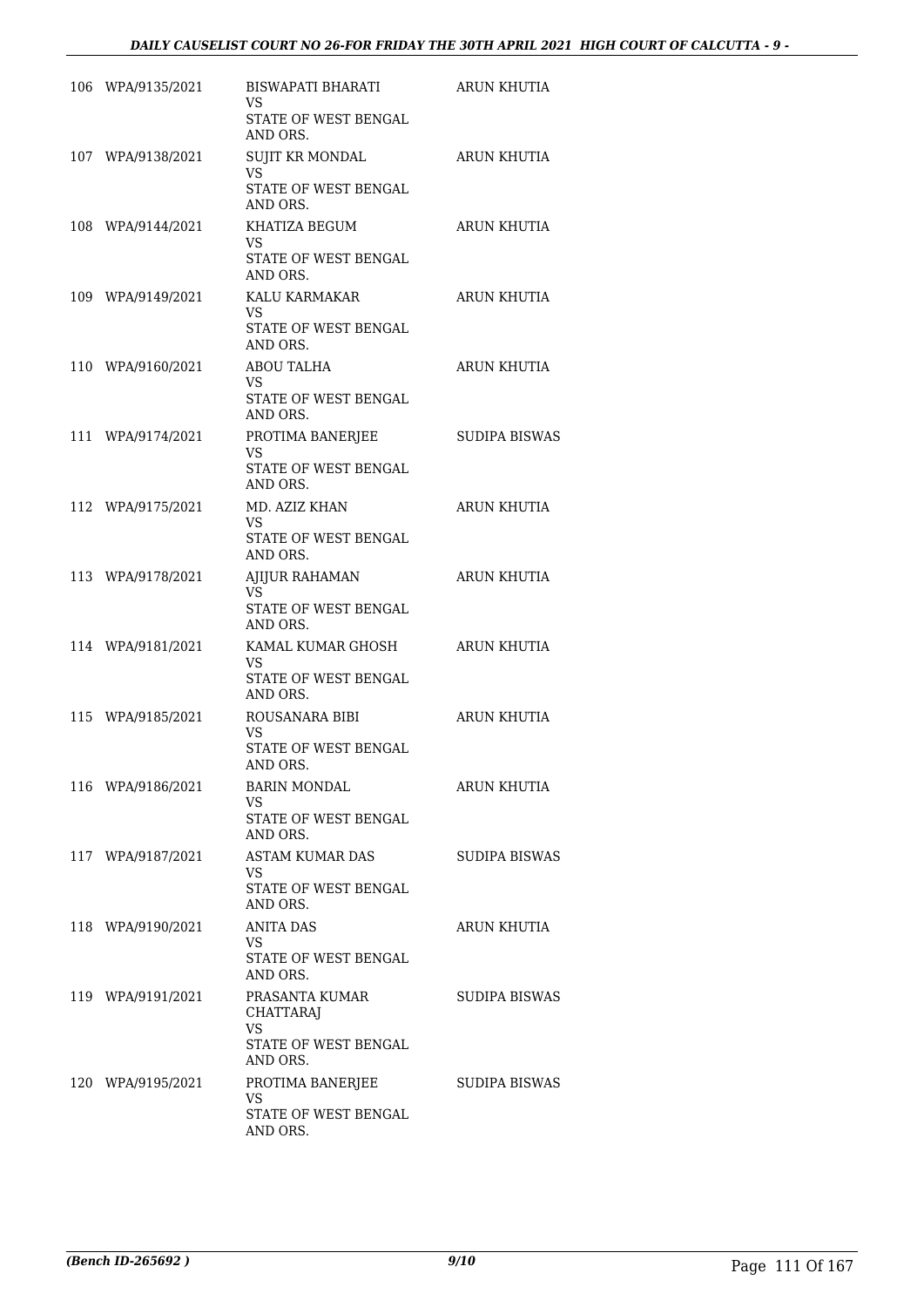| | | | |
|---|---|---|---|
| 106 | WPA/9135/2021 | BISWAPATI BHARATI<br>VS<br>STATE OF WEST BENGAL AND ORS. | ARUN KHUTIA |
| 107 | WPA/9138/2021 | SUJIT KR MONDAL<br>VS<br>STATE OF WEST BENGAL AND ORS. | ARUN KHUTIA |
| 108 | WPA/9144/2021 | KHATIZA BEGUM<br>VS<br>STATE OF WEST BENGAL AND ORS. | ARUN KHUTIA |
| 109 | WPA/9149/2021 | KALU KARMAKAR<br>VS<br>STATE OF WEST BENGAL AND ORS. | ARUN KHUTIA |
| 110 | WPA/9160/2021 | ABOU TALHA<br>VS<br>STATE OF WEST BENGAL AND ORS. | ARUN KHUTIA |
| 111 | WPA/9174/2021 | PROTIMA BANERJEE<br>VS<br>STATE OF WEST BENGAL AND ORS. | SUDIPA BISWAS |
| 112 | WPA/9175/2021 | MD. AZIZ KHAN<br>VS<br>STATE OF WEST BENGAL AND ORS. | ARUN KHUTIA |
| 113 | WPA/9178/2021 | AJIJUR RAHAMAN<br>VS<br>STATE OF WEST BENGAL AND ORS. | ARUN KHUTIA |
| 114 | WPA/9181/2021 | KAMAL KUMAR GHOSH<br>VS<br>STATE OF WEST BENGAL AND ORS. | ARUN KHUTIA |
| 115 | WPA/9185/2021 | ROUSANARA BIBI<br>VS<br>STATE OF WEST BENGAL AND ORS. | ARUN KHUTIA |
| 116 | WPA/9186/2021 | BARIN MONDAL<br>VS<br>STATE OF WEST BENGAL AND ORS. | ARUN KHUTIA |
| 117 | WPA/9187/2021 | ASTAM KUMAR DAS<br>VS<br>STATE OF WEST BENGAL AND ORS. | SUDIPA BISWAS |
| 118 | WPA/9190/2021 | ANITA DAS<br>VS<br>STATE OF WEST BENGAL AND ORS. | ARUN KHUTIA |
| 119 | WPA/9191/2021 | PRASANTA KUMAR CHATTARAJ<br>VS<br>STATE OF WEST BENGAL AND ORS. | SUDIPA BISWAS |
| 120 | WPA/9195/2021 | PROTIMA BANERJEE<br>VS<br>STATE OF WEST BENGAL AND ORS. | SUDIPA BISWAS |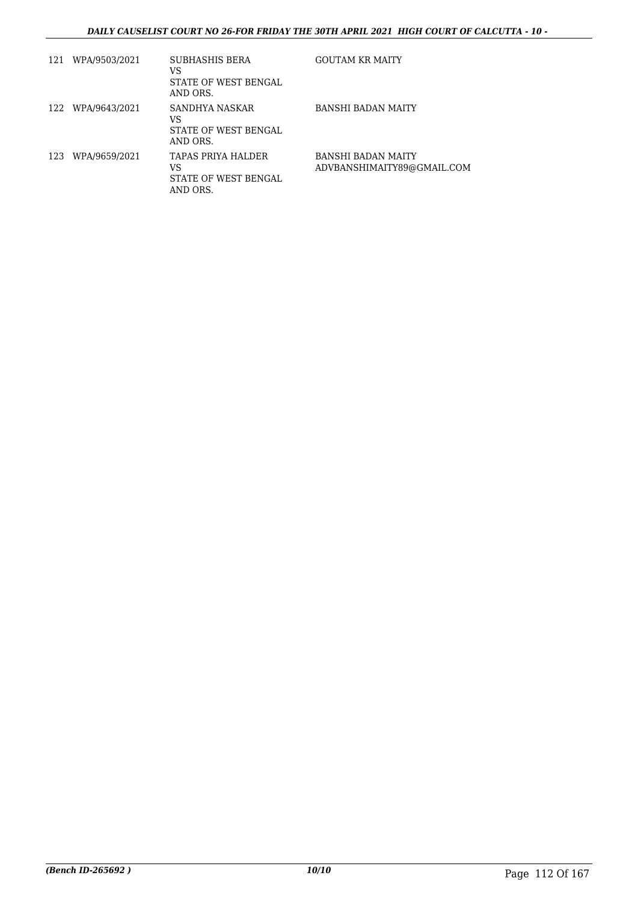| | | | |
|---|---|---|---|
| 121 | WPA/9503/2021 | SUBHASHIS BERA<br>VS<br>STATE OF WEST BENGAL AND ORS. | GOUTAM KR MAITY |
| 122 | WPA/9643/2021 | SANDHYA NASKAR<br>VS<br>STATE OF WEST BENGAL AND ORS. | BANSHI BADAN MAITY |
| 123 | WPA/9659/2021 | TAPAS PRIYA HALDER<br>VS<br>STATE OF WEST BENGAL AND ORS. | BANSHI BADAN MAITY<br>ADVBANSHIMAITY89@GMAIL.COM |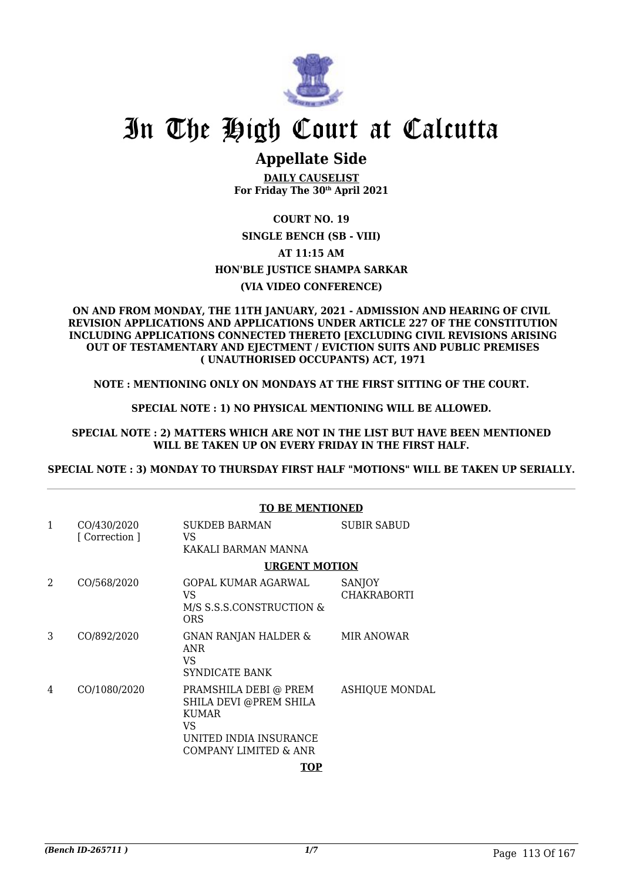# In The High Court at Calcutta

## Appellate Side

**DAILY CAUSELIST**
**For Friday The 30th April 2021**

**COURT NO. 19**

**SINGLE BENCH (SB - VIII)**

**AT 11:15 AM**

**HON'BLE JUSTICE SHAMPA SARKAR**

**(VIA VIDEO CONFERENCE)**

**ON AND FROM MONDAY, THE 11TH JANUARY, 2021 - ADMISSION AND HEARING OF CIVIL REVISION APPLICATIONS AND APPLICATIONS UNDER ARTICLE 227 OF THE CONSTITUTION INCLUDING APPLICATIONS CONNECTED THERETO [EXCLUDING CIVIL REVISIONS ARISING OUT OF TESTAMENTARY AND EJECTMENT / EVICTION SUITS AND PUBLIC PREMISES ( UNAUTHORISED OCCUPANTS) ACT, 1971**

**NOTE : MENTIONING ONLY ON MONDAYS AT THE FIRST SITTING OF THE COURT.**

**SPECIAL NOTE : 1) NO PHYSICAL MENTIONING WILL BE ALLOWED.**

**SPECIAL NOTE : 2) MATTERS WHICH ARE NOT IN THE LIST BUT HAVE BEEN MENTIONED WILL BE TAKEN UP ON EVERY FRIDAY IN THE FIRST HALF.**

**SPECIAL NOTE : 3) MONDAY TO THURSDAY FIRST HALF "MOTIONS" WILL BE TAKEN UP SERIALLY.**

**TO BE MENTIONED**

| | | | |
|---|---|---|---|
| 1 | CO/430/2020 [ Correction ] | SUKDEB BARMAN VS KAKALI BARMAN MANNA | SUBIR SABUD |

**URGENT MOTION**

| | | | |
|---|---|---|---|
| 2 | CO/568/2020 | GOPAL KUMAR AGARWAL VS M/S S.S.S.CONSTRUCTION & ORS | SANJOY CHAKRABORTI |
| 3 | CO/892/2020 | GNAN RANJAN HALDER & ANR VS SYNDICATE BANK | MIR ANOWAR |
| 4 | CO/1080/2020 | PRAMSHILA DEBI @ PREM SHILA DEVI @PREM SHILA KUMAR VS UNITED INDIA INSURANCE COMPANY LIMITED & ANR | ASHIQUE MONDAL |

**TOP**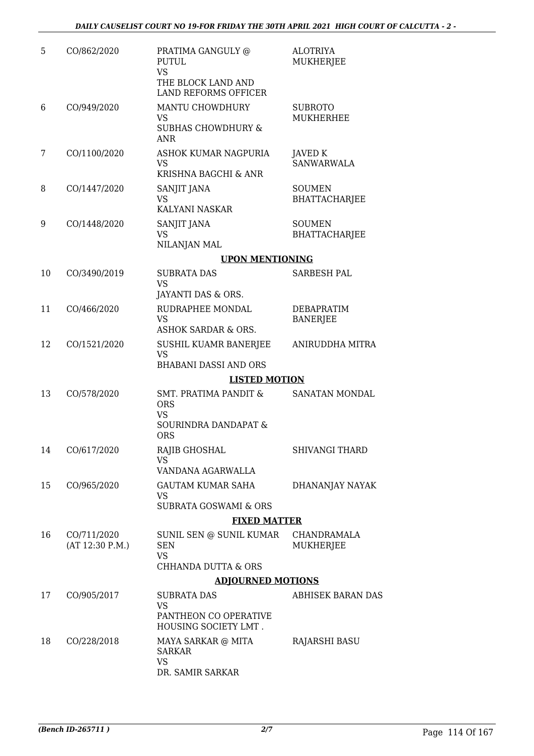| | | | |
|---|---|---|---|
| 5 | CO/862/2020 | PRATIMA GANGULY @ PUTUL<br>VS<br>THE BLOCK LAND AND LAND REFORMS OFFICER | ALOTRIYA MUKHERJEE |
| 6 | CO/949/2020 | MANTU CHOWDHURY<br>VS<br>SUBHAS CHOWDHURY & ANR | SUBROTO MUKHERHEE |
| 7 | CO/1100/2020 | ASHOK KUMAR NAGPURIA<br>VS<br>KRISHNA BAGCHI & ANR | JAVED K SANWARWALA |
| 8 | CO/1447/2020 | SANJIT JANA<br>VS<br>KALYANI NASKAR | SOUMEN BHATTACHARJEE |
| 9 | CO/1448/2020 | SANJIT JANA<br>VS<br>NILANJAN MAL | SOUMEN BHATTACHARJEE |
| | | **UPON MENTIONING** | |
| 10 | CO/3490/2019 | SUBRATA DAS<br>VS<br>JAYANTI DAS & ORS. | SARBESH PAL |
| 11 | CO/466/2020 | RUDRAPHEE MONDAL<br>VS<br>ASHOK SARDAR & ORS. | DEBAPRATIM BANERJEE |
| 12 | CO/1521/2020 | SUSHIL KUAMR BANERJEE<br>VS<br>BHABANI DASSI AND ORS | ANIRUDDHA MITRA |
| | | **LISTED MOTION** | |
| 13 | CO/578/2020 | SMT. PRATIMA PANDIT & ORS<br>VS<br>SOURINDRA DANDAPAT & ORS | SANATAN MONDAL |
| 14 | CO/617/2020 | RAJIB GHOSHAL<br>VS<br>VANDANA AGARWALLA | SHIVANGI THARD |
| 15 | CO/965/2020 | GAUTAM KUMAR SAHA<br>VS<br>SUBRATA GOSWAMI & ORS | DHANANJAY NAYAK |
| | | **FIXED MATTER** | |
| 16 | CO/711/2020<br>(AT 12:30 P.M.) | SUNIL SEN @ SUNIL KUMAR SEN<br>VS<br>CHHANDA DUTTA & ORS | CHANDRAMALA MUKHERJEE |
| | | **ADJOURNED MOTIONS** | |
| 17 | CO/905/2017 | SUBRATA DAS<br>VS<br>PANTHEON CO OPERATIVE HOUSING SOCIETY LMT . | ABHISEK BARAN DAS |
| 18 | CO/228/2018 | MAYA SARKAR @ MITA SARKAR<br>VS<br>DR. SAMIR SARKAR | RAJARSHI BASU |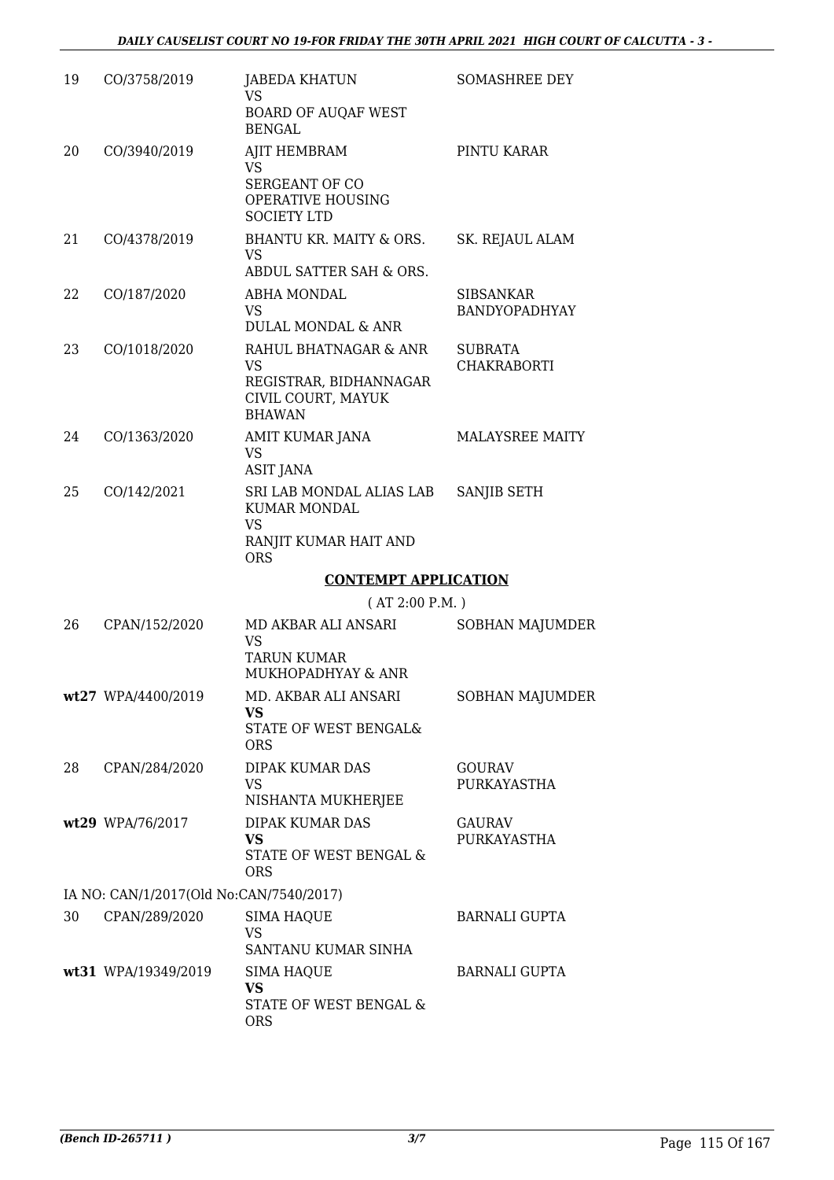| | | | |
|---|---|---|---|
| 19 | CO/3758/2019 | JABEDA KHATUN<br>VS<br>BOARD OF AUQAF WEST BENGAL | SOMASHREE DEY |
| 20 | CO/3940/2019 | AJIT HEMBRAM<br>VS<br>SERGEANT OF CO OPERATIVE HOUSING SOCIETY LTD | PINTU KARAR |
| 21 | CO/4378/2019 | BHANTU KR. MAITY & ORS.<br>VS<br>ABDUL SATTER SAH & ORS. | SK. REJAUL ALAM |
| 22 | CO/187/2020 | ABHA MONDAL<br>VS<br>DULAL MONDAL & ANR | SIBSANKAR BANDYOPADHYAY |
| 23 | CO/1018/2020 | RAHUL BHATNAGAR & ANR<br>VS<br>REGISTRAR, BIDHANNAGAR CIVIL COURT, MAYUK BHAWAN | SUBRATA CHAKRABORTI |
| 24 | CO/1363/2020 | AMIT KUMAR JANA<br>VS<br>ASIT JANA | MALAYSREE MAITY |
| 25 | CO/142/2021 | SRI LAB MONDAL ALIAS LAB KUMAR MONDAL<br>VS<br>RANJIT KUMAR HAIT AND ORS | SANJIB SETH |

**CONTEMPT APPLICATION**

( AT 2:00 P.M. )

| | | | |
|---|---|---|---|
| 26 | CPAN/152/2020 | MD AKBAR ALI ANSARI<br>VS<br>TARUN KUMAR MUKHOPADHYAY & ANR | SOBHAN MAJUMDER |
| **wt27** | WPA/4400/2019 | MD. AKBAR ALI ANSARI<br>**VS**<br>STATE OF WEST BENGAL& ORS | SOBHAN MAJUMDER |
| 28 | CPAN/284/2020 | DIPAK KUMAR DAS<br>VS<br>NISHANTA MUKHERJEE | GOURAV PURKAYASTHA |
| **wt29** | WPA/76/2017 | DIPAK KUMAR DAS<br>**VS**<br>STATE OF WEST BENGAL & ORS | GAURAV PURKAYASTHA |

IA NO: CAN/1/2017(Old No:CAN/7540/2017)

| | | | |
|---|---|---|---|
| 30 | CPAN/289/2020 | SIMA HAQUE<br>VS<br>SANTANU KUMAR SINHA | BARNALI GUPTA |
| **wt31** | WPA/19349/2019 | SIMA HAQUE<br>**VS**<br>STATE OF WEST BENGAL & ORS | BARNALI GUPTA |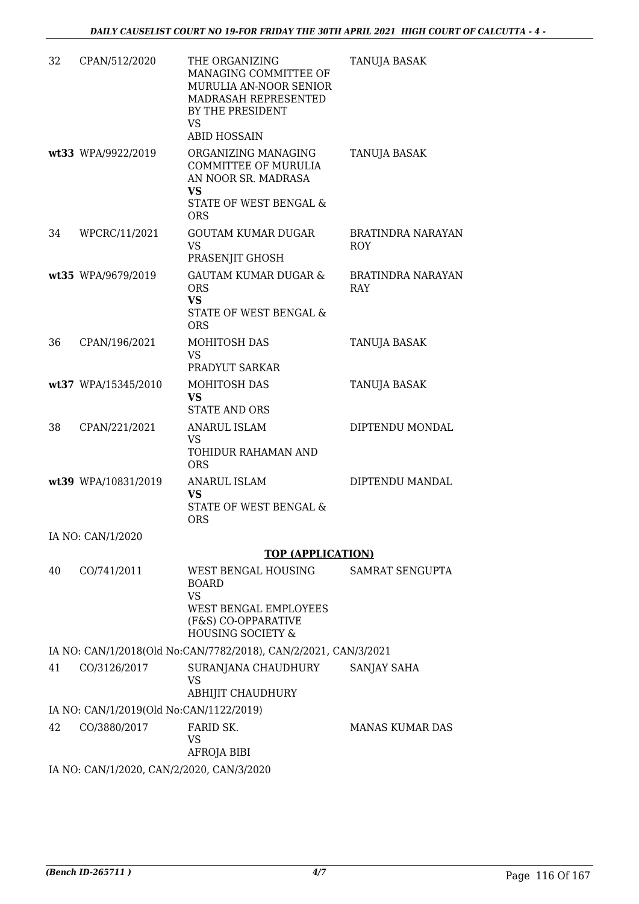| | | | |
|---|---|---|---|
| 32 | CPAN/512/2020 | THE ORGANIZING MANAGING COMMITTEE OF MURULIA AN-NOOR SENIOR MADRASAH REPRESENTED BY THE PRESIDENT<br>VS<br>ABID HOSSAIN | TANUJA BASAK |
| wt33 | WPA/9922/2019 | ORGANIZING MANAGING COMMITTEE OF MURULIA AN NOOR SR. MADRASA<br>**VS**<br>STATE OF WEST BENGAL & ORS | TANUJA BASAK |
| 34 | WPCRC/11/2021 | GOUTAM KUMAR DUGAR<br>VS<br>PRASENJIT GHOSH | BRATINDRA NARAYAN ROY |
| wt35 | WPA/9679/2019 | GAUTAM KUMAR DUGAR & ORS<br>**VS**<br>STATE OF WEST BENGAL & ORS | BRATINDRA NARAYAN RAY |
| 36 | CPAN/196/2021 | MOHITOSH DAS<br>VS<br>PRADYUT SARKAR | TANUJA BASAK |
| wt37 | WPA/15345/2010 | MOHITOSH DAS<br>**VS**<br>STATE AND ORS | TANUJA BASAK |
| 38 | CPAN/221/2021 | ANARUL ISLAM<br>VS<br>TOHIDUR RAHAMAN AND ORS | DIPTENDU MONDAL |
| wt39 | WPA/10831/2019 | ANARUL ISLAM<br>**VS**<br>STATE OF WEST BENGAL & ORS | DIPTENDU MANDAL |

IA NO: CAN/1/2020

**TOP (APPLICATION)**

| | | | |
|---|---|---|---|
| 40 | CO/741/2011 | WEST BENGAL HOUSING BOARD<br>VS<br>WEST BENGAL EMPLOYEES (F&S) CO-OPPARATIVE HOUSING SOCIETY & | SAMRAT SENGUPTA |

IA NO: CAN/1/2018(Old No:CAN/7782/2018), CAN/2/2021, CAN/3/2021

| | | | |
|---|---|---|---|
| 41 | CO/3126/2017 | SURANJANA CHAUDHURY<br>VS<br>ABHIJIT CHAUDHURY | SANJAY SAHA |

IA NO: CAN/1/2019(Old No:CAN/1122/2019)

| | | | |
|---|---|---|---|
| 42 | CO/3880/2017 | FARID SK.<br>VS<br>AFROJA BIBI | MANAS KUMAR DAS |

IA NO: CAN/1/2020, CAN/2/2020, CAN/3/2020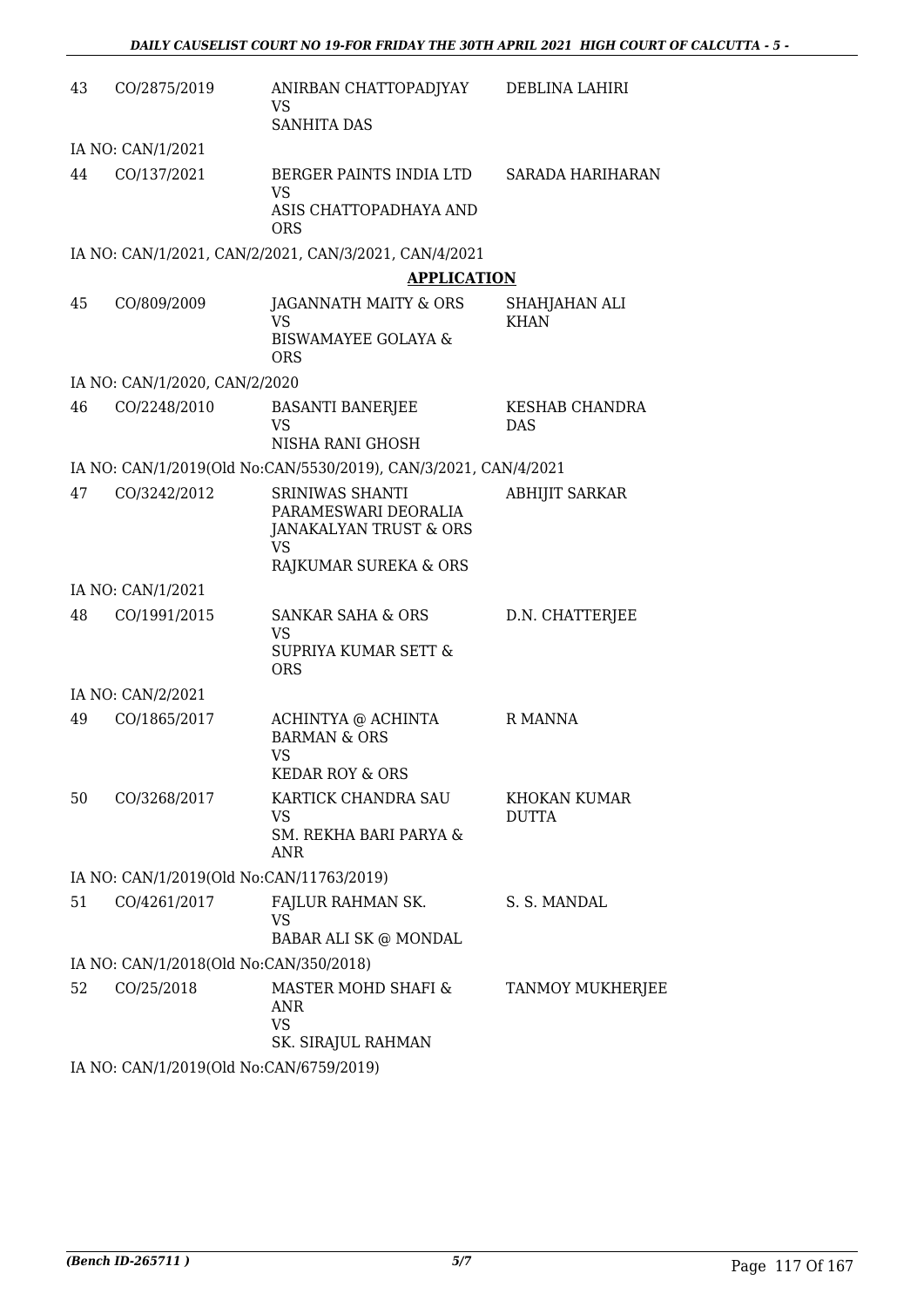| | | | |
|---|---|---|---|
| 43 | CO/2875/2019 | ANIRBAN CHATTOPADJYAY<br>VS<br>SANHITA DAS | DEBLINA LAHIRI |
| | IA NO: CAN/1/2021 | | |
| 44 | CO/137/2021 | BERGER PAINTS INDIA LTD<br>VS<br>ASIS CHATTOPADHAYA AND ORS | SARADA HARIHARAN |
| | IA NO: CAN/1/2021, CAN/2/2021, CAN/3/2021, CAN/4/2021 | | |

**APPLICATION**

| | | | |
|---|---|---|---|
| 45 | CO/809/2009 | JAGANNATH MAITY & ORS<br>VS<br>BISWAMAYEE GOLAYA & ORS | SHAHJAHAN ALI KHAN |
| | IA NO: CAN/1/2020, CAN/2/2020 | | |
| 46 | CO/2248/2010 | BASANTI BANERJEE<br>VS<br>NISHA RANI GHOSH | KESHAB CHANDRA DAS |
| | IA NO: CAN/1/2019(Old No:CAN/5530/2019), CAN/3/2021, CAN/4/2021 | | |
| 47 | CO/3242/2012 | SRINIWAS SHANTI PARAMESWARI DEORALIA JANAKALYAN TRUST & ORS<br>VS<br>RAJKUMAR SUREKA & ORS | ABHIJIT SARKAR |
| | IA NO: CAN/1/2021 | | |
| 48 | CO/1991/2015 | SANKAR SAHA & ORS<br>VS<br>SUPRIYA KUMAR SETT & ORS | D.N. CHATTERJEE |
| | IA NO: CAN/2/2021 | | |
| 49 | CO/1865/2017 | ACHINTYA @ ACHINTA BARMAN & ORS<br>VS<br>KEDAR ROY & ORS | R MANNA |
| 50 | CO/3268/2017 | KARTICK CHANDRA SAU<br>VS<br>SM. REKHA BARI PARYA & ANR | KHOKAN KUMAR DUTTA |
| | IA NO: CAN/1/2019(Old No:CAN/11763/2019) | | |
| 51 | CO/4261/2017 | FAJLUR RAHMAN SK.<br>VS<br>BABAR ALI SK @ MONDAL | S. S. MANDAL |
| | IA NO: CAN/1/2018(Old No:CAN/350/2018) | | |
| 52 | CO/25/2018 | MASTER MOHD SHAFI & ANR<br>VS<br>SK. SIRAJUL RAHMAN | TANMOY MUKHERJEE |
| | IA NO: CAN/1/2019(Old No:CAN/6759/2019) | | |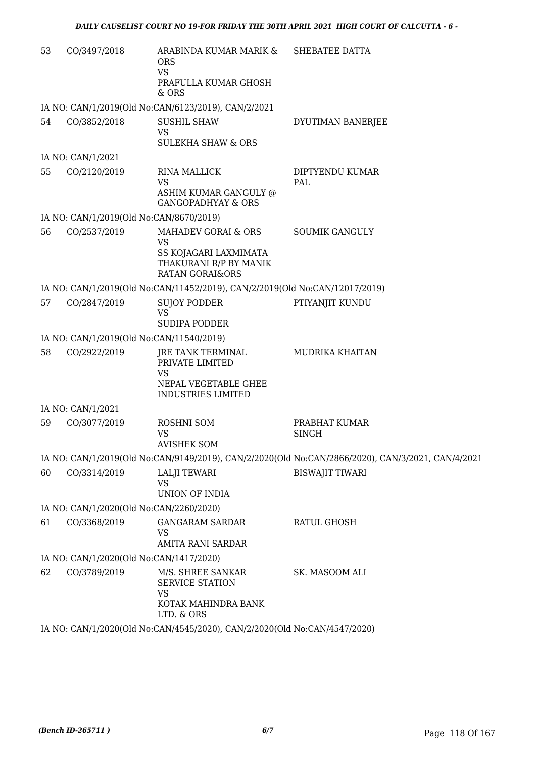| 53 | CO/3497/2018 | ARABINDA KUMAR MARIK & ORS<br>VS<br>PRAFULLA KUMAR GHOSH & ORS | SHEBATEE DATTA |
|---|---|---|---|

IA NO: CAN/1/2019(Old No:CAN/6123/2019), CAN/2/2021

| 54 | CO/3852/2018 | SUSHIL SHAW<br>VS<br>SULEKHA SHAW & ORS | DYUTIMAN BANERJEE |
|---|---|---|---|

IA NO: CAN/1/2021

| 55 | CO/2120/2019 | RINA MALLICK<br>VS<br>ASHIM KUMAR GANGULY @ GANGOPADHYAY & ORS | DIPTYENDU KUMAR PAL |
|---|---|---|---|

IA NO: CAN/1/2019(Old No:CAN/8670/2019)

| 56 | CO/2537/2019 | MAHADEV GORAI & ORS<br>VS<br>SS KOJAGARI LAXMIMATA THAKURANI R/P BY MANIK RATAN GORAI&ORS | SOUMIK GANGULY |
|---|---|---|---|

IA NO: CAN/1/2019(Old No:CAN/11452/2019), CAN/2/2019(Old No:CAN/12017/2019)

| 57 | CO/2847/2019 | SUJOY PODDER<br>VS<br>SUDIPA PODDER | PTIYANJIT KUNDU |
|---|---|---|---|

IA NO: CAN/1/2019(Old No:CAN/11540/2019)

| 58 | CO/2922/2019 | JRE TANK TERMINAL PRIVATE LIMITED<br>VS<br>NEPAL VEGETABLE GHEE INDUSTRIES LIMITED | MUDRIKA KHAITAN |
|---|---|---|---|

IA NO: CAN/1/2021

| 59 | CO/3077/2019 | ROSHNI SOM<br>VS<br>AVISHEK SOM | PRABHAT KUMAR SINGH |
|---|---|---|---|

IA NO: CAN/1/2019(Old No:CAN/9149/2019), CAN/2/2020(Old No:CAN/2866/2020), CAN/3/2021, CAN/4/2021

| 60 | CO/3314/2019 | LALJI TEWARI<br>VS<br>UNION OF INDIA | BISWAJIT TIWARI |
|---|---|---|---|

IA NO: CAN/1/2020(Old No:CAN/2260/2020)

| 61 | CO/3368/2019 | GANGARAM SARDAR<br>VS<br>AMITA RANI SARDAR | RATUL GHOSH |
|---|---|---|---|

IA NO: CAN/1/2020(Old No:CAN/1417/2020)

| 62 | CO/3789/2019 | M/S. SHREE SANKAR SERVICE STATION<br>VS<br>KOTAK MAHINDRA BANK LTD. & ORS | SK. MASOOM ALI |
|---|---|---|---|

IA NO: CAN/1/2020(Old No:CAN/4545/2020), CAN/2/2020(Old No:CAN/4547/2020)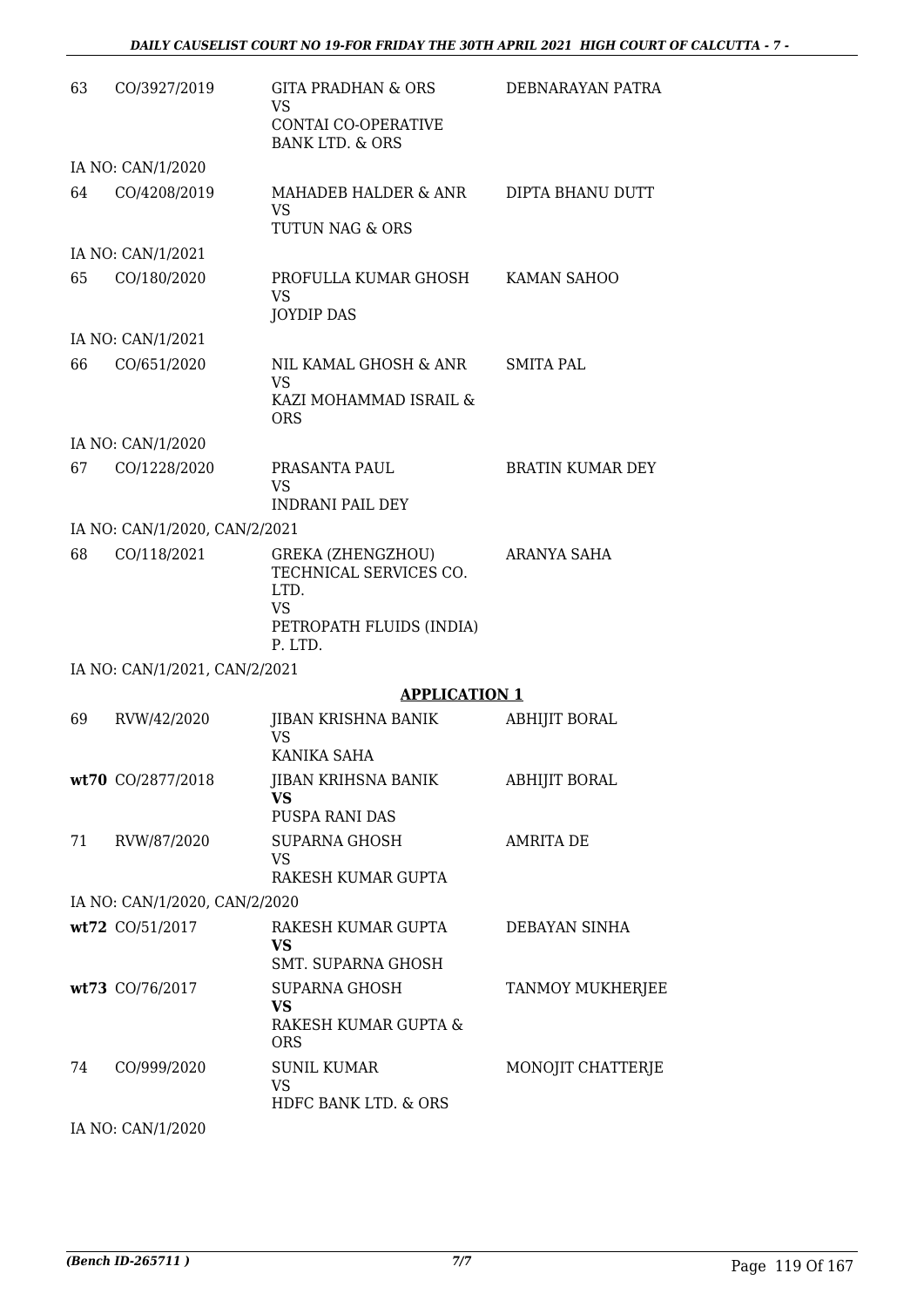| | | | |
|---|---|---|---|
| 63 | CO/3927/2019 | GITA PRADHAN & ORS<br>VS<br>CONTAI CO-OPERATIVE BANK LTD. & ORS | DEBNARAYAN PATRA |
| | IA NO: CAN/1/2020 | | |
| 64 | CO/4208/2019 | MAHADEB HALDER & ANR<br>VS<br>TUTUN NAG & ORS | DIPTA BHANU DUTT |
| | IA NO: CAN/1/2021 | | |
| 65 | CO/180/2020 | PROFULLA KUMAR GHOSH<br>VS<br>JOYDIP DAS | KAMAN SAHOO |
| | IA NO: CAN/1/2021 | | |
| 66 | CO/651/2020 | NIL KAMAL GHOSH & ANR<br>VS<br>KAZI MOHAMMAD ISRAIL & ORS | SMITA PAL |
| | IA NO: CAN/1/2020 | | |
| 67 | CO/1228/2020 | PRASANTA PAUL<br>VS<br>INDRANI PAIL DEY | BRATIN KUMAR DEY |
| | IA NO: CAN/1/2020, CAN/2/2021 | | |
| 68 | CO/118/2021 | GREKA (ZHENGZHOU) TECHNICAL SERVICES CO. LTD.<br>VS<br>PETROPATH FLUIDS (INDIA) P. LTD. | ARANYA SAHA |
| | IA NO: CAN/1/2021, CAN/2/2021 | | |

## APPLICATION 1

| | | | |
|---|---|---|---|
| 69 | RVW/42/2020 | JIBAN KRISHNA BANIK<br>VS<br>KANIKA SAHA | ABHIJIT BORAL |
| **wt70** | CO/2877/2018 | JIBAN KRIHSNA BANIK<br>**VS**<br>PUSPA RANI DAS | ABHIJIT BORAL |
| 71 | RVW/87/2020 | SUPARNA GHOSH<br>VS<br>RAKESH KUMAR GUPTA | AMRITA DE |
| | IA NO: CAN/1/2020, CAN/2/2020 | | |
| **wt72** | CO/51/2017 | RAKESH KUMAR GUPTA<br>**VS**<br>SMT. SUPARNA GHOSH | DEBAYAN SINHA |
| **wt73** | CO/76/2017 | SUPARNA GHOSH<br>**VS**<br>RAKESH KUMAR GUPTA & ORS | TANMOY MUKHERJEE |
| 74 | CO/999/2020 | SUNIL KUMAR<br>VS<br>HDFC BANK LTD. & ORS | MONOJIT CHATTERJE |
| | IA NO: CAN/1/2020 | | |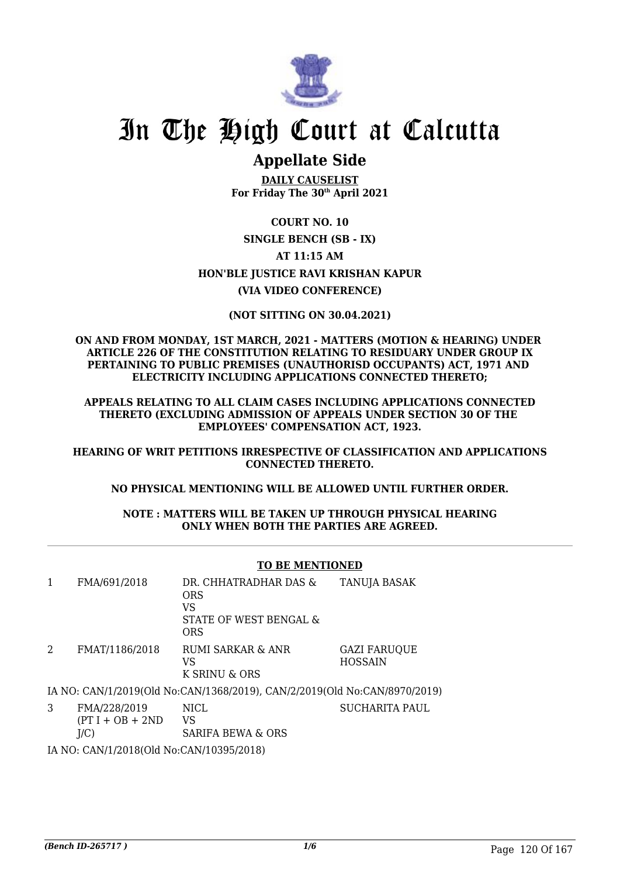# In The High Court at Calcutta

## Appellate Side

**DAILY CAUSELIST**
**For Friday The 30th April 2021**

**COURT NO. 10**

**SINGLE BENCH (SB - IX)**

**AT 11:15 AM**

**HON'BLE JUSTICE RAVI KRISHAN KAPUR**

**(VIA VIDEO CONFERENCE)**

**(NOT SITTING ON 30.04.2021)**

**ON AND FROM MONDAY, 1ST MARCH, 2021 - MATTERS (MOTION & HEARING) UNDER ARTICLE 226 OF THE CONSTITUTION RELATING TO RESIDUARY UNDER GROUP IX PERTAINING TO PUBLIC PREMISES (UNAUTHORISD OCCUPANTS) ACT, 1971 AND ELECTRICITY INCLUDING APPLICATIONS CONNECTED THERETO;**

**APPEALS RELATING TO ALL CLAIM CASES INCLUDING APPLICATIONS CONNECTED THERETO (EXCLUDING ADMISSION OF APPEALS UNDER SECTION 30 OF THE EMPLOYEES' COMPENSATION ACT, 1923.**

**HEARING OF WRIT PETITIONS IRRESPECTIVE OF CLASSIFICATION AND APPLICATIONS CONNECTED THERETO.**

**NO PHYSICAL MENTIONING WILL BE ALLOWED UNTIL FURTHER ORDER.**

**NOTE : MATTERS WILL BE TAKEN UP THROUGH PHYSICAL HEARING ONLY WHEN BOTH THE PARTIES ARE AGREED.**

**TO BE MENTIONED**

| | | | |
|---|---|---|---|
| 1 | FMA/691/2018 | DR. CHHATRADHAR DAS & ORS VS STATE OF WEST BENGAL & ORS | TANUJA BASAK |
| 2 | FMAT/1186/2018 | RUMI SARKAR & ANR VS K SRINU & ORS | GAZI FARUQUE HOSSAIN |

IA NO: CAN/1/2019(Old No:CAN/1368/2019), CAN/2/2019(Old No:CAN/8970/2019)

| | | | |
|---|---|---|---|
| 3 | FMA/228/2019 (PT I + OB + 2ND J/C) | NICL VS SARIFA BEWA & ORS | SUCHARITA PAUL |

IA NO: CAN/1/2018(Old No:CAN/10395/2018)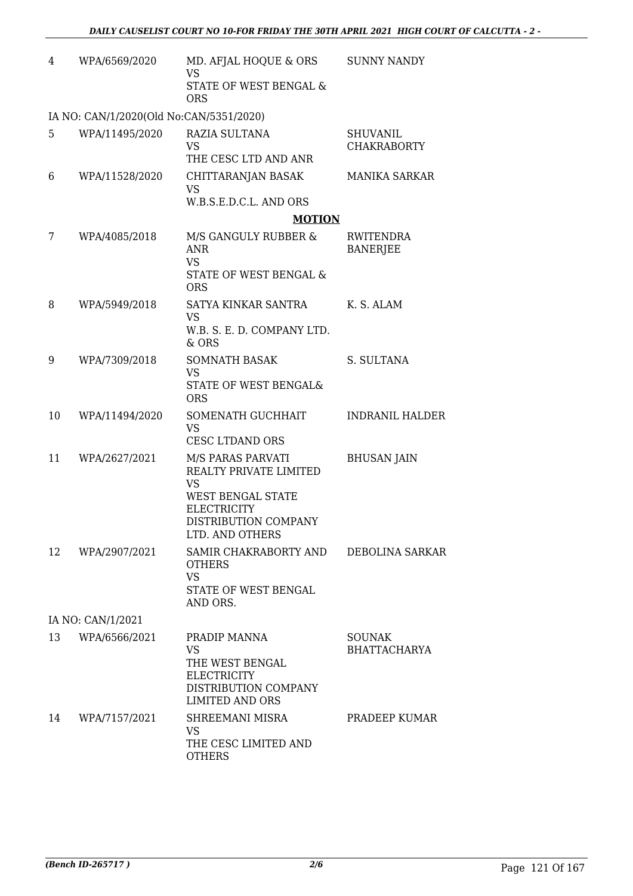| | | | |
|---|---|---|---|
| 4 | WPA/6569/2020 | MD. AFJAL HOQUE & ORS<br>VS<br>STATE OF WEST BENGAL & ORS | SUNNY NANDY |
| IA NO: CAN/1/2020(Old No:CAN/5351/2020) | | | |
| 5 | WPA/11495/2020 | RAZIA SULTANA<br>VS<br>THE CESC LTD AND ANR | SHUVANIL CHAKRABORTY |
| 6 | WPA/11528/2020 | CHITTARANJAN BASAK<br>VS<br>W.B.S.E.D.C.L. AND ORS | MANIKA SARKAR |
| | | **MOTION** | |
| 7 | WPA/4085/2018 | M/S GANGULY RUBBER & ANR<br>VS<br>STATE OF WEST BENGAL & ORS | RWITENDRA BANERJEE |
| 8 | WPA/5949/2018 | SATYA KINKAR SANTRA<br>VS<br>W.B. S. E. D. COMPANY LTD. & ORS | K. S. ALAM |
| 9 | WPA/7309/2018 | SOMNATH BASAK<br>VS<br>STATE OF WEST BENGAL& ORS | S. SULTANA |
| 10 | WPA/11494/2020 | SOMENATH GUCHHAIT<br>VS<br>CESC LTDAND ORS | INDRANIL HALDER |
| 11 | WPA/2627/2021 | M/S PARAS PARVATI REALTY PRIVATE LIMITED<br>VS<br>WEST BENGAL STATE ELECTRICITY DISTRIBUTION COMPANY LTD. AND OTHERS | BHUSAN JAIN |
| 12 | WPA/2907/2021 | SAMIR CHAKRABORTY AND OTHERS<br>VS<br>STATE OF WEST BENGAL AND ORS. | DEBOLINA SARKAR |
| IA NO: CAN/1/2021 | | | |
| 13 | WPA/6566/2021 | PRADIP MANNA<br>VS<br>THE WEST BENGAL ELECTRICITY DISTRIBUTION COMPANY LIMITED AND ORS | SOUNAK BHATTACHARYA |
| 14 | WPA/7157/2021 | SHREEMANI MISRA<br>VS<br>THE CESC LIMITED AND OTHERS | PRADEEP KUMAR |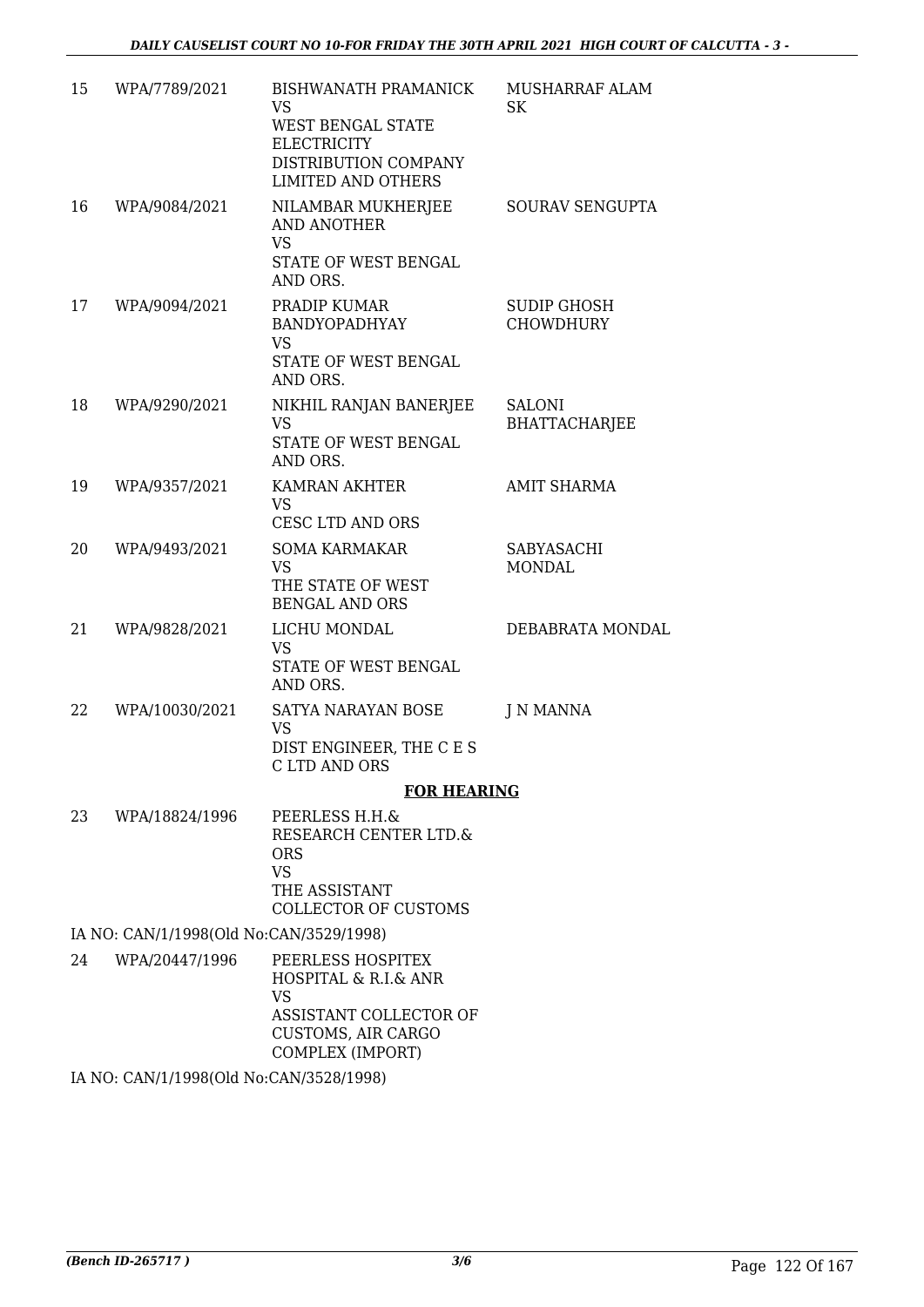| | | | |
|---|---|---|---|
| 15 | WPA/7789/2021 | BISHWANATH PRAMANICK<br>VS<br>WEST BENGAL STATE ELECTRICITY DISTRIBUTION COMPANY LIMITED AND OTHERS | MUSHARRAF ALAM SK |
| 16 | WPA/9084/2021 | NILAMBAR MUKHERJEE AND ANOTHER<br>VS<br>STATE OF WEST BENGAL AND ORS. | SOURAV SENGUPTA |
| 17 | WPA/9094/2021 | PRADIP KUMAR BANDYOPADHYAY<br>VS<br>STATE OF WEST BENGAL AND ORS. | SUDIP GHOSH CHOWDHURY |
| 18 | WPA/9290/2021 | NIKHIL RANJAN BANERJEE<br>VS<br>STATE OF WEST BENGAL AND ORS. | SALONI BHATTACHARJEE |
| 19 | WPA/9357/2021 | KAMRAN AKHTER<br>VS<br>CESC LTD AND ORS | AMIT SHARMA |
| 20 | WPA/9493/2021 | SOMA KARMAKAR<br>VS<br>THE STATE OF WEST BENGAL AND ORS | SABYASACHI MONDAL |
| 21 | WPA/9828/2021 | LICHU MONDAL<br>VS<br>STATE OF WEST BENGAL AND ORS. | DEBABRATA MONDAL |
| 22 | WPA/10030/2021 | SATYA NARAYAN BOSE<br>VS<br>DIST ENGINEER, THE C E S C LTD AND ORS | J N MANNA |

**FOR HEARING**

| | | | |
|---|---|---|---|
| 23 | WPA/18824/1996 | PEERLESS H.H.& RESEARCH CENTER LTD.& ORS<br>VS<br>THE ASSISTANT COLLECTOR OF CUSTOMS | |

IA NO: CAN/1/1998(Old No:CAN/3529/1998)

| | | | |
|---|---|---|---|
| 24 | WPA/20447/1996 | PEERLESS HOSPITEX HOSPITAL & R.I.& ANR<br>VS<br>ASSISTANT COLLECTOR OF CUSTOMS, AIR CARGO COMPLEX (IMPORT) | |

IA NO: CAN/1/1998(Old No:CAN/3528/1998)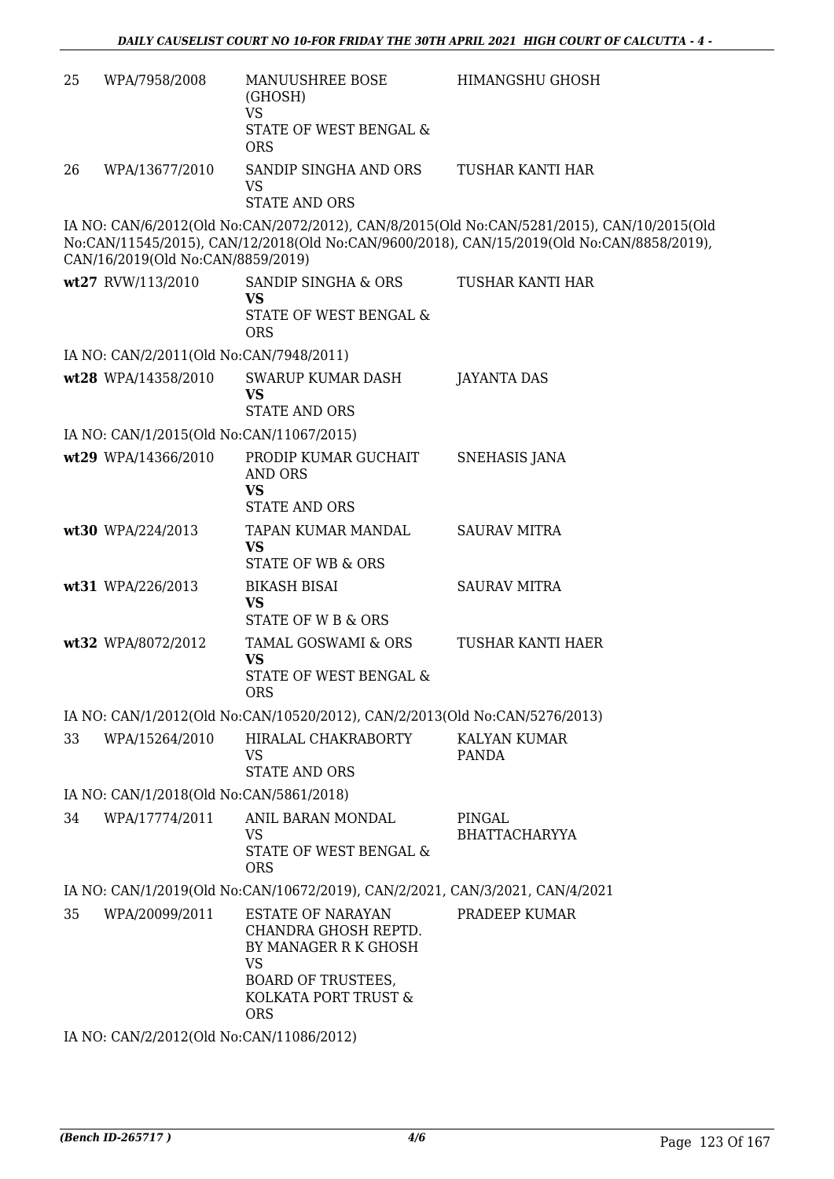| | | | |
|---|---|---|---|
| 25 | WPA/7958/2008 | MANUUSHREE BOSE (GHOSH)<br>VS<br>STATE OF WEST BENGAL & ORS | HIMANGSHU GHOSH |
| 26 | WPA/13677/2010 | SANDIP SINGHA AND ORS<br>VS<br>STATE AND ORS | TUSHAR KANTI HAR |

IA NO: CAN/6/2012(Old No:CAN/2072/2012), CAN/8/2015(Old No:CAN/5281/2015), CAN/10/2015(Old No:CAN/11545/2015), CAN/12/2018(Old No:CAN/9600/2018), CAN/15/2019(Old No:CAN/8858/2019), CAN/16/2019(Old No:CAN/8859/2019)

| | | | |
|---|---|---|---|
| wt27 | RVW/113/2010 | SANDIP SINGHA & ORS<br>**VS**<br>STATE OF WEST BENGAL & ORS | TUSHAR KANTI HAR |

IA NO: CAN/2/2011(Old No:CAN/7948/2011)

| | | | |
|---|---|---|---|
| wt28 | WPA/14358/2010 | SWARUP KUMAR DASH<br>**VS**<br>STATE AND ORS | JAYANTA DAS |

IA NO: CAN/1/2015(Old No:CAN/11067/2015)

| | | | |
|---|---|---|---|
| wt29 | WPA/14366/2010 | PRODIP KUMAR GUCHAIT AND ORS<br>**VS**<br>STATE AND ORS | SNEHASIS JANA |
| wt30 | WPA/224/2013 | TAPAN KUMAR MANDAL<br>**VS**<br>STATE OF WB & ORS | SAURAV MITRA |
| wt31 | WPA/226/2013 | BIKASH BISAI<br>**VS**<br>STATE OF W B & ORS | SAURAV MITRA |
| wt32 | WPA/8072/2012 | TAMAL GOSWAMI & ORS<br>**VS**<br>STATE OF WEST BENGAL & ORS | TUSHAR KANTI HAER |

IA NO: CAN/1/2012(Old No:CAN/10520/2012), CAN/2/2013(Old No:CAN/5276/2013)

| | | | |
|---|---|---|---|
| 33 | WPA/15264/2010 | HIRALAL CHAKRABORTY<br>VS<br>STATE AND ORS | KALYAN KUMAR PANDA |

IA NO: CAN/1/2018(Old No:CAN/5861/2018)

| | | | |
|---|---|---|---|
| 34 | WPA/17774/2011 | ANIL BARAN MONDAL<br>VS<br>STATE OF WEST BENGAL & ORS | PINGAL BHATTACHARYYA |

IA NO: CAN/1/2019(Old No:CAN/10672/2019), CAN/2/2021, CAN/3/2021, CAN/4/2021

| | | | |
|---|---|---|---|
| 35 | WPA/20099/2011 | ESTATE OF NARAYAN CHANDRA GHOSH REPTD. BY MANAGER R K GHOSH<br>VS<br>BOARD OF TRUSTEES, KOLKATA PORT TRUST & ORS | PRADEEP KUMAR |

IA NO: CAN/2/2012(Old No:CAN/11086/2012)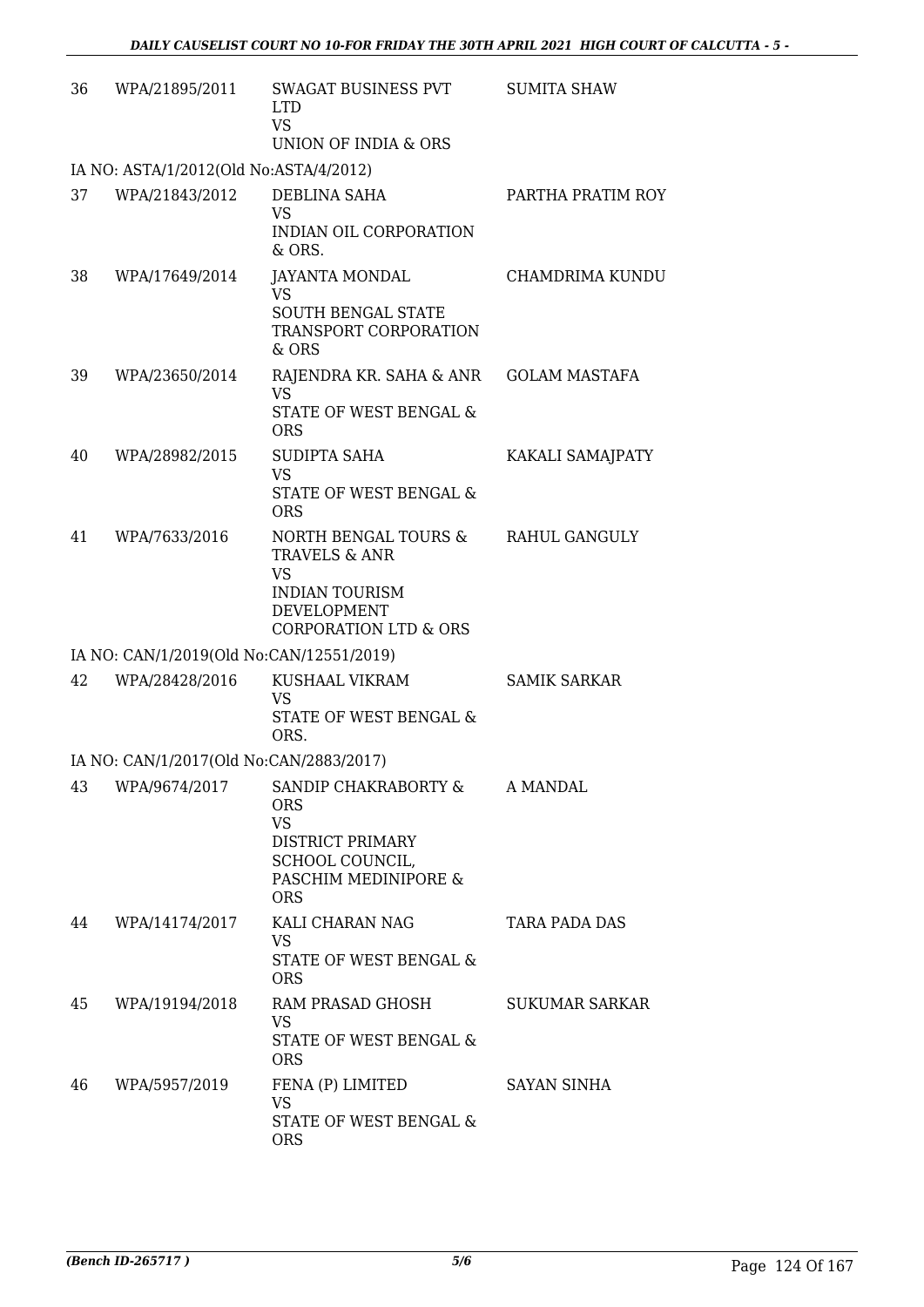| | | | |
|---|---|---|---|
| 36 | WPA/21895/2011 | SWAGAT BUSINESS PVT LTD<br>VS<br>UNION OF INDIA & ORS | SUMITA SHAW |
| IA NO: ASTA/1/2012(Old No:ASTA/4/2012) | | | |
| 37 | WPA/21843/2012 | DEBLINA SAHA<br>VS<br>INDIAN OIL CORPORATION & ORS. | PARTHA PRATIM ROY |
| 38 | WPA/17649/2014 | JAYANTA MONDAL<br>VS<br>SOUTH BENGAL STATE TRANSPORT CORPORATION & ORS | CHAMDRIMA KUNDU |
| 39 | WPA/23650/2014 | RAJENDRA KR. SAHA & ANR<br>VS<br>STATE OF WEST BENGAL & ORS | GOLAM MASTAFA |
| 40 | WPA/28982/2015 | SUDIPTA SAHA<br>VS<br>STATE OF WEST BENGAL & ORS | KAKALI SAMAJPATY |
| 41 | WPA/7633/2016 | NORTH BENGAL TOURS & TRAVELS & ANR<br>VS<br>INDIAN TOURISM DEVELOPMENT CORPORATION LTD & ORS | RAHUL GANGULY |
| IA NO: CAN/1/2019(Old No:CAN/12551/2019) | | | |
| 42 | WPA/28428/2016 | KUSHAAL VIKRAM<br>VS<br>STATE OF WEST BENGAL & ORS. | SAMIK SARKAR |
| IA NO: CAN/1/2017(Old No:CAN/2883/2017) | | | |
| 43 | WPA/9674/2017 | SANDIP CHAKRABORTY & ORS<br>VS<br>DISTRICT PRIMARY SCHOOL COUNCIL, PASCHIM MEDINIPORE & ORS | A MANDAL |
| 44 | WPA/14174/2017 | KALI CHARAN NAG<br>VS<br>STATE OF WEST BENGAL & ORS | TARA PADA DAS |
| 45 | WPA/19194/2018 | RAM PRASAD GHOSH<br>VS<br>STATE OF WEST BENGAL & ORS | SUKUMAR SARKAR |
| 46 | WPA/5957/2019 | FENA (P) LIMITED<br>VS<br>STATE OF WEST BENGAL & ORS | SAYAN SINHA |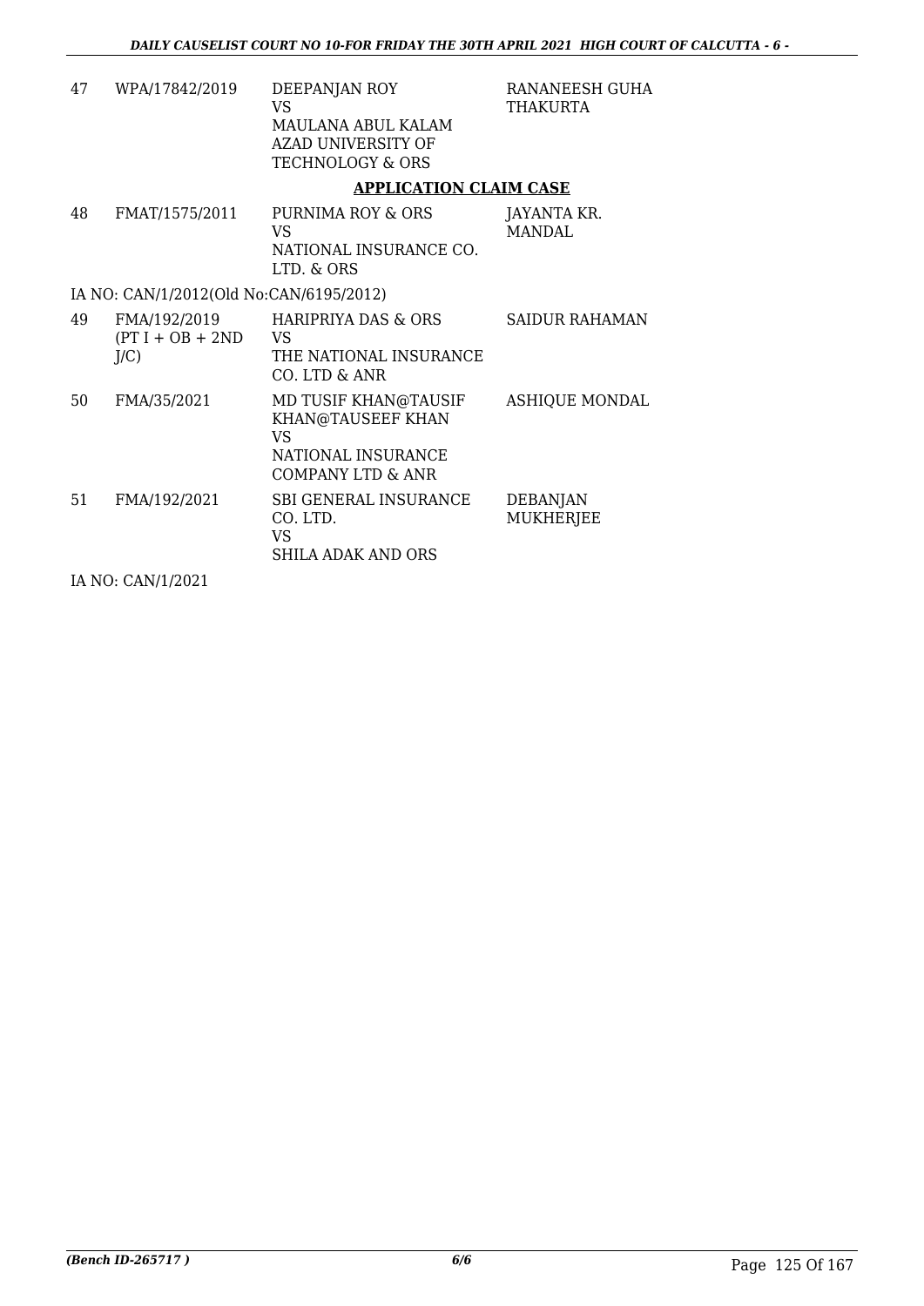| | | | |
|---|---|---|---|
| 47 | WPA/17842/2019 | DEEPANJAN ROY<br>VS<br>MAULANA ABUL KALAM AZAD UNIVERSITY OF TECHNOLOGY & ORS | RANANEESH GUHA THAKURTA |

**APPLICATION CLAIM CASE**

| | | | |
|---|---|---|---|
| 48 | FMAT/1575/2011 | PURNIMA ROY & ORS<br>VS<br>NATIONAL INSURANCE CO. LTD. & ORS | JAYANTA KR. MANDAL |

IA NO: CAN/1/2012(Old No:CAN/6195/2012)

| | | | |
|---|---|---|---|
| 49 | FMA/192/2019 (PT I + OB + 2ND J/C) | HARIPRIYA DAS & ORS<br>VS<br>THE NATIONAL INSURANCE CO. LTD & ANR | SAIDUR RAHAMAN |
| 50 | FMA/35/2021 | MD TUSIF KHAN@TAUSIF KHAN@TAUSEEF KHAN<br>VS<br>NATIONAL INSURANCE COMPANY LTD & ANR | ASHIQUE MONDAL |
| 51 | FMA/192/2021 | SBI GENERAL INSURANCE CO. LTD.<br>VS<br>SHILA ADAK AND ORS | DEBANJAN MUKHERJEE |

IA NO: CAN/1/2021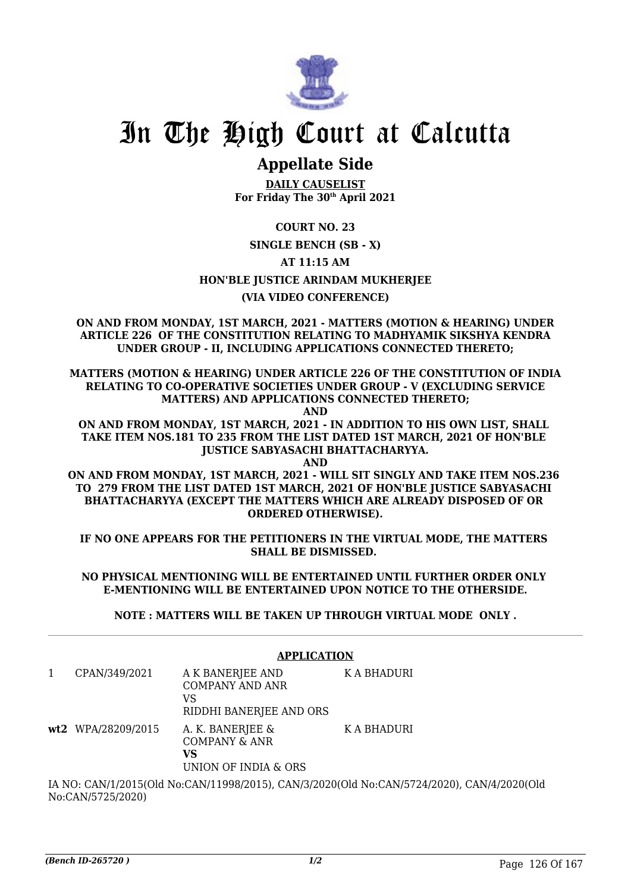# In The High Court at Calcutta

## Appellate Side

**DAILY CAUSELIST**
**For Friday The 30th April 2021**

**COURT NO. 23**

**SINGLE BENCH (SB - X)**

**AT 11:15 AM**

**HON'BLE JUSTICE ARINDAM MUKHERJEE**

**(VIA VIDEO CONFERENCE)**

**ON AND FROM MONDAY, 1ST MARCH, 2021 - MATTERS (MOTION & HEARING) UNDER ARTICLE 226 OF THE CONSTITUTION RELATING TO MADHYAMIK SIKSHYA KENDRA UNDER GROUP - II, INCLUDING APPLICATIONS CONNECTED THERETO;**

**MATTERS (MOTION & HEARING) UNDER ARTICLE 226 OF THE CONSTITUTION OF INDIA RELATING TO CO-OPERATIVE SOCIETIES UNDER GROUP - V (EXCLUDING SERVICE MATTERS) AND APPLICATIONS CONNECTED THERETO;**

**AND**

**ON AND FROM MONDAY, 1ST MARCH, 2021 - IN ADDITION TO HIS OWN LIST, SHALL TAKE ITEM NOS.181 TO 235 FROM THE LIST DATED 1ST MARCH, 2021 OF HON'BLE JUSTICE SABYASACHI BHATTACHARYYA.**

**AND**

**ON AND FROM MONDAY, 1ST MARCH, 2021 - WILL SIT SINGLY AND TAKE ITEM NOS.236 TO 279 FROM THE LIST DATED 1ST MARCH, 2021 OF HON'BLE JUSTICE SABYASACHI BHATTACHARYYA (EXCEPT THE MATTERS WHICH ARE ALREADY DISPOSED OF OR ORDERED OTHERWISE).**

**IF NO ONE APPEARS FOR THE PETITIONERS IN THE VIRTUAL MODE, THE MATTERS SHALL BE DISMISSED.**

**NO PHYSICAL MENTIONING WILL BE ENTERTAINED UNTIL FURTHER ORDER ONLY E-MENTIONING WILL BE ENTERTAINED UPON NOTICE TO THE OTHERSIDE.**

**NOTE : MATTERS WILL BE TAKEN UP THROUGH VIRTUAL MODE ONLY .**

### APPLICATION

| | | | |
|---|---|---|---|
| 1 | CPAN/349/2021 | A K BANERJEE AND COMPANY AND ANR<br>VS<br>RIDDHI BANERJEE AND ORS | K A BHADURI |
| **wt2** | WPA/28209/2015 | A. K. BANERJEE & COMPANY & ANR<br>**VS**<br>UNION OF INDIA & ORS | K A BHADURI |

IA NO: CAN/1/2015(Old No:CAN/11998/2015), CAN/3/2020(Old No:CAN/5724/2020), CAN/4/2020(Old No:CAN/5725/2020)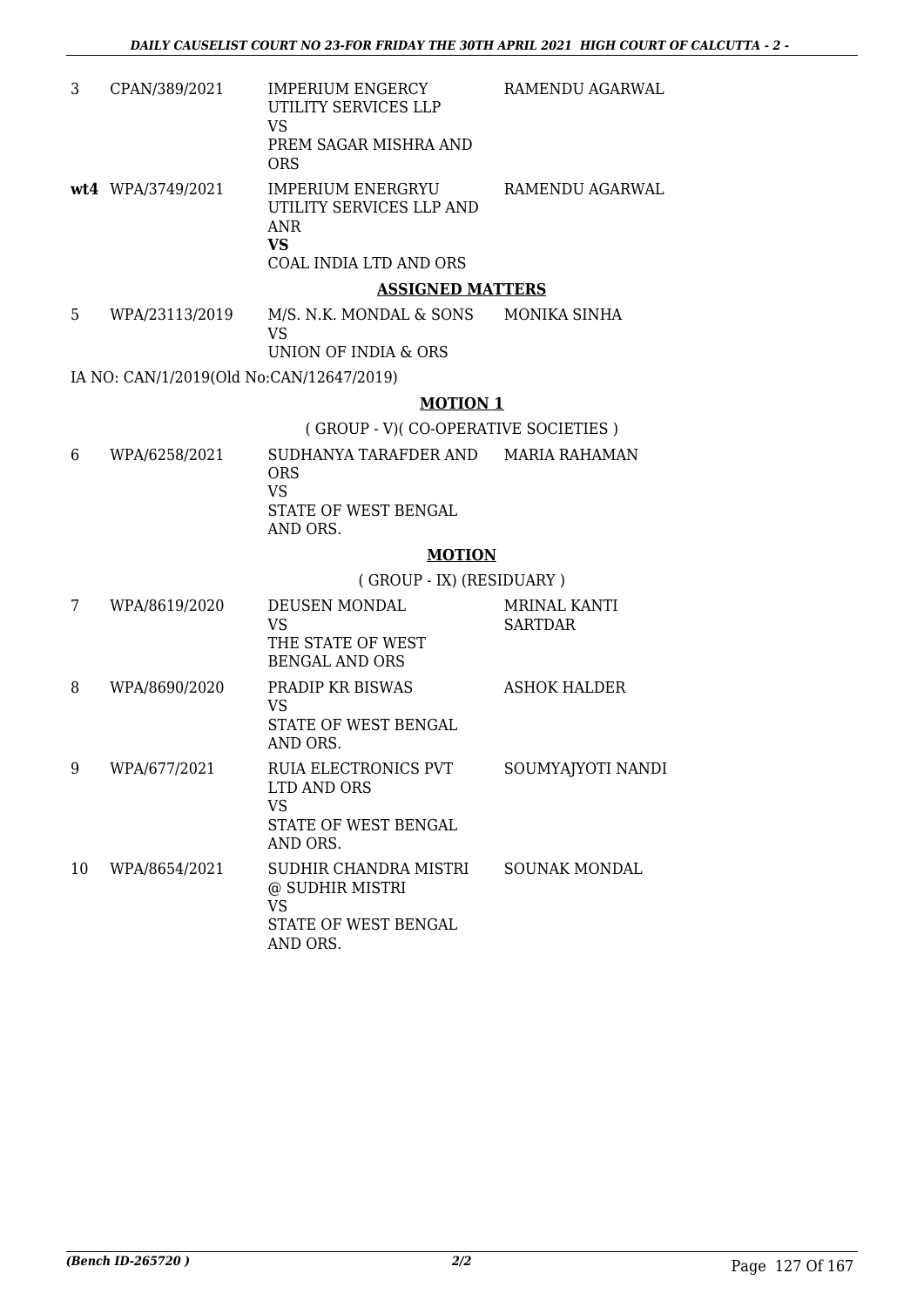| | | | |
|---|---|---|---|
| 3 | CPAN/389/2021 | IMPERIUM ENGERCY UTILITY SERVICES LLP<br>VS<br>PREM SAGAR MISHRA AND ORS | RAMENDU AGARWAL |
| **wt4** | WPA/3749/2021 | IMPERIUM ENERGRYU UTILITY SERVICES LLP AND ANR<br>**VS**<br>COAL INDIA LTD AND ORS | RAMENDU AGARWAL |

**ASSIGNED MATTERS**

| | | | |
|---|---|---|---|
| 5 | WPA/23113/2019 | M/S. N.K. MONDAL & SONS<br>VS<br>UNION OF INDIA & ORS | MONIKA SINHA |

IA NO: CAN/1/2019(Old No:CAN/12647/2019)

**MOTION 1**

( GROUP - V)( CO-OPERATIVE SOCIETIES )

| | | | |
|---|---|---|---|
| 6 | WPA/6258/2021 | SUDHANYA TARAFDER AND ORS<br>VS<br>STATE OF WEST BENGAL AND ORS. | MARIA RAHAMAN |

**MOTION**

( GROUP - IX) (RESIDUARY )

| | | | |
|---|---|---|---|
| 7 | WPA/8619/2020 | DEUSEN MONDAL<br>VS<br>THE STATE OF WEST BENGAL AND ORS | MRINAL KANTI SARTDAR |
| 8 | WPA/8690/2020 | PRADIP KR BISWAS<br>VS<br>STATE OF WEST BENGAL AND ORS. | ASHOK HALDER |
| 9 | WPA/677/2021 | RUIA ELECTRONICS PVT LTD AND ORS<br>VS<br>STATE OF WEST BENGAL AND ORS. | SOUMYAJYOTI NANDI |
| 10 | WPA/8654/2021 | SUDHIR CHANDRA MISTRI @ SUDHIR MISTRI<br>VS<br>STATE OF WEST BENGAL AND ORS. | SOUNAK MONDAL |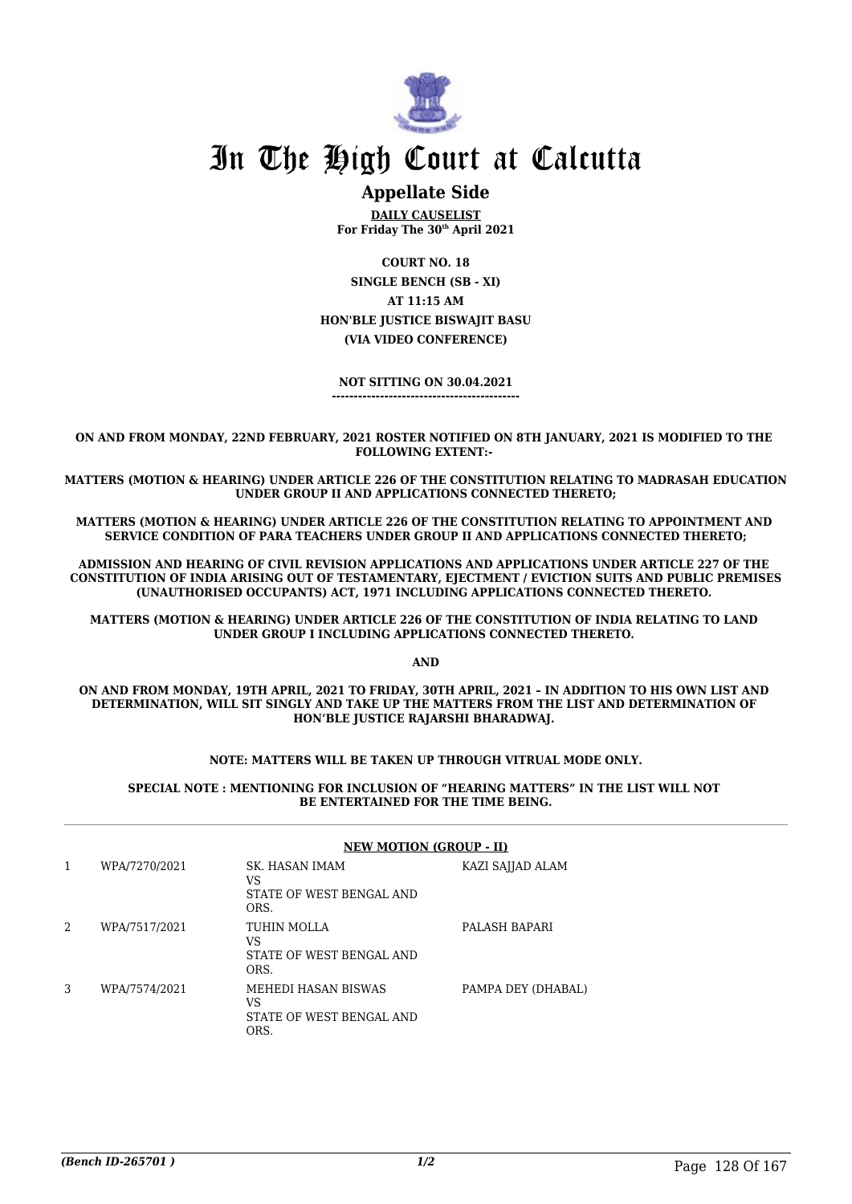# In The High Court at Calcutta

## Appellate Side

**DAILY CAUSELIST**
**For Friday The 30th April 2021**

**COURT NO. 18**
**SINGLE BENCH (SB - XI)**
**AT 11:15 AM**
**HON'BLE JUSTICE BISWAJIT BASU**
**(VIA VIDEO CONFERENCE)**

**NOT SITTING ON 30.04.2021**
**-------------------------------------------**

**ON AND FROM MONDAY, 22ND FEBRUARY, 2021 ROSTER NOTIFIED ON 8TH JANUARY, 2021 IS MODIFIED TO THE FOLLOWING EXTENT:-**

**MATTERS (MOTION & HEARING) UNDER ARTICLE 226 OF THE CONSTITUTION RELATING TO MADRASAH EDUCATION UNDER GROUP II AND APPLICATIONS CONNECTED THERETO;**

**MATTERS (MOTION & HEARING) UNDER ARTICLE 226 OF THE CONSTITUTION RELATING TO APPOINTMENT AND SERVICE CONDITION OF PARA TEACHERS UNDER GROUP II AND APPLICATIONS CONNECTED THERETO;**

**ADMISSION AND HEARING OF CIVIL REVISION APPLICATIONS AND APPLICATIONS UNDER ARTICLE 227 OF THE CONSTITUTION OF INDIA ARISING OUT OF TESTAMENTARY, EJECTMENT / EVICTION SUITS AND PUBLIC PREMISES (UNAUTHORISED OCCUPANTS) ACT, 1971 INCLUDING APPLICATIONS CONNECTED THERETO.**

**MATTERS (MOTION & HEARING) UNDER ARTICLE 226 OF THE CONSTITUTION OF INDIA RELATING TO LAND UNDER GROUP I INCLUDING APPLICATIONS CONNECTED THERETO.**

**AND**

**ON AND FROM MONDAY, 19TH APRIL, 2021 TO FRIDAY, 30TH APRIL, 2021 – IN ADDITION TO HIS OWN LIST AND DETERMINATION, WILL SIT SINGLY AND TAKE UP THE MATTERS FROM THE LIST AND DETERMINATION OF HON'BLE JUSTICE RAJARSHI BHARADWAJ.**

**NOTE: MATTERS WILL BE TAKEN UP THROUGH VITRUAL MODE ONLY.**

**SPECIAL NOTE : MENTIONING FOR INCLUSION OF "HEARING MATTERS" IN THE LIST WILL NOT BE ENTERTAINED FOR THE TIME BEING.**

**NEW MOTION (GROUP - II)**

| | | | |
|---|---|---|---|
| 1 | WPA/7270/2021 | SK. HASAN IMAM<br>VS<br>STATE OF WEST BENGAL AND ORS. | KAZI SAJJAD ALAM |
| 2 | WPA/7517/2021 | TUHIN MOLLA<br>VS<br>STATE OF WEST BENGAL AND ORS. | PALASH BAPARI |
| 3 | WPA/7574/2021 | MEHEDI HASAN BISWAS<br>VS<br>STATE OF WEST BENGAL AND ORS. | PAMPA DEY (DHABAL) |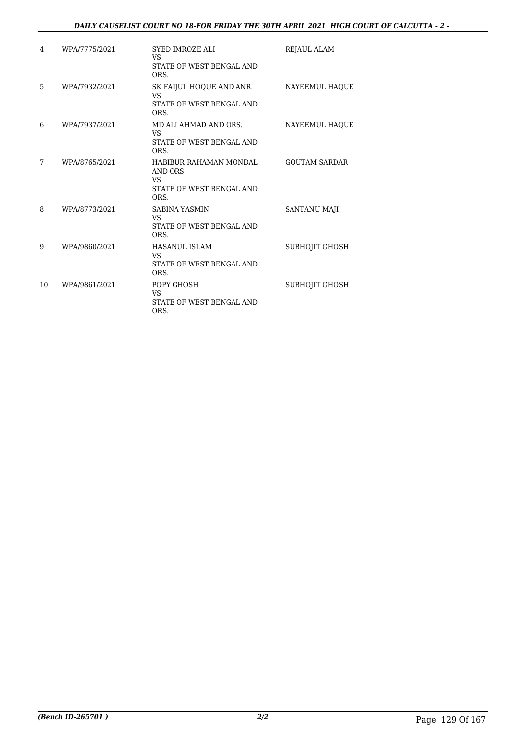| | | | |
|---|---|---|---|
| 4 | WPA/7775/2021 | SYED IMROZE ALI<br>VS<br>STATE OF WEST BENGAL AND ORS. | REJAUL ALAM |
| 5 | WPA/7932/2021 | SK FAIJUL HOQUE AND ANR.<br>VS<br>STATE OF WEST BENGAL AND ORS. | NAYEEMUL HAQUE |
| 6 | WPA/7937/2021 | MD ALI AHMAD AND ORS.<br>VS<br>STATE OF WEST BENGAL AND ORS. | NAYEEMUL HAQUE |
| 7 | WPA/8765/2021 | HABIBUR RAHAMAN MONDAL AND ORS<br>VS<br>STATE OF WEST BENGAL AND ORS. | GOUTAM SARDAR |
| 8 | WPA/8773/2021 | SABINA YASMIN<br>VS<br>STATE OF WEST BENGAL AND ORS. | SANTANU MAJI |
| 9 | WPA/9860/2021 | HASANUL ISLAM<br>VS<br>STATE OF WEST BENGAL AND ORS. | SUBHOJIT GHOSH |
| 10 | WPA/9861/2021 | POPY GHOSH<br>VS<br>STATE OF WEST BENGAL AND ORS. | SUBHOJIT GHOSH |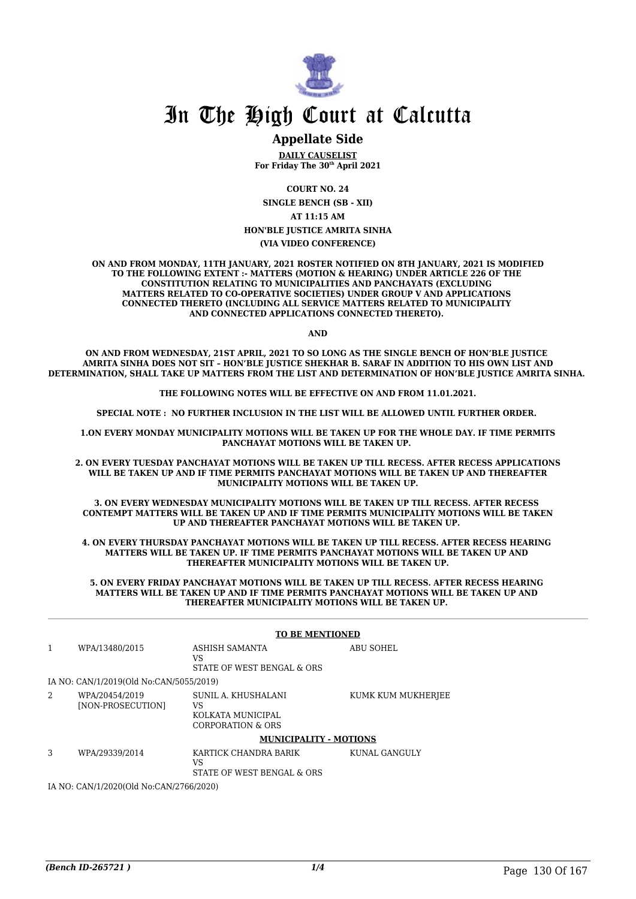# In The High Court at Calcutta

## Appellate Side

**DAILY CAUSELIST**
**For Friday The 30th April 2021**

**COURT NO. 24**

**SINGLE BENCH (SB - XII)**

**AT 11:15 AM**

**HON'BLE JUSTICE AMRITA SINHA**

**(VIA VIDEO CONFERENCE)**

**ON AND FROM MONDAY, 11TH JANUARY, 2021 ROSTER NOTIFIED ON 8TH JANUARY, 2021 IS MODIFIED TO THE FOLLOWING EXTENT :- MATTERS (MOTION & HEARING) UNDER ARTICLE 226 OF THE CONSTITUTION RELATING TO MUNICIPALITIES AND PANCHAYATS (EXCLUDING MATTERS RELATED TO CO-OPERATIVE SOCIETIES) UNDER GROUP V AND APPLICATIONS CONNECTED THERETO (INCLUDING ALL SERVICE MATTERS RELATED TO MUNICIPALITY AND CONNECTED APPLICATIONS CONNECTED THERETO).**

**AND**

**ON AND FROM WEDNESDAY, 21ST APRIL, 2021 TO SO LONG AS THE SINGLE BENCH OF HON'BLE JUSTICE AMRITA SINHA DOES NOT SIT – HON'BLE JUSTICE SHEKHAR B. SARAF IN ADDITION TO HIS OWN LIST AND DETERMINATION, SHALL TAKE UP MATTERS FROM THE LIST AND DETERMINATION OF HON'BLE JUSTICE AMRITA SINHA.**

**THE FOLLOWING NOTES WILL BE EFFECTIVE ON AND FROM 11.01.2021.**

**SPECIAL NOTE : NO FURTHER INCLUSION IN THE LIST WILL BE ALLOWED UNTIL FURTHER ORDER.**

**1.ON EVERY MONDAY MUNICIPALITY MOTIONS WILL BE TAKEN UP FOR THE WHOLE DAY. IF TIME PERMITS PANCHAYAT MOTIONS WILL BE TAKEN UP.**

**2. ON EVERY TUESDAY PANCHAYAT MOTIONS WILL BE TAKEN UP TILL RECESS. AFTER RECESS APPLICATIONS WILL BE TAKEN UP AND IF TIME PERMITS PANCHAYAT MOTIONS WILL BE TAKEN UP AND THEREAFTER MUNICIPALITY MOTIONS WILL BE TAKEN UP.**

**3. ON EVERY WEDNESDAY MUNICIPALITY MOTIONS WILL BE TAKEN UP TILL RECESS. AFTER RECESS CONTEMPT MATTERS WILL BE TAKEN UP AND IF TIME PERMITS MUNICIPALITY MOTIONS WILL BE TAKEN UP AND THEREAFTER PANCHAYAT MOTIONS WILL BE TAKEN UP.**

**4. ON EVERY THURSDAY PANCHAYAT MOTIONS WILL BE TAKEN UP TILL RECESS. AFTER RECESS HEARING MATTERS WILL BE TAKEN UP. IF TIME PERMITS PANCHAYAT MOTIONS WILL BE TAKEN UP AND THEREAFTER MUNICIPALITY MOTIONS WILL BE TAKEN UP.**

**5. ON EVERY FRIDAY PANCHAYAT MOTIONS WILL BE TAKEN UP TILL RECESS. AFTER RECESS HEARING MATTERS WILL BE TAKEN UP AND IF TIME PERMITS PANCHAYAT MOTIONS WILL BE TAKEN UP AND THEREAFTER MUNICIPALITY MOTIONS WILL BE TAKEN UP.**

**TO BE MENTIONED**

| | | | |
|---|---|---|---|
| 1 | WPA/13480/2015 | ASHISH SAMANTA<br>VS<br>STATE OF WEST BENGAL & ORS | ABU SOHEL |
| | IA NO: CAN/1/2019(Old No:CAN/5055/2019) | | |
| 2 | WPA/20454/2019<br>[NON-PROSECUTION] | SUNIL A. KHUSHALANI<br>VS<br>KOLKATA MUNICIPAL<br>CORPORATION & ORS | KUMK KUM MUKHERJEE |

**MUNICIPALITY - MOTIONS**

| | | | |
|---|---|---|---|
| 3 | WPA/29339/2014 | KARTICK CHANDRA BARIK<br>VS<br>STATE OF WEST BENGAL & ORS | KUNAL GANGULY |
| | IA NO: CAN/1/2020(Old No:CAN/2766/2020) | | |

*(Bench ID-265721 )*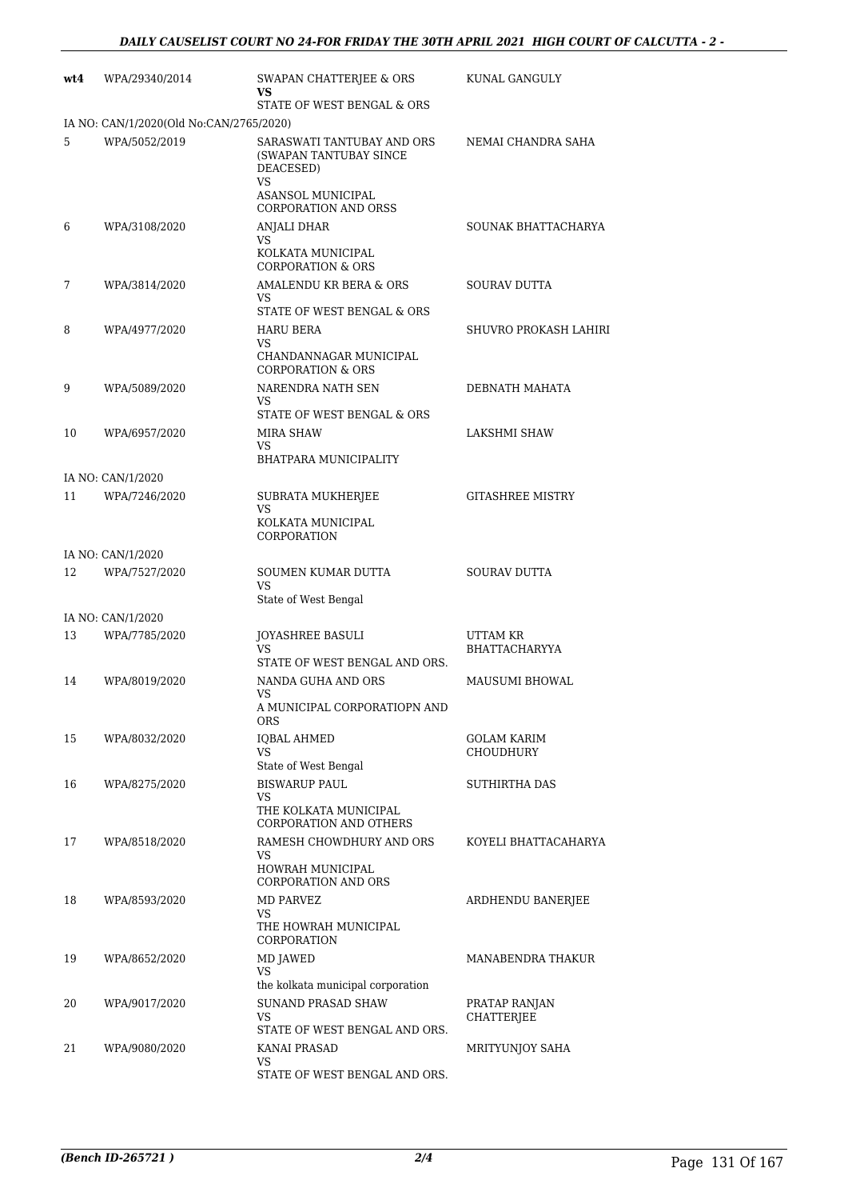| | | | |
|---|---|---|---|
| wt4 | WPA/29340/2014 | SWAPAN CHATTERJEE & ORS<br>**VS**<br>STATE OF WEST BENGAL & ORS | KUNAL GANGULY |
| IA NO: CAN/1/2020(Old No:CAN/2765/2020) | | | |
| 5 | WPA/5052/2019 | SARASWATI TANTUBAY AND ORS (SWAPAN TANTUBAY SINCE DEACESED)<br>VS<br>ASANSOL MUNICIPAL CORPORATION AND ORSS | NEMAI CHANDRA SAHA |
| 6 | WPA/3108/2020 | ANJALI DHAR<br>VS<br>KOLKATA MUNICIPAL CORPORATION & ORS | SOUNAK BHATTACHARYA |
| 7 | WPA/3814/2020 | AMALENDU KR BERA & ORS<br>VS<br>STATE OF WEST BENGAL & ORS | SOURAV DUTTA |
| 8 | WPA/4977/2020 | HARU BERA<br>VS<br>CHANDANNAGAR MUNICIPAL CORPORATION & ORS | SHUVRO PROKASH LAHIRI |
| 9 | WPA/5089/2020 | NARENDRA NATH SEN<br>VS<br>STATE OF WEST BENGAL & ORS | DEBNATH MAHATA |
| 10 | WPA/6957/2020 | MIRA SHAW<br>VS<br>BHATPARA MUNICIPALITY | LAKSHMI SHAW |
| IA NO: CAN/1/2020 | | | |
| 11 | WPA/7246/2020 | SUBRATA MUKHERJEE<br>VS<br>KOLKATA MUNICIPAL CORPORATION | GITASHREE MISTRY |
| IA NO: CAN/1/2020 | | | |
| 12 | WPA/7527/2020 | SOUMEN KUMAR DUTTA<br>VS<br>State of West Bengal | SOURAV DUTTA |
| IA NO: CAN/1/2020 | | | |
| 13 | WPA/7785/2020 | JOYASHREE BASULI<br>VS<br>STATE OF WEST BENGAL AND ORS. | UTTAM KR BHATTACHARYYA |
| 14 | WPA/8019/2020 | NANDA GUHA AND ORS<br>VS<br>A MUNICIPAL CORPORATIOPN AND ORS | MAUSUMI BHOWAL |
| 15 | WPA/8032/2020 | IQBAL AHMED<br>VS<br>State of West Bengal | GOLAM KARIM CHOUDHURY |
| 16 | WPA/8275/2020 | BISWARUP PAUL<br>VS<br>THE KOLKATA MUNICIPAL CORPORATION AND OTHERS | SUTHIRTHA DAS |
| 17 | WPA/8518/2020 | RAMESH CHOWDHURY AND ORS<br>VS<br>HOWRAH MUNICIPAL CORPORATION AND ORS | KOYELI BHATTACAHARYA |
| 18 | WPA/8593/2020 | MD PARVEZ<br>VS<br>THE HOWRAH MUNICIPAL CORPORATION | ARDHENDU BANERJEE |
| 19 | WPA/8652/2020 | MD JAWED<br>VS<br>the kolkata municipal corporation | MANABENDRA THAKUR |
| 20 | WPA/9017/2020 | SUNAND PRASAD SHAW<br>VS<br>STATE OF WEST BENGAL AND ORS. | PRATAP RANJAN CHATTERJEE |
| 21 | WPA/9080/2020 | KANAI PRASAD<br>VS<br>STATE OF WEST BENGAL AND ORS. | MRITYUNJOY SAHA |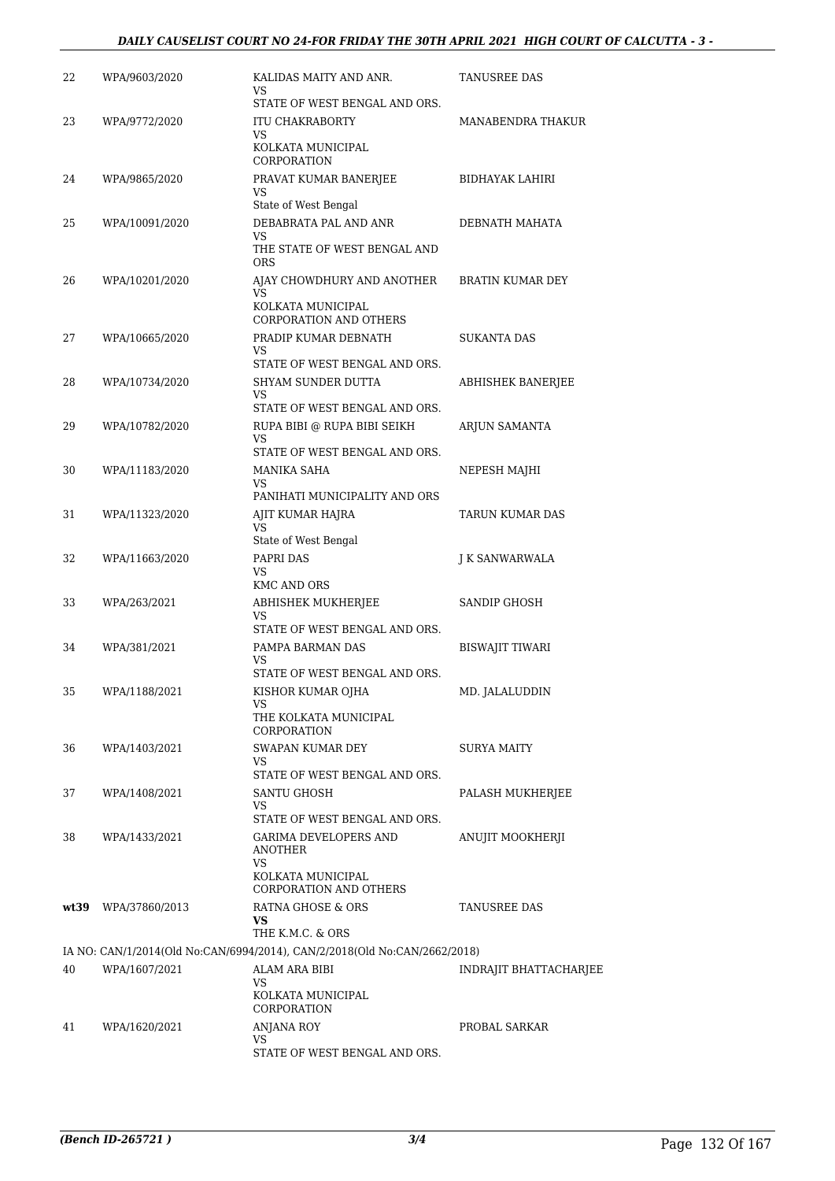| | | | |
|---|---|---|---|
| 22 | WPA/9603/2020 | KALIDAS MAITY AND ANR.<br>VS<br>STATE OF WEST BENGAL AND ORS. | TANUSREE DAS |
| 23 | WPA/9772/2020 | ITU CHAKRABORTY<br>VS<br>KOLKATA MUNICIPAL CORPORATION | MANABENDRA THAKUR |
| 24 | WPA/9865/2020 | PRAVAT KUMAR BANERJEE<br>VS<br>State of West Bengal | BIDHAYAK LAHIRI |
| 25 | WPA/10091/2020 | DEBABRATA PAL AND ANR<br>VS<br>THE STATE OF WEST BENGAL AND ORS | DEBNATH MAHATA |
| 26 | WPA/10201/2020 | AJAY CHOWDHURY AND ANOTHER<br>VS<br>KOLKATA MUNICIPAL CORPORATION AND OTHERS | BRATIN KUMAR DEY |
| 27 | WPA/10665/2020 | PRADIP KUMAR DEBNATH<br>VS<br>STATE OF WEST BENGAL AND ORS. | SUKANTA DAS |
| 28 | WPA/10734/2020 | SHYAM SUNDER DUTTA<br>VS<br>STATE OF WEST BENGAL AND ORS. | ABHISHEK BANERJEE |
| 29 | WPA/10782/2020 | RUPA BIBI @ RUPA BIBI SEIKH<br>VS<br>STATE OF WEST BENGAL AND ORS. | ARJUN SAMANTA |
| 30 | WPA/11183/2020 | MANIKA SAHA<br>VS<br>PANIHATI MUNICIPALITY AND ORS | NEPESH MAJHI |
| 31 | WPA/11323/2020 | AJIT KUMAR HAJRA<br>VS<br>State of West Bengal | TARUN KUMAR DAS |
| 32 | WPA/11663/2020 | PAPRI DAS<br>VS<br>KMC AND ORS | J K SANWARWALA |
| 33 | WPA/263/2021 | ABHISHEK MUKHERJEE<br>VS<br>STATE OF WEST BENGAL AND ORS. | SANDIP GHOSH |
| 34 | WPA/381/2021 | PAMPA BARMAN DAS<br>VS<br>STATE OF WEST BENGAL AND ORS. | BISWAJIT TIWARI |
| 35 | WPA/1188/2021 | KISHOR KUMAR OJHA<br>VS<br>THE KOLKATA MUNICIPAL CORPORATION | MD. JALALUDDIN |
| 36 | WPA/1403/2021 | SWAPAN KUMAR DEY<br>VS<br>STATE OF WEST BENGAL AND ORS. | SURYA MAITY |
| 37 | WPA/1408/2021 | SANTU GHOSH<br>VS<br>STATE OF WEST BENGAL AND ORS. | PALASH MUKHERJEE |
| 38 | WPA/1433/2021 | GARIMA DEVELOPERS AND ANOTHER<br>VS<br>KOLKATA MUNICIPAL CORPORATION AND OTHERS | ANUJIT MOOKHERJI |
| **wt39** | WPA/37860/2013 | RATNA GHOSE & ORS<br>**VS**<br>THE K.M.C. & ORS | TANUSREE DAS |
| | IA NO: CAN/1/2014(Old No:CAN/6994/2014), CAN/2/2018(Old No:CAN/2662/2018) | | |
| 40 | WPA/1607/2021 | ALAM ARA BIBI<br>VS<br>KOLKATA MUNICIPAL CORPORATION | INDRAJIT BHATTACHARJEE |
| 41 | WPA/1620/2021 | ANJANA ROY<br>VS<br>STATE OF WEST BENGAL AND ORS. | PROBAL SARKAR |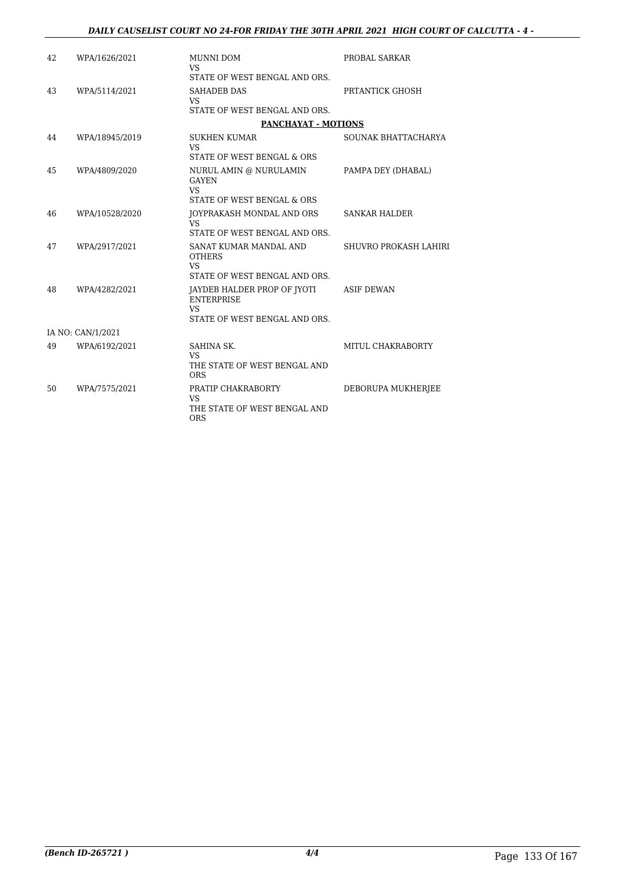| | | | |
|---|---|---|---|
| 42 | WPA/1626/2021 | MUNNI DOM<br>VS<br>STATE OF WEST BENGAL AND ORS. | PROBAL SARKAR |
| 43 | WPA/5114/2021 | SAHADEB DAS<br>VS<br>STATE OF WEST BENGAL AND ORS. | PRTANTICK GHOSH |
| | | **PANCHAYAT - MOTIONS** | |
| 44 | WPA/18945/2019 | SUKHEN KUMAR<br>VS<br>STATE OF WEST BENGAL & ORS | SOUNAK BHATTACHARYA |
| 45 | WPA/4809/2020 | NURUL AMIN @ NURULAMIN GAYEN<br>VS<br>STATE OF WEST BENGAL & ORS | PAMPA DEY (DHABAL) |
| 46 | WPA/10528/2020 | JOYPRAKASH MONDAL AND ORS<br>VS<br>STATE OF WEST BENGAL AND ORS. | SANKAR HALDER |
| 47 | WPA/2917/2021 | SANAT KUMAR MANDAL AND OTHERS<br>VS<br>STATE OF WEST BENGAL AND ORS. | SHUVRO PROKASH LAHIRI |
| 48 | WPA/4282/2021 | JAYDEB HALDER PROP OF JYOTI ENTERPRISE<br>VS<br>STATE OF WEST BENGAL AND ORS. | ASIF DEWAN |
| | IA NO: CAN/1/2021 | | |
| 49 | WPA/6192/2021 | SAHINA SK.<br>VS<br>THE STATE OF WEST BENGAL AND ORS | MITUL CHAKRABORTY |
| 50 | WPA/7575/2021 | PRATIP CHAKRABORTY<br>VS<br>THE STATE OF WEST BENGAL AND ORS | DEBORUPA MUKHERJEE |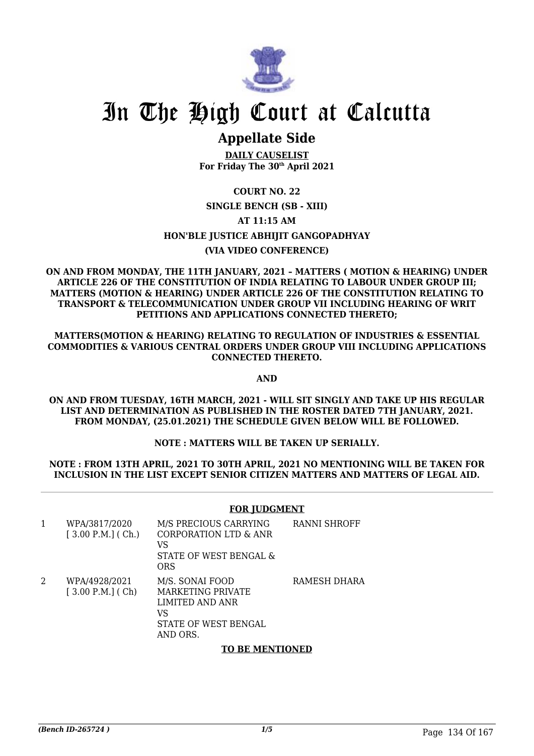# In The High Court at Calcutta

## Appellate Side

**DAILY CAUSELIST**
**For Friday The 30th April 2021**

**COURT NO. 22**

**SINGLE BENCH (SB - XIII)**

**AT 11:15 AM**

**HON'BLE JUSTICE ABHIJIT GANGOPADHYAY**

**(VIA VIDEO CONFERENCE)**

**ON AND FROM MONDAY, THE 11TH JANUARY, 2021 – MATTERS ( MOTION & HEARING) UNDER ARTICLE 226 OF THE CONSTITUTION OF INDIA RELATING TO LABOUR UNDER GROUP III; MATTERS (MOTION & HEARING) UNDER ARTICLE 226 OF THE CONSTITUTION RELATING TO TRANSPORT & TELECOMMUNICATION UNDER GROUP VII INCLUDING HEARING OF WRIT PETITIONS AND APPLICATIONS CONNECTED THERETO;**

**MATTERS(MOTION & HEARING) RELATING TO REGULATION OF INDUSTRIES & ESSENTIAL COMMODITIES & VARIOUS CENTRAL ORDERS UNDER GROUP VIII INCLUDING APPLICATIONS CONNECTED THERETO.**

**AND**

**ON AND FROM TUESDAY, 16TH MARCH, 2021 - WILL SIT SINGLY AND TAKE UP HIS REGULAR LIST AND DETERMINATION AS PUBLISHED IN THE ROSTER DATED 7TH JANUARY, 2021. FROM MONDAY, (25.01.2021) THE SCHEDULE GIVEN BELOW WILL BE FOLLOWED.**

**NOTE : MATTERS WILL BE TAKEN UP SERIALLY.**

**NOTE : FROM 13TH APRIL, 2021 TO 30TH APRIL, 2021 NO MENTIONING WILL BE TAKEN FOR INCLUSION IN THE LIST EXCEPT SENIOR CITIZEN MATTERS AND MATTERS OF LEGAL AID.**

**FOR JUDGMENT**

| | | | |
|---|---|---|---|
| 1 | WPA/3817/2020 [ 3.00 P.M.] ( Ch.) | M/S PRECIOUS CARRYING CORPORATION LTD & ANR VS STATE OF WEST BENGAL & ORS | RANNI SHROFF |
| 2 | WPA/4928/2021 [ 3.00 P.M.] ( Ch) | M/S. SONAI FOOD MARKETING PRIVATE LIMITED AND ANR VS STATE OF WEST BENGAL AND ORS. | RAMESH DHARA |

**TO BE MENTIONED**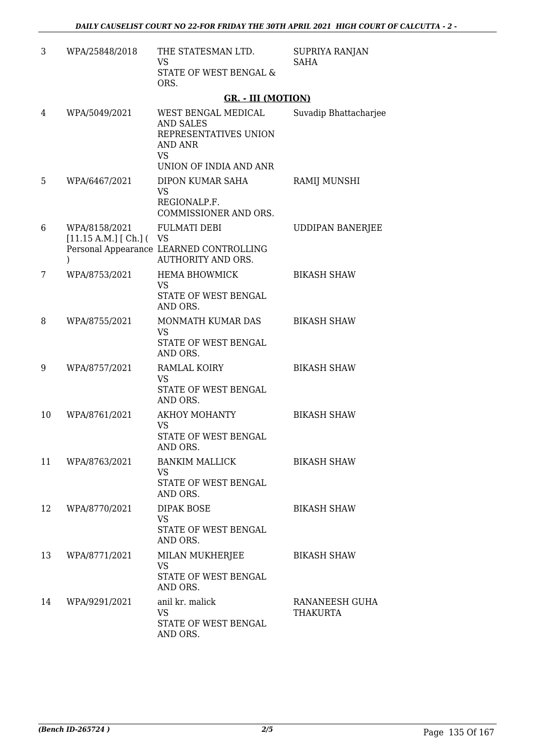| 3 | WPA/25848/2018 | THE STATESMAN LTD.<br>VS<br>STATE OF WEST BENGAL & ORS. | SUPRIYA RANJAN SAHA |
|---|---|---|---|

## GR. - III (MOTION)

| 4 | WPA/5049/2021 | WEST BENGAL MEDICAL AND SALES REPRESENTATIVES UNION AND ANR<br>VS<br>UNION OF INDIA AND ANR | Suvadip Bhattacharjee |
|---|---|---|---|
| 5 | WPA/6467/2021 | DIPON KUMAR SAHA<br>VS<br>REGIONALP.F. COMMISSIONER AND ORS. | RAMIJ MUNSHI |
| 6 | WPA/8158/2021 [11.15 A.M.] [ Ch.] ( Personal Appearance ) | FULMATI DEBI<br>VS<br>LEARNED CONTROLLING AUTHORITY AND ORS. | UDDIPAN BANERJEE |
| 7 | WPA/8753/2021 | HEMA BHOWMICK<br>VS<br>STATE OF WEST BENGAL AND ORS. | BIKASH SHAW |
| 8 | WPA/8755/2021 | MONMATH KUMAR DAS<br>VS<br>STATE OF WEST BENGAL AND ORS. | BIKASH SHAW |
| 9 | WPA/8757/2021 | RAMLAL KOIRY<br>VS<br>STATE OF WEST BENGAL AND ORS. | BIKASH SHAW |
| 10 | WPA/8761/2021 | AKHOY MOHANTY<br>VS<br>STATE OF WEST BENGAL AND ORS. | BIKASH SHAW |
| 11 | WPA/8763/2021 | BANKIM MALLICK<br>VS<br>STATE OF WEST BENGAL AND ORS. | BIKASH SHAW |
| 12 | WPA/8770/2021 | DIPAK BOSE<br>VS<br>STATE OF WEST BENGAL AND ORS. | BIKASH SHAW |
| 13 | WPA/8771/2021 | MILAN MUKHERJEE<br>VS<br>STATE OF WEST BENGAL AND ORS. | BIKASH SHAW |
| 14 | WPA/9291/2021 | anil kr. malick<br>VS<br>STATE OF WEST BENGAL AND ORS. | RANANEESH GUHA THAKURTA |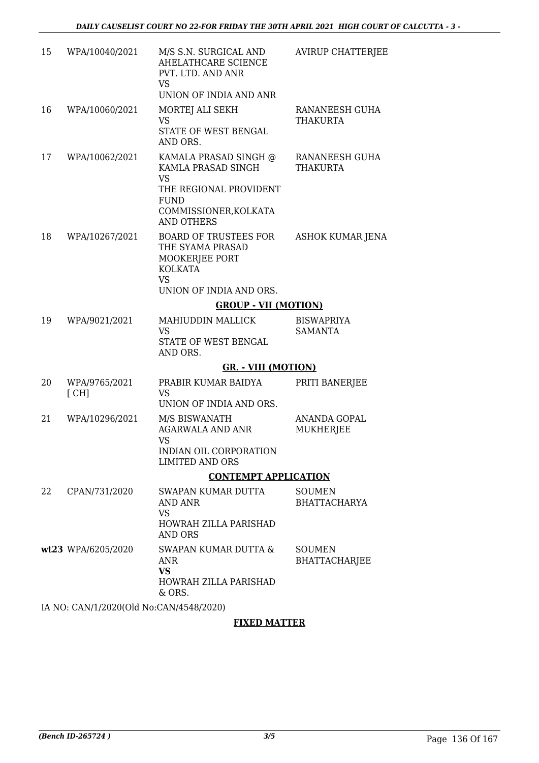| | | | |
|---|---|---|---|
| 15 | WPA/10040/2021 | M/S S.N. SURGICAL AND AHELATHCARE SCIENCE PVT. LTD. AND ANR<br>VS<br>UNION OF INDIA AND ANR | AVIRUP CHATTERJEE |
| 16 | WPA/10060/2021 | MORTEJ ALI SEKH<br>VS<br>STATE OF WEST BENGAL AND ORS. | RANANEESH GUHA THAKURTA |
| 17 | WPA/10062/2021 | KAMALA PRASAD SINGH @ KAMLA PRASAD SINGH<br>VS<br>THE REGIONAL PROVIDENT FUND COMMISSIONER,KOLKATA AND OTHERS | RANANEESH GUHA THAKURTA |
| 18 | WPA/10267/2021 | BOARD OF TRUSTEES FOR THE SYAMA PRASAD MOOKERJEE PORT KOLKATA<br>VS<br>UNION OF INDIA AND ORS. | ASHOK KUMAR JENA |

**GROUP - VII (MOTION)**

| | | | |
|---|---|---|---|
| 19 | WPA/9021/2021 | MAHIUDDIN MALLICK<br>VS<br>STATE OF WEST BENGAL AND ORS. | BISWAPRIYA SAMANTA |

**GR. - VIII (MOTION)**

| | | | |
|---|---|---|---|
| 20 | WPA/9765/2021 [ CH] | PRABIR KUMAR BAIDYA<br>VS<br>UNION OF INDIA AND ORS. | PRITI BANERJEE |
| 21 | WPA/10296/2021 | M/S BISWANATH AGARWALA AND ANR<br>VS<br>INDIAN OIL CORPORATION LIMITED AND ORS | ANANDA GOPAL MUKHERJEE |

**CONTEMPT APPLICATION**

| | | | |
|---|---|---|---|
| 22 | CPAN/731/2020 | SWAPAN KUMAR DUTTA AND ANR<br>VS<br>HOWRAH ZILLA PARISHAD AND ORS | SOUMEN BHATTACHARYA |
| wt23 | WPA/6205/2020 | SWAPAN KUMAR DUTTA & ANR<br>**VS**<br>HOWRAH ZILLA PARISHAD & ORS. | SOUMEN BHATTACHARJEE |

IA NO: CAN/1/2020(Old No:CAN/4548/2020)

**FIXED MATTER**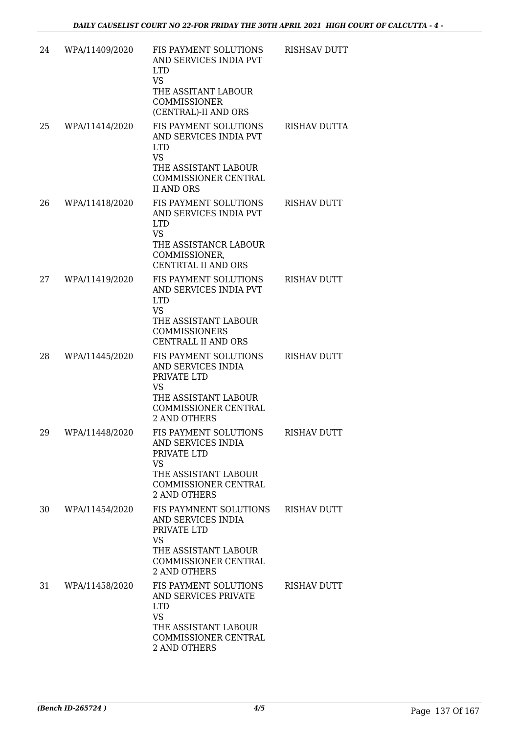| 24 | WPA/11409/2020 | FIS PAYMENT SOLUTIONS AND SERVICES INDIA PVT LTD<br>VS<br>THE ASSITANT LABOUR COMMISSIONER (CENTRAL)-II AND ORS | RISHSAV DUTT |
|---|---|---|---|
| 25 | WPA/11414/2020 | FIS PAYMENT SOLUTIONS AND SERVICES INDIA PVT LTD<br>VS<br>THE ASSISTANT LABOUR COMMISSIONER CENTRAL II AND ORS | RISHAV DUTTA |
| 26 | WPA/11418/2020 | FIS PAYMENT SOLUTIONS AND SERVICES INDIA PVT LTD<br>VS<br>THE ASSISTANCR LABOUR COMMISSIONER, CENTRTAL II AND ORS | RISHAV DUTT |
| 27 | WPA/11419/2020 | FIS PAYMENT SOLUTIONS AND SERVICES INDIA PVT LTD<br>VS<br>THE ASSISTANT LABOUR COMMISSIONERS CENTRALL II AND ORS | RISHAV DUTT |
| 28 | WPA/11445/2020 | FIS PAYMENT SOLUTIONS AND SERVICES INDIA PRIVATE LTD<br>VS<br>THE ASSISTANT LABOUR COMMISSIONER CENTRAL 2 AND OTHERS | RISHAV DUTT |
| 29 | WPA/11448/2020 | FIS PAYMENT SOLUTIONS AND SERVICES INDIA PRIVATE LTD<br>VS<br>THE ASSISTANT LABOUR COMMISSIONER CENTRAL 2 AND OTHERS | RISHAV DUTT |
| 30 | WPA/11454/2020 | FIS PAYMNENT SOLUTIONS AND SERVICES INDIA PRIVATE LTD<br>VS<br>THE ASSISTANT LABOUR COMMISSIONER CENTRAL 2 AND OTHERS | RISHAV DUTT |
| 31 | WPA/11458/2020 | FIS PAYMENT SOLUTIONS AND SERVICES PRIVATE LTD<br>VS<br>THE ASSISTANT LABOUR COMMISSIONER CENTRAL 2 AND OTHERS | RISHAV DUTT |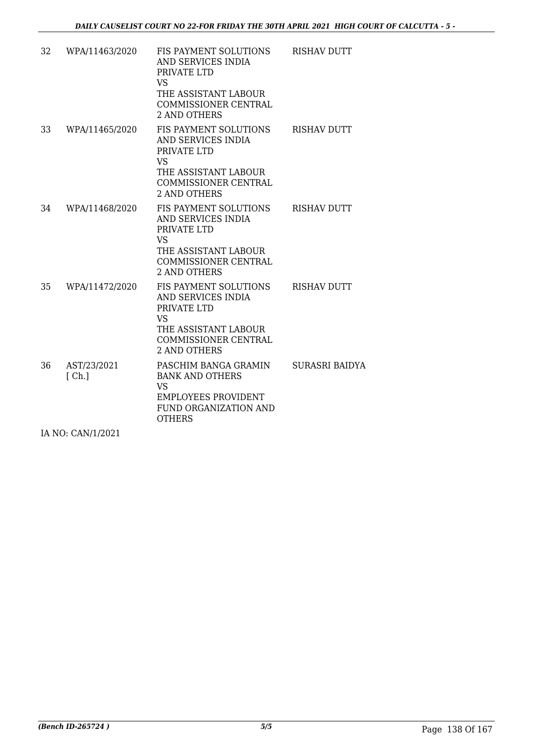| | | | |
|---|---|---|---|
| 32 | WPA/11463/2020 | FIS PAYMENT SOLUTIONS AND SERVICES INDIA PRIVATE LTD<br>VS<br>THE ASSISTANT LABOUR COMMISSIONER CENTRAL 2 AND OTHERS | RISHAV DUTT |
| 33 | WPA/11465/2020 | FIS PAYMENT SOLUTIONS AND SERVICES INDIA PRIVATE LTD<br>VS<br>THE ASSISTANT LABOUR COMMISSIONER CENTRAL 2 AND OTHERS | RISHAV DUTT |
| 34 | WPA/11468/2020 | FIS PAYMENT SOLUTIONS AND SERVICES INDIA PRIVATE LTD<br>VS<br>THE ASSISTANT LABOUR COMMISSIONER CENTRAL 2 AND OTHERS | RISHAV DUTT |
| 35 | WPA/11472/2020 | FIS PAYMENT SOLUTIONS AND SERVICES INDIA PRIVATE LTD<br>VS<br>THE ASSISTANT LABOUR COMMISSIONER CENTRAL 2 AND OTHERS | RISHAV DUTT |
| 36 | AST/23/2021 [ Ch.] | PASCHIM BANGA GRAMIN BANK AND OTHERS<br>VS<br>EMPLOYEES PROVIDENT FUND ORGANIZATION AND OTHERS | SURASRI BAIDYA |

IA NO: CAN/1/2021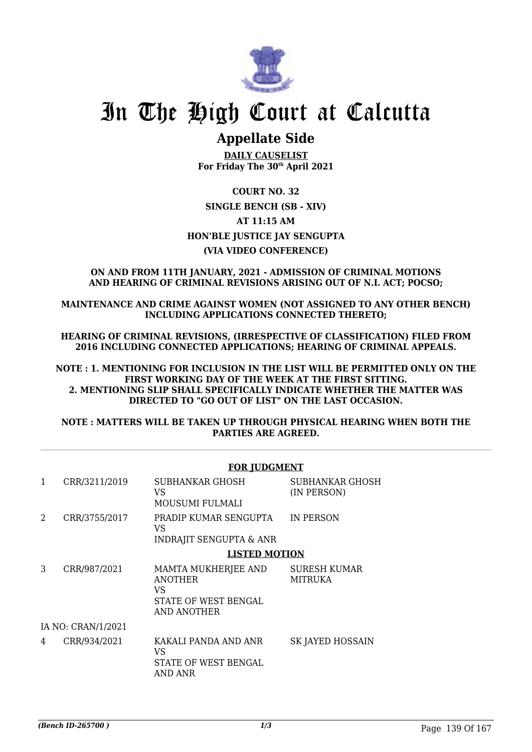# In The High Court at Calcutta

## Appellate Side

**DAILY CAUSELIST**
**For Friday The 30th April 2021**

**COURT NO. 32**
**SINGLE BENCH (SB - XIV)**
**AT 11:15 AM**
**HON'BLE JUSTICE JAY SENGUPTA**
**(VIA VIDEO CONFERENCE)**

**ON AND FROM 11TH JANUARY, 2021 - ADMISSION OF CRIMINAL MOTIONS AND HEARING OF CRIMINAL REVISIONS ARISING OUT OF N.I. ACT; POCSO;**

**MAINTENANCE AND CRIME AGAINST WOMEN (NOT ASSIGNED TO ANY OTHER BENCH) INCLUDING APPLICATIONS CONNECTED THERETO;**

**HEARING OF CRIMINAL REVISIONS, (IRRESPECTIVE OF CLASSIFICATION) FILED FROM 2016 INCLUDING CONNECTED APPLICATIONS; HEARING OF CRIMINAL APPEALS.**

**NOTE : 1. MENTIONING FOR INCLUSION IN THE LIST WILL BE PERMITTED ONLY ON THE FIRST WORKING DAY OF THE WEEK AT THE FIRST SITTING.**
**2. MENTIONING SLIP SHALL SPECIFICALLY INDICATE WHETHER THE MATTER WAS DIRECTED TO "GO OUT OF LIST" ON THE LAST OCCASION.**

**NOTE : MATTERS WILL BE TAKEN UP THROUGH PHYSICAL HEARING WHEN BOTH THE PARTIES ARE AGREED.**

**FOR JUDGMENT**

| | | | |
|---|---|---|---|
| 1 | CRR/3211/2019 | SUBHANKAR GHOSH<br>VS<br>MOUSUMI FULMALI | SUBHANKAR GHOSH (IN PERSON) |
| 2 | CRR/3755/2017 | PRADIP KUMAR SENGUPTA<br>VS<br>INDRAJIT SENGUPTA & ANR | IN PERSON |

**LISTED MOTION**

| | | | |
|---|---|---|---|
| 3 | CRR/987/2021 | MAMTA MUKHERJEE AND ANOTHER<br>VS<br>STATE OF WEST BENGAL AND ANOTHER | SURESH KUMAR MITRUKA |
| | IA NO: CRAN/1/2021 | | |
| 4 | CRR/934/2021 | KAKALI PANDA AND ANR<br>VS<br>STATE OF WEST BENGAL AND ANR | SK JAYED HOSSAIN |

*(Bench ID-265700 )*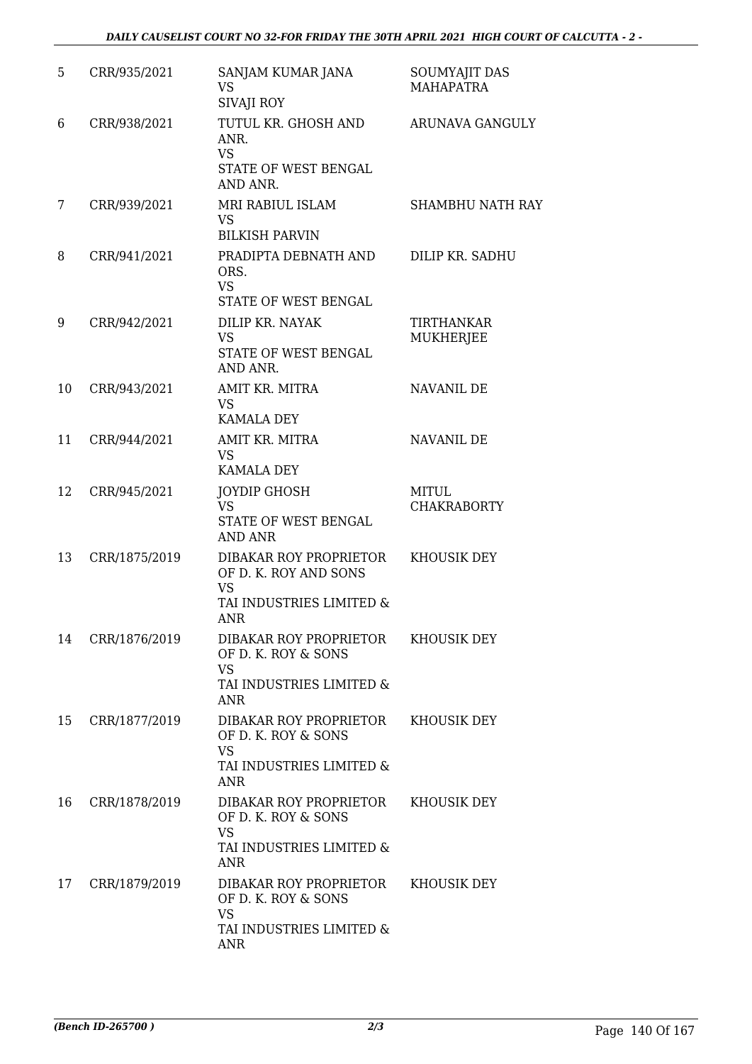| 5 | CRR/935/2021 | SANJAM KUMAR JANA<br>VS<br>SIVAJI ROY | SOUMYAJIT DAS MAHAPATRA |
|---|---|---|---|
| 6 | CRR/938/2021 | TUTUL KR. GHOSH AND ANR.<br>VS<br>STATE OF WEST BENGAL AND ANR. | ARUNAVA GANGULY |
| 7 | CRR/939/2021 | MRI RABIUL ISLAM<br>VS<br>BILKISH PARVIN | SHAMBHU NATH RAY |
| 8 | CRR/941/2021 | PRADIPTA DEBNATH AND ORS.<br>VS<br>STATE OF WEST BENGAL | DILIP KR. SADHU |
| 9 | CRR/942/2021 | DILIP KR. NAYAK<br>VS<br>STATE OF WEST BENGAL AND ANR. | TIRTHANKAR MUKHERJEE |
| 10 | CRR/943/2021 | AMIT KR. MITRA<br>VS<br>KAMALA DEY | NAVANIL DE |
| 11 | CRR/944/2021 | AMIT KR. MITRA<br>VS<br>KAMALA DEY | NAVANIL DE |
| 12 | CRR/945/2021 | JOYDIP GHOSH<br>VS<br>STATE OF WEST BENGAL AND ANR | MITUL CHAKRABORTY |
| 13 | CRR/1875/2019 | DIBAKAR ROY PROPRIETOR OF D. K. ROY AND SONS<br>VS<br>TAI INDUSTRIES LIMITED & ANR | KHOUSIK DEY |
| 14 | CRR/1876/2019 | DIBAKAR ROY PROPRIETOR OF D. K. ROY & SONS<br>VS<br>TAI INDUSTRIES LIMITED & ANR | KHOUSIK DEY |
| 15 | CRR/1877/2019 | DIBAKAR ROY PROPRIETOR OF D. K. ROY & SONS<br>VS<br>TAI INDUSTRIES LIMITED & ANR | KHOUSIK DEY |
| 16 | CRR/1878/2019 | DIBAKAR ROY PROPRIETOR OF D. K. ROY & SONS<br>VS<br>TAI INDUSTRIES LIMITED & ANR | KHOUSIK DEY |
| 17 | CRR/1879/2019 | DIBAKAR ROY PROPRIETOR OF D. K. ROY & SONS<br>VS<br>TAI INDUSTRIES LIMITED & ANR | KHOUSIK DEY |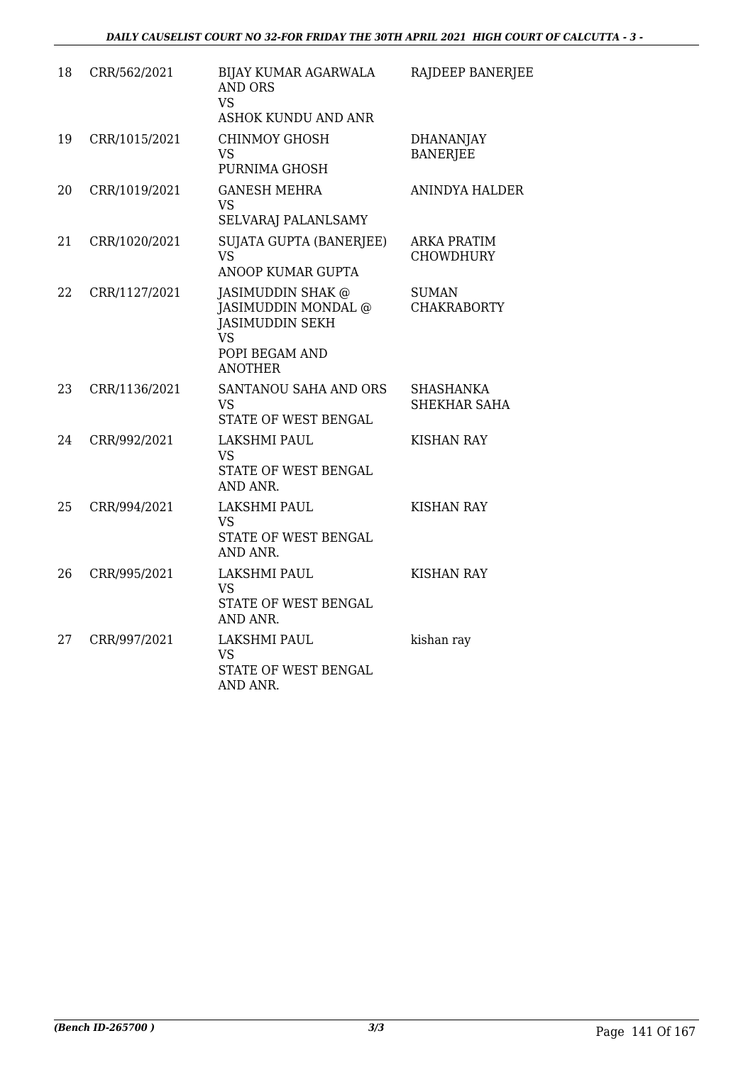| 18 | CRR/562/2021 | BIJAY KUMAR AGARWALA AND ORS<br>VS<br>ASHOK KUNDU AND ANR | RAJDEEP BANERJEE |
|---|---|---|---|
| 19 | CRR/1015/2021 | CHINMOY GHOSH<br>VS<br>PURNIMA GHOSH | DHANANJAY BANERJEE |
| 20 | CRR/1019/2021 | GANESH MEHRA<br>VS<br>SELVARAJ PALANLSAMY | ANINDYA HALDER |
| 21 | CRR/1020/2021 | SUJATA GUPTA (BANERJEE)<br>VS<br>ANOOP KUMAR GUPTA | ARKA PRATIM CHOWDHURY |
| 22 | CRR/1127/2021 | JASIMUDDIN SHAK @ JASIMUDDIN MONDAL @ JASIMUDDIN SEKH<br>VS<br>POPI BEGAM AND ANOTHER | SUMAN CHAKRABORTY |
| 23 | CRR/1136/2021 | SANTANOU SAHA AND ORS<br>VS<br>STATE OF WEST BENGAL | SHASHANKA SHEKHAR SAHA |
| 24 | CRR/992/2021 | LAKSHMI PAUL<br>VS<br>STATE OF WEST BENGAL AND ANR. | KISHAN RAY |
| 25 | CRR/994/2021 | LAKSHMI PAUL<br>VS<br>STATE OF WEST BENGAL AND ANR. | KISHAN RAY |
| 26 | CRR/995/2021 | LAKSHMI PAUL<br>VS<br>STATE OF WEST BENGAL AND ANR. | KISHAN RAY |
| 27 | CRR/997/2021 | LAKSHMI PAUL<br>VS<br>STATE OF WEST BENGAL AND ANR. | kishan ray |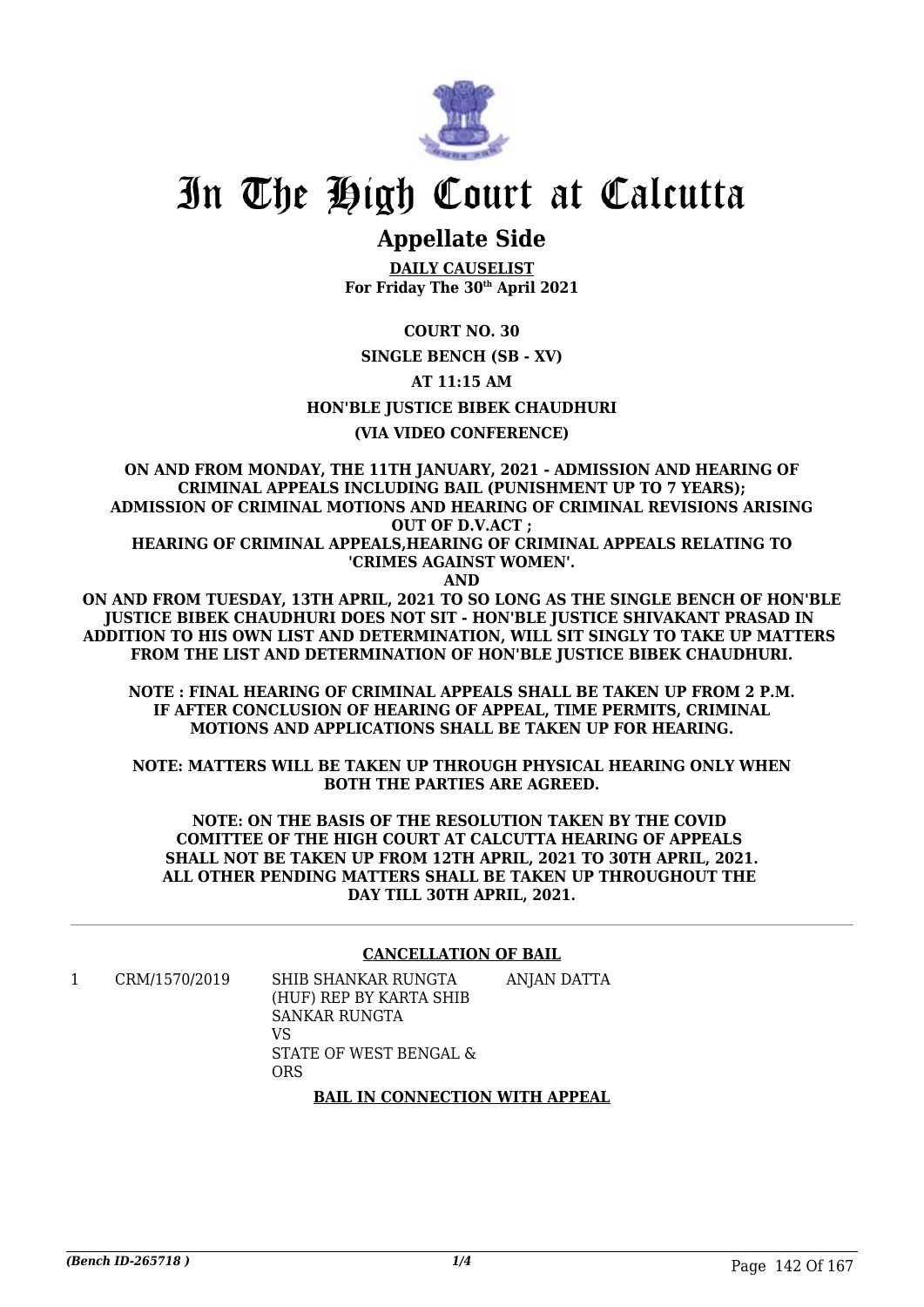# In The High Court at Calcutta

## Appellate Side

**DAILY CAUSELIST**
**For Friday The 30th April 2021**

**COURT NO. 30**

**SINGLE BENCH (SB - XV)**

**AT 11:15 AM**

**HON'BLE JUSTICE BIBEK CHAUDHURI**

**(VIA VIDEO CONFERENCE)**

**ON AND FROM MONDAY, THE 11TH JANUARY, 2021 - ADMISSION AND HEARING OF CRIMINAL APPEALS INCLUDING BAIL (PUNISHMENT UP TO 7 YEARS); ADMISSION OF CRIMINAL MOTIONS AND HEARING OF CRIMINAL REVISIONS ARISING OUT OF D.V.ACT ;
HEARING OF CRIMINAL APPEALS,HEARING OF CRIMINAL APPEALS RELATING TO 'CRIMES AGAINST WOMEN'.
AND
ON AND FROM TUESDAY, 13TH APRIL, 2021 TO SO LONG AS THE SINGLE BENCH OF HON'BLE JUSTICE BIBEK CHAUDHURI DOES NOT SIT - HON'BLE JUSTICE SHIVAKANT PRASAD IN ADDITION TO HIS OWN LIST AND DETERMINATION, WILL SIT SINGLY TO TAKE UP MATTERS FROM THE LIST AND DETERMINATION OF HON'BLE JUSTICE BIBEK CHAUDHURI.**

**NOTE : FINAL HEARING OF CRIMINAL APPEALS SHALL BE TAKEN UP FROM 2 P.M. IF AFTER CONCLUSION OF HEARING OF APPEAL, TIME PERMITS, CRIMINAL MOTIONS AND APPLICATIONS SHALL BE TAKEN UP FOR HEARING.**

**NOTE: MATTERS WILL BE TAKEN UP THROUGH PHYSICAL HEARING ONLY WHEN BOTH THE PARTIES ARE AGREED.**

**NOTE: ON THE BASIS OF THE RESOLUTION TAKEN BY THE COVID COMITTEE OF THE HIGH COURT AT CALCUTTA HEARING OF APPEALS SHALL NOT BE TAKEN UP FROM 12TH APRIL, 2021 TO 30TH APRIL, 2021. ALL OTHER PENDING MATTERS SHALL BE TAKEN UP THROUGHOUT THE DAY TILL 30TH APRIL, 2021.**

---

**CANCELLATION OF BAIL**

| | | | |
|---|---|---|---|
| 1 | CRM/1570/2019 | SHIB SHANKAR RUNGTA (HUF) REP BY KARTA SHIB SANKAR RUNGTA<br>VS<br>STATE OF WEST BENGAL & ORS | ANJAN DATTA |

**BAIL IN CONNECTION WITH APPEAL**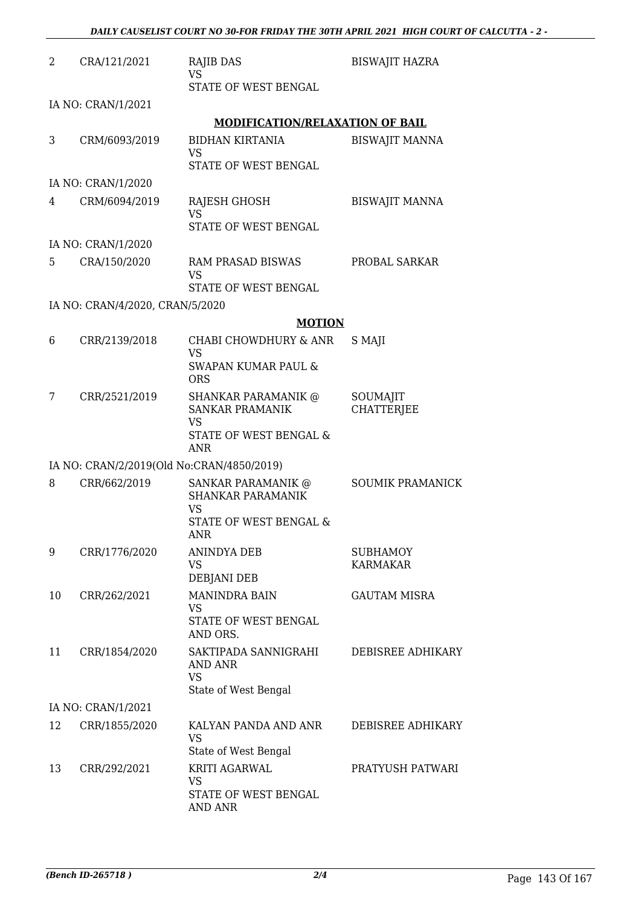| | | | |
|---|---|---|---|
| 2 | CRA/121/2021 | RAJIB DAS<br>VS<br>STATE OF WEST BENGAL | BISWAJIT HAZRA |
| | IA NO: CRAN/1/2021 | | |

**MODIFICATION/RELAXATION OF BAIL**

| | | | |
|---|---|---|---|
| 3 | CRM/6093/2019 | BIDHAN KIRTANIA<br>VS<br>STATE OF WEST BENGAL | BISWAJIT MANNA |
| | IA NO: CRAN/1/2020 | | |
| 4 | CRM/6094/2019 | RAJESH GHOSH<br>VS<br>STATE OF WEST BENGAL | BISWAJIT MANNA |
| | IA NO: CRAN/1/2020 | | |
| 5 | CRA/150/2020 | RAM PRASAD BISWAS<br>VS<br>STATE OF WEST BENGAL | PROBAL SARKAR |
| | IA NO: CRAN/4/2020, CRAN/5/2020 | | |

**MOTION**

| | | | |
|---|---|---|---|
| 6 | CRR/2139/2018 | CHABI CHOWDHURY & ANR<br>VS<br>SWAPAN KUMAR PAUL & ORS | S MAJI |
| 7 | CRR/2521/2019 | SHANKAR PARAMANIK @ SANKAR PRAMANIK<br>VS<br>STATE OF WEST BENGAL & ANR | SOUMAJIT CHATTERJEE |
| | IA NO: CRAN/2/2019(Old No:CRAN/4850/2019) | | |
| 8 | CRR/662/2019 | SANKAR PARAMANIK @ SHANKAR PARAMANIK<br>VS<br>STATE OF WEST BENGAL & ANR | SOUMIK PRAMANICK |
| 9 | CRR/1776/2020 | ANINDYA DEB<br>VS<br>DEBJANI DEB | SUBHAMOY KARMAKAR |
| 10 | CRR/262/2021 | MANINDRA BAIN<br>VS<br>STATE OF WEST BENGAL AND ORS. | GAUTAM MISRA |
| 11 | CRR/1854/2020 | SAKTIPADA SANNIGRAHI AND ANR<br>VS<br>State of West Bengal | DEBISREE ADHIKARY |
| | IA NO: CRAN/1/2021 | | |
| 12 | CRR/1855/2020 | KALYAN PANDA AND ANR<br>VS<br>State of West Bengal | DEBISREE ADHIKARY |
| 13 | CRR/292/2021 | KRITI AGARWAL<br>VS<br>STATE OF WEST BENGAL AND ANR | PRATYUSH PATWARI |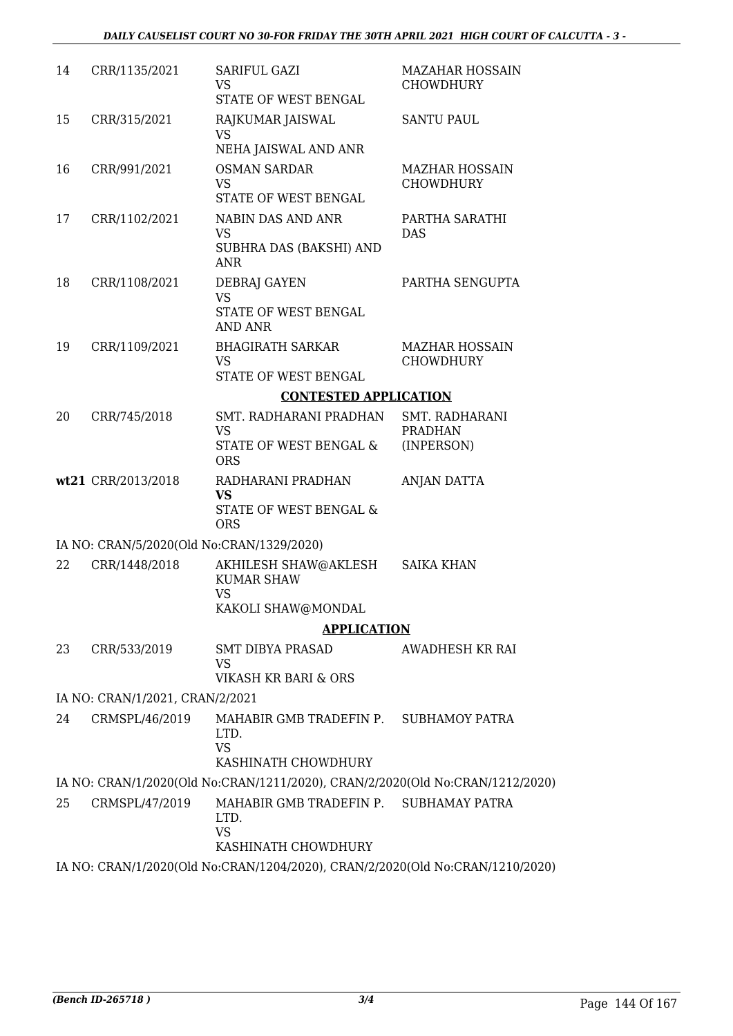| | | | |
|---|---|---|---|
| 14 | CRR/1135/2021 | SARIFUL GAZI<br>VS<br>STATE OF WEST BENGAL | MAZAHAR HOSSAIN CHOWDHURY |
| 15 | CRR/315/2021 | RAJKUMAR JAISWAL<br>VS<br>NEHA JAISWAL AND ANR | SANTU PAUL |
| 16 | CRR/991/2021 | OSMAN SARDAR<br>VS<br>STATE OF WEST BENGAL | MAZHAR HOSSAIN CHOWDHURY |
| 17 | CRR/1102/2021 | NABIN DAS AND ANR<br>VS<br>SUBHRA DAS (BAKSHI) AND ANR | PARTHA SARATHI DAS |
| 18 | CRR/1108/2021 | DEBRAJ GAYEN<br>VS<br>STATE OF WEST BENGAL AND ANR | PARTHA SENGUPTA |
| 19 | CRR/1109/2021 | BHAGIRATH SARKAR<br>VS<br>STATE OF WEST BENGAL | MAZHAR HOSSAIN CHOWDHURY |

**CONTESTED APPLICATION**

| | | | |
|---|---|---|---|
| 20 | CRR/745/2018 | SMT. RADHARANI PRADHAN<br>VS<br>STATE OF WEST BENGAL & ORS | SMT. RADHARANI PRADHAN (INPERSON) |
| **wt21** | CRR/2013/2018 | RADHARANI PRADHAN<br>**VS**<br>STATE OF WEST BENGAL & ORS | ANJAN DATTA |

IA NO: CRAN/5/2020(Old No:CRAN/1329/2020)

| | | | |
|---|---|---|---|
| 22 | CRR/1448/2018 | AKHILESH SHAW@AKLESH KUMAR SHAW<br>VS<br>KAKOLI SHAW@MONDAL | SAIKA KHAN |

**APPLICATION**

| | | | |
|---|---|---|---|
| 23 | CRR/533/2019 | SMT DIBYA PRASAD<br>VS<br>VIKASH KR BARI & ORS | AWADHESH KR RAI |

IA NO: CRAN/1/2021, CRAN/2/2021

| | | | |
|---|---|---|---|
| 24 | CRMSPL/46/2019 | MAHABIR GMB TRADEFIN P. LTD.<br>VS<br>KASHINATH CHOWDHURY | SUBHAMOY PATRA |

IA NO: CRAN/1/2020(Old No:CRAN/1211/2020), CRAN/2/2020(Old No:CRAN/1212/2020)

| | | | |
|---|---|---|---|
| 25 | CRMSPL/47/2019 | MAHABIR GMB TRADEFIN P. LTD.<br>VS<br>KASHINATH CHOWDHURY | SUBHAMAY PATRA |

IA NO: CRAN/1/2020(Old No:CRAN/1204/2020), CRAN/2/2020(Old No:CRAN/1210/2020)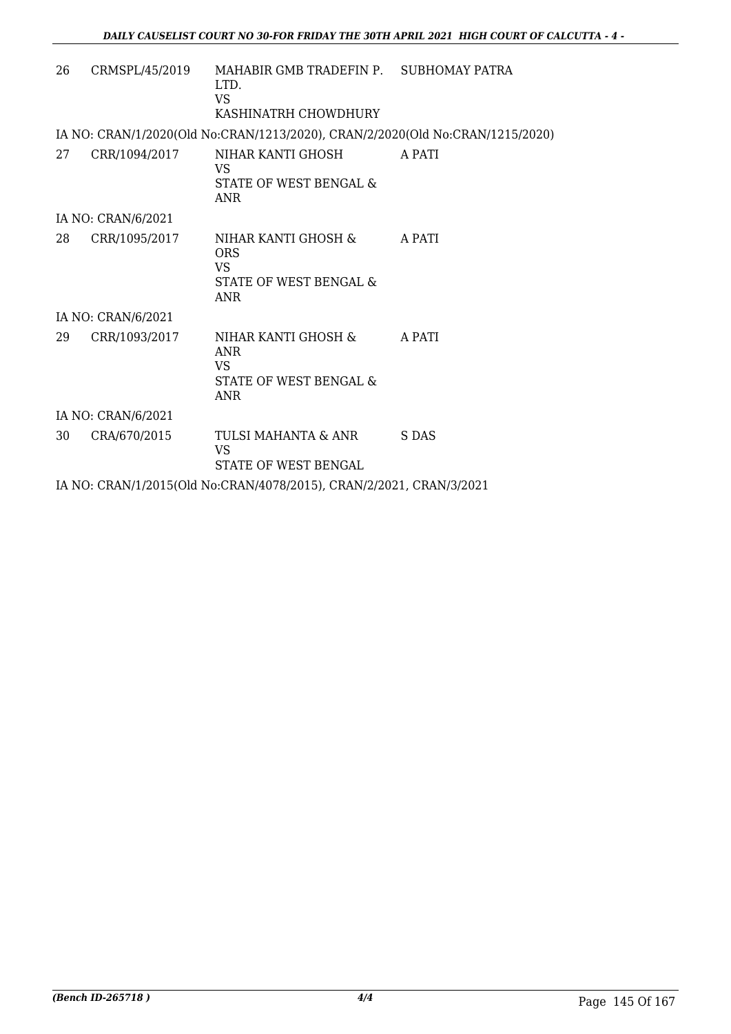| | | | |
|---|---|---|---|
| 26 | CRMSPL/45/2019 | MAHABIR GMB TRADEFIN P. LTD.<br>VS<br>KASHINATRH CHOWDHURY | SUBHOMAY PATRA |

IA NO: CRAN/1/2020(Old No:CRAN/1213/2020), CRAN/2/2020(Old No:CRAN/1215/2020)

| | | | |
|---|---|---|---|
| 27 | CRR/1094/2017 | NIHAR KANTI GHOSH<br>VS<br>STATE OF WEST BENGAL & ANR | A PATI |

IA NO: CRAN/6/2021

| | | | |
|---|---|---|---|
| 28 | CRR/1095/2017 | NIHAR KANTI GHOSH & ORS<br>VS<br>STATE OF WEST BENGAL & ANR | A PATI |

IA NO: CRAN/6/2021

| | | | |
|---|---|---|---|
| 29 | CRR/1093/2017 | NIHAR KANTI GHOSH & ANR<br>VS<br>STATE OF WEST BENGAL & ANR | A PATI |

IA NO: CRAN/6/2021

| | | | |
|---|---|---|---|
| 30 | CRA/670/2015 | TULSI MAHANTA & ANR<br>VS<br>STATE OF WEST BENGAL | S DAS |

IA NO: CRAN/1/2015(Old No:CRAN/4078/2015), CRAN/2/2021, CRAN/3/2021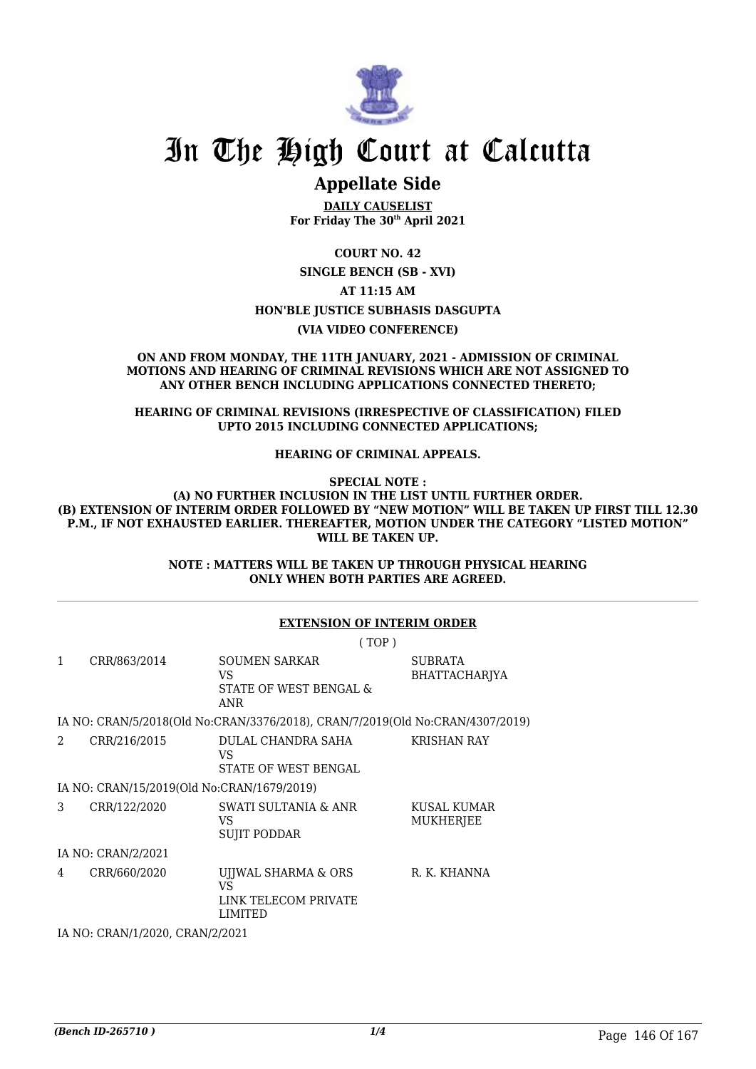# In The High Court at Calcutta

## Appellate Side

**DAILY CAUSELIST**
**For Friday The 30th April 2021**

**COURT NO. 42**

**SINGLE BENCH (SB - XVI)**

**AT 11:15 AM**

**HON'BLE JUSTICE SUBHASIS DASGUPTA**

**(VIA VIDEO CONFERENCE)**

**ON AND FROM MONDAY, THE 11TH JANUARY, 2021 - ADMISSION OF CRIMINAL MOTIONS AND HEARING OF CRIMINAL REVISIONS WHICH ARE NOT ASSIGNED TO ANY OTHER BENCH INCLUDING APPLICATIONS CONNECTED THERETO;**

**HEARING OF CRIMINAL REVISIONS (IRRESPECTIVE OF CLASSIFICATION) FILED UPTO 2015 INCLUDING CONNECTED APPLICATIONS;**

**HEARING OF CRIMINAL APPEALS.**

**SPECIAL NOTE :**
**(A) NO FURTHER INCLUSION IN THE LIST UNTIL FURTHER ORDER.**
**(B) EXTENSION OF INTERIM ORDER FOLLOWED BY "NEW MOTION" WILL BE TAKEN UP FIRST TILL 12.30 P.M., IF NOT EXHAUSTED EARLIER. THEREAFTER, MOTION UNDER THE CATEGORY "LISTED MOTION" WILL BE TAKEN UP.**

**NOTE : MATTERS WILL BE TAKEN UP THROUGH PHYSICAL HEARING ONLY WHEN BOTH PARTIES ARE AGREED.**

**EXTENSION OF INTERIM ORDER**

( TOP )

| | | | |
|---|---|---|---|
| 1 | CRR/863/2014 | SOUMEN SARKAR<br>VS<br>STATE OF WEST BENGAL & ANR | SUBRATA BHATTACHARJYA |

IA NO: CRAN/5/2018(Old No:CRAN/3376/2018), CRAN/7/2019(Old No:CRAN/4307/2019)

| | | | |
|---|---|---|---|
| 2 | CRR/216/2015 | DULAL CHANDRA SAHA<br>VS<br>STATE OF WEST BENGAL | KRISHAN RAY |

IA NO: CRAN/15/2019(Old No:CRAN/1679/2019)

| | | | |
|---|---|---|---|
| 3 | CRR/122/2020 | SWATI SULTANIA & ANR<br>VS<br>SUJIT PODDAR | KUSAL KUMAR MUKHERJEE |

IA NO: CRAN/2/2021

| | | | |
|---|---|---|---|
| 4 | CRR/660/2020 | UJJWAL SHARMA & ORS<br>VS<br>LINK TELECOM PRIVATE LIMITED | R. K. KHANNA |

IA NO: CRAN/1/2020, CRAN/2/2021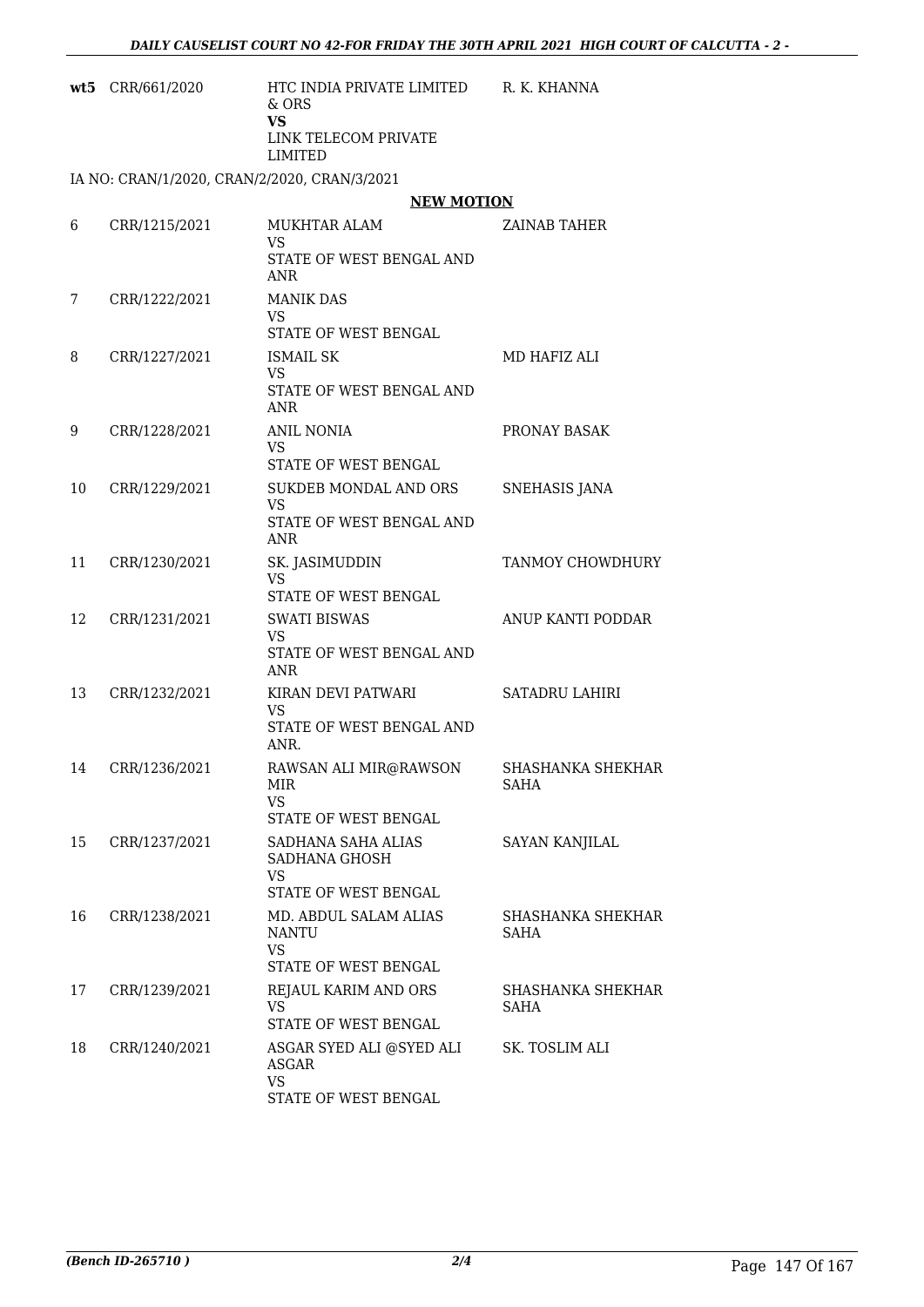| | | | |
|---|---|---|---|
| **wt5** | CRR/661/2020 | HTC INDIA PRIVATE LIMITED & ORS<br>**VS**<br>LINK TELECOM PRIVATE LIMITED | R. K. KHANNA |

IA NO: CRAN/1/2020, CRAN/2/2020, CRAN/3/2021

**NEW MOTION**

| | | | |
|---|---|---|---|
| 6 | CRR/1215/2021 | MUKHTAR ALAM<br>VS<br>STATE OF WEST BENGAL AND ANR | ZAINAB TAHER |
| 7 | CRR/1222/2021 | MANIK DAS<br>VS<br>STATE OF WEST BENGAL | |
| 8 | CRR/1227/2021 | ISMAIL SK<br>VS<br>STATE OF WEST BENGAL AND ANR | MD HAFIZ ALI |
| 9 | CRR/1228/2021 | ANIL NONIA<br>VS<br>STATE OF WEST BENGAL | PRONAY BASAK |
| 10 | CRR/1229/2021 | SUKDEB MONDAL AND ORS<br>VS<br>STATE OF WEST BENGAL AND ANR | SNEHASIS JANA |
| 11 | CRR/1230/2021 | SK. JASIMUDDIN<br>VS<br>STATE OF WEST BENGAL | TANMOY CHOWDHURY |
| 12 | CRR/1231/2021 | SWATI BISWAS<br>VS<br>STATE OF WEST BENGAL AND ANR | ANUP KANTI PODDAR |
| 13 | CRR/1232/2021 | KIRAN DEVI PATWARI<br>VS<br>STATE OF WEST BENGAL AND ANR. | SATADRU LAHIRI |
| 14 | CRR/1236/2021 | RAWSAN ALI MIR@RAWSON MIR<br>VS<br>STATE OF WEST BENGAL | SHASHANKA SHEKHAR SAHA |
| 15 | CRR/1237/2021 | SADHANA SAHA ALIAS SADHANA GHOSH<br>VS<br>STATE OF WEST BENGAL | SAYAN KANJILAL |
| 16 | CRR/1238/2021 | MD. ABDUL SALAM ALIAS NANTU<br>VS<br>STATE OF WEST BENGAL | SHASHANKA SHEKHAR SAHA |
| 17 | CRR/1239/2021 | REJAUL KARIM AND ORS<br>VS<br>STATE OF WEST BENGAL | SHASHANKA SHEKHAR SAHA |
| 18 | CRR/1240/2021 | ASGAR SYED ALI @SYED ALI ASGAR<br>VS<br>STATE OF WEST BENGAL | SK. TOSLIM ALI |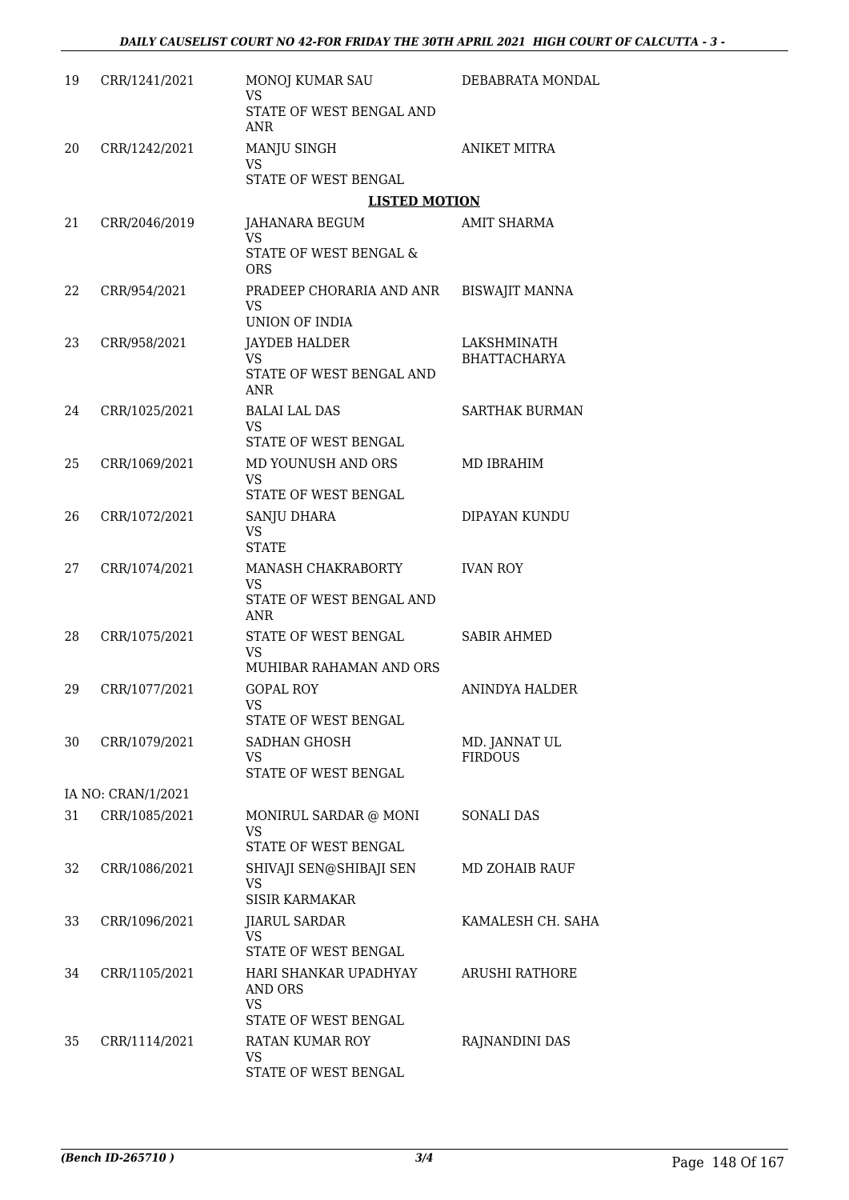| | | | |
|---|---|---|---|
| 19 | CRR/1241/2021 | MONOJ KUMAR SAU<br>VS<br>STATE OF WEST BENGAL AND ANR | DEBABRATA MONDAL |
| 20 | CRR/1242/2021 | MANJU SINGH<br>VS<br>STATE OF WEST BENGAL | ANIKET MITRA |
| | | **LISTED MOTION** | |
| 21 | CRR/2046/2019 | JAHANARA BEGUM<br>VS<br>STATE OF WEST BENGAL & ORS | AMIT SHARMA |
| 22 | CRR/954/2021 | PRADEEP CHORARIA AND ANR<br>VS<br>UNION OF INDIA | BISWAJIT MANNA |
| 23 | CRR/958/2021 | JAYDEB HALDER<br>VS<br>STATE OF WEST BENGAL AND ANR | LAKSHMINATH BHATTACHARYA |
| 24 | CRR/1025/2021 | BALAI LAL DAS<br>VS<br>STATE OF WEST BENGAL | SARTHAK BURMAN |
| 25 | CRR/1069/2021 | MD YOUNUSH AND ORS<br>VS<br>STATE OF WEST BENGAL | MD IBRAHIM |
| 26 | CRR/1072/2021 | SANJU DHARA<br>VS<br>STATE | DIPAYAN KUNDU |
| 27 | CRR/1074/2021 | MANASH CHAKRABORTY<br>VS<br>STATE OF WEST BENGAL AND ANR | IVAN ROY |
| 28 | CRR/1075/2021 | STATE OF WEST BENGAL<br>VS<br>MUHIBAR RAHAMAN AND ORS | SABIR AHMED |
| 29 | CRR/1077/2021 | GOPAL ROY<br>VS<br>STATE OF WEST BENGAL | ANINDYA HALDER |
| 30 | CRR/1079/2021 | SADHAN GHOSH<br>VS<br>STATE OF WEST BENGAL | MD. JANNAT UL FIRDOUS |
| | IA NO: CRAN/1/2021 | | |
| 31 | CRR/1085/2021 | MONIRUL SARDAR @ MONI<br>VS<br>STATE OF WEST BENGAL | SONALI DAS |
| 32 | CRR/1086/2021 | SHIVAJI SEN@SHIBAJI SEN<br>VS<br>SISIR KARMAKAR | MD ZOHAIB RAUF |
| 33 | CRR/1096/2021 | JIARUL SARDAR<br>VS<br>STATE OF WEST BENGAL | KAMALESH CH. SAHA |
| 34 | CRR/1105/2021 | HARI SHANKAR UPADHYAY AND ORS<br>VS<br>STATE OF WEST BENGAL | ARUSHI RATHORE |
| 35 | CRR/1114/2021 | RATAN KUMAR ROY<br>VS<br>STATE OF WEST BENGAL | RAJNANDINI DAS |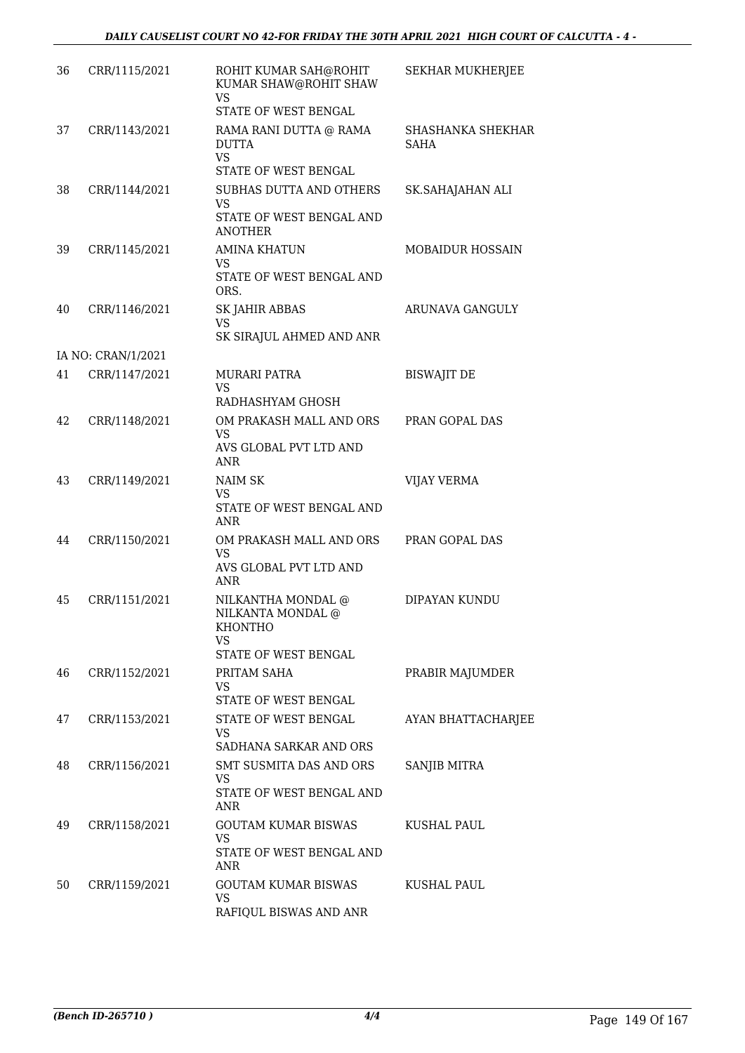| | | | |
|---|---|---|---|
| 36 | CRR/1115/2021 | ROHIT KUMAR SAH@ROHIT KUMAR SHAW@ROHIT SHAW<br>VS<br>STATE OF WEST BENGAL | SEKHAR MUKHERJEE |
| 37 | CRR/1143/2021 | RAMA RANI DUTTA @ RAMA DUTTA<br>VS<br>STATE OF WEST BENGAL | SHASHANKA SHEKHAR SAHA |
| 38 | CRR/1144/2021 | SUBHAS DUTTA AND OTHERS<br>VS<br>STATE OF WEST BENGAL AND ANOTHER | SK.SAHAJAHAN ALI |
| 39 | CRR/1145/2021 | AMINA KHATUN<br>VS<br>STATE OF WEST BENGAL AND ORS. | MOBAIDUR HOSSAIN |
| 40 | CRR/1146/2021 | SK JAHIR ABBAS<br>VS<br>SK SIRAJUL AHMED AND ANR | ARUNAVA GANGULY |
| | IA NO: CRAN/1/2021 | | |
| 41 | CRR/1147/2021 | MURARI PATRA<br>VS<br>RADHASHYAM GHOSH | BISWAJIT DE |
| 42 | CRR/1148/2021 | OM PRAKASH MALL AND ORS<br>VS<br>AVS GLOBAL PVT LTD AND ANR | PRAN GOPAL DAS |
| 43 | CRR/1149/2021 | NAIM SK<br>VS<br>STATE OF WEST BENGAL AND ANR | VIJAY VERMA |
| 44 | CRR/1150/2021 | OM PRAKASH MALL AND ORS<br>VS<br>AVS GLOBAL PVT LTD AND ANR | PRAN GOPAL DAS |
| 45 | CRR/1151/2021 | NILKANTHA MONDAL @ NILKANTA MONDAL @ KHONTHO<br>VS<br>STATE OF WEST BENGAL | DIPAYAN KUNDU |
| 46 | CRR/1152/2021 | PRITAM SAHA<br>VS<br>STATE OF WEST BENGAL | PRABIR MAJUMDER |
| 47 | CRR/1153/2021 | STATE OF WEST BENGAL<br>VS<br>SADHANA SARKAR AND ORS | AYAN BHATTACHARJEE |
| 48 | CRR/1156/2021 | SMT SUSMITA DAS AND ORS<br>VS<br>STATE OF WEST BENGAL AND ANR | SANJIB MITRA |
| 49 | CRR/1158/2021 | GOUTAM KUMAR BISWAS<br>VS<br>STATE OF WEST BENGAL AND ANR | KUSHAL PAUL |
| 50 | CRR/1159/2021 | GOUTAM KUMAR BISWAS<br>VS<br>RAFIQUL BISWAS AND ANR | KUSHAL PAUL |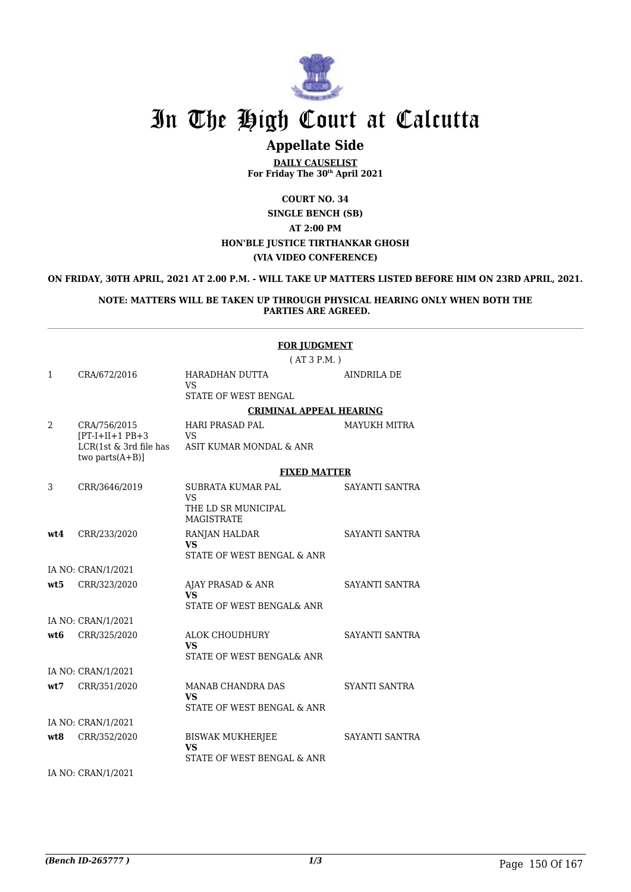# In The High Court at Calcutta

## Appellate Side

**DAILY CAUSELIST**
**For Friday The 30th April 2021**

**COURT NO. 34**
**SINGLE BENCH (SB)**
**AT 2:00 PM**
**HON'BLE JUSTICE TIRTHANKAR GHOSH**
**(VIA VIDEO CONFERENCE)**

**ON FRIDAY, 30TH APRIL, 2021 AT 2.00 P.M. - WILL TAKE UP MATTERS LISTED BEFORE HIM ON 23RD APRIL, 2021.**

**NOTE: MATTERS WILL BE TAKEN UP THROUGH PHYSICAL HEARING ONLY WHEN BOTH THE PARTIES ARE AGREED.**

**FOR JUDGMENT**
( AT 3 P.M. )

| | | | |
|---|---|---|---|
| 1 | CRA/672/2016 | HARADHAN DUTTA VS STATE OF WEST BENGAL | AINDRILA DE |

**CRIMINAL APPEAL HEARING**

| | | | |
|---|---|---|---|
| 2 | CRA/756/2015 [PT-I+II+1 PB+3 LCR(1st & 3rd file has two parts(A+B)] | HARI PRASAD PAL VS ASIT KUMAR MONDAL & ANR | MAYUKH MITRA |

**FIXED MATTER**

| | | | |
|---|---|---|---|
| 3 | CRR/3646/2019 | SUBRATA KUMAR PAL VS THE LD SR MUNICIPAL MAGISTRATE | SAYANTI SANTRA |
| wt4 | CRR/233/2020 | RANJAN HALDAR VS STATE OF WEST BENGAL & ANR | SAYANTI SANTRA |
| | IA NO: CRAN/1/2021 | | |
| wt5 | CRR/323/2020 | AJAY PRASAD & ANR VS STATE OF WEST BENGAL& ANR | SAYANTI SANTRA |
| | IA NO: CRAN/1/2021 | | |
| wt6 | CRR/325/2020 | ALOK CHOUDHURY VS STATE OF WEST BENGAL& ANR | SAYANTI SANTRA |
| | IA NO: CRAN/1/2021 | | |
| wt7 | CRR/351/2020 | MANAB CHANDRA DAS VS STATE OF WEST BENGAL & ANR | SYANTI SANTRA |
| | IA NO: CRAN/1/2021 | | |
| wt8 | CRR/352/2020 | BISWAK MUKHERJEE VS STATE OF WEST BENGAL & ANR | SAYANTI SANTRA |
| | IA NO: CRAN/1/2021 | | |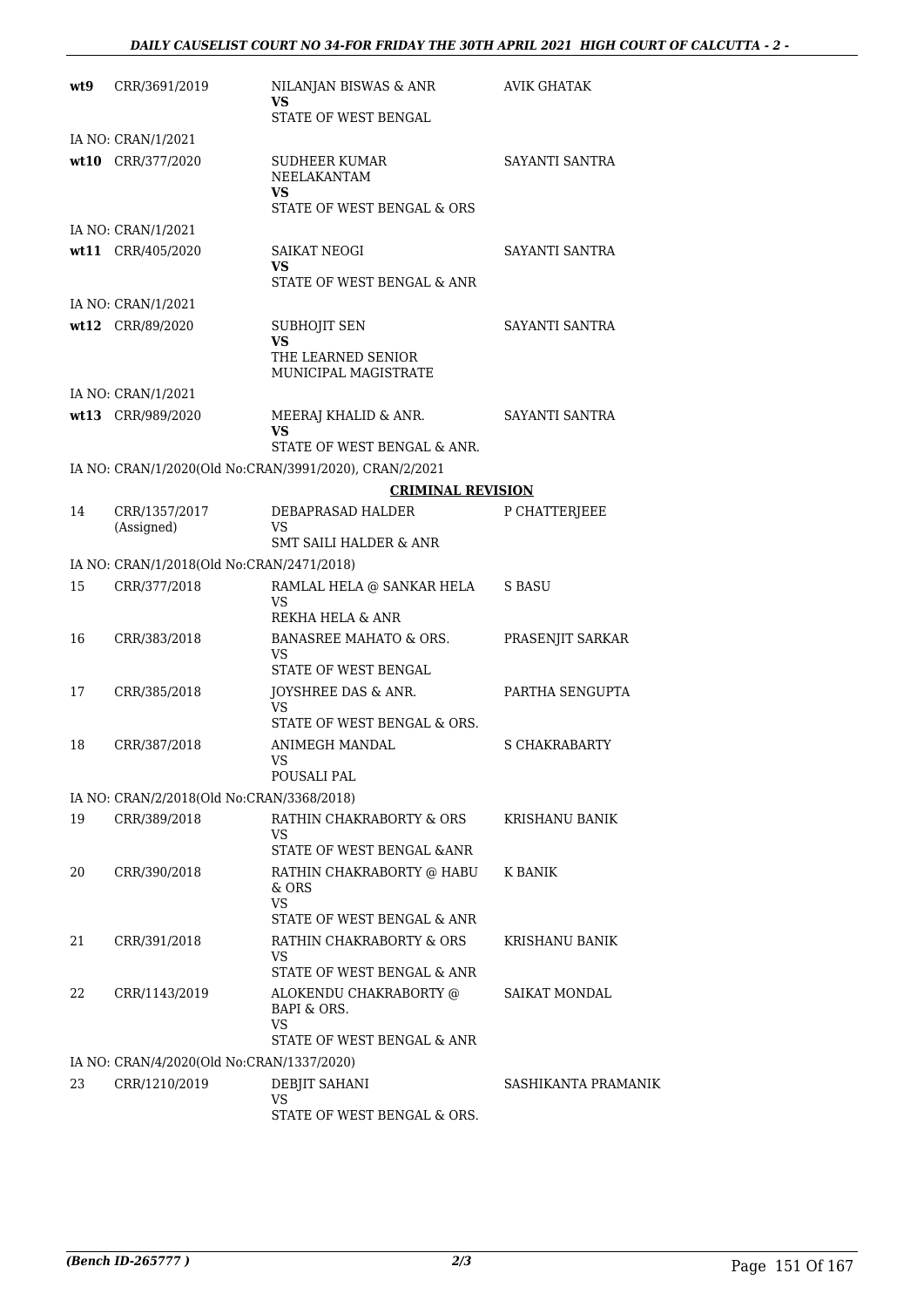| | | | |
|---|---|---|---|
| **wt9** | CRR/3691/2019 | NILANJAN BISWAS & ANR<br>**VS**<br>STATE OF WEST BENGAL | AVIK GHATAK |
| | IA NO: CRAN/1/2021 | | |
| **wt10** | CRR/377/2020 | SUDHEER KUMAR NEELAKANTAM<br>**VS**<br>STATE OF WEST BENGAL & ORS | SAYANTI SANTRA |
| | IA NO: CRAN/1/2021 | | |
| **wt11** | CRR/405/2020 | SAIKAT NEOGI<br>**VS**<br>STATE OF WEST BENGAL & ANR | SAYANTI SANTRA |
| | IA NO: CRAN/1/2021 | | |
| **wt12** | CRR/89/2020 | SUBHOJIT SEN<br>**VS**<br>THE LEARNED SENIOR MUNICIPAL MAGISTRATE | SAYANTI SANTRA |
| | IA NO: CRAN/1/2021 | | |
| **wt13** | CRR/989/2020 | MEERAJ KHALID & ANR.<br>**VS**<br>STATE OF WEST BENGAL & ANR. | SAYANTI SANTRA |
| | IA NO: CRAN/1/2020(Old No:CRAN/3991/2020), CRAN/2/2021 | | |

**CRIMINAL REVISION**

| | | | |
|---|---|---|---|
| 14 | CRR/1357/2017 (Assigned) | DEBAPRASAD HALDER<br>VS<br>SMT SAILI HALDER & ANR | P CHATTERJEEE |
| | IA NO: CRAN/1/2018(Old No:CRAN/2471/2018) | | |
| 15 | CRR/377/2018 | RAMLAL HELA @ SANKAR HELA<br>VS<br>REKHA HELA & ANR | S BASU |
| 16 | CRR/383/2018 | BANASREE MAHATO & ORS.<br>VS<br>STATE OF WEST BENGAL | PRASENJIT SARKAR |
| 17 | CRR/385/2018 | JOYSHREE DAS & ANR.<br>VS<br>STATE OF WEST BENGAL & ORS. | PARTHA SENGUPTA |
| 18 | CRR/387/2018 | ANIMEGH MANDAL<br>VS<br>POUSALI PAL | S CHAKRABARTY |
| | IA NO: CRAN/2/2018(Old No:CRAN/3368/2018) | | |
| 19 | CRR/389/2018 | RATHIN CHAKRABORTY & ORS<br>VS<br>STATE OF WEST BENGAL &ANR | KRISHANU BANIK |
| 20 | CRR/390/2018 | RATHIN CHAKRABORTY @ HABU & ORS<br>VS<br>STATE OF WEST BENGAL & ANR | K BANIK |
| 21 | CRR/391/2018 | RATHIN CHAKRABORTY & ORS<br>VS<br>STATE OF WEST BENGAL & ANR | KRISHANU BANIK |
| 22 | CRR/1143/2019 | ALOKENDU CHAKRABORTY @ BAPI & ORS.<br>VS<br>STATE OF WEST BENGAL & ANR | SAIKAT MONDAL |
| | IA NO: CRAN/4/2020(Old No:CRAN/1337/2020) | | |
| 23 | CRR/1210/2019 | DEBJIT SAHANI<br>VS<br>STATE OF WEST BENGAL & ORS. | SASHIKANTA PRAMANIK |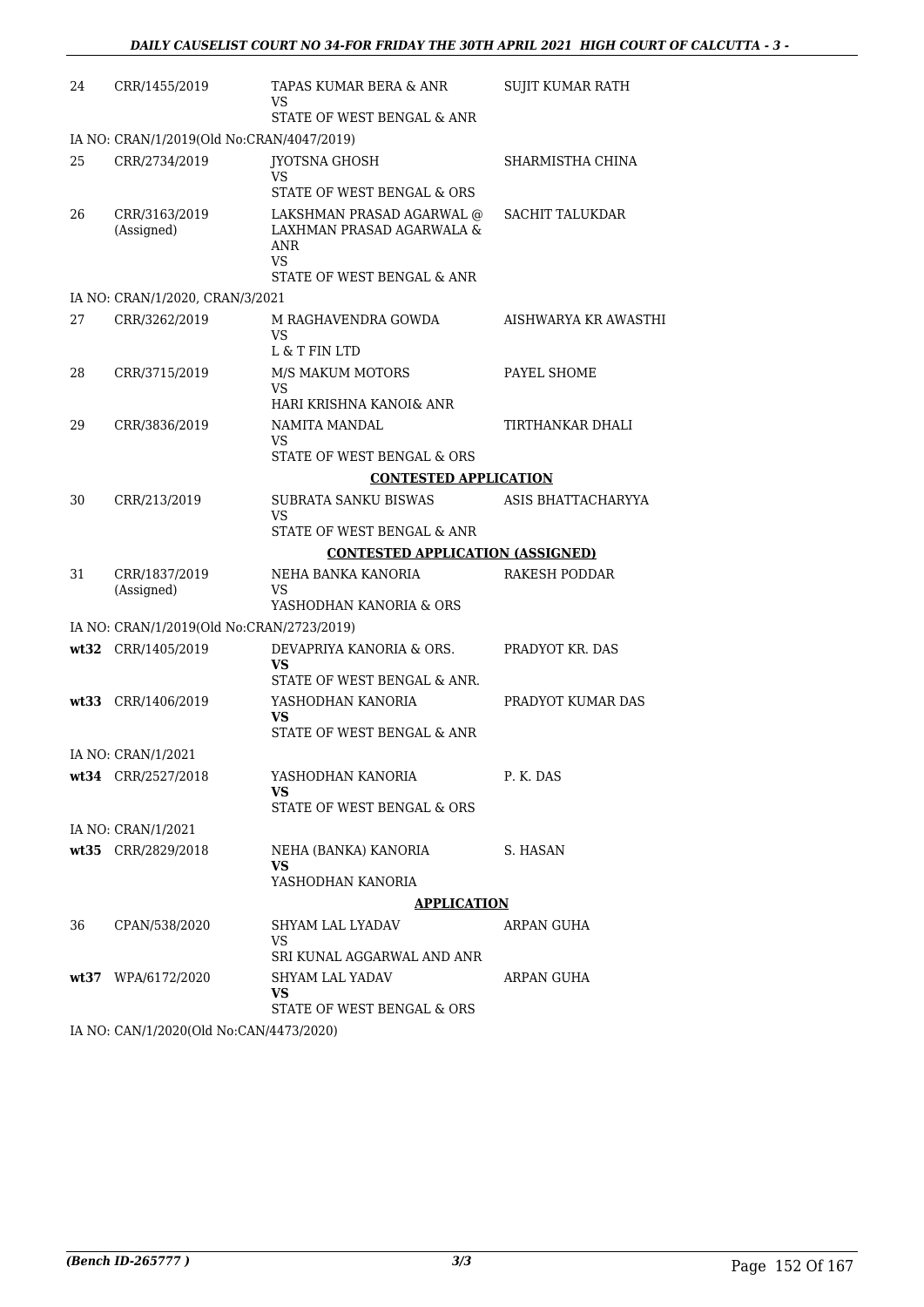| | | | |
|---|---|---|---|
| 24 | CRR/1455/2019 | TAPAS KUMAR BERA & ANR<br>VS<br>STATE OF WEST BENGAL & ANR | SUJIT KUMAR RATH |
| IA NO: CRAN/1/2019(Old No:CRAN/4047/2019) | | | |
| 25 | CRR/2734/2019 | JYOTSNA GHOSH<br>VS<br>STATE OF WEST BENGAL & ORS | SHARMISTHA CHINA |
| 26 | CRR/3163/2019<br>(Assigned) | LAKSHMAN PRASAD AGARWAL @ LAXHMAN PRASAD AGARWALA & ANR<br>VS<br>STATE OF WEST BENGAL & ANR | SACHIT TALUKDAR |
| IA NO: CRAN/1/2020, CRAN/3/2021 | | | |
| 27 | CRR/3262/2019 | M RAGHAVENDRA GOWDA<br>VS<br>L & T FIN LTD | AISHWARYA KR AWASTHI |
| 28 | CRR/3715/2019 | M/S MAKUM MOTORS<br>VS<br>HARI KRISHNA KANOI& ANR | PAYEL SHOME |
| 29 | CRR/3836/2019 | NAMITA MANDAL<br>VS<br>STATE OF WEST BENGAL & ORS | TIRTHANKAR DHALI |
| | | **CONTESTED APPLICATION** | |
| 30 | CRR/213/2019 | SUBRATA SANKU BISWAS<br>VS<br>STATE OF WEST BENGAL & ANR | ASIS BHATTACHARYYA |
| | | **CONTESTED APPLICATION (ASSIGNED)** | |
| 31 | CRR/1837/2019<br>(Assigned) | NEHA BANKA KANORIA<br>VS<br>YASHODHAN KANORIA & ORS | RAKESH PODDAR |
| IA NO: CRAN/1/2019(Old No:CRAN/2723/2019) | | | |
| **wt32** | CRR/1405/2019 | DEVAPRIYA KANORIA & ORS.<br>**VS**<br>STATE OF WEST BENGAL & ANR. | PRADYOT KR. DAS |
| **wt33** | CRR/1406/2019 | YASHODHAN KANORIA<br>**VS**<br>STATE OF WEST BENGAL & ANR | PRADYOT KUMAR DAS |
| IA NO: CRAN/1/2021 | | | |
| **wt34** | CRR/2527/2018 | YASHODHAN KANORIA<br>**VS**<br>STATE OF WEST BENGAL & ORS | P. K. DAS |
| IA NO: CRAN/1/2021 | | | |
| **wt35** | CRR/2829/2018 | NEHA (BANKA) KANORIA<br>**VS**<br>YASHODHAN KANORIA | S. HASAN |
| | | **APPLICATION** | |
| 36 | CPAN/538/2020 | SHYAM LAL LYADAV<br>VS<br>SRI KUNAL AGGARWAL AND ANR | ARPAN GUHA |
| **wt37** | WPA/6172/2020 | SHYAM LAL YADAV<br>**VS**<br>STATE OF WEST BENGAL & ORS | ARPAN GUHA |
| IA NO: CAN/1/2020(Old No:CAN/4473/2020) | | | |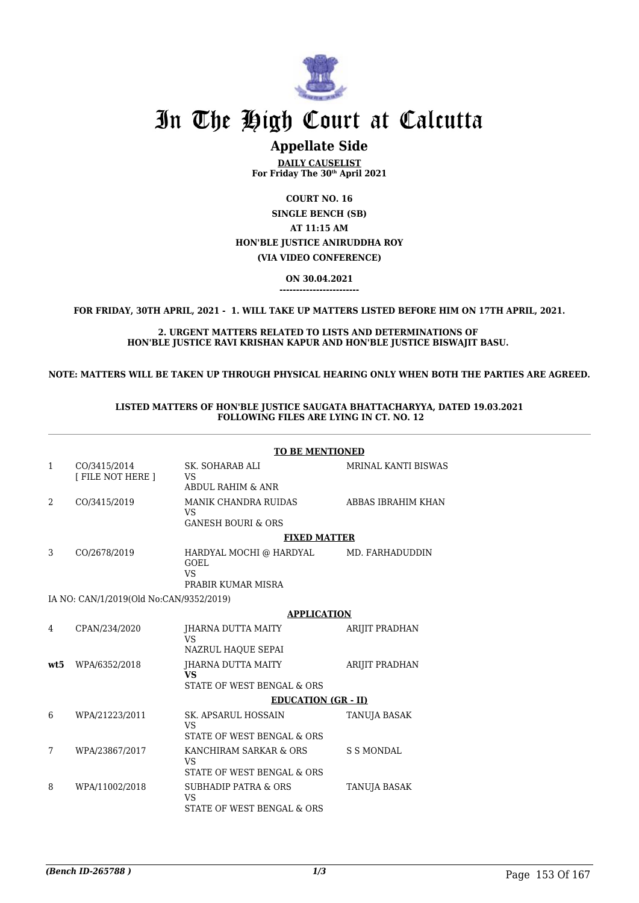# In The High Court at Calcutta

## Appellate Side

**DAILY CAUSELIST**
**For Friday The 30th April 2021**

**COURT NO. 16**
**SINGLE BENCH (SB)**
**AT 11:15 AM**
**HON'BLE JUSTICE ANIRUDDHA ROY**
**(VIA VIDEO CONFERENCE)**

**ON 30.04.2021**
**------------------------**

**FOR FRIDAY, 30TH APRIL, 2021 - 1. WILL TAKE UP MATTERS LISTED BEFORE HIM ON 17TH APRIL, 2021.**

**2. URGENT MATTERS RELATED TO LISTS AND DETERMINATIONS OF HON'BLE JUSTICE RAVI KRISHAN KAPUR AND HON'BLE JUSTICE BISWAJIT BASU.**

**NOTE: MATTERS WILL BE TAKEN UP THROUGH PHYSICAL HEARING ONLY WHEN BOTH THE PARTIES ARE AGREED.**

**LISTED MATTERS OF HON'BLE JUSTICE SAUGATA BHATTACHARYYA, DATED 19.03.2021 FOLLOWING FILES ARE LYING IN CT. NO. 12**

**TO BE MENTIONED**

| | | | |
|---|---|---|---|
| 1 | CO/3415/2014 [ FILE NOT HERE ] | SK. SOHARAB ALI VS ABDUL RAHIM & ANR | MRINAL KANTI BISWAS |
| 2 | CO/3415/2019 | MANIK CHANDRA RUIDAS VS GANESH BOURI & ORS | ABBAS IBRAHIM KHAN |

**FIXED MATTER**

| | | | |
|---|---|---|---|
| 3 | CO/2678/2019 | HARDYAL MOCHI @ HARDYAL GOEL VS PRABIR KUMAR MISRA | MD. FARHADUDDIN |

IA NO: CAN/1/2019(Old No:CAN/9352/2019)

**APPLICATION**

| | | | |
|---|---|---|---|
| 4 | CPAN/234/2020 | JHARNA DUTTA MAITY VS NAZRUL HAQUE SEPAI | ARIJIT PRADHAN |
| **wt5** | WPA/6352/2018 | JHARNA DUTTA MAITY **VS** STATE OF WEST BENGAL & ORS | ARIJIT PRADHAN |

**EDUCATION (GR - II)**

| | | | |
|---|---|---|---|
| 6 | WPA/21223/2011 | SK. APSARUL HOSSAIN VS STATE OF WEST BENGAL & ORS | TANUJA BASAK |
| 7 | WPA/23867/2017 | KANCHIRAM SARKAR & ORS VS STATE OF WEST BENGAL & ORS | S S MONDAL |
| 8 | WPA/11002/2018 | SUBHADIP PATRA & ORS VS STATE OF WEST BENGAL & ORS | TANUJA BASAK |

*(Bench ID-265788 )*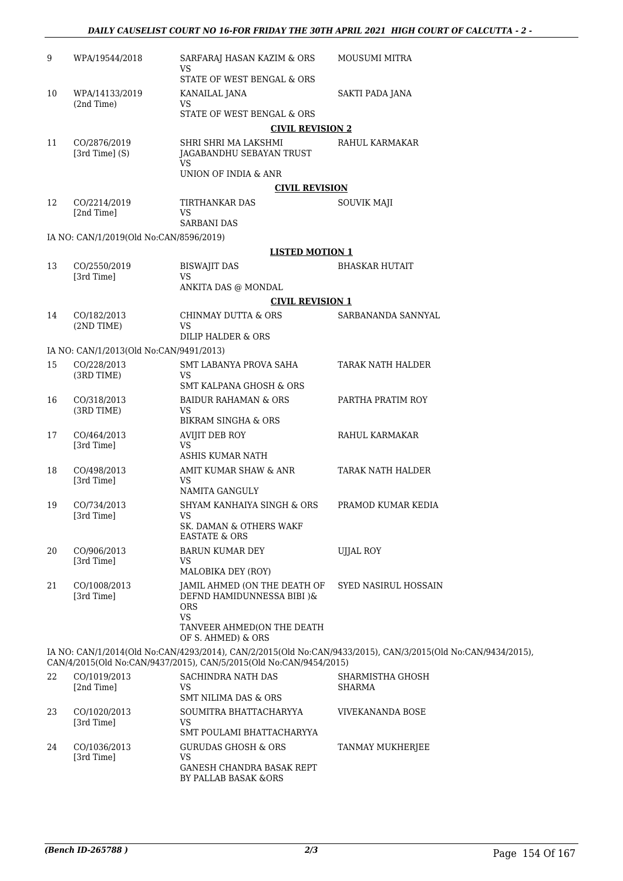| | | | |
|---|---|---|---|
| 9 | WPA/19544/2018 | SARFARAJ HASAN KAZIM & ORS<br>VS<br>STATE OF WEST BENGAL & ORS | MOUSUMI MITRA |
| 10 | WPA/14133/2019<br>(2nd Time) | KANAILAL JANA<br>VS<br>STATE OF WEST BENGAL & ORS | SAKTI PADA JANA |

**CIVIL REVISION 2**

| | | | |
|---|---|---|---|
| 11 | CO/2876/2019<br>[3rd Time] (S) | SHRI SHRI MA LAKSHMI JAGABANDHU SEBAYAN TRUST<br>VS<br>UNION OF INDIA & ANR | RAHUL KARMAKAR |

**CIVIL REVISION**

| | | | |
|---|---|---|---|
| 12 | CO/2214/2019<br>[2nd Time] | TIRTHANKAR DAS<br>VS<br>SARBANI DAS | SOUVIK MAJI |

IA NO: CAN/1/2019(Old No:CAN/8596/2019)

**LISTED MOTION 1**

| | | | |
|---|---|---|---|
| 13 | CO/2550/2019<br>[3rd Time] | BISWAJIT DAS<br>VS<br>ANKITA DAS @ MONDAL | BHASKAR HUTAIT |

**CIVIL REVISION 1**

| | | | |
|---|---|---|---|
| 14 | CO/182/2013<br>(2ND TIME) | CHINMAY DUTTA & ORS<br>VS<br>DILIP HALDER & ORS | SARBANANDA SANNYAL |

IA NO: CAN/1/2013(Old No:CAN/9491/2013)

| | | | |
|---|---|---|---|
| 15 | CO/228/2013<br>(3RD TIME) | SMT LABANYA PROVA SAHA<br>VS<br>SMT KALPANA GHOSH & ORS | TARAK NATH HALDER |
| 16 | CO/318/2013<br>(3RD TIME) | BAIDUR RAHAMAN & ORS<br>VS<br>BIKRAM SINGHA & ORS | PARTHA PRATIM ROY |
| 17 | CO/464/2013<br>[3rd Time] | AVIJIT DEB ROY<br>VS<br>ASHIS KUMAR NATH | RAHUL KARMAKAR |
| 18 | CO/498/2013<br>[3rd Time] | AMIT KUMAR SHAW & ANR<br>VS<br>NAMITA GANGULY | TARAK NATH HALDER |
| 19 | CO/734/2013<br>[3rd Time] | SHYAM KANHAIYA SINGH & ORS<br>VS<br>SK. DAMAN & OTHERS WAKF EASTATE & ORS | PRAMOD KUMAR KEDIA |
| 20 | CO/906/2013<br>[3rd Time] | BARUN KUMAR DEY<br>VS<br>MALOBIKA DEY (ROY) | UJJAL ROY |
| 21 | CO/1008/2013<br>[3rd Time] | JAMIL AHMED (ON THE DEATH OF DEFND HAMIDUNNESSA BIBI )& ORS<br>VS<br>TANVEER AHMED(ON THE DEATH OF S. AHMED) & ORS | SYED NASIRUL HOSSAIN |

IA NO: CAN/1/2014(Old No:CAN/4293/2014), CAN/2/2015(Old No:CAN/9433/2015), CAN/3/2015(Old No:CAN/9434/2015), CAN/4/2015(Old No:CAN/9437/2015), CAN/5/2015(Old No:CAN/9454/2015)

| | | | |
|---|---|---|---|
| 22 | CO/1019/2013<br>[2nd Time] | SACHINDRA NATH DAS<br>VS<br>SMT NILIMA DAS & ORS | SHARMISTHA GHOSH SHARMA |
| 23 | CO/1020/2013<br>[3rd Time] | SOUMITRA BHATTACHARYYA<br>VS<br>SMT POULAMI BHATTACHARYYA | VIVEKANANDA BOSE |
| 24 | CO/1036/2013<br>[3rd Time] | GURUDAS GHOSH & ORS<br>VS<br>GANESH CHANDRA BASAK REPT BY PALLAB BASAK &ORS | TANMAY MUKHERJEE |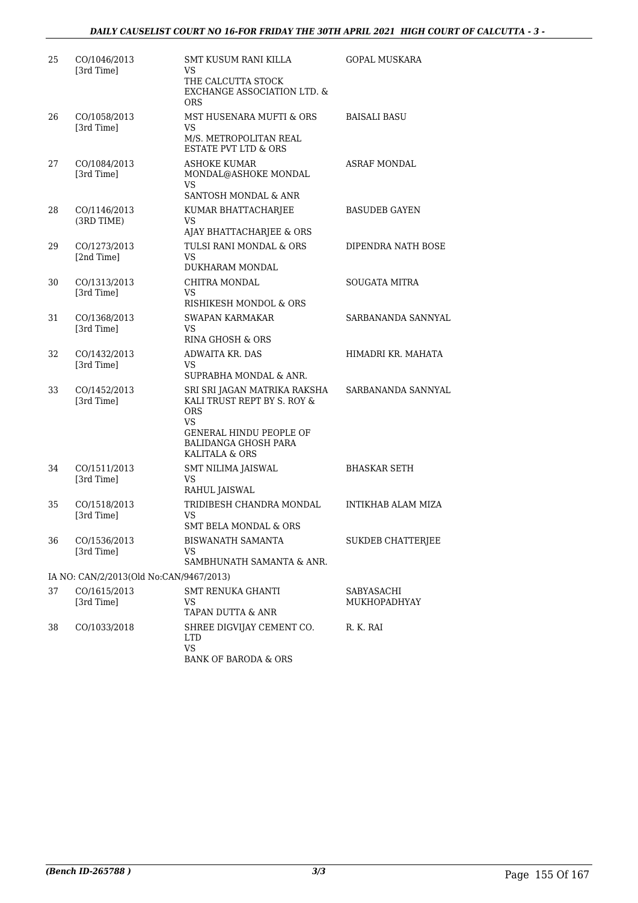| | | | |
|---|---|---|---|
| 25 | CO/1046/2013 [3rd Time] | SMT KUSUM RANI KILLA VS THE CALCUTTA STOCK EXCHANGE ASSOCIATION LTD. & ORS | GOPAL MUSKARA |
| 26 | CO/1058/2013 [3rd Time] | MST HUSENARA MUFTI & ORS VS M/S. METROPOLITAN REAL ESTATE PVT LTD & ORS | BAISALI BASU |
| 27 | CO/1084/2013 [3rd Time] | ASHOKE KUMAR MONDAL@ASHOKE MONDAL VS SANTOSH MONDAL & ANR | ASRAF MONDAL |
| 28 | CO/1146/2013 (3RD TIME) | KUMAR BHATTACHARJEE VS AJAY BHATTACHARJEE & ORS | BASUDEB GAYEN |
| 29 | CO/1273/2013 [2nd Time] | TULSI RANI MONDAL & ORS VS DUKHARAM MONDAL | DIPENDRA NATH BOSE |
| 30 | CO/1313/2013 [3rd Time] | CHITRA MONDAL VS RISHIKESH MONDOL & ORS | SOUGATA MITRA |
| 31 | CO/1368/2013 [3rd Time] | SWAPAN KARMAKAR VS RINA GHOSH & ORS | SARBANANDA SANNYAL |
| 32 | CO/1432/2013 [3rd Time] | ADWAITA KR. DAS VS SUPRABHA MONDAL & ANR. | HIMADRI KR. MAHATA |
| 33 | CO/1452/2013 [3rd Time] | SRI SRI JAGAN MATRIKA RAKSHA KALI TRUST REPT BY S. ROY & ORS VS GENERAL HINDU PEOPLE OF BALIDANGA GHOSH PARA KALITALA & ORS | SARBANANDA SANNYAL |
| 34 | CO/1511/2013 [3rd Time] | SMT NILIMA JAISWAL VS RAHUL JAISWAL | BHASKAR SETH |
| 35 | CO/1518/2013 [3rd Time] | TRIDIBESH CHANDRA MONDAL VS SMT BELA MONDAL & ORS | INTIKHAB ALAM MIZA |
| 36 | CO/1536/2013 [3rd Time] | BISWANATH SAMANTA VS SAMBHUNATH SAMANTA & ANR. | SUKDEB CHATTERJEE |
| | IA NO: CAN/2/2013(Old No:CAN/9467/2013) | | |
| 37 | CO/1615/2013 [3rd Time] | SMT RENUKA GHANTI VS TAPAN DUTTA & ANR | SABYASACHI MUKHOPADHYAY |
| 38 | CO/1033/2018 | SHREE DIGVIJAY CEMENT CO. LTD VS BANK OF BARODA & ORS | R. K. RAI |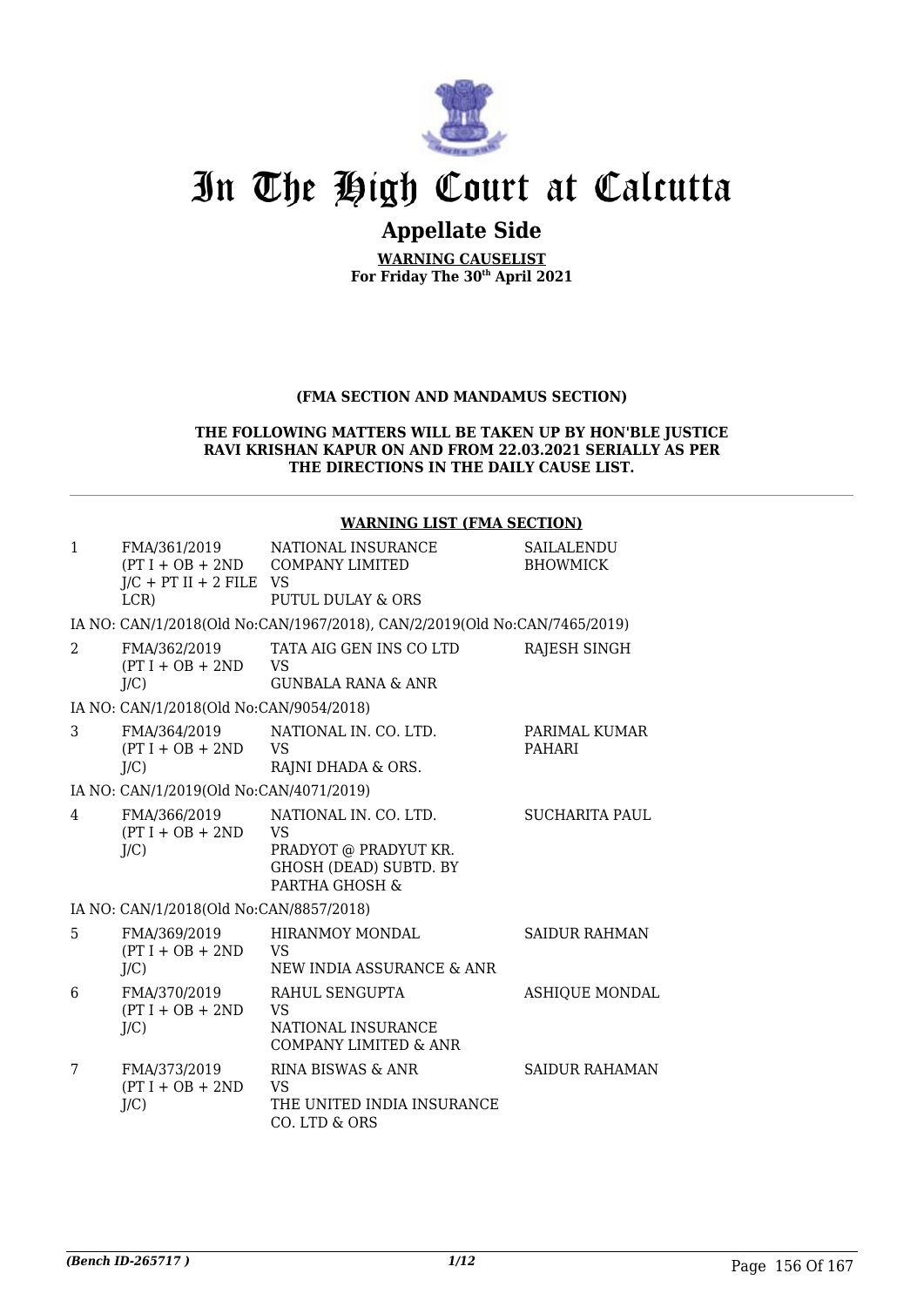# In The High Court at Calcutta

## Appellate Side

**WARNING CAUSELIST**
**For Friday The 30th April 2021**

**(FMA SECTION AND MANDAMUS SECTION)**

**THE FOLLOWING MATTERS WILL BE TAKEN UP BY HON'BLE JUSTICE RAVI KRISHAN KAPUR ON AND FROM 22.03.2021 SERIALLY AS PER THE DIRECTIONS IN THE DAILY CAUSE LIST.**

**WARNING LIST (FMA SECTION)**

| | | | |
|---|---|---|---|
| 1 | FMA/361/2019 (PT I + OB + 2ND J/C + PT II + 2 FILE LCR) | NATIONAL INSURANCE COMPANY LIMITED VS PUTUL DULAY & ORS | SAILALENDU BHOWMICK |
| | IA NO: CAN/1/2018(Old No:CAN/1967/2018), CAN/2/2019(Old No:CAN/7465/2019) | | |
| 2 | FMA/362/2019 (PT I + OB + 2ND J/C) | TATA AIG GEN INS CO LTD VS GUNBALA RANA & ANR | RAJESH SINGH |
| | IA NO: CAN/1/2018(Old No:CAN/9054/2018) | | |
| 3 | FMA/364/2019 (PT I + OB + 2ND J/C) | NATIONAL IN. CO. LTD. VS RAJNI DHADA & ORS. | PARIMAL KUMAR PAHARI |
| | IA NO: CAN/1/2019(Old No:CAN/4071/2019) | | |
| 4 | FMA/366/2019 (PT I + OB + 2ND J/C) | NATIONAL IN. CO. LTD. VS PRADYOT @ PRADYUT KR. GHOSH (DEAD) SUBTD. BY PARTHA GHOSH & | SUCHARITA PAUL |
| | IA NO: CAN/1/2018(Old No:CAN/8857/2018) | | |
| 5 | FMA/369/2019 (PT I + OB + 2ND J/C) | HIRANMOY MONDAL VS NEW INDIA ASSURANCE & ANR | SAIDUR RAHMAN |
| 6 | FMA/370/2019 (PT I + OB + 2ND J/C) | RAHUL SENGUPTA VS NATIONAL INSURANCE COMPANY LIMITED & ANR | ASHIQUE MONDAL |
| 7 | FMA/373/2019 (PT I + OB + 2ND J/C) | RINA BISWAS & ANR VS THE UNITED INDIA INSURANCE CO. LTD & ORS | SAIDUR RAHAMAN |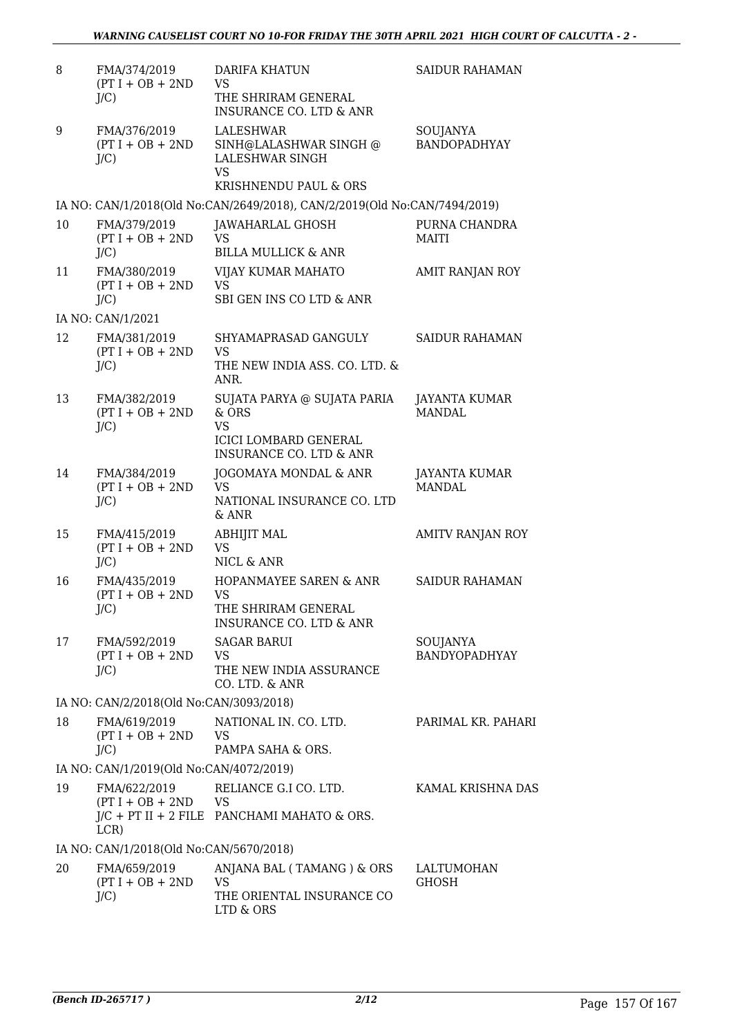| | | | |
|---|---|---|---|
| 8 | FMA/374/2019 (PT I + OB + 2ND J/C) | DARIFA KHATUN VS THE SHRIRAM GENERAL INSURANCE CO. LTD & ANR | SAIDUR RAHAMAN |
| 9 | FMA/376/2019 (PT I + OB + 2ND J/C) | LALESHWAR SINH@LALASHWAR SINGH @ LALESHWAR SINGH VS KRISHNENDU PAUL & ORS | SOUJANYA BANDOPADHYAY |

IA NO: CAN/1/2018(Old No:CAN/2649/2018), CAN/2/2019(Old No:CAN/7494/2019)

| | | | |
|---|---|---|---|
| 10 | FMA/379/2019 (PT I + OB + 2ND J/C) | JAWAHARLAL GHOSH VS BILLA MULLICK & ANR | PURNA CHANDRA MAITI |
| 11 | FMA/380/2019 (PT I + OB + 2ND J/C) | VIJAY KUMAR MAHATO VS SBI GEN INS CO LTD & ANR | AMIT RANJAN ROY |

IA NO: CAN/1/2021

| | | | |
|---|---|---|---|
| 12 | FMA/381/2019 (PT I + OB + 2ND J/C) | SHYAMAPRASAD GANGULY VS THE NEW INDIA ASS. CO. LTD. & ANR. | SAIDUR RAHAMAN |
| 13 | FMA/382/2019 (PT I + OB + 2ND J/C) | SUJATA PARYA @ SUJATA PARIA & ORS VS ICICI LOMBARD GENERAL INSURANCE CO. LTD & ANR | JAYANTA KUMAR MANDAL |
| 14 | FMA/384/2019 (PT I + OB + 2ND J/C) | JOGOMAYA MONDAL & ANR VS NATIONAL INSURANCE CO. LTD & ANR | JAYANTA KUMAR MANDAL |
| 15 | FMA/415/2019 (PT I + OB + 2ND J/C) | ABHIJIT MAL VS NICL & ANR | AMITV RANJAN ROY |
| 16 | FMA/435/2019 (PT I + OB + 2ND J/C) | HOPANMAYEE SAREN & ANR VS THE SHRIRAM GENERAL INSURANCE CO. LTD & ANR | SAIDUR RAHAMAN |
| 17 | FMA/592/2019 (PT I + OB + 2ND J/C) | SAGAR BARUI VS THE NEW INDIA ASSURANCE CO. LTD. & ANR | SOUJANYA BANDYOPADHYAY |

IA NO: CAN/2/2018(Old No:CAN/3093/2018)

| | | | |
|---|---|---|---|
| 18 | FMA/619/2019 (PT I + OB + 2ND J/C) | NATIONAL IN. CO. LTD. VS PAMPA SAHA & ORS. | PARIMAL KR. PAHARI |

IA NO: CAN/1/2019(Old No:CAN/4072/2019)

| | | | |
|---|---|---|---|
| 19 | FMA/622/2019 (PT I + OB + 2ND J/C + PT II + 2 FILE LCR) | RELIANCE G.I CO. LTD. VS PANCHAMI MAHATO & ORS. | KAMAL KRISHNA DAS |

IA NO: CAN/1/2018(Old No:CAN/5670/2018)

| | | | |
|---|---|---|---|
| 20 | FMA/659/2019 (PT I + OB + 2ND J/C) | ANJANA BAL ( TAMANG ) & ORS VS THE ORIENTAL INSURANCE CO LTD & ORS | LALTUMOHAN GHOSH |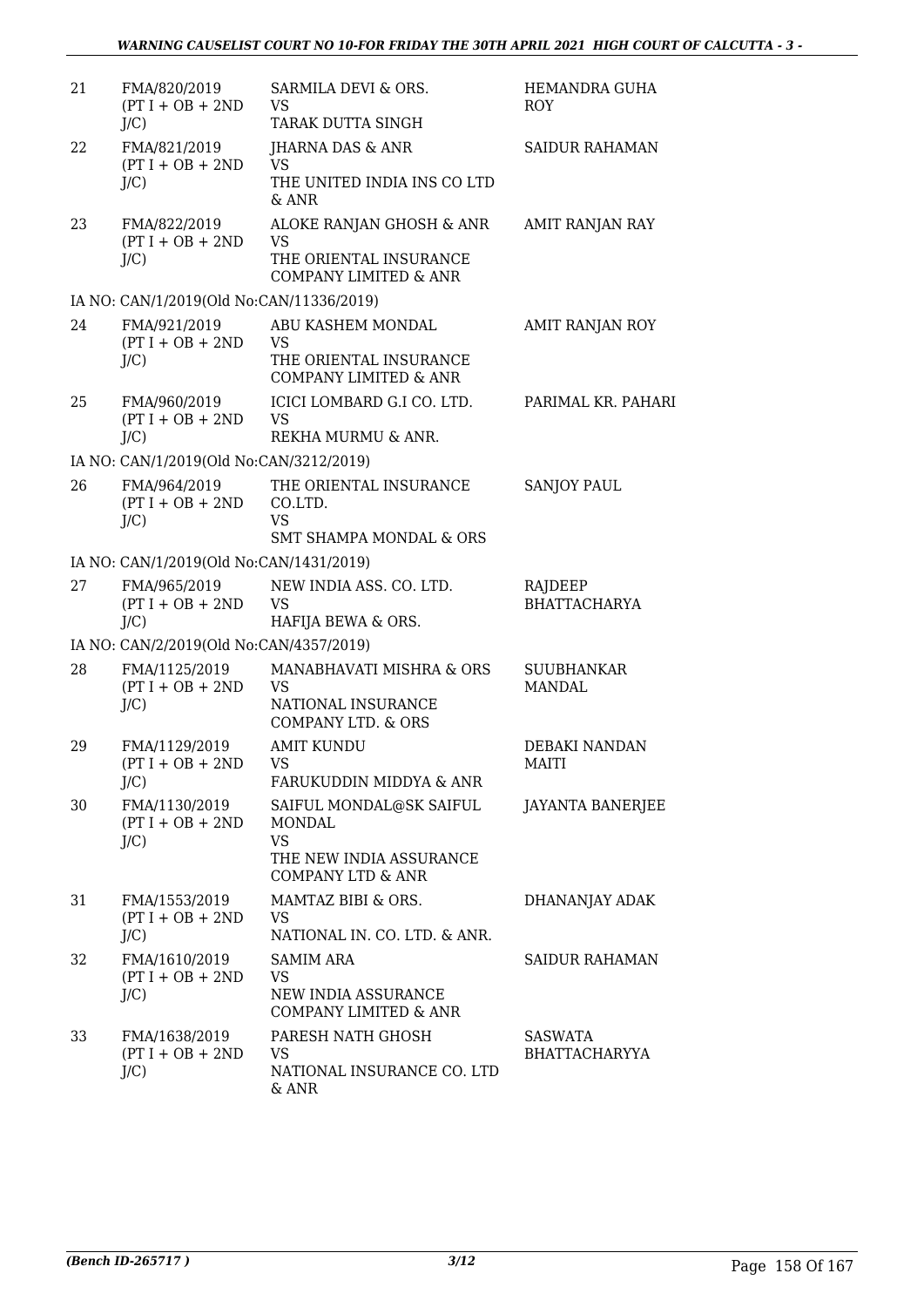| | | | |
|---|---|---|---|
| 21 | FMA/820/2019 (PT I + OB + 2ND J/C) | SARMILA DEVI & ORS. VS TARAK DUTTA SINGH | HEMANDRA GUHA ROY |
| 22 | FMA/821/2019 (PT I + OB + 2ND J/C) | JHARNA DAS & ANR VS THE UNITED INDIA INS CO LTD & ANR | SAIDUR RAHAMAN |
| 23 | FMA/822/2019 (PT I + OB + 2ND J/C) | ALOKE RANJAN GHOSH & ANR VS THE ORIENTAL INSURANCE COMPANY LIMITED & ANR | AMIT RANJAN RAY |
| | IA NO: CAN/1/2019(Old No:CAN/11336/2019) | | |
| 24 | FMA/921/2019 (PT I + OB + 2ND J/C) | ABU KASHEM MONDAL VS THE ORIENTAL INSURANCE COMPANY LIMITED & ANR | AMIT RANJAN ROY |
| 25 | FMA/960/2019 (PT I + OB + 2ND J/C) | ICICI LOMBARD G.I CO. LTD. VS REKHA MURMU & ANR. | PARIMAL KR. PAHARI |
| | IA NO: CAN/1/2019(Old No:CAN/3212/2019) | | |
| 26 | FMA/964/2019 (PT I + OB + 2ND J/C) | THE ORIENTAL INSURANCE CO.LTD. VS SMT SHAMPA MONDAL & ORS | SANJOY PAUL |
| | IA NO: CAN/1/2019(Old No:CAN/1431/2019) | | |
| 27 | FMA/965/2019 (PT I + OB + 2ND J/C) | NEW INDIA ASS. CO. LTD. VS HAFIJA BEWA & ORS. | RAJDEEP BHATTACHARYA |
| | IA NO: CAN/2/2019(Old No:CAN/4357/2019) | | |
| 28 | FMA/1125/2019 (PT I + OB + 2ND J/C) | MANABHAVATI MISHRA & ORS VS NATIONAL INSURANCE COMPANY LTD. & ORS | SUUBHANKAR MANDAL |
| 29 | FMA/1129/2019 (PT I + OB + 2ND J/C) | AMIT KUNDU VS FARUKUDDIN MIDDYA & ANR | DEBAKI NANDAN MAITI |
| 30 | FMA/1130/2019 (PT I + OB + 2ND J/C) | SAIFUL MONDAL@SK SAIFUL MONDAL VS THE NEW INDIA ASSURANCE COMPANY LTD & ANR | JAYANTA BANERJEE |
| 31 | FMA/1553/2019 (PT I + OB + 2ND J/C) | MAMTAZ BIBI & ORS. VS NATIONAL IN. CO. LTD. & ANR. | DHANANJAY ADAK |
| 32 | FMA/1610/2019 (PT I + OB + 2ND J/C) | SAMIM ARA VS NEW INDIA ASSURANCE COMPANY LIMITED & ANR | SAIDUR RAHAMAN |
| 33 | FMA/1638/2019 (PT I + OB + 2ND J/C) | PARESH NATH GHOSH VS NATIONAL INSURANCE CO. LTD & ANR | SASWATA BHATTACHARYYA |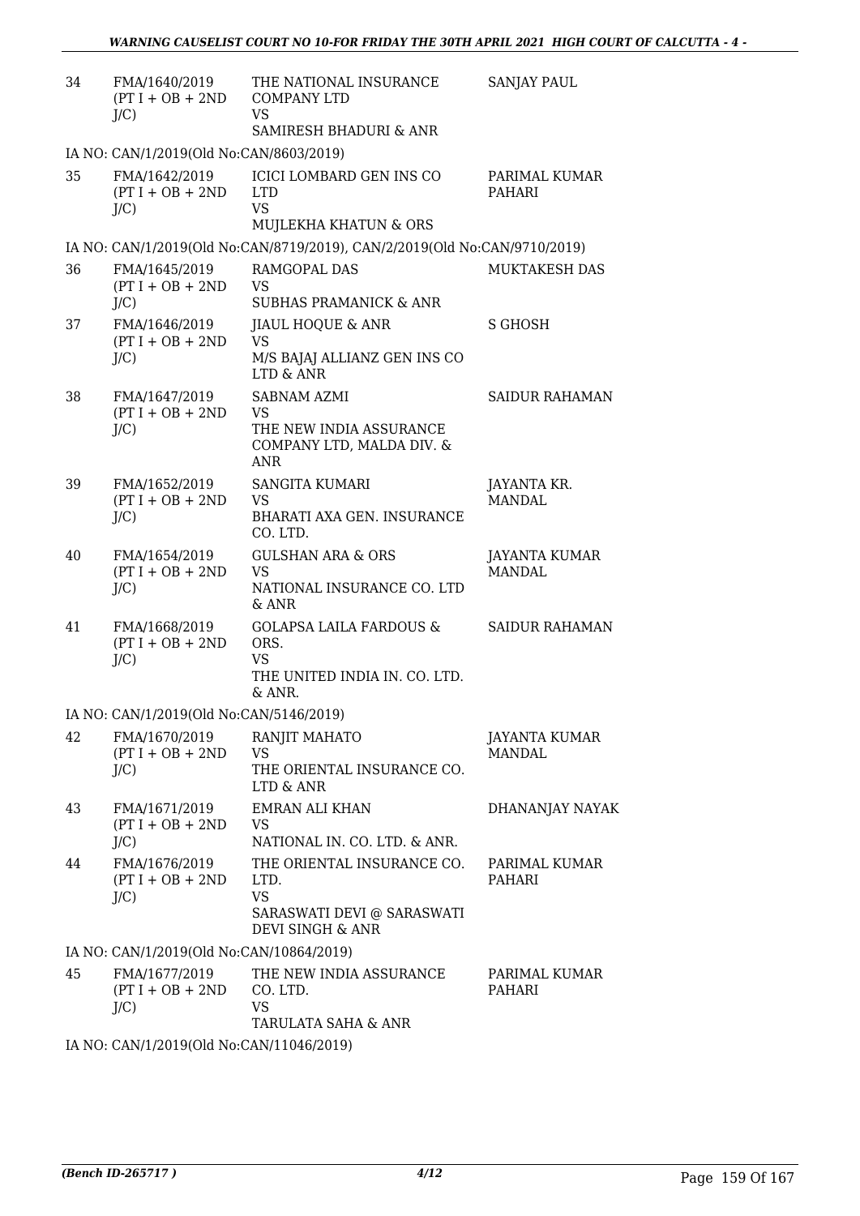| | | | |
|---|---|---|---|
| 34 | FMA/1640/2019 (PT I + OB + 2ND J/C) | THE NATIONAL INSURANCE COMPANY LTD VS SAMIRESH BHADURI & ANR | SANJAY PAUL |
| IA NO: CAN/1/2019(Old No:CAN/8603/2019) | | | |
| 35 | FMA/1642/2019 (PT I + OB + 2ND J/C) | ICICI LOMBARD GEN INS CO LTD VS MUJLEKHA KHATUN & ORS | PARIMAL KUMAR PAHARI |
| IA NO: CAN/1/2019(Old No:CAN/8719/2019), CAN/2/2019(Old No:CAN/9710/2019) | | | |
| 36 | FMA/1645/2019 (PT I + OB + 2ND J/C) | RAMGOPAL DAS VS SUBHAS PRAMANICK & ANR | MUKTAKESH DAS |
| 37 | FMA/1646/2019 (PT I + OB + 2ND J/C) | JIAUL HOQUE & ANR VS M/S BAJAJ ALLIANZ GEN INS CO LTD & ANR | S GHOSH |
| 38 | FMA/1647/2019 (PT I + OB + 2ND J/C) | SABNAM AZMI VS THE NEW INDIA ASSURANCE COMPANY LTD, MALDA DIV. & ANR | SAIDUR RAHAMAN |
| 39 | FMA/1652/2019 (PT I + OB + 2ND J/C) | SANGITA KUMARI VS BHARATI AXA GEN. INSURANCE CO. LTD. | JAYANTA KR. MANDAL |
| 40 | FMA/1654/2019 (PT I + OB + 2ND J/C) | GULSHAN ARA & ORS VS NATIONAL INSURANCE CO. LTD & ANR | JAYANTA KUMAR MANDAL |
| 41 | FMA/1668/2019 (PT I + OB + 2ND J/C) | GOLAPSA LAILA FARDOUS & ORS. VS THE UNITED INDIA IN. CO. LTD. & ANR. | SAIDUR RAHAMAN |
| IA NO: CAN/1/2019(Old No:CAN/5146/2019) | | | |
| 42 | FMA/1670/2019 (PT I + OB + 2ND J/C) | RANJIT MAHATO VS THE ORIENTAL INSURANCE CO. LTD & ANR | JAYANTA KUMAR MANDAL |
| 43 | FMA/1671/2019 (PT I + OB + 2ND J/C) | EMRAN ALI KHAN VS NATIONAL IN. CO. LTD. & ANR. | DHANANJAY NAYAK |
| 44 | FMA/1676/2019 (PT I + OB + 2ND J/C) | THE ORIENTAL INSURANCE CO. LTD. VS SARASWATI DEVI @ SARASWATI DEVI SINGH & ANR | PARIMAL KUMAR PAHARI |
| IA NO: CAN/1/2019(Old No:CAN/10864/2019) | | | |
| 45 | FMA/1677/2019 (PT I + OB + 2ND J/C) | THE NEW INDIA ASSURANCE CO. LTD. VS TARULATA SAHA & ANR | PARIMAL KUMAR PAHARI |
| IA NO: CAN/1/2019(Old No:CAN/11046/2019) | | | |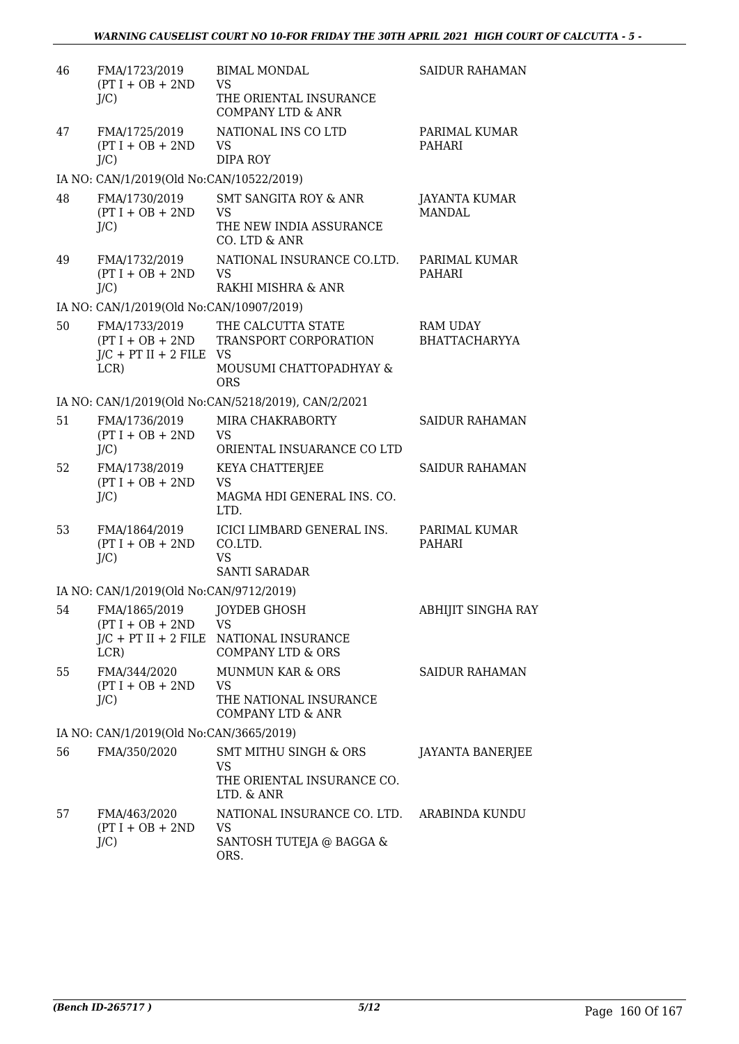| | | | |
|---|---|---|---|
| 46 | FMA/1723/2019 (PT I + OB + 2ND J/C) | BIMAL MONDAL VS THE ORIENTAL INSURANCE COMPANY LTD & ANR | SAIDUR RAHAMAN |
| 47 | FMA/1725/2019 (PT I + OB + 2ND J/C) | NATIONAL INS CO LTD VS DIPA ROY | PARIMAL KUMAR PAHARI |
| | IA NO: CAN/1/2019(Old No:CAN/10522/2019) | | |
| 48 | FMA/1730/2019 (PT I + OB + 2ND J/C) | SMT SANGITA ROY & ANR VS THE NEW INDIA ASSURANCE CO. LTD & ANR | JAYANTA KUMAR MANDAL |
| 49 | FMA/1732/2019 (PT I + OB + 2ND J/C) | NATIONAL INSURANCE CO.LTD. VS RAKHI MISHRA & ANR | PARIMAL KUMAR PAHARI |
| | IA NO: CAN/1/2019(Old No:CAN/10907/2019) | | |
| 50 | FMA/1733/2019 (PT I + OB + 2ND J/C + PT II + 2 FILE LCR) | THE CALCUTTA STATE TRANSPORT CORPORATION VS MOUSUMI CHATTOPADHYAY & ORS | RAM UDAY BHATTACHARYYA |
| | IA NO: CAN/1/2019(Old No:CAN/5218/2019), CAN/2/2021 | | |
| 51 | FMA/1736/2019 (PT I + OB + 2ND J/C) | MIRA CHAKRABORTY VS ORIENTAL INSUARANCE CO LTD | SAIDUR RAHAMAN |
| 52 | FMA/1738/2019 (PT I + OB + 2ND J/C) | KEYA CHATTERJEE VS MAGMA HDI GENERAL INS. CO. LTD. | SAIDUR RAHAMAN |
| 53 | FMA/1864/2019 (PT I + OB + 2ND J/C) | ICICI LIMBARD GENERAL INS. CO.LTD. VS SANTI SARADAR | PARIMAL KUMAR PAHARI |
| | IA NO: CAN/1/2019(Old No:CAN/9712/2019) | | |
| 54 | FMA/1865/2019 (PT I + OB + 2ND J/C + PT II + 2 FILE LCR) | JOYDEB GHOSH VS NATIONAL INSURANCE COMPANY LTD & ORS | ABHIJIT SINGHA RAY |
| 55 | FMA/344/2020 (PT I + OB + 2ND J/C) | MUNMUN KAR & ORS VS THE NATIONAL INSURANCE COMPANY LTD & ANR | SAIDUR RAHAMAN |
| | IA NO: CAN/1/2019(Old No:CAN/3665/2019) | | |
| 56 | FMA/350/2020 | SMT MITHU SINGH & ORS VS THE ORIENTAL INSURANCE CO. LTD. & ANR | JAYANTA BANERJEE |
| 57 | FMA/463/2020 (PT I + OB + 2ND J/C) | NATIONAL INSURANCE CO. LTD. VS SANTOSH TUTEJA @ BAGGA & ORS. | ARABINDA KUNDU |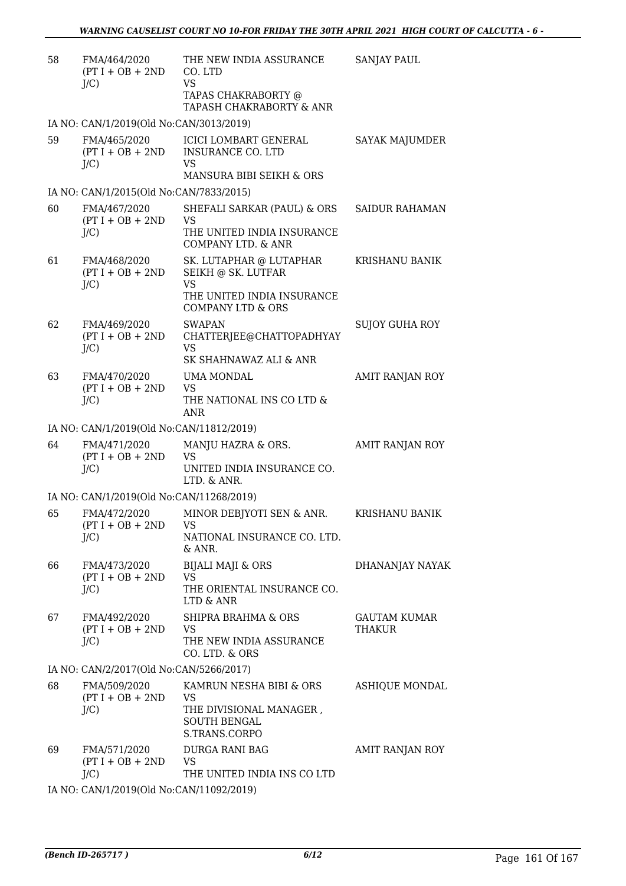| | | | |
|---|---|---|---|
| 58 | FMA/464/2020 (PT I + OB + 2ND J/C) | THE NEW INDIA ASSURANCE CO. LTD VS TAPAS CHAKRABORTY @ TAPASH CHAKRABORTY & ANR | SANJAY PAUL |
| | IA NO: CAN/1/2019(Old No:CAN/3013/2019) | | |
| 59 | FMA/465/2020 (PT I + OB + 2ND J/C) | ICICI LOMBART GENERAL INSURANCE CO. LTD VS MANSURA BIBI SEIKH & ORS | SAYAK MAJUMDER |
| | IA NO: CAN/1/2015(Old No:CAN/7833/2015) | | |
| 60 | FMA/467/2020 (PT I + OB + 2ND J/C) | SHEFALI SARKAR (PAUL) & ORS VS THE UNITED INDIA INSURANCE COMPANY LTD. & ANR | SAIDUR RAHAMAN |
| 61 | FMA/468/2020 (PT I + OB + 2ND J/C) | SK. LUTAPHAR @ LUTAPHAR SEIKH @ SK. LUTFAR VS THE UNITED INDIA INSURANCE COMPANY LTD & ORS | KRISHANU BANIK |
| 62 | FMA/469/2020 (PT I + OB + 2ND J/C) | SWAPAN CHATTERJEE@CHATTOPADHYAY VS SK SHAHNAWAZ ALI & ANR | SUJOY GUHA ROY |
| 63 | FMA/470/2020 (PT I + OB + 2ND J/C) | UMA MONDAL VS THE NATIONAL INS CO LTD & ANR | AMIT RANJAN ROY |
| | IA NO: CAN/1/2019(Old No:CAN/11812/2019) | | |
| 64 | FMA/471/2020 (PT I + OB + 2ND J/C) | MANJU HAZRA & ORS. VS UNITED INDIA INSURANCE CO. LTD. & ANR. | AMIT RANJAN ROY |
| | IA NO: CAN/1/2019(Old No:CAN/11268/2019) | | |
| 65 | FMA/472/2020 (PT I + OB + 2ND J/C) | MINOR DEBJYOTI SEN & ANR. VS NATIONAL INSURANCE CO. LTD. & ANR. | KRISHANU BANIK |
| 66 | FMA/473/2020 (PT I + OB + 2ND J/C) | BIJALI MAJI & ORS VS THE ORIENTAL INSURANCE CO. LTD & ANR | DHANANJAY NAYAK |
| 67 | FMA/492/2020 (PT I + OB + 2ND J/C) | SHIPRA BRAHMA & ORS VS THE NEW INDIA ASSURANCE CO. LTD. & ORS | GAUTAM KUMAR THAKUR |
| | IA NO: CAN/2/2017(Old No:CAN/5266/2017) | | |
| 68 | FMA/509/2020 (PT I + OB + 2ND J/C) | KAMRUN NESHA BIBI & ORS VS THE DIVISIONAL MANAGER , SOUTH BENGAL S.TRANS.CORPO | ASHIQUE MONDAL |
| 69 | FMA/571/2020 (PT I + OB + 2ND J/C) | DURGA RANI BAG VS THE UNITED INDIA INS CO LTD | AMIT RANJAN ROY |
| | IA NO: CAN/1/2019(Old No:CAN/11092/2019) | | |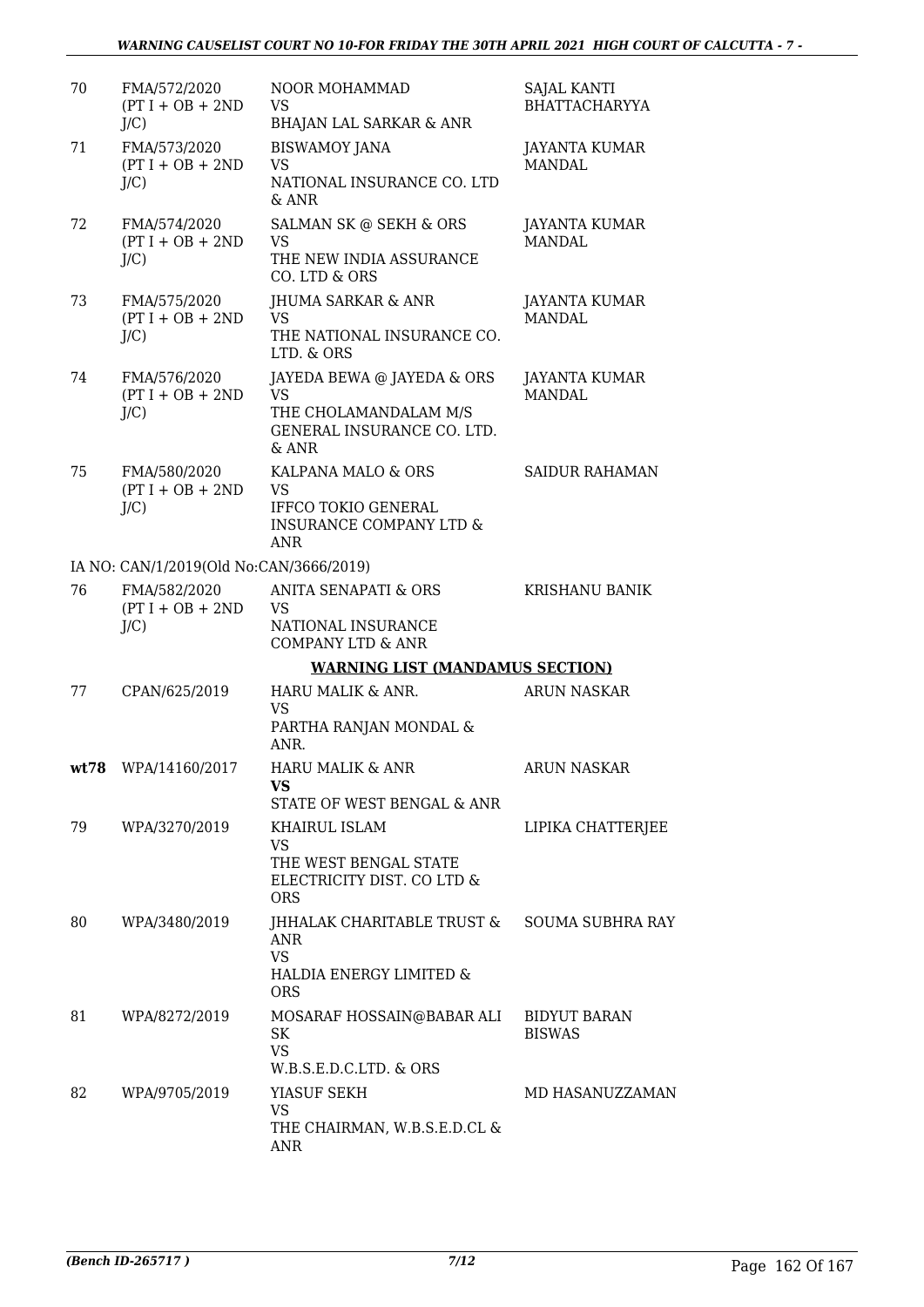| 70 | FMA/572/2020 (PT I + OB + 2ND J/C) | NOOR MOHAMMAD VS BHAJAN LAL SARKAR & ANR | SAJAL KANTI BHATTACHARYYA |
|---|---|---|---|
| 71 | FMA/573/2020 (PT I + OB + 2ND J/C) | BISWAMOY JANA VS NATIONAL INSURANCE CO. LTD & ANR | JAYANTA KUMAR MANDAL |
| 72 | FMA/574/2020 (PT I + OB + 2ND J/C) | SALMAN SK @ SEKH & ORS VS THE NEW INDIA ASSURANCE CO. LTD & ORS | JAYANTA KUMAR MANDAL |
| 73 | FMA/575/2020 (PT I + OB + 2ND J/C) | JHUMA SARKAR & ANR VS THE NATIONAL INSURANCE CO. LTD. & ORS | JAYANTA KUMAR MANDAL |
| 74 | FMA/576/2020 (PT I + OB + 2ND J/C) | JAYEDA BEWA @ JAYEDA & ORS VS THE CHOLAMANDALAM M/S GENERAL INSURANCE CO. LTD. & ANR | JAYANTA KUMAR MANDAL |
| 75 | FMA/580/2020 (PT I + OB + 2ND J/C) | KALPANA MALO & ORS VS IFFCO TOKIO GENERAL INSURANCE COMPANY LTD & ANR | SAIDUR RAHAMAN |
| | IA NO: CAN/1/2019(Old No:CAN/3666/2019) | | |
| 76 | FMA/582/2020 (PT I + OB + 2ND J/C) | ANITA SENAPATI & ORS VS NATIONAL INSURANCE COMPANY LTD & ANR | KRISHANU BANIK |
| | | **WARNING LIST (MANDAMUS SECTION)** | |
| 77 | CPAN/625/2019 | HARU MALIK & ANR. VS PARTHA RANJAN MONDAL & ANR. | ARUN NASKAR |
| **wt78** | WPA/14160/2017 | HARU MALIK & ANR **VS** STATE OF WEST BENGAL & ANR | ARUN NASKAR |
| 79 | WPA/3270/2019 | KHAIRUL ISLAM VS THE WEST BENGAL STATE ELECTRICITY DIST. CO LTD & ORS | LIPIKA CHATTERJEE |
| 80 | WPA/3480/2019 | JHHALAK CHARITABLE TRUST & ANR VS HALDIA ENERGY LIMITED & ORS | SOUMA SUBHRA RAY |
| 81 | WPA/8272/2019 | MOSARAF HOSSAIN@BABAR ALI SK VS W.B.S.E.D.C.LTD. & ORS | BIDYUT BARAN BISWAS |
| 82 | WPA/9705/2019 | YIASUF SEKH VS THE CHAIRMAN, W.B.S.E.D.CL & ANR | MD HASANUZZAMAN |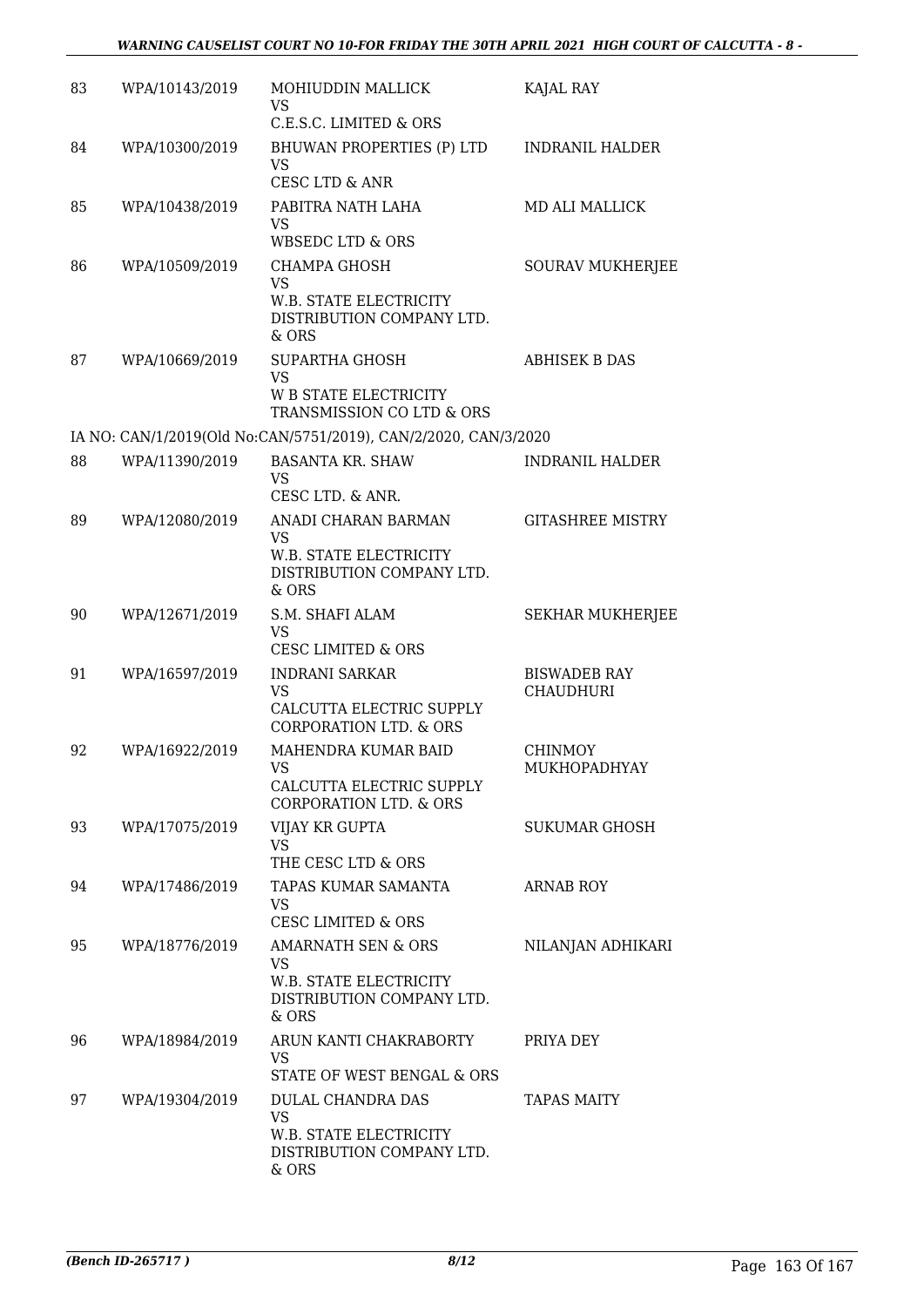| | | | |
|---|---|---|---|
| 83 | WPA/10143/2019 | MOHIUDDIN MALLICK<br>VS<br>C.E.S.C. LIMITED & ORS | KAJAL RAY |
| 84 | WPA/10300/2019 | BHUWAN PROPERTIES (P) LTD<br>VS<br>CESC LTD & ANR | INDRANIL HALDER |
| 85 | WPA/10438/2019 | PABITRA NATH LAHA<br>VS<br>WBSEDC LTD & ORS | MD ALI MALLICK |
| 86 | WPA/10509/2019 | CHAMPA GHOSH<br>VS<br>W.B. STATE ELECTRICITY DISTRIBUTION COMPANY LTD. & ORS | SOURAV MUKHERJEE |
| 87 | WPA/10669/2019 | SUPARTHA GHOSH<br>VS<br>W B STATE ELECTRICITY TRANSMISSION CO LTD & ORS | ABHISEK B DAS |
| | IA NO: CAN/1/2019(Old No:CAN/5751/2019), CAN/2/2020, CAN/3/2020 | | |
| 88 | WPA/11390/2019 | BASANTA KR. SHAW<br>VS<br>CESC LTD. & ANR. | INDRANIL HALDER |
| 89 | WPA/12080/2019 | ANADI CHARAN BARMAN<br>VS<br>W.B. STATE ELECTRICITY DISTRIBUTION COMPANY LTD. & ORS | GITASHREE MISTRY |
| 90 | WPA/12671/2019 | S.M. SHAFI ALAM<br>VS<br>CESC LIMITED & ORS | SEKHAR MUKHERJEE |
| 91 | WPA/16597/2019 | INDRANI SARKAR<br>VS<br>CALCUTTA ELECTRIC SUPPLY CORPORATION LTD. & ORS | BISWADEB RAY CHAUDHURI |
| 92 | WPA/16922/2019 | MAHENDRA KUMAR BAID<br>VS<br>CALCUTTA ELECTRIC SUPPLY CORPORATION LTD. & ORS | CHINMOY MUKHOPADHYAY |
| 93 | WPA/17075/2019 | VIJAY KR GUPTA<br>VS<br>THE CESC LTD & ORS | SUKUMAR GHOSH |
| 94 | WPA/17486/2019 | TAPAS KUMAR SAMANTA<br>VS<br>CESC LIMITED & ORS | ARNAB ROY |
| 95 | WPA/18776/2019 | AMARNATH SEN & ORS<br>VS<br>W.B. STATE ELECTRICITY DISTRIBUTION COMPANY LTD. & ORS | NILANJAN ADHIKARI |
| 96 | WPA/18984/2019 | ARUN KANTI CHAKRABORTY<br>VS<br>STATE OF WEST BENGAL & ORS | PRIYA DEY |
| 97 | WPA/19304/2019 | DULAL CHANDRA DAS<br>VS<br>W.B. STATE ELECTRICITY DISTRIBUTION COMPANY LTD. & ORS | TAPAS MAITY |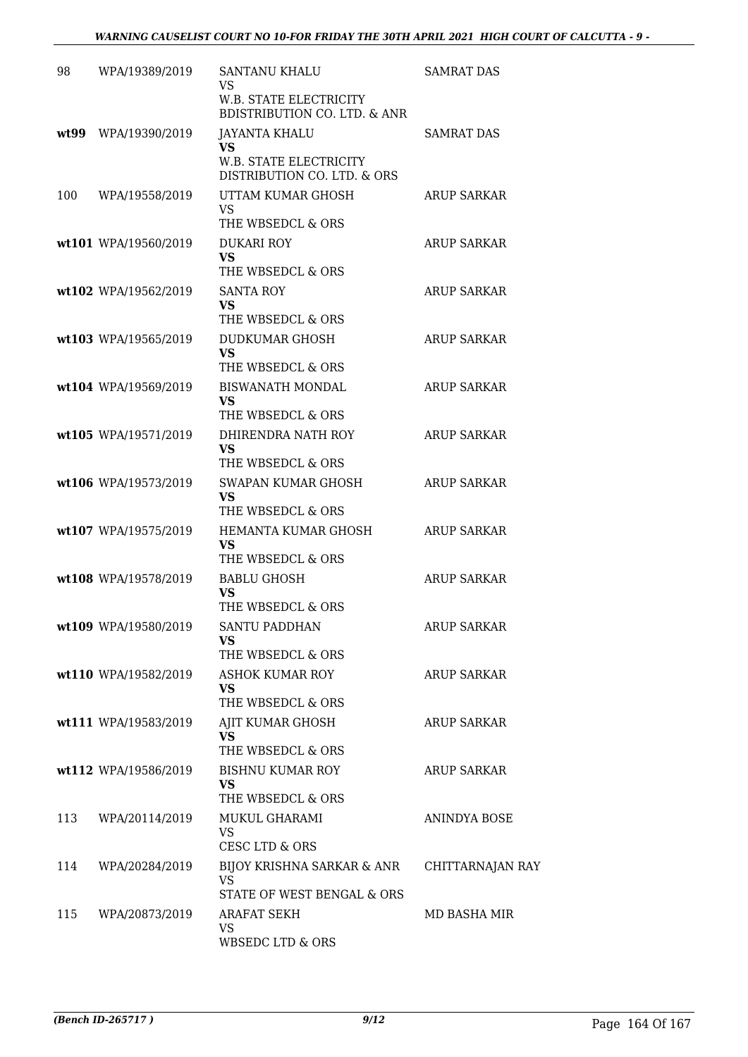| | | | |
|---|---|---|---|
| 98 | WPA/19389/2019 | SANTANU KHALU<br>VS<br>W.B. STATE ELECTRICITY BDISTRIBUTION CO. LTD. & ANR | SAMRAT DAS |
| **wt99** | WPA/19390/2019 | JAYANTA KHALU<br>**VS**<br>W.B. STATE ELECTRICITY DISTRIBUTION CO. LTD. & ORS | SAMRAT DAS |
| 100 | WPA/19558/2019 | UTTAM KUMAR GHOSH<br>VS<br>THE WBSEDCL & ORS | ARUP SARKAR |
| **wt101** | WPA/19560/2019 | DUKARI ROY<br>**VS**<br>THE WBSEDCL & ORS | ARUP SARKAR |
| **wt102** | WPA/19562/2019 | SANTA ROY<br>**VS**<br>THE WBSEDCL & ORS | ARUP SARKAR |
| **wt103** | WPA/19565/2019 | DUDKUMAR GHOSH<br>**VS**<br>THE WBSEDCL & ORS | ARUP SARKAR |
| **wt104** | WPA/19569/2019 | BISWANATH MONDAL<br>**VS**<br>THE WBSEDCL & ORS | ARUP SARKAR |
| **wt105** | WPA/19571/2019 | DHIRENDRA NATH ROY<br>**VS**<br>THE WBSEDCL & ORS | ARUP SARKAR |
| **wt106** | WPA/19573/2019 | SWAPAN KUMAR GHOSH<br>**VS**<br>THE WBSEDCL & ORS | ARUP SARKAR |
| **wt107** | WPA/19575/2019 | HEMANTA KUMAR GHOSH<br>**VS**<br>THE WBSEDCL & ORS | ARUP SARKAR |
| **wt108** | WPA/19578/2019 | BABLU GHOSH<br>**VS**<br>THE WBSEDCL & ORS | ARUP SARKAR |
| **wt109** | WPA/19580/2019 | SANTU PADDHAN<br>**VS**<br>THE WBSEDCL & ORS | ARUP SARKAR |
| **wt110** | WPA/19582/2019 | ASHOK KUMAR ROY<br>**VS**<br>THE WBSEDCL & ORS | ARUP SARKAR |
| **wt111** | WPA/19583/2019 | AJIT KUMAR GHOSH<br>**VS**<br>THE WBSEDCL & ORS | ARUP SARKAR |
| **wt112** | WPA/19586/2019 | BISHNU KUMAR ROY<br>**VS**<br>THE WBSEDCL & ORS | ARUP SARKAR |
| 113 | WPA/20114/2019 | MUKUL GHARAMI<br>VS<br>CESC LTD & ORS | ANINDYA BOSE |
| 114 | WPA/20284/2019 | BIJOY KRISHNA SARKAR & ANR<br>VS<br>STATE OF WEST BENGAL & ORS | CHITTARNAJAN RAY |
| 115 | WPA/20873/2019 | ARAFAT SEKH<br>VS<br>WBSEDC LTD & ORS | MD BASHA MIR |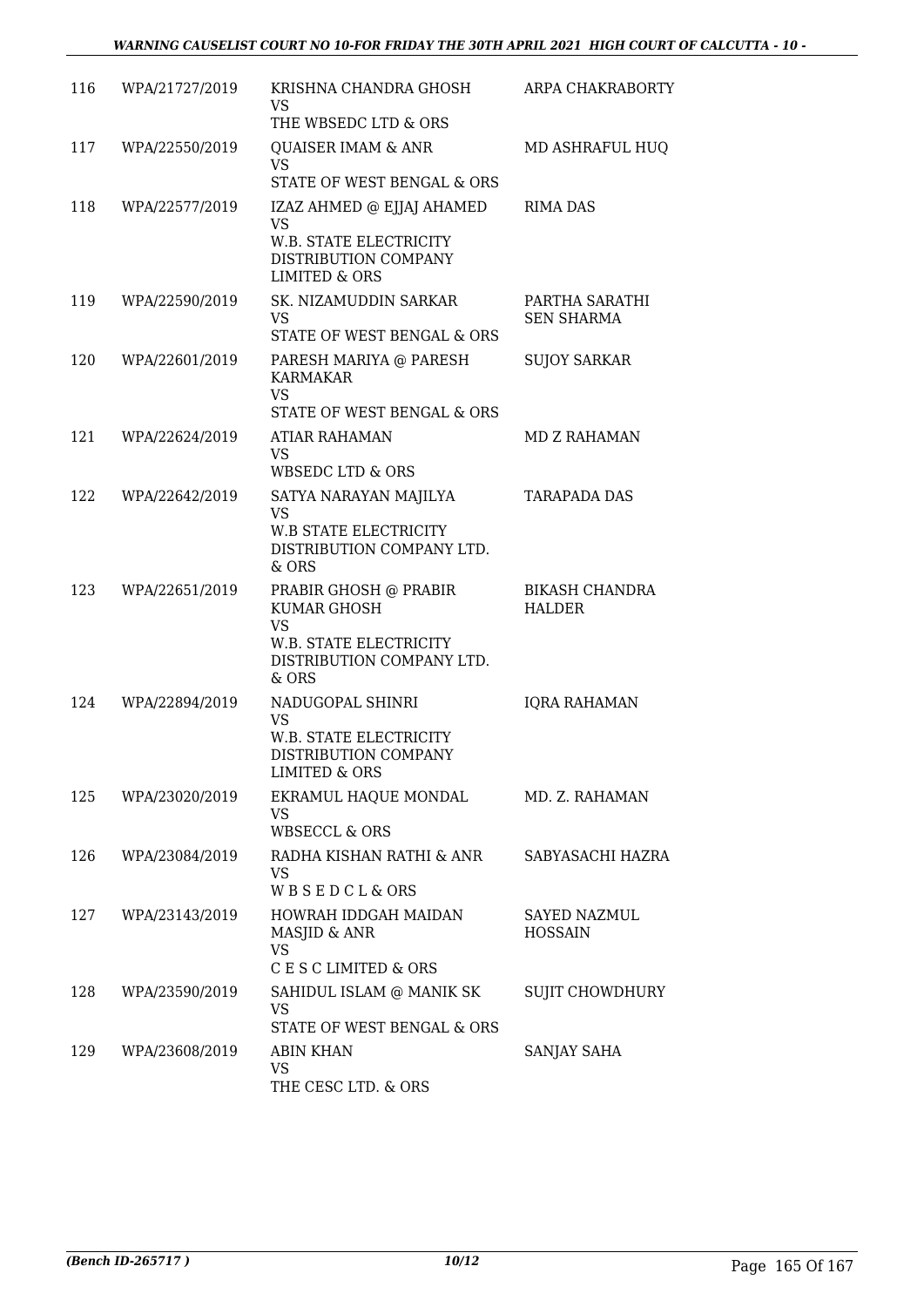| 116 | WPA/21727/2019 | KRISHNA CHANDRA GHOSH<br>VS<br>THE WBSEDC LTD & ORS | ARPA CHAKRABORTY |
|---|---|---|---|
| 117 | WPA/22550/2019 | QUAISER IMAM & ANR<br>VS<br>STATE OF WEST BENGAL & ORS | MD ASHRAFUL HUQ |
| 118 | WPA/22577/2019 | IZAZ AHMED @ EJJAJ AHAMED<br>VS<br>W.B. STATE ELECTRICITY DISTRIBUTION COMPANY LIMITED & ORS | RIMA DAS |
| 119 | WPA/22590/2019 | SK. NIZAMUDDIN SARKAR<br>VS<br>STATE OF WEST BENGAL & ORS | PARTHA SARATHI SEN SHARMA |
| 120 | WPA/22601/2019 | PARESH MARIYA @ PARESH KARMAKAR<br>VS<br>STATE OF WEST BENGAL & ORS | SUJOY SARKAR |
| 121 | WPA/22624/2019 | ATIAR RAHAMAN<br>VS<br>WBSEDC LTD & ORS | MD Z RAHAMAN |
| 122 | WPA/22642/2019 | SATYA NARAYAN MAJILYA<br>VS<br>W.B STATE ELECTRICITY DISTRIBUTION COMPANY LTD. & ORS | TARAPADA DAS |
| 123 | WPA/22651/2019 | PRABIR GHOSH @ PRABIR KUMAR GHOSH<br>VS<br>W.B. STATE ELECTRICITY DISTRIBUTION COMPANY LTD. & ORS | BIKASH CHANDRA HALDER |
| 124 | WPA/22894/2019 | NADUGOPAL SHINRI<br>VS<br>W.B. STATE ELECTRICITY DISTRIBUTION COMPANY LIMITED & ORS | IQRA RAHAMAN |
| 125 | WPA/23020/2019 | EKRAMUL HAQUE MONDAL<br>VS<br>WBSECCL & ORS | MD. Z. RAHAMAN |
| 126 | WPA/23084/2019 | RADHA KISHAN RATHI & ANR<br>VS<br>W B S E D C L & ORS | SABYASACHI HAZRA |
| 127 | WPA/23143/2019 | HOWRAH IDDGAH MAIDAN MASJID & ANR<br>VS<br>C E S C LIMITED & ORS | SAYED NAZMUL HOSSAIN |
| 128 | WPA/23590/2019 | SAHIDUL ISLAM @ MANIK SK<br>VS<br>STATE OF WEST BENGAL & ORS | SUJIT CHOWDHURY |
| 129 | WPA/23608/2019 | ABIN KHAN<br>VS<br>THE CESC LTD. & ORS | SANJAY SAHA |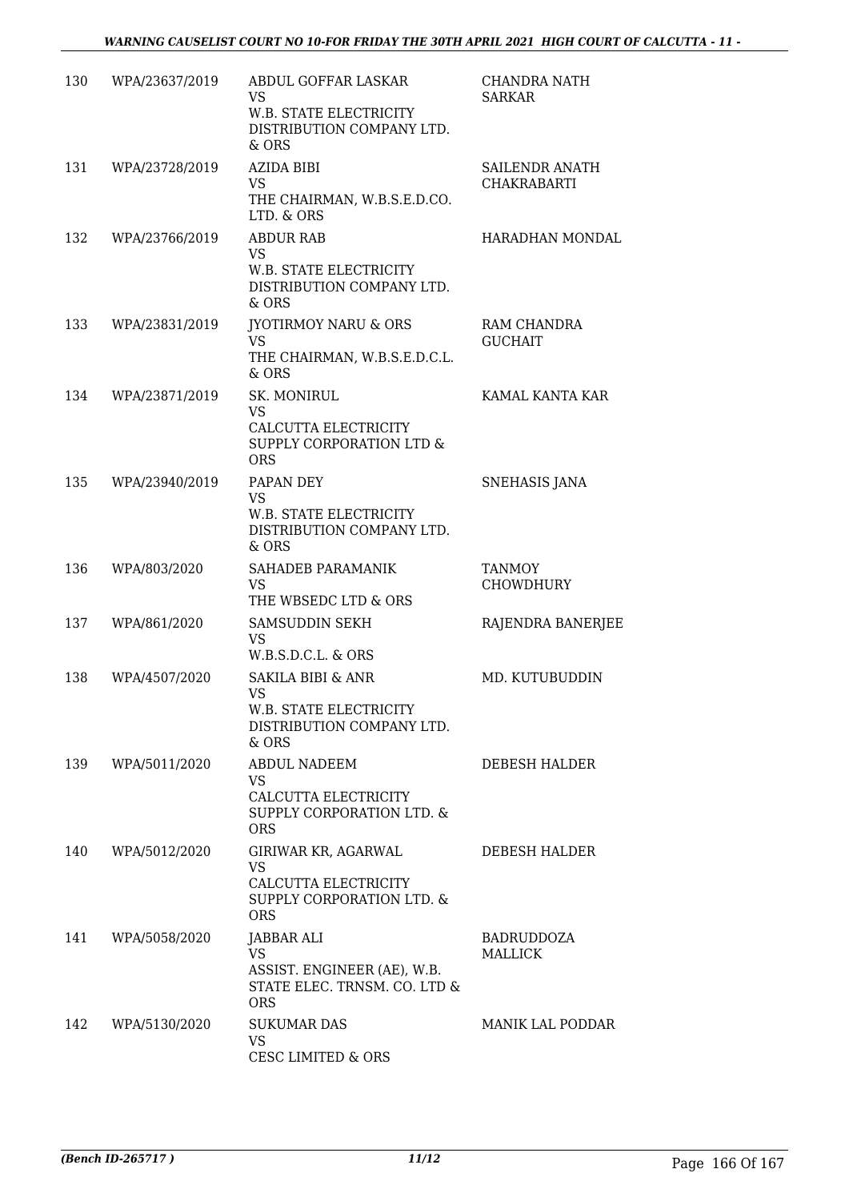| 130 | WPA/23637/2019 | ABDUL GOFFAR LASKAR<br>VS<br>W.B. STATE ELECTRICITY DISTRIBUTION COMPANY LTD. & ORS | CHANDRA NATH SARKAR |
|---|---|---|---|
| 131 | WPA/23728/2019 | AZIDA BIBI<br>VS<br>THE CHAIRMAN, W.B.S.E.D.CO. LTD. & ORS | SAILENDR ANATH CHAKRABARTI |
| 132 | WPA/23766/2019 | ABDUR RAB<br>VS<br>W.B. STATE ELECTRICITY DISTRIBUTION COMPANY LTD. & ORS | HARADHAN MONDAL |
| 133 | WPA/23831/2019 | JYOTIRMOY NARU & ORS<br>VS<br>THE CHAIRMAN, W.B.S.E.D.C.L. & ORS | RAM CHANDRA GUCHAIT |
| 134 | WPA/23871/2019 | SK. MONIRUL<br>VS<br>CALCUTTA ELECTRICITY SUPPLY CORPORATION LTD & ORS | KAMAL KANTA KAR |
| 135 | WPA/23940/2019 | PAPAN DEY<br>VS<br>W.B. STATE ELECTRICITY DISTRIBUTION COMPANY LTD. & ORS | SNEHASIS JANA |
| 136 | WPA/803/2020 | SAHADEB PARAMANIK<br>VS<br>THE WBSEDC LTD & ORS | TANMOY CHOWDHURY |
| 137 | WPA/861/2020 | SAMSUDDIN SEKH<br>VS<br>W.B.S.D.C.L. & ORS | RAJENDRA BANERJEE |
| 138 | WPA/4507/2020 | SAKILA BIBI & ANR<br>VS<br>W.B. STATE ELECTRICITY DISTRIBUTION COMPANY LTD. & ORS | MD. KUTUBUDDIN |
| 139 | WPA/5011/2020 | ABDUL NADEEM<br>VS<br>CALCUTTA ELECTRICITY SUPPLY CORPORATION LTD. & ORS | DEBESH HALDER |
| 140 | WPA/5012/2020 | GIRIWAR KR, AGARWAL<br>VS<br>CALCUTTA ELECTRICITY SUPPLY CORPORATION LTD. & ORS | DEBESH HALDER |
| 141 | WPA/5058/2020 | JABBAR ALI<br>VS<br>ASSIST. ENGINEER (AE), W.B. STATE ELEC. TRNSM. CO. LTD & ORS | BADRUDDOZA MALLICK |
| 142 | WPA/5130/2020 | SUKUMAR DAS<br>VS<br>CESC LIMITED & ORS | MANIK LAL PODDAR |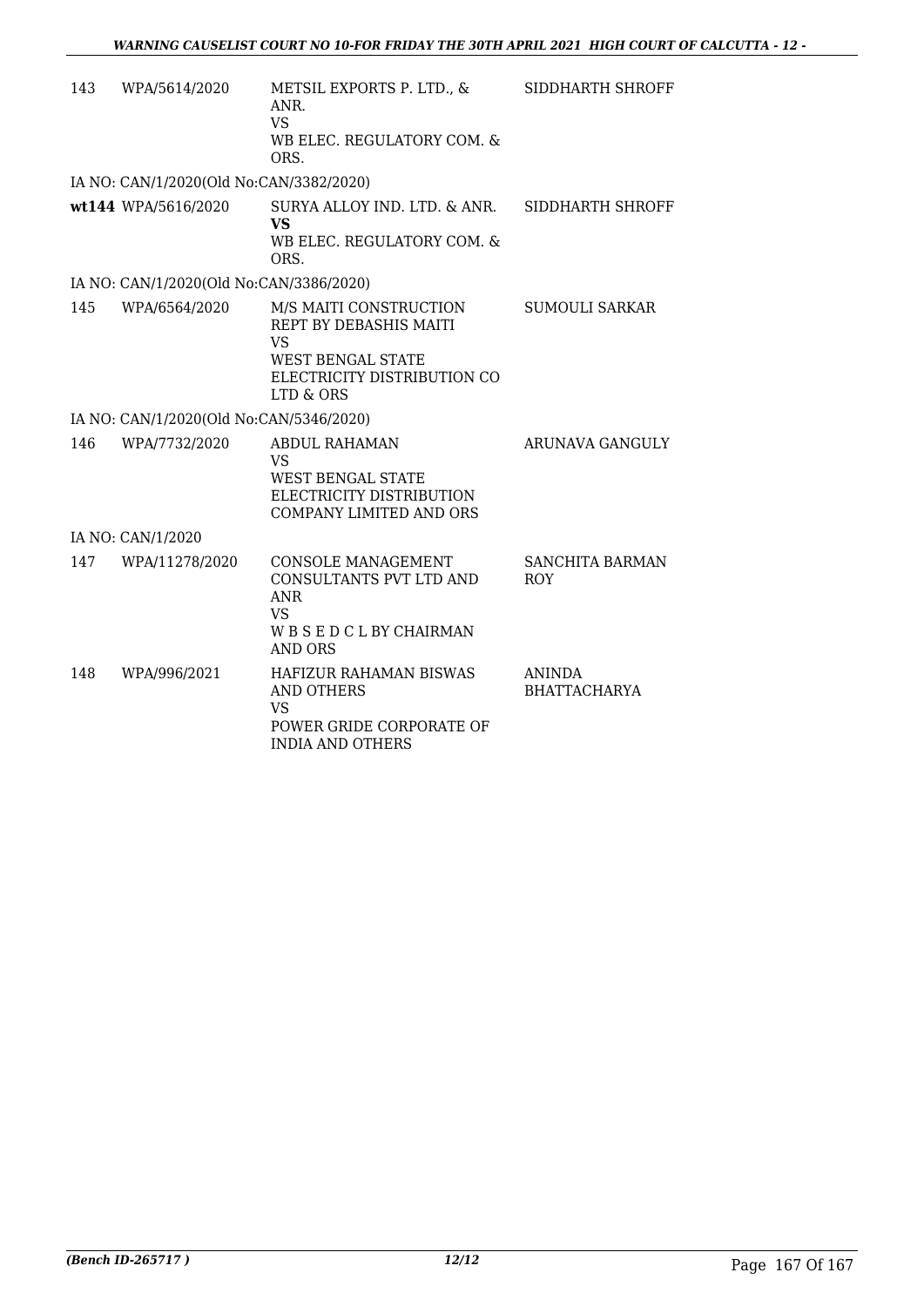| | | | |
|---|---|---|---|
| 143 | WPA/5614/2020 | METSIL EXPORTS P. LTD., & ANR.<br>VS<br>WB ELEC. REGULATORY COM. & ORS. | SIDDHARTH SHROFF |
| IA NO: CAN/1/2020(Old No:CAN/3382/2020) | | | |
| **wt144** | WPA/5616/2020 | SURYA ALLOY IND. LTD. & ANR.<br>**VS**<br>WB ELEC. REGULATORY COM. & ORS. | SIDDHARTH SHROFF |
| IA NO: CAN/1/2020(Old No:CAN/3386/2020) | | | |
| 145 | WPA/6564/2020 | M/S MAITI CONSTRUCTION REPT BY DEBASHIS MAITI<br>VS<br>WEST BENGAL STATE ELECTRICITY DISTRIBUTION CO LTD & ORS | SUMOULI SARKAR |
| IA NO: CAN/1/2020(Old No:CAN/5346/2020) | | | |
| 146 | WPA/7732/2020 | ABDUL RAHAMAN<br>VS<br>WEST BENGAL STATE ELECTRICITY DISTRIBUTION COMPANY LIMITED AND ORS | ARUNAVA GANGULY |
| IA NO: CAN/1/2020 | | | |
| 147 | WPA/11278/2020 | CONSOLE MANAGEMENT CONSULTANTS PVT LTD AND ANR<br>VS<br>W B S E D C L BY CHAIRMAN AND ORS | SANCHITA BARMAN ROY |
| 148 | WPA/996/2021 | HAFIZUR RAHAMAN BISWAS AND OTHERS<br>VS<br>POWER GRIDE CORPORATE OF INDIA AND OTHERS | ANINDA BHATTACHARYA |